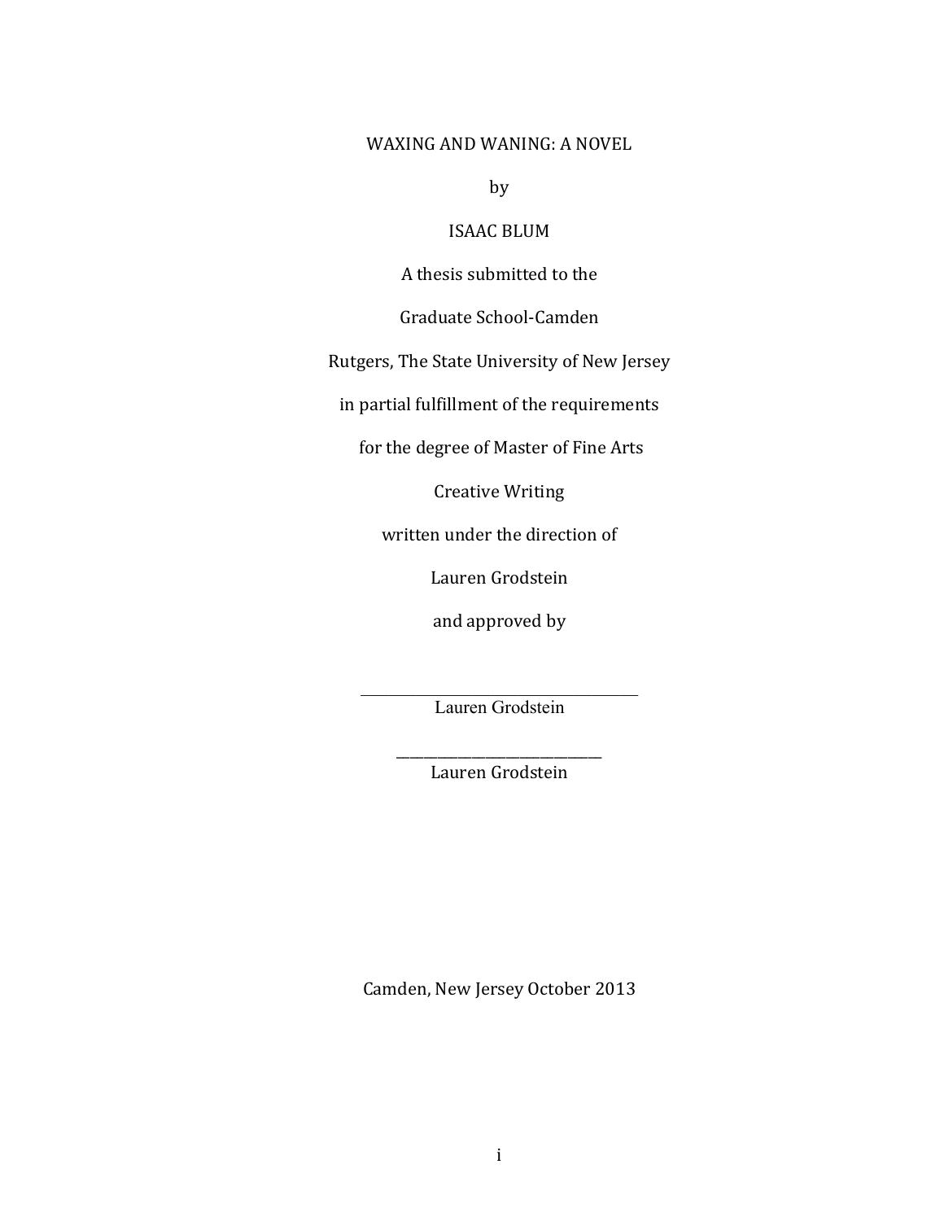WAXING AND WANING: A NOVEL

by

ISAAC BLUM

A thesis submitted to the

Graduate School-Camden

Rutgers, The State University of New Jersey

in partial fulfillment of the requirements

for the degree of Master of Fine Arts

Creative Writing

written under the direction of

Lauren Grodstein

and approved by

\_\_\_\_\_\_\_\_\_\_\_\_\_\_\_\_\_\_\_\_\_\_\_\_\_\_\_\_\_\_\_\_\_\_

Lauren Grodstein

\_\_\_\_\_\_\_\_\_\_\_\_\_\_\_\_\_\_\_\_\_\_\_\_\_\_\_\_\_\_\_\_\_\_

Lauren Grodstein

Camden, New Jersey October 2013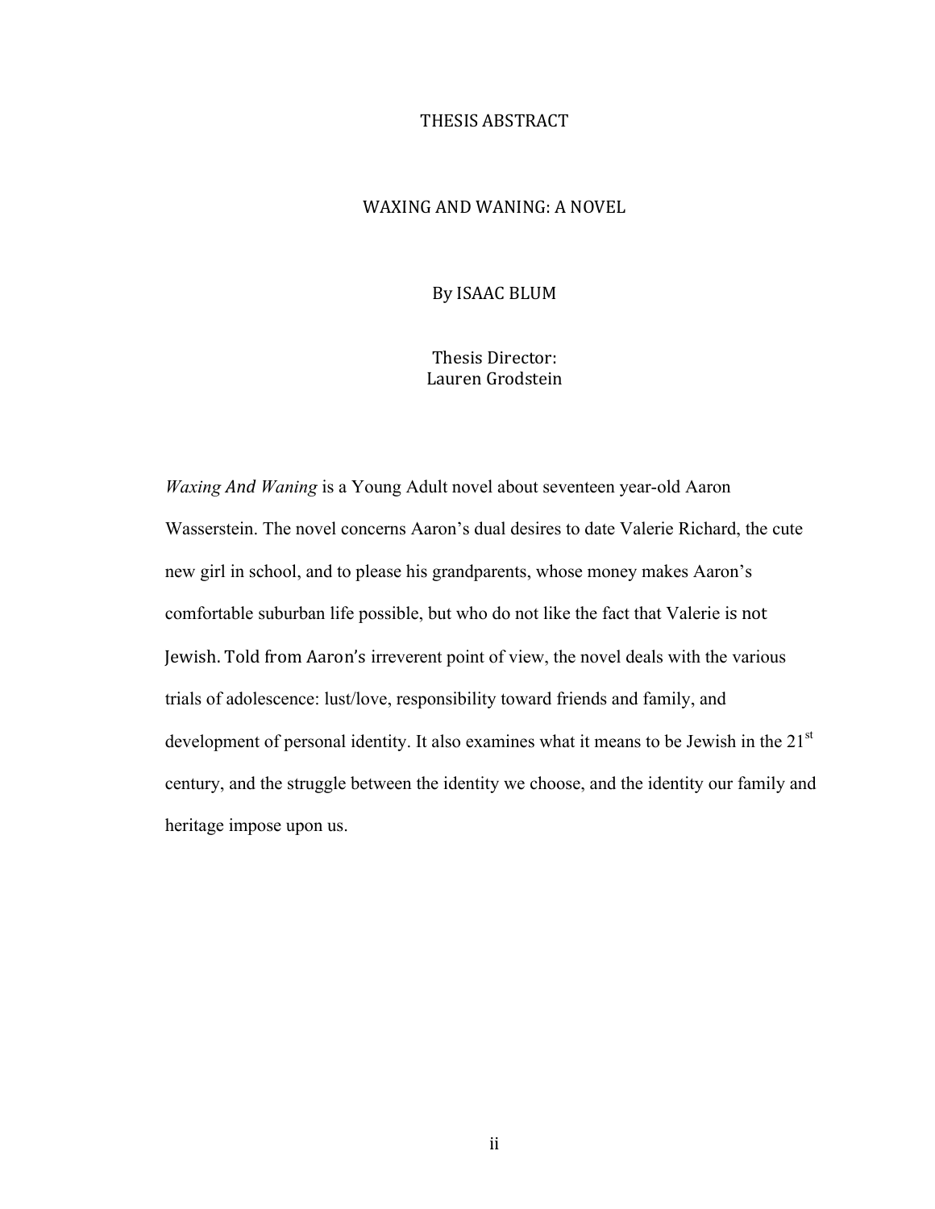# THESIS ABSTRACT

## WAXING AND WANING: A NOVEL

By ISAAC BLUM

Thesis Director:
Lauren Grodstein

*Waxing And Waning* is a Young Adult novel about seventeen year-old Aaron Wasserstein. The novel concerns Aaron's dual desires to date Valerie Richard, the cute new girl in school, and to please his grandparents, whose money makes Aaron's comfortable suburban life possible, but who do not like the fact that Valerie is not Jewish. Told from Aaron's irreverent point of view, the novel deals with the various trials of adolescence: lust/love, responsibility toward friends and family, and development of personal identity. It also examines what it means to be Jewish in the 21st century, and the struggle between the identity we choose, and the identity our family and heritage impose upon us.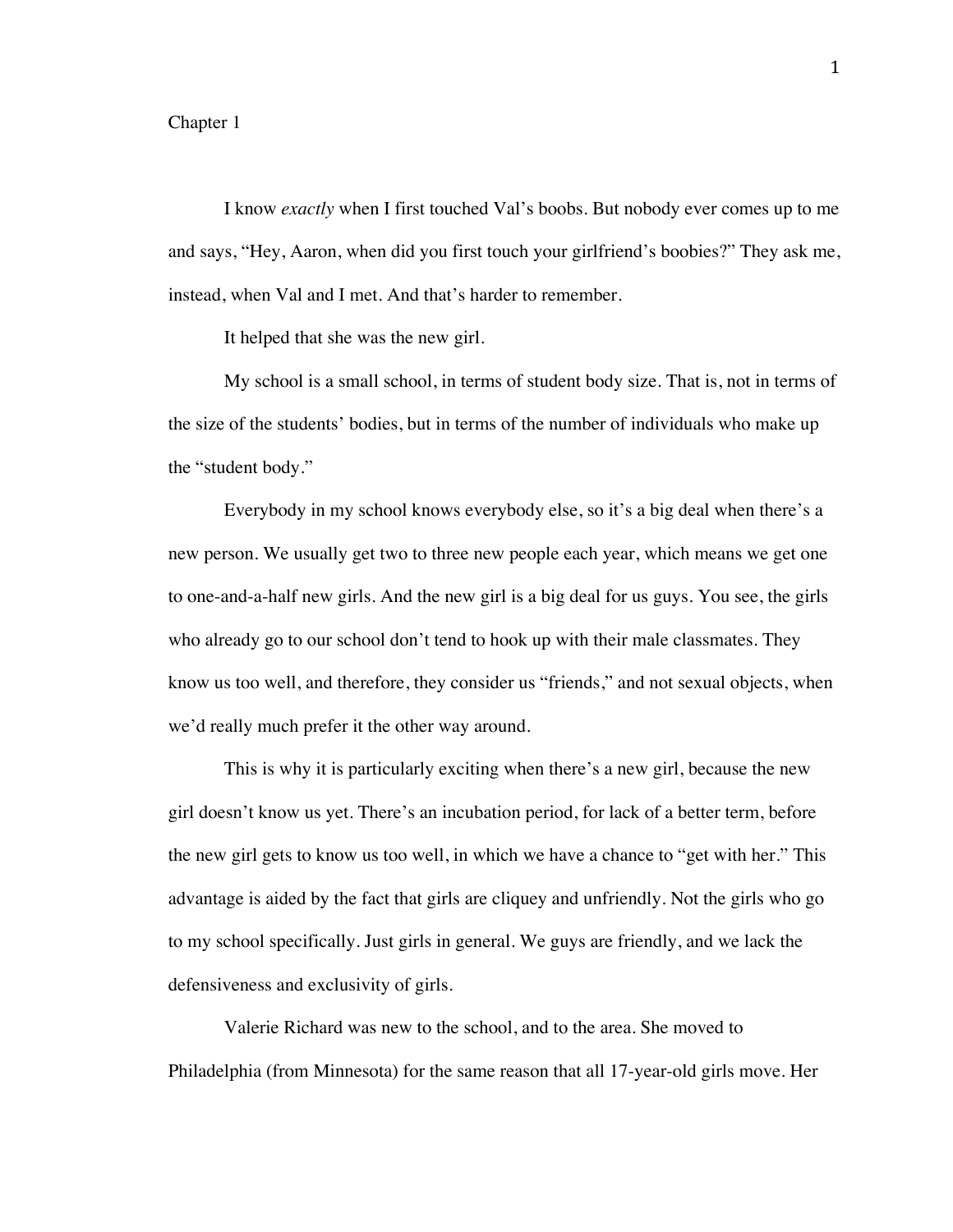# Chapter 1

I know *exactly* when I first touched Val's boobs. But nobody ever comes up to me and says, "Hey, Aaron, when did you first touch your girlfriend's boobies?" They ask me, instead, when Val and I met. And that's harder to remember.

It helped that she was the new girl.

My school is a small school, in terms of student body size. That is, not in terms of the size of the students' bodies, but in terms of the number of individuals who make up the "student body."

Everybody in my school knows everybody else, so it's a big deal when there's a new person. We usually get two to three new people each year, which means we get one to one-and-a-half new girls. And the new girl is a big deal for us guys. You see, the girls who already go to our school don't tend to hook up with their male classmates. They know us too well, and therefore, they consider us "friends," and not sexual objects, when we'd really much prefer it the other way around.

This is why it is particularly exciting when there's a new girl, because the new girl doesn't know us yet. There's an incubation period, for lack of a better term, before the new girl gets to know us too well, in which we have a chance to "get with her." This advantage is aided by the fact that girls are cliquey and unfriendly. Not the girls who go to my school specifically. Just girls in general. We guys are friendly, and we lack the defensiveness and exclusivity of girls.

Valerie Richard was new to the school, and to the area. She moved to Philadelphia (from Minnesota) for the same reason that all 17-year-old girls move. Her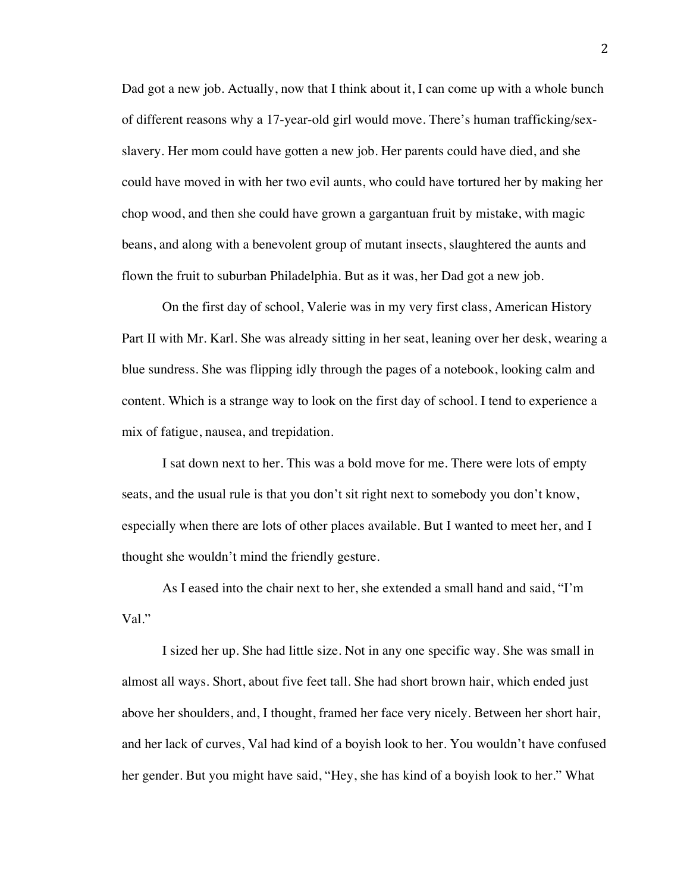Dad got a new job. Actually, now that I think about it, I can come up with a whole bunch of different reasons why a 17-year-old girl would move. There's human trafficking/sex-slavery. Her mom could have gotten a new job. Her parents could have died, and she could have moved in with her two evil aunts, who could have tortured her by making her chop wood, and then she could have grown a gargantuan fruit by mistake, with magic beans, and along with a benevolent group of mutant insects, slaughtered the aunts and flown the fruit to suburban Philadelphia. But as it was, her Dad got a new job.

On the first day of school, Valerie was in my very first class, American History Part II with Mr. Karl. She was already sitting in her seat, leaning over her desk, wearing a blue sundress. She was flipping idly through the pages of a notebook, looking calm and content. Which is a strange way to look on the first day of school. I tend to experience a mix of fatigue, nausea, and trepidation.

I sat down next to her. This was a bold move for me. There were lots of empty seats, and the usual rule is that you don't sit right next to somebody you don't know, especially when there are lots of other places available. But I wanted to meet her, and I thought she wouldn't mind the friendly gesture.

As I eased into the chair next to her, she extended a small hand and said, "I'm Val."

I sized her up. She had little size. Not in any one specific way. She was small in almost all ways. Short, about five feet tall. She had short brown hair, which ended just above her shoulders, and, I thought, framed her face very nicely. Between her short hair, and her lack of curves, Val had kind of a boyish look to her. You wouldn't have confused her gender. But you might have said, "Hey, she has kind of a boyish look to her." What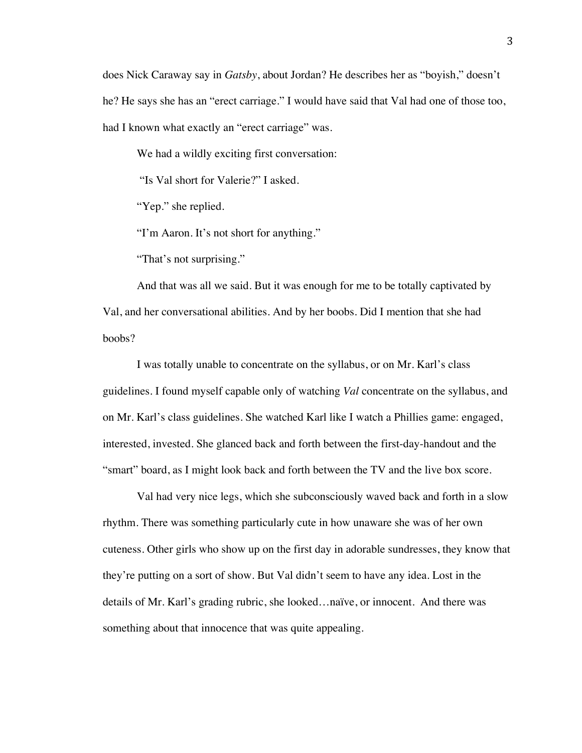does Nick Caraway say in *Gatsby*, about Jordan? He describes her as "boyish," doesn't he? He says she has an "erect carriage." I would have said that Val had one of those too, had I known what exactly an "erect carriage" was.

We had a wildly exciting first conversation:

"Is Val short for Valerie?" I asked.

"Yep." she replied.

"I'm Aaron. It's not short for anything."

"That's not surprising."

And that was all we said. But it was enough for me to be totally captivated by Val, and her conversational abilities. And by her boobs. Did I mention that she had boobs?

I was totally unable to concentrate on the syllabus, or on Mr. Karl's class guidelines. I found myself capable only of watching *Val* concentrate on the syllabus, and on Mr. Karl's class guidelines. She watched Karl like I watch a Phillies game: engaged, interested, invested. She glanced back and forth between the first-day-handout and the "smart" board, as I might look back and forth between the TV and the live box score.

Val had very nice legs, which she subconsciously waved back and forth in a slow rhythm. There was something particularly cute in how unaware she was of her own cuteness. Other girls who show up on the first day in adorable sundresses, they know that they're putting on a sort of show. But Val didn't seem to have any idea. Lost in the details of Mr. Karl's grading rubric, she looked…naïve, or innocent. And there was something about that innocence that was quite appealing.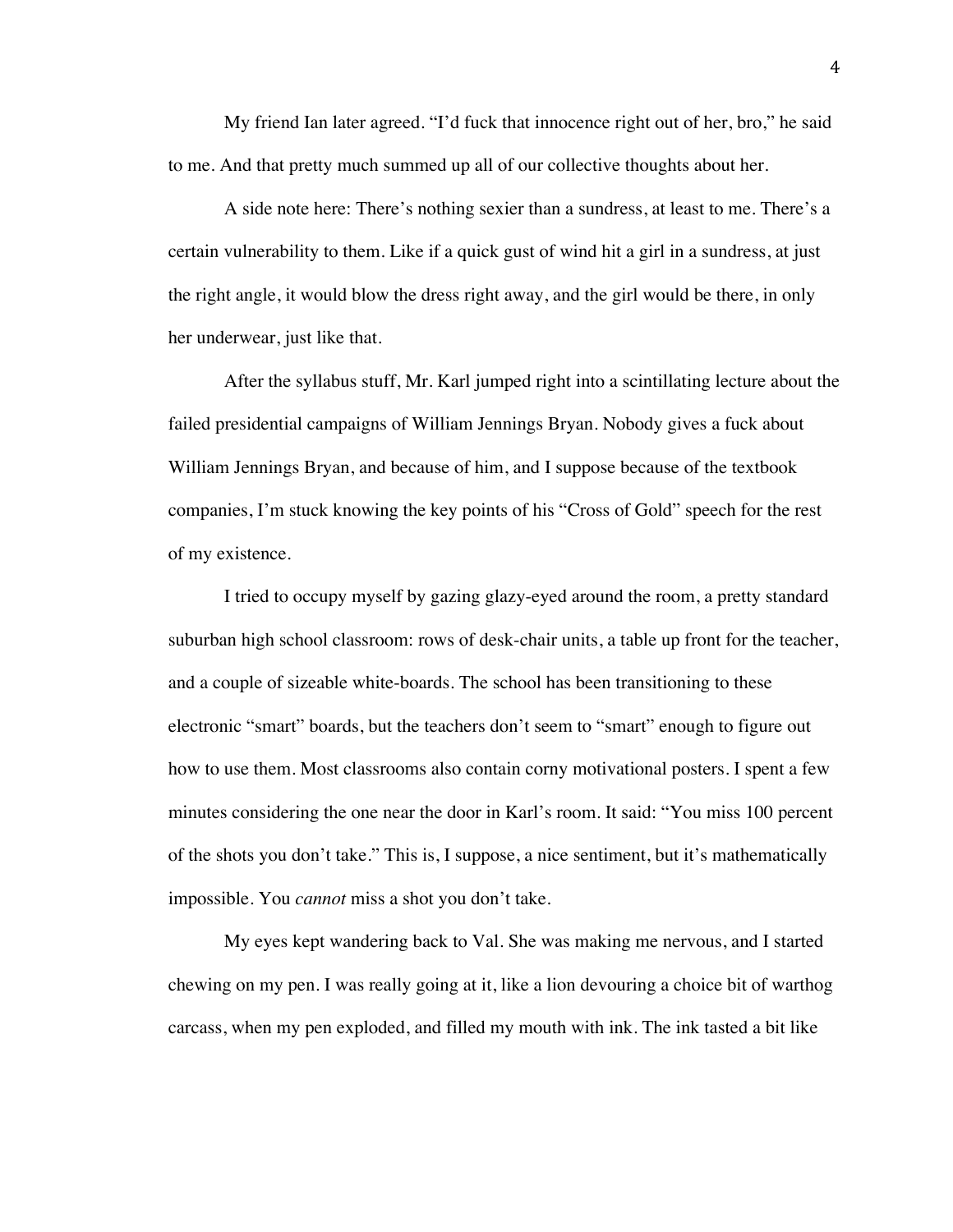My friend Ian later agreed. "I'd fuck that innocence right out of her, bro," he said to me. And that pretty much summed up all of our collective thoughts about her.

A side note here: There's nothing sexier than a sundress, at least to me. There's a certain vulnerability to them. Like if a quick gust of wind hit a girl in a sundress, at just the right angle, it would blow the dress right away, and the girl would be there, in only her underwear, just like that.

After the syllabus stuff, Mr. Karl jumped right into a scintillating lecture about the failed presidential campaigns of William Jennings Bryan. Nobody gives a fuck about William Jennings Bryan, and because of him, and I suppose because of the textbook companies, I'm stuck knowing the key points of his "Cross of Gold" speech for the rest of my existence.

I tried to occupy myself by gazing glazy-eyed around the room, a pretty standard suburban high school classroom: rows of desk-chair units, a table up front for the teacher, and a couple of sizeable white-boards. The school has been transitioning to these electronic "smart" boards, but the teachers don't seem to "smart" enough to figure out how to use them. Most classrooms also contain corny motivational posters. I spent a few minutes considering the one near the door in Karl's room. It said: "You miss 100 percent of the shots you don't take." This is, I suppose, a nice sentiment, but it's mathematically impossible. You *cannot* miss a shot you don't take.

My eyes kept wandering back to Val. She was making me nervous, and I started chewing on my pen. I was really going at it, like a lion devouring a choice bit of warthog carcass, when my pen exploded, and filled my mouth with ink. The ink tasted a bit like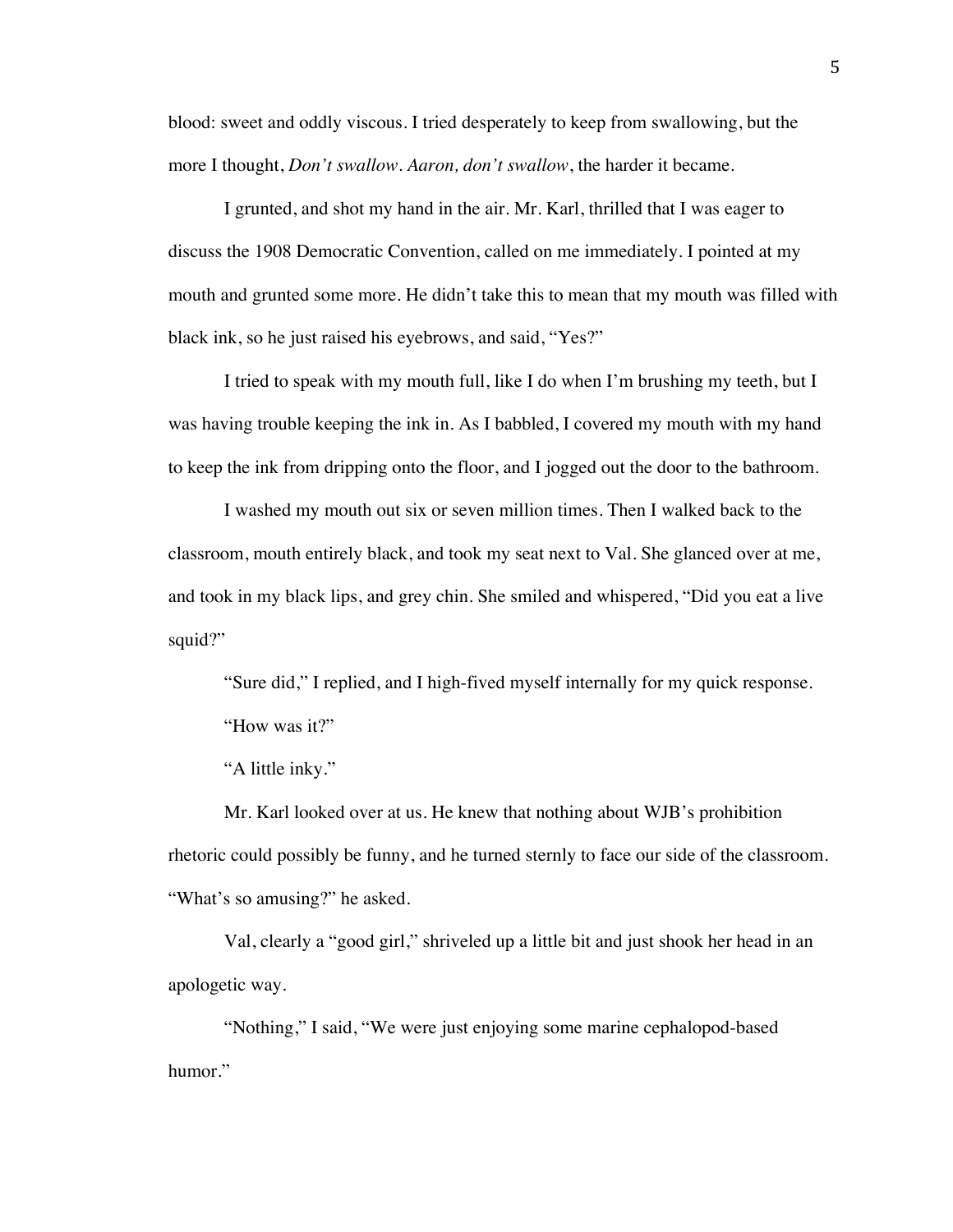blood: sweet and oddly viscous. I tried desperately to keep from swallowing, but the more I thought, *Don't swallow. Aaron, don't swallow*, the harder it became.

I grunted, and shot my hand in the air. Mr. Karl, thrilled that I was eager to discuss the 1908 Democratic Convention, called on me immediately. I pointed at my mouth and grunted some more. He didn't take this to mean that my mouth was filled with black ink, so he just raised his eyebrows, and said, "Yes?"

I tried to speak with my mouth full, like I do when I'm brushing my teeth, but I was having trouble keeping the ink in. As I babbled, I covered my mouth with my hand to keep the ink from dripping onto the floor, and I jogged out the door to the bathroom.

I washed my mouth out six or seven million times. Then I walked back to the classroom, mouth entirely black, and took my seat next to Val. She glanced over at me, and took in my black lips, and grey chin. She smiled and whispered, "Did you eat a live squid?"

"Sure did," I replied, and I high-fived myself internally for my quick response.

"How was it?"

"A little inky."

Mr. Karl looked over at us. He knew that nothing about WJB's prohibition rhetoric could possibly be funny, and he turned sternly to face our side of the classroom. "What's so amusing?" he asked.

Val, clearly a "good girl," shriveled up a little bit and just shook her head in an apologetic way.

"Nothing," I said, "We were just enjoying some marine cephalopod-based humor."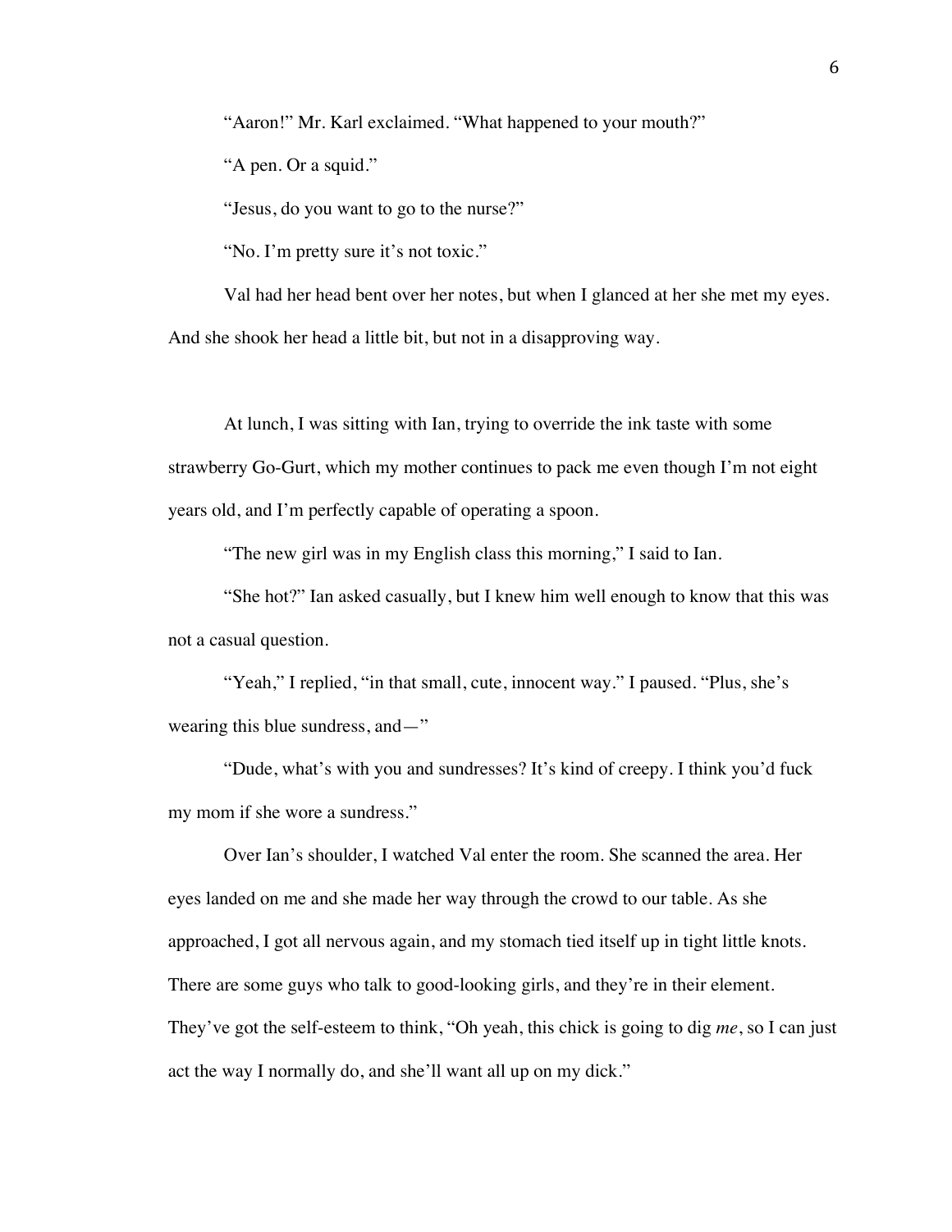"Aaron!" Mr. Karl exclaimed. "What happened to your mouth?"

"A pen. Or a squid."

"Jesus, do you want to go to the nurse?"

"No. I'm pretty sure it's not toxic."

Val had her head bent over her notes, but when I glanced at her she met my eyes. And she shook her head a little bit, but not in a disapproving way.

At lunch, I was sitting with Ian, trying to override the ink taste with some strawberry Go-Gurt, which my mother continues to pack me even though I'm not eight years old, and I'm perfectly capable of operating a spoon.

"The new girl was in my English class this morning," I said to Ian.

"She hot?" Ian asked casually, but I knew him well enough to know that this was not a casual question.

"Yeah," I replied, "in that small, cute, innocent way." I paused. "Plus, she's wearing this blue sundress, and—"

"Dude, what's with you and sundresses? It's kind of creepy. I think you'd fuck my mom if she wore a sundress."

Over Ian's shoulder, I watched Val enter the room. She scanned the area. Her eyes landed on me and she made her way through the crowd to our table. As she approached, I got all nervous again, and my stomach tied itself up in tight little knots. There are some guys who talk to good-looking girls, and they're in their element. They've got the self-esteem to think, "Oh yeah, this chick is going to dig *me*, so I can just act the way I normally do, and she'll want all up on my dick."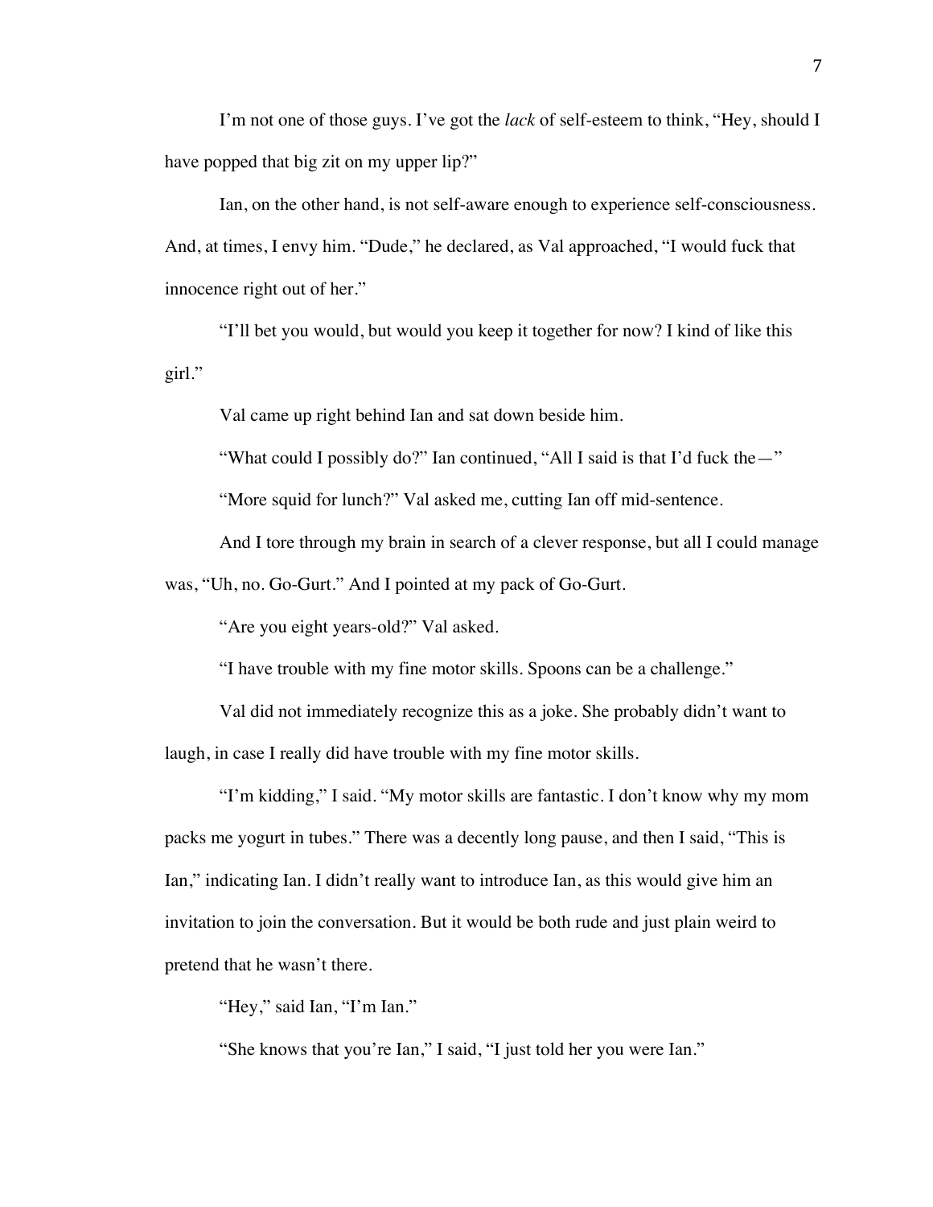I'm not one of those guys. I've got the *lack* of self-esteem to think, "Hey, should I have popped that big zit on my upper lip?"

Ian, on the other hand, is not self-aware enough to experience self-consciousness. And, at times, I envy him. "Dude," he declared, as Val approached, "I would fuck that innocence right out of her."

"I'll bet you would, but would you keep it together for now? I kind of like this girl."

Val came up right behind Ian and sat down beside him.

"What could I possibly do?" Ian continued, "All I said is that I'd fuck the—"

"More squid for lunch?" Val asked me, cutting Ian off mid-sentence.

And I tore through my brain in search of a clever response, but all I could manage was, "Uh, no. Go-Gurt." And I pointed at my pack of Go-Gurt.

"Are you eight years-old?" Val asked.

"I have trouble with my fine motor skills. Spoons can be a challenge."

Val did not immediately recognize this as a joke. She probably didn't want to laugh, in case I really did have trouble with my fine motor skills.

"I'm kidding," I said. "My motor skills are fantastic. I don't know why my mom packs me yogurt in tubes." There was a decently long pause, and then I said, "This is Ian," indicating Ian. I didn't really want to introduce Ian, as this would give him an invitation to join the conversation. But it would be both rude and just plain weird to pretend that he wasn't there.

"Hey," said Ian, "I'm Ian."

"She knows that you're Ian," I said, "I just told her you were Ian."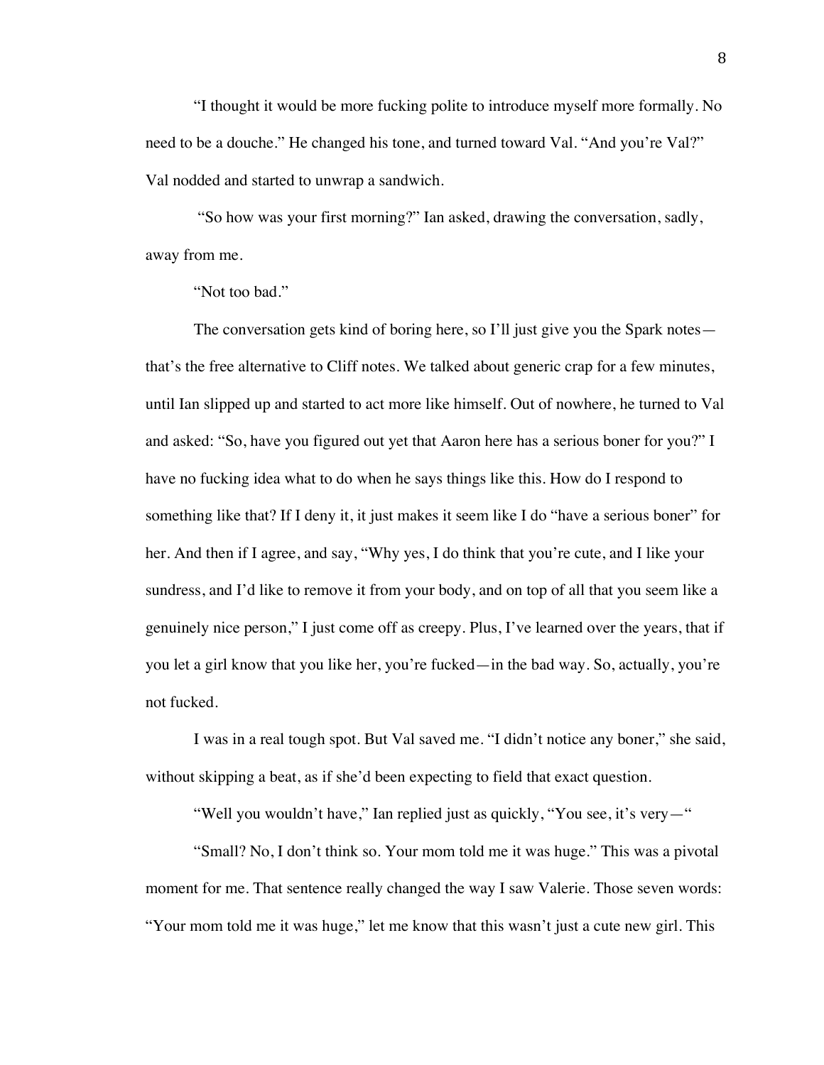"I thought it would be more fucking polite to introduce myself more formally. No need to be a douche." He changed his tone, and turned toward Val. "And you're Val?" Val nodded and started to unwrap a sandwich.

"So how was your first morning?" Ian asked, drawing the conversation, sadly, away from me.

"Not too bad."

The conversation gets kind of boring here, so I'll just give you the Spark notes—that's the free alternative to Cliff notes. We talked about generic crap for a few minutes, until Ian slipped up and started to act more like himself. Out of nowhere, he turned to Val and asked: "So, have you figured out yet that Aaron here has a serious boner for you?" I have no fucking idea what to do when he says things like this. How do I respond to something like that? If I deny it, it just makes it seem like I do "have a serious boner" for her. And then if I agree, and say, "Why yes, I do think that you're cute, and I like your sundress, and I'd like to remove it from your body, and on top of all that you seem like a genuinely nice person," I just come off as creepy. Plus, I've learned over the years, that if you let a girl know that you like her, you're fucked—in the bad way. So, actually, you're not fucked.

I was in a real tough spot. But Val saved me. "I didn't notice any boner," she said, without skipping a beat, as if she'd been expecting to field that exact question.

"Well you wouldn't have," Ian replied just as quickly, "You see, it's very—"

"Small? No, I don't think so. Your mom told me it was huge." This was a pivotal moment for me. That sentence really changed the way I saw Valerie. Those seven words: "Your mom told me it was huge," let me know that this wasn't just a cute new girl. This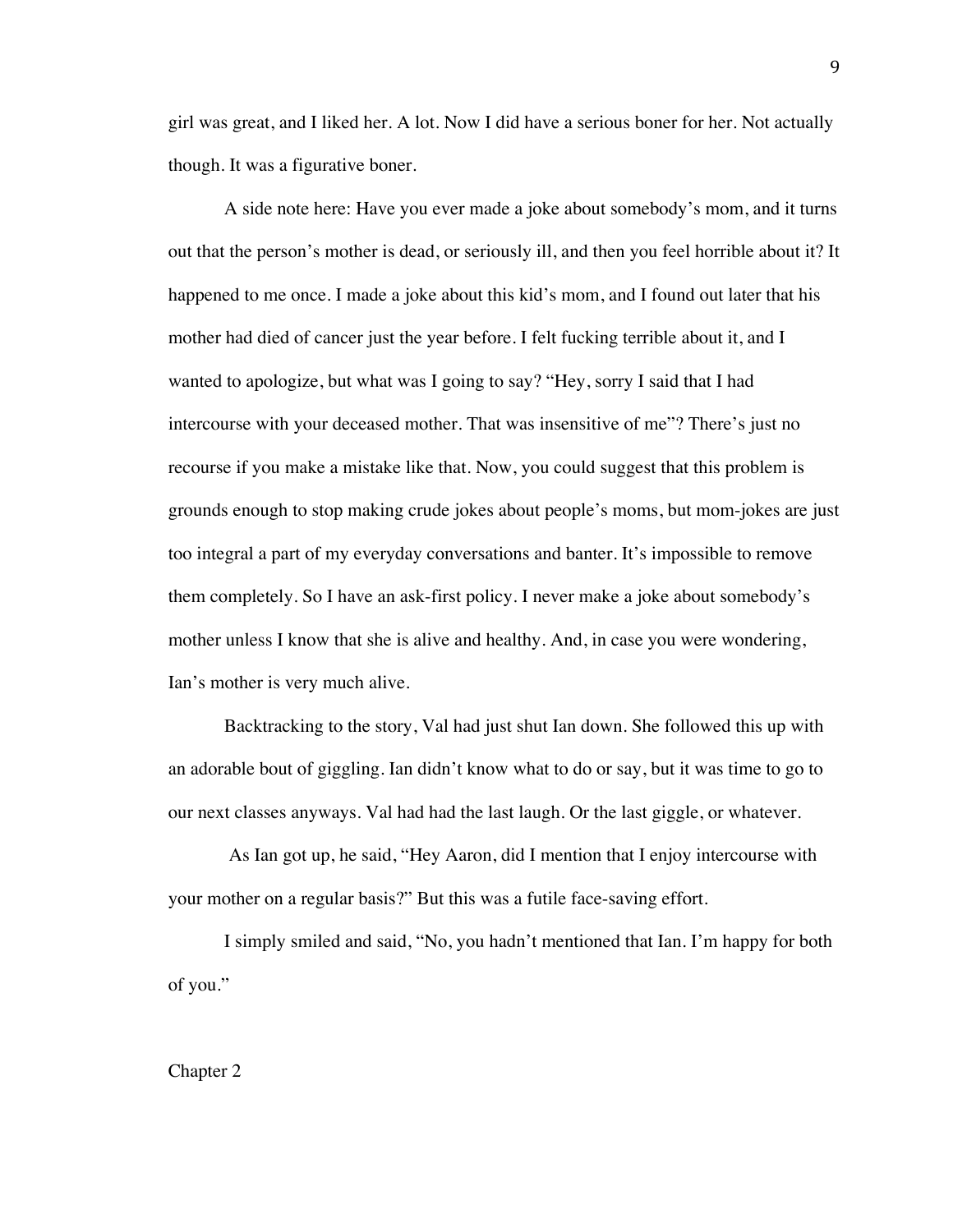girl was great, and I liked her. A lot. Now I did have a serious boner for her. Not actually though. It was a figurative boner.

A side note here: Have you ever made a joke about somebody's mom, and it turns out that the person's mother is dead, or seriously ill, and then you feel horrible about it? It happened to me once. I made a joke about this kid's mom, and I found out later that his mother had died of cancer just the year before. I felt fucking terrible about it, and I wanted to apologize, but what was I going to say? "Hey, sorry I said that I had intercourse with your deceased mother. That was insensitive of me"? There's just no recourse if you make a mistake like that. Now, you could suggest that this problem is grounds enough to stop making crude jokes about people's moms, but mom-jokes are just too integral a part of my everyday conversations and banter. It's impossible to remove them completely. So I have an ask-first policy. I never make a joke about somebody's mother unless I know that she is alive and healthy. And, in case you were wondering, Ian's mother is very much alive.

Backtracking to the story, Val had just shut Ian down. She followed this up with an adorable bout of giggling. Ian didn't know what to do or say, but it was time to go to our next classes anyways. Val had had the last laugh. Or the last giggle, or whatever.

As Ian got up, he said, "Hey Aaron, did I mention that I enjoy intercourse with your mother on a regular basis?" But this was a futile face-saving effort.

I simply smiled and said, "No, you hadn't mentioned that Ian. I'm happy for both of you."

## Chapter 2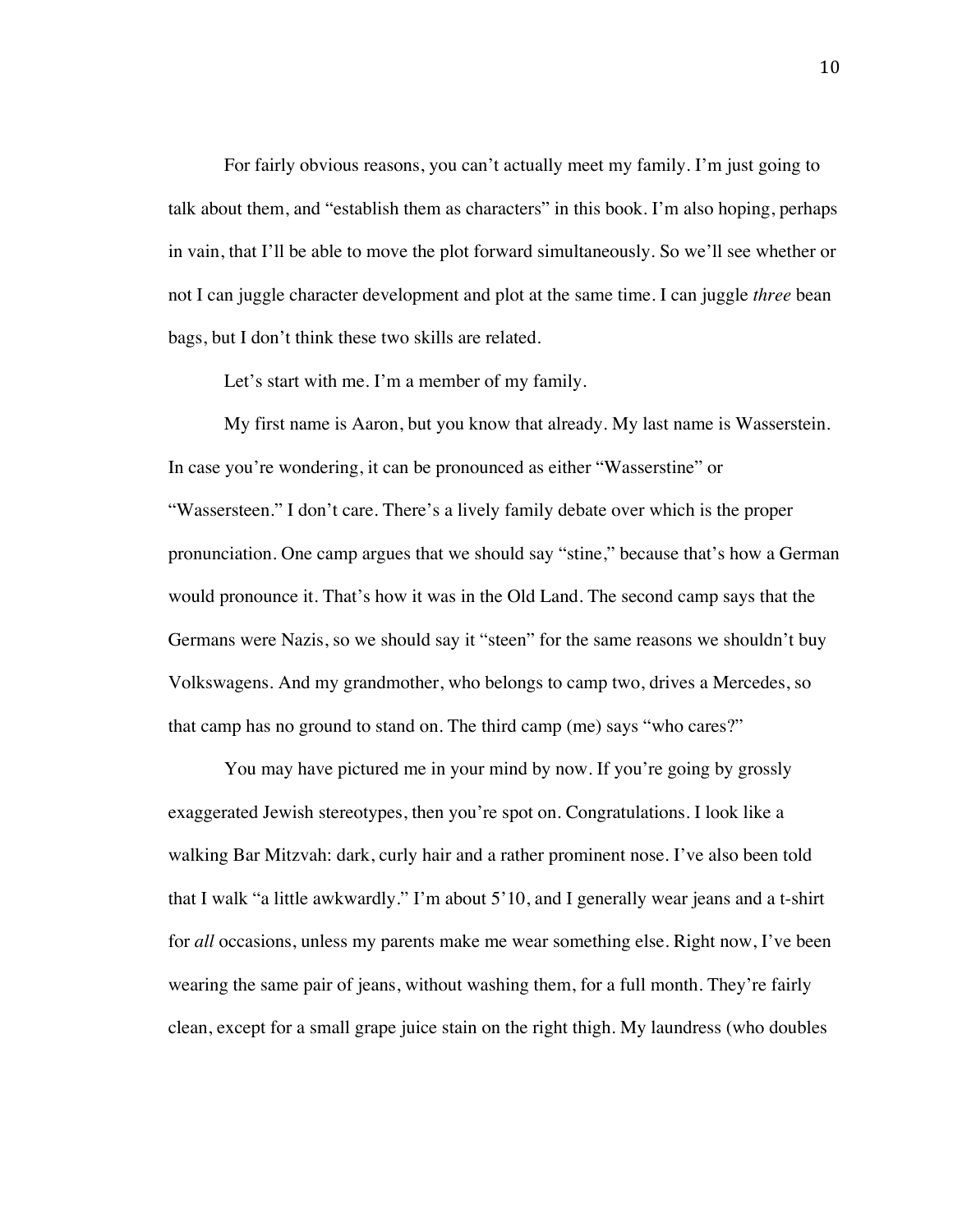For fairly obvious reasons, you can't actually meet my family. I'm just going to talk about them, and "establish them as characters" in this book. I'm also hoping, perhaps in vain, that I'll be able to move the plot forward simultaneously. So we'll see whether or not I can juggle character development and plot at the same time. I can juggle *three* bean bags, but I don't think these two skills are related.

Let's start with me. I'm a member of my family.

My first name is Aaron, but you know that already. My last name is Wasserstein. In case you're wondering, it can be pronounced as either "Wasserstine" or "Wassersteen." I don't care. There's a lively family debate over which is the proper pronunciation. One camp argues that we should say "stine," because that's how a German would pronounce it. That's how it was in the Old Land. The second camp says that the Germans were Nazis, so we should say it "steen" for the same reasons we shouldn't buy Volkswagens. And my grandmother, who belongs to camp two, drives a Mercedes, so that camp has no ground to stand on. The third camp (me) says "who cares?"

You may have pictured me in your mind by now. If you're going by grossly exaggerated Jewish stereotypes, then you're spot on. Congratulations. I look like a walking Bar Mitzvah: dark, curly hair and a rather prominent nose. I've also been told that I walk "a little awkwardly." I'm about 5'10, and I generally wear jeans and a t-shirt for *all* occasions, unless my parents make me wear something else. Right now, I've been wearing the same pair of jeans, without washing them, for a full month. They're fairly clean, except for a small grape juice stain on the right thigh. My laundress (who doubles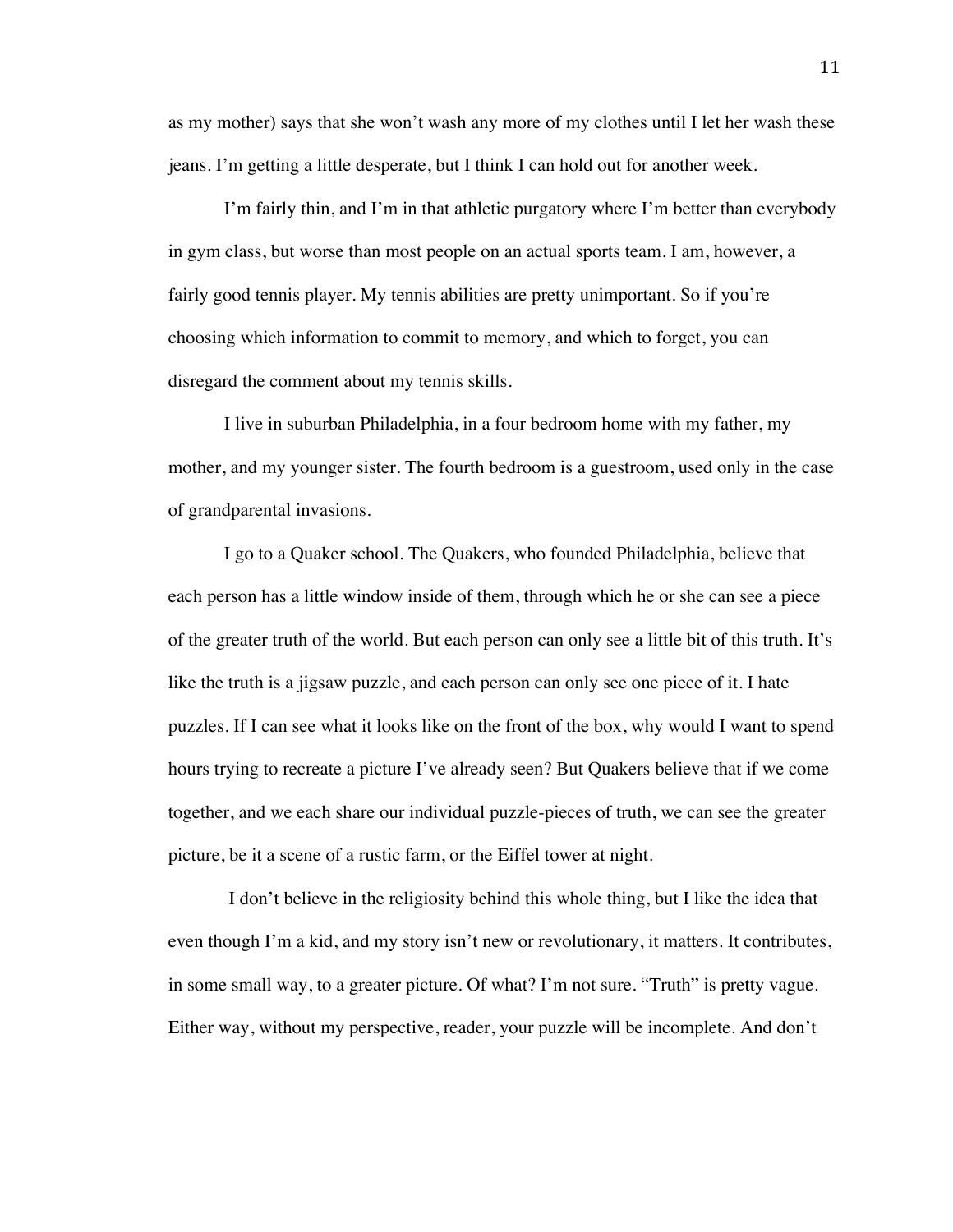as my mother) says that she won't wash any more of my clothes until I let her wash these jeans. I'm getting a little desperate, but I think I can hold out for another week.

I'm fairly thin, and I'm in that athletic purgatory where I'm better than everybody in gym class, but worse than most people on an actual sports team. I am, however, a fairly good tennis player. My tennis abilities are pretty unimportant. So if you're choosing which information to commit to memory, and which to forget, you can disregard the comment about my tennis skills.

I live in suburban Philadelphia, in a four bedroom home with my father, my mother, and my younger sister. The fourth bedroom is a guestroom, used only in the case of grandparental invasions.

I go to a Quaker school. The Quakers, who founded Philadelphia, believe that each person has a little window inside of them, through which he or she can see a piece of the greater truth of the world. But each person can only see a little bit of this truth. It's like the truth is a jigsaw puzzle, and each person can only see one piece of it. I hate puzzles. If I can see what it looks like on the front of the box, why would I want to spend hours trying to recreate a picture I've already seen? But Quakers believe that if we come together, and we each share our individual puzzle-pieces of truth, we can see the greater picture, be it a scene of a rustic farm, or the Eiffel tower at night.

I don't believe in the religiosity behind this whole thing, but I like the idea that even though I'm a kid, and my story isn't new or revolutionary, it matters. It contributes, in some small way, to a greater picture. Of what? I'm not sure. "Truth" is pretty vague. Either way, without my perspective, reader, your puzzle will be incomplete. And don't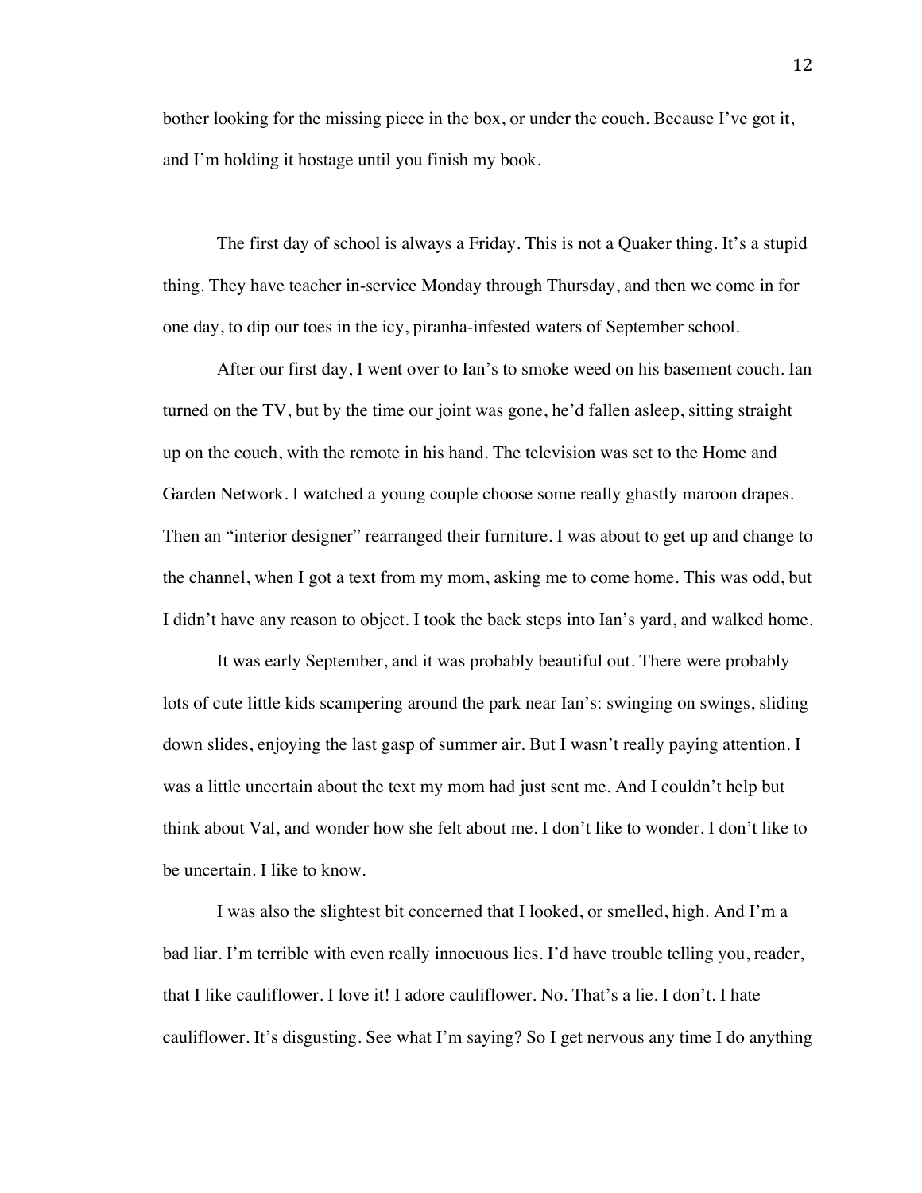bother looking for the missing piece in the box, or under the couch. Because I've got it, and I'm holding it hostage until you finish my book.

The first day of school is always a Friday. This is not a Quaker thing. It's a stupid thing. They have teacher in-service Monday through Thursday, and then we come in for one day, to dip our toes in the icy, piranha-infested waters of September school.

After our first day, I went over to Ian's to smoke weed on his basement couch. Ian turned on the TV, but by the time our joint was gone, he'd fallen asleep, sitting straight up on the couch, with the remote in his hand. The television was set to the Home and Garden Network. I watched a young couple choose some really ghastly maroon drapes. Then an "interior designer" rearranged their furniture. I was about to get up and change to the channel, when I got a text from my mom, asking me to come home. This was odd, but I didn't have any reason to object. I took the back steps into Ian's yard, and walked home.

It was early September, and it was probably beautiful out. There were probably lots of cute little kids scampering around the park near Ian's: swinging on swings, sliding down slides, enjoying the last gasp of summer air. But I wasn't really paying attention. I was a little uncertain about the text my mom had just sent me. And I couldn't help but think about Val, and wonder how she felt about me. I don't like to wonder. I don't like to be uncertain. I like to know.

I was also the slightest bit concerned that I looked, or smelled, high. And I'm a bad liar. I'm terrible with even really innocuous lies. I'd have trouble telling you, reader, that I like cauliflower. I love it! I adore cauliflower. No. That's a lie. I don't. I hate cauliflower. It's disgusting. See what I'm saying? So I get nervous any time I do anything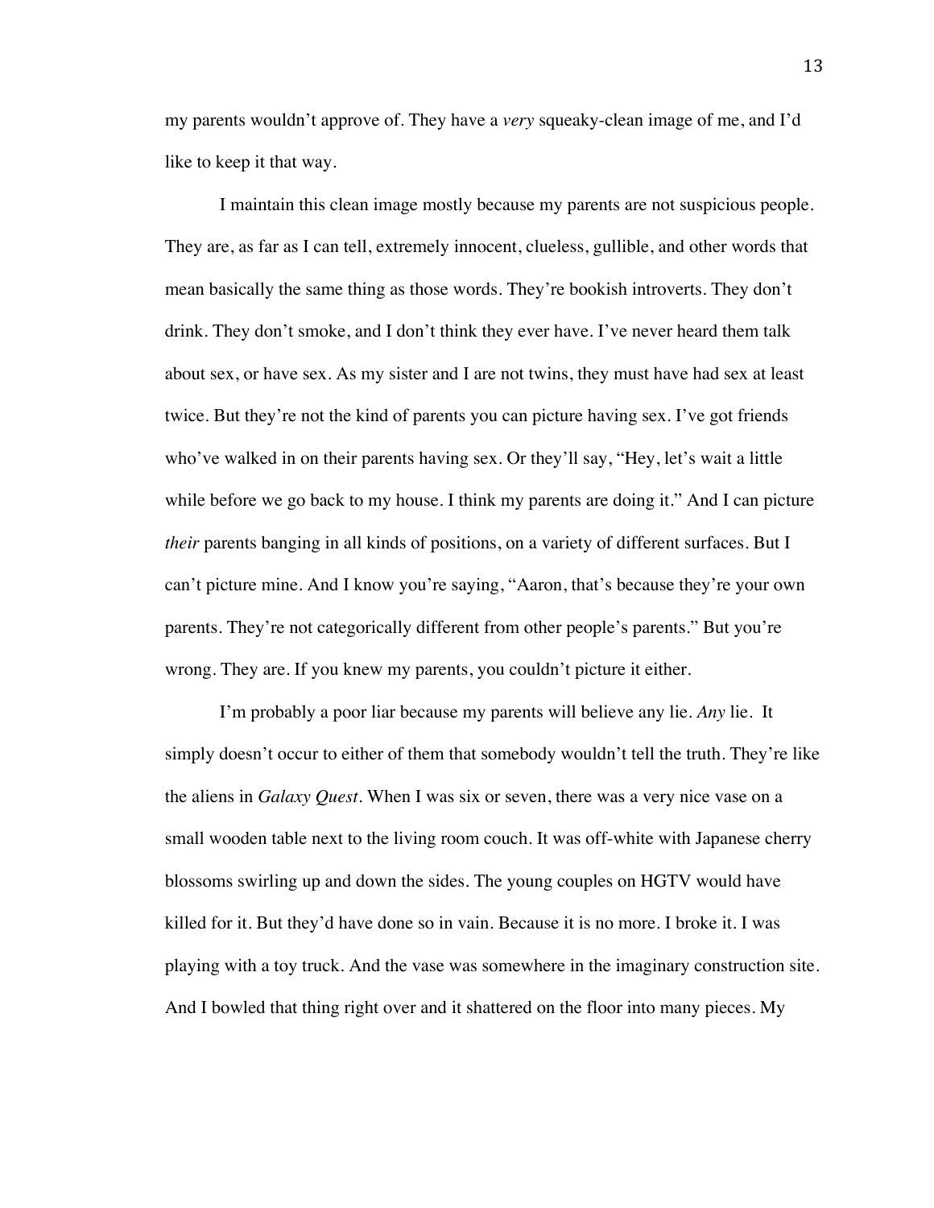my parents wouldn't approve of. They have a *very* squeaky-clean image of me, and I'd like to keep it that way.

I maintain this clean image mostly because my parents are not suspicious people. They are, as far as I can tell, extremely innocent, clueless, gullible, and other words that mean basically the same thing as those words. They're bookish introverts. They don't drink. They don't smoke, and I don't think they ever have. I've never heard them talk about sex, or have sex. As my sister and I are not twins, they must have had sex at least twice. But they're not the kind of parents you can picture having sex. I've got friends who've walked in on their parents having sex. Or they'll say, "Hey, let's wait a little while before we go back to my house. I think my parents are doing it." And I can picture *their* parents banging in all kinds of positions, on a variety of different surfaces. But I can't picture mine. And I know you're saying, "Aaron, that's because they're your own parents. They're not categorically different from other people's parents." But you're wrong. They are. If you knew my parents, you couldn't picture it either.

I'm probably a poor liar because my parents will believe any lie. *Any* lie. It simply doesn't occur to either of them that somebody wouldn't tell the truth. They're like the aliens in *Galaxy Quest*. When I was six or seven, there was a very nice vase on a small wooden table next to the living room couch. It was off-white with Japanese cherry blossoms swirling up and down the sides. The young couples on HGTV would have killed for it. But they'd have done so in vain. Because it is no more. I broke it. I was playing with a toy truck. And the vase was somewhere in the imaginary construction site. And I bowled that thing right over and it shattered on the floor into many pieces. My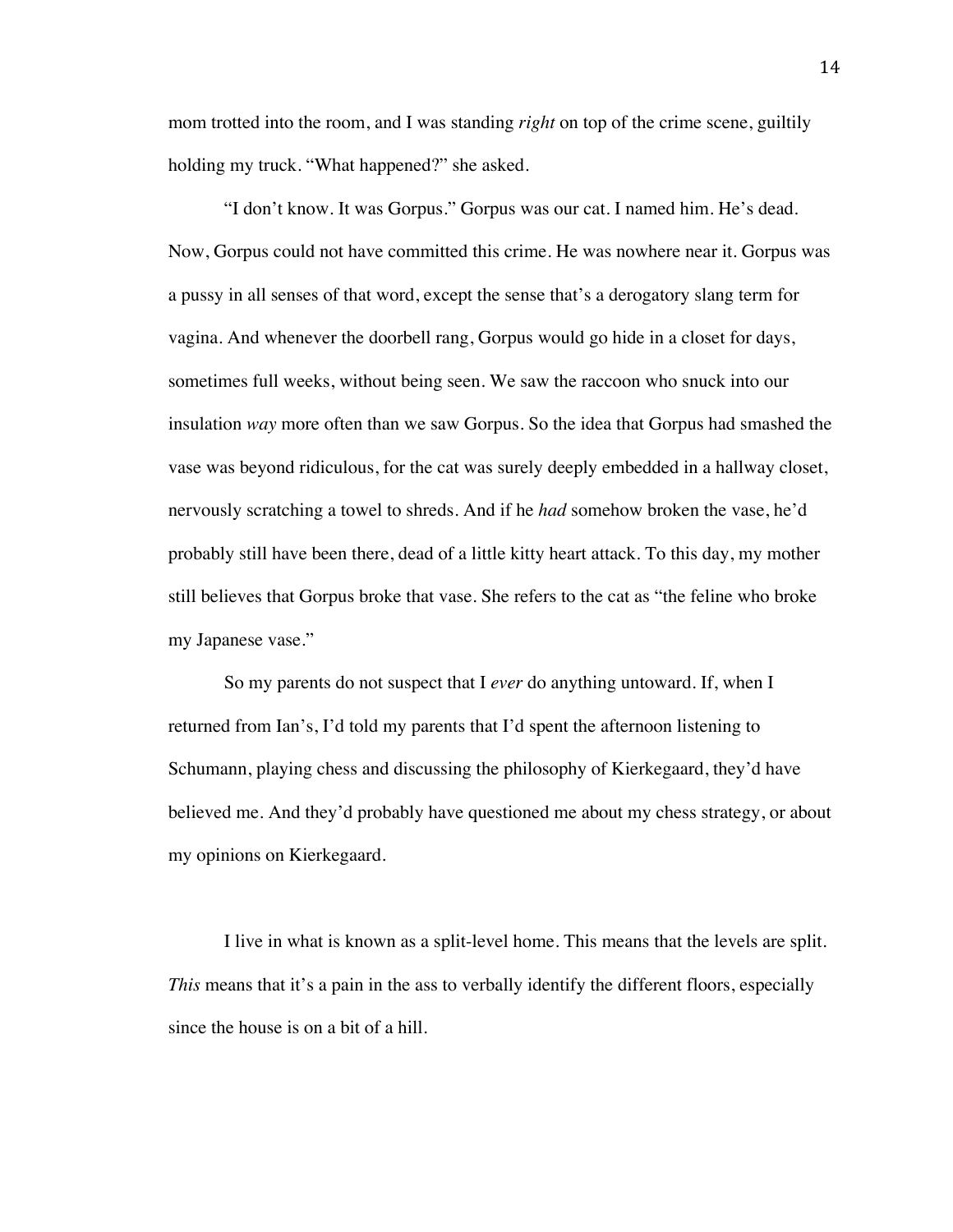mom trotted into the room, and I was standing *right* on top of the crime scene, guiltily holding my truck. "What happened?" she asked.

"I don't know. It was Gorpus." Gorpus was our cat. I named him. He's dead. Now, Gorpus could not have committed this crime. He was nowhere near it. Gorpus was a pussy in all senses of that word, except the sense that's a derogatory slang term for vagina. And whenever the doorbell rang, Gorpus would go hide in a closet for days, sometimes full weeks, without being seen. We saw the raccoon who snuck into our insulation *way* more often than we saw Gorpus. So the idea that Gorpus had smashed the vase was beyond ridiculous, for the cat was surely deeply embedded in a hallway closet, nervously scratching a towel to shreds. And if he *had* somehow broken the vase, he'd probably still have been there, dead of a little kitty heart attack. To this day, my mother still believes that Gorpus broke that vase. She refers to the cat as "the feline who broke my Japanese vase."

So my parents do not suspect that I *ever* do anything untoward. If, when I returned from Ian's, I'd told my parents that I'd spent the afternoon listening to Schumann, playing chess and discussing the philosophy of Kierkegaard, they'd have believed me. And they'd probably have questioned me about my chess strategy, or about my opinions on Kierkegaard.

I live in what is known as a split-level home. This means that the levels are split. *This* means that it's a pain in the ass to verbally identify the different floors, especially since the house is on a bit of a hill.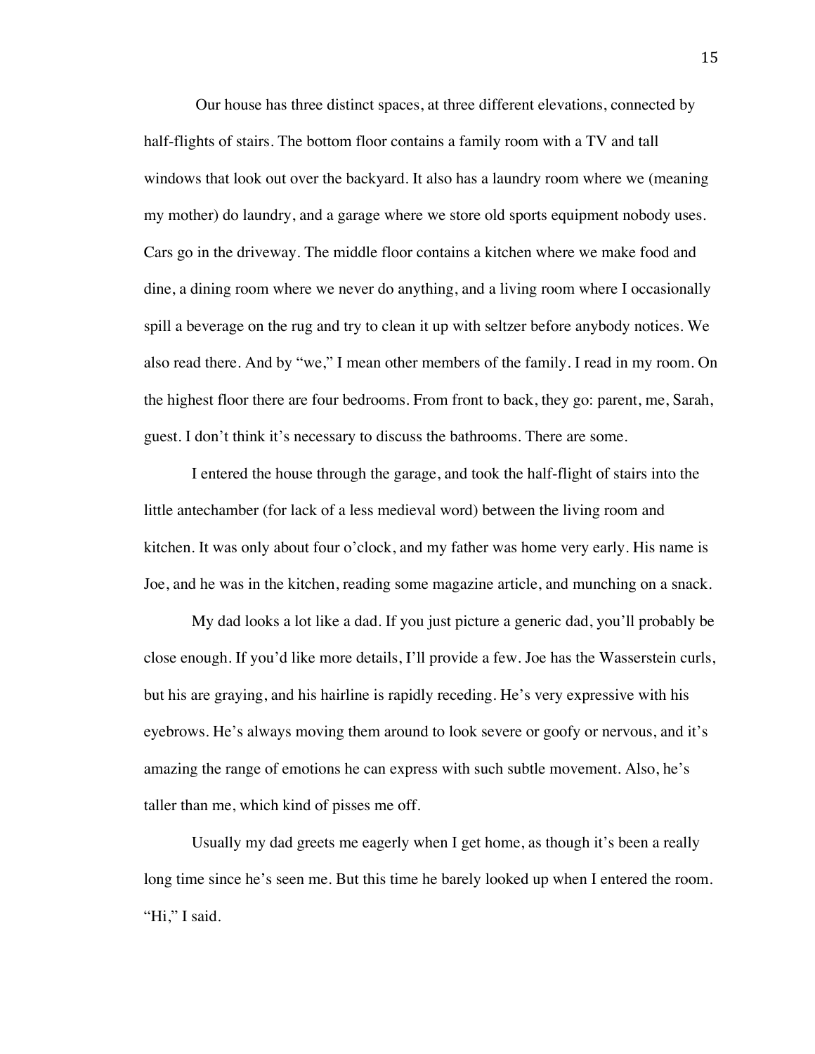Our house has three distinct spaces, at three different elevations, connected by half-flights of stairs. The bottom floor contains a family room with a TV and tall windows that look out over the backyard. It also has a laundry room where we (meaning my mother) do laundry, and a garage where we store old sports equipment nobody uses. Cars go in the driveway. The middle floor contains a kitchen where we make food and dine, a dining room where we never do anything, and a living room where I occasionally spill a beverage on the rug and try to clean it up with seltzer before anybody notices. We also read there. And by "we," I mean other members of the family. I read in my room. On the highest floor there are four bedrooms. From front to back, they go: parent, me, Sarah, guest. I don't think it's necessary to discuss the bathrooms. There are some.

I entered the house through the garage, and took the half-flight of stairs into the little antechamber (for lack of a less medieval word) between the living room and kitchen. It was only about four o'clock, and my father was home very early. His name is Joe, and he was in the kitchen, reading some magazine article, and munching on a snack.

My dad looks a lot like a dad. If you just picture a generic dad, you'll probably be close enough. If you'd like more details, I'll provide a few. Joe has the Wasserstein curls, but his are graying, and his hairline is rapidly receding. He's very expressive with his eyebrows. He's always moving them around to look severe or goofy or nervous, and it's amazing the range of emotions he can express with such subtle movement. Also, he's taller than me, which kind of pisses me off.

Usually my dad greets me eagerly when I get home, as though it's been a really long time since he's seen me. But this time he barely looked up when I entered the room. "Hi," I said.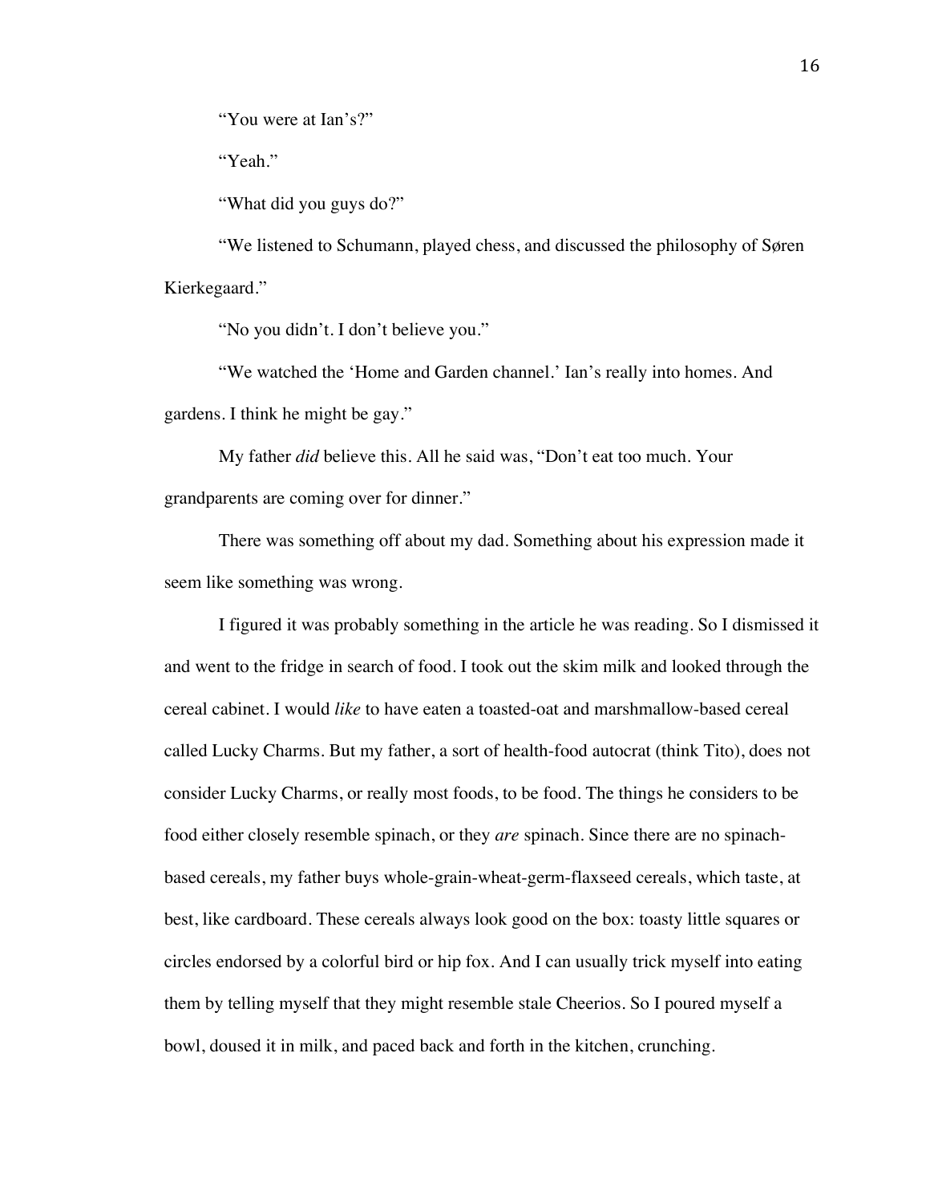"You were at Ian's?"

"Yeah."

"What did you guys do?"

"We listened to Schumann, played chess, and discussed the philosophy of Søren Kierkegaard."

"No you didn't. I don't believe you."

"We watched the 'Home and Garden channel.' Ian's really into homes. And gardens. I think he might be gay."

My father *did* believe this. All he said was, "Don't eat too much. Your grandparents are coming over for dinner."

There was something off about my dad. Something about his expression made it seem like something was wrong.

I figured it was probably something in the article he was reading. So I dismissed it and went to the fridge in search of food. I took out the skim milk and looked through the cereal cabinet. I would *like* to have eaten a toasted-oat and marshmallow-based cereal called Lucky Charms. But my father, a sort of health-food autocrat (think Tito), does not consider Lucky Charms, or really most foods, to be food. The things he considers to be food either closely resemble spinach, or they *are* spinach. Since there are no spinach-based cereals, my father buys whole-grain-wheat-germ-flaxseed cereals, which taste, at best, like cardboard. These cereals always look good on the box: toasty little squares or circles endorsed by a colorful bird or hip fox. And I can usually trick myself into eating them by telling myself that they might resemble stale Cheerios. So I poured myself a bowl, doused it in milk, and paced back and forth in the kitchen, crunching.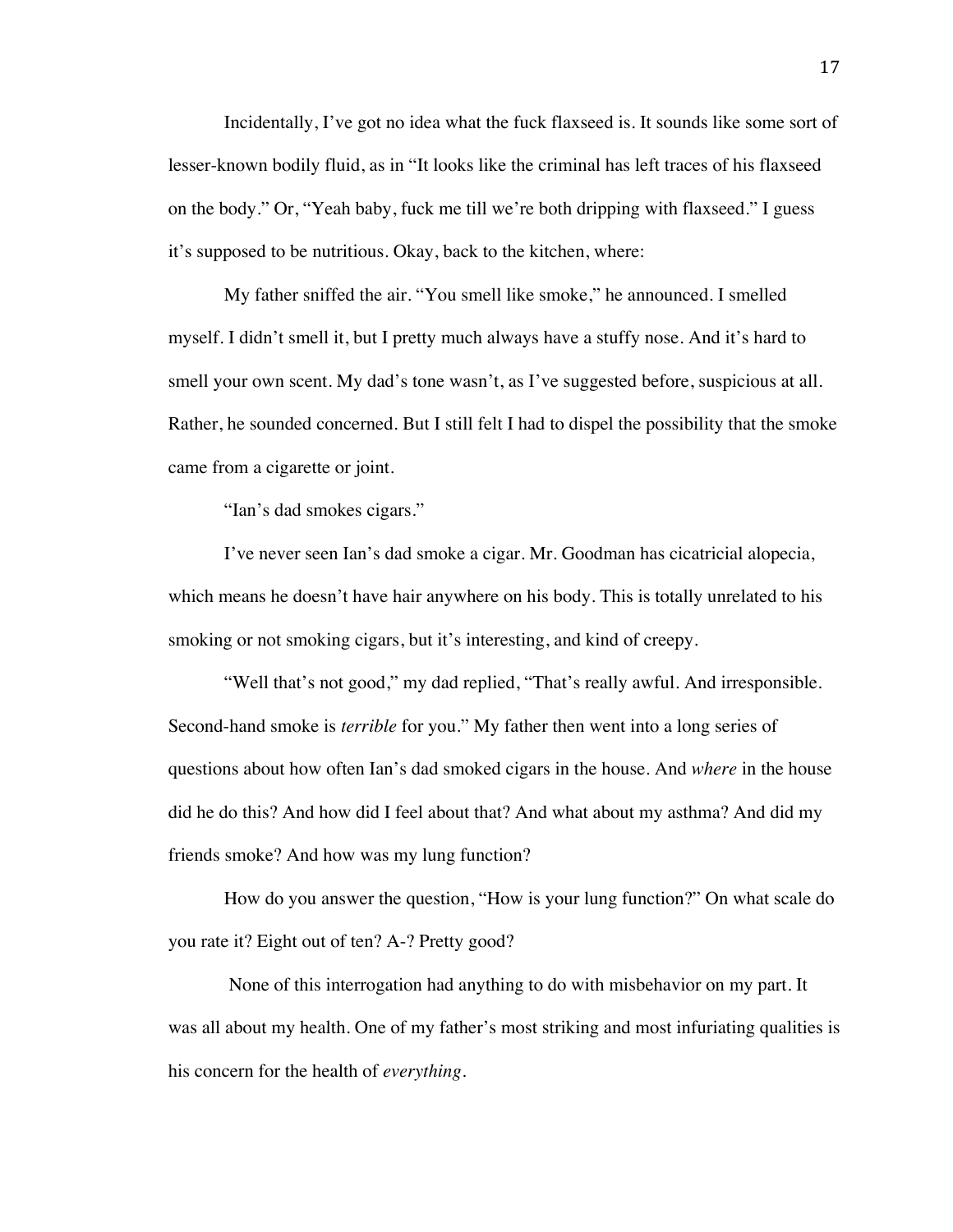Incidentally, I've got no idea what the fuck flaxseed is. It sounds like some sort of lesser-known bodily fluid, as in "It looks like the criminal has left traces of his flaxseed on the body." Or, "Yeah baby, fuck me till we're both dripping with flaxseed." I guess it's supposed to be nutritious. Okay, back to the kitchen, where:

My father sniffed the air. "You smell like smoke," he announced. I smelled myself. I didn't smell it, but I pretty much always have a stuffy nose. And it's hard to smell your own scent. My dad's tone wasn't, as I've suggested before, suspicious at all. Rather, he sounded concerned. But I still felt I had to dispel the possibility that the smoke came from a cigarette or joint.

"Ian's dad smokes cigars."

I've never seen Ian's dad smoke a cigar. Mr. Goodman has cicatricial alopecia, which means he doesn't have hair anywhere on his body. This is totally unrelated to his smoking or not smoking cigars, but it's interesting, and kind of creepy.

"Well that's not good," my dad replied, "That's really awful. And irresponsible. Second-hand smoke is *terrible* for you." My father then went into a long series of questions about how often Ian's dad smoked cigars in the house. And *where* in the house did he do this? And how did I feel about that? And what about my asthma? And did my friends smoke? And how was my lung function?

How do you answer the question, "How is your lung function?" On what scale do you rate it? Eight out of ten? A-? Pretty good?

None of this interrogation had anything to do with misbehavior on my part. It was all about my health. One of my father's most striking and most infuriating qualities is his concern for the health of *everything*.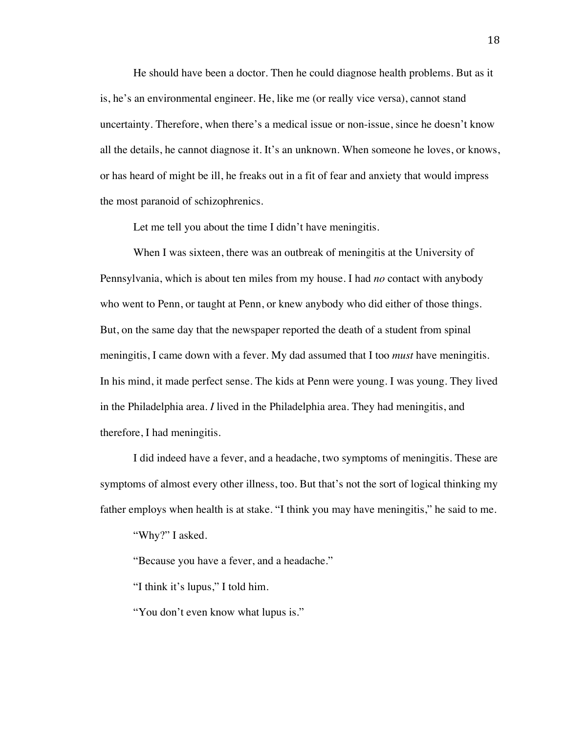He should have been a doctor. Then he could diagnose health problems. But as it is, he's an environmental engineer. He, like me (or really vice versa), cannot stand uncertainty. Therefore, when there's a medical issue or non-issue, since he doesn't know all the details, he cannot diagnose it. It's an unknown. When someone he loves, or knows, or has heard of might be ill, he freaks out in a fit of fear and anxiety that would impress the most paranoid of schizophrenics.

Let me tell you about the time I didn't have meningitis.

When I was sixteen, there was an outbreak of meningitis at the University of Pennsylvania, which is about ten miles from my house. I had *no* contact with anybody who went to Penn, or taught at Penn, or knew anybody who did either of those things. But, on the same day that the newspaper reported the death of a student from spinal meningitis, I came down with a fever. My dad assumed that I too *must* have meningitis. In his mind, it made perfect sense. The kids at Penn were young. I was young. They lived in the Philadelphia area. *I* lived in the Philadelphia area. They had meningitis, and therefore, I had meningitis.

I did indeed have a fever, and a headache, two symptoms of meningitis. These are symptoms of almost every other illness, too. But that's not the sort of logical thinking my father employs when health is at stake. "I think you may have meningitis," he said to me.

"Why?" I asked.

"Because you have a fever, and a headache."

"I think it's lupus," I told him.

"You don't even know what lupus is."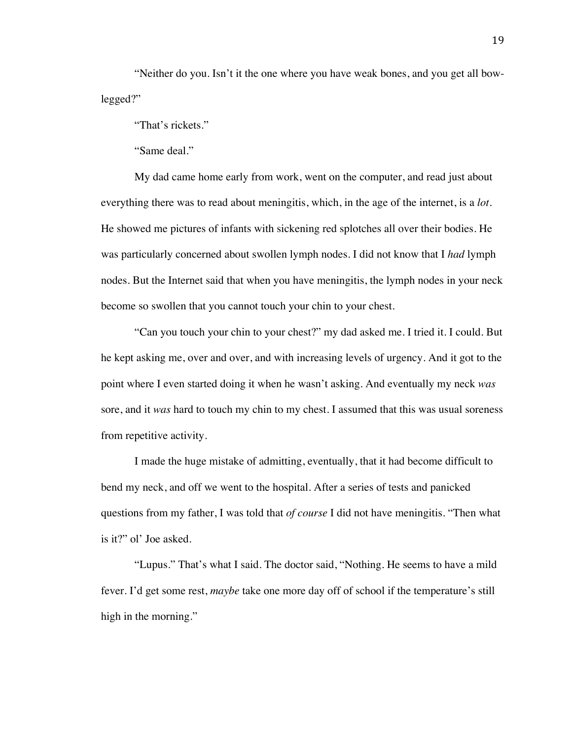"Neither do you. Isn't it the one where you have weak bones, and you get all bow-legged?"

"That's rickets."

"Same deal."

My dad came home early from work, went on the computer, and read just about everything there was to read about meningitis, which, in the age of the internet, is a *lot*. He showed me pictures of infants with sickening red splotches all over their bodies. He was particularly concerned about swollen lymph nodes. I did not know that I *had* lymph nodes. But the Internet said that when you have meningitis, the lymph nodes in your neck become so swollen that you cannot touch your chin to your chest.

"Can you touch your chin to your chest?" my dad asked me. I tried it. I could. But he kept asking me, over and over, and with increasing levels of urgency. And it got to the point where I even started doing it when he wasn't asking. And eventually my neck *was* sore, and it *was* hard to touch my chin to my chest. I assumed that this was usual soreness from repetitive activity.

I made the huge mistake of admitting, eventually, that it had become difficult to bend my neck, and off we went to the hospital. After a series of tests and panicked questions from my father, I was told that *of course* I did not have meningitis. "Then what is it?" ol' Joe asked.

"Lupus." That's what I said. The doctor said, "Nothing. He seems to have a mild fever. I'd get some rest, *maybe* take one more day off of school if the temperature's still high in the morning."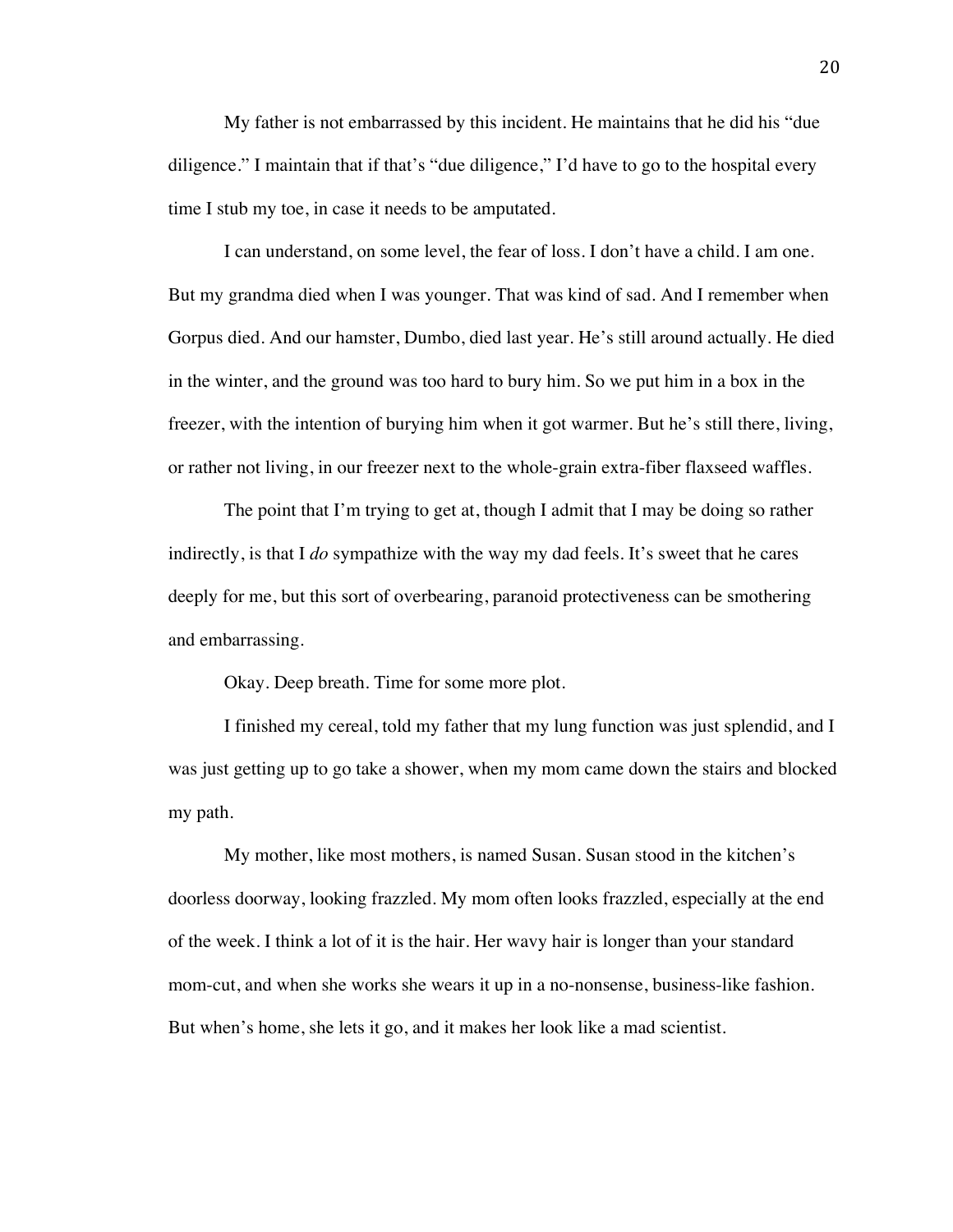My father is not embarrassed by this incident. He maintains that he did his "due diligence." I maintain that if that's "due diligence," I'd have to go to the hospital every time I stub my toe, in case it needs to be amputated.

I can understand, on some level, the fear of loss. I don't have a child. I am one. But my grandma died when I was younger. That was kind of sad. And I remember when Gorpus died. And our hamster, Dumbo, died last year. He's still around actually. He died in the winter, and the ground was too hard to bury him. So we put him in a box in the freezer, with the intention of burying him when it got warmer. But he's still there, living, or rather not living, in our freezer next to the whole-grain extra-fiber flaxseed waffles.

The point that I'm trying to get at, though I admit that I may be doing so rather indirectly, is that I *do* sympathize with the way my dad feels. It's sweet that he cares deeply for me, but this sort of overbearing, paranoid protectiveness can be smothering and embarrassing.

Okay. Deep breath. Time for some more plot.

I finished my cereal, told my father that my lung function was just splendid, and I was just getting up to go take a shower, when my mom came down the stairs and blocked my path.

My mother, like most mothers, is named Susan. Susan stood in the kitchen's doorless doorway, looking frazzled. My mom often looks frazzled, especially at the end of the week. I think a lot of it is the hair. Her wavy hair is longer than your standard mom-cut, and when she works she wears it up in a no-nonsense, business-like fashion. But when's home, she lets it go, and it makes her look like a mad scientist.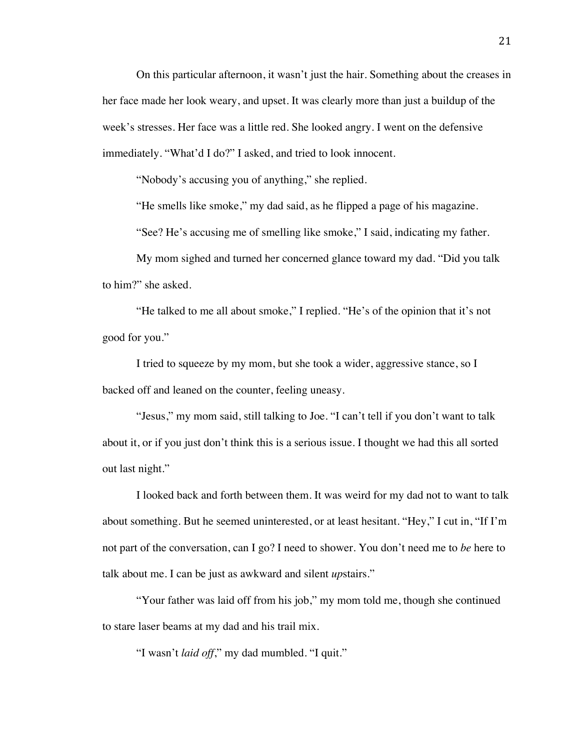On this particular afternoon, it wasn't just the hair. Something about the creases in her face made her look weary, and upset. It was clearly more than just a buildup of the week's stresses. Her face was a little red. She looked angry. I went on the defensive immediately. "What'd I do?" I asked, and tried to look innocent.

"Nobody's accusing you of anything," she replied.

"He smells like smoke," my dad said, as he flipped a page of his magazine.

"See? He's accusing me of smelling like smoke," I said, indicating my father.

My mom sighed and turned her concerned glance toward my dad. "Did you talk to him?" she asked.

"He talked to me all about smoke," I replied. "He's of the opinion that it's not good for you."

I tried to squeeze by my mom, but she took a wider, aggressive stance, so I backed off and leaned on the counter, feeling uneasy.

"Jesus," my mom said, still talking to Joe. "I can't tell if you don't want to talk about it, or if you just don't think this is a serious issue. I thought we had this all sorted out last night."

I looked back and forth between them. It was weird for my dad not to want to talk about something. But he seemed uninterested, or at least hesitant. "Hey," I cut in, "If I'm not part of the conversation, can I go? I need to shower. You don't need me to *be* here to talk about me. I can be just as awkward and silent *up*stairs."

"Your father was laid off from his job," my mom told me, though she continued to stare laser beams at my dad and his trail mix.

"I wasn't *laid off*," my dad mumbled. "I quit."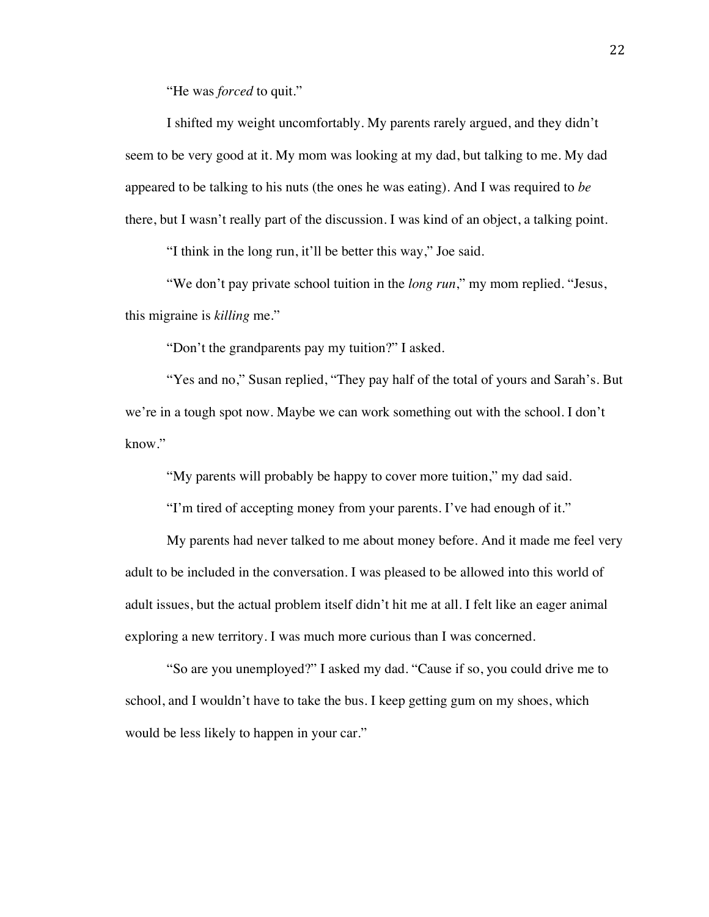"He was *forced* to quit."

I shifted my weight uncomfortably. My parents rarely argued, and they didn't seem to be very good at it. My mom was looking at my dad, but talking to me. My dad appeared to be talking to his nuts (the ones he was eating). And I was required to *be* there, but I wasn't really part of the discussion. I was kind of an object, a talking point.

"I think in the long run, it'll be better this way," Joe said.

"We don't pay private school tuition in the *long run*," my mom replied. "Jesus, this migraine is *killing* me."

"Don't the grandparents pay my tuition?" I asked.

"Yes and no," Susan replied, "They pay half of the total of yours and Sarah's. But we're in a tough spot now. Maybe we can work something out with the school. I don't know."

"My parents will probably be happy to cover more tuition," my dad said.

"I'm tired of accepting money from your parents. I've had enough of it."

My parents had never talked to me about money before. And it made me feel very adult to be included in the conversation. I was pleased to be allowed into this world of adult issues, but the actual problem itself didn't hit me at all. I felt like an eager animal exploring a new territory. I was much more curious than I was concerned.

"So are you unemployed?" I asked my dad. "Cause if so, you could drive me to school, and I wouldn't have to take the bus. I keep getting gum on my shoes, which would be less likely to happen in your car."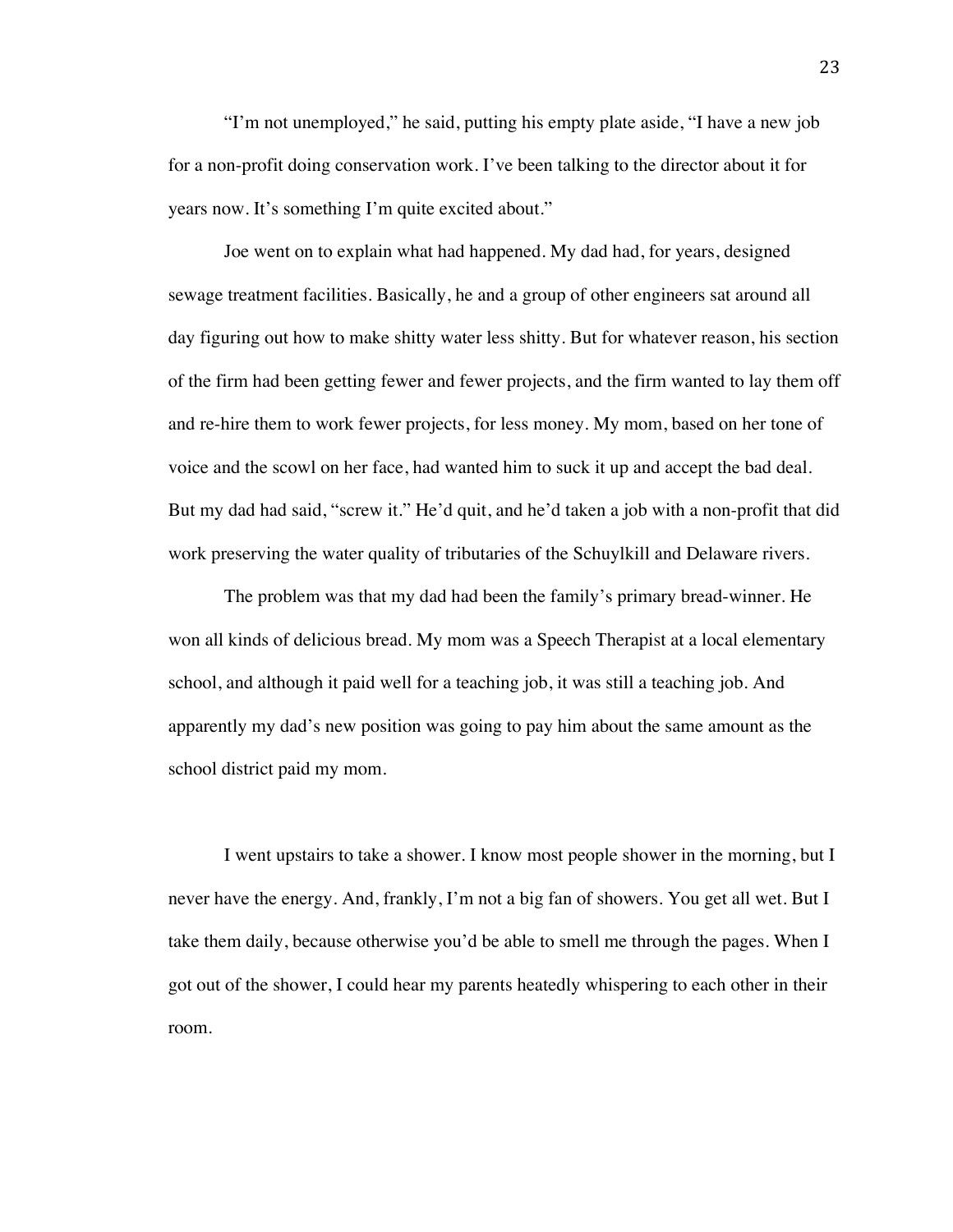"I'm not unemployed," he said, putting his empty plate aside, "I have a new job for a non-profit doing conservation work. I've been talking to the director about it for years now. It's something I'm quite excited about."

Joe went on to explain what had happened. My dad had, for years, designed sewage treatment facilities. Basically, he and a group of other engineers sat around all day figuring out how to make shitty water less shitty. But for whatever reason, his section of the firm had been getting fewer and fewer projects, and the firm wanted to lay them off and re-hire them to work fewer projects, for less money. My mom, based on her tone of voice and the scowl on her face, had wanted him to suck it up and accept the bad deal. But my dad had said, "screw it." He'd quit, and he'd taken a job with a non-profit that did work preserving the water quality of tributaries of the Schuylkill and Delaware rivers.

The problem was that my dad had been the family's primary bread-winner. He won all kinds of delicious bread. My mom was a Speech Therapist at a local elementary school, and although it paid well for a teaching job, it was still a teaching job. And apparently my dad's new position was going to pay him about the same amount as the school district paid my mom.

I went upstairs to take a shower. I know most people shower in the morning, but I never have the energy. And, frankly, I'm not a big fan of showers. You get all wet. But I take them daily, because otherwise you'd be able to smell me through the pages. When I got out of the shower, I could hear my parents heatedly whispering to each other in their room.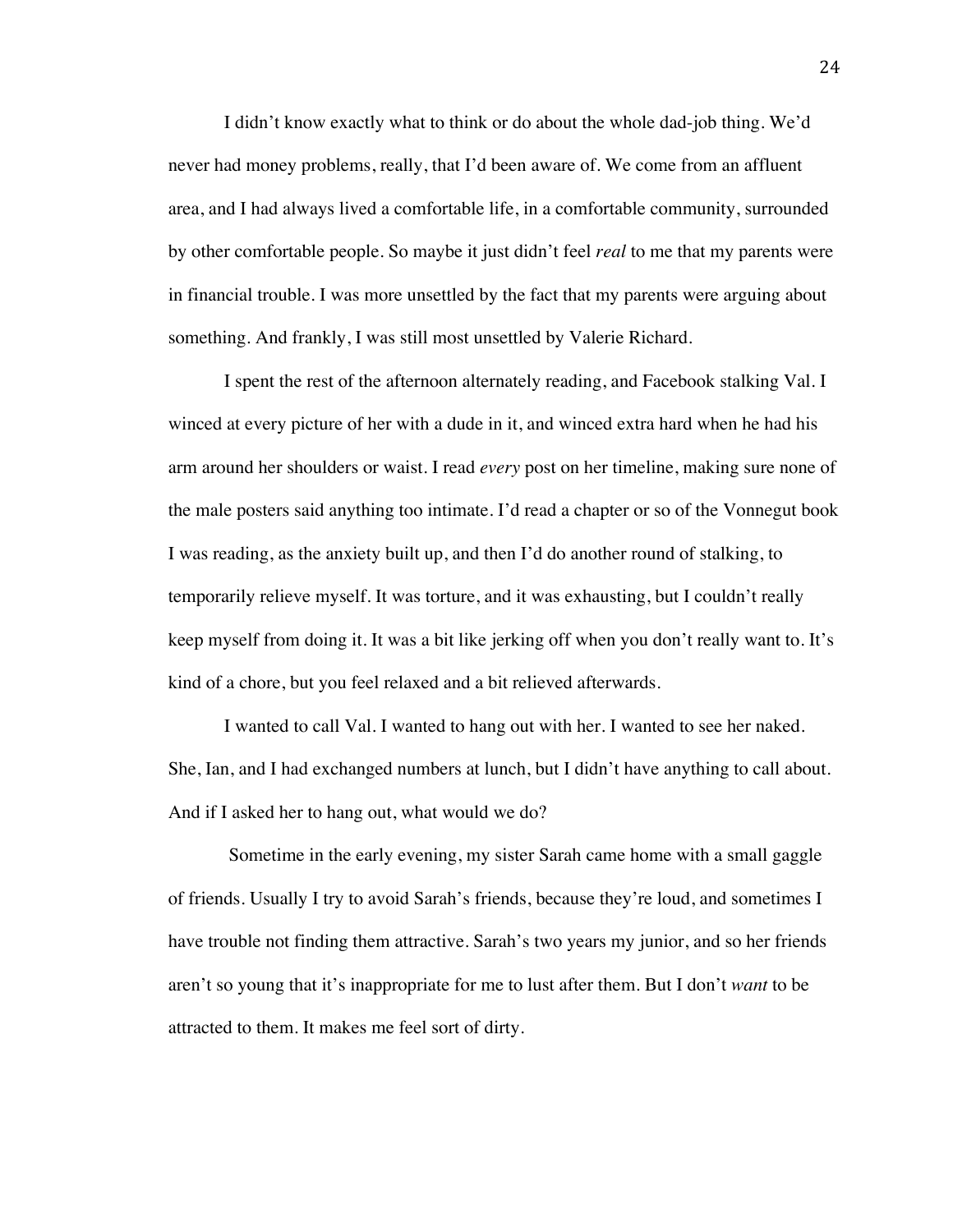I didn't know exactly what to think or do about the whole dad-job thing. We'd never had money problems, really, that I'd been aware of. We come from an affluent area, and I had always lived a comfortable life, in a comfortable community, surrounded by other comfortable people. So maybe it just didn't feel *real* to me that my parents were in financial trouble. I was more unsettled by the fact that my parents were arguing about something. And frankly, I was still most unsettled by Valerie Richard.

I spent the rest of the afternoon alternately reading, and Facebook stalking Val. I winced at every picture of her with a dude in it, and winced extra hard when he had his arm around her shoulders or waist. I read *every* post on her timeline, making sure none of the male posters said anything too intimate. I'd read a chapter or so of the Vonnegut book I was reading, as the anxiety built up, and then I'd do another round of stalking, to temporarily relieve myself. It was torture, and it was exhausting, but I couldn't really keep myself from doing it. It was a bit like jerking off when you don't really want to. It's kind of a chore, but you feel relaxed and a bit relieved afterwards.

I wanted to call Val. I wanted to hang out with her. I wanted to see her naked. She, Ian, and I had exchanged numbers at lunch, but I didn't have anything to call about. And if I asked her to hang out, what would we do?

Sometime in the early evening, my sister Sarah came home with a small gaggle of friends. Usually I try to avoid Sarah's friends, because they're loud, and sometimes I have trouble not finding them attractive. Sarah's two years my junior, and so her friends aren't so young that it's inappropriate for me to lust after them. But I don't *want* to be attracted to them. It makes me feel sort of dirty.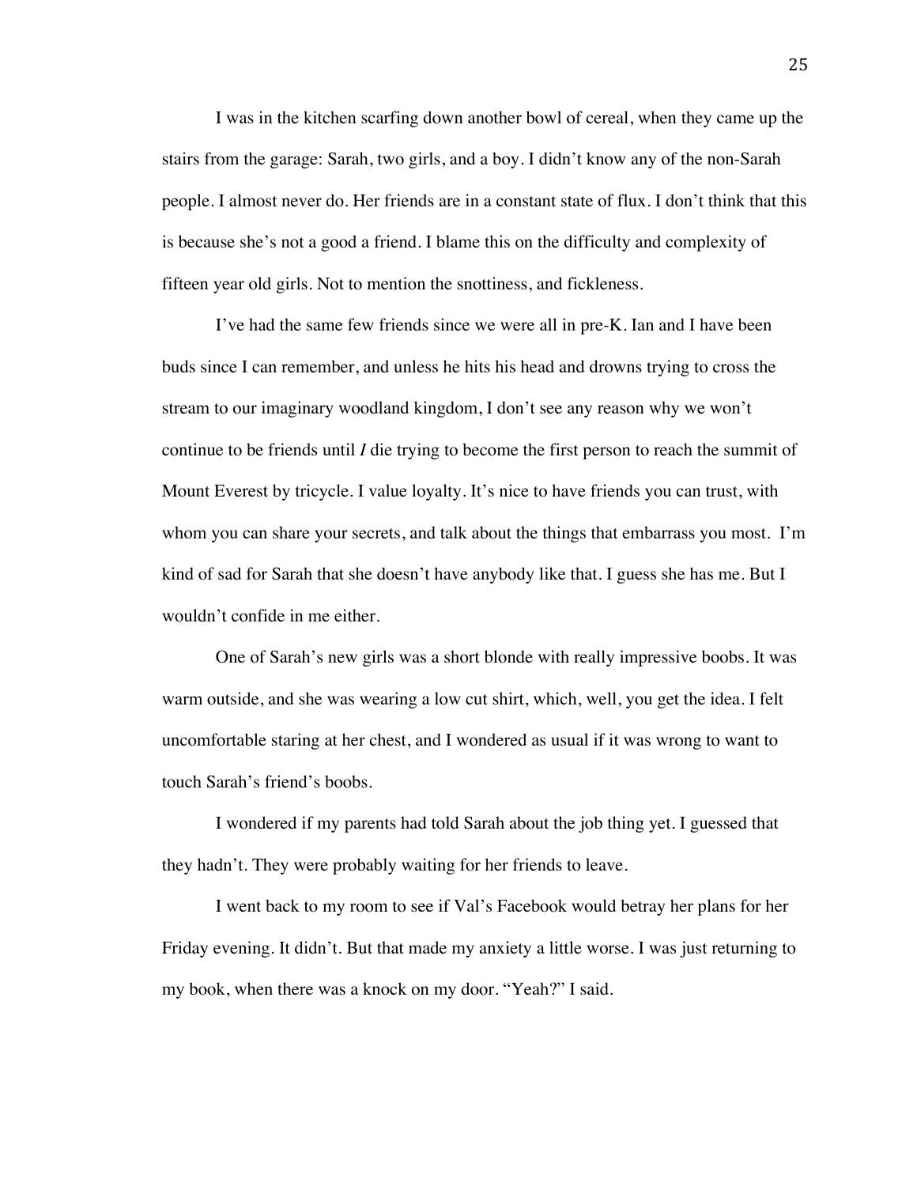I was in the kitchen scarfing down another bowl of cereal, when they came up the stairs from the garage: Sarah, two girls, and a boy. I didn't know any of the non-Sarah people. I almost never do. Her friends are in a constant state of flux. I don't think that this is because she's not a good a friend. I blame this on the difficulty and complexity of fifteen year old girls. Not to mention the snottiness, and fickleness.

I've had the same few friends since we were all in pre-K. Ian and I have been buds since I can remember, and unless he hits his head and drowns trying to cross the stream to our imaginary woodland kingdom, I don't see any reason why we won't continue to be friends until *I* die trying to become the first person to reach the summit of Mount Everest by tricycle. I value loyalty. It's nice to have friends you can trust, with whom you can share your secrets, and talk about the things that embarrass you most. I'm kind of sad for Sarah that she doesn't have anybody like that. I guess she has me. But I wouldn't confide in me either.

One of Sarah's new girls was a short blonde with really impressive boobs. It was warm outside, and she was wearing a low cut shirt, which, well, you get the idea. I felt uncomfortable staring at her chest, and I wondered as usual if it was wrong to want to touch Sarah's friend's boobs.

I wondered if my parents had told Sarah about the job thing yet. I guessed that they hadn't. They were probably waiting for her friends to leave.

I went back to my room to see if Val's Facebook would betray her plans for her Friday evening. It didn't. But that made my anxiety a little worse. I was just returning to my book, when there was a knock on my door. "Yeah?" I said.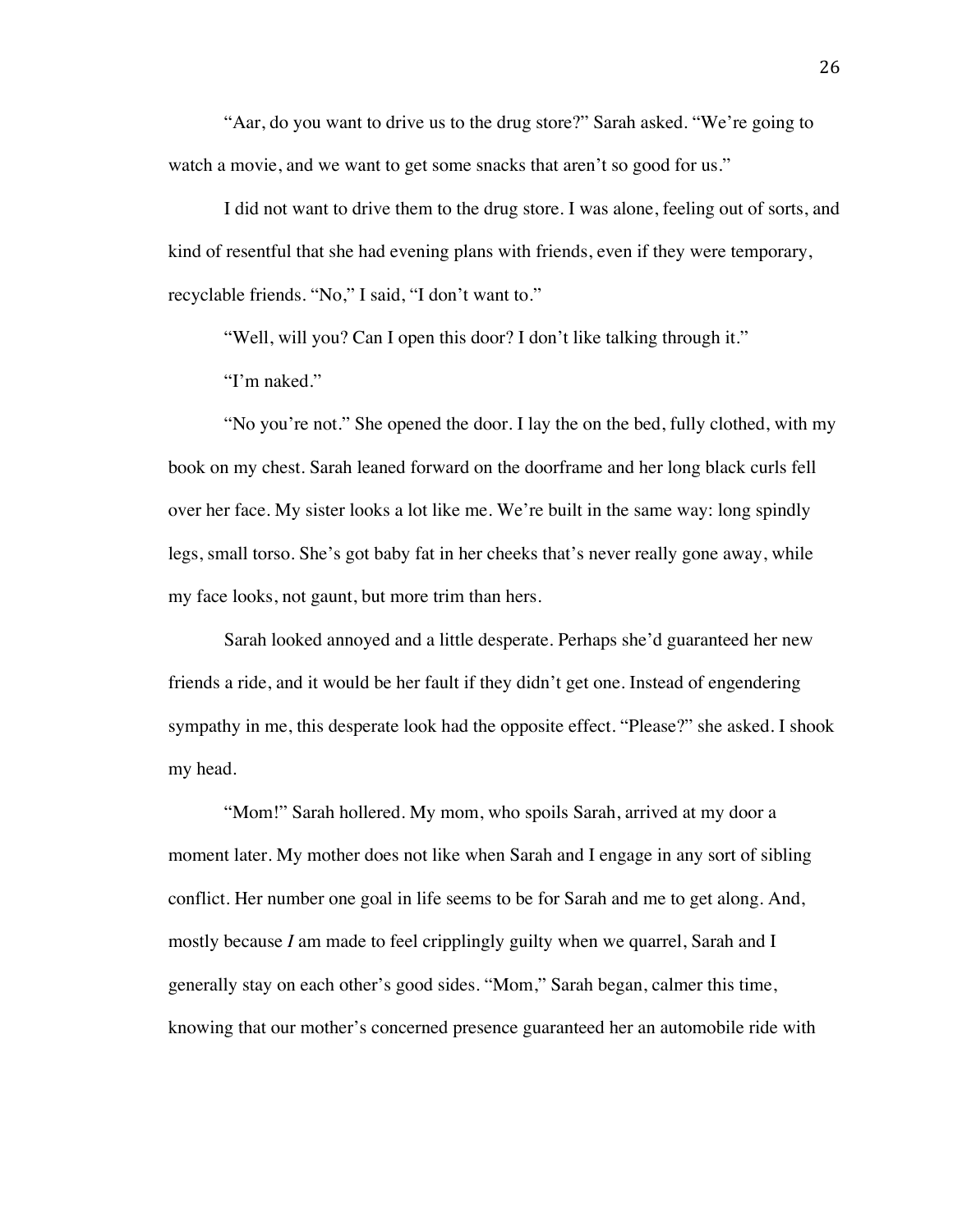"Aar, do you want to drive us to the drug store?" Sarah asked. "We're going to watch a movie, and we want to get some snacks that aren't so good for us."

I did not want to drive them to the drug store. I was alone, feeling out of sorts, and kind of resentful that she had evening plans with friends, even if they were temporary, recyclable friends. "No," I said, "I don't want to."

"Well, will you? Can I open this door? I don't like talking through it."

"I'm naked."

"No you're not." She opened the door. I lay the on the bed, fully clothed, with my book on my chest. Sarah leaned forward on the doorframe and her long black curls fell over her face. My sister looks a lot like me. We're built in the same way: long spindly legs, small torso. She's got baby fat in her cheeks that's never really gone away, while my face looks, not gaunt, but more trim than hers.

Sarah looked annoyed and a little desperate. Perhaps she'd guaranteed her new friends a ride, and it would be her fault if they didn't get one. Instead of engendering sympathy in me, this desperate look had the opposite effect. "Please?" she asked. I shook my head.

"Mom!" Sarah hollered. My mom, who spoils Sarah, arrived at my door a moment later. My mother does not like when Sarah and I engage in any sort of sibling conflict. Her number one goal in life seems to be for Sarah and me to get along. And, mostly because *I* am made to feel cripplingly guilty when we quarrel, Sarah and I generally stay on each other's good sides. "Mom," Sarah began, calmer this time, knowing that our mother's concerned presence guaranteed her an automobile ride with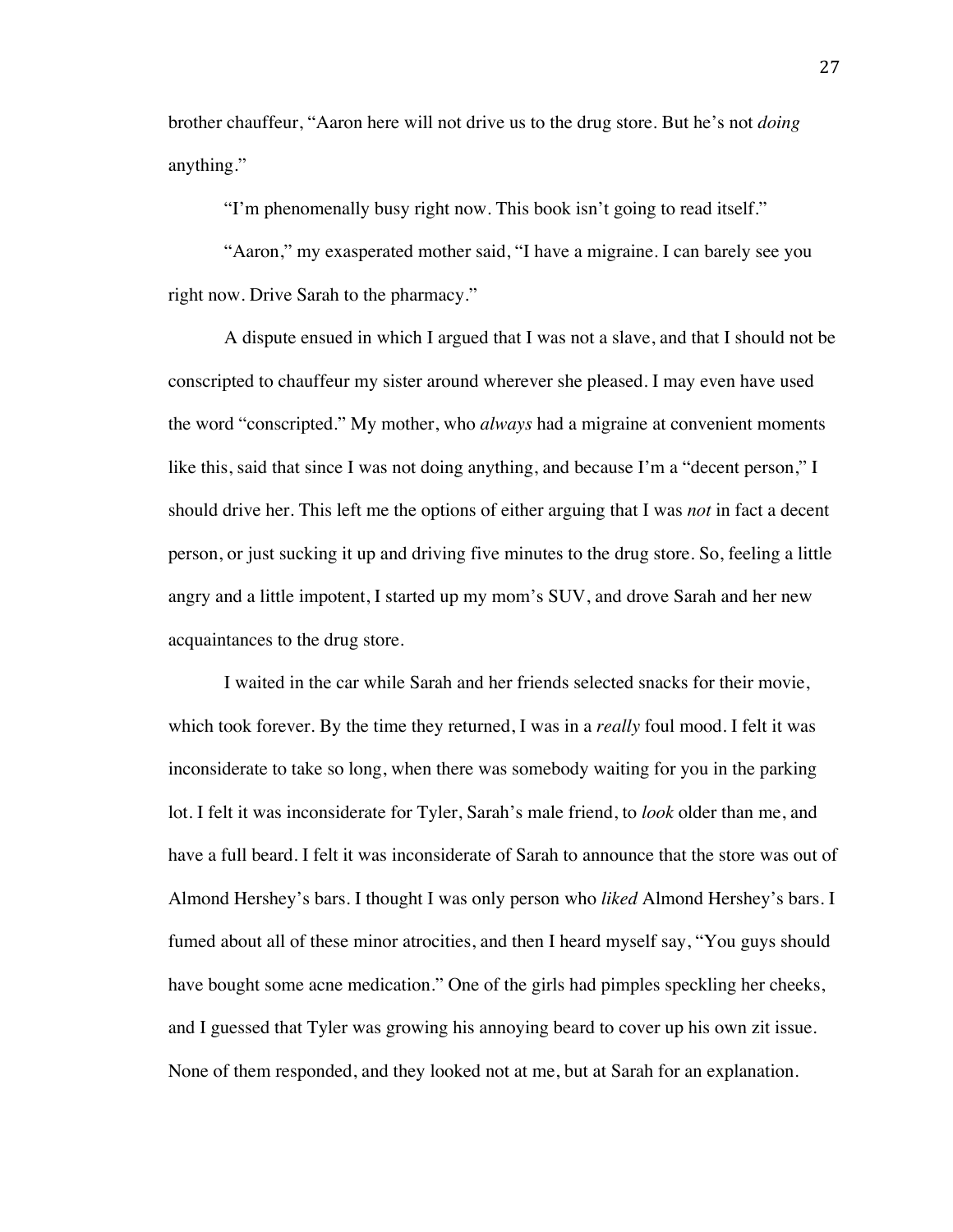brother chauffeur, "Aaron here will not drive us to the drug store. But he's not *doing* anything."

"I'm phenomenally busy right now. This book isn't going to read itself."

"Aaron," my exasperated mother said, "I have a migraine. I can barely see you right now. Drive Sarah to the pharmacy."

A dispute ensued in which I argued that I was not a slave, and that I should not be conscripted to chauffeur my sister around wherever she pleased. I may even have used the word "conscripted." My mother, who *always* had a migraine at convenient moments like this, said that since I was not doing anything, and because I'm a "decent person," I should drive her. This left me the options of either arguing that I was *not* in fact a decent person, or just sucking it up and driving five minutes to the drug store. So, feeling a little angry and a little impotent, I started up my mom's SUV, and drove Sarah and her new acquaintances to the drug store.

I waited in the car while Sarah and her friends selected snacks for their movie, which took forever. By the time they returned, I was in a *really* foul mood. I felt it was inconsiderate to take so long, when there was somebody waiting for you in the parking lot. I felt it was inconsiderate for Tyler, Sarah's male friend, to *look* older than me, and have a full beard. I felt it was inconsiderate of Sarah to announce that the store was out of Almond Hershey's bars. I thought I was only person who *liked* Almond Hershey's bars. I fumed about all of these minor atrocities, and then I heard myself say, "You guys should have bought some acne medication." One of the girls had pimples speckling her cheeks, and I guessed that Tyler was growing his annoying beard to cover up his own zit issue. None of them responded, and they looked not at me, but at Sarah for an explanation.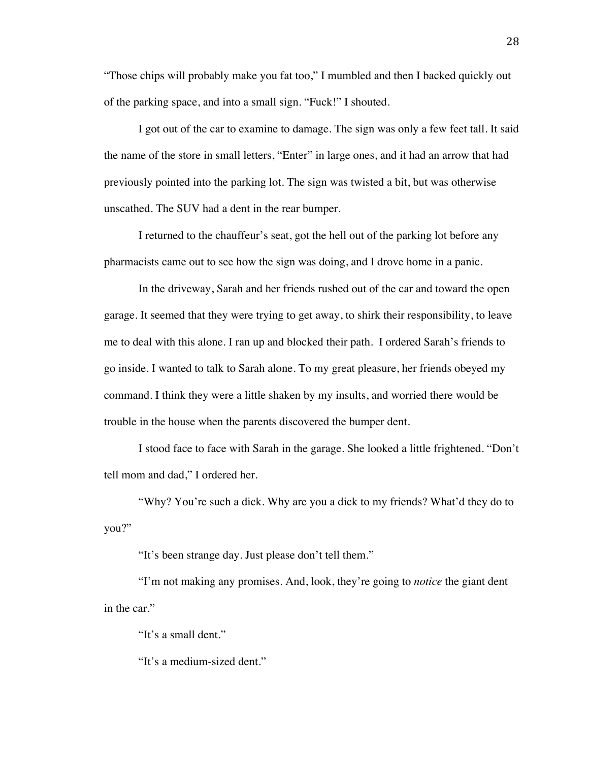"Those chips will probably make you fat too," I mumbled and then I backed quickly out of the parking space, and into a small sign. "Fuck!" I shouted.

I got out of the car to examine to damage. The sign was only a few feet tall. It said the name of the store in small letters, "Enter" in large ones, and it had an arrow that had previously pointed into the parking lot. The sign was twisted a bit, but was otherwise unscathed. The SUV had a dent in the rear bumper.

I returned to the chauffeur's seat, got the hell out of the parking lot before any pharmacists came out to see how the sign was doing, and I drove home in a panic.

In the driveway, Sarah and her friends rushed out of the car and toward the open garage. It seemed that they were trying to get away, to shirk their responsibility, to leave me to deal with this alone. I ran up and blocked their path. I ordered Sarah's friends to go inside. I wanted to talk to Sarah alone. To my great pleasure, her friends obeyed my command. I think they were a little shaken by my insults, and worried there would be trouble in the house when the parents discovered the bumper dent.

I stood face to face with Sarah in the garage. She looked a little frightened. "Don't tell mom and dad," I ordered her.

"Why? You're such a dick. Why are you a dick to my friends? What'd they do to you?"

"It's been strange day. Just please don't tell them."

"I'm not making any promises. And, look, they're going to *notice* the giant dent in the car."

"It's a small dent."

"It's a medium-sized dent."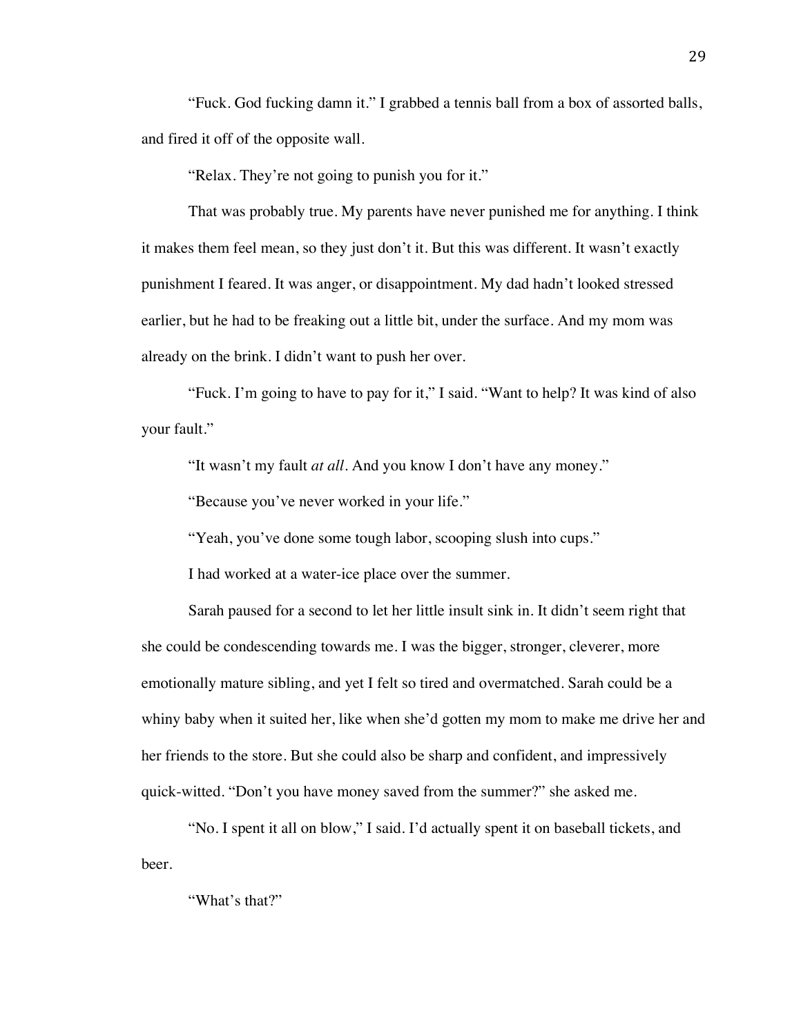"Fuck. God fucking damn it." I grabbed a tennis ball from a box of assorted balls, and fired it off of the opposite wall.

"Relax. They're not going to punish you for it."

That was probably true. My parents have never punished me for anything. I think it makes them feel mean, so they just don't it. But this was different. It wasn't exactly punishment I feared. It was anger, or disappointment. My dad hadn't looked stressed earlier, but he had to be freaking out a little bit, under the surface. And my mom was already on the brink. I didn't want to push her over.

"Fuck. I'm going to have to pay for it," I said. "Want to help? It was kind of also your fault."

"It wasn't my fault *at all*. And you know I don't have any money."

"Because you've never worked in your life."

"Yeah, you've done some tough labor, scooping slush into cups."

I had worked at a water-ice place over the summer.

Sarah paused for a second to let her little insult sink in. It didn't seem right that she could be condescending towards me. I was the bigger, stronger, cleverer, more emotionally mature sibling, and yet I felt so tired and overmatched. Sarah could be a whiny baby when it suited her, like when she'd gotten my mom to make me drive her and her friends to the store. But she could also be sharp and confident, and impressively quick-witted. "Don't you have money saved from the summer?" she asked me.

"No. I spent it all on blow," I said. I'd actually spent it on baseball tickets, and beer.

"What's that?"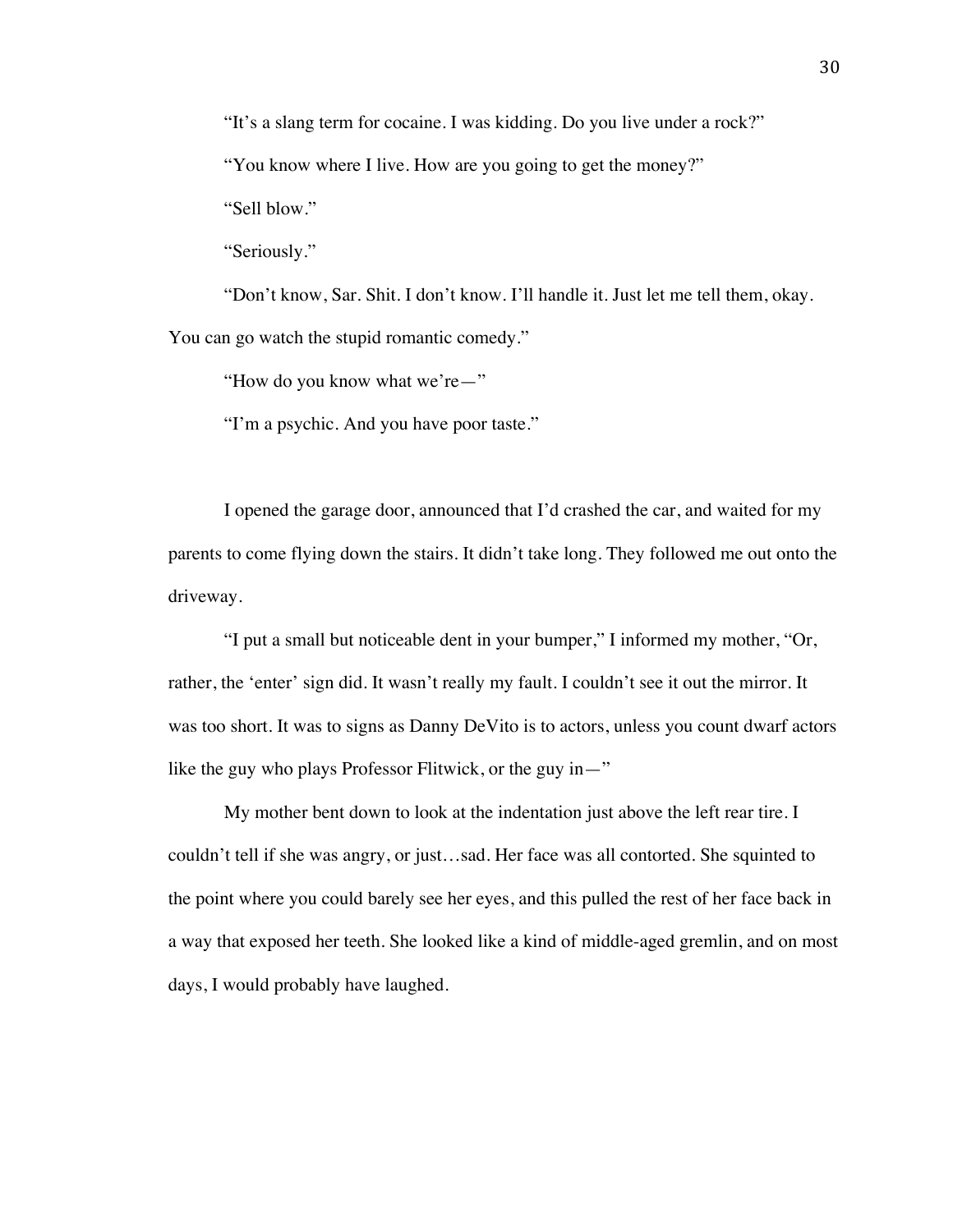"It's a slang term for cocaine. I was kidding. Do you live under a rock?"

"You know where I live. How are you going to get the money?"

"Sell blow."

"Seriously."

"Don't know, Sar. Shit. I don't know. I'll handle it. Just let me tell them, okay. You can go watch the stupid romantic comedy."

"How do you know what we're—"

"I'm a psychic. And you have poor taste."

I opened the garage door, announced that I'd crashed the car, and waited for my parents to come flying down the stairs. It didn't take long. They followed me out onto the driveway.

"I put a small but noticeable dent in your bumper," I informed my mother, "Or, rather, the 'enter' sign did. It wasn't really my fault. I couldn't see it out the mirror. It was too short. It was to signs as Danny DeVito is to actors, unless you count dwarf actors like the guy who plays Professor Flitwick, or the guy in—"

My mother bent down to look at the indentation just above the left rear tire. I couldn't tell if she was angry, or just…sad. Her face was all contorted. She squinted to the point where you could barely see her eyes, and this pulled the rest of her face back in a way that exposed her teeth. She looked like a kind of middle-aged gremlin, and on most days, I would probably have laughed.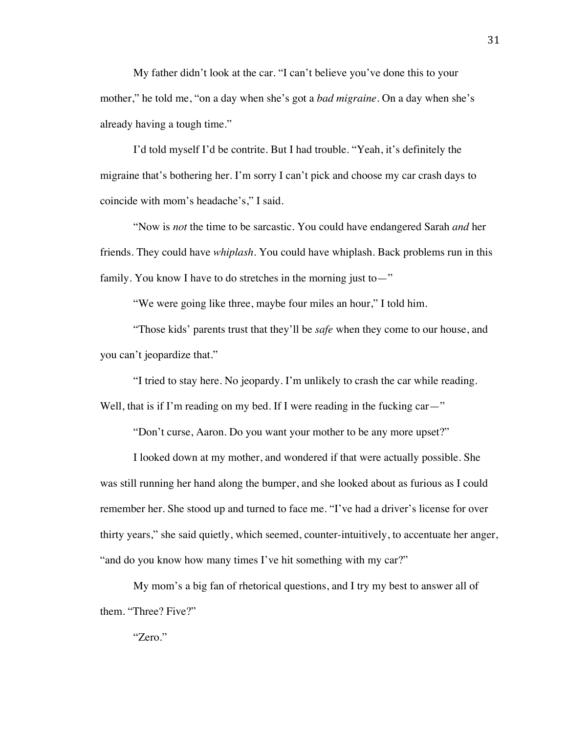My father didn't look at the car. "I can't believe you've done this to your mother," he told me, "on a day when she's got a *bad migraine*. On a day when she's already having a tough time."

I'd told myself I'd be contrite. But I had trouble. "Yeah, it's definitely the migraine that's bothering her. I'm sorry I can't pick and choose my car crash days to coincide with mom's headache's," I said.

"Now is *not* the time to be sarcastic. You could have endangered Sarah *and* her friends. They could have *whiplash*. You could have whiplash. Back problems run in this family. You know I have to do stretches in the morning just to—"

"We were going like three, maybe four miles an hour," I told him.

"Those kids' parents trust that they'll be *safe* when they come to our house, and you can't jeopardize that."

"I tried to stay here. No jeopardy. I'm unlikely to crash the car while reading. Well, that is if I'm reading on my bed. If I were reading in the fucking car—"

"Don't curse, Aaron. Do you want your mother to be any more upset?"

I looked down at my mother, and wondered if that were actually possible. She was still running her hand along the bumper, and she looked about as furious as I could remember her. She stood up and turned to face me. "I've had a driver's license for over thirty years," she said quietly, which seemed, counter-intuitively, to accentuate her anger, "and do you know how many times I've hit something with my car?"

My mom's a big fan of rhetorical questions, and I try my best to answer all of them. "Three? Five?"

"Zero."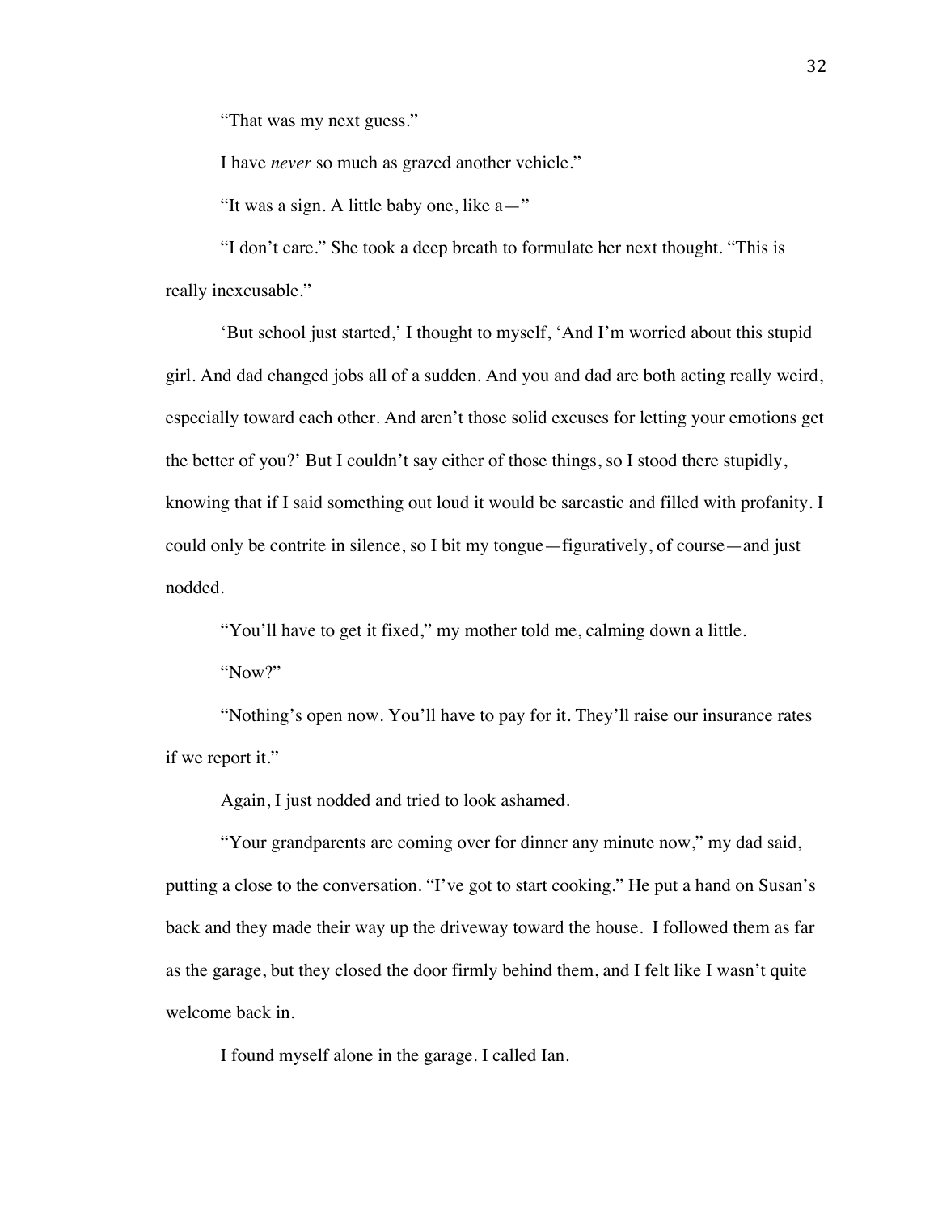"That was my next guess."

I have *never* so much as grazed another vehicle."

"It was a sign. A little baby one, like a—"

"I don't care." She took a deep breath to formulate her next thought. "This is really inexcusable."

'But school just started,' I thought to myself, 'And I'm worried about this stupid girl. And dad changed jobs all of a sudden. And you and dad are both acting really weird, especially toward each other. And aren't those solid excuses for letting your emotions get the better of you?' But I couldn't say either of those things, so I stood there stupidly, knowing that if I said something out loud it would be sarcastic and filled with profanity. I could only be contrite in silence, so I bit my tongue—figuratively, of course—and just nodded.

"You'll have to get it fixed," my mother told me, calming down a little.

"Now?"

"Nothing's open now. You'll have to pay for it. They'll raise our insurance rates if we report it."

Again, I just nodded and tried to look ashamed.

"Your grandparents are coming over for dinner any minute now," my dad said, putting a close to the conversation. "I've got to start cooking." He put a hand on Susan's back and they made their way up the driveway toward the house. I followed them as far as the garage, but they closed the door firmly behind them, and I felt like I wasn't quite welcome back in.

I found myself alone in the garage. I called Ian.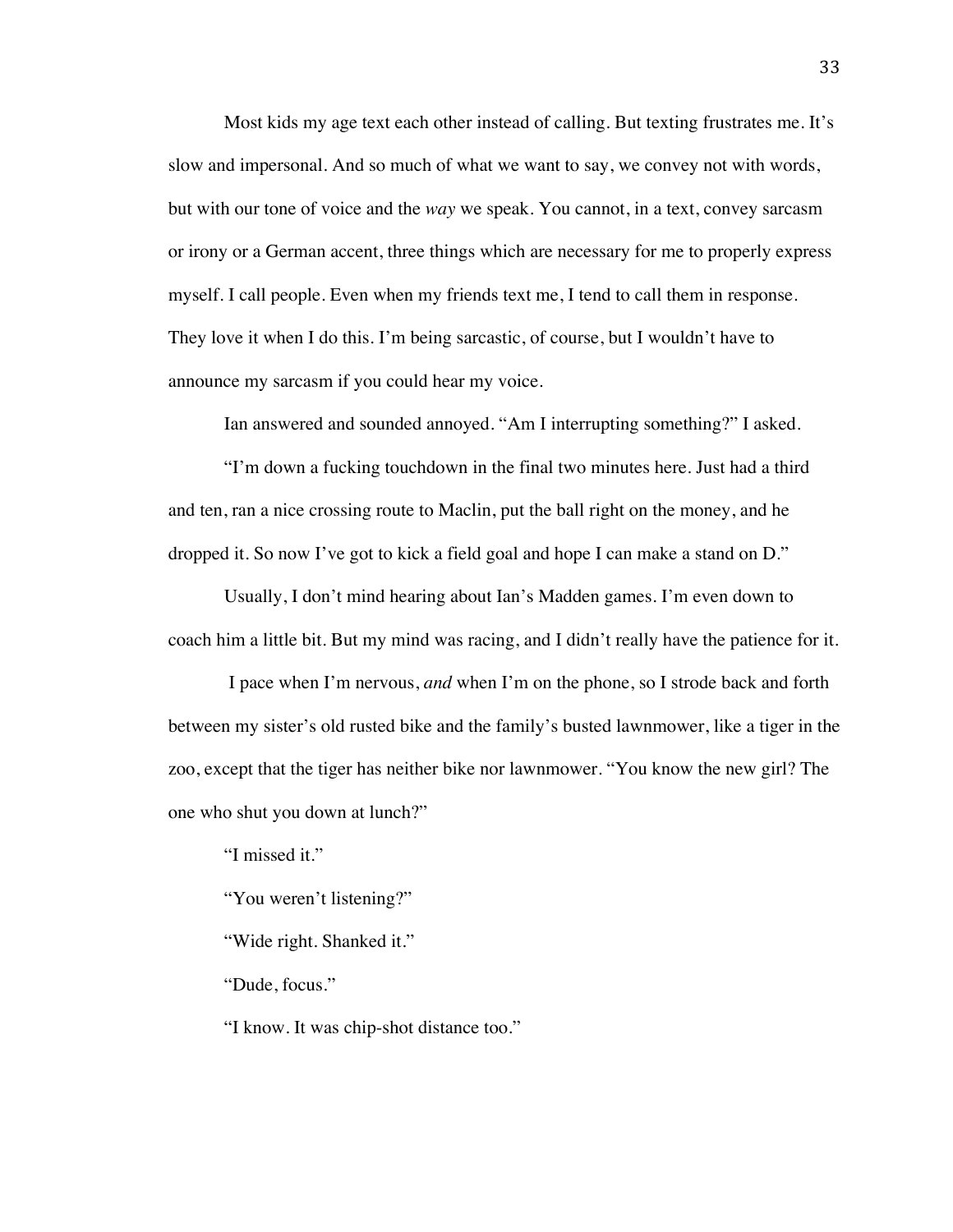Most kids my age text each other instead of calling. But texting frustrates me. It's slow and impersonal. And so much of what we want to say, we convey not with words, but with our tone of voice and the *way* we speak. You cannot, in a text, convey sarcasm or irony or a German accent, three things which are necessary for me to properly express myself. I call people. Even when my friends text me, I tend to call them in response. They love it when I do this. I'm being sarcastic, of course, but I wouldn't have to announce my sarcasm if you could hear my voice.

Ian answered and sounded annoyed. "Am I interrupting something?" I asked.

"I'm down a fucking touchdown in the final two minutes here. Just had a third and ten, ran a nice crossing route to Maclin, put the ball right on the money, and he dropped it. So now I've got to kick a field goal and hope I can make a stand on D."

Usually, I don't mind hearing about Ian's Madden games. I'm even down to coach him a little bit. But my mind was racing, and I didn't really have the patience for it.

I pace when I'm nervous, *and* when I'm on the phone, so I strode back and forth between my sister's old rusted bike and the family's busted lawnmower, like a tiger in the zoo, except that the tiger has neither bike nor lawnmower. "You know the new girl? The one who shut you down at lunch?"

"I missed it."

"You weren't listening?"

"Wide right. Shanked it."

"Dude, focus."

"I know. It was chip-shot distance too."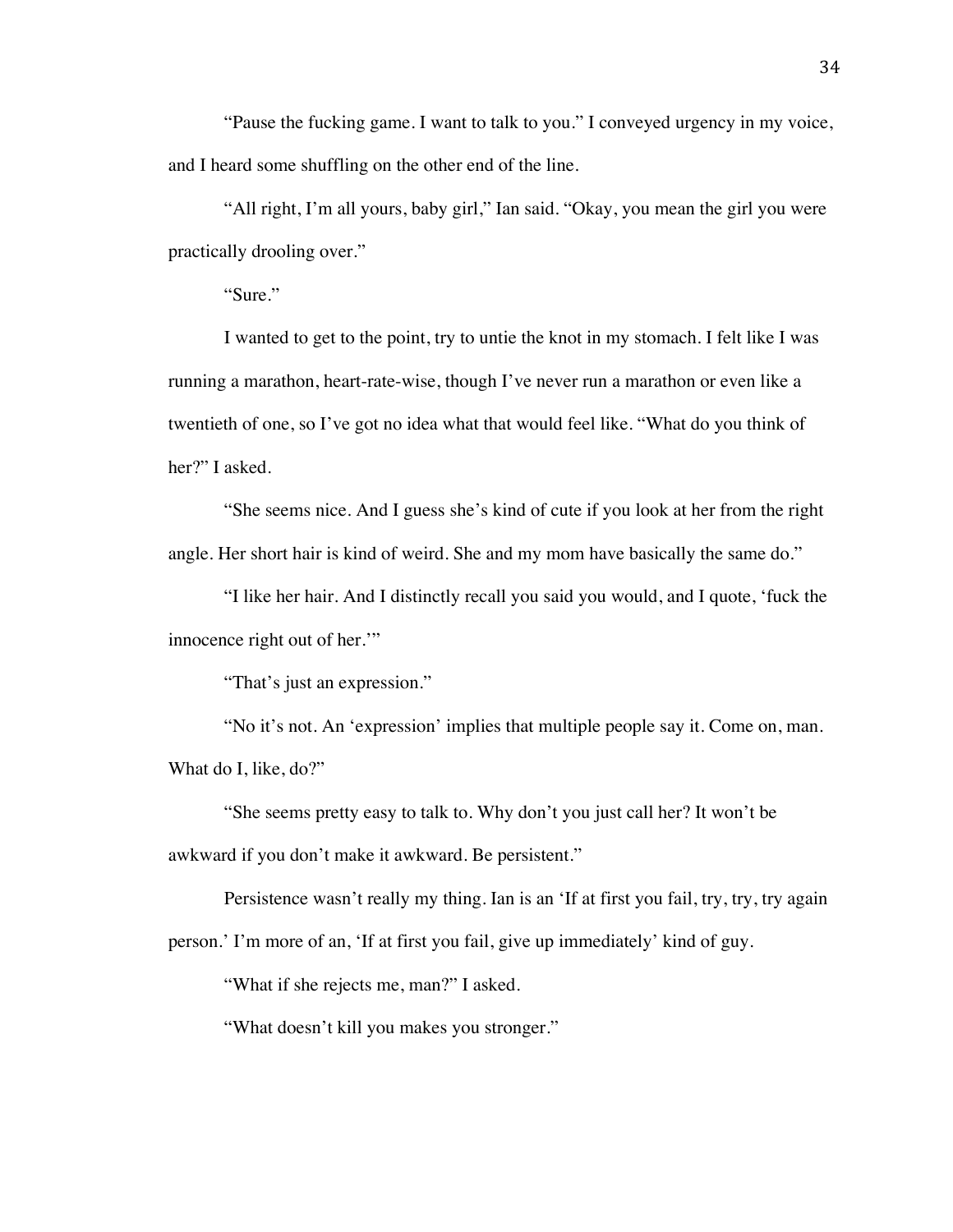"Pause the fucking game. I want to talk to you." I conveyed urgency in my voice, and I heard some shuffling on the other end of the line.

"All right, I'm all yours, baby girl," Ian said. "Okay, you mean the girl you were practically drooling over."

"Sure."

I wanted to get to the point, try to untie the knot in my stomach. I felt like I was running a marathon, heart-rate-wise, though I've never run a marathon or even like a twentieth of one, so I've got no idea what that would feel like. "What do you think of her?" I asked.

"She seems nice. And I guess she's kind of cute if you look at her from the right angle. Her short hair is kind of weird. She and my mom have basically the same do."

"I like her hair. And I distinctly recall you said you would, and I quote, 'fuck the innocence right out of her.'"

"That's just an expression."

"No it's not. An 'expression' implies that multiple people say it. Come on, man. What do I, like, do?"

"She seems pretty easy to talk to. Why don't you just call her? It won't be awkward if you don't make it awkward. Be persistent."

Persistence wasn't really my thing. Ian is an 'If at first you fail, try, try, try again person.' I'm more of an, 'If at first you fail, give up immediately' kind of guy.

"What if she rejects me, man?" I asked.

"What doesn't kill you makes you stronger."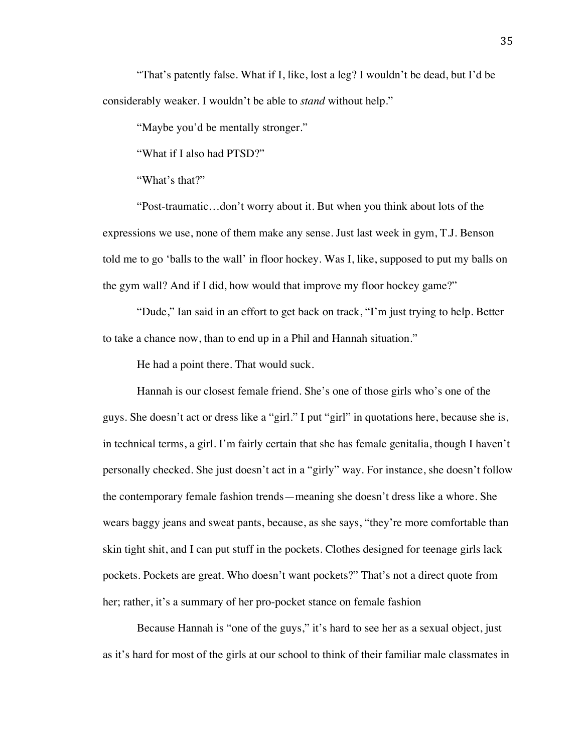"That's patently false. What if I, like, lost a leg? I wouldn't be dead, but I'd be considerably weaker. I wouldn't be able to *stand* without help."

"Maybe you'd be mentally stronger."

"What if I also had PTSD?"

"What's that?"

"Post-traumatic…don't worry about it. But when you think about lots of the expressions we use, none of them make any sense. Just last week in gym, T.J. Benson told me to go 'balls to the wall' in floor hockey. Was I, like, supposed to put my balls on the gym wall? And if I did, how would that improve my floor hockey game?"

"Dude," Ian said in an effort to get back on track, "I'm just trying to help. Better to take a chance now, than to end up in a Phil and Hannah situation."

He had a point there. That would suck.

Hannah is our closest female friend. She's one of those girls who's one of the guys. She doesn't act or dress like a "girl." I put "girl" in quotations here, because she is, in technical terms, a girl. I'm fairly certain that she has female genitalia, though I haven't personally checked. She just doesn't act in a "girly" way. For instance, she doesn't follow the contemporary female fashion trends—meaning she doesn't dress like a whore. She wears baggy jeans and sweat pants, because, as she says, "they're more comfortable than skin tight shit, and I can put stuff in the pockets. Clothes designed for teenage girls lack pockets. Pockets are great. Who doesn't want pockets?" That's not a direct quote from her; rather, it's a summary of her pro-pocket stance on female fashion

Because Hannah is "one of the guys," it's hard to see her as a sexual object, just as it's hard for most of the girls at our school to think of their familiar male classmates in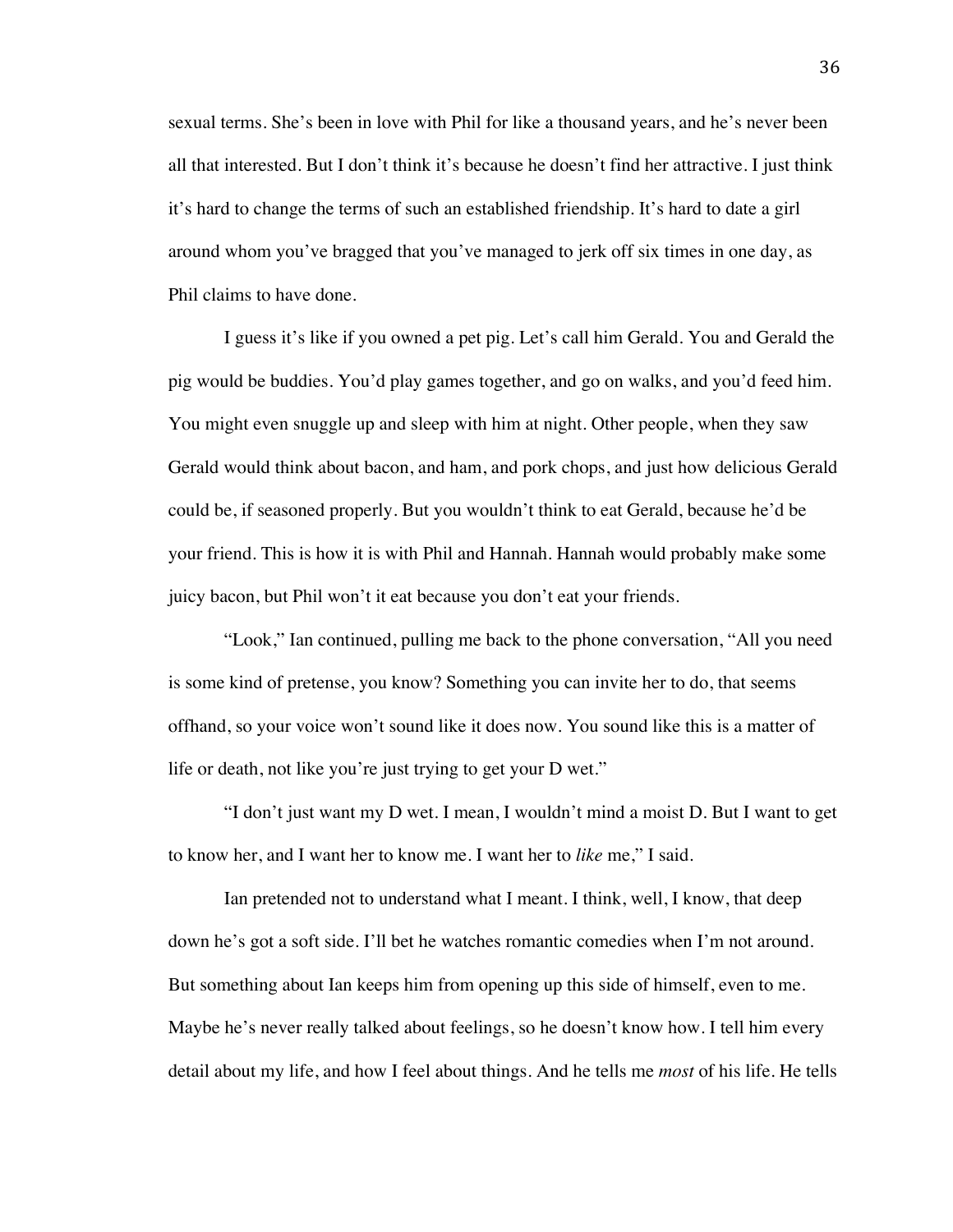sexual terms. She's been in love with Phil for like a thousand years, and he's never been all that interested. But I don't think it's because he doesn't find her attractive. I just think it's hard to change the terms of such an established friendship. It's hard to date a girl around whom you've bragged that you've managed to jerk off six times in one day, as Phil claims to have done.

I guess it's like if you owned a pet pig. Let's call him Gerald. You and Gerald the pig would be buddies. You'd play games together, and go on walks, and you'd feed him. You might even snuggle up and sleep with him at night. Other people, when they saw Gerald would think about bacon, and ham, and pork chops, and just how delicious Gerald could be, if seasoned properly. But you wouldn't think to eat Gerald, because he'd be your friend. This is how it is with Phil and Hannah. Hannah would probably make some juicy bacon, but Phil won't it eat because you don't eat your friends.

"Look," Ian continued, pulling me back to the phone conversation, "All you need is some kind of pretense, you know? Something you can invite her to do, that seems offhand, so your voice won't sound like it does now. You sound like this is a matter of life or death, not like you're just trying to get your D wet."

"I don't just want my D wet. I mean, I wouldn't mind a moist D. But I want to get to know her, and I want her to know me. I want her to *like* me," I said.

Ian pretended not to understand what I meant. I think, well, I know, that deep down he's got a soft side. I'll bet he watches romantic comedies when I'm not around. But something about Ian keeps him from opening up this side of himself, even to me. Maybe he's never really talked about feelings, so he doesn't know how. I tell him every detail about my life, and how I feel about things. And he tells me *most* of his life. He tells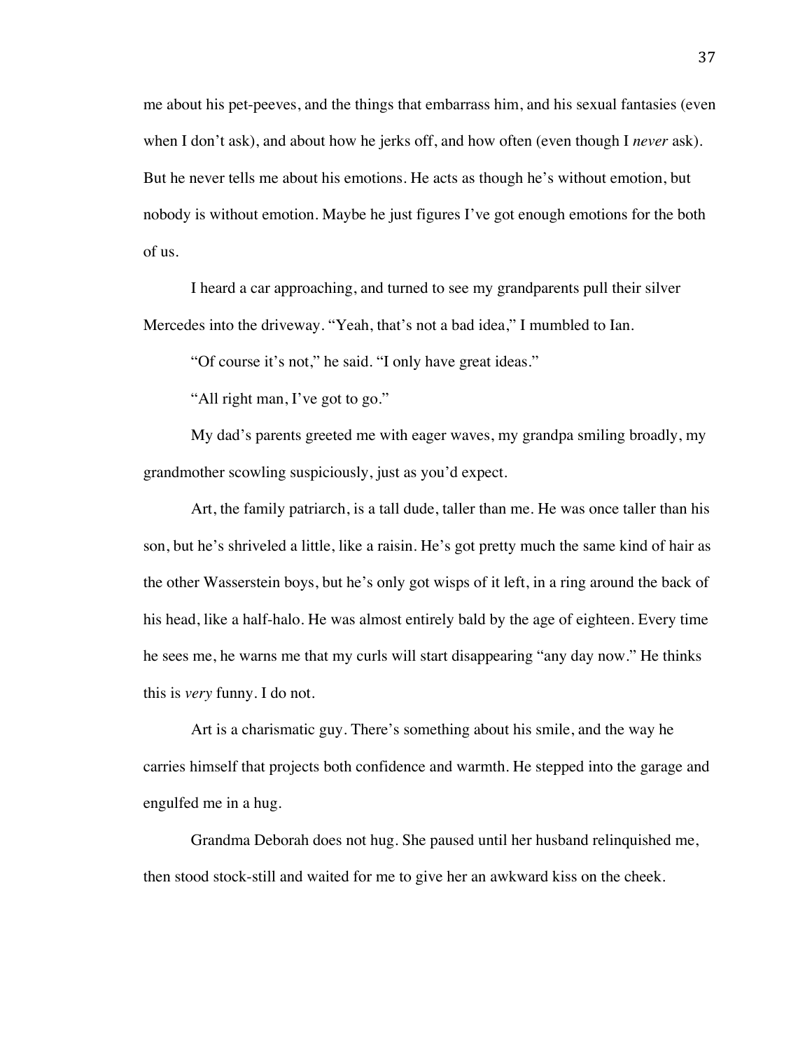me about his pet-peeves, and the things that embarrass him, and his sexual fantasies (even when I don't ask), and about how he jerks off, and how often (even though I *never* ask). But he never tells me about his emotions. He acts as though he's without emotion, but nobody is without emotion. Maybe he just figures I've got enough emotions for the both of us.

I heard a car approaching, and turned to see my grandparents pull their silver Mercedes into the driveway. "Yeah, that's not a bad idea," I mumbled to Ian.

"Of course it's not," he said. "I only have great ideas."

"All right man, I've got to go."

My dad's parents greeted me with eager waves, my grandpa smiling broadly, my grandmother scowling suspiciously, just as you'd expect.

Art, the family patriarch, is a tall dude, taller than me. He was once taller than his son, but he's shriveled a little, like a raisin. He's got pretty much the same kind of hair as the other Wasserstein boys, but he's only got wisps of it left, in a ring around the back of his head, like a half-halo. He was almost entirely bald by the age of eighteen. Every time he sees me, he warns me that my curls will start disappearing "any day now." He thinks this is *very* funny. I do not.

Art is a charismatic guy. There's something about his smile, and the way he carries himself that projects both confidence and warmth. He stepped into the garage and engulfed me in a hug.

Grandma Deborah does not hug. She paused until her husband relinquished me, then stood stock-still and waited for me to give her an awkward kiss on the cheek.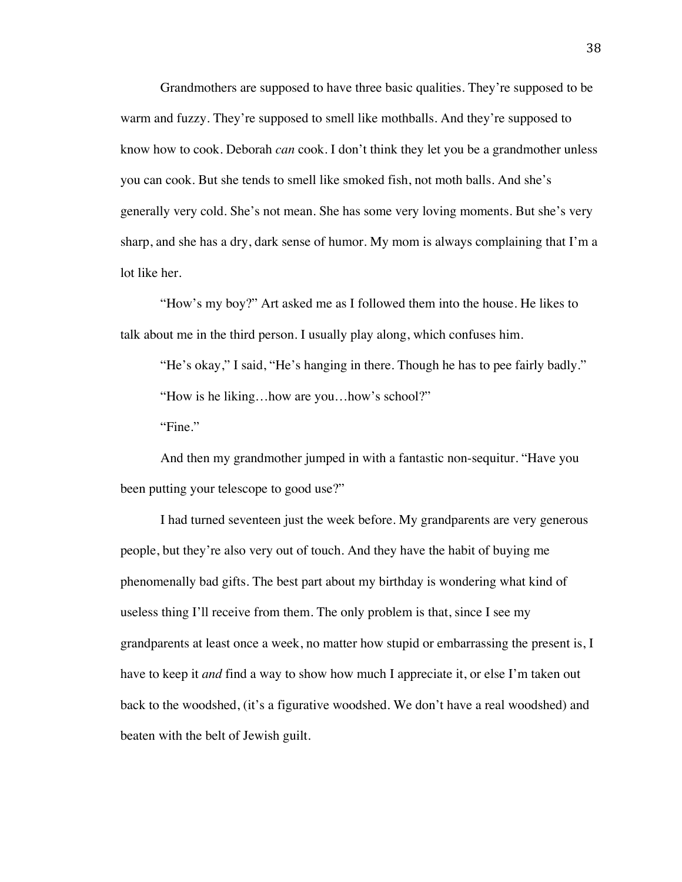Grandmothers are supposed to have three basic qualities. They're supposed to be warm and fuzzy. They're supposed to smell like mothballs. And they're supposed to know how to cook. Deborah *can* cook. I don't think they let you be a grandmother unless you can cook. But she tends to smell like smoked fish, not moth balls. And she's generally very cold. She's not mean. She has some very loving moments. But she's very sharp, and she has a dry, dark sense of humor. My mom is always complaining that I'm a lot like her.

"How's my boy?" Art asked me as I followed them into the house. He likes to talk about me in the third person. I usually play along, which confuses him.

"He's okay," I said, "He's hanging in there. Though he has to pee fairly badly."

"How is he liking…how are you…how's school?"

"Fine."

And then my grandmother jumped in with a fantastic non-sequitur. "Have you been putting your telescope to good use?"

I had turned seventeen just the week before. My grandparents are very generous people, but they're also very out of touch. And they have the habit of buying me phenomenally bad gifts. The best part about my birthday is wondering what kind of useless thing I'll receive from them. The only problem is that, since I see my grandparents at least once a week, no matter how stupid or embarrassing the present is, I have to keep it *and* find a way to show how much I appreciate it, or else I'm taken out back to the woodshed, (it's a figurative woodshed. We don't have a real woodshed) and beaten with the belt of Jewish guilt.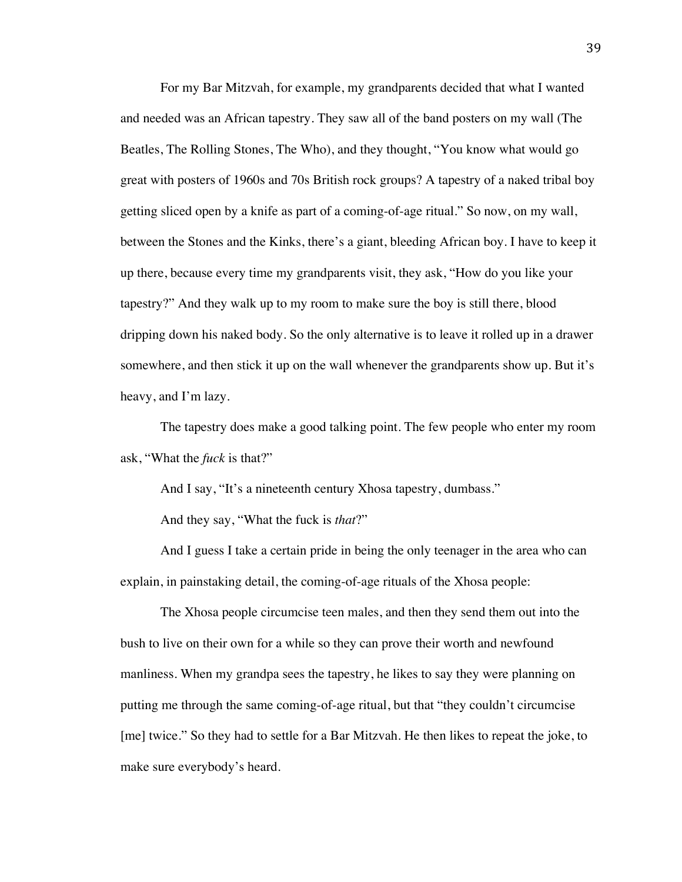For my Bar Mitzvah, for example, my grandparents decided that what I wanted and needed was an African tapestry. They saw all of the band posters on my wall (The Beatles, The Rolling Stones, The Who), and they thought, "You know what would go great with posters of 1960s and 70s British rock groups? A tapestry of a naked tribal boy getting sliced open by a knife as part of a coming-of-age ritual." So now, on my wall, between the Stones and the Kinks, there's a giant, bleeding African boy. I have to keep it up there, because every time my grandparents visit, they ask, "How do you like your tapestry?" And they walk up to my room to make sure the boy is still there, blood dripping down his naked body. So the only alternative is to leave it rolled up in a drawer somewhere, and then stick it up on the wall whenever the grandparents show up. But it's heavy, and I'm lazy.

The tapestry does make a good talking point. The few people who enter my room ask, "What the *fuck* is that?"

And I say, "It's a nineteenth century Xhosa tapestry, dumbass."

And they say, "What the fuck is *that*?"

And I guess I take a certain pride in being the only teenager in the area who can explain, in painstaking detail, the coming-of-age rituals of the Xhosa people:

The Xhosa people circumcise teen males, and then they send them out into the bush to live on their own for a while so they can prove their worth and newfound manliness. When my grandpa sees the tapestry, he likes to say they were planning on putting me through the same coming-of-age ritual, but that "they couldn't circumcise [me] twice." So they had to settle for a Bar Mitzvah. He then likes to repeat the joke, to make sure everybody's heard.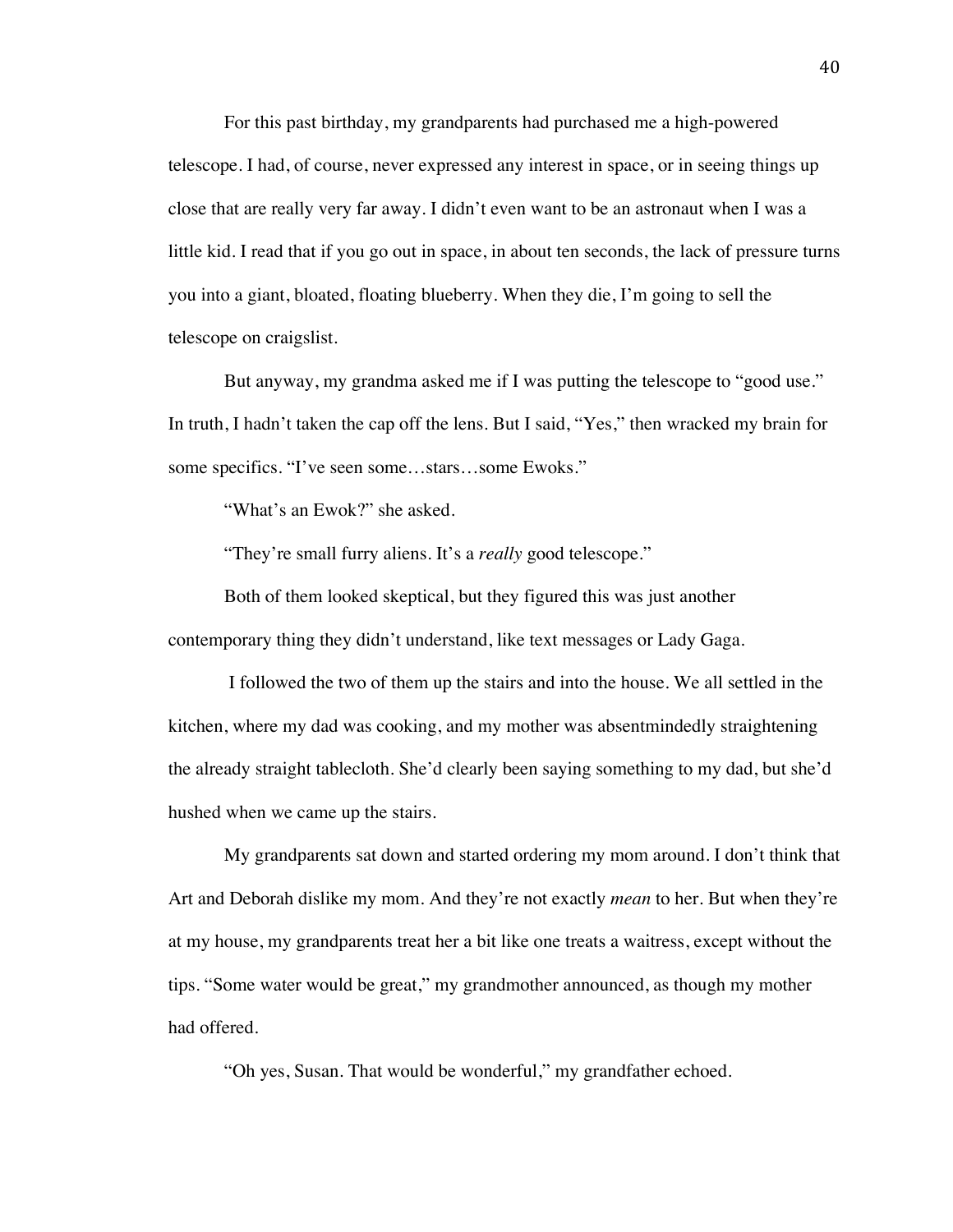For this past birthday, my grandparents had purchased me a high-powered telescope. I had, of course, never expressed any interest in space, or in seeing things up close that are really very far away. I didn't even want to be an astronaut when I was a little kid. I read that if you go out in space, in about ten seconds, the lack of pressure turns you into a giant, bloated, floating blueberry. When they die, I'm going to sell the telescope on craigslist.

But anyway, my grandma asked me if I was putting the telescope to "good use." In truth, I hadn't taken the cap off the lens. But I said, "Yes," then wracked my brain for some specifics. "I've seen some…stars…some Ewoks."

"What's an Ewok?" she asked.

"They're small furry aliens. It's a *really* good telescope."

Both of them looked skeptical, but they figured this was just another contemporary thing they didn't understand, like text messages or Lady Gaga.

I followed the two of them up the stairs and into the house. We all settled in the kitchen, where my dad was cooking, and my mother was absentmindedly straightening the already straight tablecloth. She'd clearly been saying something to my dad, but she'd hushed when we came up the stairs.

My grandparents sat down and started ordering my mom around. I don't think that Art and Deborah dislike my mom. And they're not exactly *mean* to her. But when they're at my house, my grandparents treat her a bit like one treats a waitress, except without the tips. "Some water would be great," my grandmother announced, as though my mother had offered.

"Oh yes, Susan. That would be wonderful," my grandfather echoed.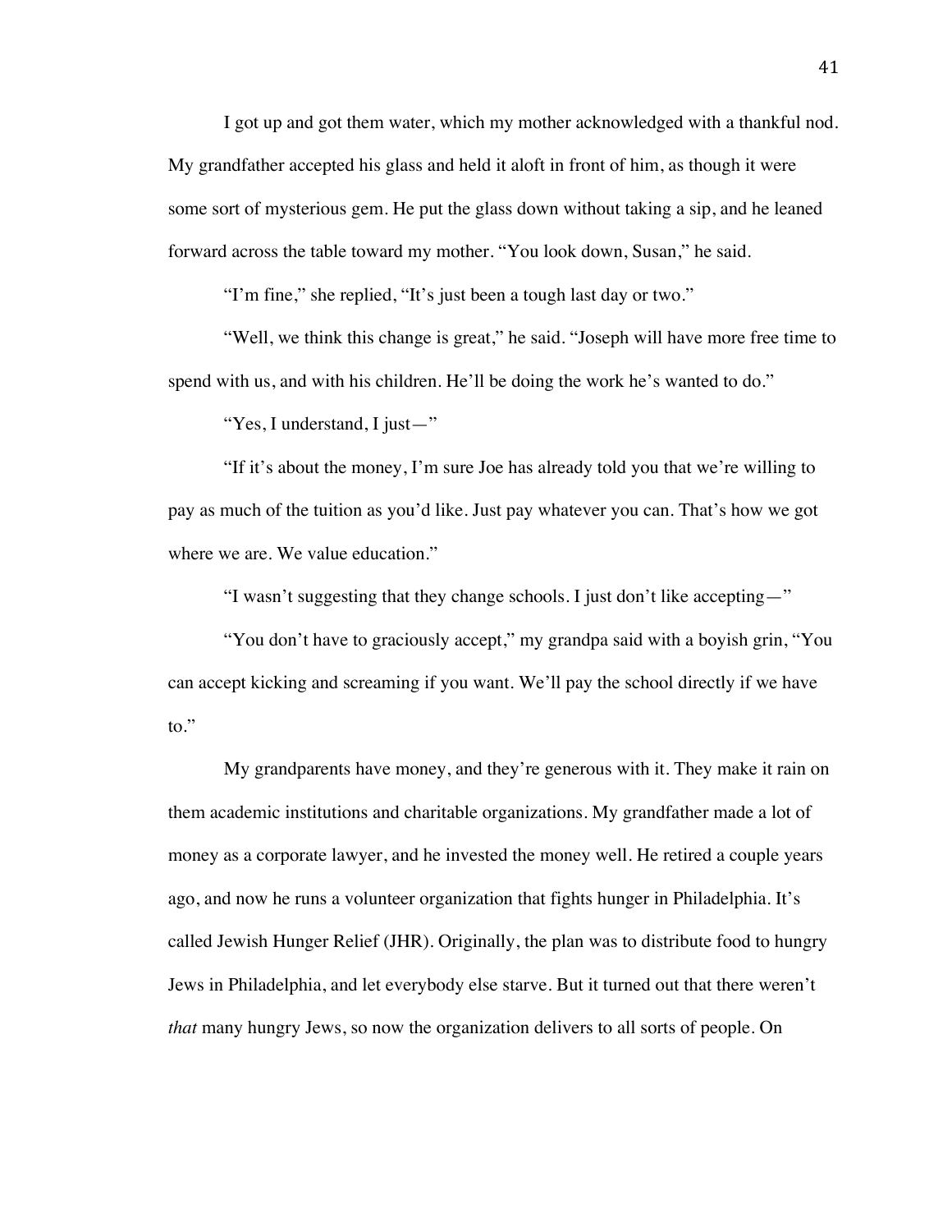I got up and got them water, which my mother acknowledged with a thankful nod. My grandfather accepted his glass and held it aloft in front of him, as though it were some sort of mysterious gem. He put the glass down without taking a sip, and he leaned forward across the table toward my mother. "You look down, Susan," he said.

"I'm fine," she replied, "It's just been a tough last day or two."

"Well, we think this change is great," he said. "Joseph will have more free time to spend with us, and with his children. He'll be doing the work he's wanted to do."

"Yes, I understand, I just—"

"If it's about the money, I'm sure Joe has already told you that we're willing to pay as much of the tuition as you'd like. Just pay whatever you can. That's how we got where we are. We value education."

"I wasn't suggesting that they change schools. I just don't like accepting—"

"You don't have to graciously accept," my grandpa said with a boyish grin, "You can accept kicking and screaming if you want. We'll pay the school directly if we have to."

My grandparents have money, and they're generous with it. They make it rain on them academic institutions and charitable organizations. My grandfather made a lot of money as a corporate lawyer, and he invested the money well. He retired a couple years ago, and now he runs a volunteer organization that fights hunger in Philadelphia. It's called Jewish Hunger Relief (JHR). Originally, the plan was to distribute food to hungry Jews in Philadelphia, and let everybody else starve. But it turned out that there weren't *that* many hungry Jews, so now the organization delivers to all sorts of people. On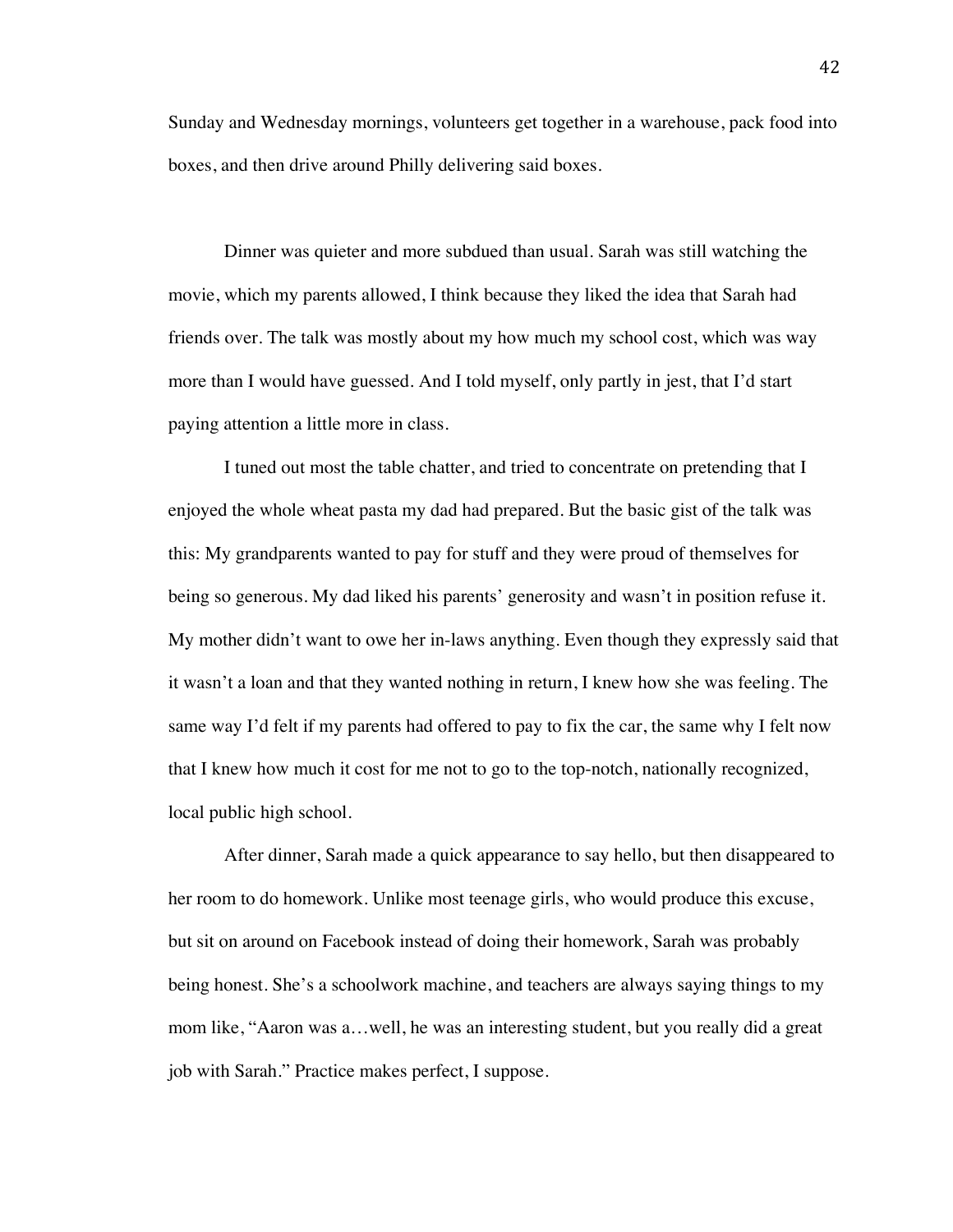Sunday and Wednesday mornings, volunteers get together in a warehouse, pack food into boxes, and then drive around Philly delivering said boxes.

Dinner was quieter and more subdued than usual. Sarah was still watching the movie, which my parents allowed, I think because they liked the idea that Sarah had friends over. The talk was mostly about my how much my school cost, which was way more than I would have guessed. And I told myself, only partly in jest, that I'd start paying attention a little more in class.

I tuned out most the table chatter, and tried to concentrate on pretending that I enjoyed the whole wheat pasta my dad had prepared. But the basic gist of the talk was this: My grandparents wanted to pay for stuff and they were proud of themselves for being so generous. My dad liked his parents' generosity and wasn't in position refuse it. My mother didn't want to owe her in-laws anything. Even though they expressly said that it wasn't a loan and that they wanted nothing in return, I knew how she was feeling. The same way I'd felt if my parents had offered to pay to fix the car, the same why I felt now that I knew how much it cost for me not to go to the top-notch, nationally recognized, local public high school.

After dinner, Sarah made a quick appearance to say hello, but then disappeared to her room to do homework. Unlike most teenage girls, who would produce this excuse, but sit on around on Facebook instead of doing their homework, Sarah was probably being honest. She's a schoolwork machine, and teachers are always saying things to my mom like, "Aaron was a…well, he was an interesting student, but you really did a great job with Sarah." Practice makes perfect, I suppose.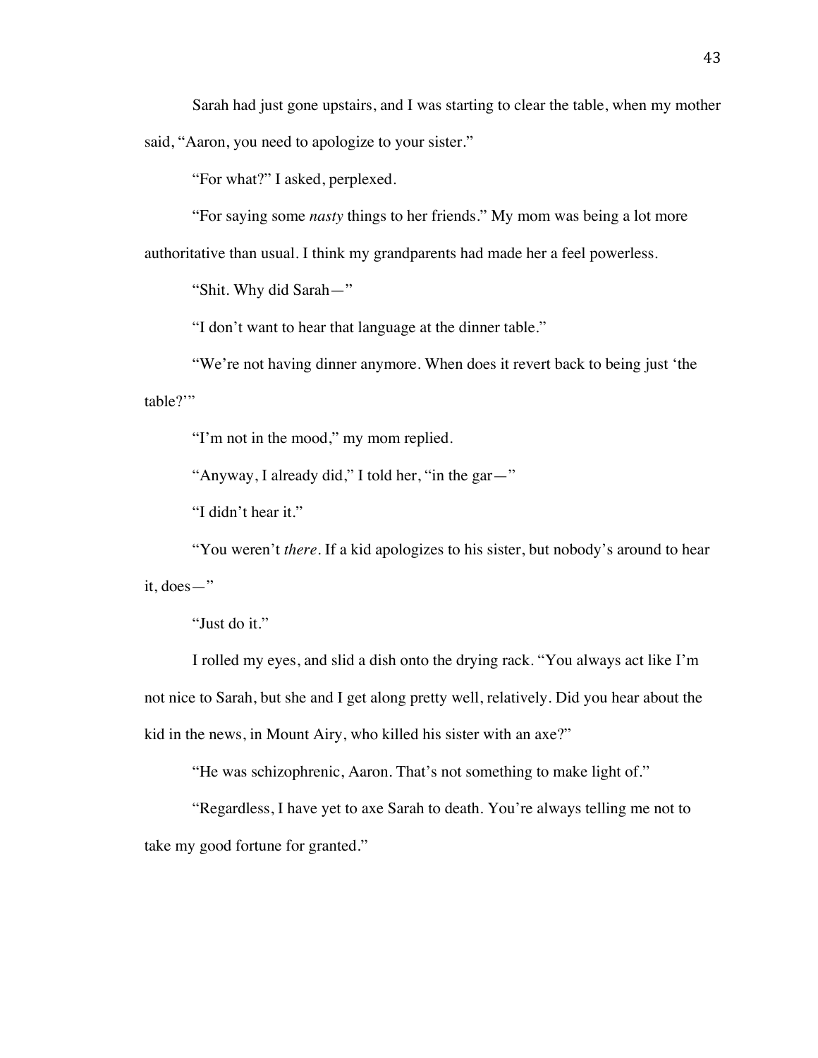Sarah had just gone upstairs, and I was starting to clear the table, when my mother said, "Aaron, you need to apologize to your sister."

"For what?" I asked, perplexed.

"For saying some *nasty* things to her friends." My mom was being a lot more authoritative than usual. I think my grandparents had made her a feel powerless.

"Shit. Why did Sarah—"

"I don't want to hear that language at the dinner table."

"We're not having dinner anymore. When does it revert back to being just 'the table?'"

"I'm not in the mood," my mom replied.

"Anyway, I already did," I told her, "in the gar—"

"I didn't hear it."

"You weren't *there*. If a kid apologizes to his sister, but nobody's around to hear it, does—"

"Just do it."

I rolled my eyes, and slid a dish onto the drying rack. "You always act like I'm not nice to Sarah, but she and I get along pretty well, relatively. Did you hear about the kid in the news, in Mount Airy, who killed his sister with an axe?"

"He was schizophrenic, Aaron. That's not something to make light of."

"Regardless, I have yet to axe Sarah to death. You're always telling me not to take my good fortune for granted."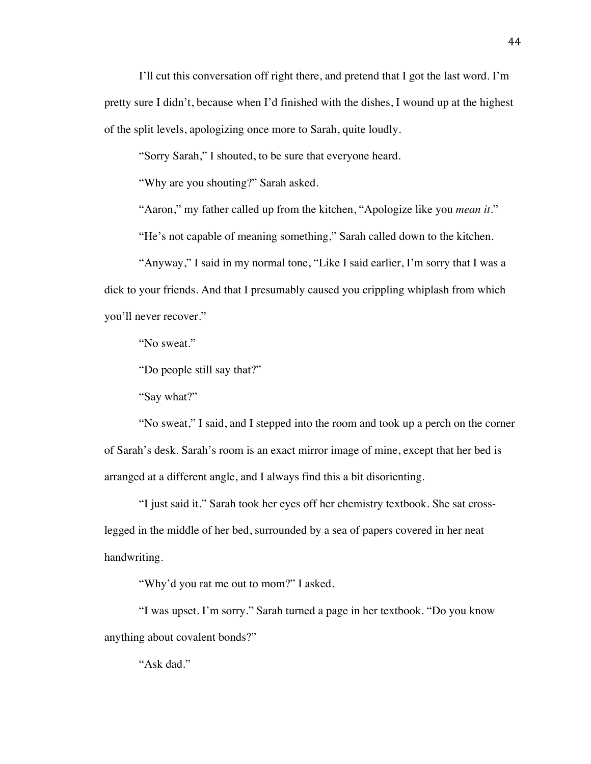I'll cut this conversation off right there, and pretend that I got the last word. I'm pretty sure I didn't, because when I'd finished with the dishes, I wound up at the highest of the split levels, apologizing once more to Sarah, quite loudly.

"Sorry Sarah," I shouted, to be sure that everyone heard.

"Why are you shouting?" Sarah asked.

"Aaron," my father called up from the kitchen, "Apologize like you *mean it*."

"He's not capable of meaning something," Sarah called down to the kitchen.

"Anyway," I said in my normal tone, "Like I said earlier, I'm sorry that I was a dick to your friends. And that I presumably caused you crippling whiplash from which you'll never recover."

"No sweat."

"Do people still say that?"

"Say what?"

"No sweat," I said, and I stepped into the room and took up a perch on the corner of Sarah's desk. Sarah's room is an exact mirror image of mine, except that her bed is arranged at a different angle, and I always find this a bit disorienting.

"I just said it." Sarah took her eyes off her chemistry textbook. She sat cross-legged in the middle of her bed, surrounded by a sea of papers covered in her neat handwriting.

"Why'd you rat me out to mom?" I asked.

"I was upset. I'm sorry." Sarah turned a page in her textbook. "Do you know anything about covalent bonds?"

"Ask dad."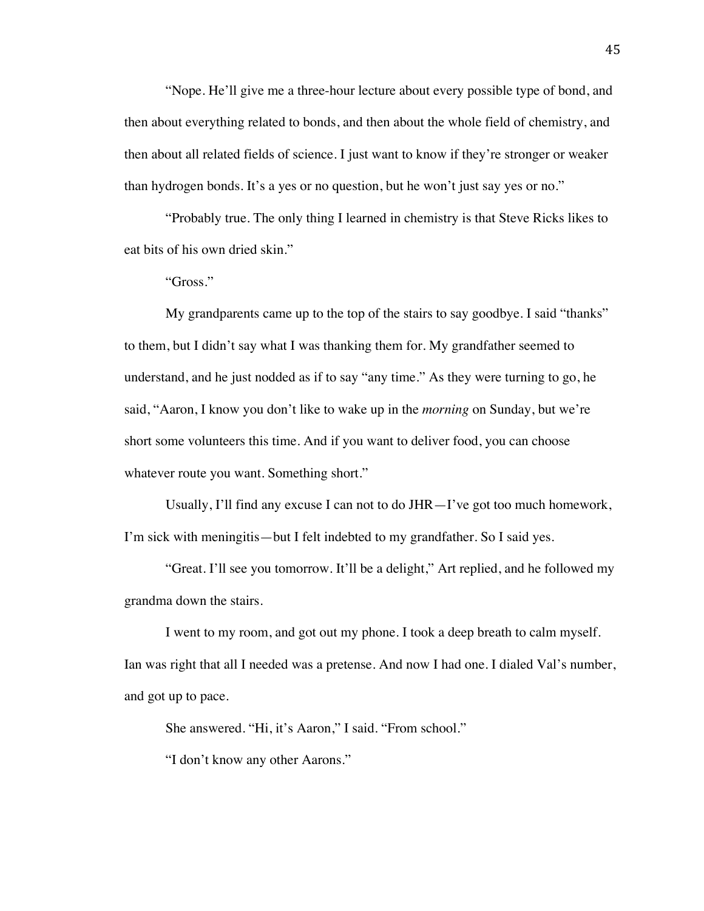"Nope. He'll give me a three-hour lecture about every possible type of bond, and then about everything related to bonds, and then about the whole field of chemistry, and then about all related fields of science. I just want to know if they're stronger or weaker than hydrogen bonds. It's a yes or no question, but he won't just say yes or no."

"Probably true. The only thing I learned in chemistry is that Steve Ricks likes to eat bits of his own dried skin."

"Gross."

My grandparents came up to the top of the stairs to say goodbye. I said "thanks" to them, but I didn't say what I was thanking them for. My grandfather seemed to understand, and he just nodded as if to say "any time." As they were turning to go, he said, "Aaron, I know you don't like to wake up in the *morning* on Sunday, but we're short some volunteers this time. And if you want to deliver food, you can choose whatever route you want. Something short."

Usually, I'll find any excuse I can not to do JHR—I've got too much homework, I'm sick with meningitis—but I felt indebted to my grandfather. So I said yes.

"Great. I'll see you tomorrow. It'll be a delight," Art replied, and he followed my grandma down the stairs.

I went to my room, and got out my phone. I took a deep breath to calm myself. Ian was right that all I needed was a pretense. And now I had one. I dialed Val's number, and got up to pace.

She answered. "Hi, it's Aaron," I said. "From school."

"I don't know any other Aarons."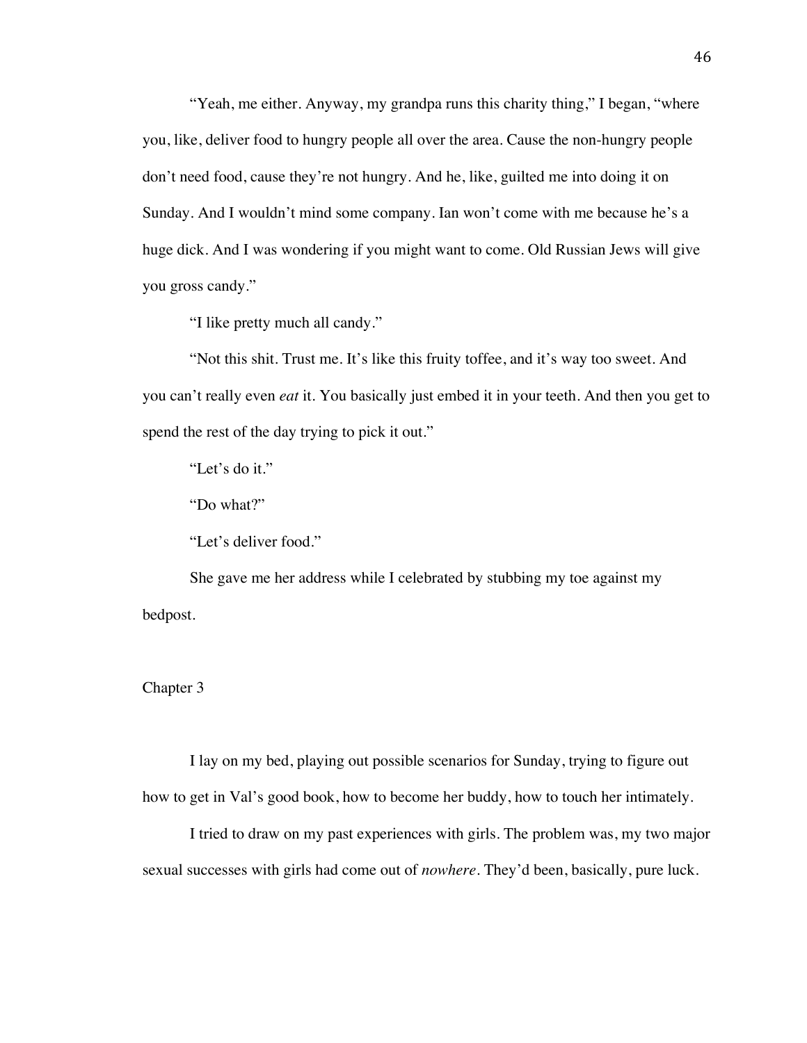"Yeah, me either. Anyway, my grandpa runs this charity thing," I began, "where you, like, deliver food to hungry people all over the area. Cause the non-hungry people don't need food, cause they're not hungry. And he, like, guilted me into doing it on Sunday. And I wouldn't mind some company. Ian won't come with me because he's a huge dick. And I was wondering if you might want to come. Old Russian Jews will give you gross candy."

"I like pretty much all candy."

"Not this shit. Trust me. It's like this fruity toffee, and it's way too sweet. And you can't really even *eat* it. You basically just embed it in your teeth. And then you get to spend the rest of the day trying to pick it out."

"Let's do it."

"Do what?"

"Let's deliver food."

She gave me her address while I celebrated by stubbing my toe against my bedpost.

## Chapter 3

I lay on my bed, playing out possible scenarios for Sunday, trying to figure out how to get in Val's good book, how to become her buddy, how to touch her intimately.

I tried to draw on my past experiences with girls. The problem was, my two major sexual successes with girls had come out of *nowhere*. They'd been, basically, pure luck.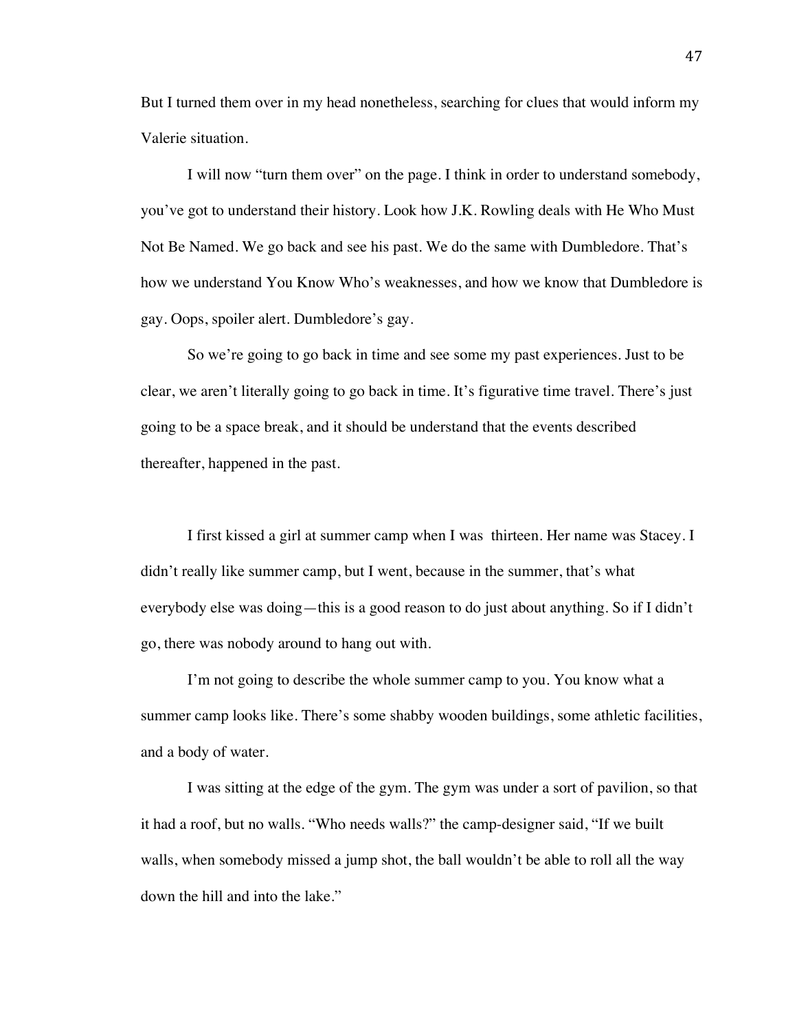But I turned them over in my head nonetheless, searching for clues that would inform my Valerie situation.

I will now "turn them over" on the page. I think in order to understand somebody, you've got to understand their history. Look how J.K. Rowling deals with He Who Must Not Be Named. We go back and see his past. We do the same with Dumbledore. That's how we understand You Know Who's weaknesses, and how we know that Dumbledore is gay. Oops, spoiler alert. Dumbledore's gay.

So we're going to go back in time and see some my past experiences. Just to be clear, we aren't literally going to go back in time. It's figurative time travel. There's just going to be a space break, and it should be understand that the events described thereafter, happened in the past.

I first kissed a girl at summer camp when I was thirteen. Her name was Stacey. I didn't really like summer camp, but I went, because in the summer, that's what everybody else was doing—this is a good reason to do just about anything. So if I didn't go, there was nobody around to hang out with.

I'm not going to describe the whole summer camp to you. You know what a summer camp looks like. There's some shabby wooden buildings, some athletic facilities, and a body of water.

I was sitting at the edge of the gym. The gym was under a sort of pavilion, so that it had a roof, but no walls. "Who needs walls?" the camp-designer said, "If we built walls, when somebody missed a jump shot, the ball wouldn't be able to roll all the way down the hill and into the lake."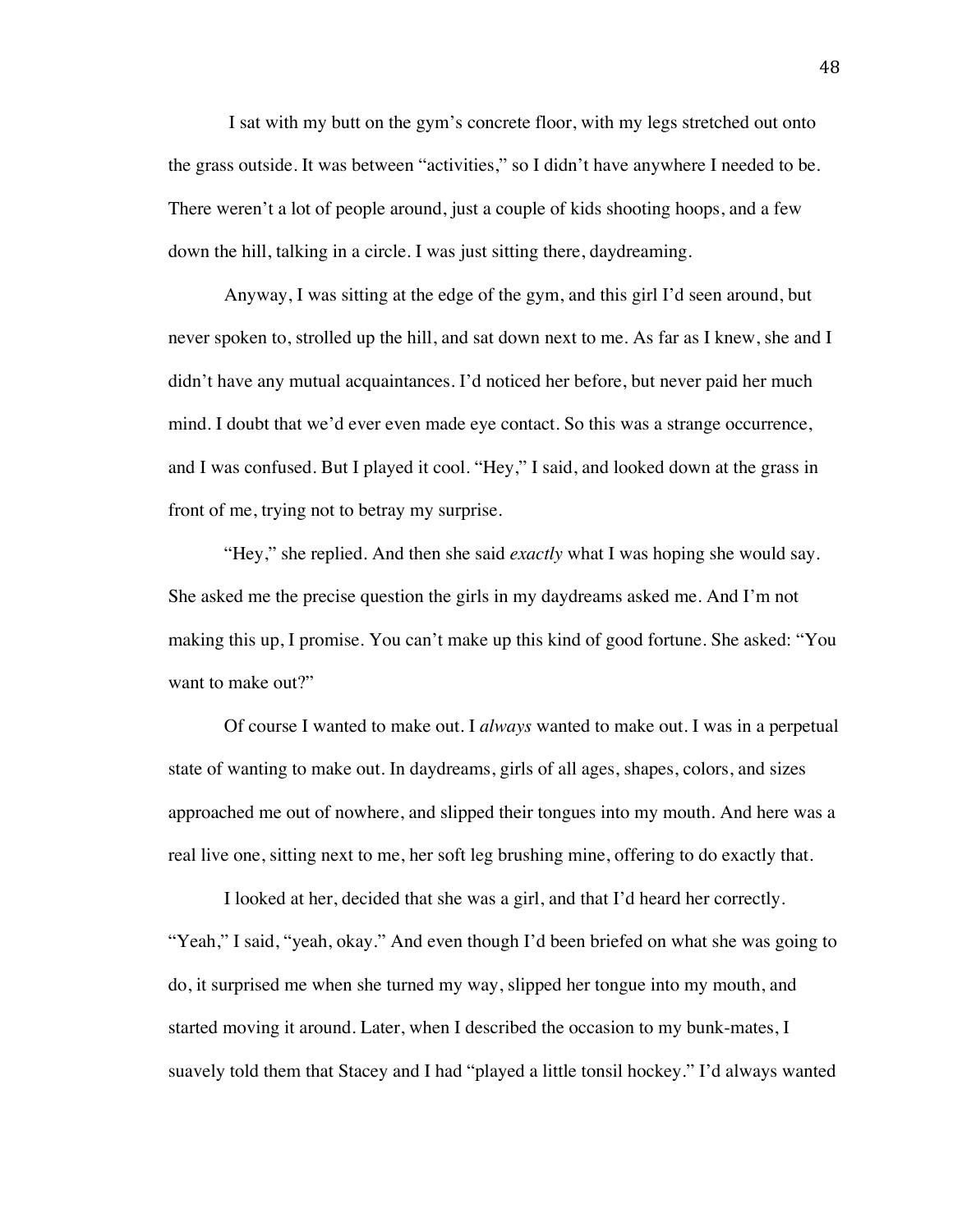I sat with my butt on the gym's concrete floor, with my legs stretched out onto the grass outside. It was between "activities," so I didn't have anywhere I needed to be. There weren't a lot of people around, just a couple of kids shooting hoops, and a few down the hill, talking in a circle. I was just sitting there, daydreaming.

Anyway, I was sitting at the edge of the gym, and this girl I'd seen around, but never spoken to, strolled up the hill, and sat down next to me. As far as I knew, she and I didn't have any mutual acquaintances. I'd noticed her before, but never paid her much mind. I doubt that we'd ever even made eye contact. So this was a strange occurrence, and I was confused. But I played it cool. "Hey," I said, and looked down at the grass in front of me, trying not to betray my surprise.

"Hey," she replied. And then she said *exactly* what I was hoping she would say. She asked me the precise question the girls in my daydreams asked me. And I'm not making this up, I promise. You can't make up this kind of good fortune. She asked: "You want to make out?"

Of course I wanted to make out. I *always* wanted to make out. I was in a perpetual state of wanting to make out. In daydreams, girls of all ages, shapes, colors, and sizes approached me out of nowhere, and slipped their tongues into my mouth. And here was a real live one, sitting next to me, her soft leg brushing mine, offering to do exactly that.

I looked at her, decided that she was a girl, and that I'd heard her correctly. "Yeah," I said, "yeah, okay." And even though I'd been briefed on what she was going to do, it surprised me when she turned my way, slipped her tongue into my mouth, and started moving it around. Later, when I described the occasion to my bunk-mates, I suavely told them that Stacey and I had "played a little tonsil hockey." I'd always wanted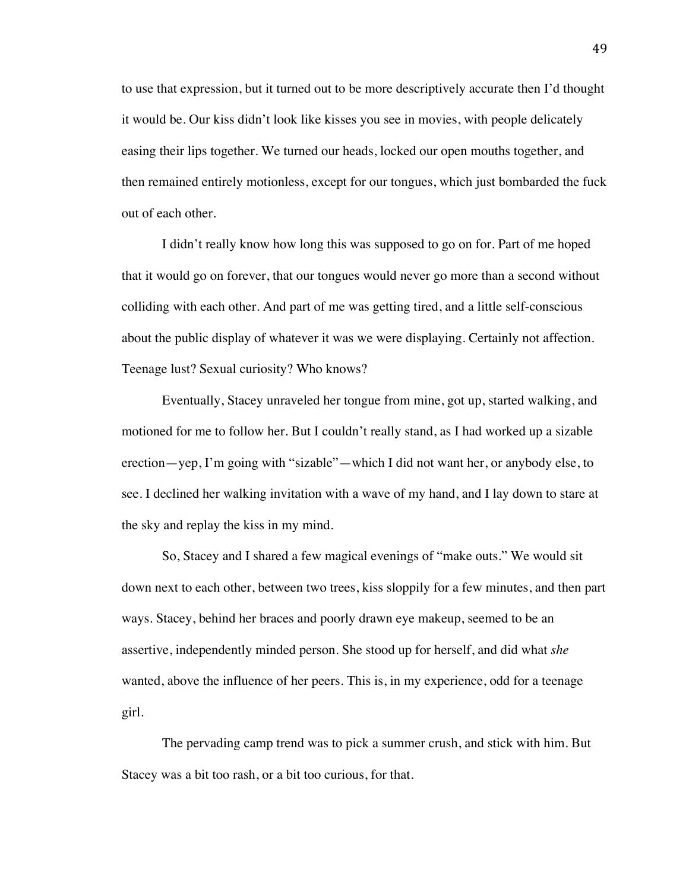to use that expression, but it turned out to be more descriptively accurate then I'd thought it would be. Our kiss didn't look like kisses you see in movies, with people delicately easing their lips together. We turned our heads, locked our open mouths together, and then remained entirely motionless, except for our tongues, which just bombarded the fuck out of each other.

I didn't really know how long this was supposed to go on for. Part of me hoped that it would go on forever, that our tongues would never go more than a second without colliding with each other. And part of me was getting tired, and a little self-conscious about the public display of whatever it was we were displaying. Certainly not affection. Teenage lust? Sexual curiosity? Who knows?

Eventually, Stacey unraveled her tongue from mine, got up, started walking, and motioned for me to follow her. But I couldn't really stand, as I had worked up a sizable erection—yep, I'm going with "sizable"—which I did not want her, or anybody else, to see. I declined her walking invitation with a wave of my hand, and I lay down to stare at the sky and replay the kiss in my mind.

So, Stacey and I shared a few magical evenings of "make outs." We would sit down next to each other, between two trees, kiss sloppily for a few minutes, and then part ways. Stacey, behind her braces and poorly drawn eye makeup, seemed to be an assertive, independently minded person. She stood up for herself, and did what *she* wanted, above the influence of her peers. This is, in my experience, odd for a teenage girl.

The pervading camp trend was to pick a summer crush, and stick with him. But Stacey was a bit too rash, or a bit too curious, for that.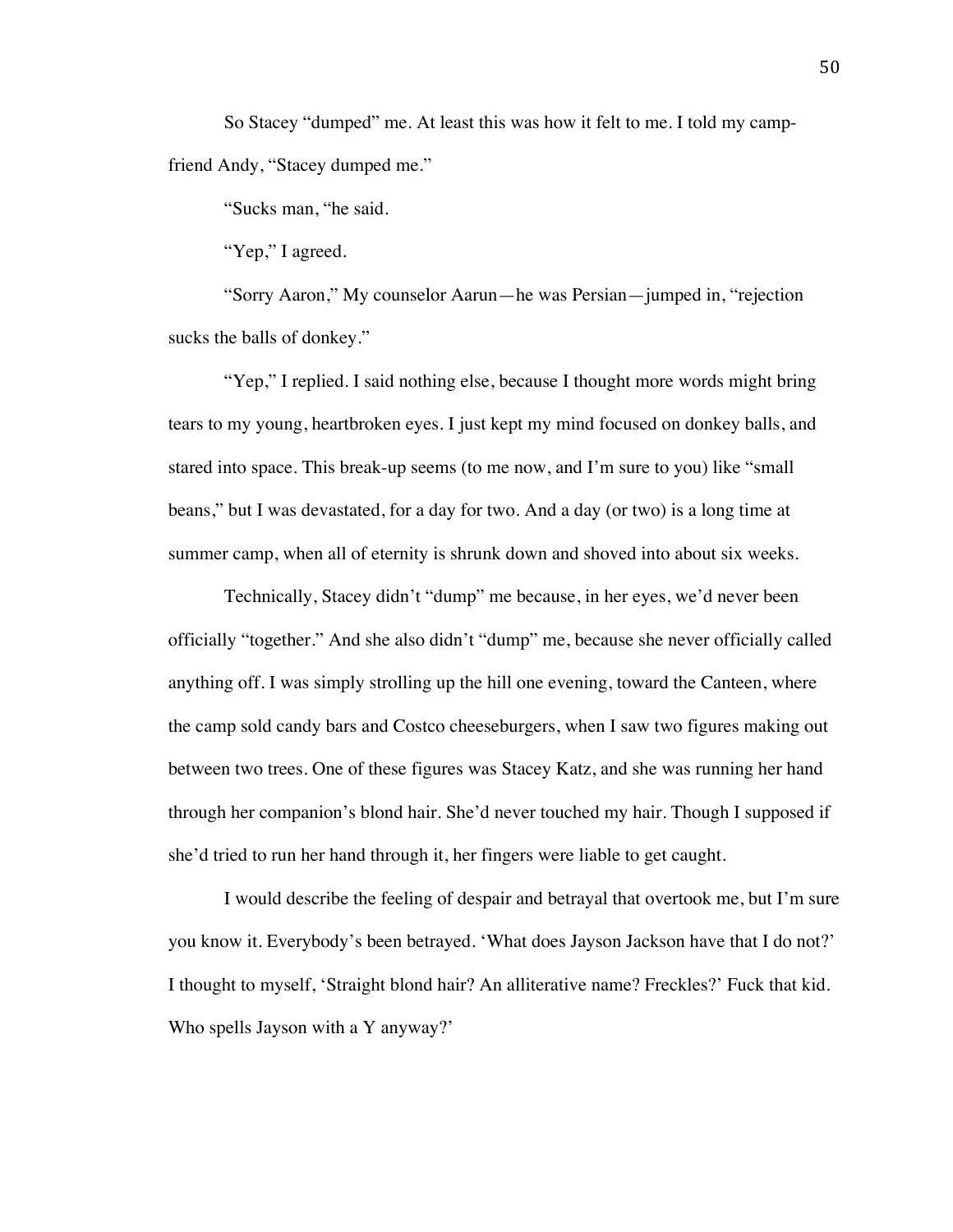So Stacey "dumped" me. At least this was how it felt to me. I told my camp-friend Andy, "Stacey dumped me."

"Sucks man, "he said.

"Yep," I agreed.

"Sorry Aaron," My counselor Aarun—he was Persian—jumped in, "rejection sucks the balls of donkey."

"Yep," I replied. I said nothing else, because I thought more words might bring tears to my young, heartbroken eyes. I just kept my mind focused on donkey balls, and stared into space. This break-up seems (to me now, and I'm sure to you) like "small beans," but I was devastated, for a day for two. And a day (or two) is a long time at summer camp, when all of eternity is shrunk down and shoved into about six weeks.

Technically, Stacey didn't "dump" me because, in her eyes, we'd never been officially "together." And she also didn't "dump" me, because she never officially called anything off. I was simply strolling up the hill one evening, toward the Canteen, where the camp sold candy bars and Costco cheeseburgers, when I saw two figures making out between two trees. One of these figures was Stacey Katz, and she was running her hand through her companion's blond hair. She'd never touched my hair. Though I supposed if she'd tried to run her hand through it, her fingers were liable to get caught.

I would describe the feeling of despair and betrayal that overtook me, but I'm sure you know it. Everybody's been betrayed. 'What does Jayson Jackson have that I do not?' I thought to myself, 'Straight blond hair? An alliterative name? Freckles?' Fuck that kid. Who spells Jayson with a Y anyway?'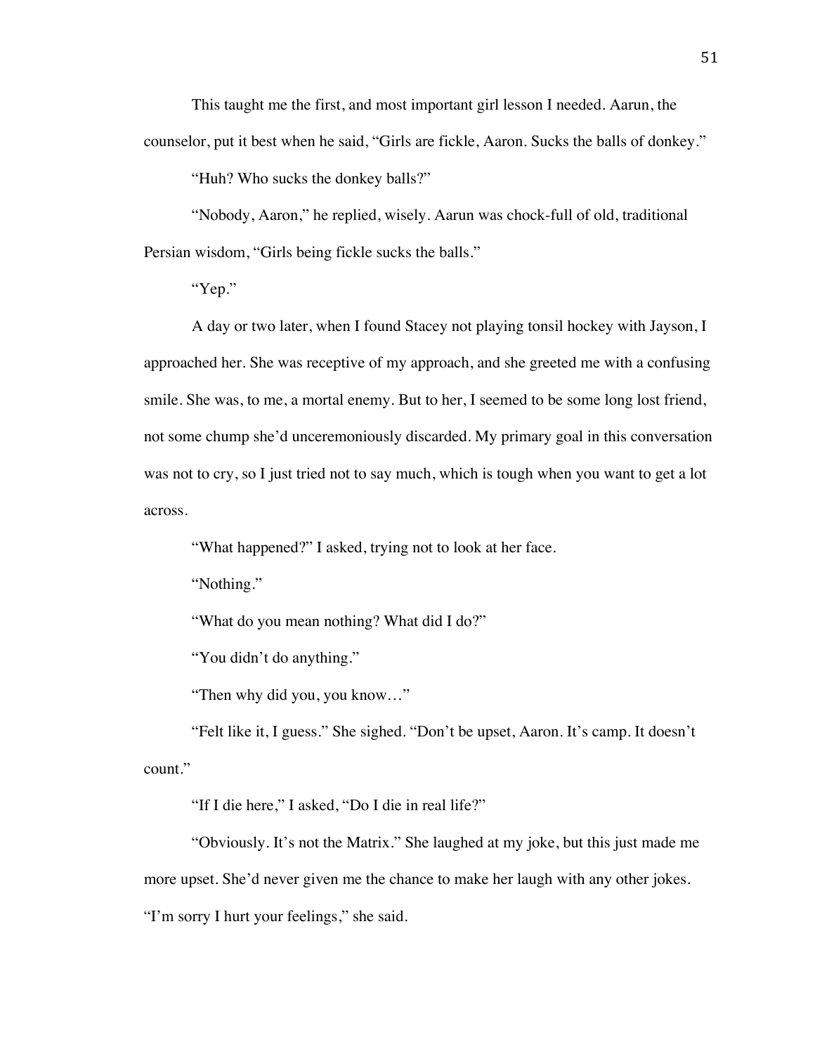This taught me the first, and most important girl lesson I needed. Aarun, the counselor, put it best when he said, “Girls are fickle, Aaron. Sucks the balls of donkey.”

“Huh? Who sucks the donkey balls?”

“Nobody, Aaron,” he replied, wisely. Aarun was chock-full of old, traditional Persian wisdom, “Girls being fickle sucks the balls.”

“Yep.”

A day or two later, when I found Stacey not playing tonsil hockey with Jayson, I approached her. She was receptive of my approach, and she greeted me with a confusing smile. She was, to me, a mortal enemy. But to her, I seemed to be some long lost friend, not some chump she’d unceremoniously discarded. My primary goal in this conversation was not to cry, so I just tried not to say much, which is tough when you want to get a lot across.

“What happened?” I asked, trying not to look at her face.

“Nothing.”

“What do you mean nothing? What did I do?”

“You didn’t do anything.”

“Then why did you, you know…”

“Felt like it, I guess.” She sighed. “Don’t be upset, Aaron. It’s camp. It doesn’t count.”

“If I die here,” I asked, “Do I die in real life?”

“Obviously. It’s not the Matrix.” She laughed at my joke, but this just made me more upset. She’d never given me the chance to make her laugh with any other jokes. “I’m sorry I hurt your feelings,” she said.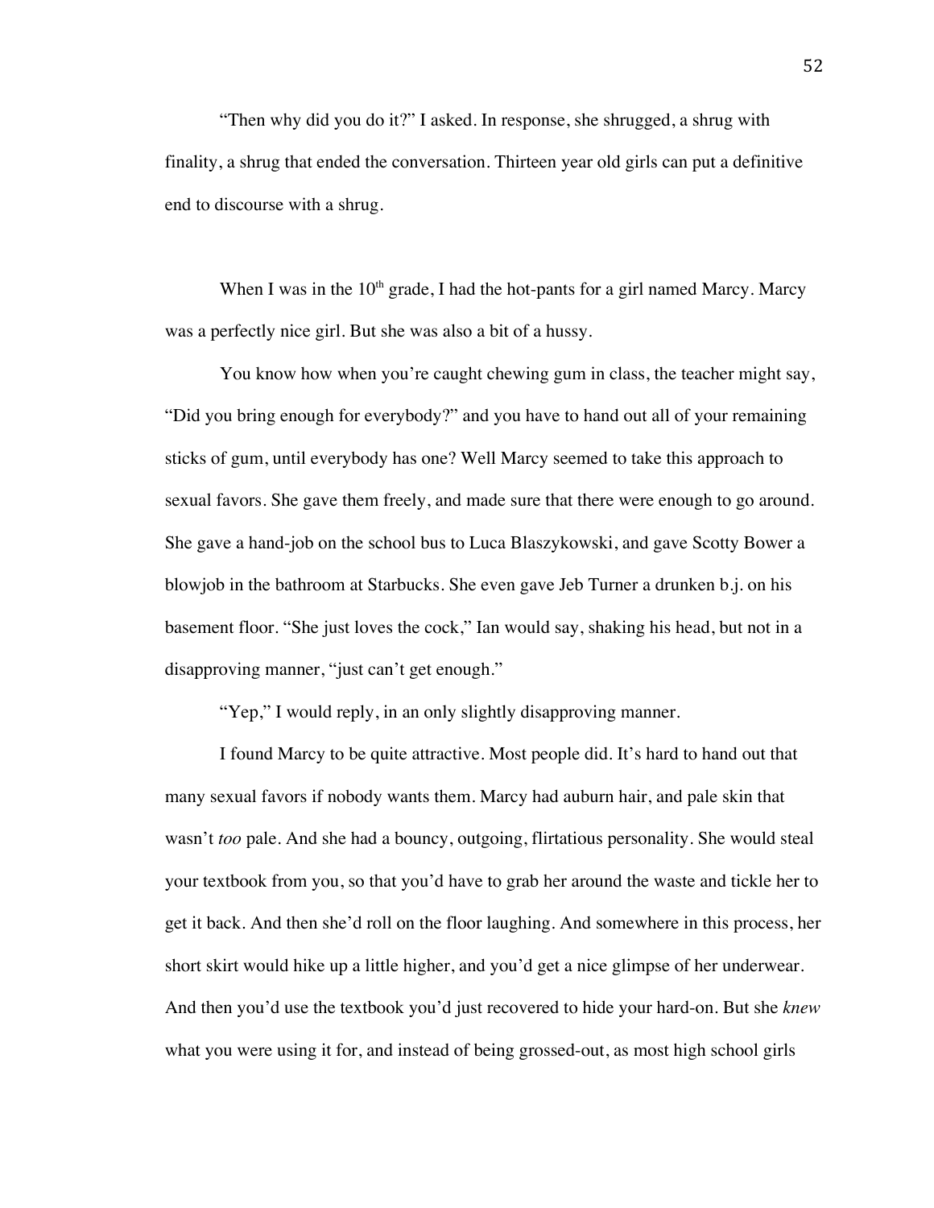"Then why did you do it?" I asked. In response, she shrugged, a shrug with finality, a shrug that ended the conversation. Thirteen year old girls can put a definitive end to discourse with a shrug.

When I was in the 10th grade, I had the hot-pants for a girl named Marcy. Marcy was a perfectly nice girl. But she was also a bit of a hussy.

You know how when you're caught chewing gum in class, the teacher might say, "Did you bring enough for everybody?" and you have to hand out all of your remaining sticks of gum, until everybody has one? Well Marcy seemed to take this approach to sexual favors. She gave them freely, and made sure that there were enough to go around. She gave a hand-job on the school bus to Luca Blaszykowski, and gave Scotty Bower a blowjob in the bathroom at Starbucks. She even gave Jeb Turner a drunken b.j. on his basement floor. "She just loves the cock," Ian would say, shaking his head, but not in a disapproving manner, "just can't get enough."

"Yep," I would reply, in an only slightly disapproving manner.

I found Marcy to be quite attractive. Most people did. It's hard to hand out that many sexual favors if nobody wants them. Marcy had auburn hair, and pale skin that wasn't *too* pale. And she had a bouncy, outgoing, flirtatious personality. She would steal your textbook from you, so that you'd have to grab her around the waste and tickle her to get it back. And then she'd roll on the floor laughing. And somewhere in this process, her short skirt would hike up a little higher, and you'd get a nice glimpse of her underwear. And then you'd use the textbook you'd just recovered to hide your hard-on. But she *knew* what you were using it for, and instead of being grossed-out, as most high school girls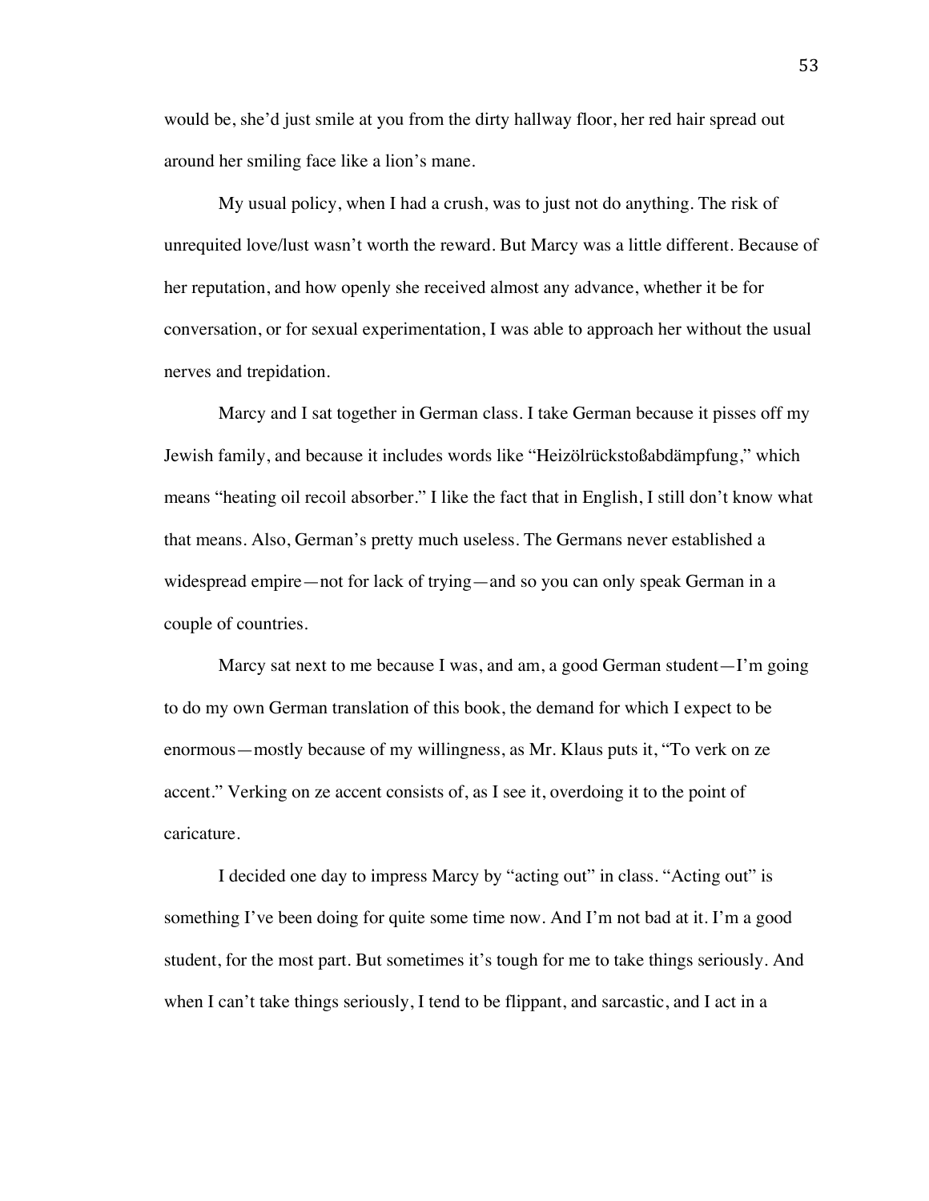would be, she'd just smile at you from the dirty hallway floor, her red hair spread out around her smiling face like a lion's mane.

My usual policy, when I had a crush, was to just not do anything. The risk of unrequited love/lust wasn't worth the reward. But Marcy was a little different. Because of her reputation, and how openly she received almost any advance, whether it be for conversation, or for sexual experimentation, I was able to approach her without the usual nerves and trepidation.

Marcy and I sat together in German class. I take German because it pisses off my Jewish family, and because it includes words like "Heizölrückstoßabdämpfung," which means "heating oil recoil absorber." I like the fact that in English, I still don't know what that means. Also, German's pretty much useless. The Germans never established a widespread empire—not for lack of trying—and so you can only speak German in a couple of countries.

Marcy sat next to me because I was, and am, a good German student—I'm going to do my own German translation of this book, the demand for which I expect to be enormous—mostly because of my willingness, as Mr. Klaus puts it, "To verk on ze accent." Verking on ze accent consists of, as I see it, overdoing it to the point of caricature.

I decided one day to impress Marcy by "acting out" in class. "Acting out" is something I've been doing for quite some time now. And I'm not bad at it. I'm a good student, for the most part. But sometimes it's tough for me to take things seriously. And when I can't take things seriously, I tend to be flippant, and sarcastic, and I act in a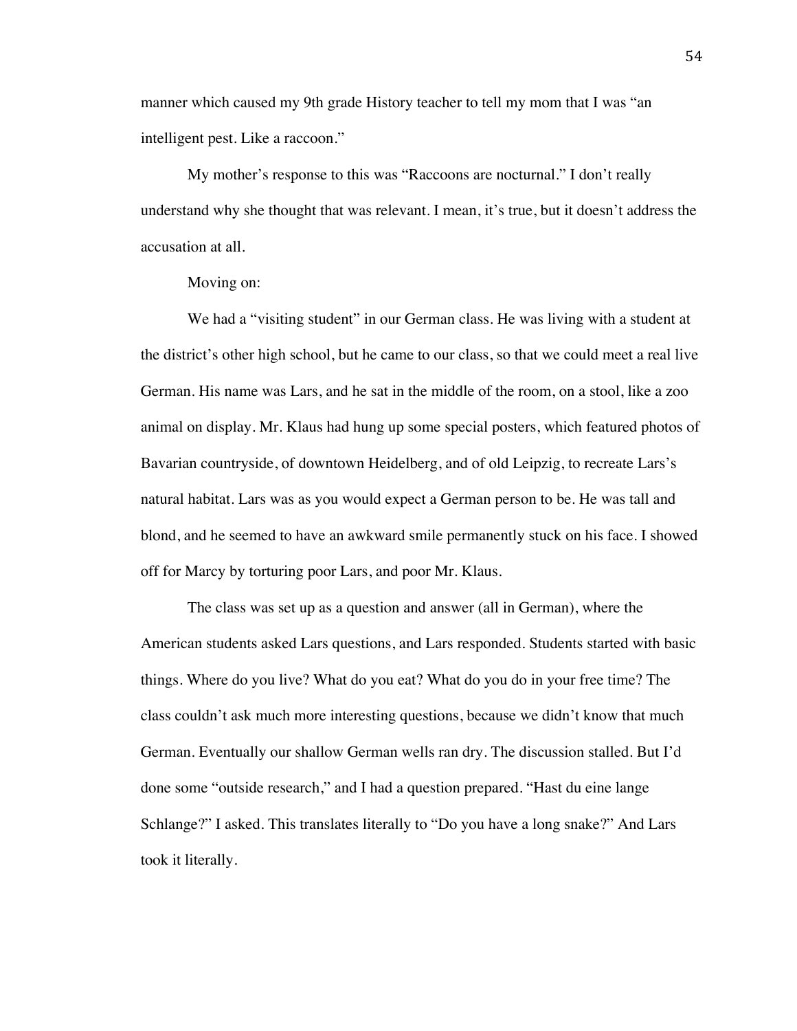manner which caused my 9th grade History teacher to tell my mom that I was "an intelligent pest. Like a raccoon."

My mother's response to this was "Raccoons are nocturnal." I don't really understand why she thought that was relevant. I mean, it's true, but it doesn't address the accusation at all.

Moving on:

We had a "visiting student" in our German class. He was living with a student at the district's other high school, but he came to our class, so that we could meet a real live German. His name was Lars, and he sat in the middle of the room, on a stool, like a zoo animal on display. Mr. Klaus had hung up some special posters, which featured photos of Bavarian countryside, of downtown Heidelberg, and of old Leipzig, to recreate Lars's natural habitat. Lars was as you would expect a German person to be. He was tall and blond, and he seemed to have an awkward smile permanently stuck on his face. I showed off for Marcy by torturing poor Lars, and poor Mr. Klaus.

The class was set up as a question and answer (all in German), where the American students asked Lars questions, and Lars responded. Students started with basic things. Where do you live? What do you eat? What do you do in your free time? The class couldn't ask much more interesting questions, because we didn't know that much German. Eventually our shallow German wells ran dry. The discussion stalled. But I'd done some "outside research," and I had a question prepared. "Hast du eine lange Schlange?" I asked. This translates literally to "Do you have a long snake?" And Lars took it literally.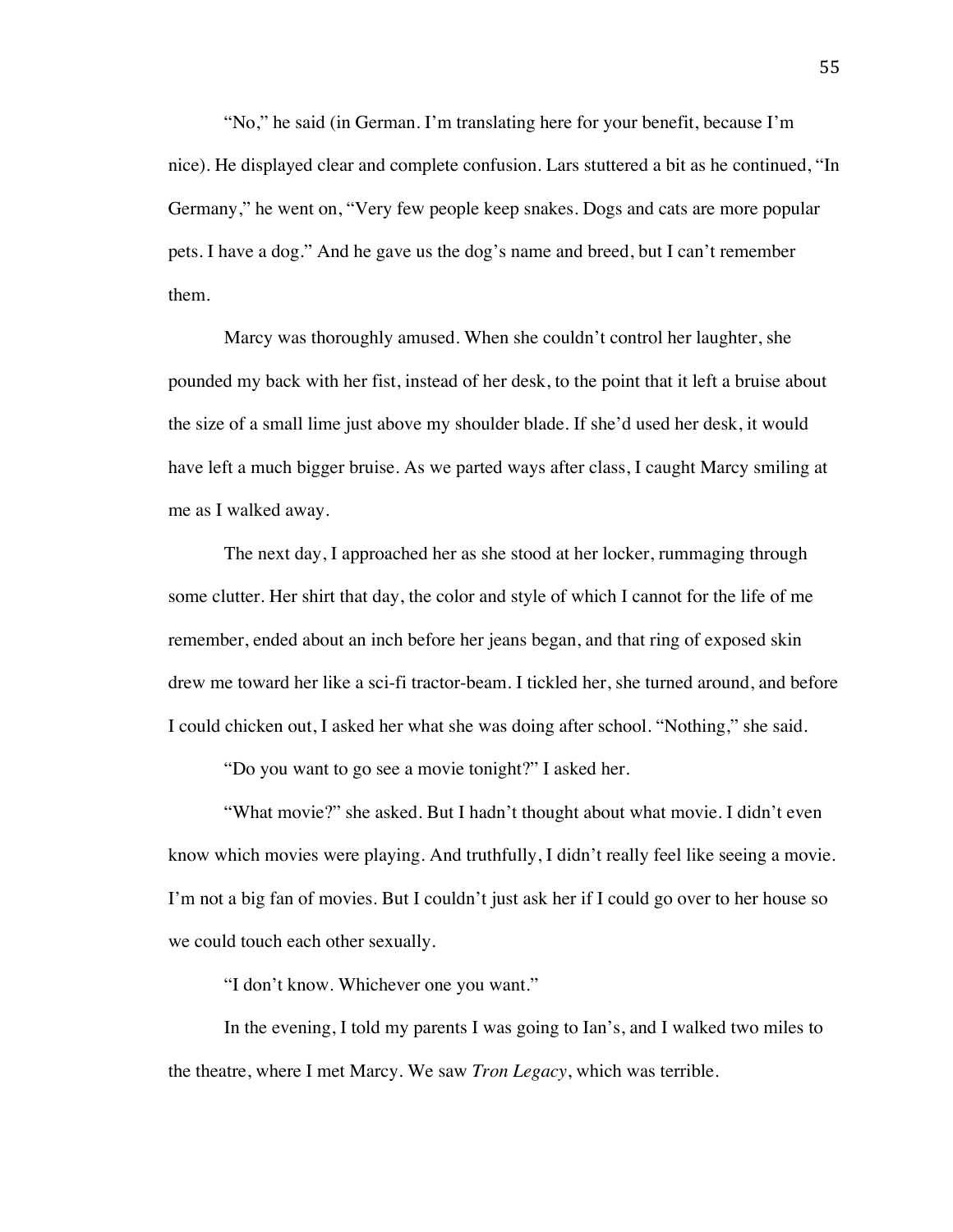"No," he said (in German. I'm translating here for your benefit, because I'm nice). He displayed clear and complete confusion. Lars stuttered a bit as he continued, "In Germany," he went on, "Very few people keep snakes. Dogs and cats are more popular pets. I have a dog." And he gave us the dog's name and breed, but I can't remember them.

Marcy was thoroughly amused. When she couldn't control her laughter, she pounded my back with her fist, instead of her desk, to the point that it left a bruise about the size of a small lime just above my shoulder blade. If she'd used her desk, it would have left a much bigger bruise. As we parted ways after class, I caught Marcy smiling at me as I walked away.

The next day, I approached her as she stood at her locker, rummaging through some clutter. Her shirt that day, the color and style of which I cannot for the life of me remember, ended about an inch before her jeans began, and that ring of exposed skin drew me toward her like a sci-fi tractor-beam. I tickled her, she turned around, and before I could chicken out, I asked her what she was doing after school. "Nothing," she said.

"Do you want to go see a movie tonight?" I asked her.

"What movie?" she asked. But I hadn't thought about what movie. I didn't even know which movies were playing. And truthfully, I didn't really feel like seeing a movie. I'm not a big fan of movies. But I couldn't just ask her if I could go over to her house so we could touch each other sexually.

"I don't know. Whichever one you want."

In the evening, I told my parents I was going to Ian's, and I walked two miles to the theatre, where I met Marcy. We saw *Tron Legacy*, which was terrible.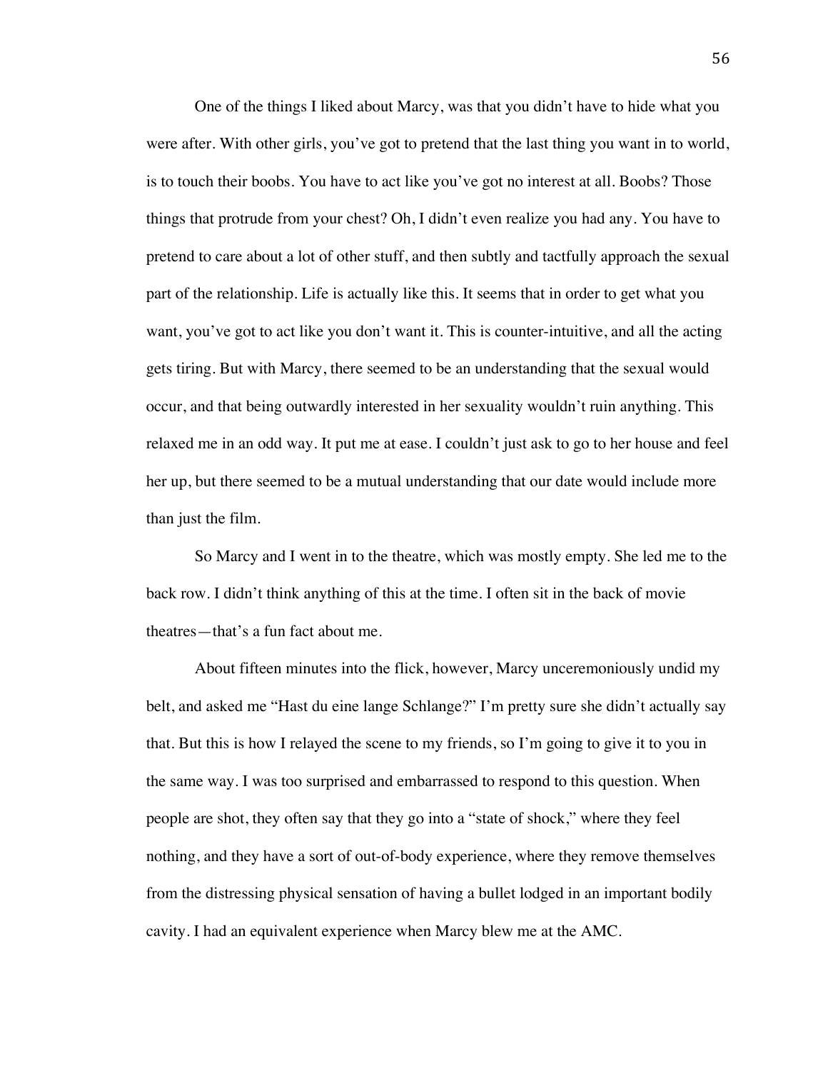One of the things I liked about Marcy, was that you didn't have to hide what you were after. With other girls, you've got to pretend that the last thing you want in to world, is to touch their boobs. You have to act like you've got no interest at all. Boobs? Those things that protrude from your chest? Oh, I didn't even realize you had any. You have to pretend to care about a lot of other stuff, and then subtly and tactfully approach the sexual part of the relationship. Life is actually like this. It seems that in order to get what you want, you've got to act like you don't want it. This is counter-intuitive, and all the acting gets tiring. But with Marcy, there seemed to be an understanding that the sexual would occur, and that being outwardly interested in her sexuality wouldn't ruin anything. This relaxed me in an odd way. It put me at ease. I couldn't just ask to go to her house and feel her up, but there seemed to be a mutual understanding that our date would include more than just the film.

So Marcy and I went in to the theatre, which was mostly empty. She led me to the back row. I didn't think anything of this at the time. I often sit in the back of movie theatres—that's a fun fact about me.

About fifteen minutes into the flick, however, Marcy unceremoniously undid my belt, and asked me "Hast du eine lange Schlange?" I'm pretty sure she didn't actually say that. But this is how I relayed the scene to my friends, so I'm going to give it to you in the same way. I was too surprised and embarrassed to respond to this question. When people are shot, they often say that they go into a "state of shock," where they feel nothing, and they have a sort of out-of-body experience, where they remove themselves from the distressing physical sensation of having a bullet lodged in an important bodily cavity. I had an equivalent experience when Marcy blew me at the AMC.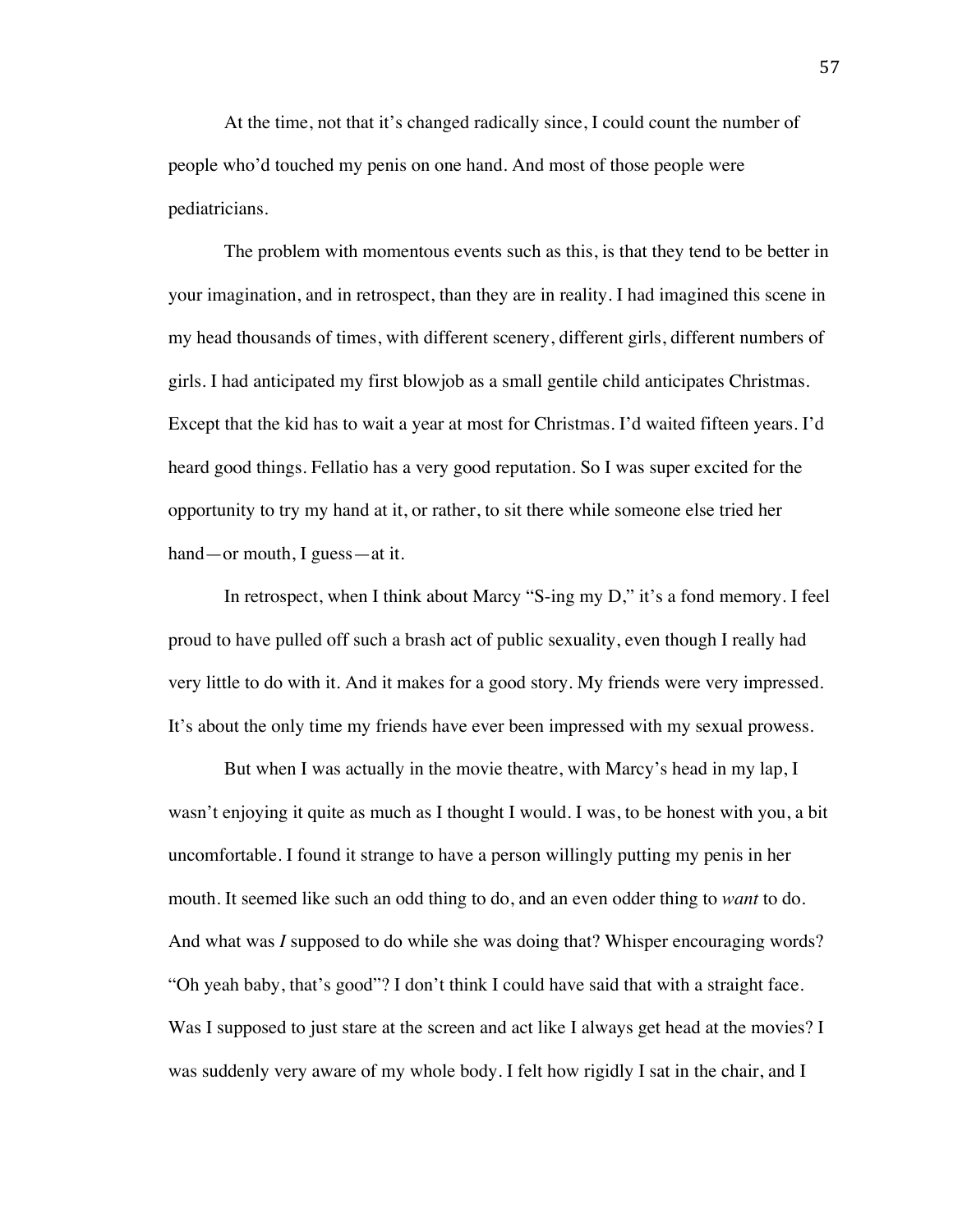At the time, not that it's changed radically since, I could count the number of people who'd touched my penis on one hand. And most of those people were pediatricians.

The problem with momentous events such as this, is that they tend to be better in your imagination, and in retrospect, than they are in reality. I had imagined this scene in my head thousands of times, with different scenery, different girls, different numbers of girls. I had anticipated my first blowjob as a small gentile child anticipates Christmas. Except that the kid has to wait a year at most for Christmas. I'd waited fifteen years. I'd heard good things. Fellatio has a very good reputation. So I was super excited for the opportunity to try my hand at it, or rather, to sit there while someone else tried her hand—or mouth, I guess—at it.

In retrospect, when I think about Marcy "S-ing my D," it's a fond memory. I feel proud to have pulled off such a brash act of public sexuality, even though I really had very little to do with it. And it makes for a good story. My friends were very impressed. It's about the only time my friends have ever been impressed with my sexual prowess.

But when I was actually in the movie theatre, with Marcy's head in my lap, I wasn't enjoying it quite as much as I thought I would. I was, to be honest with you, a bit uncomfortable. I found it strange to have a person willingly putting my penis in her mouth. It seemed like such an odd thing to do, and an even odder thing to *want* to do. And what was *I* supposed to do while she was doing that? Whisper encouraging words? "Oh yeah baby, that's good"? I don't think I could have said that with a straight face. Was I supposed to just stare at the screen and act like I always get head at the movies? I was suddenly very aware of my whole body. I felt how rigidly I sat in the chair, and I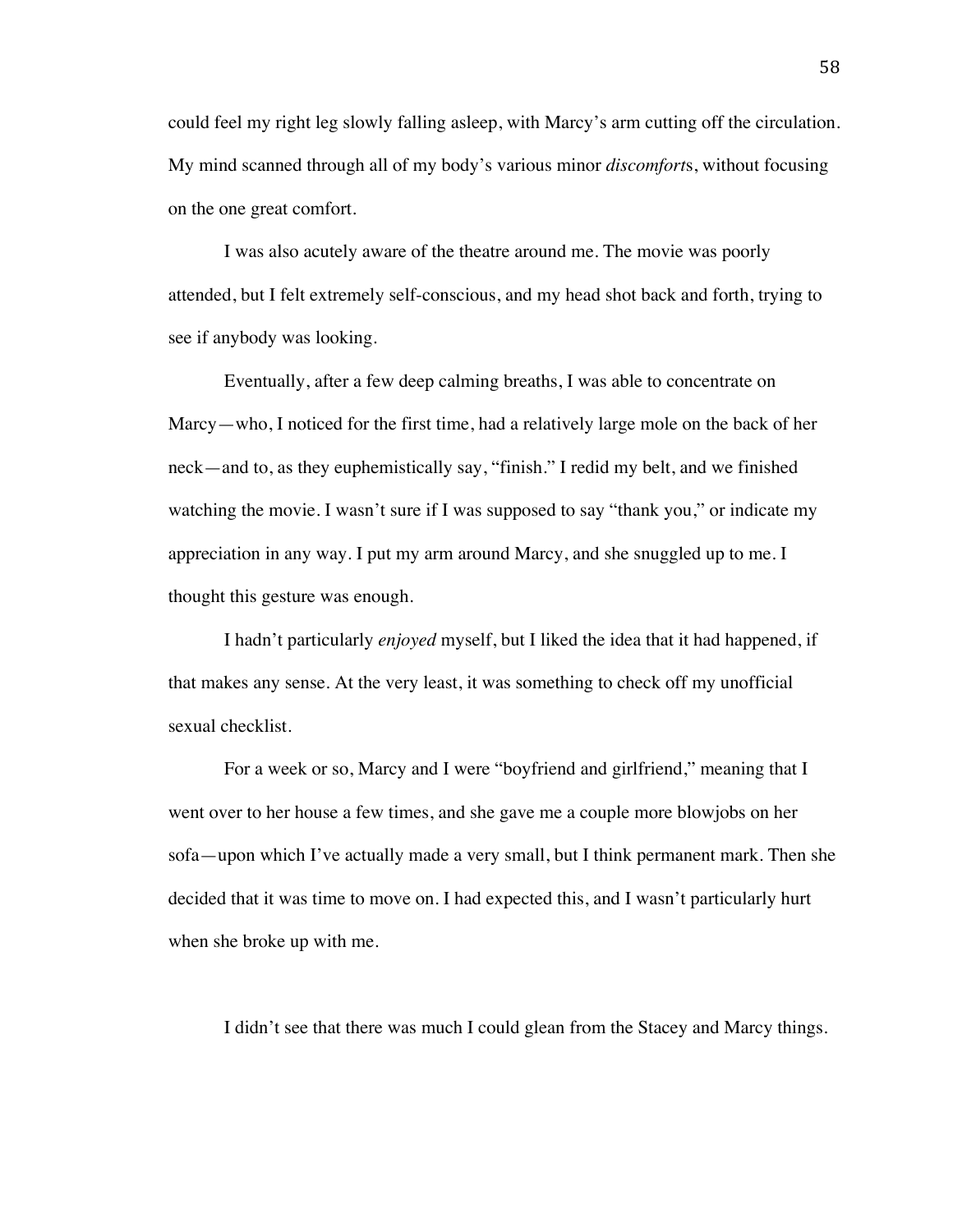could feel my right leg slowly falling asleep, with Marcy's arm cutting off the circulation. My mind scanned through all of my body's various minor *discomfort*s, without focusing on the one great comfort.

I was also acutely aware of the theatre around me. The movie was poorly attended, but I felt extremely self-conscious, and my head shot back and forth, trying to see if anybody was looking.

Eventually, after a few deep calming breaths, I was able to concentrate on Marcy—who, I noticed for the first time, had a relatively large mole on the back of her neck—and to, as they euphemistically say, "finish." I redid my belt, and we finished watching the movie. I wasn't sure if I was supposed to say "thank you," or indicate my appreciation in any way. I put my arm around Marcy, and she snuggled up to me. I thought this gesture was enough.

I hadn't particularly *enjoyed* myself, but I liked the idea that it had happened, if that makes any sense. At the very least, it was something to check off my unofficial sexual checklist.

For a week or so, Marcy and I were "boyfriend and girlfriend," meaning that I went over to her house a few times, and she gave me a couple more blowjobs on her sofa—upon which I've actually made a very small, but I think permanent mark. Then she decided that it was time to move on. I had expected this, and I wasn't particularly hurt when she broke up with me.

I didn't see that there was much I could glean from the Stacey and Marcy things.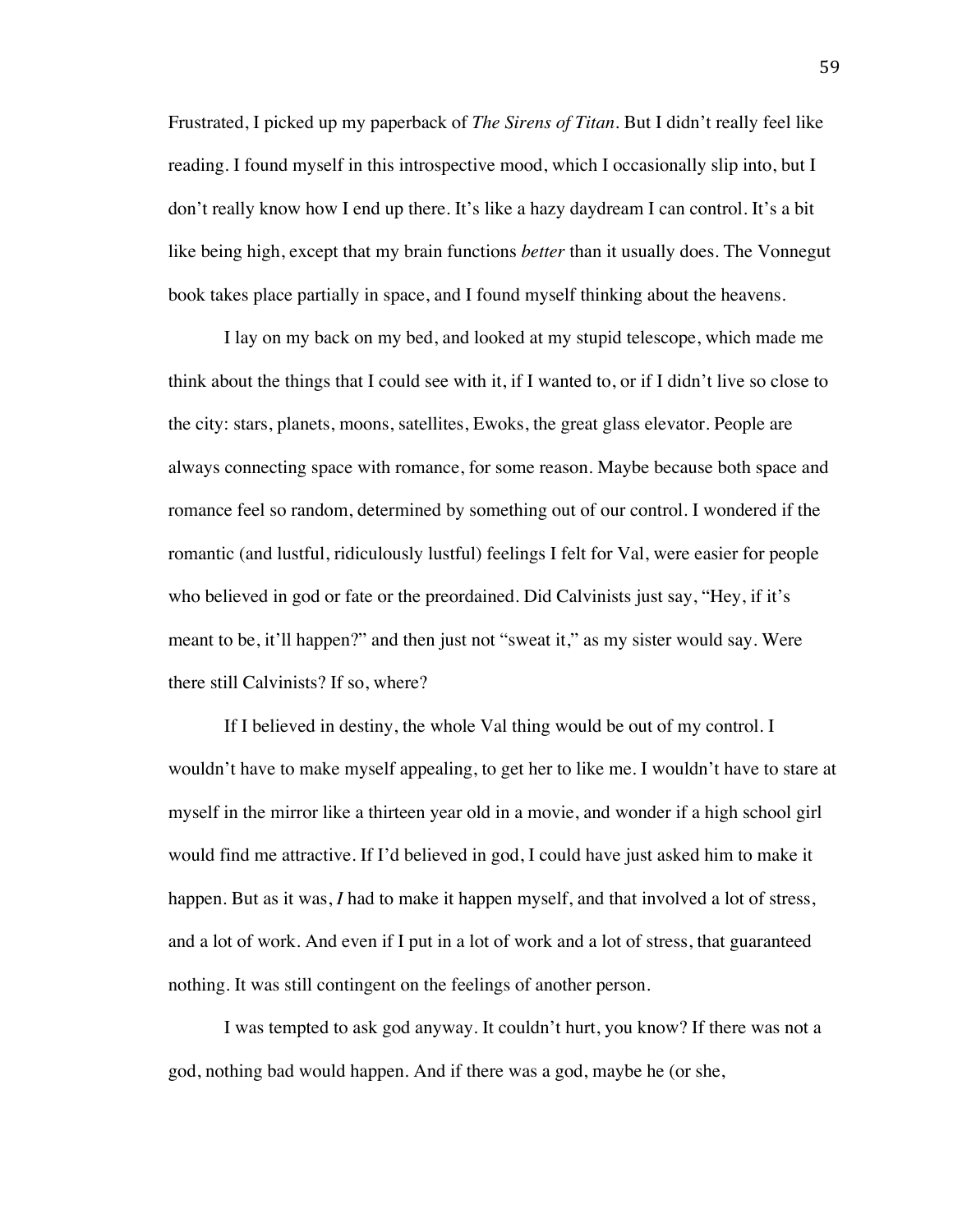Frustrated, I picked up my paperback of *The Sirens of Titan*. But I didn't really feel like reading. I found myself in this introspective mood, which I occasionally slip into, but I don't really know how I end up there. It's like a hazy daydream I can control. It's a bit like being high, except that my brain functions *better* than it usually does. The Vonnegut book takes place partially in space, and I found myself thinking about the heavens.

I lay on my back on my bed, and looked at my stupid telescope, which made me think about the things that I could see with it, if I wanted to, or if I didn't live so close to the city: stars, planets, moons, satellites, Ewoks, the great glass elevator. People are always connecting space with romance, for some reason. Maybe because both space and romance feel so random, determined by something out of our control. I wondered if the romantic (and lustful, ridiculously lustful) feelings I felt for Val, were easier for people who believed in god or fate or the preordained. Did Calvinists just say, "Hey, if it's meant to be, it'll happen?" and then just not "sweat it," as my sister would say. Were there still Calvinists? If so, where?

If I believed in destiny, the whole Val thing would be out of my control. I wouldn't have to make myself appealing, to get her to like me. I wouldn't have to stare at myself in the mirror like a thirteen year old in a movie, and wonder if a high school girl would find me attractive. If I'd believed in god, I could have just asked him to make it happen. But as it was, *I* had to make it happen myself, and that involved a lot of stress, and a lot of work. And even if I put in a lot of work and a lot of stress, that guaranteed nothing. It was still contingent on the feelings of another person.

I was tempted to ask god anyway. It couldn't hurt, you know? If there was not a god, nothing bad would happen. And if there was a god, maybe he (or she,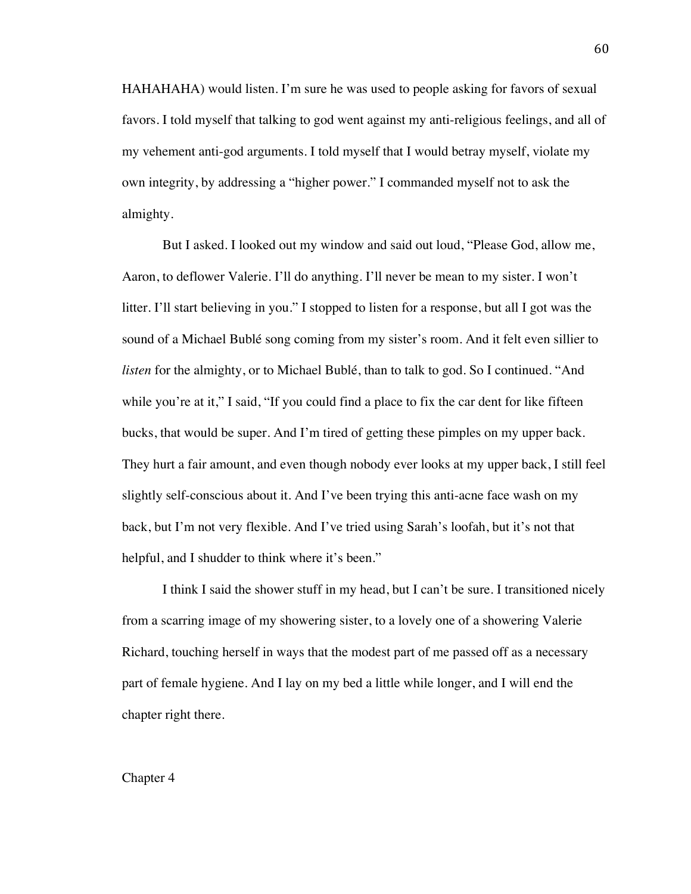HAHAHAHA) would listen. I'm sure he was used to people asking for favors of sexual favors. I told myself that talking to god went against my anti-religious feelings, and all of my vehement anti-god arguments. I told myself that I would betray myself, violate my own integrity, by addressing a "higher power." I commanded myself not to ask the almighty.

But I asked. I looked out my window and said out loud, "Please God, allow me, Aaron, to deflower Valerie. I'll do anything. I'll never be mean to my sister. I won't litter. I'll start believing in you." I stopped to listen for a response, but all I got was the sound of a Michael Bublé song coming from my sister's room. And it felt even sillier to *listen* for the almighty, or to Michael Bublé, than to talk to god. So I continued. "And while you're at it," I said, "If you could find a place to fix the car dent for like fifteen bucks, that would be super. And I'm tired of getting these pimples on my upper back. They hurt a fair amount, and even though nobody ever looks at my upper back, I still feel slightly self-conscious about it. And I've been trying this anti-acne face wash on my back, but I'm not very flexible. And I've tried using Sarah's loofah, but it's not that helpful, and I shudder to think where it's been."

I think I said the shower stuff in my head, but I can't be sure. I transitioned nicely from a scarring image of my showering sister, to a lovely one of a showering Valerie Richard, touching herself in ways that the modest part of me passed off as a necessary part of female hygiene. And I lay on my bed a little while longer, and I will end the chapter right there.

## Chapter 4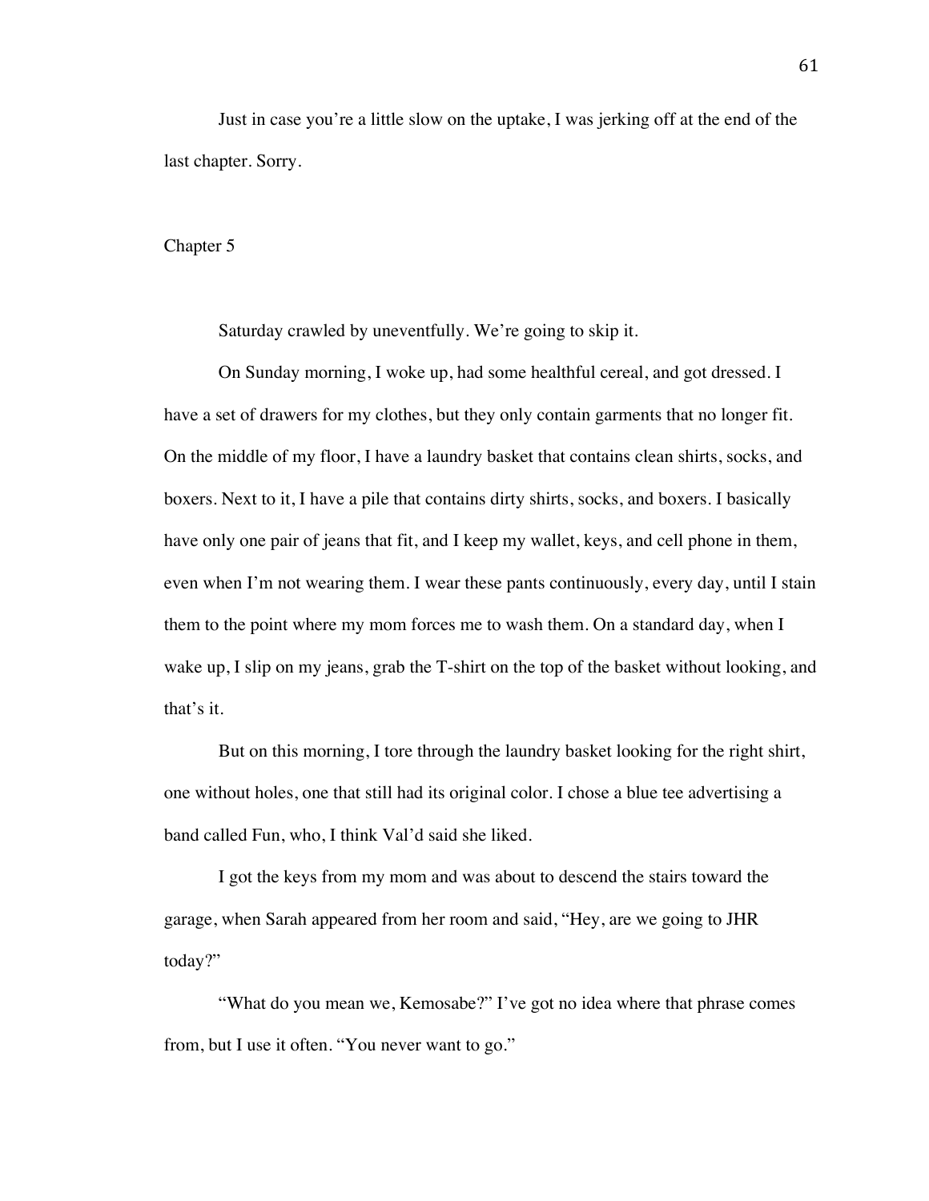Just in case you're a little slow on the uptake, I was jerking off at the end of the last chapter. Sorry.

## Chapter 5

Saturday crawled by uneventfully. We're going to skip it.

On Sunday morning, I woke up, had some healthful cereal, and got dressed. I have a set of drawers for my clothes, but they only contain garments that no longer fit. On the middle of my floor, I have a laundry basket that contains clean shirts, socks, and boxers. Next to it, I have a pile that contains dirty shirts, socks, and boxers. I basically have only one pair of jeans that fit, and I keep my wallet, keys, and cell phone in them, even when I'm not wearing them. I wear these pants continuously, every day, until I stain them to the point where my mom forces me to wash them. On a standard day, when I wake up, I slip on my jeans, grab the T-shirt on the top of the basket without looking, and that's it.

But on this morning, I tore through the laundry basket looking for the right shirt, one without holes, one that still had its original color. I chose a blue tee advertising a band called Fun, who, I think Val'd said she liked.

I got the keys from my mom and was about to descend the stairs toward the garage, when Sarah appeared from her room and said, "Hey, are we going to JHR today?"

"What do you mean we, Kemosabe?" I've got no idea where that phrase comes from, but I use it often. "You never want to go."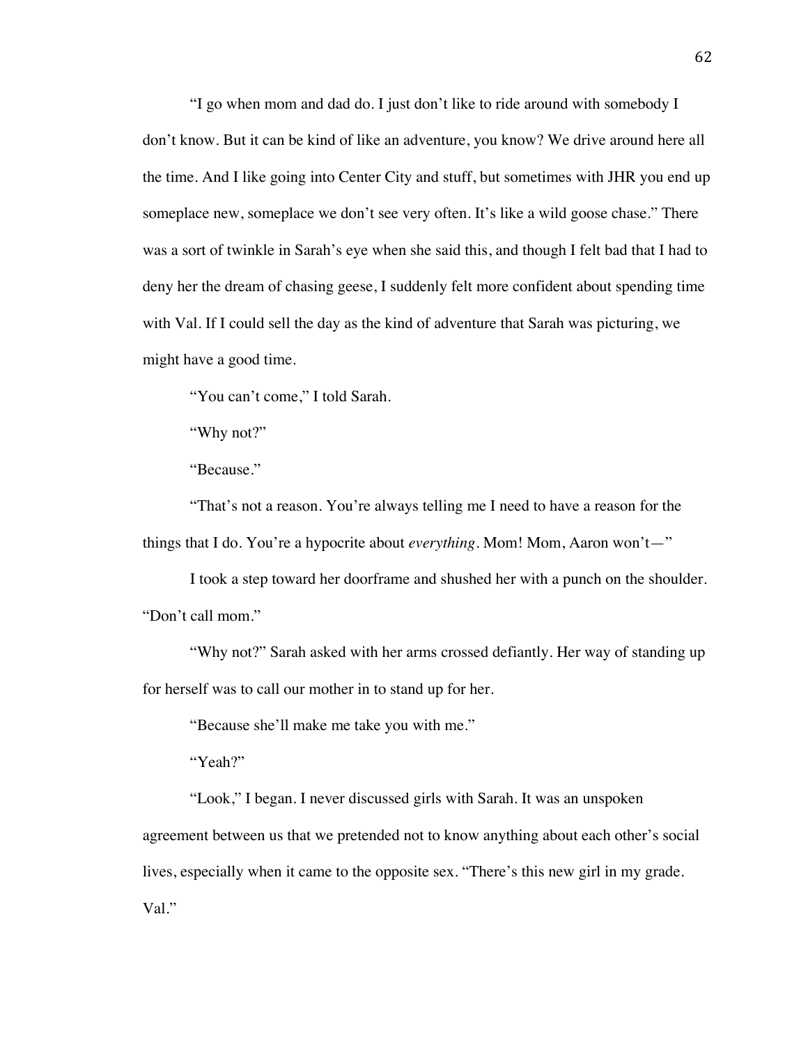"I go when mom and dad do. I just don't like to ride around with somebody I don't know. But it can be kind of like an adventure, you know? We drive around here all the time. And I like going into Center City and stuff, but sometimes with JHR you end up someplace new, someplace we don't see very often. It's like a wild goose chase." There was a sort of twinkle in Sarah's eye when she said this, and though I felt bad that I had to deny her the dream of chasing geese, I suddenly felt more confident about spending time with Val. If I could sell the day as the kind of adventure that Sarah was picturing, we might have a good time.

"You can't come," I told Sarah.

"Why not?"

"Because."

"That's not a reason. You're always telling me I need to have a reason for the things that I do. You're a hypocrite about *everything*. Mom! Mom, Aaron won't—"

I took a step toward her doorframe and shushed her with a punch on the shoulder. "Don't call mom."

"Why not?" Sarah asked with her arms crossed defiantly. Her way of standing up for herself was to call our mother in to stand up for her.

"Because she'll make me take you with me."

"Yeah?"

"Look," I began. I never discussed girls with Sarah. It was an unspoken agreement between us that we pretended not to know anything about each other's social lives, especially when it came to the opposite sex. "There's this new girl in my grade. Val."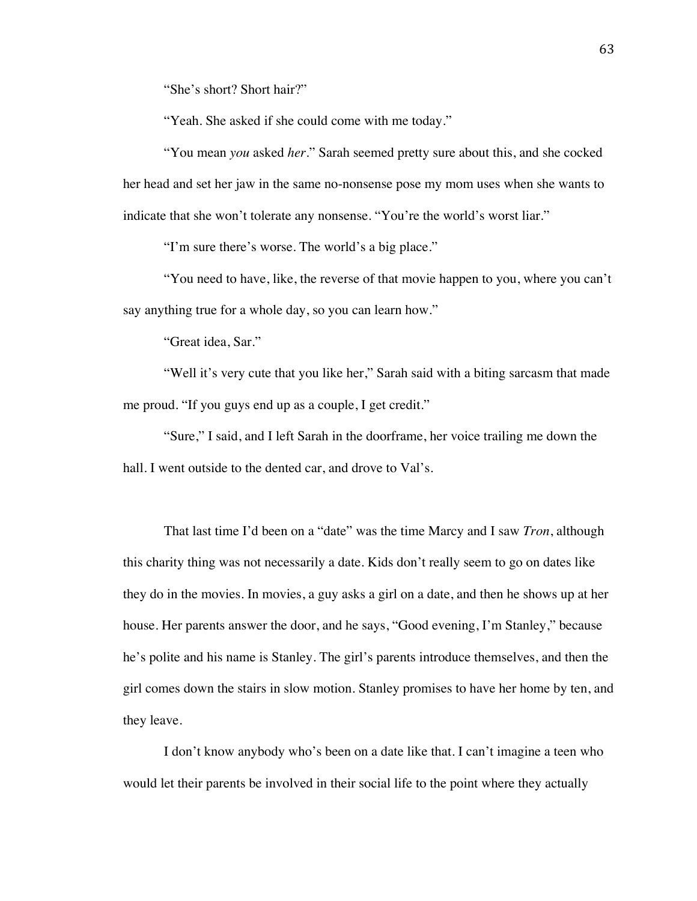"She's short? Short hair?"

"Yeah. She asked if she could come with me today."

"You mean *you* asked *her*." Sarah seemed pretty sure about this, and she cocked her head and set her jaw in the same no-nonsense pose my mom uses when she wants to indicate that she won't tolerate any nonsense. "You're the world's worst liar."

"I'm sure there's worse. The world's a big place."

"You need to have, like, the reverse of that movie happen to you, where you can't say anything true for a whole day, so you can learn how."

"Great idea, Sar."

"Well it's very cute that you like her," Sarah said with a biting sarcasm that made me proud. "If you guys end up as a couple, I get credit."

"Sure," I said, and I left Sarah in the doorframe, her voice trailing me down the hall. I went outside to the dented car, and drove to Val's.

That last time I'd been on a "date" was the time Marcy and I saw *Tron*, although this charity thing was not necessarily a date. Kids don't really seem to go on dates like they do in the movies. In movies, a guy asks a girl on a date, and then he shows up at her house. Her parents answer the door, and he says, "Good evening, I'm Stanley," because he's polite and his name is Stanley. The girl's parents introduce themselves, and then the girl comes down the stairs in slow motion. Stanley promises to have her home by ten, and they leave.

I don't know anybody who's been on a date like that. I can't imagine a teen who would let their parents be involved in their social life to the point where they actually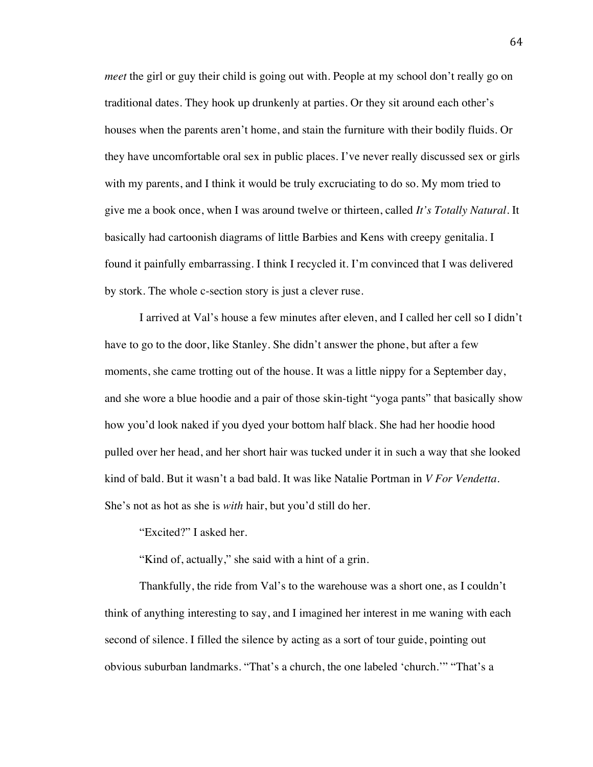*meet* the girl or guy their child is going out with. People at my school don't really go on traditional dates. They hook up drunkenly at parties. Or they sit around each other's houses when the parents aren't home, and stain the furniture with their bodily fluids. Or they have uncomfortable oral sex in public places. I've never really discussed sex or girls with my parents, and I think it would be truly excruciating to do so. My mom tried to give me a book once, when I was around twelve or thirteen, called *It's Totally Natural*. It basically had cartoonish diagrams of little Barbies and Kens with creepy genitalia. I found it painfully embarrassing. I think I recycled it. I'm convinced that I was delivered by stork. The whole c-section story is just a clever ruse.

I arrived at Val's house a few minutes after eleven, and I called her cell so I didn't have to go to the door, like Stanley. She didn't answer the phone, but after a few moments, she came trotting out of the house. It was a little nippy for a September day, and she wore a blue hoodie and a pair of those skin-tight "yoga pants" that basically show how you'd look naked if you dyed your bottom half black. She had her hoodie hood pulled over her head, and her short hair was tucked under it in such a way that she looked kind of bald. But it wasn't a bad bald. It was like Natalie Portman in *V For Vendetta*. She's not as hot as she is *with* hair, but you'd still do her.

"Excited?" I asked her.

"Kind of, actually," she said with a hint of a grin.

Thankfully, the ride from Val's to the warehouse was a short one, as I couldn't think of anything interesting to say, and I imagined her interest in me waning with each second of silence. I filled the silence by acting as a sort of tour guide, pointing out obvious suburban landmarks. "That's a church, the one labeled 'church.'" "That's a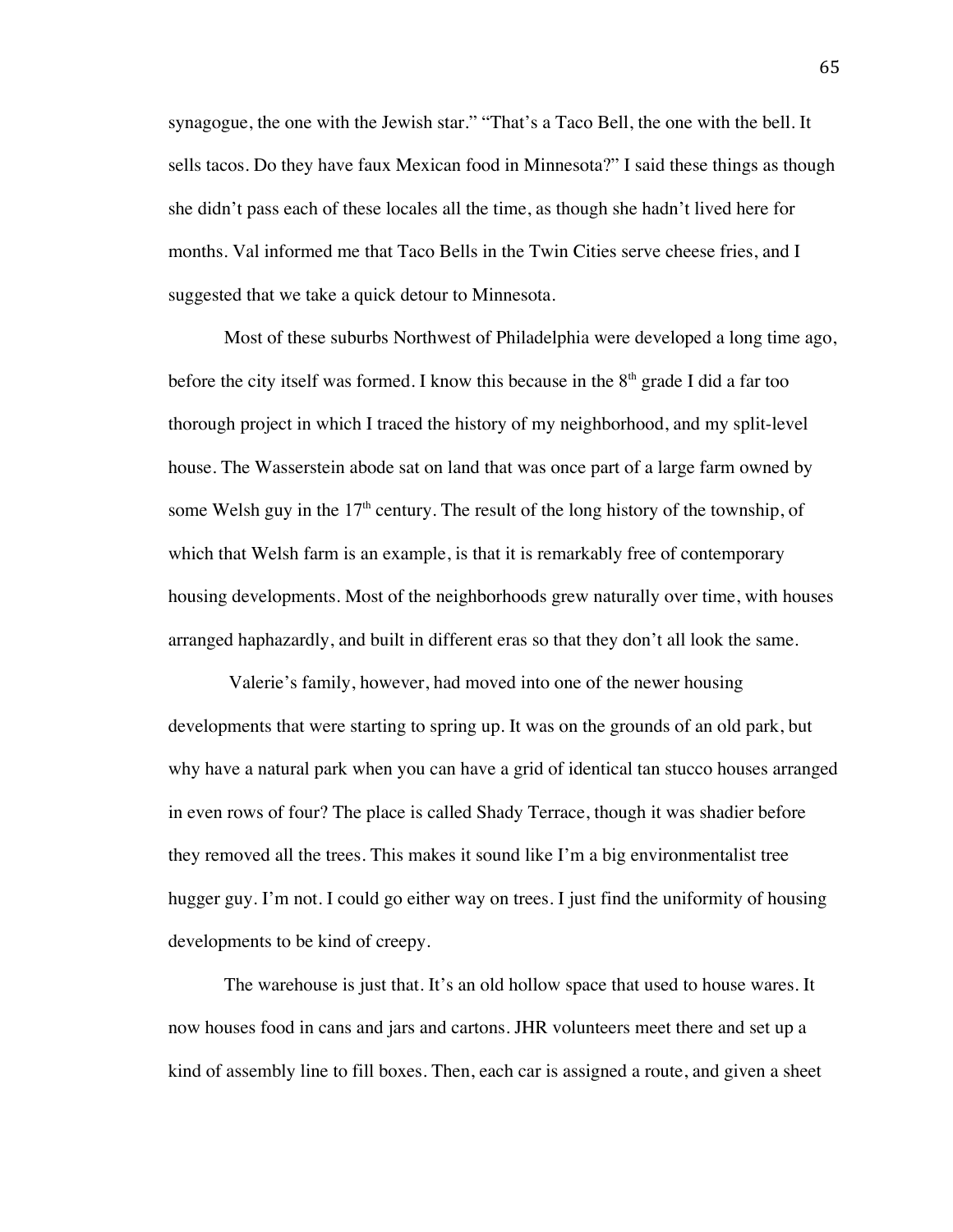synagogue, the one with the Jewish star." "That's a Taco Bell, the one with the bell. It sells tacos. Do they have faux Mexican food in Minnesota?" I said these things as though she didn't pass each of these locales all the time, as though she hadn't lived here for months. Val informed me that Taco Bells in the Twin Cities serve cheese fries, and I suggested that we take a quick detour to Minnesota.

Most of these suburbs Northwest of Philadelphia were developed a long time ago, before the city itself was formed. I know this because in the 8th grade I did a far too thorough project in which I traced the history of my neighborhood, and my split-level house. The Wasserstein abode sat on land that was once part of a large farm owned by some Welsh guy in the 17th century. The result of the long history of the township, of which that Welsh farm is an example, is that it is remarkably free of contemporary housing developments. Most of the neighborhoods grew naturally over time, with houses arranged haphazardly, and built in different eras so that they don't all look the same.

Valerie's family, however, had moved into one of the newer housing developments that were starting to spring up. It was on the grounds of an old park, but why have a natural park when you can have a grid of identical tan stucco houses arranged in even rows of four? The place is called Shady Terrace, though it was shadier before they removed all the trees. This makes it sound like I'm a big environmentalist tree hugger guy. I'm not. I could go either way on trees. I just find the uniformity of housing developments to be kind of creepy.

The warehouse is just that. It's an old hollow space that used to house wares. It now houses food in cans and jars and cartons. JHR volunteers meet there and set up a kind of assembly line to fill boxes. Then, each car is assigned a route, and given a sheet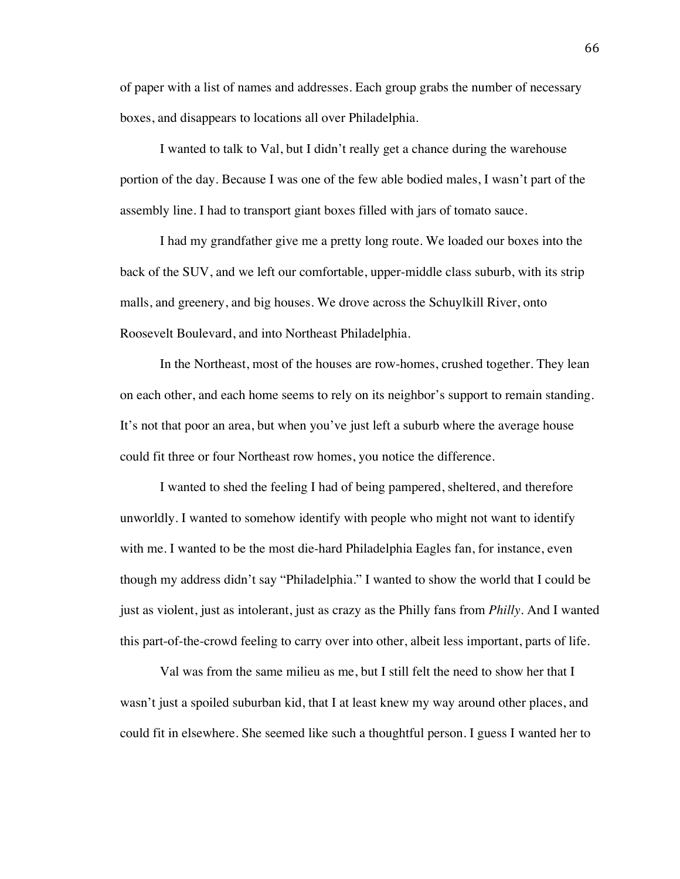of paper with a list of names and addresses. Each group grabs the number of necessary boxes, and disappears to locations all over Philadelphia.

I wanted to talk to Val, but I didn't really get a chance during the warehouse portion of the day. Because I was one of the few able bodied males, I wasn't part of the assembly line. I had to transport giant boxes filled with jars of tomato sauce.

I had my grandfather give me a pretty long route. We loaded our boxes into the back of the SUV, and we left our comfortable, upper-middle class suburb, with its strip malls, and greenery, and big houses. We drove across the Schuylkill River, onto Roosevelt Boulevard, and into Northeast Philadelphia.

In the Northeast, most of the houses are row-homes, crushed together. They lean on each other, and each home seems to rely on its neighbor's support to remain standing. It's not that poor an area, but when you've just left a suburb where the average house could fit three or four Northeast row homes, you notice the difference.

I wanted to shed the feeling I had of being pampered, sheltered, and therefore unworldly. I wanted to somehow identify with people who might not want to identify with me. I wanted to be the most die-hard Philadelphia Eagles fan, for instance, even though my address didn't say "Philadelphia." I wanted to show the world that I could be just as violent, just as intolerant, just as crazy as the Philly fans from *Philly*. And I wanted this part-of-the-crowd feeling to carry over into other, albeit less important, parts of life.

Val was from the same milieu as me, but I still felt the need to show her that I wasn't just a spoiled suburban kid, that I at least knew my way around other places, and could fit in elsewhere. She seemed like such a thoughtful person. I guess I wanted her to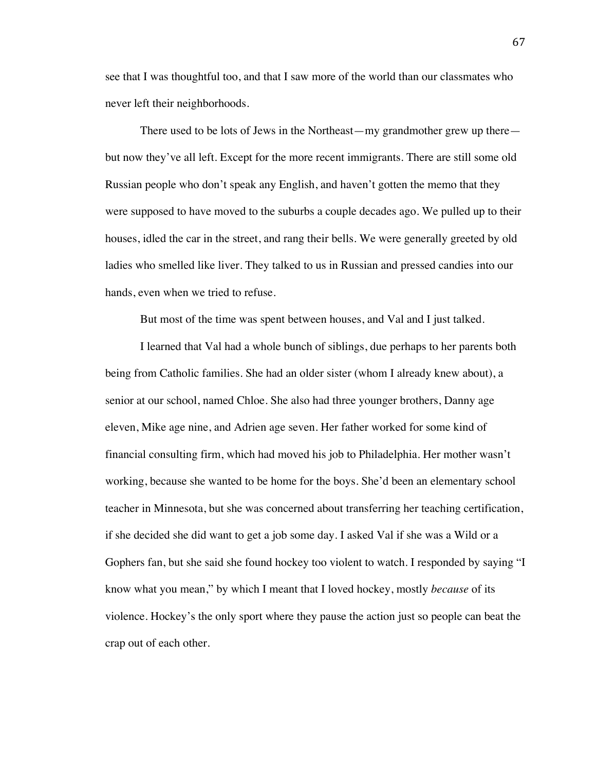see that I was thoughtful too, and that I saw more of the world than our classmates who never left their neighborhoods.

There used to be lots of Jews in the Northeast—my grandmother grew up there—but now they've all left. Except for the more recent immigrants. There are still some old Russian people who don't speak any English, and haven't gotten the memo that they were supposed to have moved to the suburbs a couple decades ago. We pulled up to their houses, idled the car in the street, and rang their bells. We were generally greeted by old ladies who smelled like liver. They talked to us in Russian and pressed candies into our hands, even when we tried to refuse.

But most of the time was spent between houses, and Val and I just talked.

I learned that Val had a whole bunch of siblings, due perhaps to her parents both being from Catholic families. She had an older sister (whom I already knew about), a senior at our school, named Chloe. She also had three younger brothers, Danny age eleven, Mike age nine, and Adrien age seven. Her father worked for some kind of financial consulting firm, which had moved his job to Philadelphia. Her mother wasn't working, because she wanted to be home for the boys. She'd been an elementary school teacher in Minnesota, but she was concerned about transferring her teaching certification, if she decided she did want to get a job some day. I asked Val if she was a Wild or a Gophers fan, but she said she found hockey too violent to watch. I responded by saying "I know what you mean," by which I meant that I loved hockey, mostly *because* of its violence. Hockey's the only sport where they pause the action just so people can beat the crap out of each other.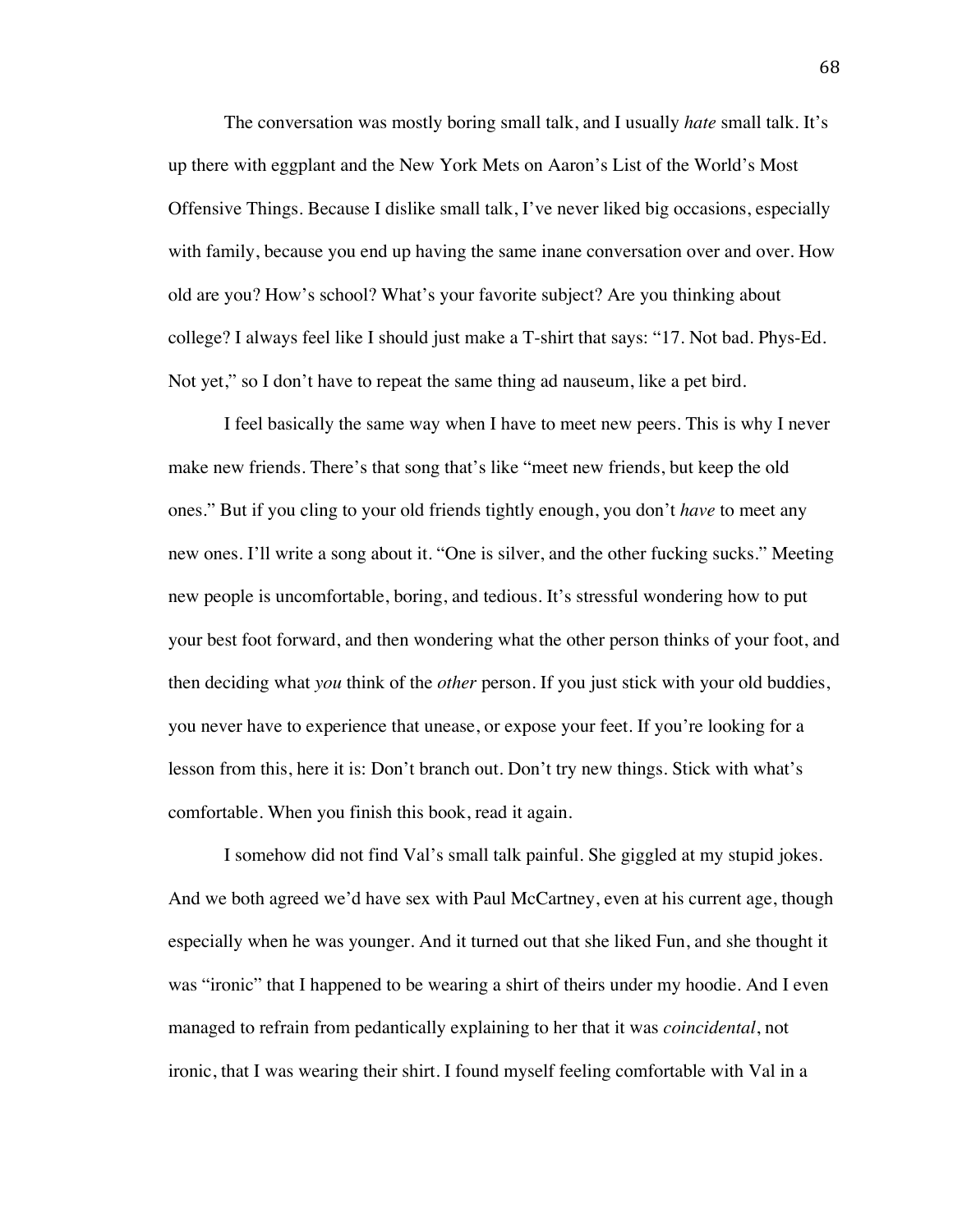The conversation was mostly boring small talk, and I usually *hate* small talk. It's up there with eggplant and the New York Mets on Aaron's List of the World's Most Offensive Things. Because I dislike small talk, I've never liked big occasions, especially with family, because you end up having the same inane conversation over and over. How old are you? How's school? What's your favorite subject? Are you thinking about college? I always feel like I should just make a T-shirt that says: "17. Not bad. Phys-Ed. Not yet," so I don't have to repeat the same thing ad nauseum, like a pet bird.

I feel basically the same way when I have to meet new peers. This is why I never make new friends. There's that song that's like "meet new friends, but keep the old ones." But if you cling to your old friends tightly enough, you don't *have* to meet any new ones. I'll write a song about it. "One is silver, and the other fucking sucks." Meeting new people is uncomfortable, boring, and tedious. It's stressful wondering how to put your best foot forward, and then wondering what the other person thinks of your foot, and then deciding what *you* think of the *other* person. If you just stick with your old buddies, you never have to experience that unease, or expose your feet. If you're looking for a lesson from this, here it is: Don't branch out. Don't try new things. Stick with what's comfortable. When you finish this book, read it again.

I somehow did not find Val's small talk painful. She giggled at my stupid jokes. And we both agreed we'd have sex with Paul McCartney, even at his current age, though especially when he was younger. And it turned out that she liked Fun, and she thought it was "ironic" that I happened to be wearing a shirt of theirs under my hoodie. And I even managed to refrain from pedantically explaining to her that it was *coincidental*, not ironic, that I was wearing their shirt. I found myself feeling comfortable with Val in a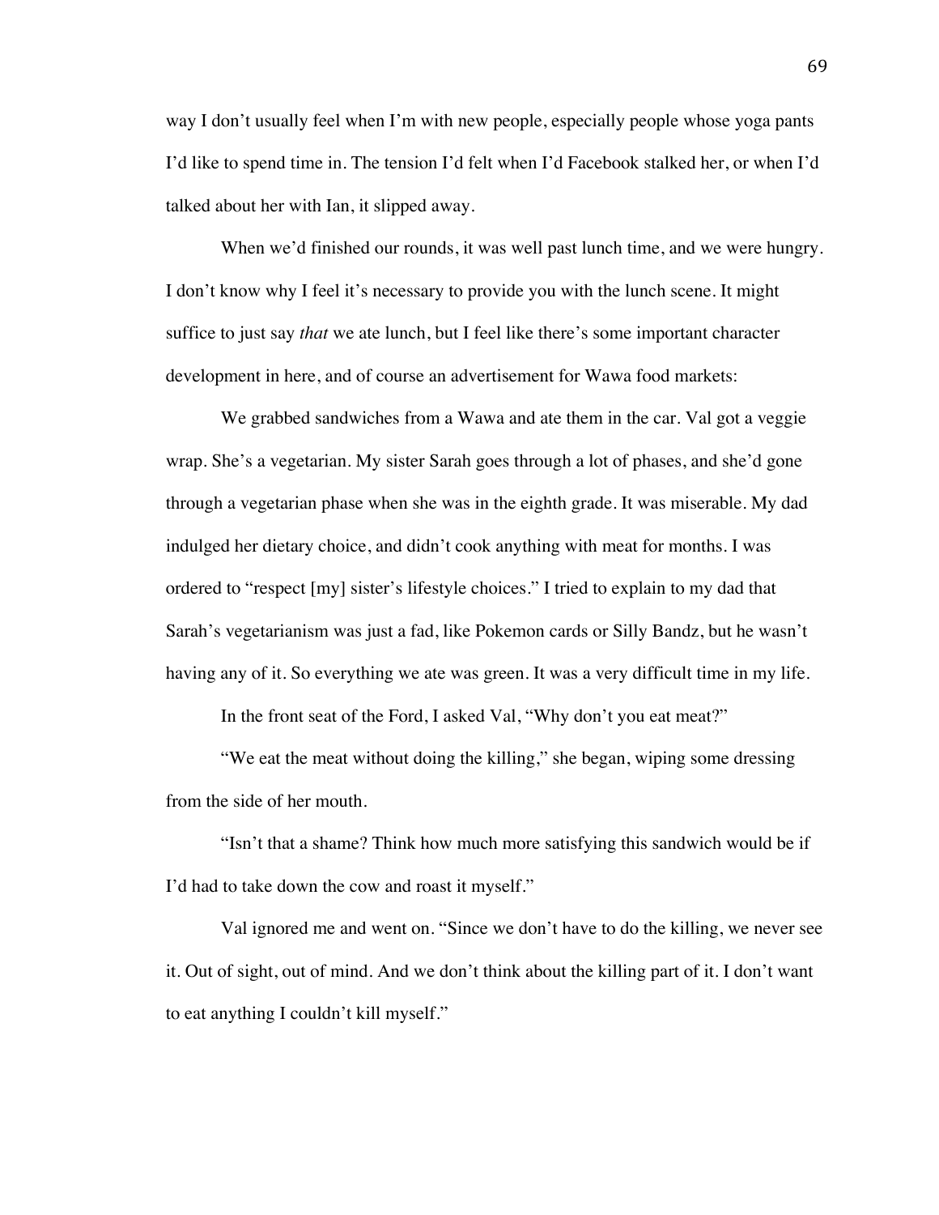way I don't usually feel when I'm with new people, especially people whose yoga pants I'd like to spend time in. The tension I'd felt when I'd Facebook stalked her, or when I'd talked about her with Ian, it slipped away.

When we'd finished our rounds, it was well past lunch time, and we were hungry. I don't know why I feel it's necessary to provide you with the lunch scene. It might suffice to just say *that* we ate lunch, but I feel like there's some important character development in here, and of course an advertisement for Wawa food markets:

We grabbed sandwiches from a Wawa and ate them in the car. Val got a veggie wrap. She's a vegetarian. My sister Sarah goes through a lot of phases, and she'd gone through a vegetarian phase when she was in the eighth grade. It was miserable. My dad indulged her dietary choice, and didn't cook anything with meat for months. I was ordered to "respect [my] sister's lifestyle choices." I tried to explain to my dad that Sarah's vegetarianism was just a fad, like Pokemon cards or Silly Bandz, but he wasn't having any of it. So everything we ate was green. It was a very difficult time in my life.

In the front seat of the Ford, I asked Val, "Why don't you eat meat?"

"We eat the meat without doing the killing," she began, wiping some dressing from the side of her mouth.

"Isn't that a shame? Think how much more satisfying this sandwich would be if I'd had to take down the cow and roast it myself."

Val ignored me and went on. "Since we don't have to do the killing, we never see it. Out of sight, out of mind. And we don't think about the killing part of it. I don't want to eat anything I couldn't kill myself."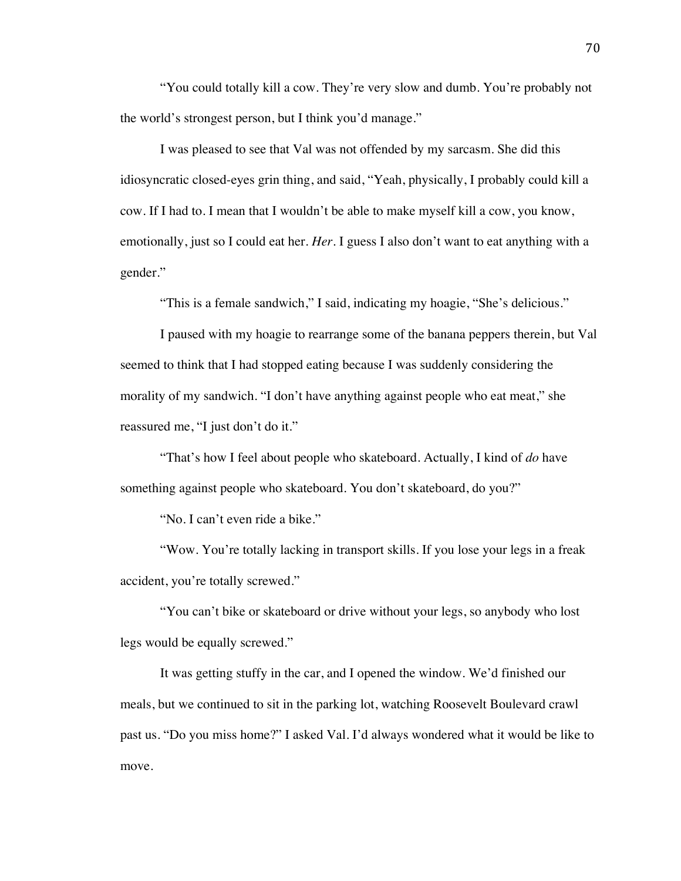"You could totally kill a cow. They're very slow and dumb. You're probably not the world's strongest person, but I think you'd manage."

I was pleased to see that Val was not offended by my sarcasm. She did this idiosyncratic closed-eyes grin thing, and said, "Yeah, physically, I probably could kill a cow. If I had to. I mean that I wouldn't be able to make myself kill a cow, you know, emotionally, just so I could eat her. *Her*. I guess I also don't want to eat anything with a gender."

"This is a female sandwich," I said, indicating my hoagie, "She's delicious."

I paused with my hoagie to rearrange some of the banana peppers therein, but Val seemed to think that I had stopped eating because I was suddenly considering the morality of my sandwich. "I don't have anything against people who eat meat," she reassured me, "I just don't do it."

"That's how I feel about people who skateboard. Actually, I kind of *do* have something against people who skateboard. You don't skateboard, do you?"

"No. I can't even ride a bike."

"Wow. You're totally lacking in transport skills. If you lose your legs in a freak accident, you're totally screwed."

"You can't bike or skateboard or drive without your legs, so anybody who lost legs would be equally screwed."

It was getting stuffy in the car, and I opened the window. We'd finished our meals, but we continued to sit in the parking lot, watching Roosevelt Boulevard crawl past us. "Do you miss home?" I asked Val. I'd always wondered what it would be like to move.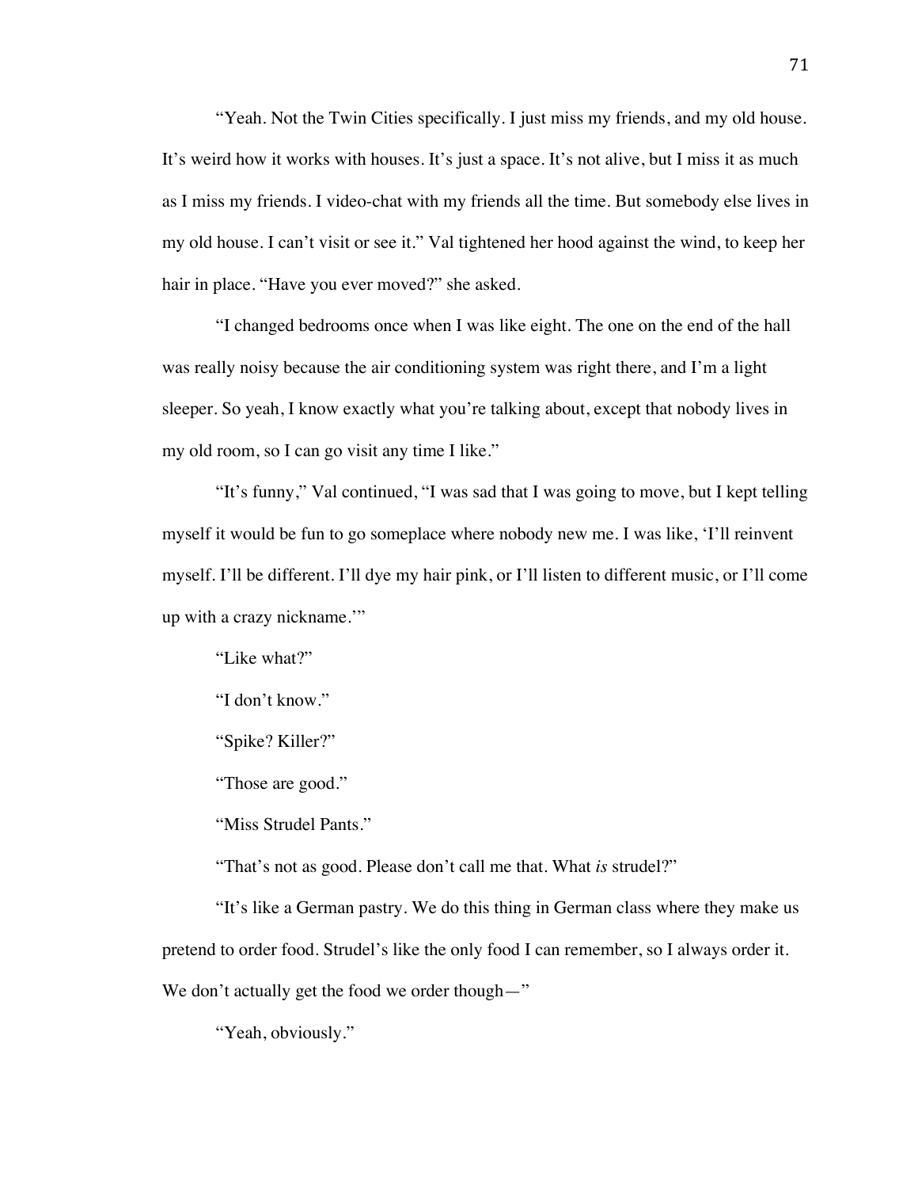"Yeah. Not the Twin Cities specifically. I just miss my friends, and my old house. It's weird how it works with houses. It's just a space. It's not alive, but I miss it as much as I miss my friends. I video-chat with my friends all the time. But somebody else lives in my old house. I can't visit or see it." Val tightened her hood against the wind, to keep her hair in place. "Have you ever moved?" she asked.

"I changed bedrooms once when I was like eight. The one on the end of the hall was really noisy because the air conditioning system was right there, and I'm a light sleeper. So yeah, I know exactly what you're talking about, except that nobody lives in my old room, so I can go visit any time I like."

"It's funny," Val continued, "I was sad that I was going to move, but I kept telling myself it would be fun to go someplace where nobody new me. I was like, 'I'll reinvent myself. I'll be different. I'll dye my hair pink, or I'll listen to different music, or I'll come up with a crazy nickname.'"

"Like what?"

"I don't know."

"Spike? Killer?"

"Those are good."

"Miss Strudel Pants."

"That's not as good. Please don't call me that. What *is* strudel?"

"It's like a German pastry. We do this thing in German class where they make us pretend to order food. Strudel's like the only food I can remember, so I always order it. We don't actually get the food we order though—"

"Yeah, obviously."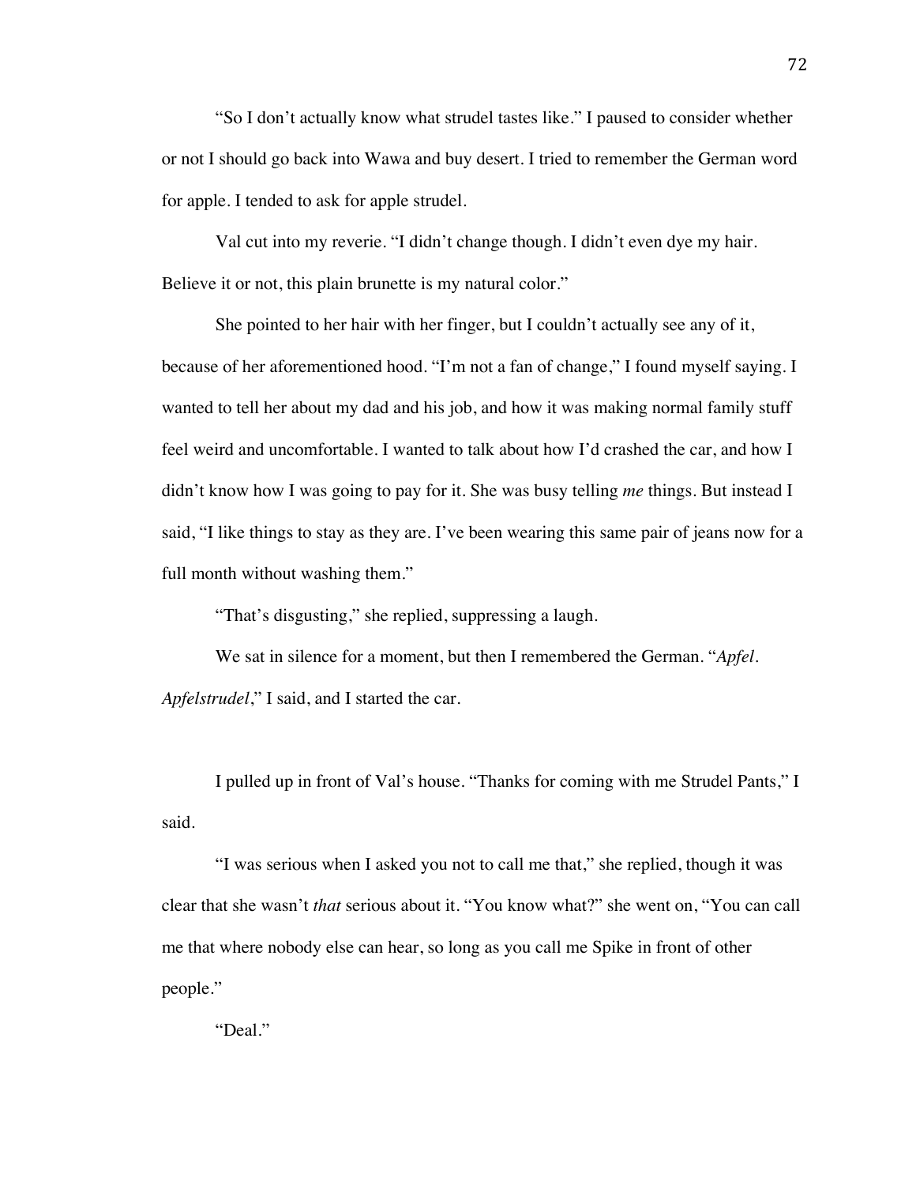"So I don't actually know what strudel tastes like." I paused to consider whether or not I should go back into Wawa and buy desert. I tried to remember the German word for apple. I tended to ask for apple strudel.

Val cut into my reverie. "I didn't change though. I didn't even dye my hair. Believe it or not, this plain brunette is my natural color."

She pointed to her hair with her finger, but I couldn't actually see any of it, because of her aforementioned hood. "I'm not a fan of change," I found myself saying. I wanted to tell her about my dad and his job, and how it was making normal family stuff feel weird and uncomfortable. I wanted to talk about how I'd crashed the car, and how I didn't know how I was going to pay for it. She was busy telling *me* things. But instead I said, "I like things to stay as they are. I've been wearing this same pair of jeans now for a full month without washing them."

"That's disgusting," she replied, suppressing a laugh.

We sat in silence for a moment, but then I remembered the German. "*Apfel*. *Apfelstrudel*," I said, and I started the car.

I pulled up in front of Val's house. "Thanks for coming with me Strudel Pants," I said.

"I was serious when I asked you not to call me that," she replied, though it was clear that she wasn't *that* serious about it. "You know what?" she went on, "You can call me that where nobody else can hear, so long as you call me Spike in front of other people."

"Deal."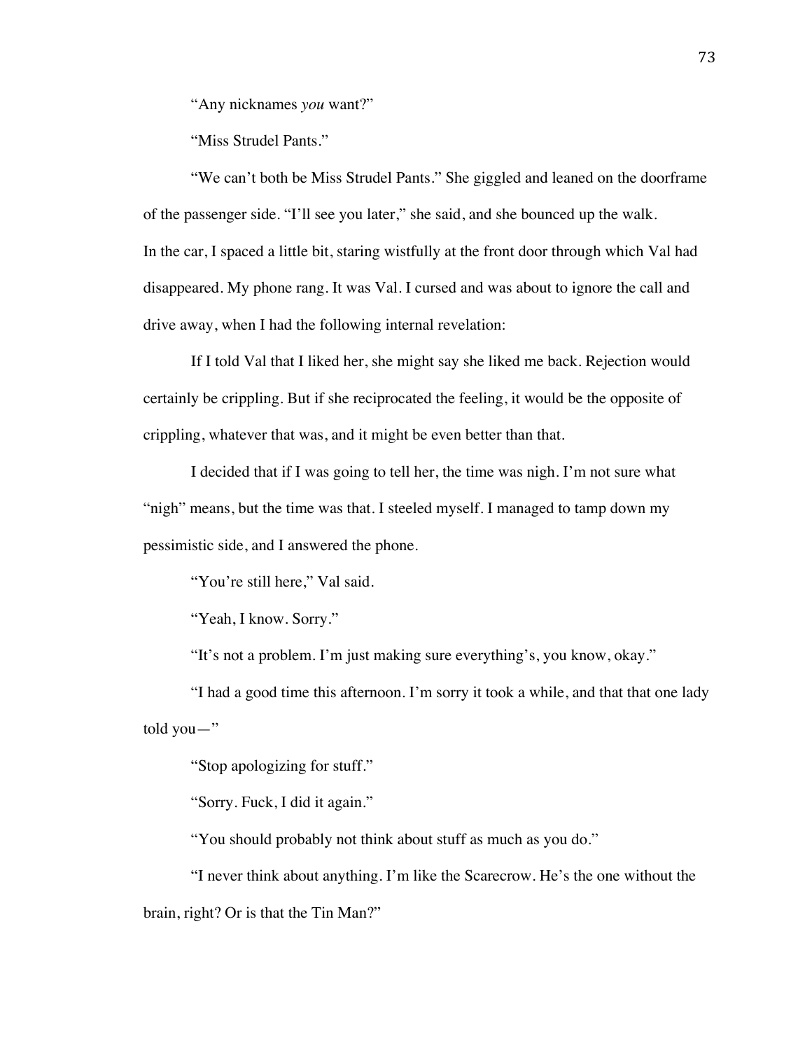"Any nicknames *you* want?"

"Miss Strudel Pants."

"We can't both be Miss Strudel Pants." She giggled and leaned on the doorframe of the passenger side. "I'll see you later," she said, and she bounced up the walk.

In the car, I spaced a little bit, staring wistfully at the front door through which Val had disappeared. My phone rang. It was Val. I cursed and was about to ignore the call and drive away, when I had the following internal revelation:

If I told Val that I liked her, she might say she liked me back. Rejection would certainly be crippling. But if she reciprocated the feeling, it would be the opposite of crippling, whatever that was, and it might be even better than that.

I decided that if I was going to tell her, the time was nigh. I'm not sure what "nigh" means, but the time was that. I steeled myself. I managed to tamp down my pessimistic side, and I answered the phone.

"You're still here," Val said.

"Yeah, I know. Sorry."

"It's not a problem. I'm just making sure everything's, you know, okay."

"I had a good time this afternoon. I'm sorry it took a while, and that that one lady told you—"

"Stop apologizing for stuff."

"Sorry. Fuck, I did it again."

"You should probably not think about stuff as much as you do."

"I never think about anything. I'm like the Scarecrow. He's the one without the brain, right? Or is that the Tin Man?"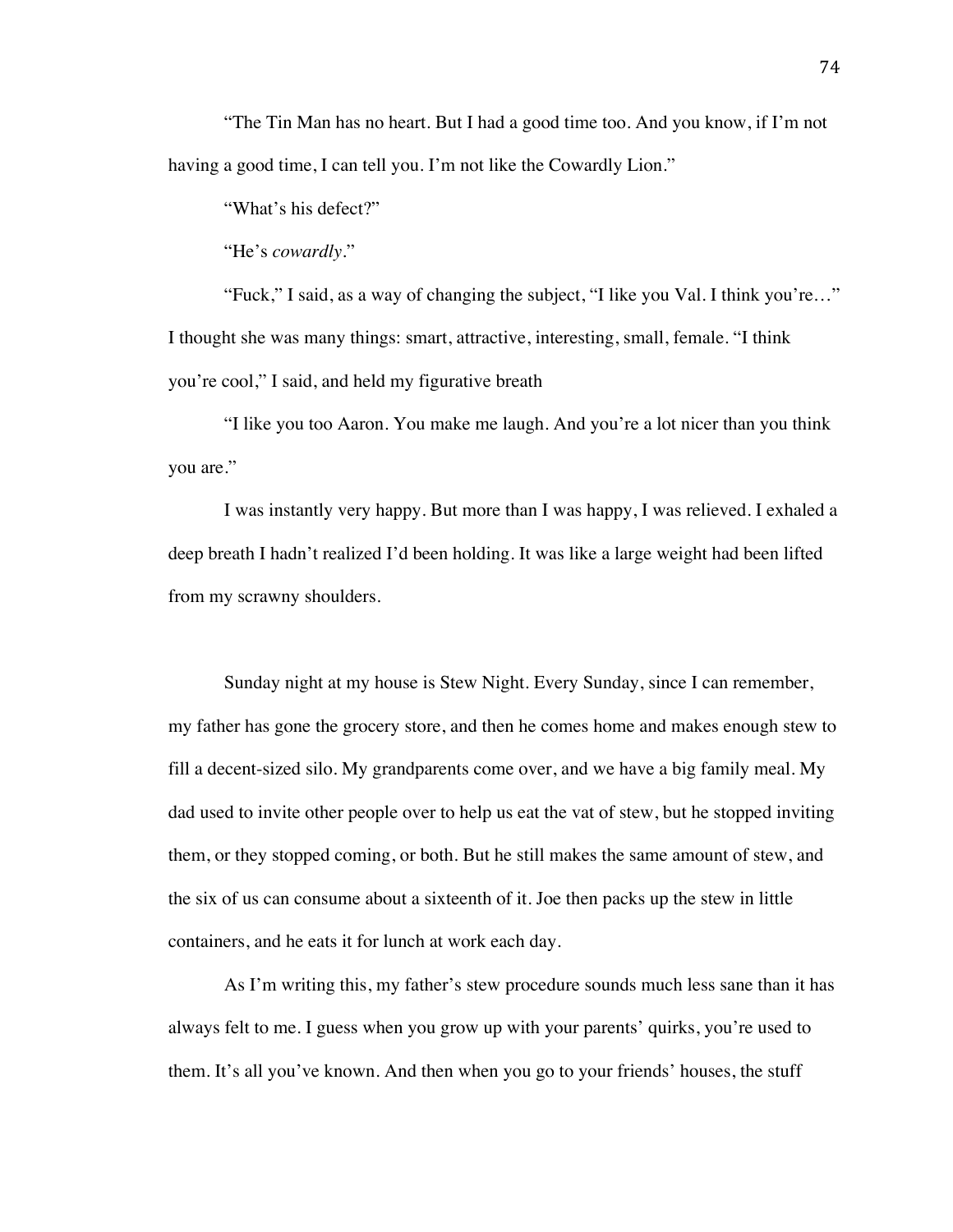"The Tin Man has no heart. But I had a good time too. And you know, if I'm not having a good time, I can tell you. I'm not like the Cowardly Lion."

"What's his defect?"

"He's *cowardly*."

"Fuck," I said, as a way of changing the subject, "I like you Val. I think you're…" I thought she was many things: smart, attractive, interesting, small, female. "I think you're cool," I said, and held my figurative breath

"I like you too Aaron. You make me laugh. And you're a lot nicer than you think you are."

I was instantly very happy. But more than I was happy, I was relieved. I exhaled a deep breath I hadn't realized I'd been holding. It was like a large weight had been lifted from my scrawny shoulders.

Sunday night at my house is Stew Night. Every Sunday, since I can remember, my father has gone the grocery store, and then he comes home and makes enough stew to fill a decent-sized silo. My grandparents come over, and we have a big family meal. My dad used to invite other people over to help us eat the vat of stew, but he stopped inviting them, or they stopped coming, or both. But he still makes the same amount of stew, and the six of us can consume about a sixteenth of it. Joe then packs up the stew in little containers, and he eats it for lunch at work each day.

As I'm writing this, my father's stew procedure sounds much less sane than it has always felt to me. I guess when you grow up with your parents' quirks, you're used to them. It's all you've known. And then when you go to your friends' houses, the stuff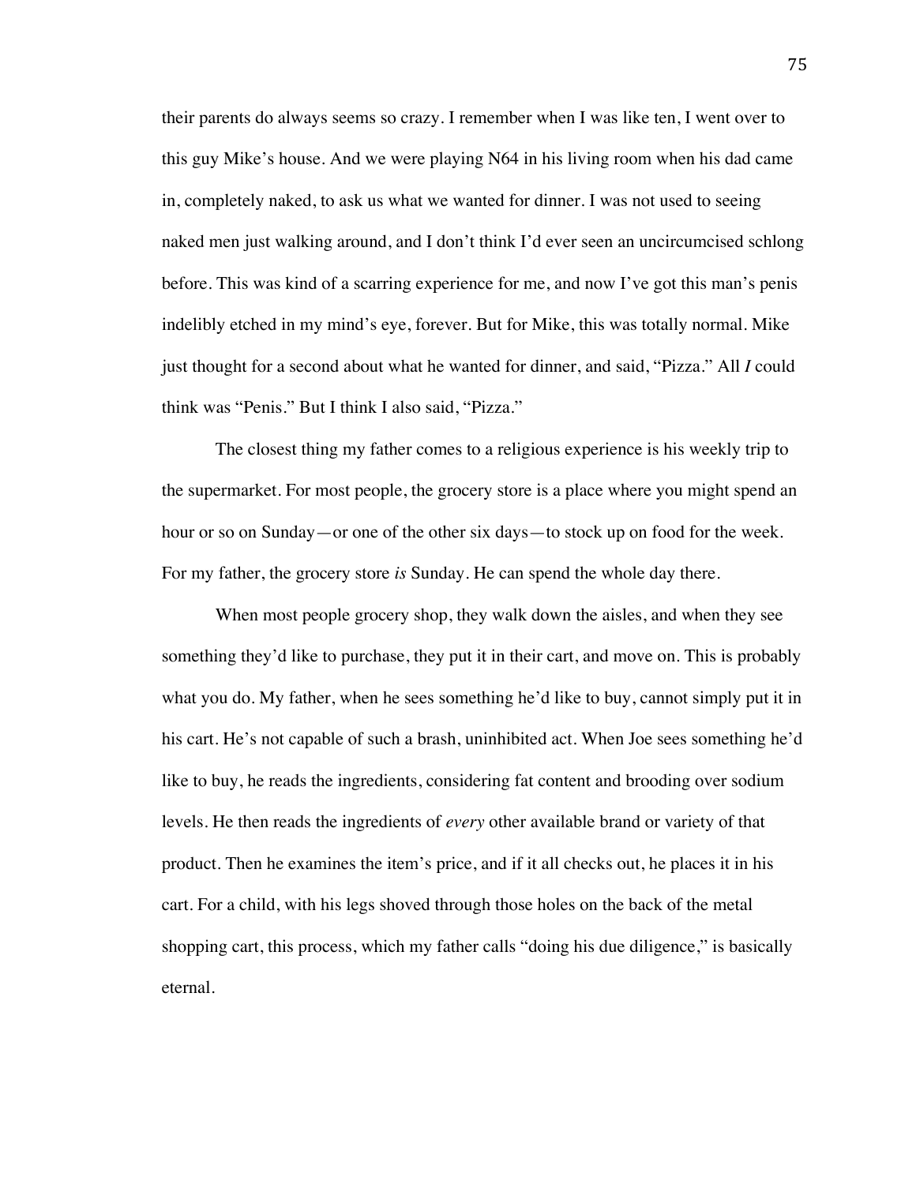their parents do always seems so crazy. I remember when I was like ten, I went over to this guy Mike's house. And we were playing N64 in his living room when his dad came in, completely naked, to ask us what we wanted for dinner. I was not used to seeing naked men just walking around, and I don't think I'd ever seen an uncircumcised schlong before. This was kind of a scarring experience for me, and now I've got this man's penis indelibly etched in my mind's eye, forever. But for Mike, this was totally normal. Mike just thought for a second about what he wanted for dinner, and said, "Pizza." All *I* could think was "Penis." But I think I also said, "Pizza."

The closest thing my father comes to a religious experience is his weekly trip to the supermarket. For most people, the grocery store is a place where you might spend an hour or so on Sunday—or one of the other six days—to stock up on food for the week. For my father, the grocery store *is* Sunday. He can spend the whole day there.

When most people grocery shop, they walk down the aisles, and when they see something they'd like to purchase, they put it in their cart, and move on. This is probably what you do. My father, when he sees something he'd like to buy, cannot simply put it in his cart. He's not capable of such a brash, uninhibited act. When Joe sees something he'd like to buy, he reads the ingredients, considering fat content and brooding over sodium levels. He then reads the ingredients of *every* other available brand or variety of that product. Then he examines the item's price, and if it all checks out, he places it in his cart. For a child, with his legs shoved through those holes on the back of the metal shopping cart, this process, which my father calls "doing his due diligence," is basically eternal.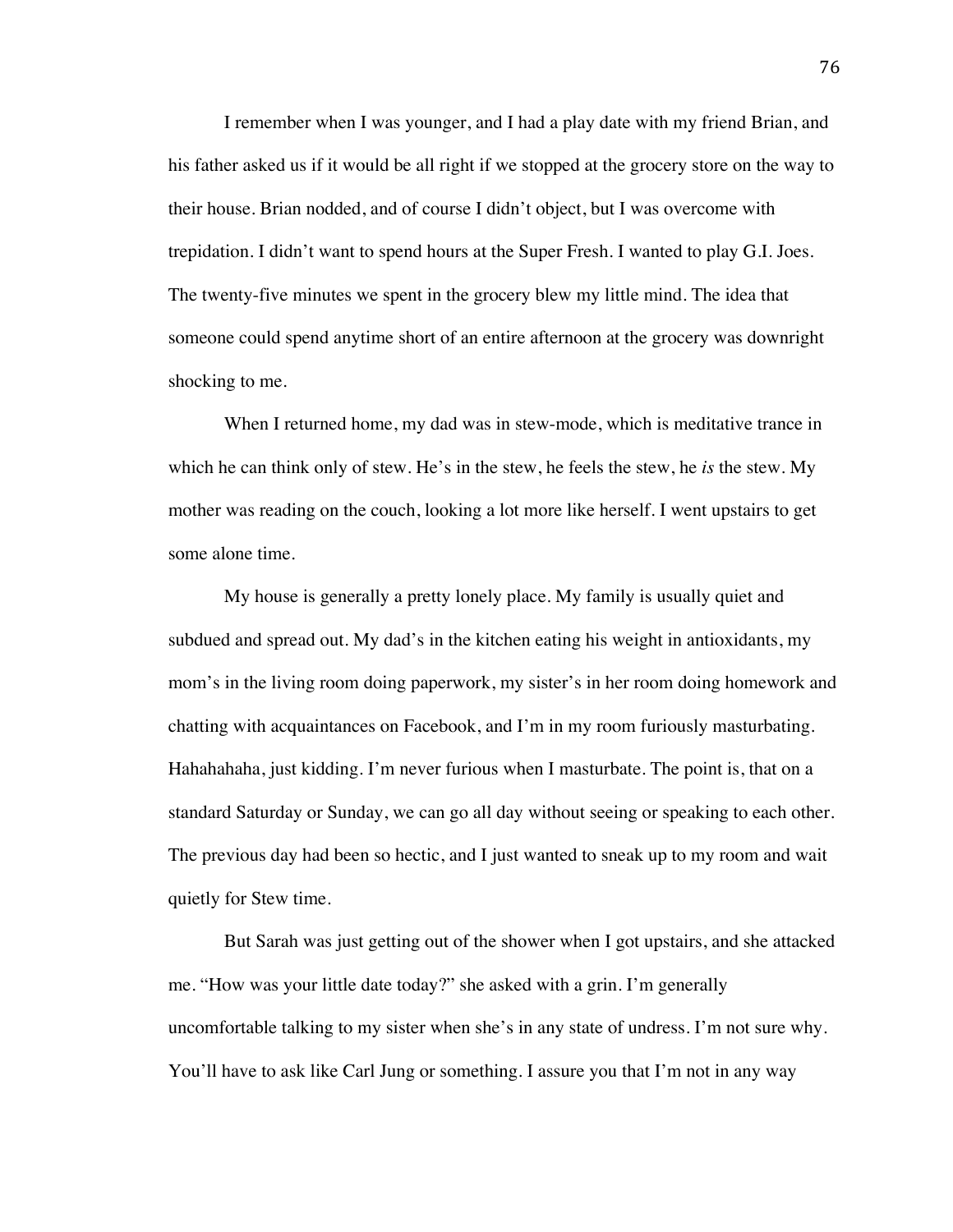I remember when I was younger, and I had a play date with my friend Brian, and his father asked us if it would be all right if we stopped at the grocery store on the way to their house. Brian nodded, and of course I didn't object, but I was overcome with trepidation. I didn't want to spend hours at the Super Fresh. I wanted to play G.I. Joes. The twenty-five minutes we spent in the grocery blew my little mind. The idea that someone could spend anytime short of an entire afternoon at the grocery was downright shocking to me.

When I returned home, my dad was in stew-mode, which is meditative trance in which he can think only of stew. He's in the stew, he feels the stew, he *is* the stew. My mother was reading on the couch, looking a lot more like herself. I went upstairs to get some alone time.

My house is generally a pretty lonely place. My family is usually quiet and subdued and spread out. My dad's in the kitchen eating his weight in antioxidants, my mom's in the living room doing paperwork, my sister's in her room doing homework and chatting with acquaintances on Facebook, and I'm in my room furiously masturbating. Hahahahaha, just kidding. I'm never furious when I masturbate. The point is, that on a standard Saturday or Sunday, we can go all day without seeing or speaking to each other. The previous day had been so hectic, and I just wanted to sneak up to my room and wait quietly for Stew time.

But Sarah was just getting out of the shower when I got upstairs, and she attacked me. "How was your little date today?" she asked with a grin. I'm generally uncomfortable talking to my sister when she's in any state of undress. I'm not sure why. You'll have to ask like Carl Jung or something. I assure you that I'm not in any way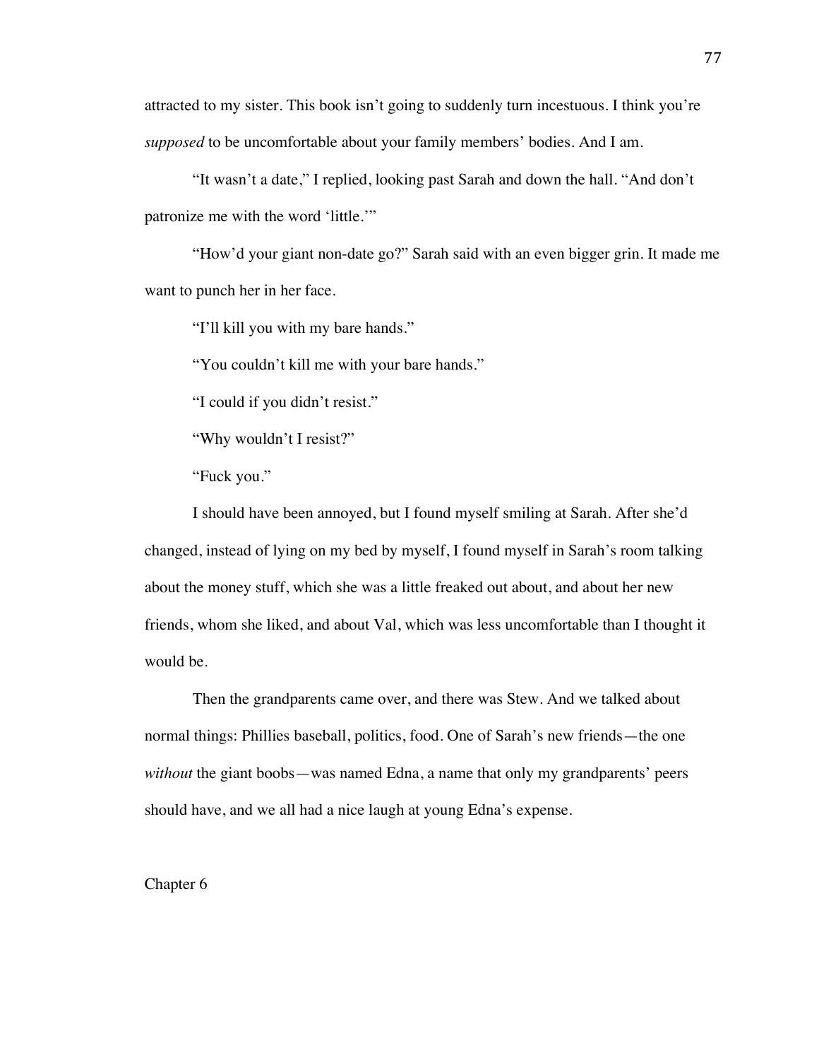attracted to my sister. This book isn't going to suddenly turn incestuous. I think you're *supposed* to be uncomfortable about your family members' bodies. And I am.

"It wasn't a date," I replied, looking past Sarah and down the hall. "And don't patronize me with the word 'little.'"

"How'd your giant non-date go?" Sarah said with an even bigger grin. It made me want to punch her in her face.

"I'll kill you with my bare hands."

"You couldn't kill me with your bare hands."

"I could if you didn't resist."

"Why wouldn't I resist?"

"Fuck you."

I should have been annoyed, but I found myself smiling at Sarah. After she'd changed, instead of lying on my bed by myself, I found myself in Sarah's room talking about the money stuff, which she was a little freaked out about, and about her new friends, whom she liked, and about Val, which was less uncomfortable than I thought it would be.

Then the grandparents came over, and there was Stew. And we talked about normal things: Phillies baseball, politics, food. One of Sarah's new friends—the one *without* the giant boobs—was named Edna, a name that only my grandparents' peers should have, and we all had a nice laugh at young Edna's expense.

## Chapter 6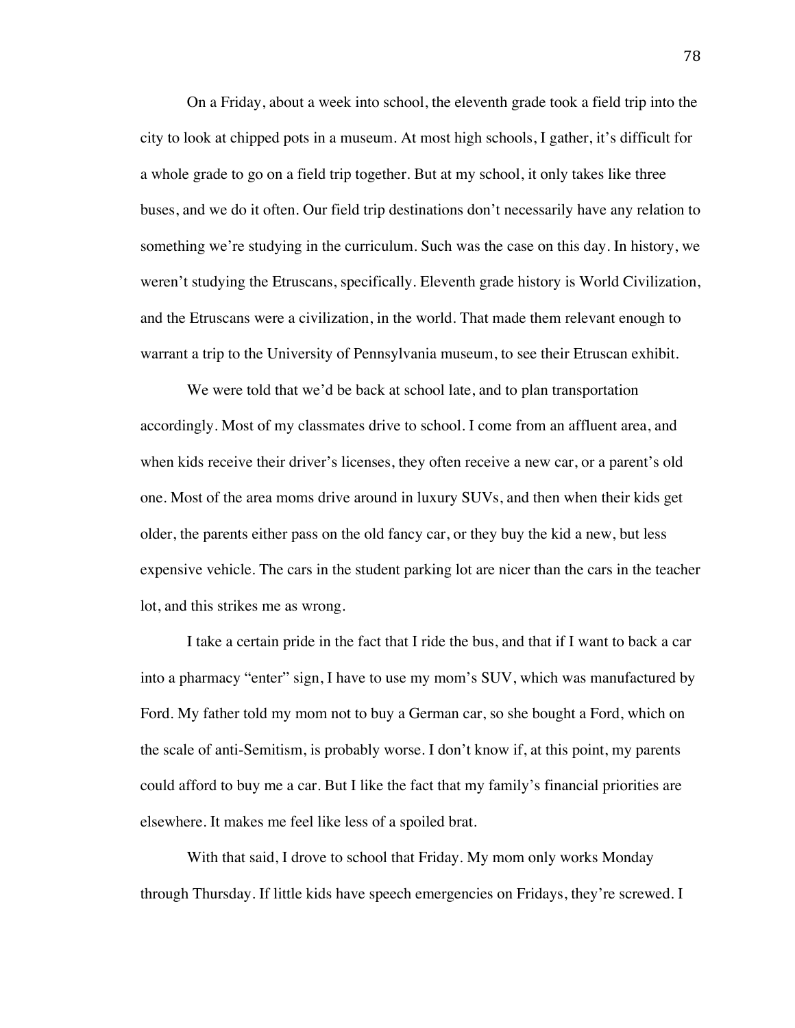On a Friday, about a week into school, the eleventh grade took a field trip into the city to look at chipped pots in a museum. At most high schools, I gather, it's difficult for a whole grade to go on a field trip together. But at my school, it only takes like three buses, and we do it often. Our field trip destinations don't necessarily have any relation to something we're studying in the curriculum. Such was the case on this day. In history, we weren't studying the Etruscans, specifically. Eleventh grade history is World Civilization, and the Etruscans were a civilization, in the world. That made them relevant enough to warrant a trip to the University of Pennsylvania museum, to see their Etruscan exhibit.

We were told that we'd be back at school late, and to plan transportation accordingly. Most of my classmates drive to school. I come from an affluent area, and when kids receive their driver's licenses, they often receive a new car, or a parent's old one. Most of the area moms drive around in luxury SUVs, and then when their kids get older, the parents either pass on the old fancy car, or they buy the kid a new, but less expensive vehicle. The cars in the student parking lot are nicer than the cars in the teacher lot, and this strikes me as wrong.

I take a certain pride in the fact that I ride the bus, and that if I want to back a car into a pharmacy "enter" sign, I have to use my mom's SUV, which was manufactured by Ford. My father told my mom not to buy a German car, so she bought a Ford, which on the scale of anti-Semitism, is probably worse. I don't know if, at this point, my parents could afford to buy me a car. But I like the fact that my family's financial priorities are elsewhere. It makes me feel like less of a spoiled brat.

With that said, I drove to school that Friday. My mom only works Monday through Thursday. If little kids have speech emergencies on Fridays, they're screwed. I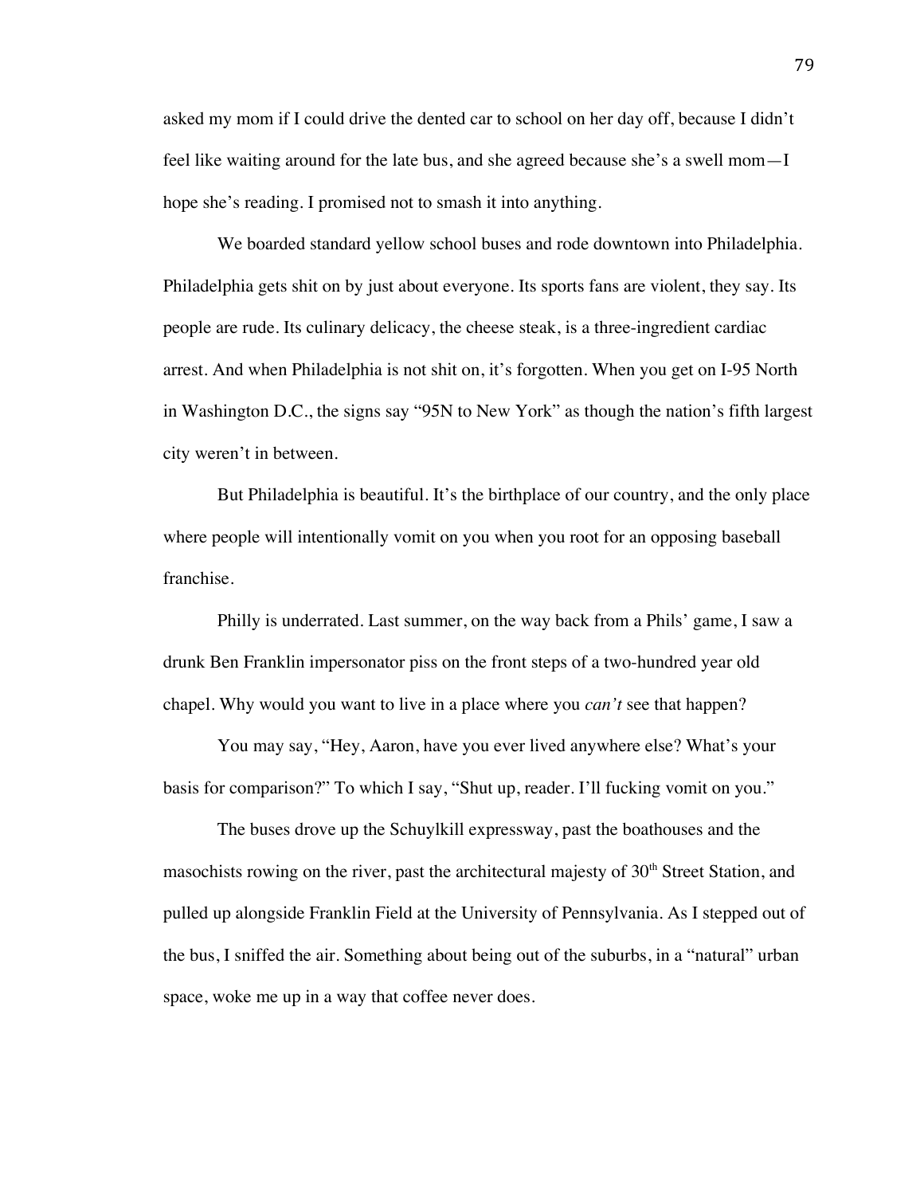asked my mom if I could drive the dented car to school on her day off, because I didn't feel like waiting around for the late bus, and she agreed because she's a swell mom—I hope she's reading. I promised not to smash it into anything.

We boarded standard yellow school buses and rode downtown into Philadelphia. Philadelphia gets shit on by just about everyone. Its sports fans are violent, they say. Its people are rude. Its culinary delicacy, the cheese steak, is a three-ingredient cardiac arrest. And when Philadelphia is not shit on, it's forgotten. When you get on I-95 North in Washington D.C., the signs say "95N to New York" as though the nation's fifth largest city weren't in between.

But Philadelphia is beautiful. It's the birthplace of our country, and the only place where people will intentionally vomit on you when you root for an opposing baseball franchise.

Philly is underrated. Last summer, on the way back from a Phils' game, I saw a drunk Ben Franklin impersonator piss on the front steps of a two-hundred year old chapel. Why would you want to live in a place where you *can't* see that happen?

You may say, "Hey, Aaron, have you ever lived anywhere else? What's your basis for comparison?" To which I say, "Shut up, reader. I'll fucking vomit on you."

The buses drove up the Schuylkill expressway, past the boathouses and the masochists rowing on the river, past the architectural majesty of 30th Street Station, and pulled up alongside Franklin Field at the University of Pennsylvania. As I stepped out of the bus, I sniffed the air. Something about being out of the suburbs, in a "natural" urban space, woke me up in a way that coffee never does.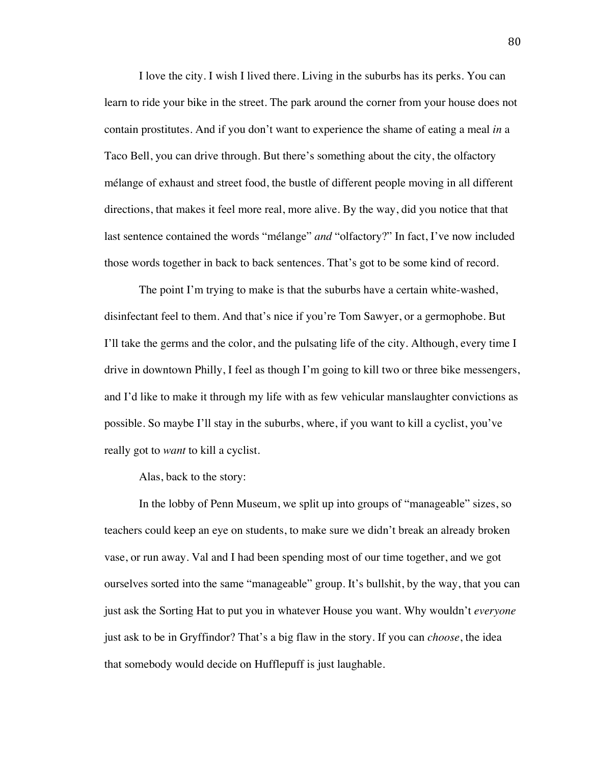I love the city. I wish I lived there. Living in the suburbs has its perks. You can learn to ride your bike in the street. The park around the corner from your house does not contain prostitutes. And if you don't want to experience the shame of eating a meal *in* a Taco Bell, you can drive through. But there's something about the city, the olfactory mélange of exhaust and street food, the bustle of different people moving in all different directions, that makes it feel more real, more alive. By the way, did you notice that that last sentence contained the words "mélange" *and* "olfactory?" In fact, I've now included those words together in back to back sentences. That's got to be some kind of record.

The point I'm trying to make is that the suburbs have a certain white-washed, disinfectant feel to them. And that's nice if you're Tom Sawyer, or a germophobe. But I'll take the germs and the color, and the pulsating life of the city. Although, every time I drive in downtown Philly, I feel as though I'm going to kill two or three bike messengers, and I'd like to make it through my life with as few vehicular manslaughter convictions as possible. So maybe I'll stay in the suburbs, where, if you want to kill a cyclist, you've really got to *want* to kill a cyclist.

Alas, back to the story:

In the lobby of Penn Museum, we split up into groups of "manageable" sizes, so teachers could keep an eye on students, to make sure we didn't break an already broken vase, or run away. Val and I had been spending most of our time together, and we got ourselves sorted into the same "manageable" group. It's bullshit, by the way, that you can just ask the Sorting Hat to put you in whatever House you want. Why wouldn't *everyone* just ask to be in Gryffindor? That's a big flaw in the story. If you can *choose*, the idea that somebody would decide on Hufflepuff is just laughable.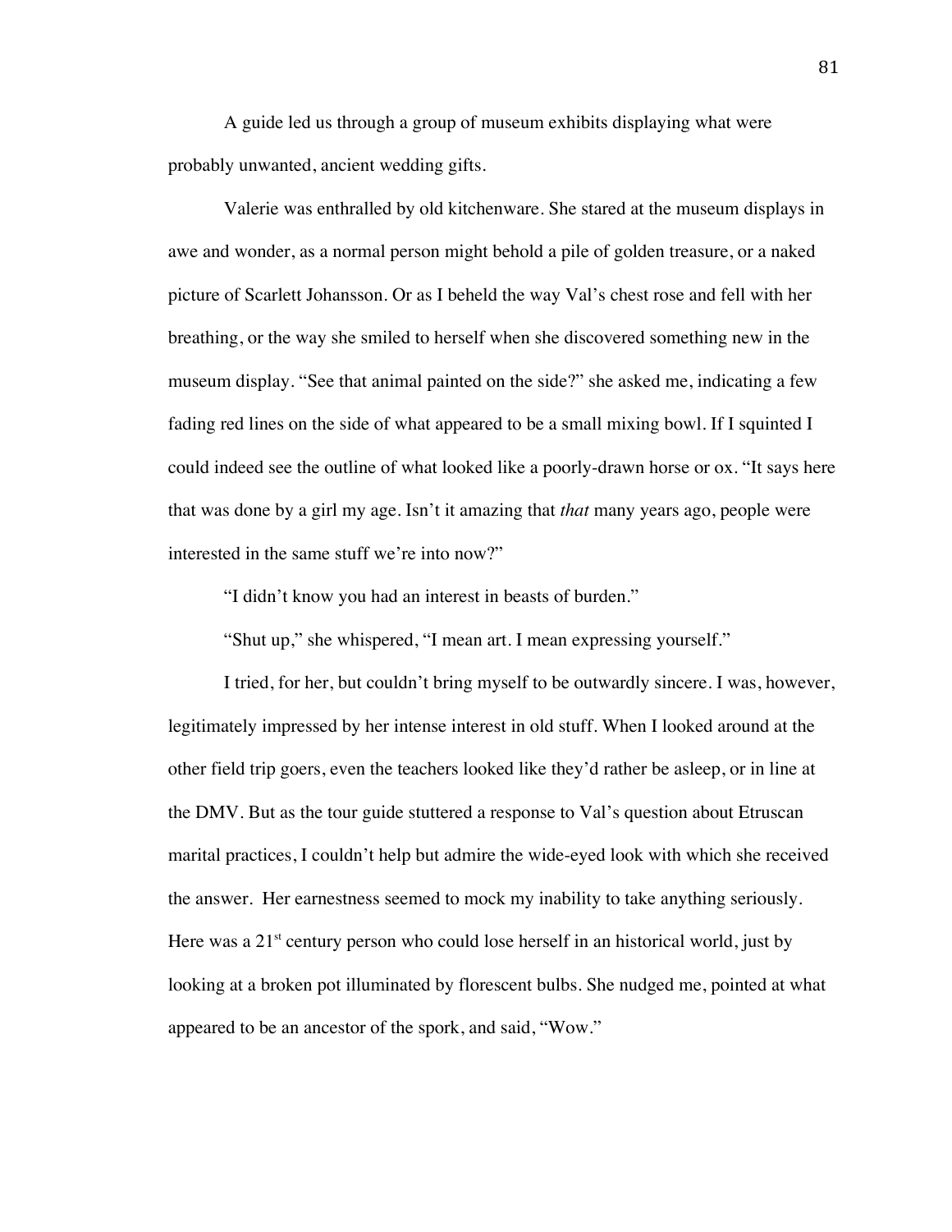A guide led us through a group of museum exhibits displaying what were probably unwanted, ancient wedding gifts.

Valerie was enthralled by old kitchenware. She stared at the museum displays in awe and wonder, as a normal person might behold a pile of golden treasure, or a naked picture of Scarlett Johansson. Or as I beheld the way Val's chest rose and fell with her breathing, or the way she smiled to herself when she discovered something new in the museum display. "See that animal painted on the side?" she asked me, indicating a few fading red lines on the side of what appeared to be a small mixing bowl. If I squinted I could indeed see the outline of what looked like a poorly-drawn horse or ox. "It says here that was done by a girl my age. Isn't it amazing that *that* many years ago, people were interested in the same stuff we're into now?"

"I didn't know you had an interest in beasts of burden."

"Shut up," she whispered, "I mean art. I mean expressing yourself."

I tried, for her, but couldn't bring myself to be outwardly sincere. I was, however, legitimately impressed by her intense interest in old stuff. When I looked around at the other field trip goers, even the teachers looked like they'd rather be asleep, or in line at the DMV. But as the tour guide stuttered a response to Val's question about Etruscan marital practices, I couldn't help but admire the wide-eyed look with which she received the answer. Her earnestness seemed to mock my inability to take anything seriously. Here was a 21st century person who could lose herself in an historical world, just by looking at a broken pot illuminated by florescent bulbs. She nudged me, pointed at what appeared to be an ancestor of the spork, and said, "Wow."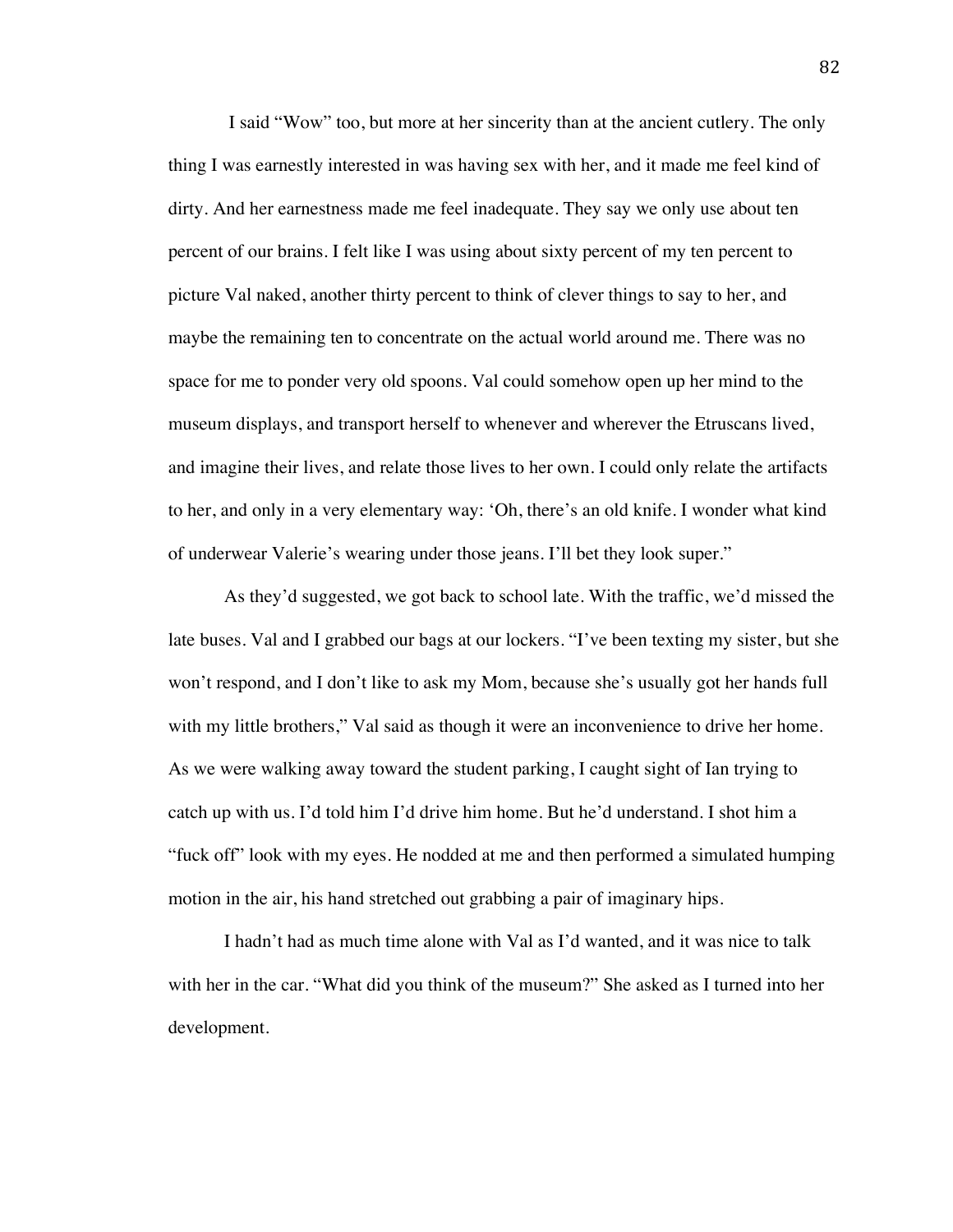I said "Wow" too, but more at her sincerity than at the ancient cutlery. The only thing I was earnestly interested in was having sex with her, and it made me feel kind of dirty. And her earnestness made me feel inadequate. They say we only use about ten percent of our brains. I felt like I was using about sixty percent of my ten percent to picture Val naked, another thirty percent to think of clever things to say to her, and maybe the remaining ten to concentrate on the actual world around me. There was no space for me to ponder very old spoons. Val could somehow open up her mind to the museum displays, and transport herself to whenever and wherever the Etruscans lived, and imagine their lives, and relate those lives to her own. I could only relate the artifacts to her, and only in a very elementary way: 'Oh, there's an old knife. I wonder what kind of underwear Valerie's wearing under those jeans. I'll bet they look super."

As they'd suggested, we got back to school late. With the traffic, we'd missed the late buses. Val and I grabbed our bags at our lockers. "I've been texting my sister, but she won't respond, and I don't like to ask my Mom, because she's usually got her hands full with my little brothers," Val said as though it were an inconvenience to drive her home. As we were walking away toward the student parking, I caught sight of Ian trying to catch up with us. I'd told him I'd drive him home. But he'd understand. I shot him a "fuck off" look with my eyes. He nodded at me and then performed a simulated humping motion in the air, his hand stretched out grabbing a pair of imaginary hips.

I hadn't had as much time alone with Val as I'd wanted, and it was nice to talk with her in the car. "What did you think of the museum?" She asked as I turned into her development.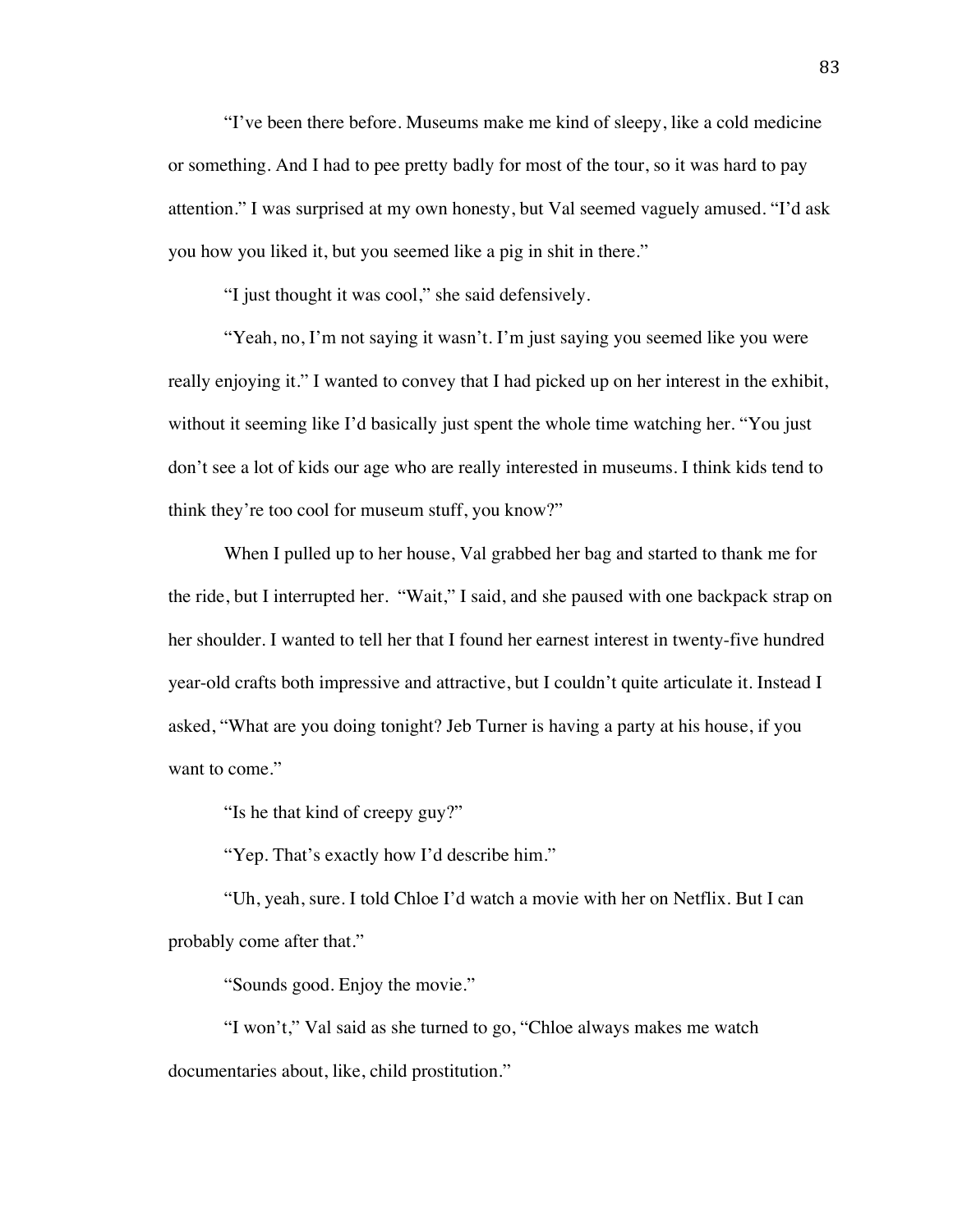"I've been there before. Museums make me kind of sleepy, like a cold medicine or something. And I had to pee pretty badly for most of the tour, so it was hard to pay attention." I was surprised at my own honesty, but Val seemed vaguely amused. "I'd ask you how you liked it, but you seemed like a pig in shit in there."

"I just thought it was cool," she said defensively.

"Yeah, no, I'm not saying it wasn't. I'm just saying you seemed like you were really enjoying it." I wanted to convey that I had picked up on her interest in the exhibit, without it seeming like I'd basically just spent the whole time watching her. "You just don't see a lot of kids our age who are really interested in museums. I think kids tend to think they're too cool for museum stuff, you know?"

When I pulled up to her house, Val grabbed her bag and started to thank me for the ride, but I interrupted her. "Wait," I said, and she paused with one backpack strap on her shoulder. I wanted to tell her that I found her earnest interest in twenty-five hundred year-old crafts both impressive and attractive, but I couldn't quite articulate it. Instead I asked, "What are you doing tonight? Jeb Turner is having a party at his house, if you want to come."

"Is he that kind of creepy guy?"

"Yep. That's exactly how I'd describe him."

"Uh, yeah, sure. I told Chloe I'd watch a movie with her on Netflix. But I can probably come after that."

"Sounds good. Enjoy the movie."

"I won't," Val said as she turned to go, "Chloe always makes me watch documentaries about, like, child prostitution."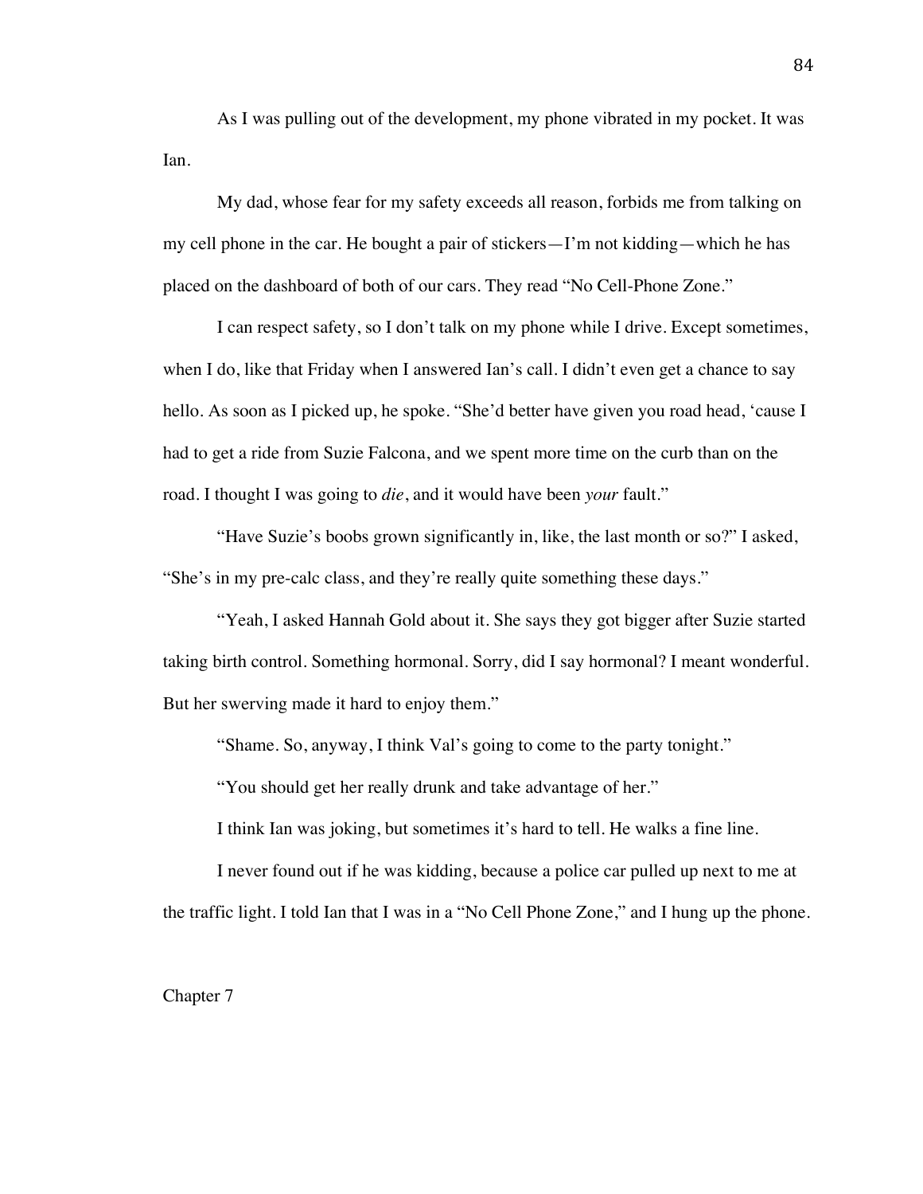As I was pulling out of the development, my phone vibrated in my pocket. It was Ian.

My dad, whose fear for my safety exceeds all reason, forbids me from talking on my cell phone in the car. He bought a pair of stickers—I'm not kidding—which he has placed on the dashboard of both of our cars. They read "No Cell-Phone Zone."

I can respect safety, so I don't talk on my phone while I drive. Except sometimes, when I do, like that Friday when I answered Ian's call. I didn't even get a chance to say hello. As soon as I picked up, he spoke. "She'd better have given you road head, 'cause I had to get a ride from Suzie Falcona, and we spent more time on the curb than on the road. I thought I was going to *die*, and it would have been *your* fault."

"Have Suzie's boobs grown significantly in, like, the last month or so?" I asked, "She's in my pre-calc class, and they're really quite something these days."

"Yeah, I asked Hannah Gold about it. She says they got bigger after Suzie started taking birth control. Something hormonal. Sorry, did I say hormonal? I meant wonderful. But her swerving made it hard to enjoy them."

"Shame. So, anyway, I think Val's going to come to the party tonight."

"You should get her really drunk and take advantage of her."

I think Ian was joking, but sometimes it's hard to tell. He walks a fine line.

I never found out if he was kidding, because a police car pulled up next to me at the traffic light. I told Ian that I was in a "No Cell Phone Zone," and I hung up the phone.

Chapter 7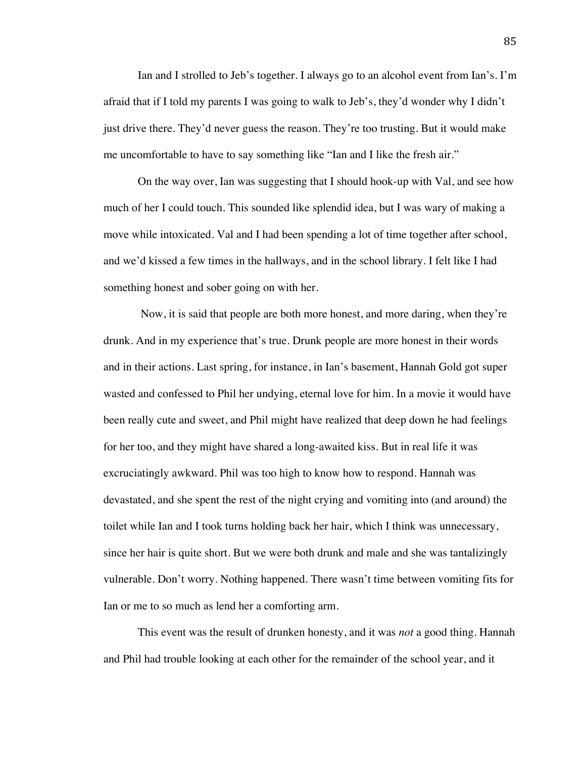Ian and I strolled to Jeb's together. I always go to an alcohol event from Ian's. I'm afraid that if I told my parents I was going to walk to Jeb's, they'd wonder why I didn't just drive there. They'd never guess the reason. They're too trusting. But it would make me uncomfortable to have to say something like "Ian and I like the fresh air."

On the way over, Ian was suggesting that I should hook-up with Val, and see how much of her I could touch. This sounded like splendid idea, but I was wary of making a move while intoxicated. Val and I had been spending a lot of time together after school, and we'd kissed a few times in the hallways, and in the school library. I felt like I had something honest and sober going on with her.

Now, it is said that people are both more honest, and more daring, when they're drunk. And in my experience that's true. Drunk people are more honest in their words and in their actions. Last spring, for instance, in Ian's basement, Hannah Gold got super wasted and confessed to Phil her undying, eternal love for him. In a movie it would have been really cute and sweet, and Phil might have realized that deep down he had feelings for her too, and they might have shared a long-awaited kiss. But in real life it was excruciatingly awkward. Phil was too high to know how to respond. Hannah was devastated, and she spent the rest of the night crying and vomiting into (and around) the toilet while Ian and I took turns holding back her hair, which I think was unnecessary, since her hair is quite short. But we were both drunk and male and she was tantalizingly vulnerable. Don't worry. Nothing happened. There wasn't time between vomiting fits for Ian or me to so much as lend her a comforting arm.

This event was the result of drunken honesty, and it was *not* a good thing. Hannah and Phil had trouble looking at each other for the remainder of the school year, and it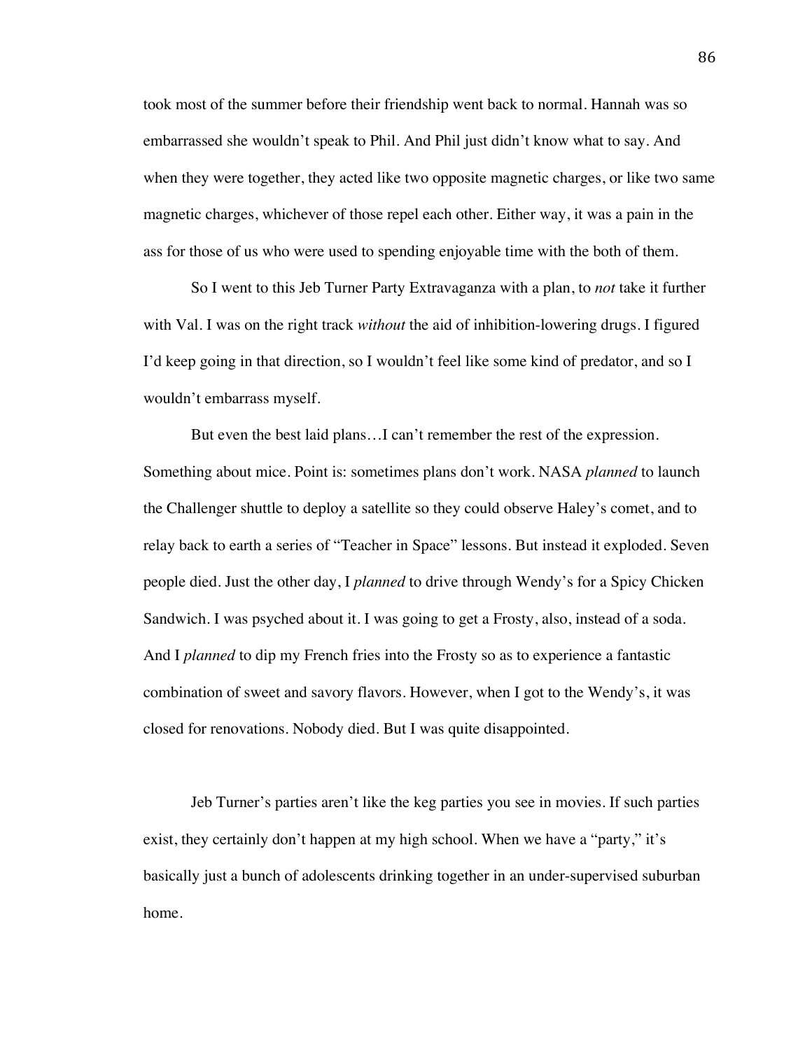took most of the summer before their friendship went back to normal. Hannah was so embarrassed she wouldn't speak to Phil. And Phil just didn't know what to say. And when they were together, they acted like two opposite magnetic charges, or like two same magnetic charges, whichever of those repel each other. Either way, it was a pain in the ass for those of us who were used to spending enjoyable time with the both of them.

So I went to this Jeb Turner Party Extravaganza with a plan, to *not* take it further with Val. I was on the right track *without* the aid of inhibition-lowering drugs. I figured I'd keep going in that direction, so I wouldn't feel like some kind of predator, and so I wouldn't embarrass myself.

But even the best laid plans…I can't remember the rest of the expression. Something about mice. Point is: sometimes plans don't work. NASA *planned* to launch the Challenger shuttle to deploy a satellite so they could observe Haley's comet, and to relay back to earth a series of "Teacher in Space" lessons. But instead it exploded. Seven people died. Just the other day, I *planned* to drive through Wendy's for a Spicy Chicken Sandwich. I was psyched about it. I was going to get a Frosty, also, instead of a soda. And I *planned* to dip my French fries into the Frosty so as to experience a fantastic combination of sweet and savory flavors. However, when I got to the Wendy's, it was closed for renovations. Nobody died. But I was quite disappointed.

Jeb Turner's parties aren't like the keg parties you see in movies. If such parties exist, they certainly don't happen at my high school. When we have a "party," it's basically just a bunch of adolescents drinking together in an under-supervised suburban home.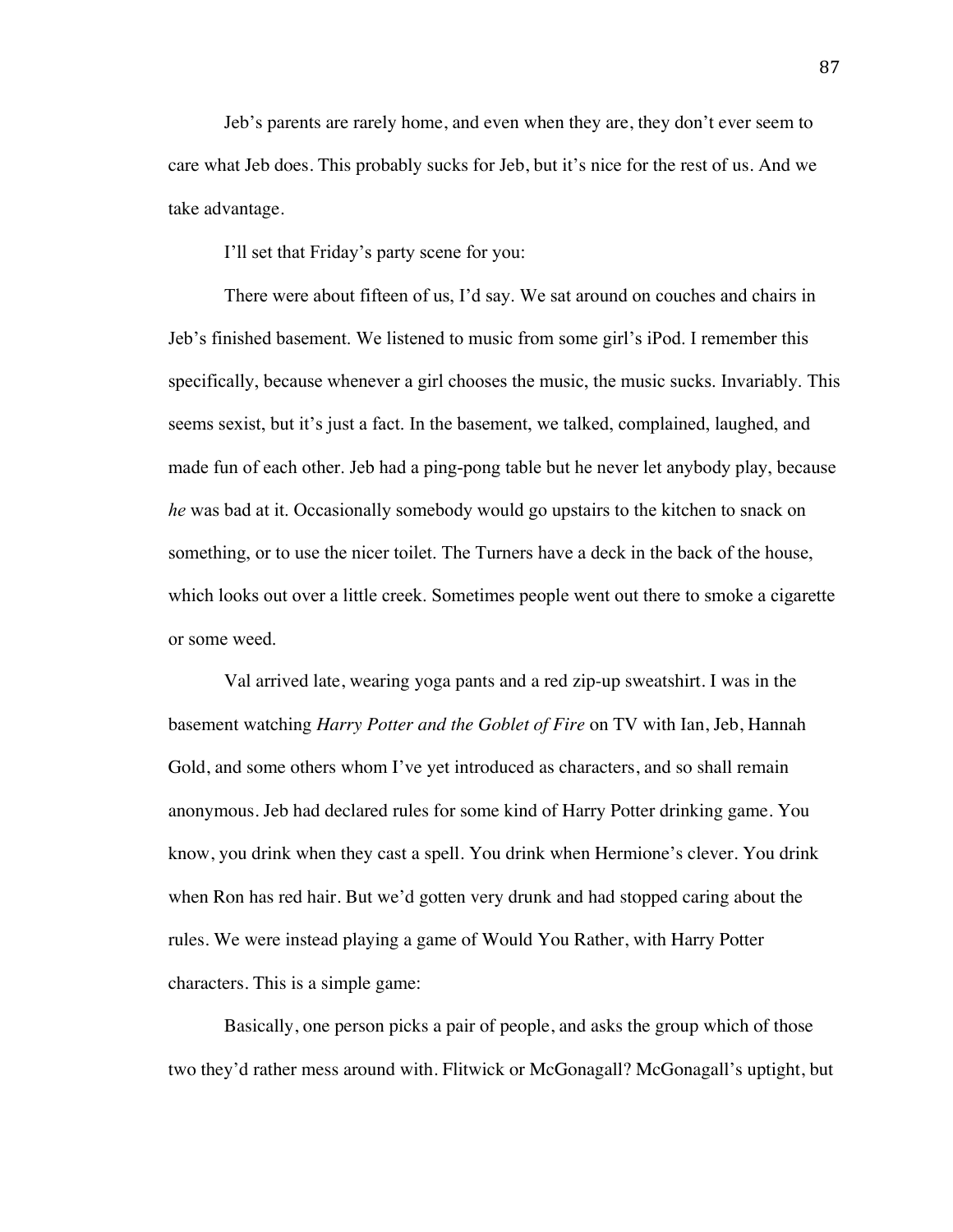Jeb's parents are rarely home, and even when they are, they don't ever seem to care what Jeb does. This probably sucks for Jeb, but it's nice for the rest of us. And we take advantage.

I'll set that Friday's party scene for you:

There were about fifteen of us, I'd say. We sat around on couches and chairs in Jeb's finished basement. We listened to music from some girl's iPod. I remember this specifically, because whenever a girl chooses the music, the music sucks. Invariably. This seems sexist, but it's just a fact. In the basement, we talked, complained, laughed, and made fun of each other. Jeb had a ping-pong table but he never let anybody play, because *he* was bad at it. Occasionally somebody would go upstairs to the kitchen to snack on something, or to use the nicer toilet. The Turners have a deck in the back of the house, which looks out over a little creek. Sometimes people went out there to smoke a cigarette or some weed.

Val arrived late, wearing yoga pants and a red zip-up sweatshirt. I was in the basement watching *Harry Potter and the Goblet of Fire* on TV with Ian, Jeb, Hannah Gold, and some others whom I've yet introduced as characters, and so shall remain anonymous. Jeb had declared rules for some kind of Harry Potter drinking game. You know, you drink when they cast a spell. You drink when Hermione's clever. You drink when Ron has red hair. But we'd gotten very drunk and had stopped caring about the rules. We were instead playing a game of Would You Rather, with Harry Potter characters. This is a simple game:

Basically, one person picks a pair of people, and asks the group which of those two they'd rather mess around with. Flitwick or McGonagall? McGonagall's uptight, but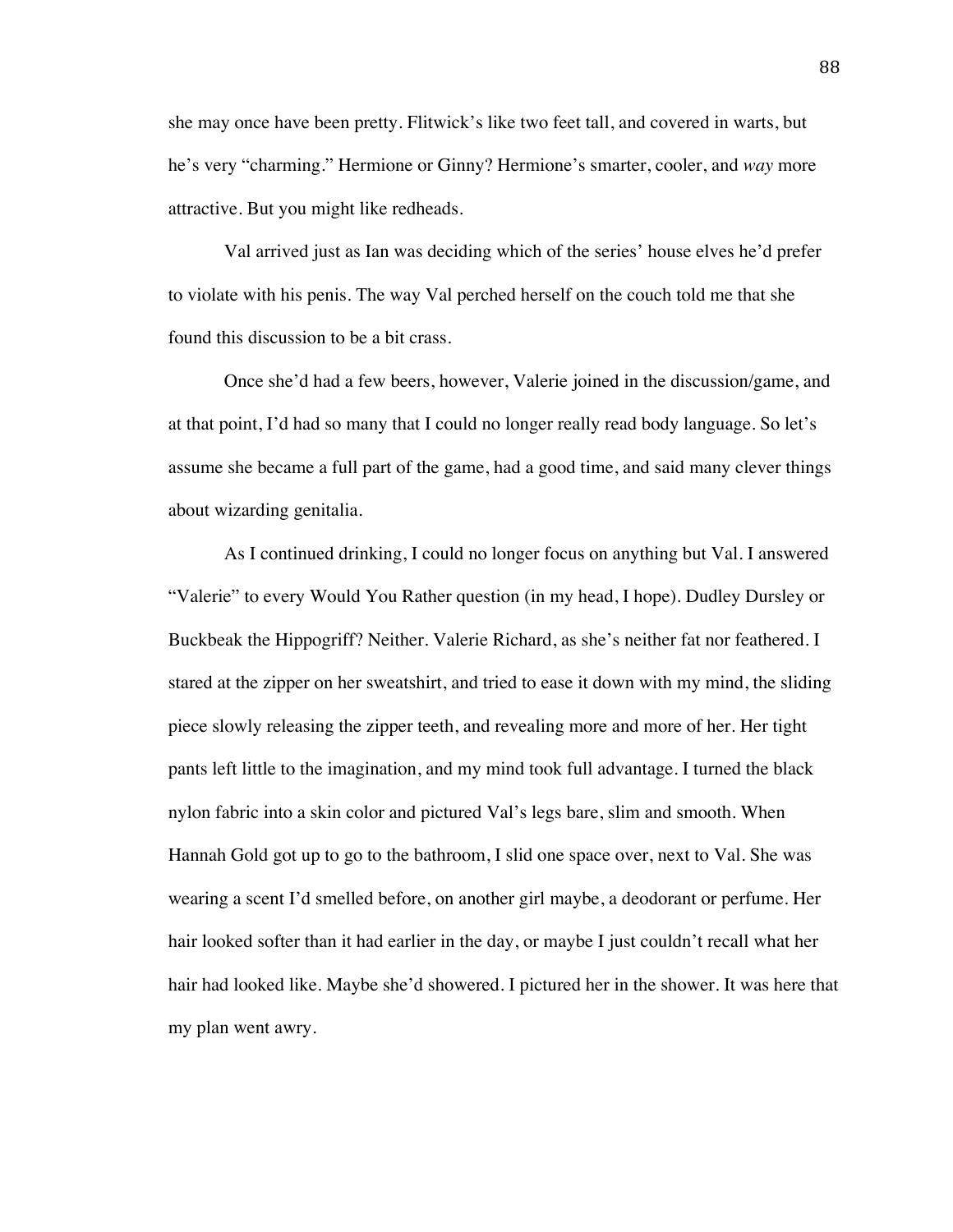she may once have been pretty. Flitwick's like two feet tall, and covered in warts, but he's very "charming." Hermione or Ginny? Hermione's smarter, cooler, and *way* more attractive. But you might like redheads.

Val arrived just as Ian was deciding which of the series' house elves he'd prefer to violate with his penis. The way Val perched herself on the couch told me that she found this discussion to be a bit crass.

Once she'd had a few beers, however, Valerie joined in the discussion/game, and at that point, I'd had so many that I could no longer really read body language. So let's assume she became a full part of the game, had a good time, and said many clever things about wizarding genitalia.

As I continued drinking, I could no longer focus on anything but Val. I answered "Valerie" to every Would You Rather question (in my head, I hope). Dudley Dursley or Buckbeak the Hippogriff? Neither. Valerie Richard, as she's neither fat nor feathered. I stared at the zipper on her sweatshirt, and tried to ease it down with my mind, the sliding piece slowly releasing the zipper teeth, and revealing more and more of her. Her tight pants left little to the imagination, and my mind took full advantage. I turned the black nylon fabric into a skin color and pictured Val's legs bare, slim and smooth. When Hannah Gold got up to go to the bathroom, I slid one space over, next to Val. She was wearing a scent I'd smelled before, on another girl maybe, a deodorant or perfume. Her hair looked softer than it had earlier in the day, or maybe I just couldn't recall what her hair had looked like. Maybe she'd showered. I pictured her in the shower. It was here that my plan went awry.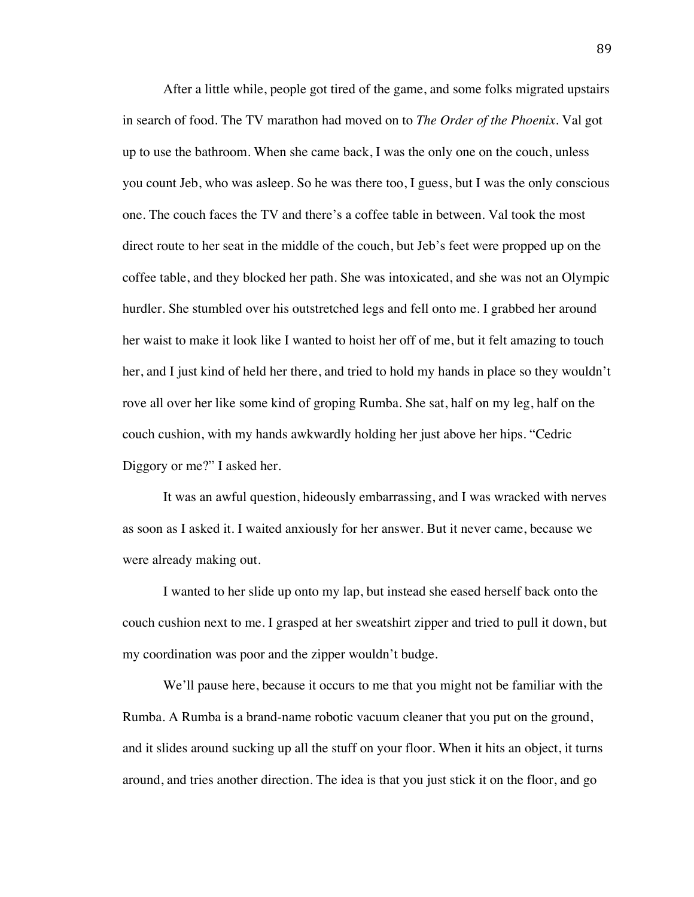After a little while, people got tired of the game, and some folks migrated upstairs in search of food. The TV marathon had moved on to *The Order of the Phoenix*. Val got up to use the bathroom. When she came back, I was the only one on the couch, unless you count Jeb, who was asleep. So he was there too, I guess, but I was the only conscious one. The couch faces the TV and there's a coffee table in between. Val took the most direct route to her seat in the middle of the couch, but Jeb's feet were propped up on the coffee table, and they blocked her path. She was intoxicated, and she was not an Olympic hurdler. She stumbled over his outstretched legs and fell onto me. I grabbed her around her waist to make it look like I wanted to hoist her off of me, but it felt amazing to touch her, and I just kind of held her there, and tried to hold my hands in place so they wouldn't rove all over her like some kind of groping Rumba. She sat, half on my leg, half on the couch cushion, with my hands awkwardly holding her just above her hips. "Cedric Diggory or me?" I asked her.

It was an awful question, hideously embarrassing, and I was wracked with nerves as soon as I asked it. I waited anxiously for her answer. But it never came, because we were already making out.

I wanted to her slide up onto my lap, but instead she eased herself back onto the couch cushion next to me. I grasped at her sweatshirt zipper and tried to pull it down, but my coordination was poor and the zipper wouldn't budge.

We'll pause here, because it occurs to me that you might not be familiar with the Rumba. A Rumba is a brand-name robotic vacuum cleaner that you put on the ground, and it slides around sucking up all the stuff on your floor. When it hits an object, it turns around, and tries another direction. The idea is that you just stick it on the floor, and go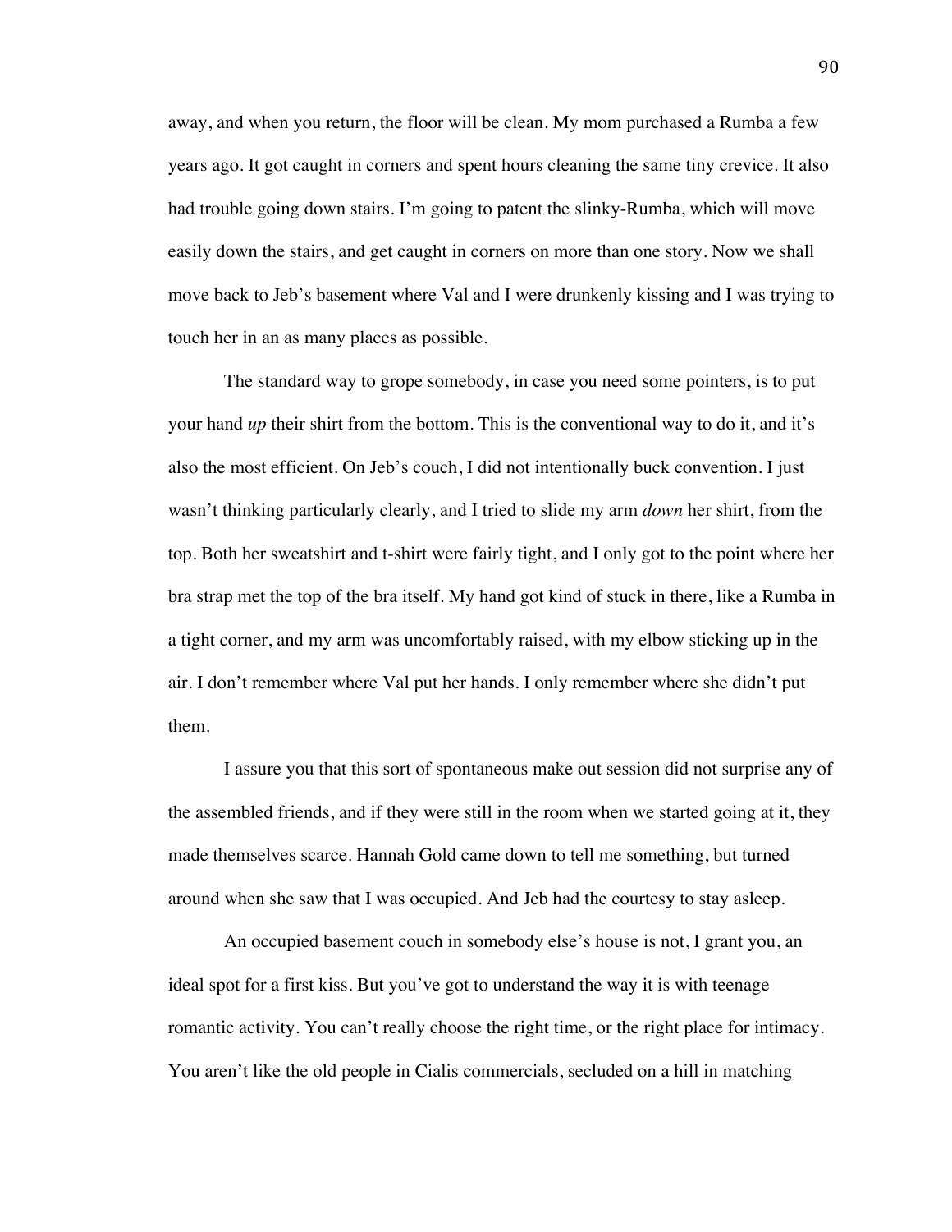away, and when you return, the floor will be clean. My mom purchased a Rumba a few years ago. It got caught in corners and spent hours cleaning the same tiny crevice. It also had trouble going down stairs. I'm going to patent the slinky-Rumba, which will move easily down the stairs, and get caught in corners on more than one story. Now we shall move back to Jeb's basement where Val and I were drunkenly kissing and I was trying to touch her in an as many places as possible.

The standard way to grope somebody, in case you need some pointers, is to put your hand *up* their shirt from the bottom. This is the conventional way to do it, and it's also the most efficient. On Jeb's couch, I did not intentionally buck convention. I just wasn't thinking particularly clearly, and I tried to slide my arm *down* her shirt, from the top. Both her sweatshirt and t-shirt were fairly tight, and I only got to the point where her bra strap met the top of the bra itself. My hand got kind of stuck in there, like a Rumba in a tight corner, and my arm was uncomfortably raised, with my elbow sticking up in the air. I don't remember where Val put her hands. I only remember where she didn't put them.

I assure you that this sort of spontaneous make out session did not surprise any of the assembled friends, and if they were still in the room when we started going at it, they made themselves scarce. Hannah Gold came down to tell me something, but turned around when she saw that I was occupied. And Jeb had the courtesy to stay asleep.

An occupied basement couch in somebody else's house is not, I grant you, an ideal spot for a first kiss. But you've got to understand the way it is with teenage romantic activity. You can't really choose the right time, or the right place for intimacy. You aren't like the old people in Cialis commercials, secluded on a hill in matching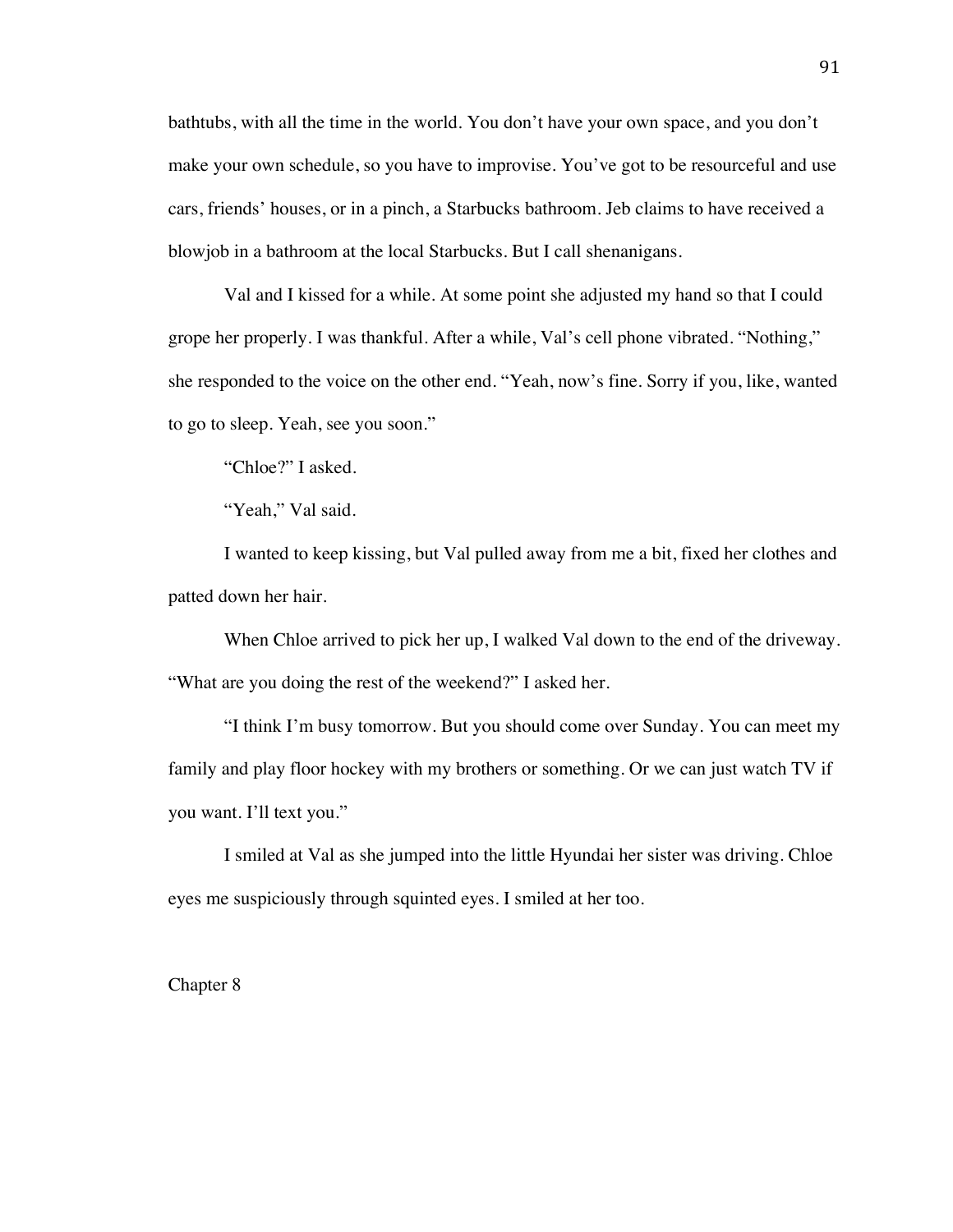bathtubs, with all the time in the world. You don't have your own space, and you don't make your own schedule, so you have to improvise. You've got to be resourceful and use cars, friends' houses, or in a pinch, a Starbucks bathroom. Jeb claims to have received a blowjob in a bathroom at the local Starbucks. But I call shenanigans.

Val and I kissed for a while. At some point she adjusted my hand so that I could grope her properly. I was thankful. After a while, Val's cell phone vibrated. "Nothing," she responded to the voice on the other end. "Yeah, now's fine. Sorry if you, like, wanted to go to sleep. Yeah, see you soon."

"Chloe?" I asked.

"Yeah," Val said.

I wanted to keep kissing, but Val pulled away from me a bit, fixed her clothes and patted down her hair.

When Chloe arrived to pick her up, I walked Val down to the end of the driveway. "What are you doing the rest of the weekend?" I asked her.

"I think I'm busy tomorrow. But you should come over Sunday. You can meet my family and play floor hockey with my brothers or something. Or we can just watch TV if you want. I'll text you."

I smiled at Val as she jumped into the little Hyundai her sister was driving. Chloe eyes me suspiciously through squinted eyes. I smiled at her too.

## Chapter 8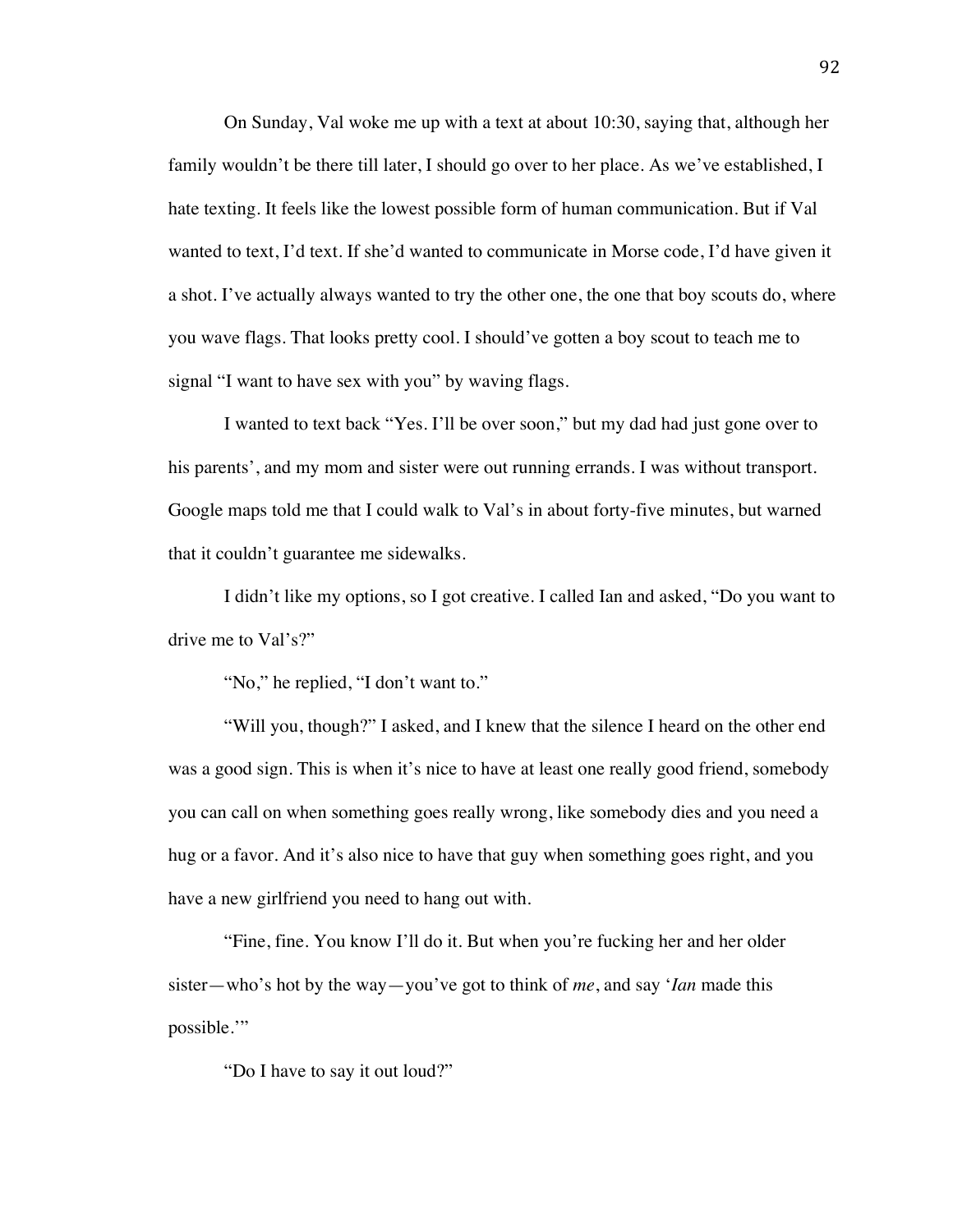On Sunday, Val woke me up with a text at about 10:30, saying that, although her family wouldn't be there till later, I should go over to her place. As we've established, I hate texting. It feels like the lowest possible form of human communication. But if Val wanted to text, I'd text. If she'd wanted to communicate in Morse code, I'd have given it a shot. I've actually always wanted to try the other one, the one that boy scouts do, where you wave flags. That looks pretty cool. I should've gotten a boy scout to teach me to signal "I want to have sex with you" by waving flags.

I wanted to text back "Yes. I'll be over soon," but my dad had just gone over to his parents', and my mom and sister were out running errands. I was without transport. Google maps told me that I could walk to Val's in about forty-five minutes, but warned that it couldn't guarantee me sidewalks.

I didn't like my options, so I got creative. I called Ian and asked, "Do you want to drive me to Val's?"

"No," he replied, "I don't want to."

"Will you, though?" I asked, and I knew that the silence I heard on the other end was a good sign. This is when it's nice to have at least one really good friend, somebody you can call on when something goes really wrong, like somebody dies and you need a hug or a favor. And it's also nice to have that guy when something goes right, and you have a new girlfriend you need to hang out with.

"Fine, fine. You know I'll do it. But when you're fucking her and her older sister—who's hot by the way—you've got to think of *me*, and say '*Ian* made this possible.'"

"Do I have to say it out loud?"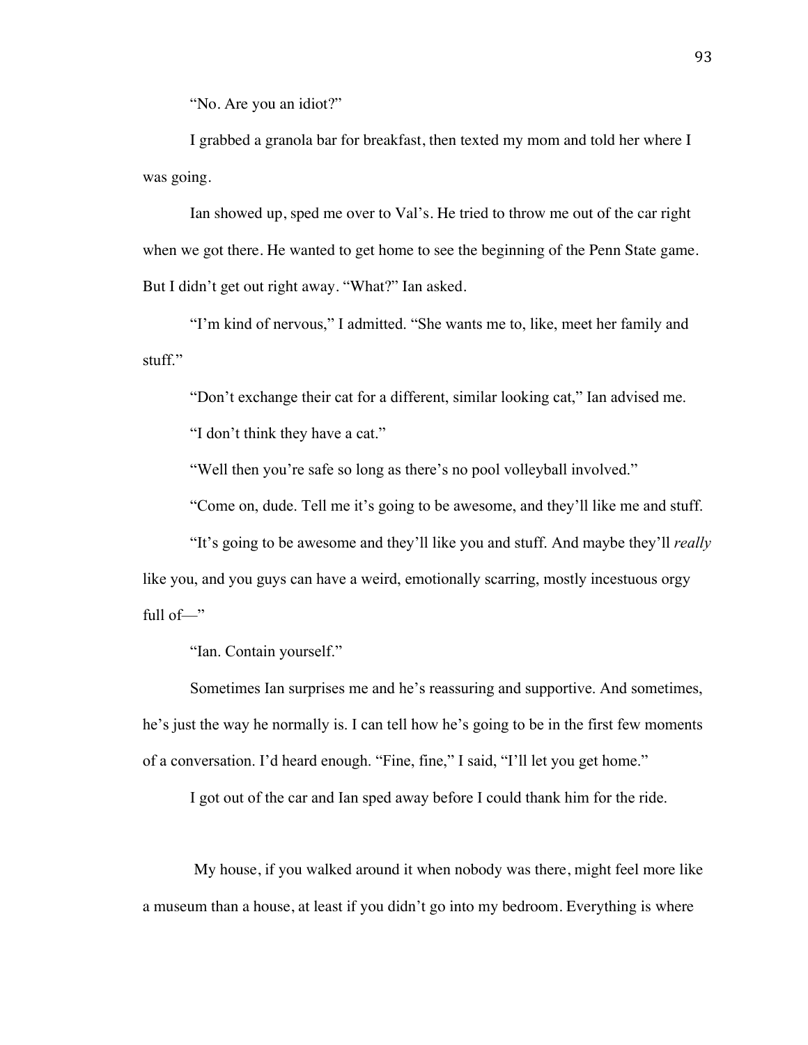"No. Are you an idiot?"

I grabbed a granola bar for breakfast, then texted my mom and told her where I was going.

Ian showed up, sped me over to Val's. He tried to throw me out of the car right when we got there. He wanted to get home to see the beginning of the Penn State game. But I didn't get out right away. "What?" Ian asked.

"I'm kind of nervous," I admitted. "She wants me to, like, meet her family and stuff."

"Don't exchange their cat for a different, similar looking cat," Ian advised me.

"I don't think they have a cat."

"Well then you're safe so long as there's no pool volleyball involved."

"Come on, dude. Tell me it's going to be awesome, and they'll like me and stuff.

"It's going to be awesome and they'll like you and stuff. And maybe they'll *really* like you, and you guys can have a weird, emotionally scarring, mostly incestuous orgy full of—"

"Ian. Contain yourself."

Sometimes Ian surprises me and he's reassuring and supportive. And sometimes, he's just the way he normally is. I can tell how he's going to be in the first few moments of a conversation. I'd heard enough. "Fine, fine," I said, "I'll let you get home."

I got out of the car and Ian sped away before I could thank him for the ride.

My house, if you walked around it when nobody was there, might feel more like a museum than a house, at least if you didn't go into my bedroom. Everything is where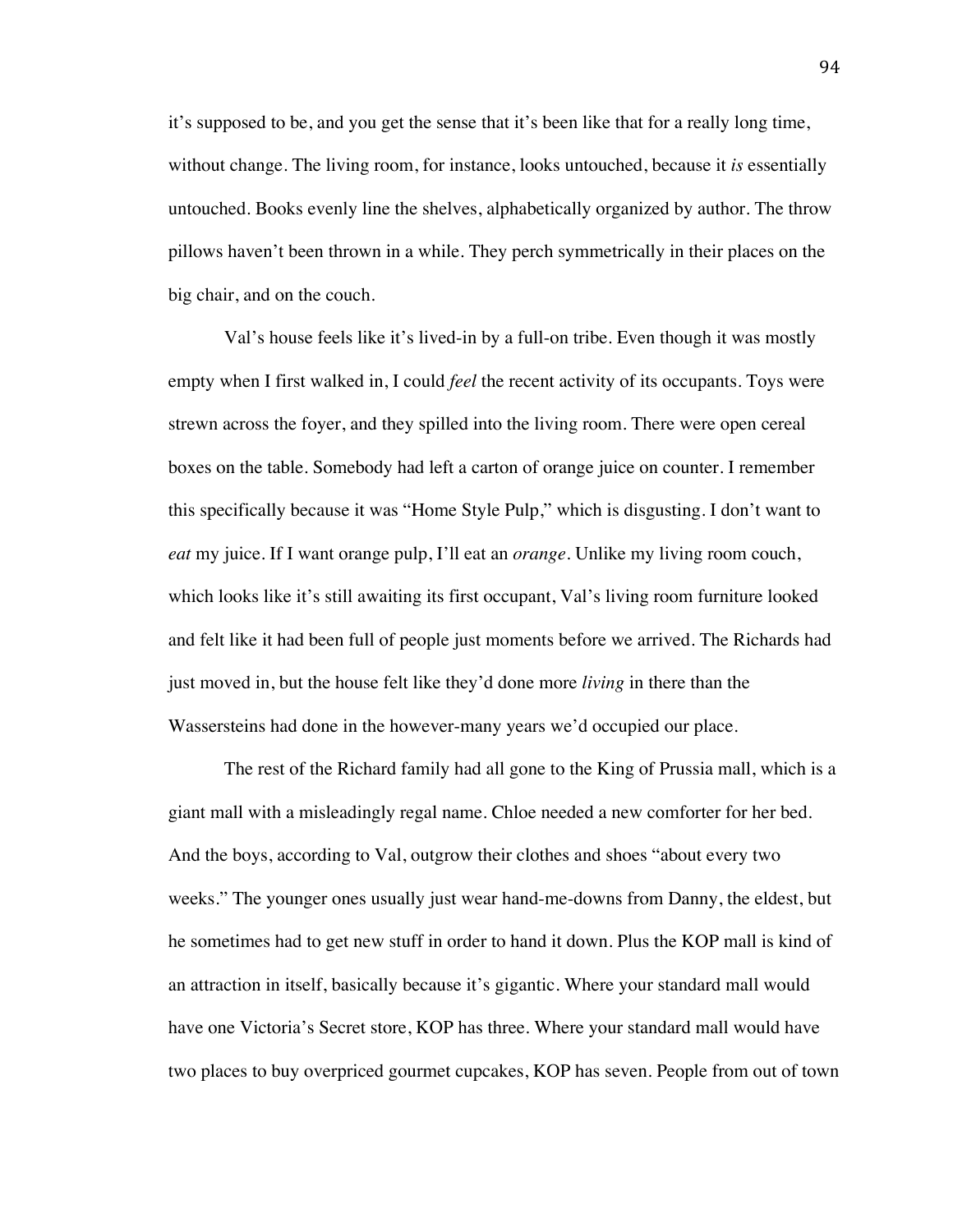it's supposed to be, and you get the sense that it's been like that for a really long time, without change. The living room, for instance, looks untouched, because it *is* essentially untouched. Books evenly line the shelves, alphabetically organized by author. The throw pillows haven't been thrown in a while. They perch symmetrically in their places on the big chair, and on the couch.

Val's house feels like it's lived-in by a full-on tribe. Even though it was mostly empty when I first walked in, I could *feel* the recent activity of its occupants. Toys were strewn across the foyer, and they spilled into the living room. There were open cereal boxes on the table. Somebody had left a carton of orange juice on counter. I remember this specifically because it was "Home Style Pulp," which is disgusting. I don't want to *eat* my juice. If I want orange pulp, I'll eat an *orange*. Unlike my living room couch, which looks like it's still awaiting its first occupant, Val's living room furniture looked and felt like it had been full of people just moments before we arrived. The Richards had just moved in, but the house felt like they'd done more *living* in there than the Wassersteins had done in the however-many years we'd occupied our place.

The rest of the Richard family had all gone to the King of Prussia mall, which is a giant mall with a misleadingly regal name. Chloe needed a new comforter for her bed. And the boys, according to Val, outgrow their clothes and shoes "about every two weeks." The younger ones usually just wear hand-me-downs from Danny, the eldest, but he sometimes had to get new stuff in order to hand it down. Plus the KOP mall is kind of an attraction in itself, basically because it's gigantic. Where your standard mall would have one Victoria's Secret store, KOP has three. Where your standard mall would have two places to buy overpriced gourmet cupcakes, KOP has seven. People from out of town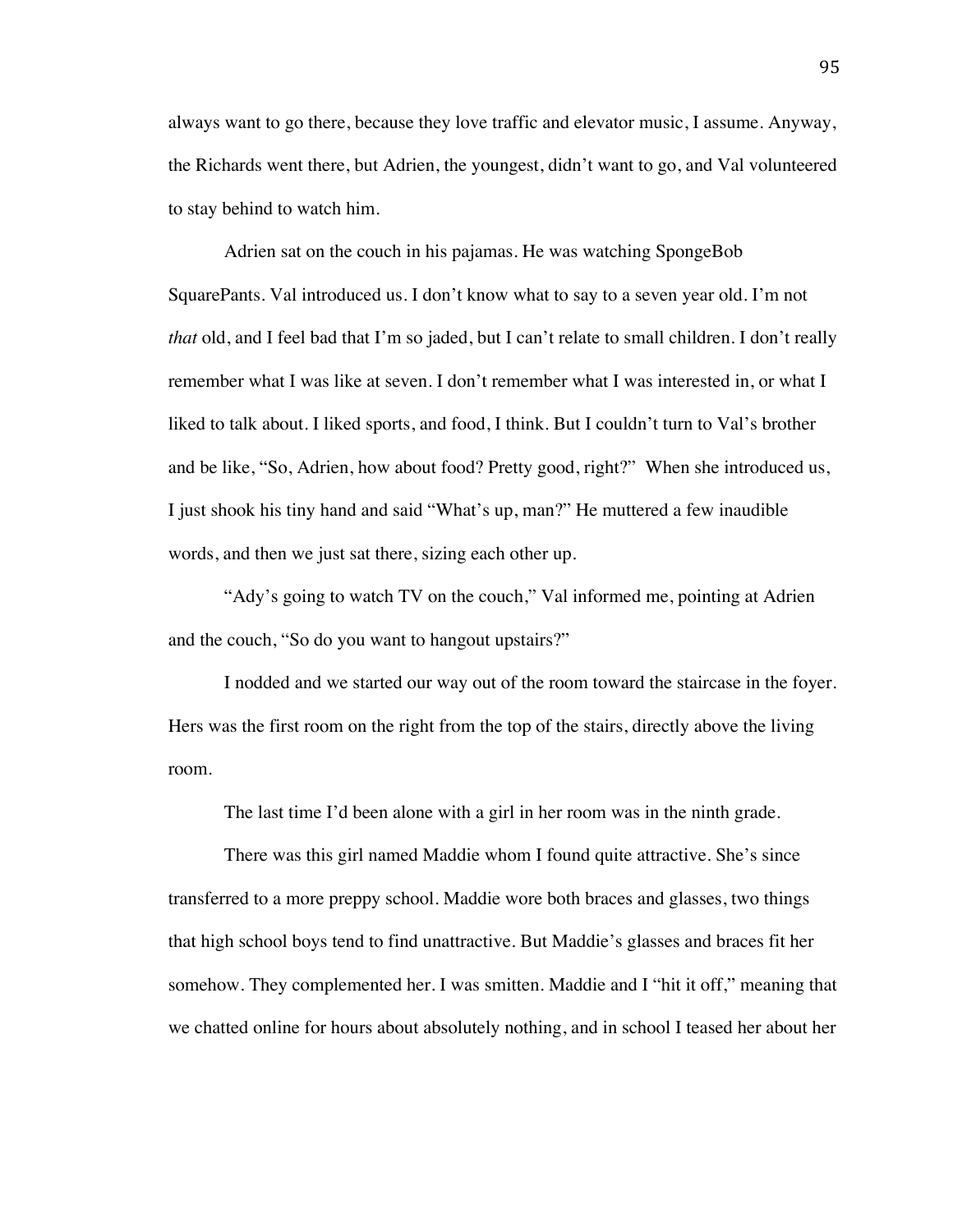always want to go there, because they love traffic and elevator music, I assume. Anyway, the Richards went there, but Adrien, the youngest, didn't want to go, and Val volunteered to stay behind to watch him.

Adrien sat on the couch in his pajamas. He was watching SpongeBob SquarePants. Val introduced us. I don't know what to say to a seven year old. I'm not *that* old, and I feel bad that I'm so jaded, but I can't relate to small children. I don't really remember what I was like at seven. I don't remember what I was interested in, or what I liked to talk about. I liked sports, and food, I think. But I couldn't turn to Val's brother and be like, "So, Adrien, how about food? Pretty good, right?" When she introduced us, I just shook his tiny hand and said "What's up, man?" He muttered a few inaudible words, and then we just sat there, sizing each other up.

"Ady's going to watch TV on the couch," Val informed me, pointing at Adrien and the couch, "So do you want to hangout upstairs?"

I nodded and we started our way out of the room toward the staircase in the foyer. Hers was the first room on the right from the top of the stairs, directly above the living room.

The last time I'd been alone with a girl in her room was in the ninth grade.

There was this girl named Maddie whom I found quite attractive. She's since transferred to a more preppy school. Maddie wore both braces and glasses, two things that high school boys tend to find unattractive. But Maddie's glasses and braces fit her somehow. They complemented her. I was smitten. Maddie and I "hit it off," meaning that we chatted online for hours about absolutely nothing, and in school I teased her about her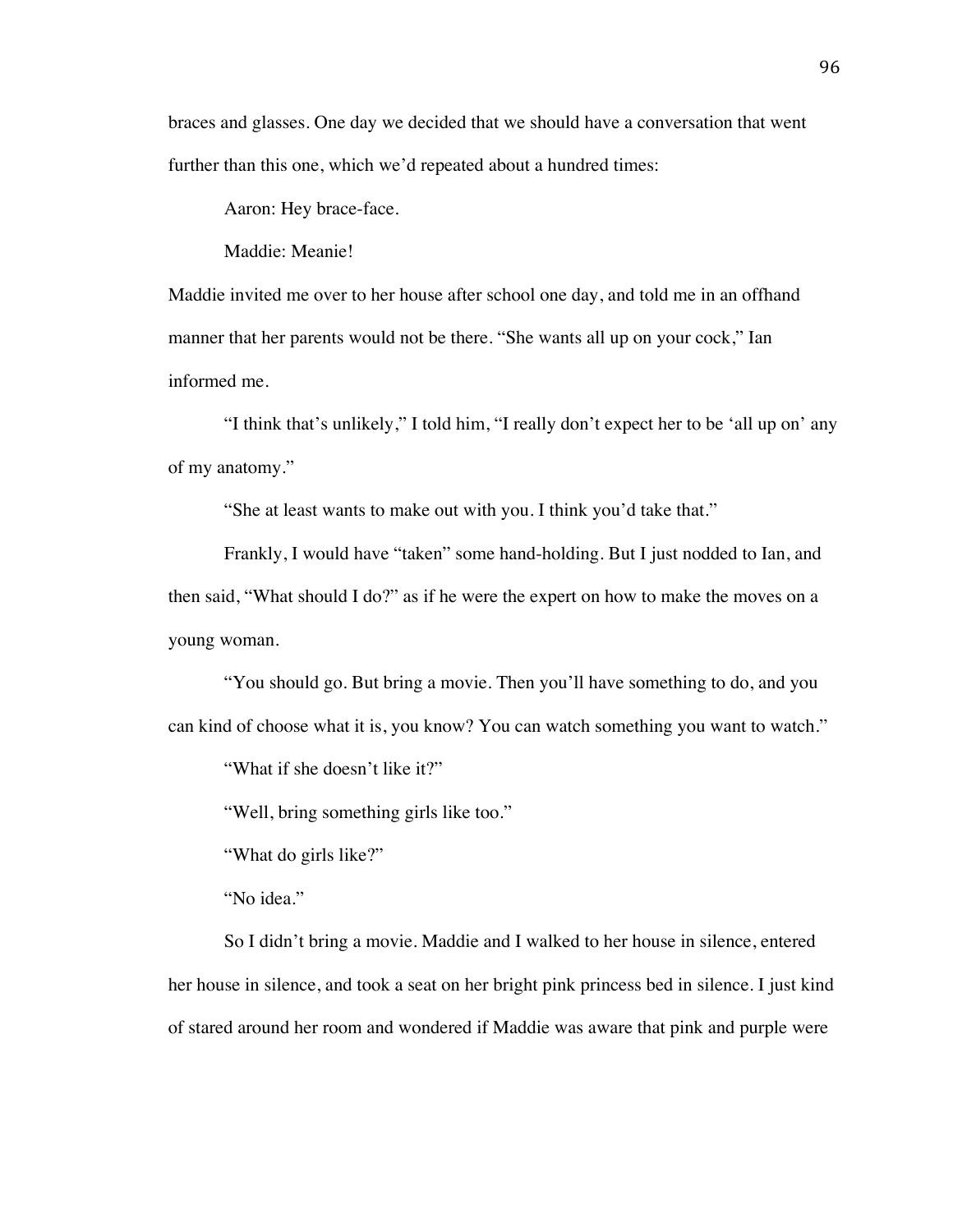braces and glasses. One day we decided that we should have a conversation that went further than this one, which we'd repeated about a hundred times:

Aaron: Hey brace-face.

Maddie: Meanie!

Maddie invited me over to her house after school one day, and told me in an offhand manner that her parents would not be there. "She wants all up on your cock," Ian informed me.

"I think that's unlikely," I told him, "I really don't expect her to be 'all up on' any of my anatomy."

"She at least wants to make out with you. I think you'd take that."

Frankly, I would have "taken" some hand-holding. But I just nodded to Ian, and then said, "What should I do?" as if he were the expert on how to make the moves on a young woman.

"You should go. But bring a movie. Then you'll have something to do, and you can kind of choose what it is, you know? You can watch something you want to watch."

"What if she doesn't like it?"

"Well, bring something girls like too."

"What do girls like?"

"No idea."

So I didn't bring a movie. Maddie and I walked to her house in silence, entered her house in silence, and took a seat on her bright pink princess bed in silence. I just kind of stared around her room and wondered if Maddie was aware that pink and purple were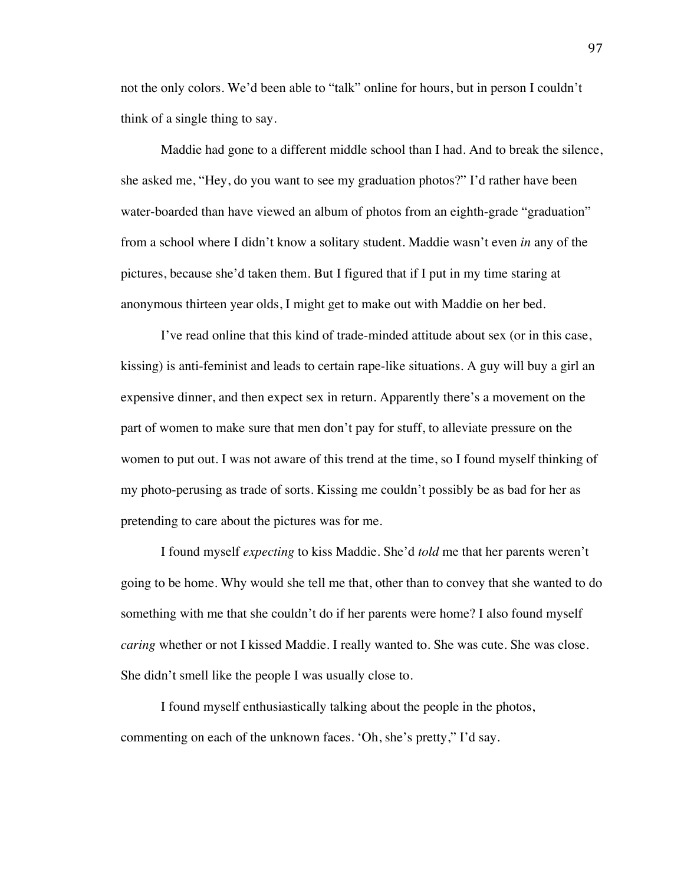not the only colors. We'd been able to "talk" online for hours, but in person I couldn't think of a single thing to say.

Maddie had gone to a different middle school than I had. And to break the silence, she asked me, "Hey, do you want to see my graduation photos?" I'd rather have been water-boarded than have viewed an album of photos from an eighth-grade "graduation" from a school where I didn't know a solitary student. Maddie wasn't even *in* any of the pictures, because she'd taken them. But I figured that if I put in my time staring at anonymous thirteen year olds, I might get to make out with Maddie on her bed.

I've read online that this kind of trade-minded attitude about sex (or in this case, kissing) is anti-feminist and leads to certain rape-like situations. A guy will buy a girl an expensive dinner, and then expect sex in return. Apparently there's a movement on the part of women to make sure that men don't pay for stuff, to alleviate pressure on the women to put out. I was not aware of this trend at the time, so I found myself thinking of my photo-perusing as trade of sorts. Kissing me couldn't possibly be as bad for her as pretending to care about the pictures was for me.

I found myself *expecting* to kiss Maddie. She'd *told* me that her parents weren't going to be home. Why would she tell me that, other than to convey that she wanted to do something with me that she couldn't do if her parents were home? I also found myself *caring* whether or not I kissed Maddie. I really wanted to. She was cute. She was close. She didn't smell like the people I was usually close to.

I found myself enthusiastically talking about the people in the photos, commenting on each of the unknown faces. 'Oh, she's pretty," I'd say.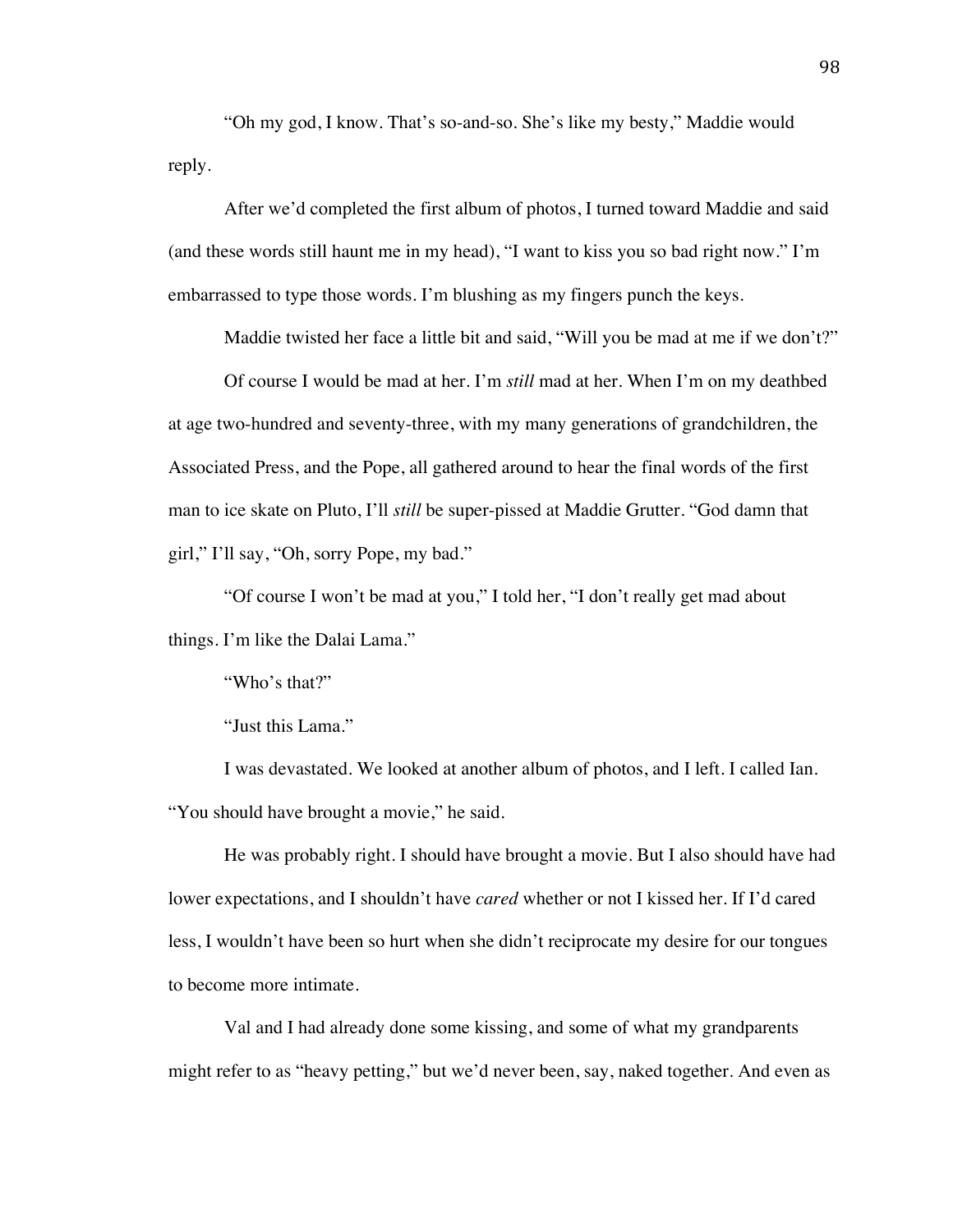"Oh my god, I know. That's so-and-so. She's like my besty," Maddie would reply.

After we'd completed the first album of photos, I turned toward Maddie and said (and these words still haunt me in my head), "I want to kiss you so bad right now." I'm embarrassed to type those words. I'm blushing as my fingers punch the keys.

Maddie twisted her face a little bit and said, "Will you be mad at me if we don't?"

Of course I would be mad at her. I'm *still* mad at her. When I'm on my deathbed at age two-hundred and seventy-three, with my many generations of grandchildren, the Associated Press, and the Pope, all gathered around to hear the final words of the first man to ice skate on Pluto, I'll *still* be super-pissed at Maddie Grutter. "God damn that girl," I'll say, "Oh, sorry Pope, my bad."

"Of course I won't be mad at you," I told her, "I don't really get mad about things. I'm like the Dalai Lama."

"Who's that?"

"Just this Lama."

I was devastated. We looked at another album of photos, and I left. I called Ian. "You should have brought a movie," he said.

He was probably right. I should have brought a movie. But I also should have had lower expectations, and I shouldn't have *cared* whether or not I kissed her. If I'd cared less, I wouldn't have been so hurt when she didn't reciprocate my desire for our tongues to become more intimate.

Val and I had already done some kissing, and some of what my grandparents might refer to as "heavy petting," but we'd never been, say, naked together. And even as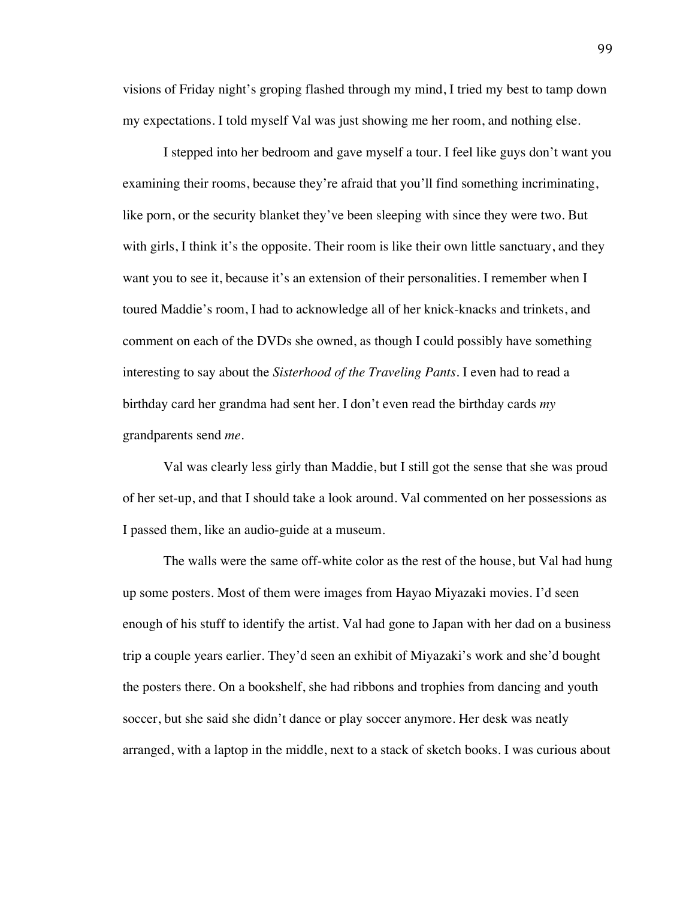visions of Friday night's groping flashed through my mind, I tried my best to tamp down my expectations. I told myself Val was just showing me her room, and nothing else.

I stepped into her bedroom and gave myself a tour. I feel like guys don't want you examining their rooms, because they're afraid that you'll find something incriminating, like porn, or the security blanket they've been sleeping with since they were two. But with girls, I think it's the opposite. Their room is like their own little sanctuary, and they want you to see it, because it's an extension of their personalities. I remember when I toured Maddie's room, I had to acknowledge all of her knick-knacks and trinkets, and comment on each of the DVDs she owned, as though I could possibly have something interesting to say about the *Sisterhood of the Traveling Pants*. I even had to read a birthday card her grandma had sent her. I don't even read the birthday cards *my* grandparents send *me*.

Val was clearly less girly than Maddie, but I still got the sense that she was proud of her set-up, and that I should take a look around. Val commented on her possessions as I passed them, like an audio-guide at a museum.

The walls were the same off-white color as the rest of the house, but Val had hung up some posters. Most of them were images from Hayao Miyazaki movies. I'd seen enough of his stuff to identify the artist. Val had gone to Japan with her dad on a business trip a couple years earlier. They'd seen an exhibit of Miyazaki's work and she'd bought the posters there. On a bookshelf, she had ribbons and trophies from dancing and youth soccer, but she said she didn't dance or play soccer anymore. Her desk was neatly arranged, with a laptop in the middle, next to a stack of sketch books. I was curious about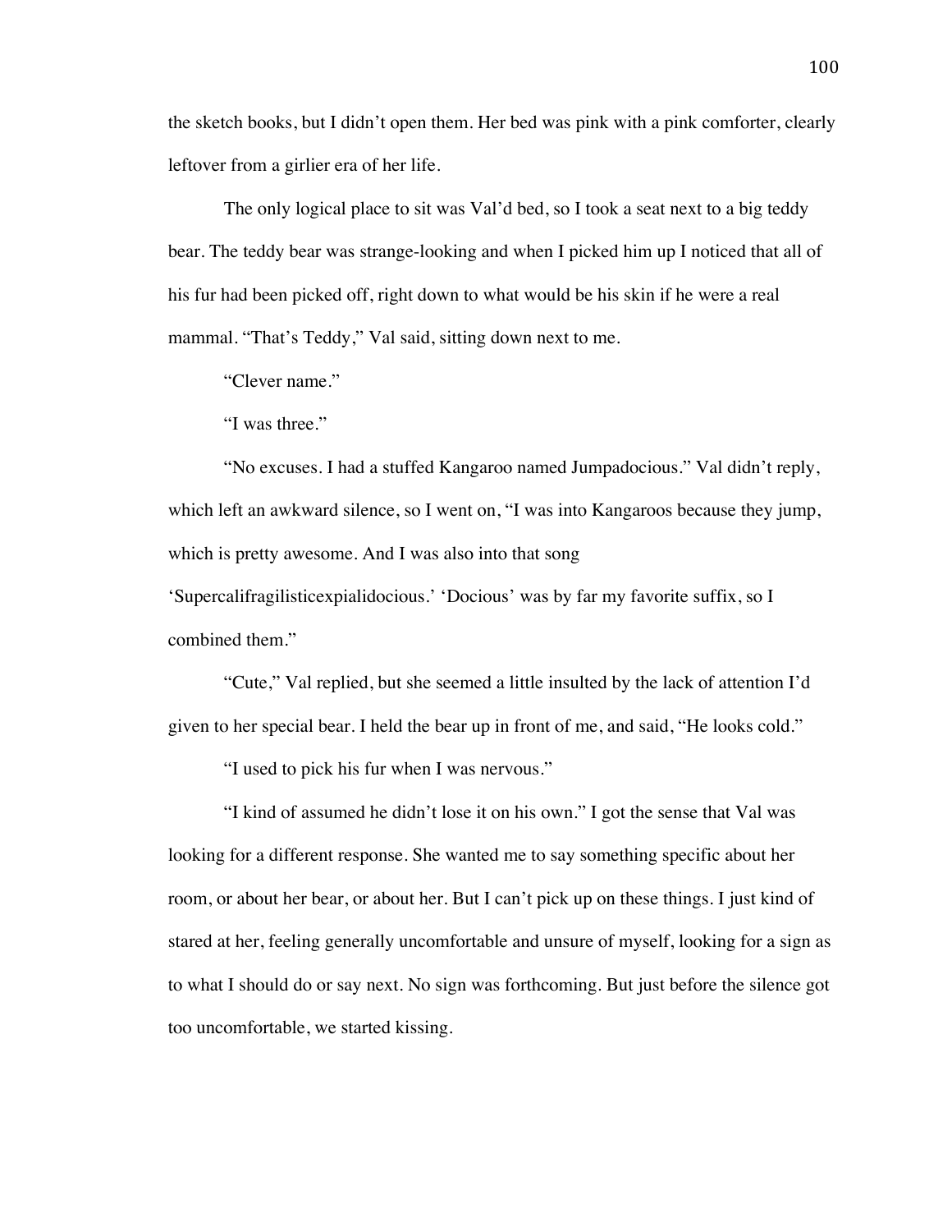the sketch books, but I didn't open them. Her bed was pink with a pink comforter, clearly leftover from a girlier era of her life.

The only logical place to sit was Val'd bed, so I took a seat next to a big teddy bear. The teddy bear was strange-looking and when I picked him up I noticed that all of his fur had been picked off, right down to what would be his skin if he were a real mammal. "That's Teddy," Val said, sitting down next to me.

"Clever name."

"I was three."

"No excuses. I had a stuffed Kangaroo named Jumpadocious." Val didn't reply, which left an awkward silence, so I went on, "I was into Kangaroos because they jump, which is pretty awesome. And I was also into that song 'Supercalifragilisticexpialidocious.' 'Docious' was by far my favorite suffix, so I combined them."

"Cute," Val replied, but she seemed a little insulted by the lack of attention I'd given to her special bear. I held the bear up in front of me, and said, "He looks cold."

"I used to pick his fur when I was nervous."

"I kind of assumed he didn't lose it on his own." I got the sense that Val was looking for a different response. She wanted me to say something specific about her room, or about her bear, or about her. But I can't pick up on these things. I just kind of stared at her, feeling generally uncomfortable and unsure of myself, looking for a sign as to what I should do or say next. No sign was forthcoming. But just before the silence got too uncomfortable, we started kissing.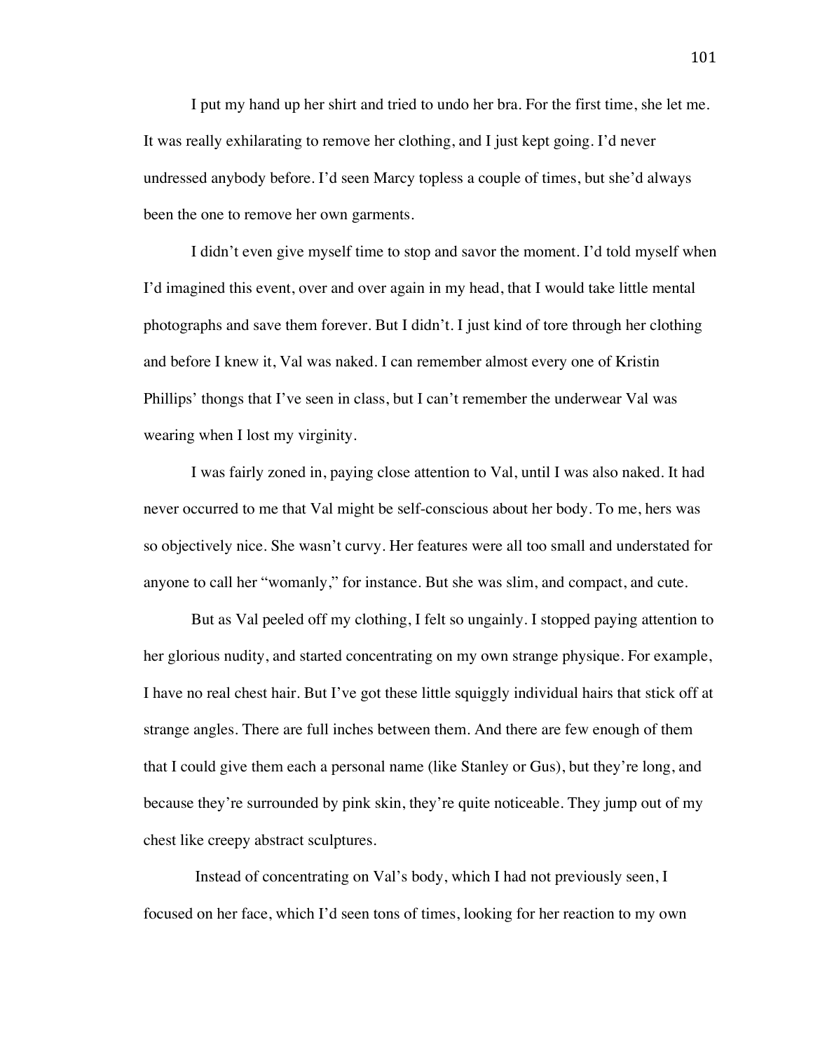I put my hand up her shirt and tried to undo her bra. For the first time, she let me. It was really exhilarating to remove her clothing, and I just kept going. I'd never undressed anybody before. I'd seen Marcy topless a couple of times, but she'd always been the one to remove her own garments.

I didn't even give myself time to stop and savor the moment. I'd told myself when I'd imagined this event, over and over again in my head, that I would take little mental photographs and save them forever. But I didn't. I just kind of tore through her clothing and before I knew it, Val was naked. I can remember almost every one of Kristin Phillips' thongs that I've seen in class, but I can't remember the underwear Val was wearing when I lost my virginity.

I was fairly zoned in, paying close attention to Val, until I was also naked. It had never occurred to me that Val might be self-conscious about her body. To me, hers was so objectively nice. She wasn't curvy. Her features were all too small and understated for anyone to call her "womanly," for instance. But she was slim, and compact, and cute.

But as Val peeled off my clothing, I felt so ungainly. I stopped paying attention to her glorious nudity, and started concentrating on my own strange physique. For example, I have no real chest hair. But I've got these little squiggly individual hairs that stick off at strange angles. There are full inches between them. And there are few enough of them that I could give them each a personal name (like Stanley or Gus), but they're long, and because they're surrounded by pink skin, they're quite noticeable. They jump out of my chest like creepy abstract sculptures.

Instead of concentrating on Val's body, which I had not previously seen, I focused on her face, which I'd seen tons of times, looking for her reaction to my own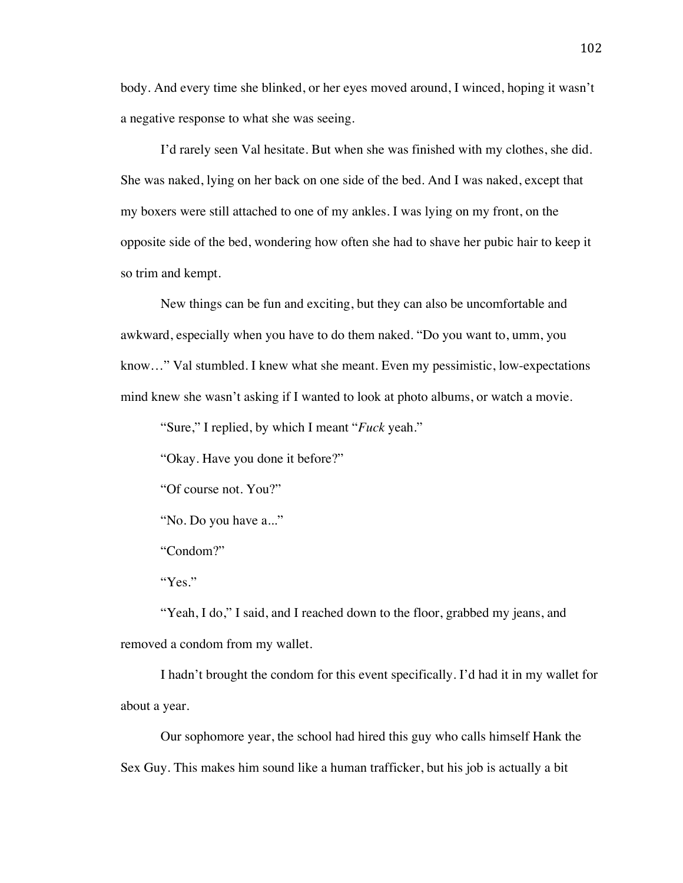body. And every time she blinked, or her eyes moved around, I winced, hoping it wasn't a negative response to what she was seeing.

I'd rarely seen Val hesitate. But when she was finished with my clothes, she did. She was naked, lying on her back on one side of the bed. And I was naked, except that my boxers were still attached to one of my ankles. I was lying on my front, on the opposite side of the bed, wondering how often she had to shave her pubic hair to keep it so trim and kempt.

New things can be fun and exciting, but they can also be uncomfortable and awkward, especially when you have to do them naked. "Do you want to, umm, you know…" Val stumbled. I knew what she meant. Even my pessimistic, low-expectations mind knew she wasn't asking if I wanted to look at photo albums, or watch a movie.

"Sure," I replied, by which I meant "*Fuck* yeah."

"Okay. Have you done it before?"

"Of course not. You?"

"No. Do you have a..."

"Condom?"

"Yes."

"Yeah, I do," I said, and I reached down to the floor, grabbed my jeans, and removed a condom from my wallet.

I hadn't brought the condom for this event specifically. I'd had it in my wallet for about a year.

Our sophomore year, the school had hired this guy who calls himself Hank the Sex Guy. This makes him sound like a human trafficker, but his job is actually a bit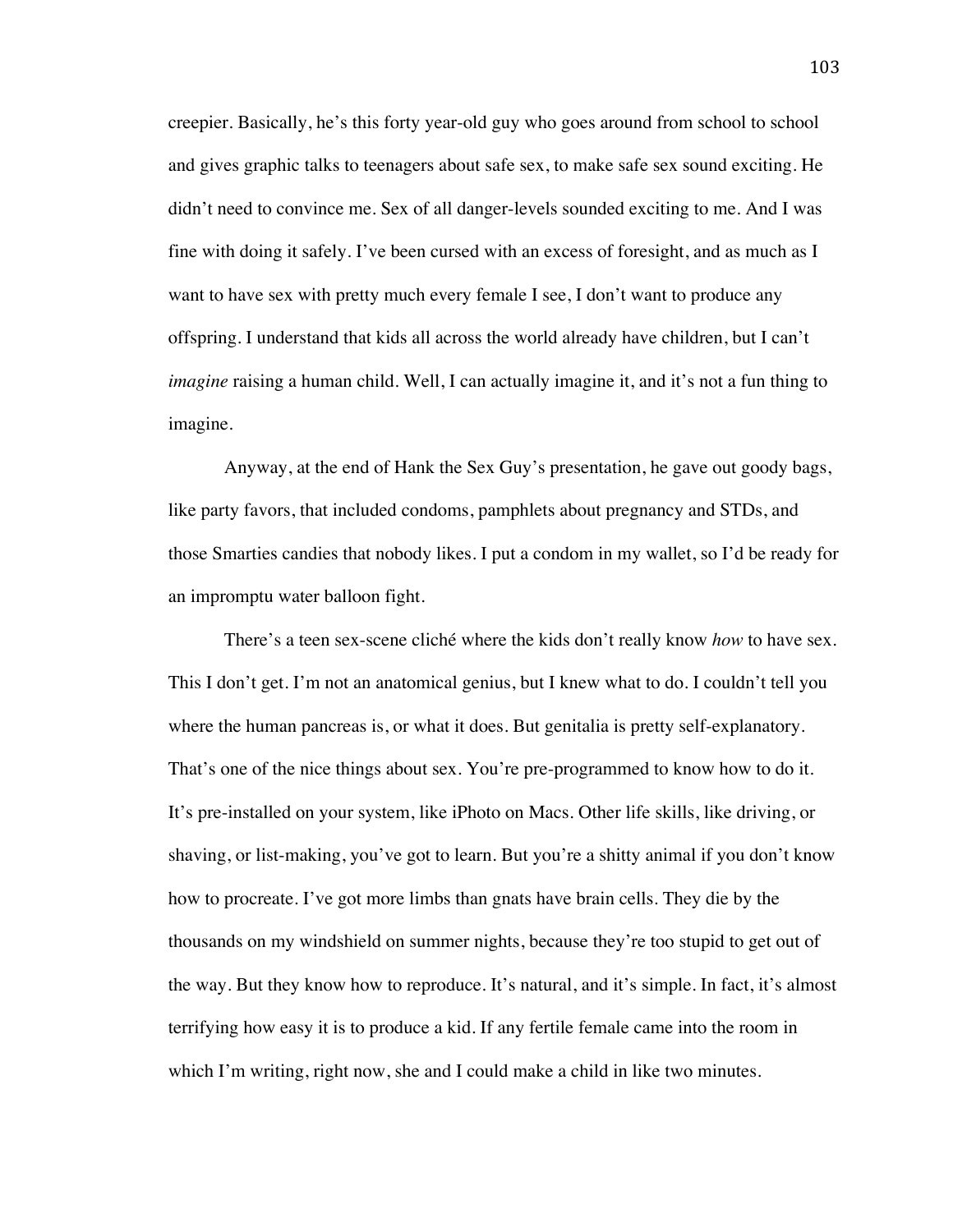creepier. Basically, he's this forty year-old guy who goes around from school to school and gives graphic talks to teenagers about safe sex, to make safe sex sound exciting. He didn't need to convince me. Sex of all danger-levels sounded exciting to me. And I was fine with doing it safely. I've been cursed with an excess of foresight, and as much as I want to have sex with pretty much every female I see, I don't want to produce any offspring. I understand that kids all across the world already have children, but I can't *imagine* raising a human child. Well, I can actually imagine it, and it's not a fun thing to imagine.

Anyway, at the end of Hank the Sex Guy's presentation, he gave out goody bags, like party favors, that included condoms, pamphlets about pregnancy and STDs, and those Smarties candies that nobody likes. I put a condom in my wallet, so I'd be ready for an impromptu water balloon fight.

There's a teen sex-scene cliché where the kids don't really know *how* to have sex. This I don't get. I'm not an anatomical genius, but I knew what to do. I couldn't tell you where the human pancreas is, or what it does. But genitalia is pretty self-explanatory. That's one of the nice things about sex. You're pre-programmed to know how to do it. It's pre-installed on your system, like iPhoto on Macs. Other life skills, like driving, or shaving, or list-making, you've got to learn. But you're a shitty animal if you don't know how to procreate. I've got more limbs than gnats have brain cells. They die by the thousands on my windshield on summer nights, because they're too stupid to get out of the way. But they know how to reproduce. It's natural, and it's simple. In fact, it's almost terrifying how easy it is to produce a kid. If any fertile female came into the room in which I'm writing, right now, she and I could make a child in like two minutes.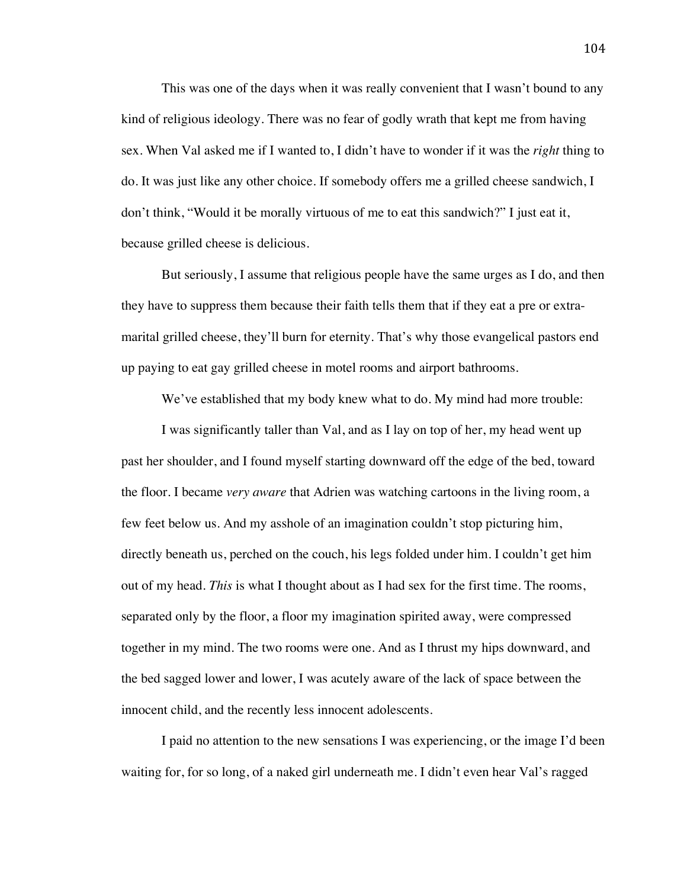This was one of the days when it was really convenient that I wasn't bound to any kind of religious ideology. There was no fear of godly wrath that kept me from having sex. When Val asked me if I wanted to, I didn't have to wonder if it was the *right* thing to do. It was just like any other choice. If somebody offers me a grilled cheese sandwich, I don't think, "Would it be morally virtuous of me to eat this sandwich?" I just eat it, because grilled cheese is delicious.

But seriously, I assume that religious people have the same urges as I do, and then they have to suppress them because their faith tells them that if they eat a pre or extra-marital grilled cheese, they'll burn for eternity. That's why those evangelical pastors end up paying to eat gay grilled cheese in motel rooms and airport bathrooms.

We've established that my body knew what to do. My mind had more trouble:

I was significantly taller than Val, and as I lay on top of her, my head went up past her shoulder, and I found myself starting downward off the edge of the bed, toward the floor. I became *very aware* that Adrien was watching cartoons in the living room, a few feet below us. And my asshole of an imagination couldn't stop picturing him, directly beneath us, perched on the couch, his legs folded under him. I couldn't get him out of my head. *This* is what I thought about as I had sex for the first time. The rooms, separated only by the floor, a floor my imagination spirited away, were compressed together in my mind. The two rooms were one. And as I thrust my hips downward, and the bed sagged lower and lower, I was acutely aware of the lack of space between the innocent child, and the recently less innocent adolescents.

I paid no attention to the new sensations I was experiencing, or the image I'd been waiting for, for so long, of a naked girl underneath me. I didn't even hear Val's ragged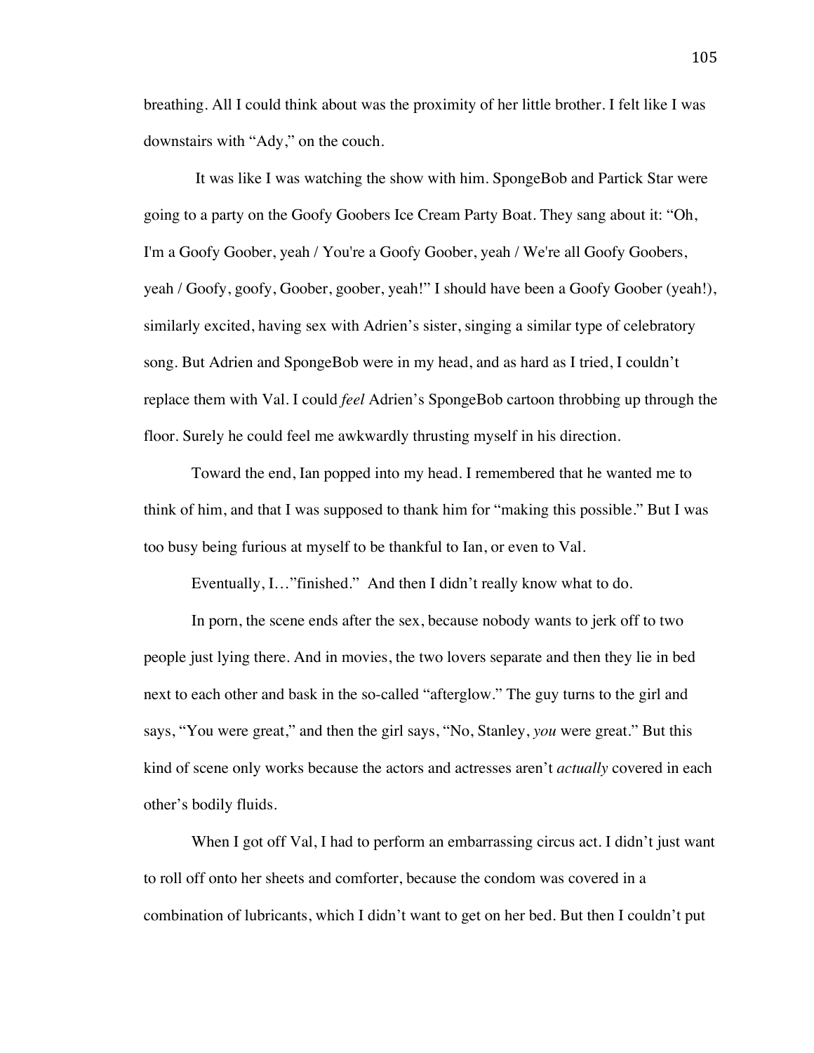breathing. All I could think about was the proximity of her little brother. I felt like I was downstairs with "Ady," on the couch.

It was like I was watching the show with him. SpongeBob and Partick Star were going to a party on the Goofy Goobers Ice Cream Party Boat. They sang about it: "Oh, I'm a Goofy Goober, yeah / You're a Goofy Goober, yeah / We're all Goofy Goobers, yeah / Goofy, goofy, Goober, goober, yeah!" I should have been a Goofy Goober (yeah!), similarly excited, having sex with Adrien's sister, singing a similar type of celebratory song. But Adrien and SpongeBob were in my head, and as hard as I tried, I couldn't replace them with Val. I could *feel* Adrien's SpongeBob cartoon throbbing up through the floor. Surely he could feel me awkwardly thrusting myself in his direction.

Toward the end, Ian popped into my head. I remembered that he wanted me to think of him, and that I was supposed to thank him for "making this possible." But I was too busy being furious at myself to be thankful to Ian, or even to Val.

Eventually, I…"finished." And then I didn't really know what to do.

In porn, the scene ends after the sex, because nobody wants to jerk off to two people just lying there. And in movies, the two lovers separate and then they lie in bed next to each other and bask in the so-called "afterglow." The guy turns to the girl and says, "You were great," and then the girl says, "No, Stanley, *you* were great." But this kind of scene only works because the actors and actresses aren't *actually* covered in each other's bodily fluids.

When I got off Val, I had to perform an embarrassing circus act. I didn't just want to roll off onto her sheets and comforter, because the condom was covered in a combination of lubricants, which I didn't want to get on her bed. But then I couldn't put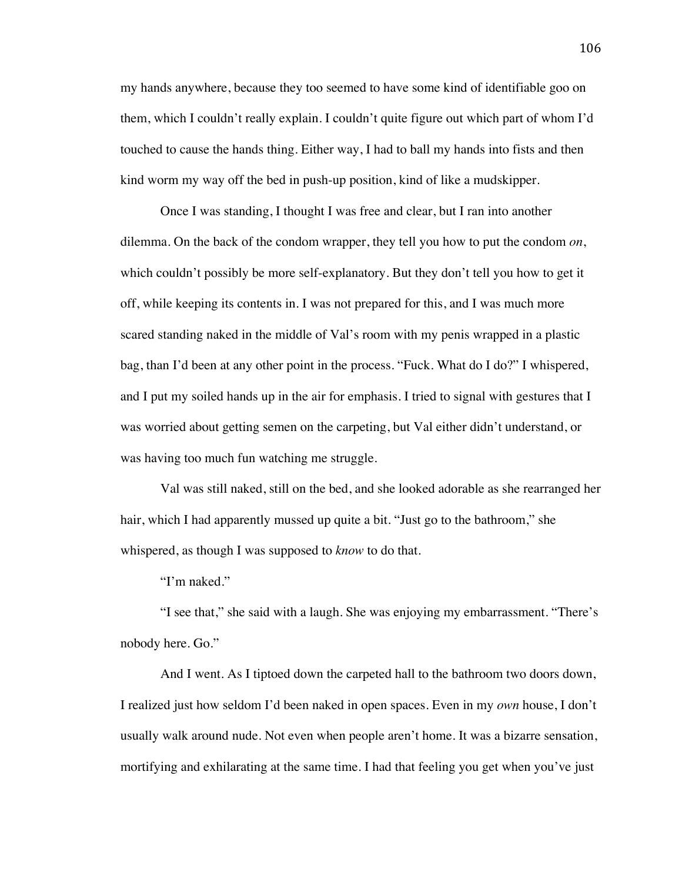my hands anywhere, because they too seemed to have some kind of identifiable goo on them, which I couldn't really explain. I couldn't quite figure out which part of whom I'd touched to cause the hands thing. Either way, I had to ball my hands into fists and then kind worm my way off the bed in push-up position, kind of like a mudskipper.

Once I was standing, I thought I was free and clear, but I ran into another dilemma. On the back of the condom wrapper, they tell you how to put the condom *on*, which couldn't possibly be more self-explanatory. But they don't tell you how to get it off, while keeping its contents in. I was not prepared for this, and I was much more scared standing naked in the middle of Val's room with my penis wrapped in a plastic bag, than I'd been at any other point in the process. "Fuck. What do I do?" I whispered, and I put my soiled hands up in the air for emphasis. I tried to signal with gestures that I was worried about getting semen on the carpeting, but Val either didn't understand, or was having too much fun watching me struggle.

Val was still naked, still on the bed, and she looked adorable as she rearranged her hair, which I had apparently mussed up quite a bit. "Just go to the bathroom," she whispered, as though I was supposed to *know* to do that.

"I'm naked."

"I see that," she said with a laugh. She was enjoying my embarrassment. "There's nobody here. Go."

And I went. As I tiptoed down the carpeted hall to the bathroom two doors down, I realized just how seldom I'd been naked in open spaces. Even in my *own* house, I don't usually walk around nude. Not even when people aren't home. It was a bizarre sensation, mortifying and exhilarating at the same time. I had that feeling you get when you've just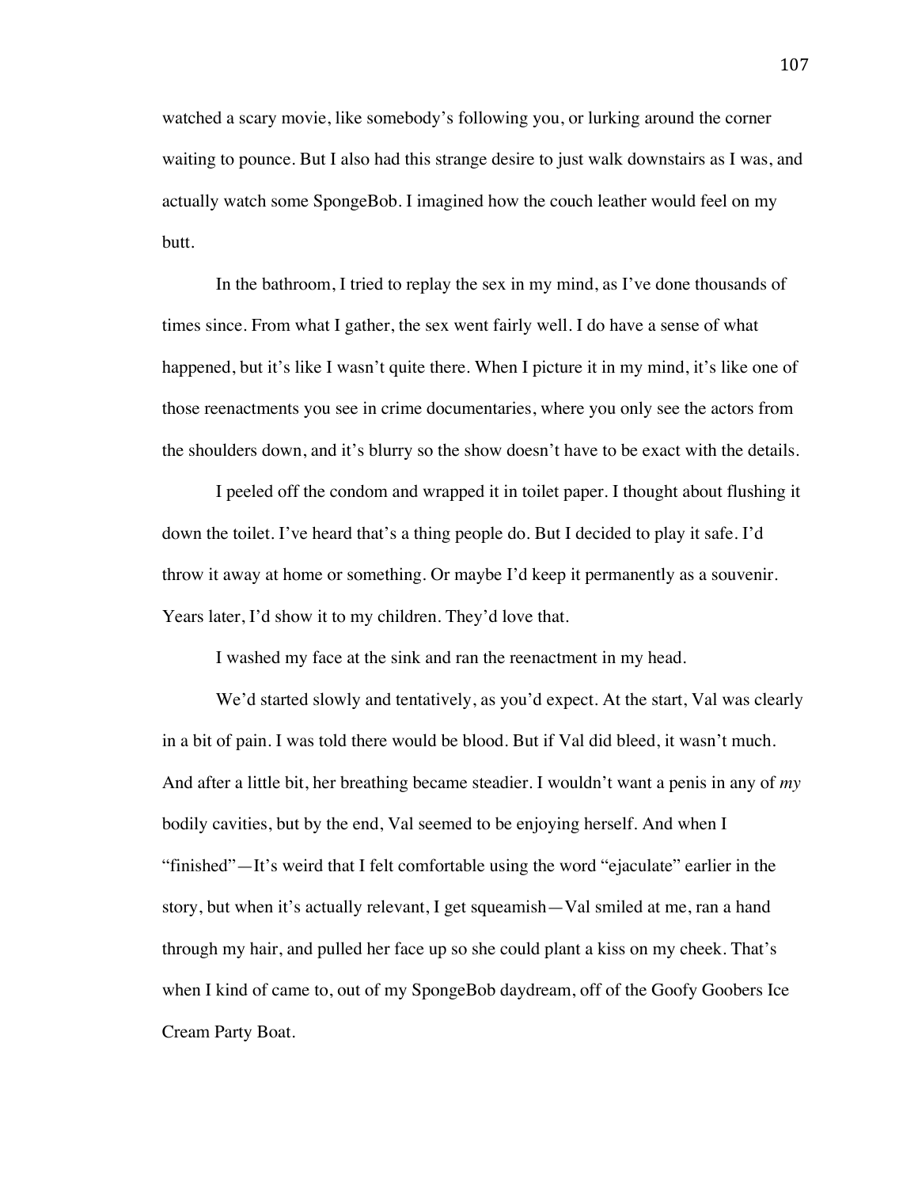watched a scary movie, like somebody's following you, or lurking around the corner waiting to pounce. But I also had this strange desire to just walk downstairs as I was, and actually watch some SpongeBob. I imagined how the couch leather would feel on my butt.

In the bathroom, I tried to replay the sex in my mind, as I've done thousands of times since. From what I gather, the sex went fairly well. I do have a sense of what happened, but it's like I wasn't quite there. When I picture it in my mind, it's like one of those reenactments you see in crime documentaries, where you only see the actors from the shoulders down, and it's blurry so the show doesn't have to be exact with the details.

I peeled off the condom and wrapped it in toilet paper. I thought about flushing it down the toilet. I've heard that's a thing people do. But I decided to play it safe. I'd throw it away at home or something. Or maybe I'd keep it permanently as a souvenir. Years later, I'd show it to my children. They'd love that.

I washed my face at the sink and ran the reenactment in my head.

We'd started slowly and tentatively, as you'd expect. At the start, Val was clearly in a bit of pain. I was told there would be blood. But if Val did bleed, it wasn't much. And after a little bit, her breathing became steadier. I wouldn't want a penis in any of *my* bodily cavities, but by the end, Val seemed to be enjoying herself. And when I "finished"—It's weird that I felt comfortable using the word "ejaculate" earlier in the story, but when it's actually relevant, I get squeamish—Val smiled at me, ran a hand through my hair, and pulled her face up so she could plant a kiss on my cheek. That's when I kind of came to, out of my SpongeBob daydream, off of the Goofy Goobers Ice Cream Party Boat.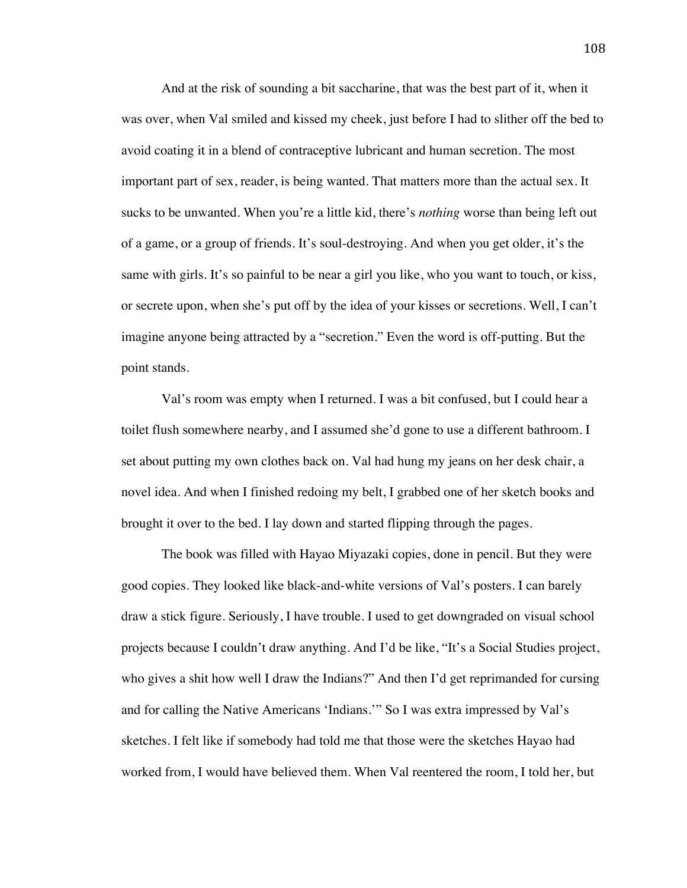And at the risk of sounding a bit saccharine, that was the best part of it, when it was over, when Val smiled and kissed my cheek, just before I had to slither off the bed to avoid coating it in a blend of contraceptive lubricant and human secretion. The most important part of sex, reader, is being wanted. That matters more than the actual sex. It sucks to be unwanted. When you're a little kid, there's *nothing* worse than being left out of a game, or a group of friends. It's soul-destroying. And when you get older, it's the same with girls. It's so painful to be near a girl you like, who you want to touch, or kiss, or secrete upon, when she's put off by the idea of your kisses or secretions. Well, I can't imagine anyone being attracted by a "secretion." Even the word is off-putting. But the point stands.

Val's room was empty when I returned. I was a bit confused, but I could hear a toilet flush somewhere nearby, and I assumed she'd gone to use a different bathroom. I set about putting my own clothes back on. Val had hung my jeans on her desk chair, a novel idea. And when I finished redoing my belt, I grabbed one of her sketch books and brought it over to the bed. I lay down and started flipping through the pages.

The book was filled with Hayao Miyazaki copies, done in pencil. But they were good copies. They looked like black-and-white versions of Val's posters. I can barely draw a stick figure. Seriously, I have trouble. I used to get downgraded on visual school projects because I couldn't draw anything. And I'd be like, "It's a Social Studies project, who gives a shit how well I draw the Indians?" And then I'd get reprimanded for cursing and for calling the Native Americans 'Indians.'" So I was extra impressed by Val's sketches. I felt like if somebody had told me that those were the sketches Hayao had worked from, I would have believed them. When Val reentered the room, I told her, but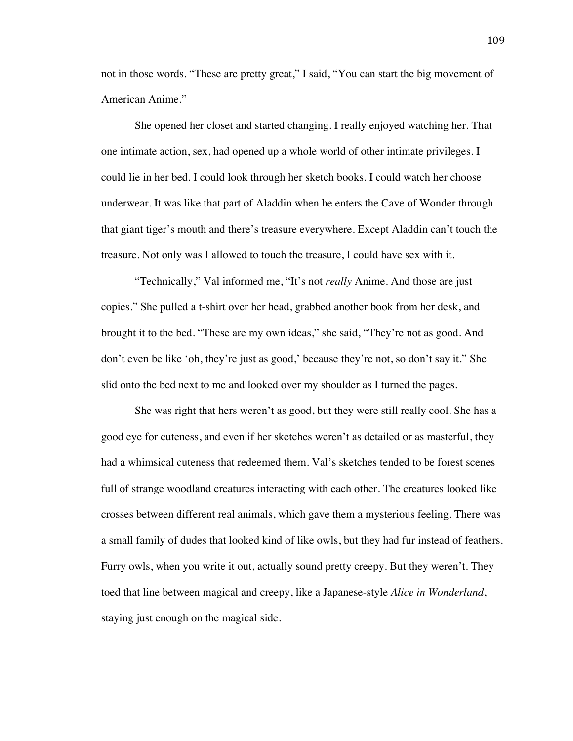not in those words. "These are pretty great," I said, "You can start the big movement of American Anime."

She opened her closet and started changing. I really enjoyed watching her. That one intimate action, sex, had opened up a whole world of other intimate privileges. I could lie in her bed. I could look through her sketch books. I could watch her choose underwear. It was like that part of Aladdin when he enters the Cave of Wonder through that giant tiger's mouth and there's treasure everywhere. Except Aladdin can't touch the treasure. Not only was I allowed to touch the treasure, I could have sex with it.

"Technically," Val informed me, "It's not *really* Anime. And those are just copies." She pulled a t-shirt over her head, grabbed another book from her desk, and brought it to the bed. "These are my own ideas," she said, "They're not as good. And don't even be like 'oh, they're just as good,' because they're not, so don't say it." She slid onto the bed next to me and looked over my shoulder as I turned the pages.

She was right that hers weren't as good, but they were still really cool. She has a good eye for cuteness, and even if her sketches weren't as detailed or as masterful, they had a whimsical cuteness that redeemed them. Val's sketches tended to be forest scenes full of strange woodland creatures interacting with each other. The creatures looked like crosses between different real animals, which gave them a mysterious feeling. There was a small family of dudes that looked kind of like owls, but they had fur instead of feathers. Furry owls, when you write it out, actually sound pretty creepy. But they weren't. They toed that line between magical and creepy, like a Japanese-style *Alice in Wonderland*, staying just enough on the magical side.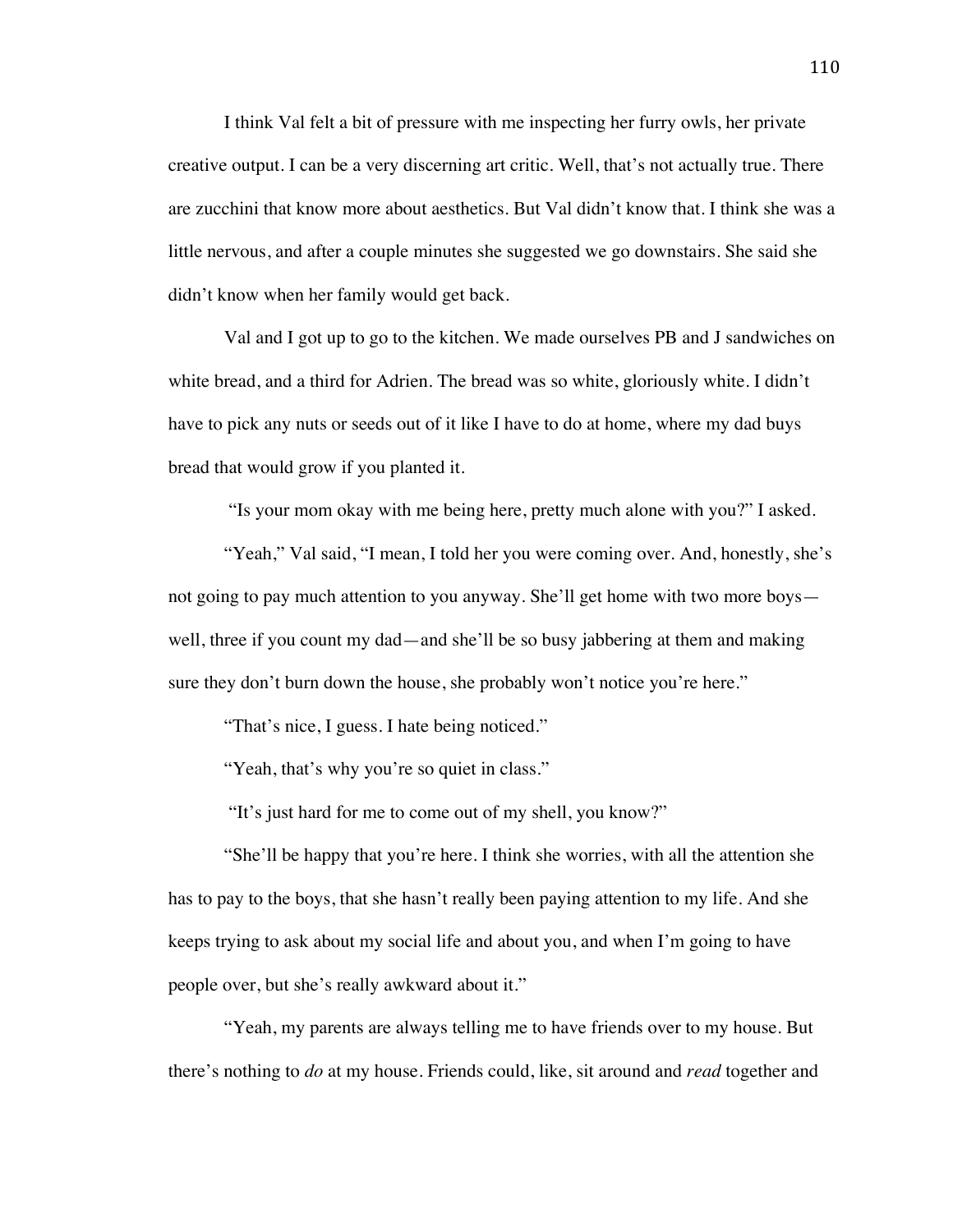I think Val felt a bit of pressure with me inspecting her furry owls, her private creative output. I can be a very discerning art critic. Well, that's not actually true. There are zucchini that know more about aesthetics. But Val didn't know that. I think she was a little nervous, and after a couple minutes she suggested we go downstairs. She said she didn't know when her family would get back.

Val and I got up to go to the kitchen. We made ourselves PB and J sandwiches on white bread, and a third for Adrien. The bread was so white, gloriously white. I didn't have to pick any nuts or seeds out of it like I have to do at home, where my dad buys bread that would grow if you planted it.

"Is your mom okay with me being here, pretty much alone with you?" I asked.

"Yeah," Val said, "I mean, I told her you were coming over. And, honestly, she's not going to pay much attention to you anyway. She'll get home with two more boys—well, three if you count my dad—and she'll be so busy jabbering at them and making sure they don't burn down the house, she probably won't notice you're here."

"That's nice, I guess. I hate being noticed."

"Yeah, that's why you're so quiet in class."

"It's just hard for me to come out of my shell, you know?"

"She'll be happy that you're here. I think she worries, with all the attention she has to pay to the boys, that she hasn't really been paying attention to my life. And she keeps trying to ask about my social life and about you, and when I'm going to have people over, but she's really awkward about it."

"Yeah, my parents are always telling me to have friends over to my house. But there's nothing to *do* at my house. Friends could, like, sit around and *read* together and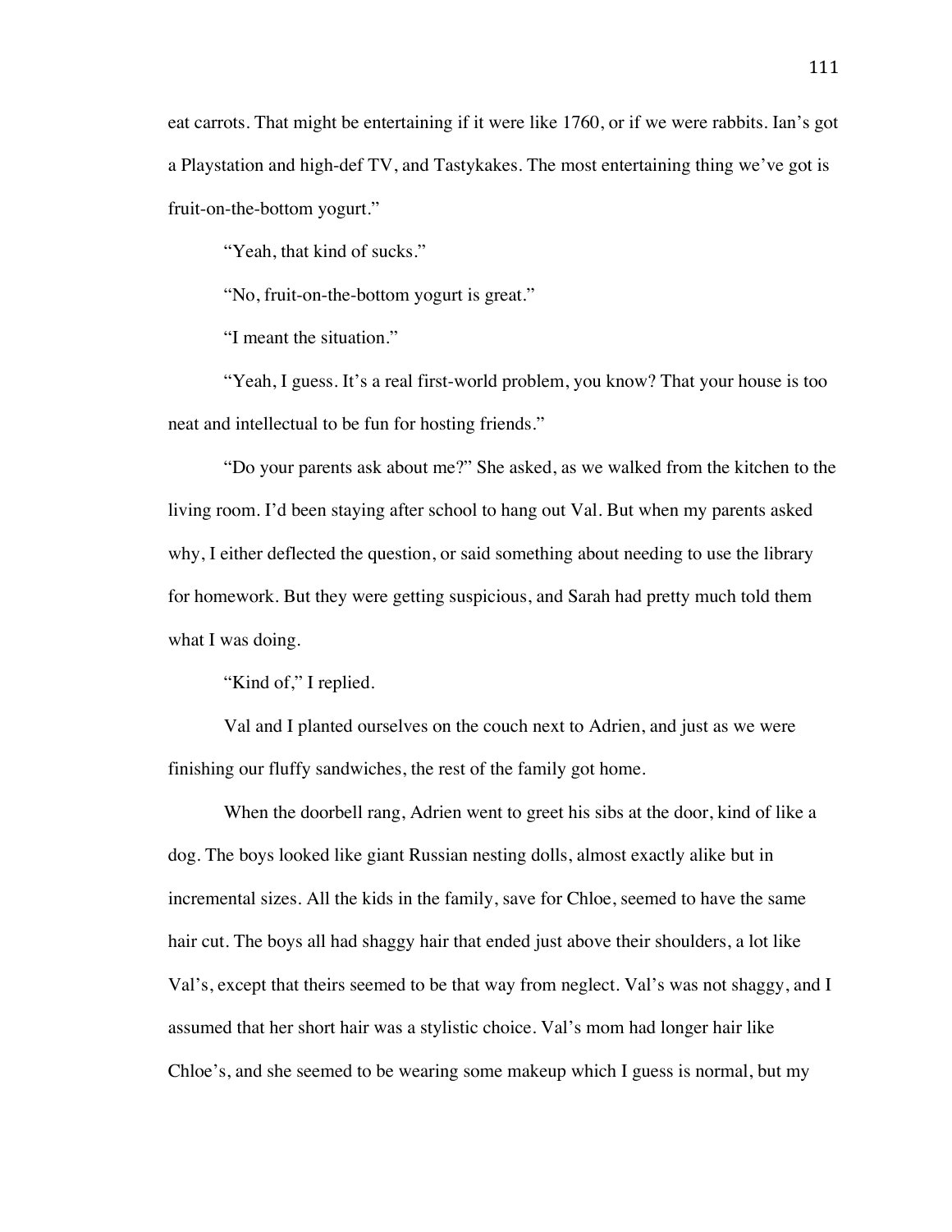eat carrots. That might be entertaining if it were like 1760, or if we were rabbits. Ian's got a Playstation and high-def TV, and Tastykakes. The most entertaining thing we've got is fruit-on-the-bottom yogurt."

"Yeah, that kind of sucks."

"No, fruit-on-the-bottom yogurt is great."

"I meant the situation."

"Yeah, I guess. It's a real first-world problem, you know? That your house is too neat and intellectual to be fun for hosting friends."

"Do your parents ask about me?" She asked, as we walked from the kitchen to the living room. I'd been staying after school to hang out Val. But when my parents asked why, I either deflected the question, or said something about needing to use the library for homework. But they were getting suspicious, and Sarah had pretty much told them what I was doing.

"Kind of," I replied.

Val and I planted ourselves on the couch next to Adrien, and just as we were finishing our fluffy sandwiches, the rest of the family got home.

When the doorbell rang, Adrien went to greet his sibs at the door, kind of like a dog. The boys looked like giant Russian nesting dolls, almost exactly alike but in incremental sizes. All the kids in the family, save for Chloe, seemed to have the same hair cut. The boys all had shaggy hair that ended just above their shoulders, a lot like Val's, except that theirs seemed to be that way from neglect. Val's was not shaggy, and I assumed that her short hair was a stylistic choice. Val's mom had longer hair like Chloe's, and she seemed to be wearing some makeup which I guess is normal, but my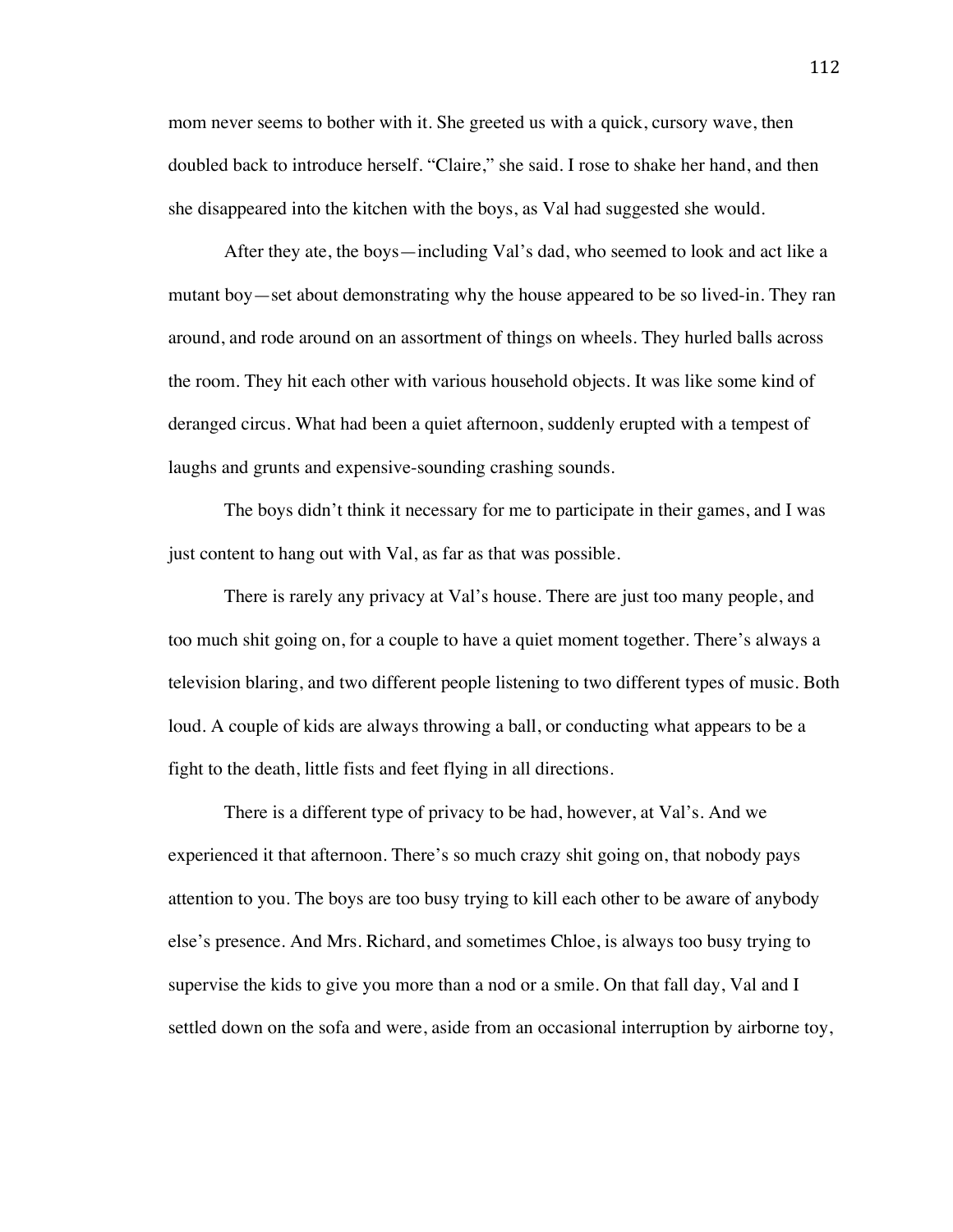mom never seems to bother with it. She greeted us with a quick, cursory wave, then doubled back to introduce herself. "Claire," she said. I rose to shake her hand, and then she disappeared into the kitchen with the boys, as Val had suggested she would.

After they ate, the boys—including Val's dad, who seemed to look and act like a mutant boy—set about demonstrating why the house appeared to be so lived-in. They ran around, and rode around on an assortment of things on wheels. They hurled balls across the room. They hit each other with various household objects. It was like some kind of deranged circus. What had been a quiet afternoon, suddenly erupted with a tempest of laughs and grunts and expensive-sounding crashing sounds.

The boys didn't think it necessary for me to participate in their games, and I was just content to hang out with Val, as far as that was possible.

There is rarely any privacy at Val's house. There are just too many people, and too much shit going on, for a couple to have a quiet moment together. There's always a television blaring, and two different people listening to two different types of music. Both loud. A couple of kids are always throwing a ball, or conducting what appears to be a fight to the death, little fists and feet flying in all directions.

There is a different type of privacy to be had, however, at Val's. And we experienced it that afternoon. There's so much crazy shit going on, that nobody pays attention to you. The boys are too busy trying to kill each other to be aware of anybody else's presence. And Mrs. Richard, and sometimes Chloe, is always too busy trying to supervise the kids to give you more than a nod or a smile. On that fall day, Val and I settled down on the sofa and were, aside from an occasional interruption by airborne toy,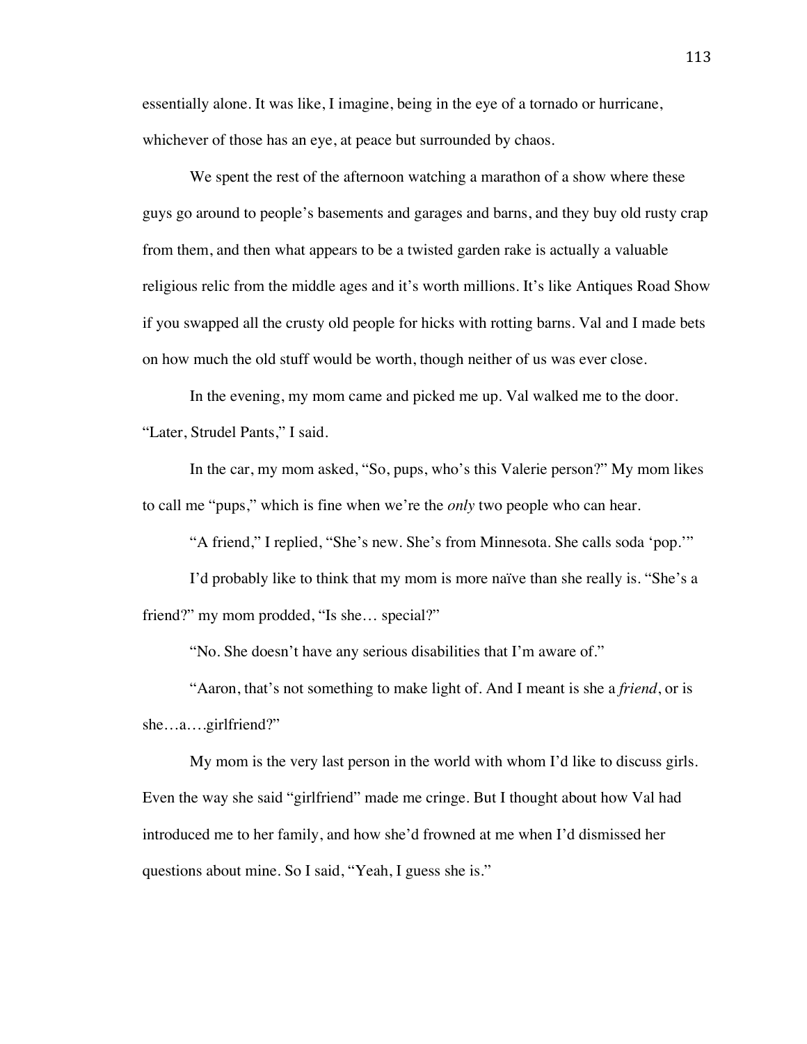essentially alone. It was like, I imagine, being in the eye of a tornado or hurricane, whichever of those has an eye, at peace but surrounded by chaos.

We spent the rest of the afternoon watching a marathon of a show where these guys go around to people's basements and garages and barns, and they buy old rusty crap from them, and then what appears to be a twisted garden rake is actually a valuable religious relic from the middle ages and it's worth millions. It's like Antiques Road Show if you swapped all the crusty old people for hicks with rotting barns. Val and I made bets on how much the old stuff would be worth, though neither of us was ever close.

In the evening, my mom came and picked me up. Val walked me to the door. "Later, Strudel Pants," I said.

In the car, my mom asked, "So, pups, who's this Valerie person?" My mom likes to call me "pups," which is fine when we're the *only* two people who can hear.

"A friend," I replied, "She's new. She's from Minnesota. She calls soda 'pop.'"

I'd probably like to think that my mom is more naïve than she really is. "She's a friend?" my mom prodded, "Is she… special?"

"No. She doesn't have any serious disabilities that I'm aware of."

"Aaron, that's not something to make light of. And I meant is she a *friend*, or is she…a….girlfriend?"

My mom is the very last person in the world with whom I'd like to discuss girls. Even the way she said "girlfriend" made me cringe. But I thought about how Val had introduced me to her family, and how she'd frowned at me when I'd dismissed her questions about mine. So I said, "Yeah, I guess she is."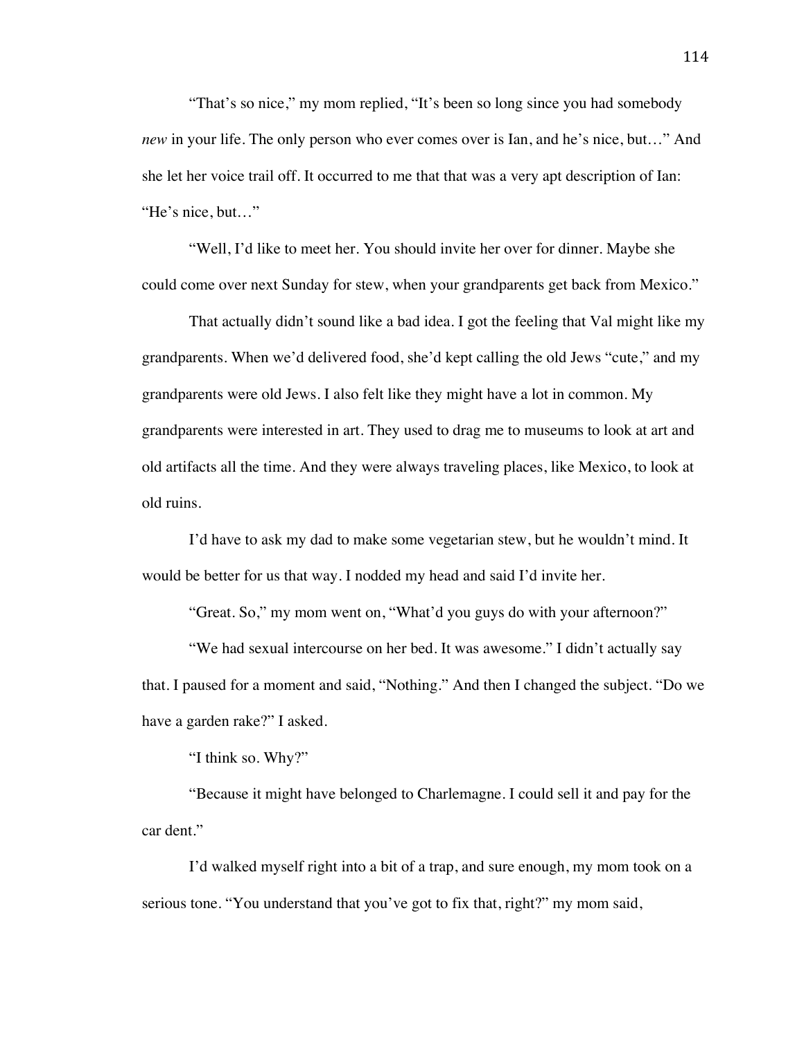"That's so nice," my mom replied, "It's been so long since you had somebody *new* in your life. The only person who ever comes over is Ian, and he's nice, but…" And she let her voice trail off. It occurred to me that that was a very apt description of Ian: "He's nice, but…"

"Well, I'd like to meet her. You should invite her over for dinner. Maybe she could come over next Sunday for stew, when your grandparents get back from Mexico."

That actually didn't sound like a bad idea. I got the feeling that Val might like my grandparents. When we'd delivered food, she'd kept calling the old Jews "cute," and my grandparents were old Jews. I also felt like they might have a lot in common. My grandparents were interested in art. They used to drag me to museums to look at art and old artifacts all the time. And they were always traveling places, like Mexico, to look at old ruins.

I'd have to ask my dad to make some vegetarian stew, but he wouldn't mind. It would be better for us that way. I nodded my head and said I'd invite her.

"Great. So," my mom went on, "What'd you guys do with your afternoon?"

"We had sexual intercourse on her bed. It was awesome." I didn't actually say that. I paused for a moment and said, "Nothing." And then I changed the subject. "Do we have a garden rake?" I asked.

"I think so. Why?"

"Because it might have belonged to Charlemagne. I could sell it and pay for the car dent."

I'd walked myself right into a bit of a trap, and sure enough, my mom took on a serious tone. "You understand that you've got to fix that, right?" my mom said,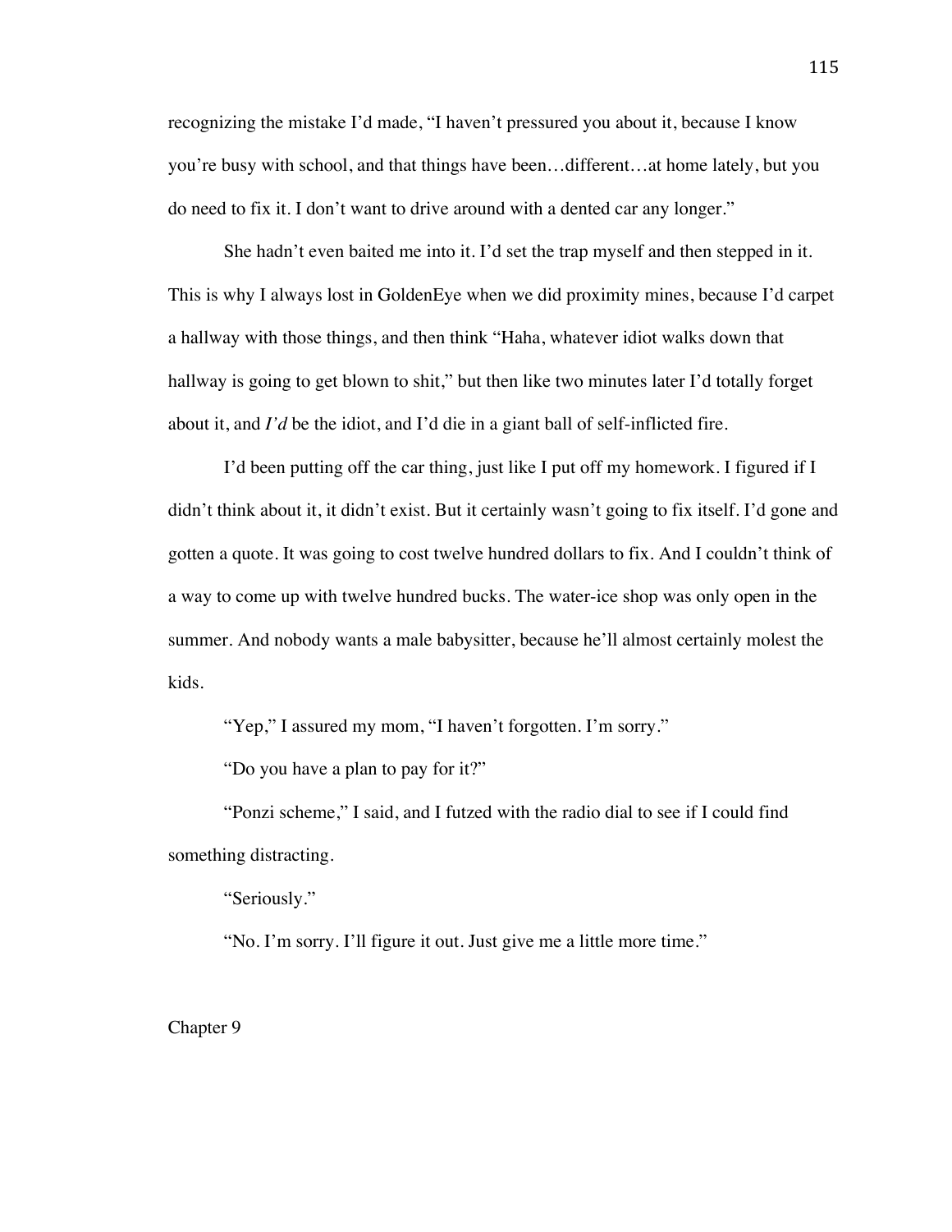recognizing the mistake I'd made, "I haven't pressured you about it, because I know you're busy with school, and that things have been…different…at home lately, but you do need to fix it. I don't want to drive around with a dented car any longer."

She hadn't even baited me into it. I'd set the trap myself and then stepped in it. This is why I always lost in GoldenEye when we did proximity mines, because I'd carpet a hallway with those things, and then think "Haha, whatever idiot walks down that hallway is going to get blown to shit," but then like two minutes later I'd totally forget about it, and *I'd* be the idiot, and I'd die in a giant ball of self-inflicted fire.

I'd been putting off the car thing, just like I put off my homework. I figured if I didn't think about it, it didn't exist. But it certainly wasn't going to fix itself. I'd gone and gotten a quote. It was going to cost twelve hundred dollars to fix. And I couldn't think of a way to come up with twelve hundred bucks. The water-ice shop was only open in the summer. And nobody wants a male babysitter, because he'll almost certainly molest the kids.

"Yep," I assured my mom, "I haven't forgotten. I'm sorry."

"Do you have a plan to pay for it?"

"Ponzi scheme," I said, and I futzed with the radio dial to see if I could find something distracting.

"Seriously."

"No. I'm sorry. I'll figure it out. Just give me a little more time."

## Chapter 9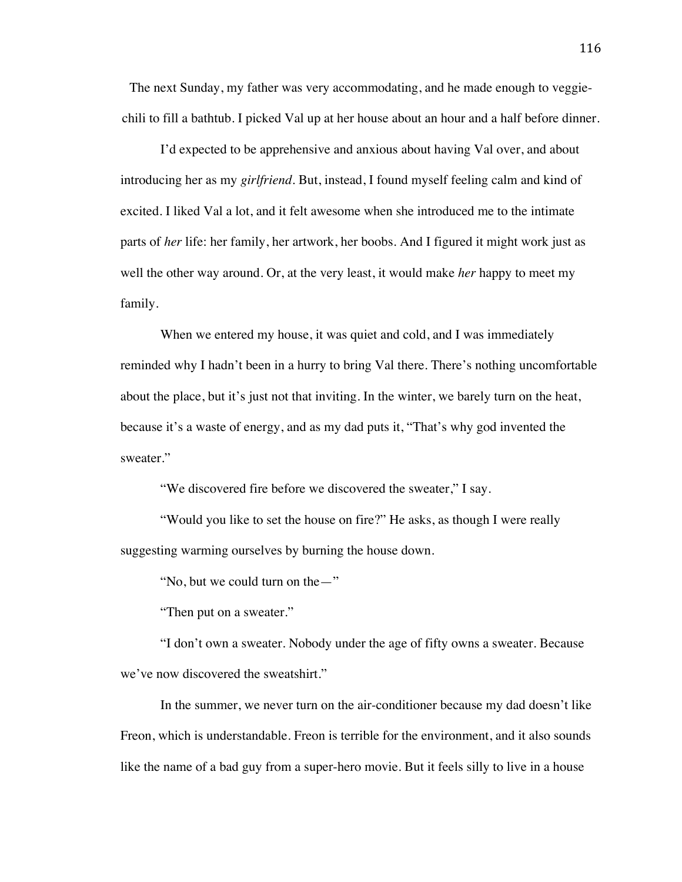The next Sunday, my father was very accommodating, and he made enough to veggie-chili to fill a bathtub. I picked Val up at her house about an hour and a half before dinner.

I'd expected to be apprehensive and anxious about having Val over, and about introducing her as my *girlfriend*. But, instead, I found myself feeling calm and kind of excited. I liked Val a lot, and it felt awesome when she introduced me to the intimate parts of *her* life: her family, her artwork, her boobs. And I figured it might work just as well the other way around. Or, at the very least, it would make *her* happy to meet my family.

When we entered my house, it was quiet and cold, and I was immediately reminded why I hadn't been in a hurry to bring Val there. There's nothing uncomfortable about the place, but it's just not that inviting. In the winter, we barely turn on the heat, because it's a waste of energy, and as my dad puts it, "That's why god invented the sweater."

"We discovered fire before we discovered the sweater," I say.

"Would you like to set the house on fire?" He asks, as though I were really suggesting warming ourselves by burning the house down.

"No, but we could turn on the—"

"Then put on a sweater."

"I don't own a sweater. Nobody under the age of fifty owns a sweater. Because we've now discovered the sweatshirt."

In the summer, we never turn on the air-conditioner because my dad doesn't like Freon, which is understandable. Freon is terrible for the environment, and it also sounds like the name of a bad guy from a super-hero movie. But it feels silly to live in a house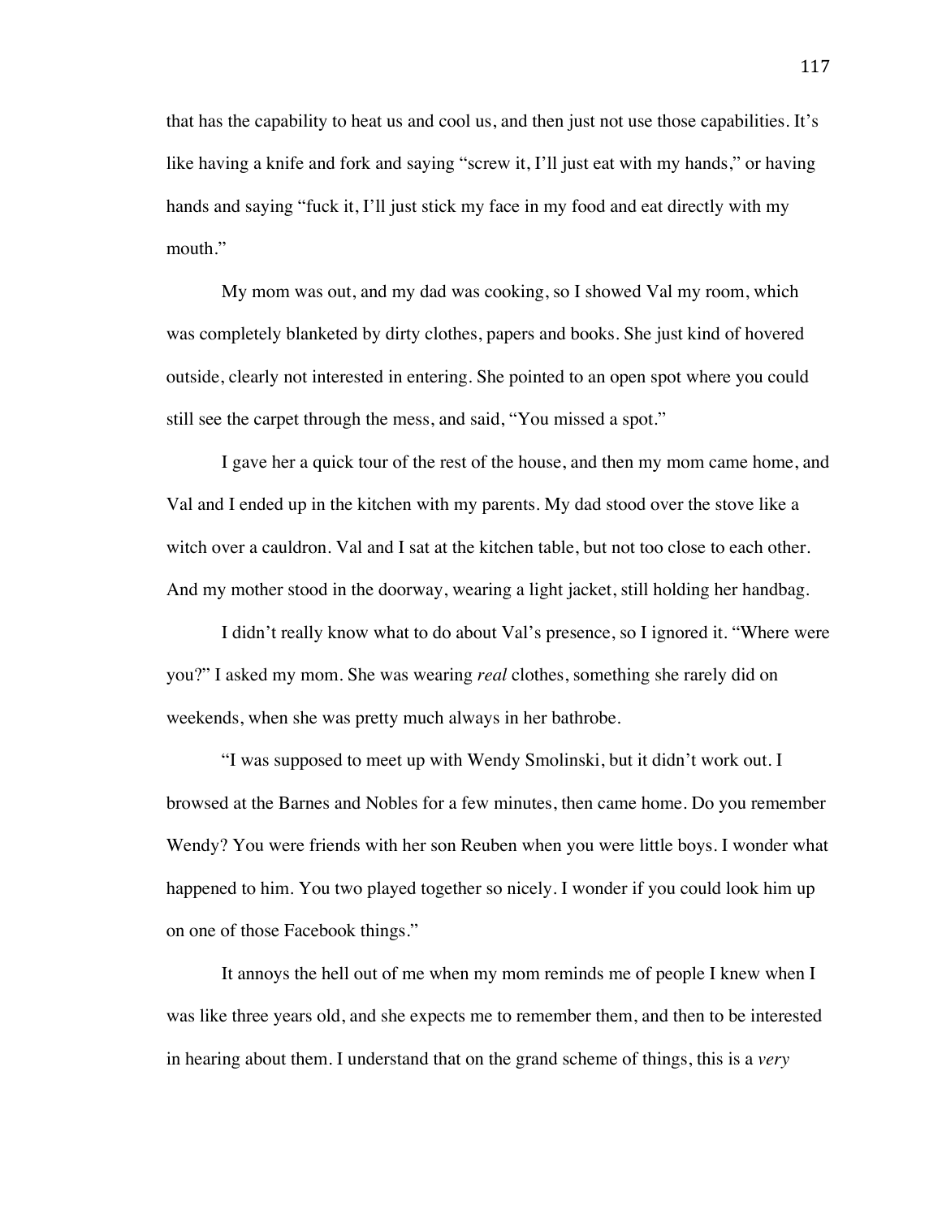that has the capability to heat us and cool us, and then just not use those capabilities. It's like having a knife and fork and saying "screw it, I'll just eat with my hands," or having hands and saying "fuck it, I'll just stick my face in my food and eat directly with my mouth."

My mom was out, and my dad was cooking, so I showed Val my room, which was completely blanketed by dirty clothes, papers and books. She just kind of hovered outside, clearly not interested in entering. She pointed to an open spot where you could still see the carpet through the mess, and said, "You missed a spot."

I gave her a quick tour of the rest of the house, and then my mom came home, and Val and I ended up in the kitchen with my parents. My dad stood over the stove like a witch over a cauldron. Val and I sat at the kitchen table, but not too close to each other. And my mother stood in the doorway, wearing a light jacket, still holding her handbag.

I didn't really know what to do about Val's presence, so I ignored it. "Where were you?" I asked my mom. She was wearing *real* clothes, something she rarely did on weekends, when she was pretty much always in her bathrobe.

"I was supposed to meet up with Wendy Smolinski, but it didn't work out. I browsed at the Barnes and Nobles for a few minutes, then came home. Do you remember Wendy? You were friends with her son Reuben when you were little boys. I wonder what happened to him. You two played together so nicely. I wonder if you could look him up on one of those Facebook things."

It annoys the hell out of me when my mom reminds me of people I knew when I was like three years old, and she expects me to remember them, and then to be interested in hearing about them. I understand that on the grand scheme of things, this is a *very*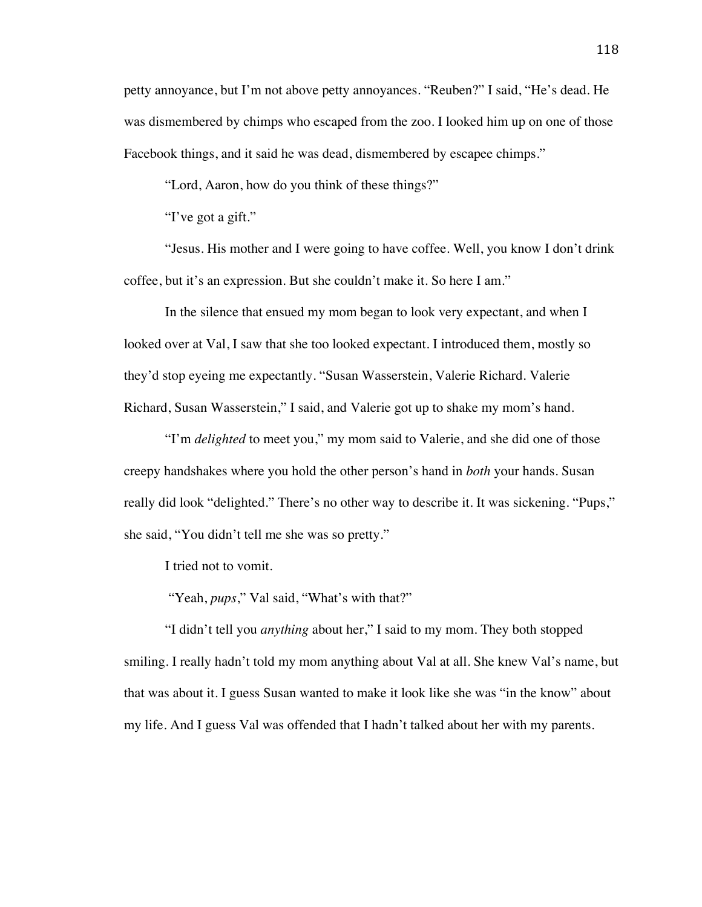petty annoyance, but I'm not above petty annoyances. "Reuben?" I said, "He's dead. He was dismembered by chimps who escaped from the zoo. I looked him up on one of those Facebook things, and it said he was dead, dismembered by escapee chimps."

"Lord, Aaron, how do you think of these things?"

"I've got a gift."

"Jesus. His mother and I were going to have coffee. Well, you know I don't drink coffee, but it's an expression. But she couldn't make it. So here I am."

In the silence that ensued my mom began to look very expectant, and when I looked over at Val, I saw that she too looked expectant. I introduced them, mostly so they'd stop eyeing me expectantly. "Susan Wasserstein, Valerie Richard. Valerie Richard, Susan Wasserstein," I said, and Valerie got up to shake my mom's hand.

"I'm *delighted* to meet you," my mom said to Valerie, and she did one of those creepy handshakes where you hold the other person's hand in *both* your hands. Susan really did look "delighted." There's no other way to describe it. It was sickening. "Pups," she said, "You didn't tell me she was so pretty."

I tried not to vomit.

"Yeah, *pups*," Val said, "What's with that?"

"I didn't tell you *anything* about her," I said to my mom. They both stopped smiling. I really hadn't told my mom anything about Val at all. She knew Val's name, but that was about it. I guess Susan wanted to make it look like she was "in the know" about my life. And I guess Val was offended that I hadn't talked about her with my parents.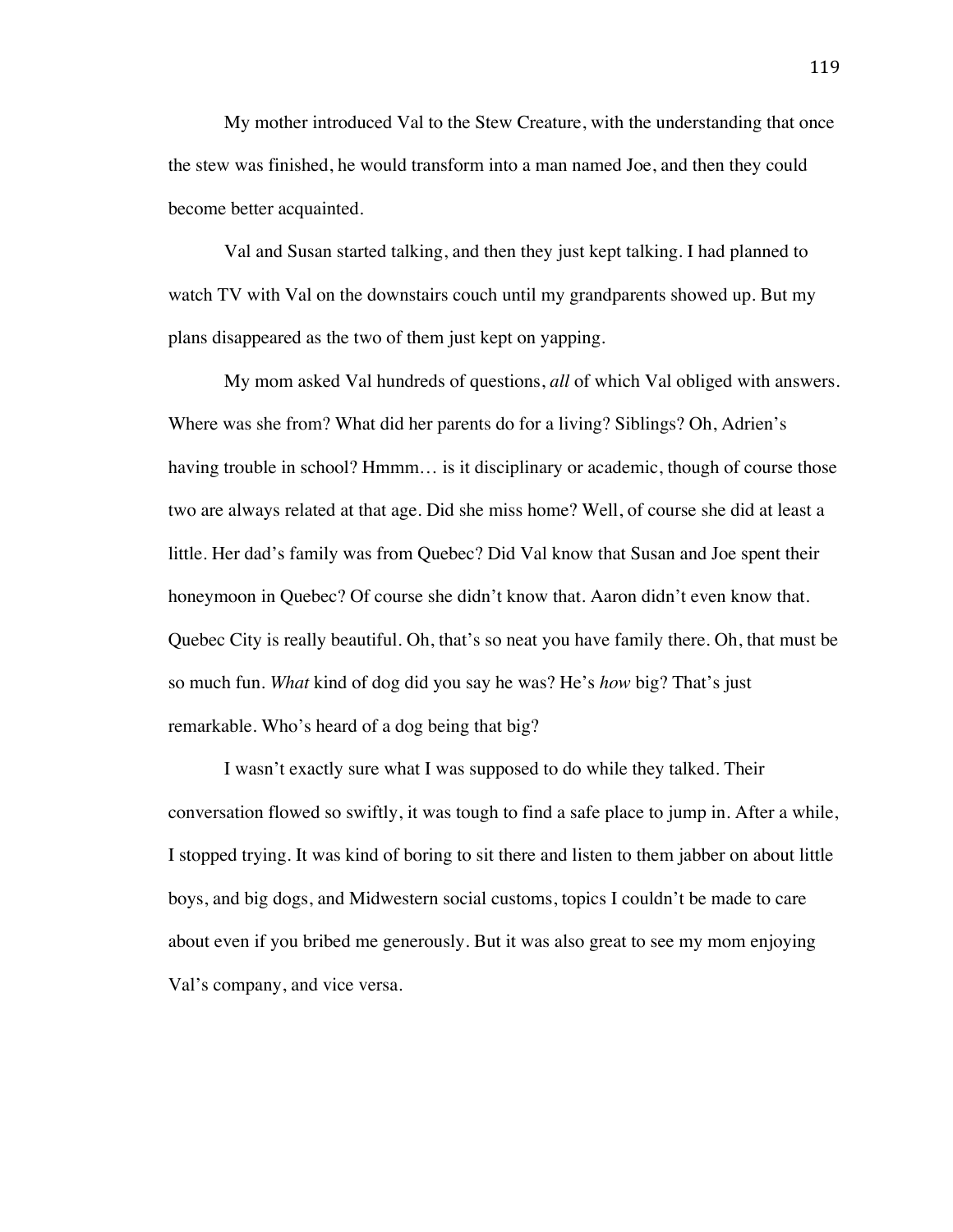My mother introduced Val to the Stew Creature, with the understanding that once the stew was finished, he would transform into a man named Joe, and then they could become better acquainted.

Val and Susan started talking, and then they just kept talking. I had planned to watch TV with Val on the downstairs couch until my grandparents showed up. But my plans disappeared as the two of them just kept on yapping.

My mom asked Val hundreds of questions, *all* of which Val obliged with answers. Where was she from? What did her parents do for a living? Siblings? Oh, Adrien's having trouble in school? Hmmm… is it disciplinary or academic, though of course those two are always related at that age. Did she miss home? Well, of course she did at least a little. Her dad's family was from Quebec? Did Val know that Susan and Joe spent their honeymoon in Quebec? Of course she didn't know that. Aaron didn't even know that. Quebec City is really beautiful. Oh, that's so neat you have family there. Oh, that must be so much fun. *What* kind of dog did you say he was? He's *how* big? That's just remarkable. Who's heard of a dog being that big?

I wasn't exactly sure what I was supposed to do while they talked. Their conversation flowed so swiftly, it was tough to find a safe place to jump in. After a while, I stopped trying. It was kind of boring to sit there and listen to them jabber on about little boys, and big dogs, and Midwestern social customs, topics I couldn't be made to care about even if you bribed me generously. But it was also great to see my mom enjoying Val's company, and vice versa.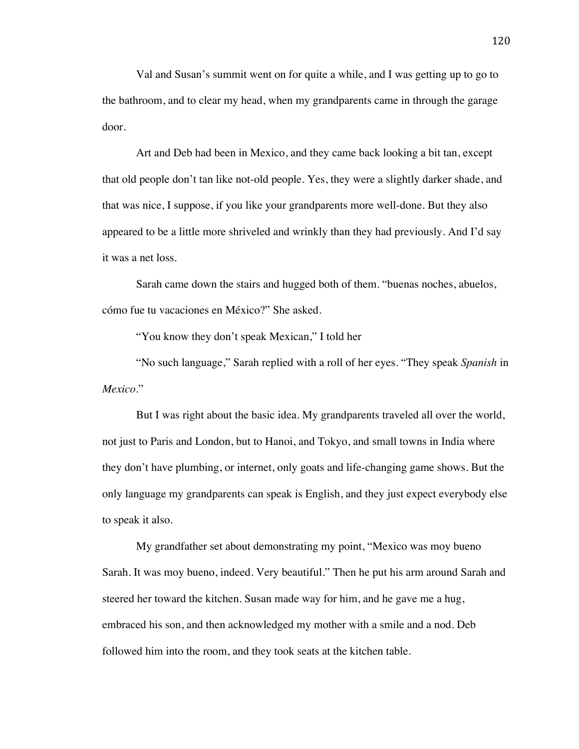Val and Susan's summit went on for quite a while, and I was getting up to go to the bathroom, and to clear my head, when my grandparents came in through the garage door.

Art and Deb had been in Mexico, and they came back looking a bit tan, except that old people don't tan like not-old people. Yes, they were a slightly darker shade, and that was nice, I suppose, if you like your grandparents more well-done. But they also appeared to be a little more shriveled and wrinkly than they had previously. And I'd say it was a net loss.

Sarah came down the stairs and hugged both of them. "buenas noches, abuelos, cómo fue tu vacaciones en México?" She asked.

"You know they don't speak Mexican," I told her

"No such language," Sarah replied with a roll of her eyes. "They speak *Spanish* in *Mexico*."

But I was right about the basic idea. My grandparents traveled all over the world, not just to Paris and London, but to Hanoi, and Tokyo, and small towns in India where they don't have plumbing, or internet, only goats and life-changing game shows. But the only language my grandparents can speak is English, and they just expect everybody else to speak it also.

My grandfather set about demonstrating my point, "Mexico was moy bueno Sarah. It was moy bueno, indeed. Very beautiful." Then he put his arm around Sarah and steered her toward the kitchen. Susan made way for him, and he gave me a hug, embraced his son, and then acknowledged my mother with a smile and a nod. Deb followed him into the room, and they took seats at the kitchen table.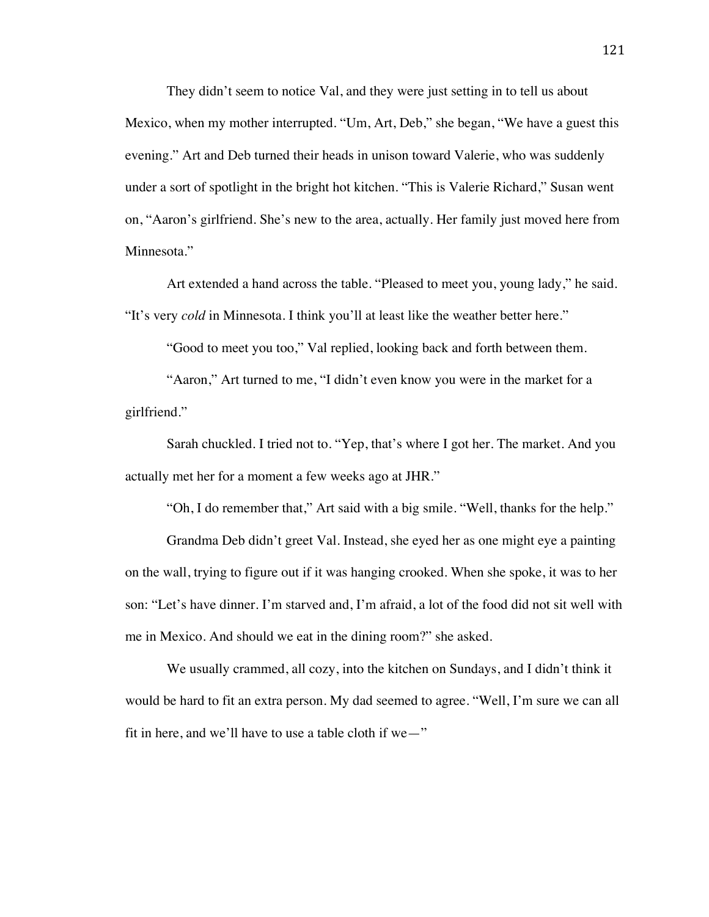They didn't seem to notice Val, and they were just setting in to tell us about Mexico, when my mother interrupted. "Um, Art, Deb," she began, "We have a guest this evening." Art and Deb turned their heads in unison toward Valerie, who was suddenly under a sort of spotlight in the bright hot kitchen. "This is Valerie Richard," Susan went on, "Aaron's girlfriend. She's new to the area, actually. Her family just moved here from Minnesota."

Art extended a hand across the table. "Pleased to meet you, young lady," he said. "It's very *cold* in Minnesota. I think you'll at least like the weather better here."

"Good to meet you too," Val replied, looking back and forth between them.

"Aaron," Art turned to me, "I didn't even know you were in the market for a girlfriend."

Sarah chuckled. I tried not to. "Yep, that's where I got her. The market. And you actually met her for a moment a few weeks ago at JHR."

"Oh, I do remember that," Art said with a big smile. "Well, thanks for the help."

Grandma Deb didn't greet Val. Instead, she eyed her as one might eye a painting on the wall, trying to figure out if it was hanging crooked. When she spoke, it was to her son: "Let's have dinner. I'm starved and, I'm afraid, a lot of the food did not sit well with me in Mexico. And should we eat in the dining room?" she asked.

We usually crammed, all cozy, into the kitchen on Sundays, and I didn't think it would be hard to fit an extra person. My dad seemed to agree. "Well, I'm sure we can all fit in here, and we'll have to use a table cloth if we—"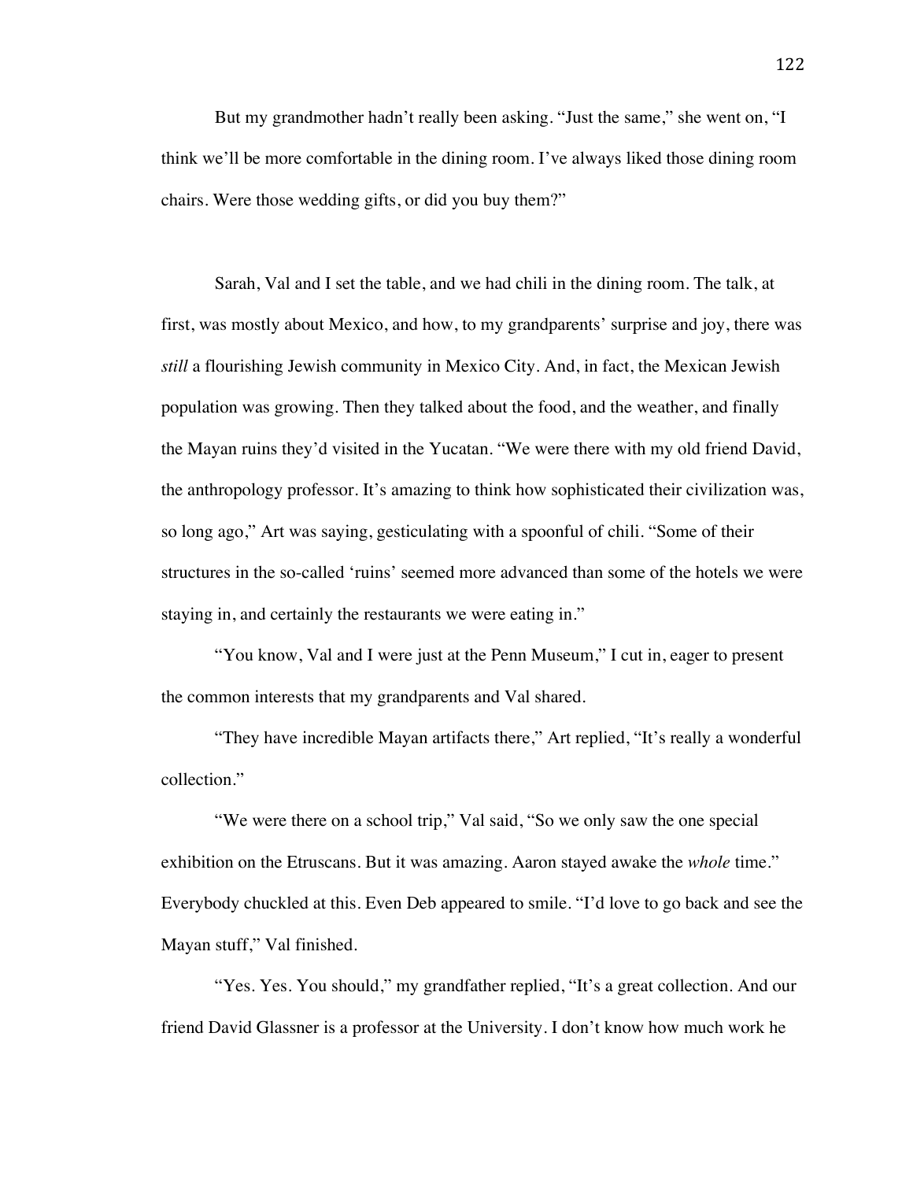But my grandmother hadn't really been asking. "Just the same," she went on, "I think we'll be more comfortable in the dining room. I've always liked those dining room chairs. Were those wedding gifts, or did you buy them?"

Sarah, Val and I set the table, and we had chili in the dining room. The talk, at first, was mostly about Mexico, and how, to my grandparents' surprise and joy, there was *still* a flourishing Jewish community in Mexico City. And, in fact, the Mexican Jewish population was growing. Then they talked about the food, and the weather, and finally the Mayan ruins they'd visited in the Yucatan. "We were there with my old friend David, the anthropology professor. It's amazing to think how sophisticated their civilization was, so long ago," Art was saying, gesticulating with a spoonful of chili. "Some of their structures in the so-called 'ruins' seemed more advanced than some of the hotels we were staying in, and certainly the restaurants we were eating in."

"You know, Val and I were just at the Penn Museum," I cut in, eager to present the common interests that my grandparents and Val shared.

"They have incredible Mayan artifacts there," Art replied, "It's really a wonderful collection."

"We were there on a school trip," Val said, "So we only saw the one special exhibition on the Etruscans. But it was amazing. Aaron stayed awake the *whole* time." Everybody chuckled at this. Even Deb appeared to smile. "I'd love to go back and see the Mayan stuff," Val finished.

"Yes. Yes. You should," my grandfather replied, "It's a great collection. And our friend David Glassner is a professor at the University. I don't know how much work he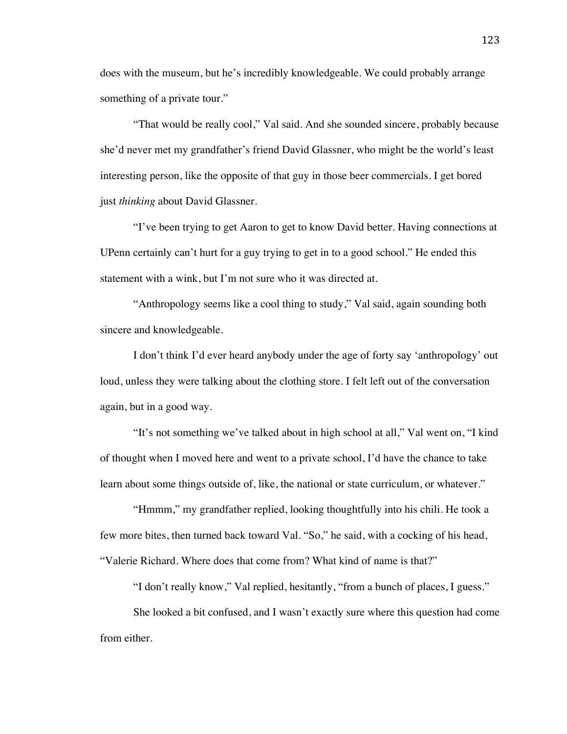does with the museum, but he's incredibly knowledgeable. We could probably arrange something of a private tour."

"That would be really cool," Val said. And she sounded sincere, probably because she'd never met my grandfather's friend David Glassner, who might be the world's least interesting person, like the opposite of that guy in those beer commercials. I get bored just *thinking* about David Glassner.

"I've been trying to get Aaron to get to know David better. Having connections at UPenn certainly can't hurt for a guy trying to get in to a good school." He ended this statement with a wink, but I'm not sure who it was directed at.

"Anthropology seems like a cool thing to study," Val said, again sounding both sincere and knowledgeable.

I don't think I'd ever heard anybody under the age of forty say 'anthropology' out loud, unless they were talking about the clothing store. I felt left out of the conversation again, but in a good way.

"It's not something we've talked about in high school at all," Val went on, "I kind of thought when I moved here and went to a private school, I'd have the chance to take learn about some things outside of, like, the national or state curriculum, or whatever."

"Hmmm," my grandfather replied, looking thoughtfully into his chili. He took a few more bites, then turned back toward Val. "So," he said, with a cocking of his head, "Valerie Richard. Where does that come from? What kind of name is that?"

"I don't really know," Val replied, hesitantly, "from a bunch of places, I guess."

She looked a bit confused, and I wasn't exactly sure where this question had come from either.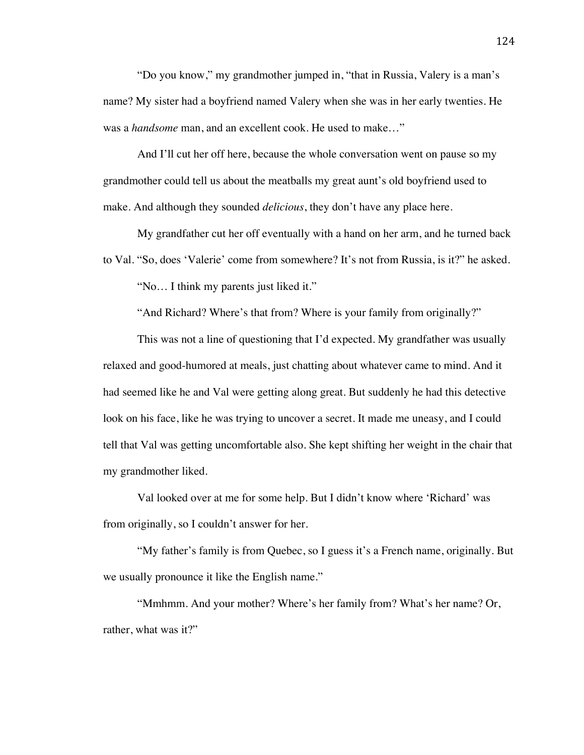"Do you know," my grandmother jumped in, "that in Russia, Valery is a man's name? My sister had a boyfriend named Valery when she was in her early twenties. He was a *handsome* man, and an excellent cook. He used to make…"

And I'll cut her off here, because the whole conversation went on pause so my grandmother could tell us about the meatballs my great aunt's old boyfriend used to make. And although they sounded *delicious*, they don't have any place here.

My grandfather cut her off eventually with a hand on her arm, and he turned back to Val. "So, does 'Valerie' come from somewhere? It's not from Russia, is it?" he asked.

"No… I think my parents just liked it."

"And Richard? Where's that from? Where is your family from originally?"

This was not a line of questioning that I'd expected. My grandfather was usually relaxed and good-humored at meals, just chatting about whatever came to mind. And it had seemed like he and Val were getting along great. But suddenly he had this detective look on his face, like he was trying to uncover a secret. It made me uneasy, and I could tell that Val was getting uncomfortable also. She kept shifting her weight in the chair that my grandmother liked.

Val looked over at me for some help. But I didn't know where 'Richard' was from originally, so I couldn't answer for her.

"My father's family is from Quebec, so I guess it's a French name, originally. But we usually pronounce it like the English name."

"Mmhmm. And your mother? Where's her family from? What's her name? Or, rather, what was it?"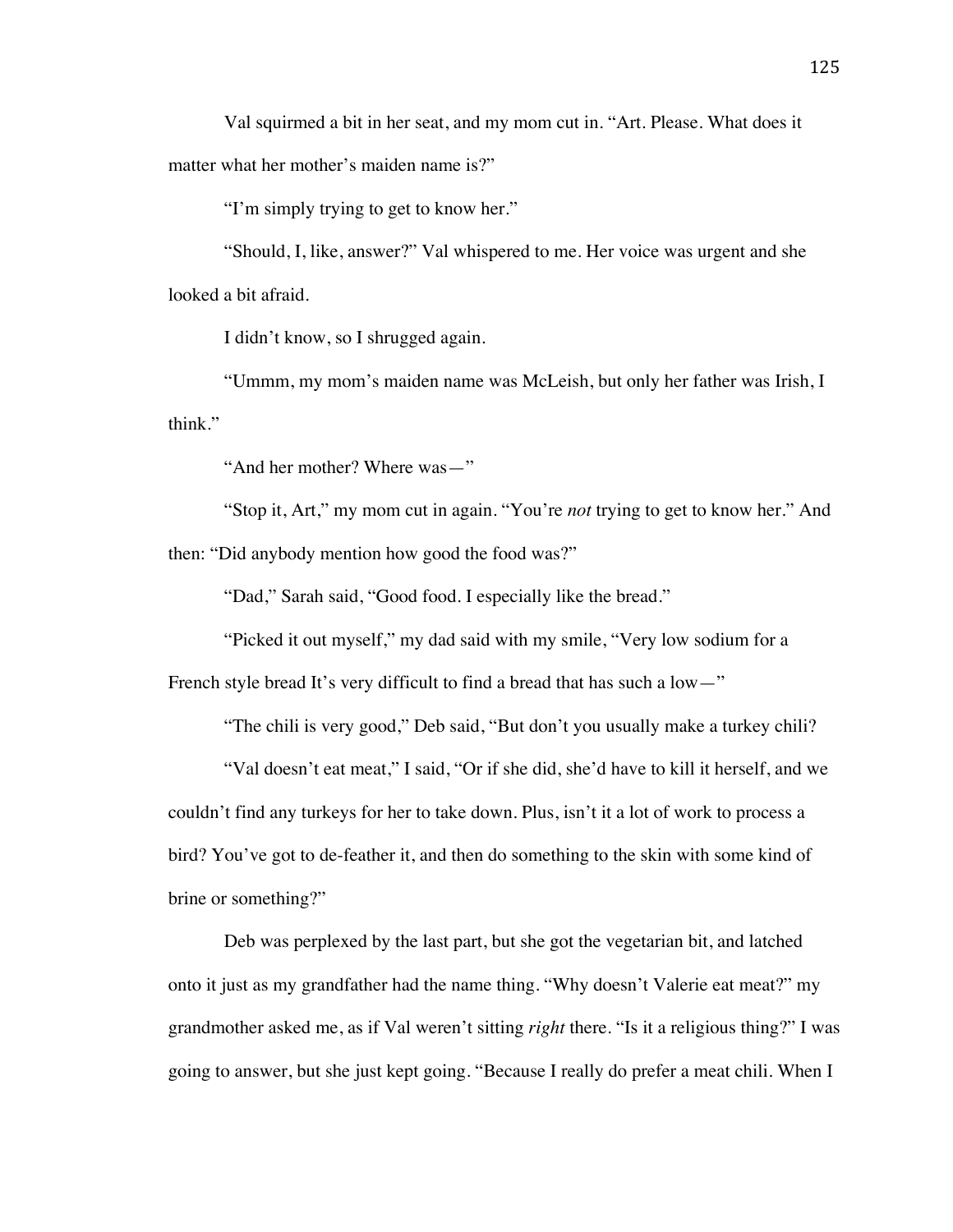Val squirmed a bit in her seat, and my mom cut in. “Art. Please. What does it matter what her mother’s maiden name is?”

“I’m simply trying to get to know her.”

“Should, I, like, answer?” Val whispered to me. Her voice was urgent and she looked a bit afraid.

I didn’t know, so I shrugged again.

“Ummm, my mom’s maiden name was McLeish, but only her father was Irish, I think.”

“And her mother? Where was—”

“Stop it, Art,” my mom cut in again. “You’re *not* trying to get to know her.” And then: “Did anybody mention how good the food was?”

“Dad,” Sarah said, “Good food. I especially like the bread.”

“Picked it out myself,” my dad said with my smile, “Very low sodium for a French style bread It’s very difficult to find a bread that has such a low—”

“The chili is very good,” Deb said, “But don’t you usually make a turkey chili?

“Val doesn’t eat meat,” I said, “Or if she did, she’d have to kill it herself, and we couldn’t find any turkeys for her to take down. Plus, isn’t it a lot of work to process a bird? You’ve got to de-feather it, and then do something to the skin with some kind of brine or something?”

Deb was perplexed by the last part, but she got the vegetarian bit, and latched onto it just as my grandfather had the name thing. “Why doesn’t Valerie eat meat?” my grandmother asked me, as if Val weren’t sitting *right* there. “Is it a religious thing?” I was going to answer, but she just kept going. “Because I really do prefer a meat chili. When I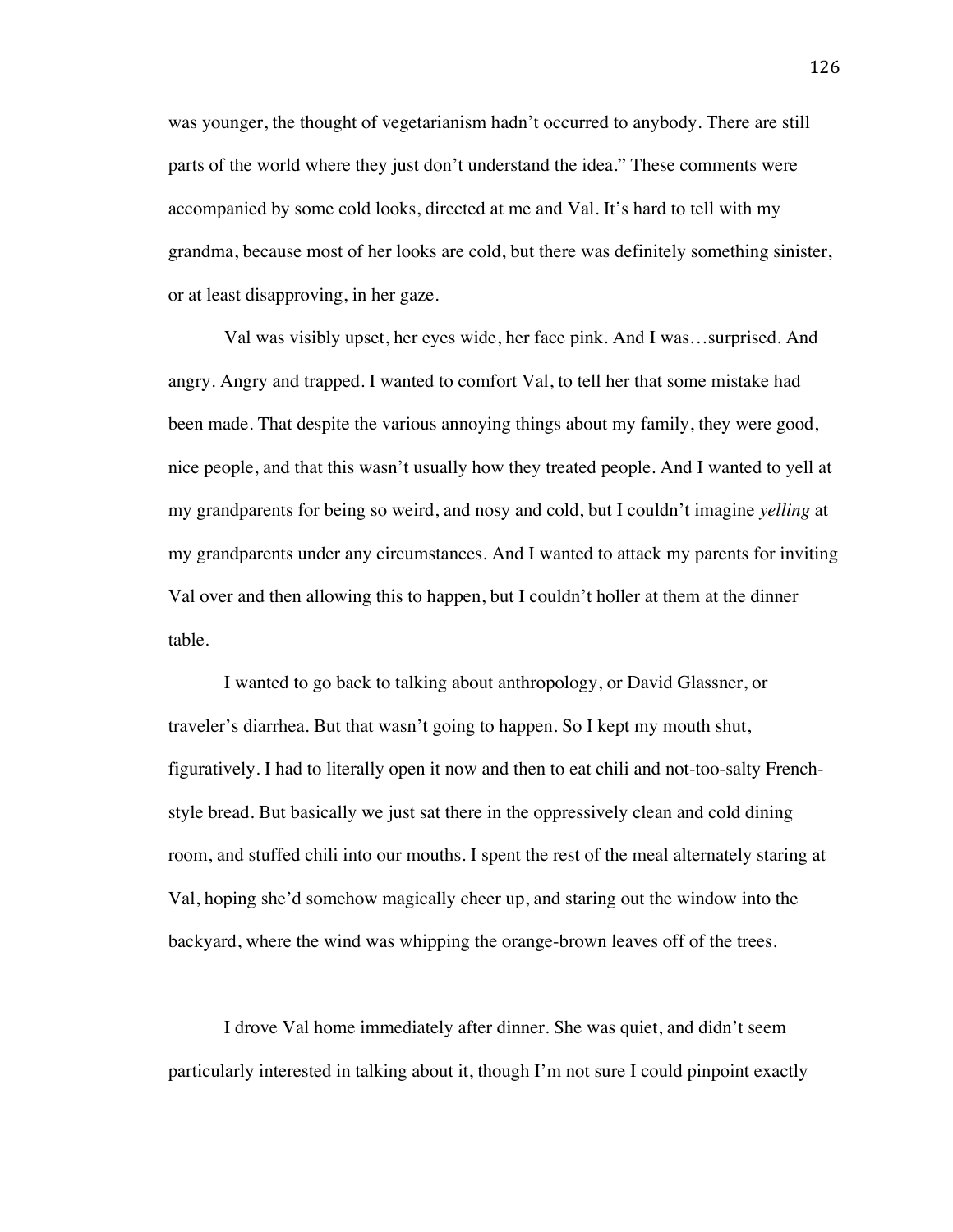was younger, the thought of vegetarianism hadn't occurred to anybody. There are still parts of the world where they just don't understand the idea." These comments were accompanied by some cold looks, directed at me and Val. It's hard to tell with my grandma, because most of her looks are cold, but there was definitely something sinister, or at least disapproving, in her gaze.

Val was visibly upset, her eyes wide, her face pink. And I was…surprised. And angry. Angry and trapped. I wanted to comfort Val, to tell her that some mistake had been made. That despite the various annoying things about my family, they were good, nice people, and that this wasn't usually how they treated people. And I wanted to yell at my grandparents for being so weird, and nosy and cold, but I couldn't imagine *yelling* at my grandparents under any circumstances. And I wanted to attack my parents for inviting Val over and then allowing this to happen, but I couldn't holler at them at the dinner table.

I wanted to go back to talking about anthropology, or David Glassner, or traveler's diarrhea. But that wasn't going to happen. So I kept my mouth shut, figuratively. I had to literally open it now and then to eat chili and not-too-salty French-style bread. But basically we just sat there in the oppressively clean and cold dining room, and stuffed chili into our mouths. I spent the rest of the meal alternately staring at Val, hoping she'd somehow magically cheer up, and staring out the window into the backyard, where the wind was whipping the orange-brown leaves off of the trees.

I drove Val home immediately after dinner. She was quiet, and didn't seem particularly interested in talking about it, though I'm not sure I could pinpoint exactly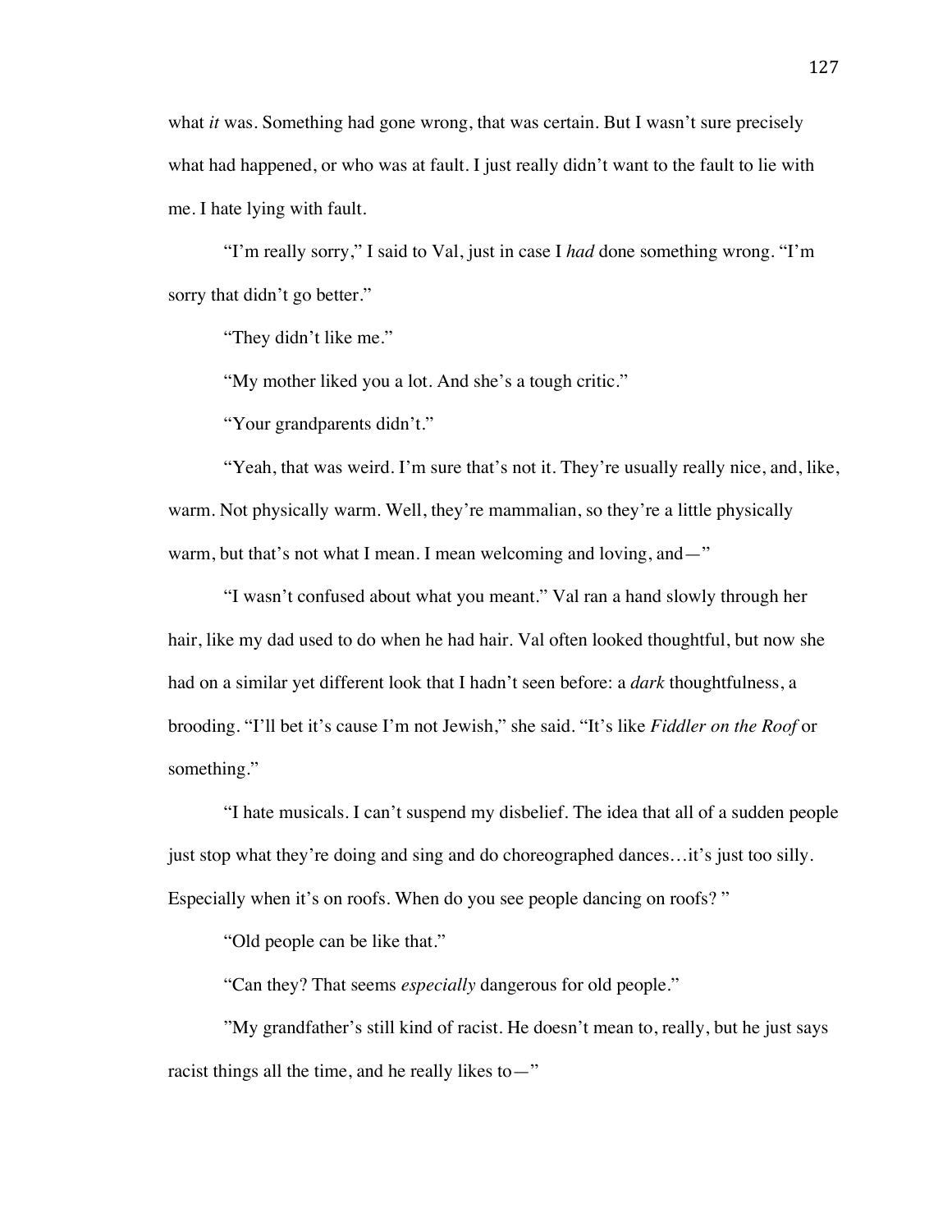what *it* was. Something had gone wrong, that was certain. But I wasn't sure precisely what had happened, or who was at fault. I just really didn't want to the fault to lie with me. I hate lying with fault.

"I'm really sorry," I said to Val, just in case I *had* done something wrong. "I'm sorry that didn't go better."

"They didn't like me."

"My mother liked you a lot. And she's a tough critic."

"Your grandparents didn't."

"Yeah, that was weird. I'm sure that's not it. They're usually really nice, and, like, warm. Not physically warm. Well, they're mammalian, so they're a little physically warm, but that's not what I mean. I mean welcoming and loving, and—"

"I wasn't confused about what you meant." Val ran a hand slowly through her hair, like my dad used to do when he had hair. Val often looked thoughtful, but now she had on a similar yet different look that I hadn't seen before: a *dark* thoughtfulness, a brooding. "I'll bet it's cause I'm not Jewish," she said. "It's like *Fiddler on the Roof* or something."

"I hate musicals. I can't suspend my disbelief. The idea that all of a sudden people just stop what they're doing and sing and do choreographed dances…it's just too silly. Especially when it's on roofs. When do you see people dancing on roofs? "

"Old people can be like that."

"Can they? That seems *especially* dangerous for old people."

"My grandfather's still kind of racist. He doesn't mean to, really, but he just says racist things all the time, and he really likes to—"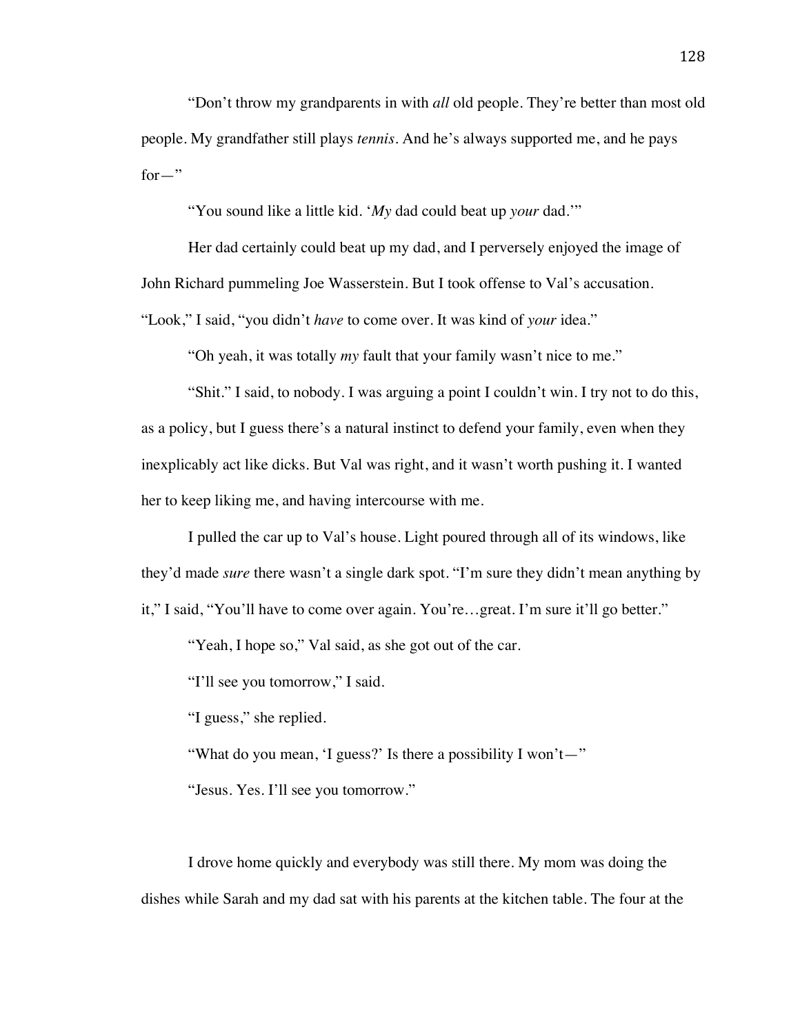"Don't throw my grandparents in with *all* old people. They're better than most old people. My grandfather still plays *tennis*. And he's always supported me, and he pays for—"

"You sound like a little kid. '*My* dad could beat up *your* dad.'"

Her dad certainly could beat up my dad, and I perversely enjoyed the image of John Richard pummeling Joe Wasserstein. But I took offense to Val's accusation. "Look," I said, "you didn't *have* to come over. It was kind of *your* idea."

"Oh yeah, it was totally *my* fault that your family wasn't nice to me."

"Shit." I said, to nobody. I was arguing a point I couldn't win. I try not to do this, as a policy, but I guess there's a natural instinct to defend your family, even when they inexplicably act like dicks. But Val was right, and it wasn't worth pushing it. I wanted her to keep liking me, and having intercourse with me.

I pulled the car up to Val's house. Light poured through all of its windows, like they'd made *sure* there wasn't a single dark spot. "I'm sure they didn't mean anything by it," I said, "You'll have to come over again. You're…great. I'm sure it'll go better."

"Yeah, I hope so," Val said, as she got out of the car.

"I'll see you tomorrow," I said.

"I guess," she replied.

"What do you mean, 'I guess?' Is there a possibility I won't—"

"Jesus. Yes. I'll see you tomorrow."

I drove home quickly and everybody was still there. My mom was doing the dishes while Sarah and my dad sat with his parents at the kitchen table. The four at the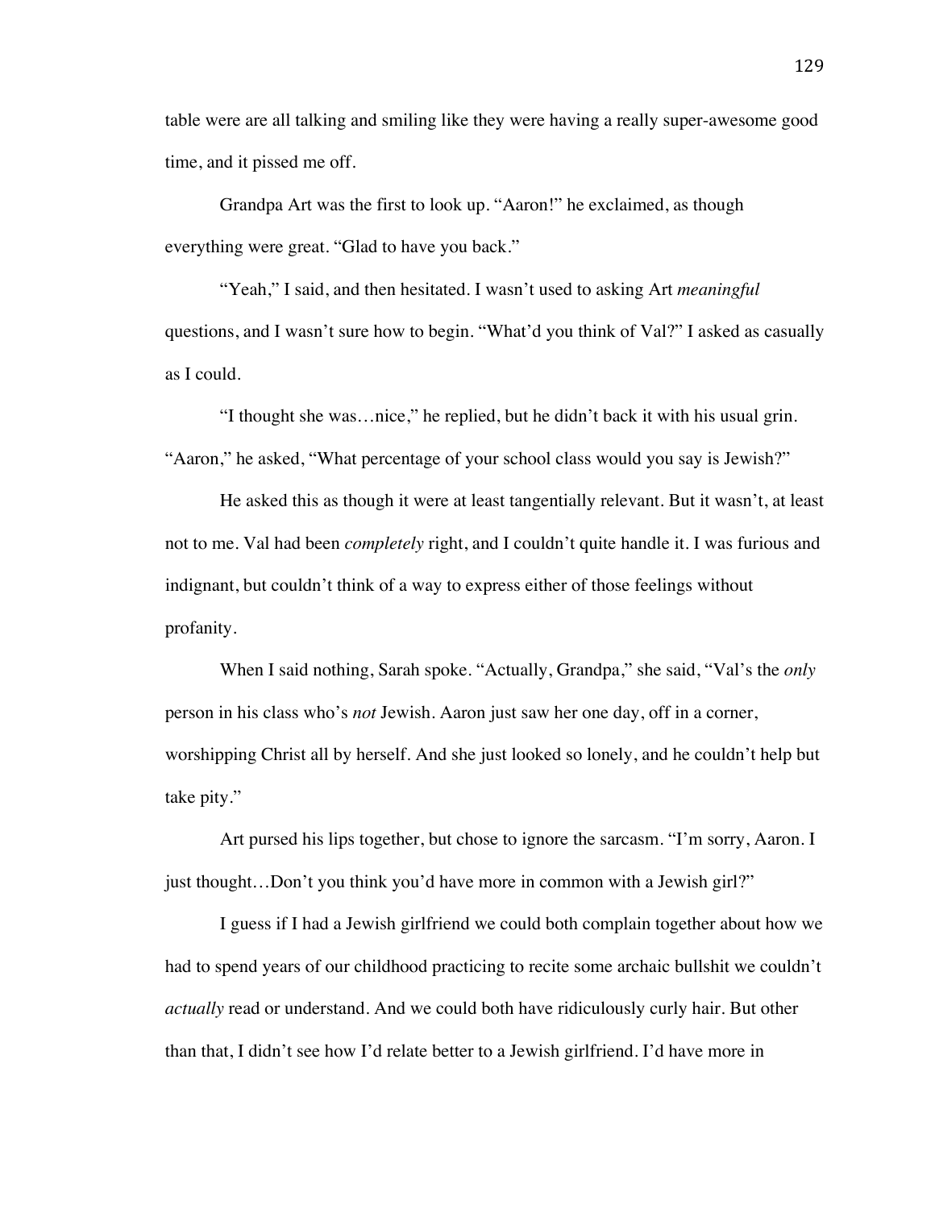table were are all talking and smiling like they were having a really super-awesome good time, and it pissed me off.

Grandpa Art was the first to look up. "Aaron!" he exclaimed, as though everything were great. "Glad to have you back."

"Yeah," I said, and then hesitated. I wasn't used to asking Art *meaningful* questions, and I wasn't sure how to begin. "What'd you think of Val?" I asked as casually as I could.

"I thought she was…nice," he replied, but he didn't back it with his usual grin. "Aaron," he asked, "What percentage of your school class would you say is Jewish?"

He asked this as though it were at least tangentially relevant. But it wasn't, at least not to me. Val had been *completely* right, and I couldn't quite handle it. I was furious and indignant, but couldn't think of a way to express either of those feelings without profanity.

When I said nothing, Sarah spoke. "Actually, Grandpa," she said, "Val's the *only* person in his class who's *not* Jewish. Aaron just saw her one day, off in a corner, worshipping Christ all by herself. And she just looked so lonely, and he couldn't help but take pity."

Art pursed his lips together, but chose to ignore the sarcasm. "I'm sorry, Aaron. I just thought…Don't you think you'd have more in common with a Jewish girl?"

I guess if I had a Jewish girlfriend we could both complain together about how we had to spend years of our childhood practicing to recite some archaic bullshit we couldn't *actually* read or understand. And we could both have ridiculously curly hair. But other than that, I didn't see how I'd relate better to a Jewish girlfriend. I'd have more in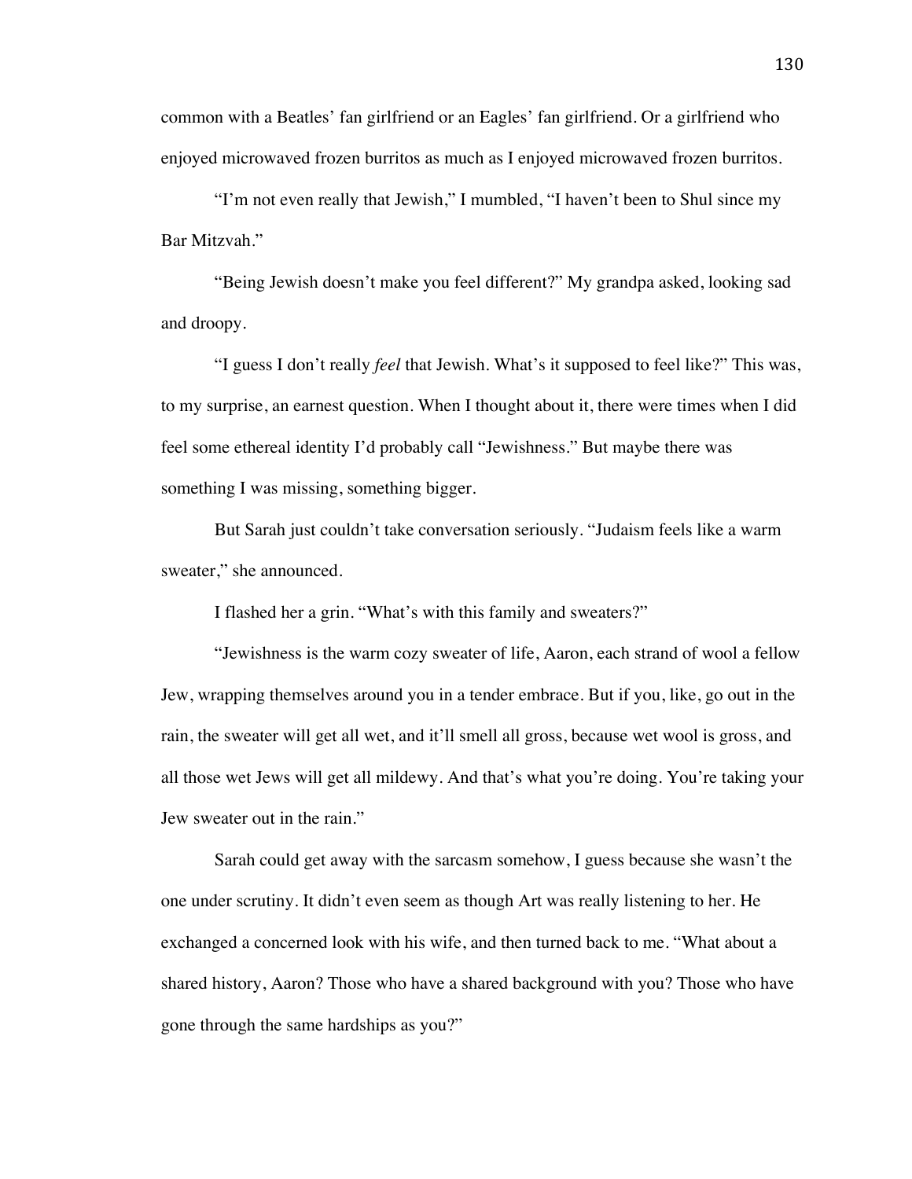common with a Beatles' fan girlfriend or an Eagles' fan girlfriend. Or a girlfriend who enjoyed microwaved frozen burritos as much as I enjoyed microwaved frozen burritos.

"I'm not even really that Jewish," I mumbled, "I haven't been to Shul since my Bar Mitzvah."

"Being Jewish doesn't make you feel different?" My grandpa asked, looking sad and droopy.

"I guess I don't really *feel* that Jewish. What's it supposed to feel like?" This was, to my surprise, an earnest question. When I thought about it, there were times when I did feel some ethereal identity I'd probably call "Jewishness." But maybe there was something I was missing, something bigger.

But Sarah just couldn't take conversation seriously. "Judaism feels like a warm sweater," she announced.

I flashed her a grin. "What's with this family and sweaters?"

"Jewishness is the warm cozy sweater of life, Aaron, each strand of wool a fellow Jew, wrapping themselves around you in a tender embrace. But if you, like, go out in the rain, the sweater will get all wet, and it'll smell all gross, because wet wool is gross, and all those wet Jews will get all mildewy. And that's what you're doing. You're taking your Jew sweater out in the rain."

Sarah could get away with the sarcasm somehow, I guess because she wasn't the one under scrutiny. It didn't even seem as though Art was really listening to her. He exchanged a concerned look with his wife, and then turned back to me. "What about a shared history, Aaron? Those who have a shared background with you? Those who have gone through the same hardships as you?"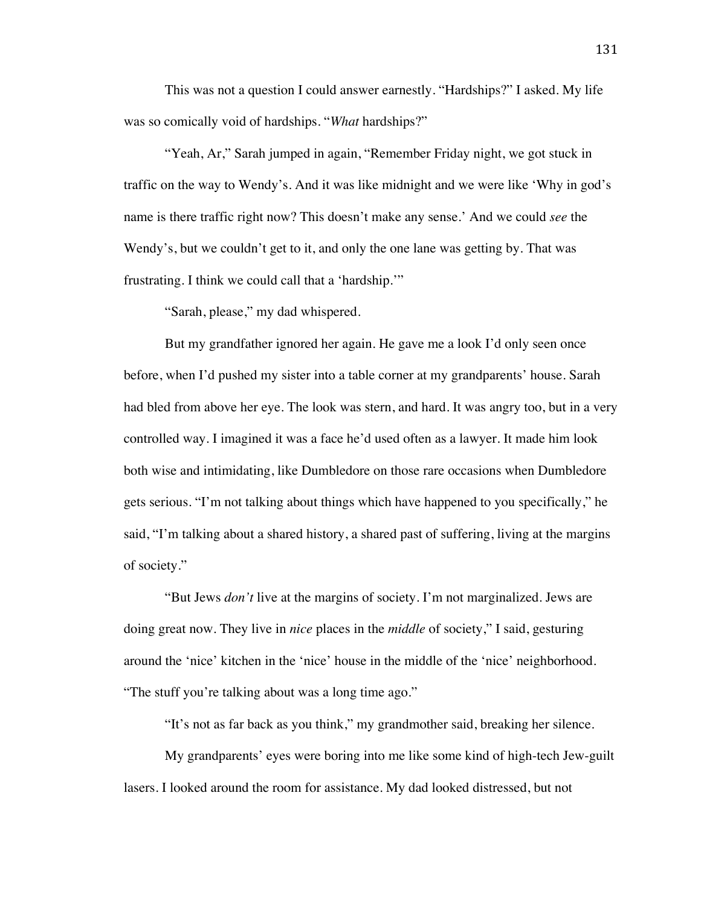This was not a question I could answer earnestly. "Hardships?" I asked. My life was so comically void of hardships. "*What* hardships?"

"Yeah, Ar," Sarah jumped in again, "Remember Friday night, we got stuck in traffic on the way to Wendy's. And it was like midnight and we were like 'Why in god's name is there traffic right now? This doesn't make any sense.' And we could *see* the Wendy's, but we couldn't get to it, and only the one lane was getting by. That was frustrating. I think we could call that a 'hardship.'"

"Sarah, please," my dad whispered.

But my grandfather ignored her again. He gave me a look I'd only seen once before, when I'd pushed my sister into a table corner at my grandparents' house. Sarah had bled from above her eye. The look was stern, and hard. It was angry too, but in a very controlled way. I imagined it was a face he'd used often as a lawyer. It made him look both wise and intimidating, like Dumbledore on those rare occasions when Dumbledore gets serious. "I'm not talking about things which have happened to you specifically," he said, "I'm talking about a shared history, a shared past of suffering, living at the margins of society."

"But Jews *don't* live at the margins of society. I'm not marginalized. Jews are doing great now. They live in *nice* places in the *middle* of society," I said, gesturing around the 'nice' kitchen in the 'nice' house in the middle of the 'nice' neighborhood. "The stuff you're talking about was a long time ago."

"It's not as far back as you think," my grandmother said, breaking her silence.

My grandparents' eyes were boring into me like some kind of high-tech Jew-guilt lasers. I looked around the room for assistance. My dad looked distressed, but not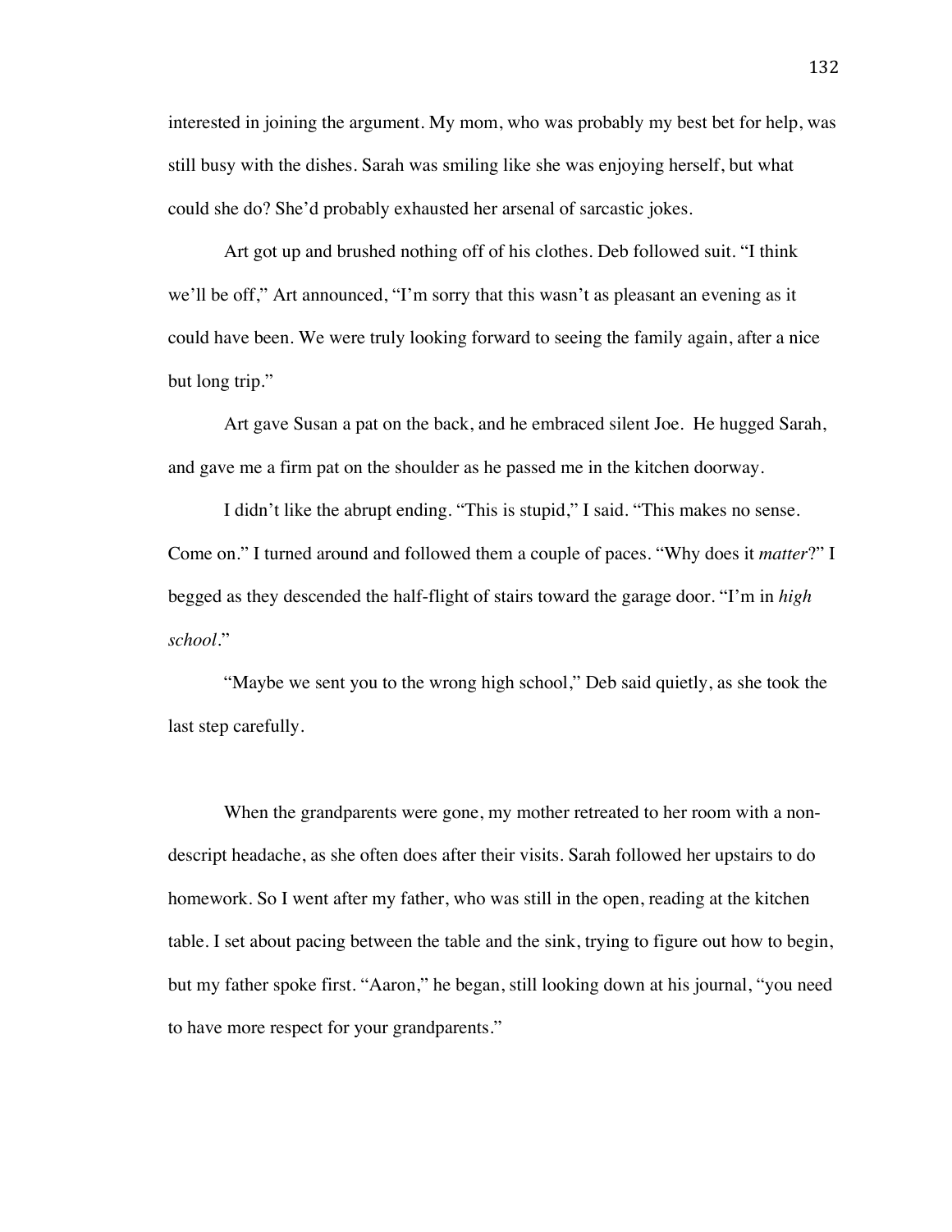interested in joining the argument. My mom, who was probably my best bet for help, was still busy with the dishes. Sarah was smiling like she was enjoying herself, but what could she do? She'd probably exhausted her arsenal of sarcastic jokes.

Art got up and brushed nothing off of his clothes. Deb followed suit. "I think we'll be off," Art announced, "I'm sorry that this wasn't as pleasant an evening as it could have been. We were truly looking forward to seeing the family again, after a nice but long trip."

Art gave Susan a pat on the back, and he embraced silent Joe. He hugged Sarah, and gave me a firm pat on the shoulder as he passed me in the kitchen doorway.

I didn't like the abrupt ending. "This is stupid," I said. "This makes no sense. Come on." I turned around and followed them a couple of paces. "Why does it *matter*?" I begged as they descended the half-flight of stairs toward the garage door. "I'm in *high school*."

"Maybe we sent you to the wrong high school," Deb said quietly, as she took the last step carefully.

When the grandparents were gone, my mother retreated to her room with a non-descript headache, as she often does after their visits. Sarah followed her upstairs to do homework. So I went after my father, who was still in the open, reading at the kitchen table. I set about pacing between the table and the sink, trying to figure out how to begin, but my father spoke first. "Aaron," he began, still looking down at his journal, "you need to have more respect for your grandparents."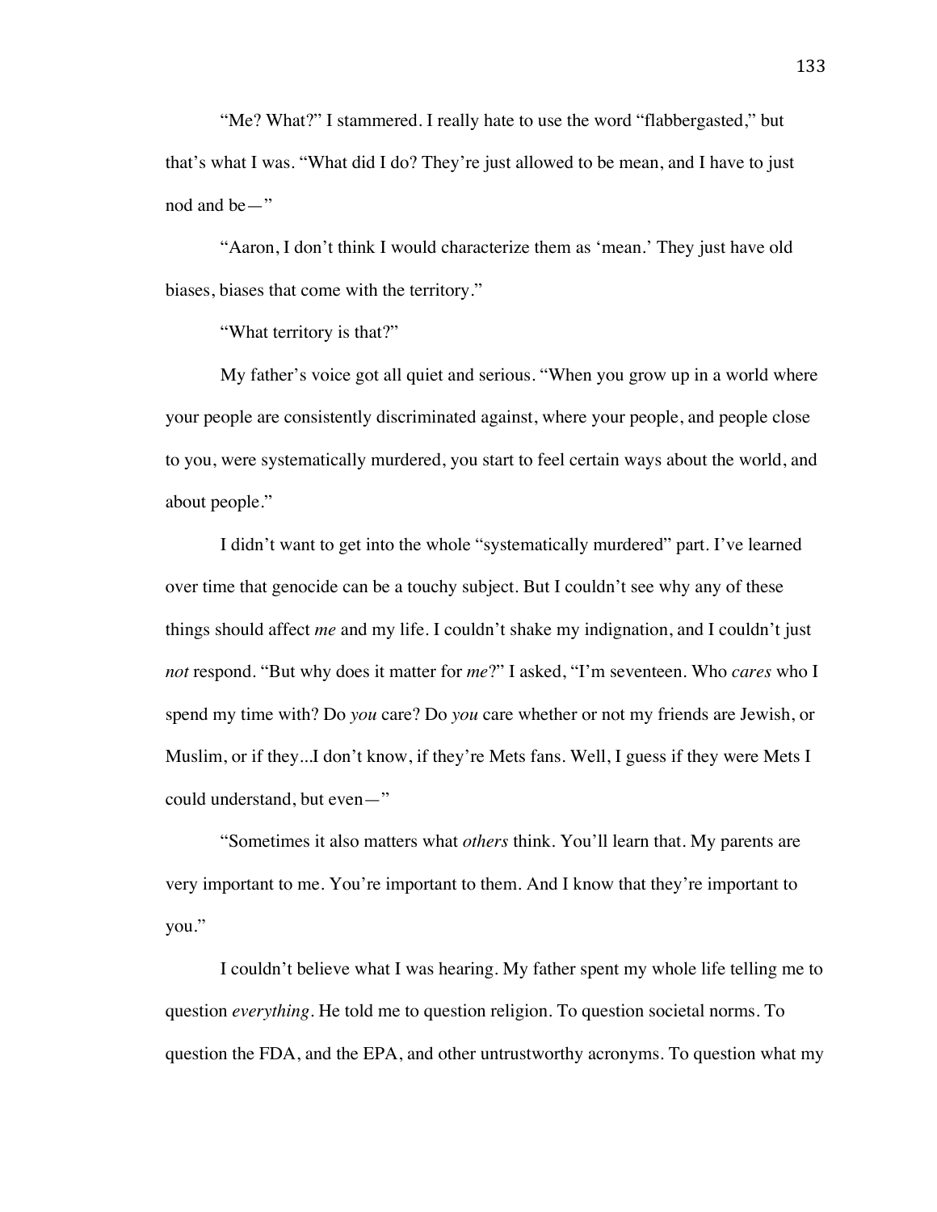"Me? What?" I stammered. I really hate to use the word "flabbergasted," but that's what I was. "What did I do? They're just allowed to be mean, and I have to just nod and be—"

"Aaron, I don't think I would characterize them as 'mean.' They just have old biases, biases that come with the territory."

"What territory is that?"

My father's voice got all quiet and serious. "When you grow up in a world where your people are consistently discriminated against, where your people, and people close to you, were systematically murdered, you start to feel certain ways about the world, and about people."

I didn't want to get into the whole "systematically murdered" part. I've learned over time that genocide can be a touchy subject. But I couldn't see why any of these things should affect *me* and my life. I couldn't shake my indignation, and I couldn't just *not* respond. "But why does it matter for *me*?" I asked, "I'm seventeen. Who *cares* who I spend my time with? Do *you* care? Do *you* care whether or not my friends are Jewish, or Muslim, or if they...I don't know, if they're Mets fans. Well, I guess if they were Mets I could understand, but even—"

"Sometimes it also matters what *others* think. You'll learn that. My parents are very important to me. You're important to them. And I know that they're important to you."

I couldn't believe what I was hearing. My father spent my whole life telling me to question *everything*. He told me to question religion. To question societal norms. To question the FDA, and the EPA, and other untrustworthy acronyms. To question what my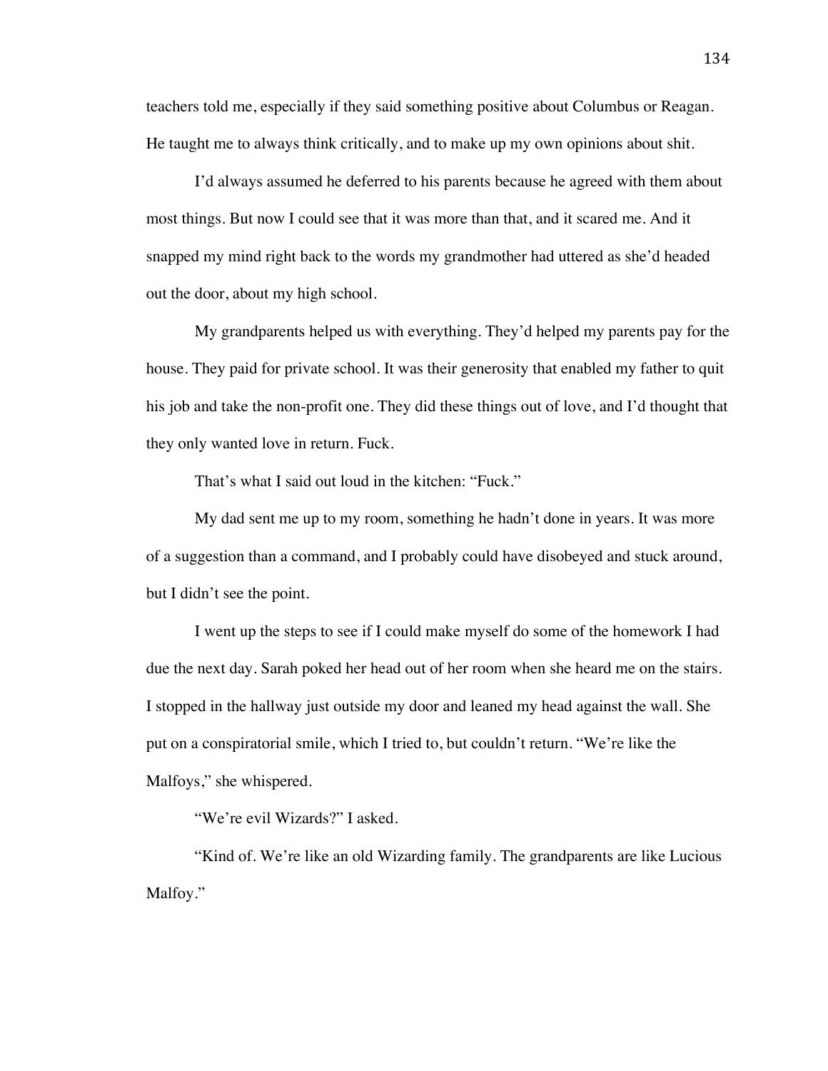teachers told me, especially if they said something positive about Columbus or Reagan. He taught me to always think critically, and to make up my own opinions about shit.

I'd always assumed he deferred to his parents because he agreed with them about most things. But now I could see that it was more than that, and it scared me. And it snapped my mind right back to the words my grandmother had uttered as she'd headed out the door, about my high school.

My grandparents helped us with everything. They'd helped my parents pay for the house. They paid for private school. It was their generosity that enabled my father to quit his job and take the non-profit one. They did these things out of love, and I'd thought that they only wanted love in return. Fuck.

That's what I said out loud in the kitchen: "Fuck."

My dad sent me up to my room, something he hadn't done in years. It was more of a suggestion than a command, and I probably could have disobeyed and stuck around, but I didn't see the point.

I went up the steps to see if I could make myself do some of the homework I had due the next day. Sarah poked her head out of her room when she heard me on the stairs. I stopped in the hallway just outside my door and leaned my head against the wall. She put on a conspiratorial smile, which I tried to, but couldn't return. "We're like the Malfoys," she whispered.

"We're evil Wizards?" I asked.

"Kind of. We're like an old Wizarding family. The grandparents are like Lucious Malfoy."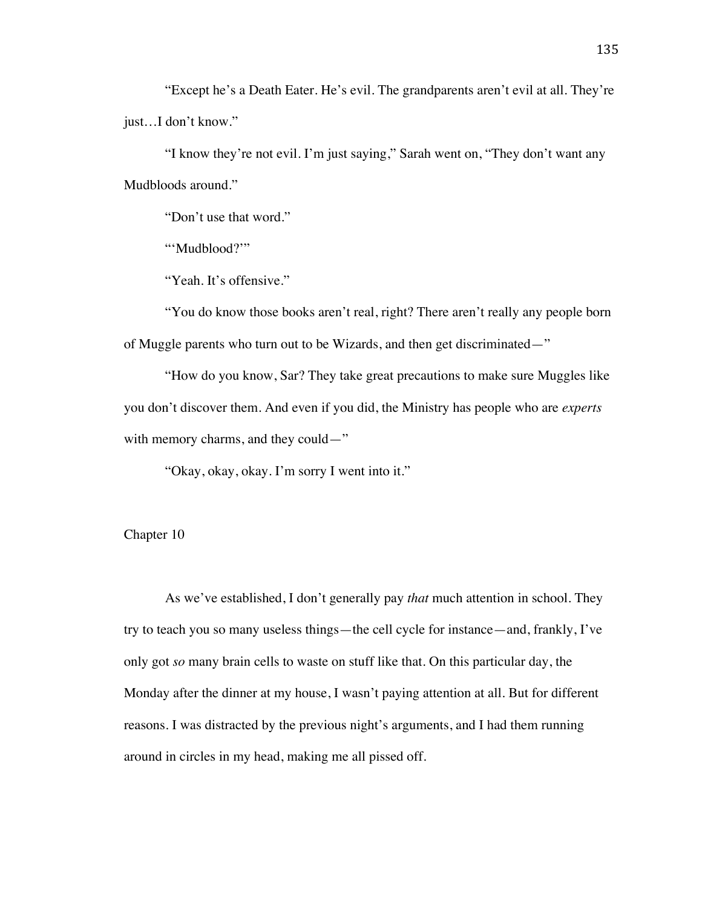"Except he's a Death Eater. He's evil. The grandparents aren't evil at all. They're just…I don't know."

"I know they're not evil. I'm just saying," Sarah went on, "They don't want any Mudbloods around."

"Don't use that word."

"'Mudblood?'"

"Yeah. It's offensive."

"You do know those books aren't real, right? There aren't really any people born of Muggle parents who turn out to be Wizards, and then get discriminated—"

"How do you know, Sar? They take great precautions to make sure Muggles like you don't discover them. And even if you did, the Ministry has people who are *experts* with memory charms, and they could—"

"Okay, okay, okay. I'm sorry I went into it."

## Chapter 10

As we've established, I don't generally pay *that* much attention in school. They try to teach you so many useless things—the cell cycle for instance—and, frankly, I've only got *so* many brain cells to waste on stuff like that. On this particular day, the Monday after the dinner at my house, I wasn't paying attention at all. But for different reasons. I was distracted by the previous night's arguments, and I had them running around in circles in my head, making me all pissed off.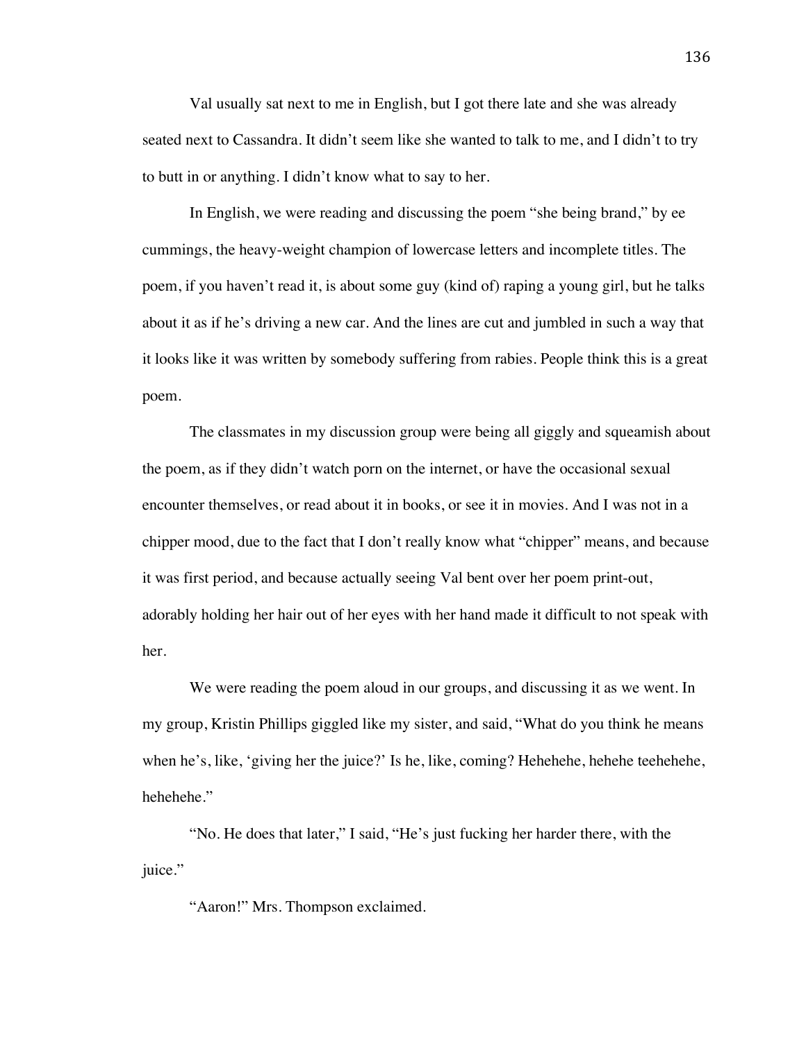Val usually sat next to me in English, but I got there late and she was already seated next to Cassandra. It didn't seem like she wanted to talk to me, and I didn't to try to butt in or anything. I didn't know what to say to her.

In English, we were reading and discussing the poem "she being brand," by ee cummings, the heavy-weight champion of lowercase letters and incomplete titles. The poem, if you haven't read it, is about some guy (kind of) raping a young girl, but he talks about it as if he's driving a new car. And the lines are cut and jumbled in such a way that it looks like it was written by somebody suffering from rabies. People think this is a great poem.

The classmates in my discussion group were being all giggly and squeamish about the poem, as if they didn't watch porn on the internet, or have the occasional sexual encounter themselves, or read about it in books, or see it in movies. And I was not in a chipper mood, due to the fact that I don't really know what "chipper" means, and because it was first period, and because actually seeing Val bent over her poem print-out, adorably holding her hair out of her eyes with her hand made it difficult to not speak with her.

We were reading the poem aloud in our groups, and discussing it as we went. In my group, Kristin Phillips giggled like my sister, and said, "What do you think he means when he's, like, 'giving her the juice?' Is he, like, coming? Hehehehe, hehehe teehehehe, hehehehe."

"No. He does that later," I said, "He's just fucking her harder there, with the juice."

"Aaron!" Mrs. Thompson exclaimed.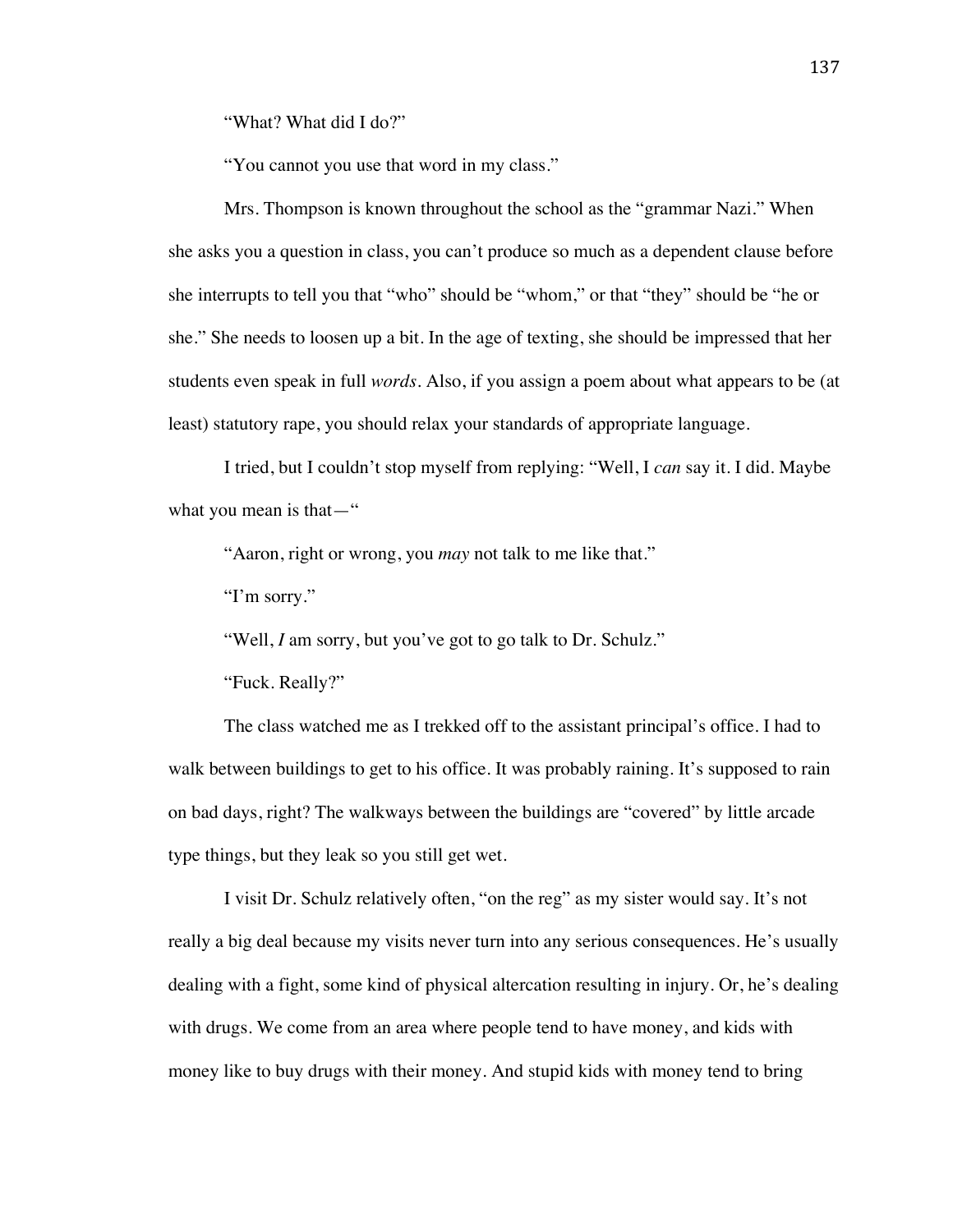"What? What did I do?"

"You cannot you use that word in my class."

Mrs. Thompson is known throughout the school as the "grammar Nazi." When she asks you a question in class, you can't produce so much as a dependent clause before she interrupts to tell you that "who" should be "whom," or that "they" should be "he or she." She needs to loosen up a bit. In the age of texting, she should be impressed that her students even speak in full *words*. Also, if you assign a poem about what appears to be (at least) statutory rape, you should relax your standards of appropriate language.

I tried, but I couldn't stop myself from replying: "Well, I *can* say it. I did. Maybe what you mean is that—"

"Aaron, right or wrong, you *may* not talk to me like that."

"I'm sorry."

"Well, *I* am sorry, but you've got to go talk to Dr. Schulz."

"Fuck. Really?"

The class watched me as I trekked off to the assistant principal's office. I had to walk between buildings to get to his office. It was probably raining. It's supposed to rain on bad days, right? The walkways between the buildings are "covered" by little arcade type things, but they leak so you still get wet.

I visit Dr. Schulz relatively often, "on the reg" as my sister would say. It's not really a big deal because my visits never turn into any serious consequences. He's usually dealing with a fight, some kind of physical altercation resulting in injury. Or, he's dealing with drugs. We come from an area where people tend to have money, and kids with money like to buy drugs with their money. And stupid kids with money tend to bring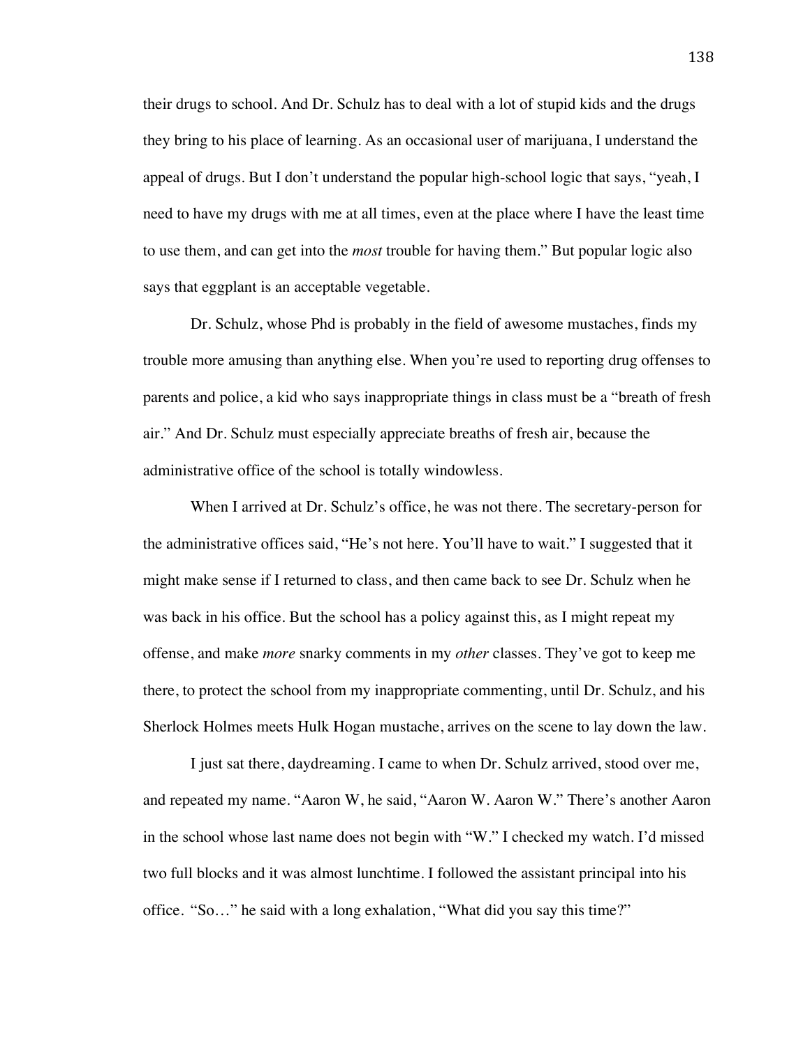their drugs to school. And Dr. Schulz has to deal with a lot of stupid kids and the drugs they bring to his place of learning. As an occasional user of marijuana, I understand the appeal of drugs. But I don't understand the popular high-school logic that says, "yeah, I need to have my drugs with me at all times, even at the place where I have the least time to use them, and can get into the *most* trouble for having them." But popular logic also says that eggplant is an acceptable vegetable.

Dr. Schulz, whose Phd is probably in the field of awesome mustaches, finds my trouble more amusing than anything else. When you're used to reporting drug offenses to parents and police, a kid who says inappropriate things in class must be a "breath of fresh air." And Dr. Schulz must especially appreciate breaths of fresh air, because the administrative office of the school is totally windowless.

When I arrived at Dr. Schulz's office, he was not there. The secretary-person for the administrative offices said, "He's not here. You'll have to wait." I suggested that it might make sense if I returned to class, and then came back to see Dr. Schulz when he was back in his office. But the school has a policy against this, as I might repeat my offense, and make *more* snarky comments in my *other* classes. They've got to keep me there, to protect the school from my inappropriate commenting, until Dr. Schulz, and his Sherlock Holmes meets Hulk Hogan mustache, arrives on the scene to lay down the law.

I just sat there, daydreaming. I came to when Dr. Schulz arrived, stood over me, and repeated my name. "Aaron W, he said, "Aaron W. Aaron W." There's another Aaron in the school whose last name does not begin with "W." I checked my watch. I'd missed two full blocks and it was almost lunchtime. I followed the assistant principal into his office. "So…" he said with a long exhalation, "What did you say this time?"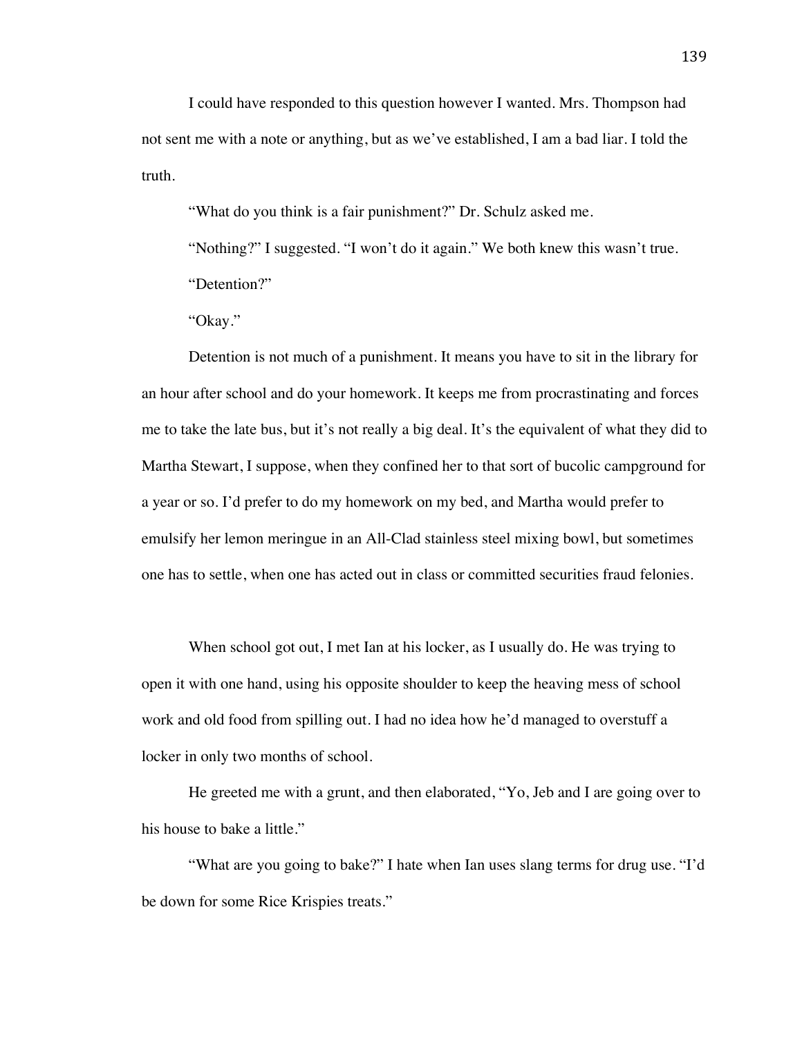I could have responded to this question however I wanted. Mrs. Thompson had not sent me with a note or anything, but as we've established, I am a bad liar. I told the truth.

"What do you think is a fair punishment?" Dr. Schulz asked me.

"Nothing?" I suggested. "I won't do it again." We both knew this wasn't true.

"Detention?"

"Okay."

Detention is not much of a punishment. It means you have to sit in the library for an hour after school and do your homework. It keeps me from procrastinating and forces me to take the late bus, but it's not really a big deal. It's the equivalent of what they did to Martha Stewart, I suppose, when they confined her to that sort of bucolic campground for a year or so. I'd prefer to do my homework on my bed, and Martha would prefer to emulsify her lemon meringue in an All-Clad stainless steel mixing bowl, but sometimes one has to settle, when one has acted out in class or committed securities fraud felonies.

When school got out, I met Ian at his locker, as I usually do. He was trying to open it with one hand, using his opposite shoulder to keep the heaving mess of school work and old food from spilling out. I had no idea how he'd managed to overstuff a locker in only two months of school.

He greeted me with a grunt, and then elaborated, "Yo, Jeb and I are going over to his house to bake a little."

"What are you going to bake?" I hate when Ian uses slang terms for drug use. "I'd be down for some Rice Krispies treats."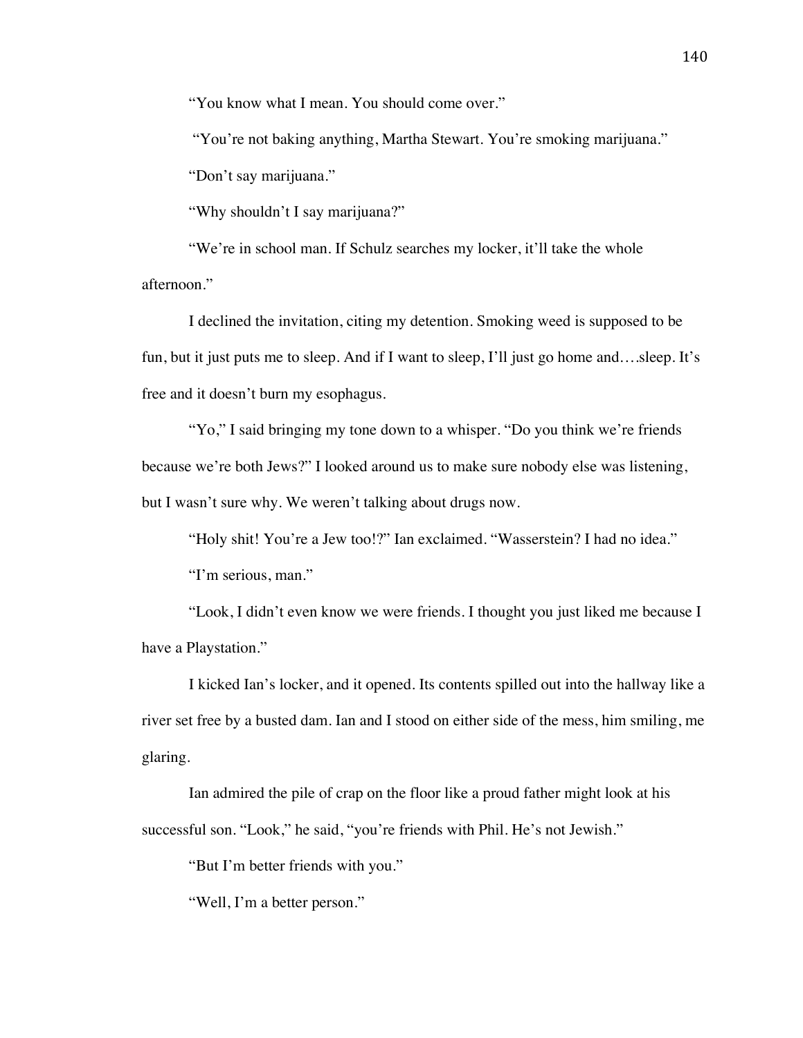"You know what I mean. You should come over."

"You're not baking anything, Martha Stewart. You're smoking marijuana."

"Don't say marijuana."

"Why shouldn't I say marijuana?"

"We're in school man. If Schulz searches my locker, it'll take the whole afternoon."

I declined the invitation, citing my detention. Smoking weed is supposed to be fun, but it just puts me to sleep. And if I want to sleep, I'll just go home and….sleep. It's free and it doesn't burn my esophagus.

"Yo," I said bringing my tone down to a whisper. "Do you think we're friends because we're both Jews?" I looked around us to make sure nobody else was listening, but I wasn't sure why. We weren't talking about drugs now.

"Holy shit! You're a Jew too!?" Ian exclaimed. "Wasserstein? I had no idea."

"I'm serious, man."

"Look, I didn't even know we were friends. I thought you just liked me because I have a Playstation."

I kicked Ian's locker, and it opened. Its contents spilled out into the hallway like a river set free by a busted dam. Ian and I stood on either side of the mess, him smiling, me glaring.

Ian admired the pile of crap on the floor like a proud father might look at his successful son. "Look," he said, "you're friends with Phil. He's not Jewish."

"But I'm better friends with you."

"Well, I'm a better person."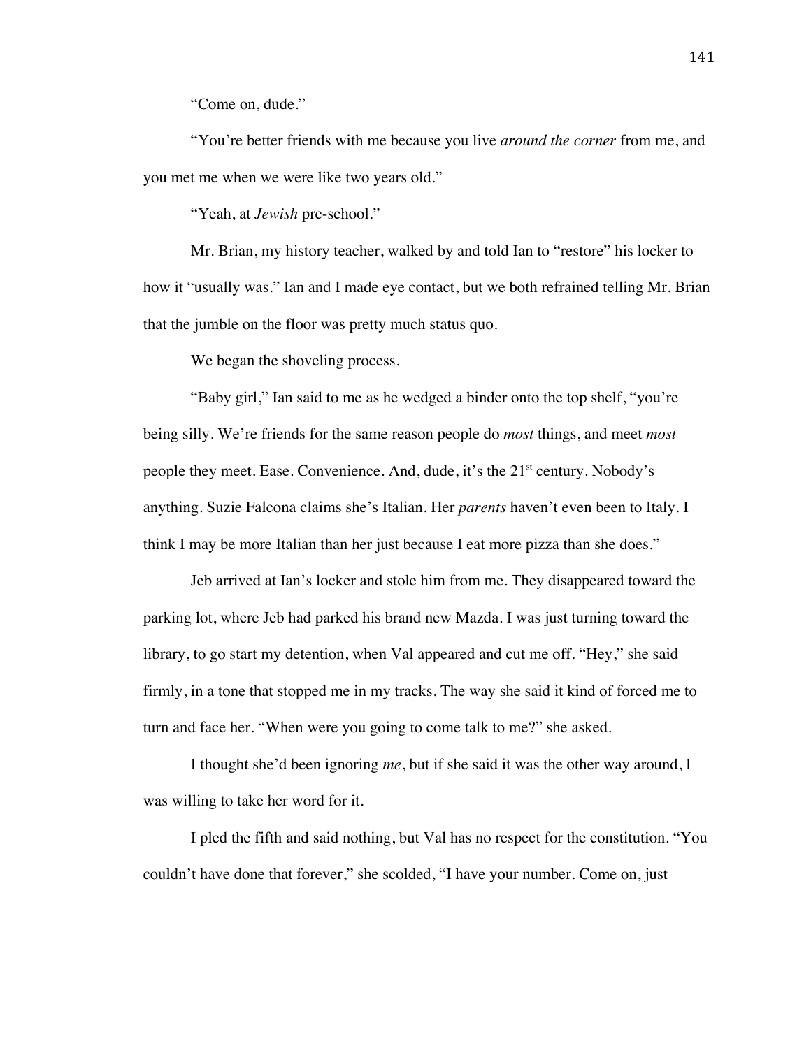"Come on, dude."

"You're better friends with me because you live *around the corner* from me, and you met me when we were like two years old."

"Yeah, at *Jewish* pre-school."

Mr. Brian, my history teacher, walked by and told Ian to "restore" his locker to how it "usually was." Ian and I made eye contact, but we both refrained telling Mr. Brian that the jumble on the floor was pretty much status quo.

We began the shoveling process.

"Baby girl," Ian said to me as he wedged a binder onto the top shelf, "you're being silly. We're friends for the same reason people do *most* things, and meet *most* people they meet. Ease. Convenience. And, dude, it's the 21st century. Nobody's anything. Suzie Falcona claims she's Italian. Her *parents* haven't even been to Italy. I think I may be more Italian than her just because I eat more pizza than she does."

Jeb arrived at Ian's locker and stole him from me. They disappeared toward the parking lot, where Jeb had parked his brand new Mazda. I was just turning toward the library, to go start my detention, when Val appeared and cut me off. "Hey," she said firmly, in a tone that stopped me in my tracks. The way she said it kind of forced me to turn and face her. "When were you going to come talk to me?" she asked.

I thought she'd been ignoring *me*, but if she said it was the other way around, I was willing to take her word for it.

I pled the fifth and said nothing, but Val has no respect for the constitution. "You couldn't have done that forever," she scolded, "I have your number. Come on, just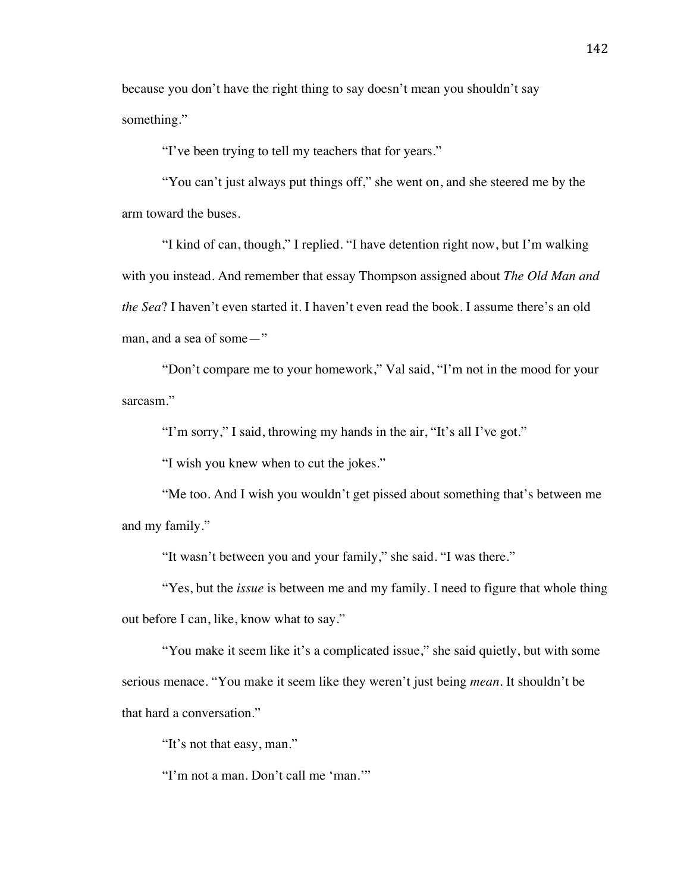because you don't have the right thing to say doesn't mean you shouldn't say something."

"I've been trying to tell my teachers that for years."

"You can't just always put things off," she went on, and she steered me by the arm toward the buses.

"I kind of can, though," I replied. "I have detention right now, but I'm walking with you instead. And remember that essay Thompson assigned about *The Old Man and the Sea*? I haven't even started it. I haven't even read the book. I assume there's an old man, and a sea of some—"

"Don't compare me to your homework," Val said, "I'm not in the mood for your sarcasm."

"I'm sorry," I said, throwing my hands in the air, "It's all I've got."

"I wish you knew when to cut the jokes."

"Me too. And I wish you wouldn't get pissed about something that's between me and my family."

"It wasn't between you and your family," she said. "I was there."

"Yes, but the *issue* is between me and my family. I need to figure that whole thing out before I can, like, know what to say."

"You make it seem like it's a complicated issue," she said quietly, but with some serious menace. "You make it seem like they weren't just being *mean*. It shouldn't be that hard a conversation."

"It's not that easy, man."

"I'm not a man. Don't call me 'man.'"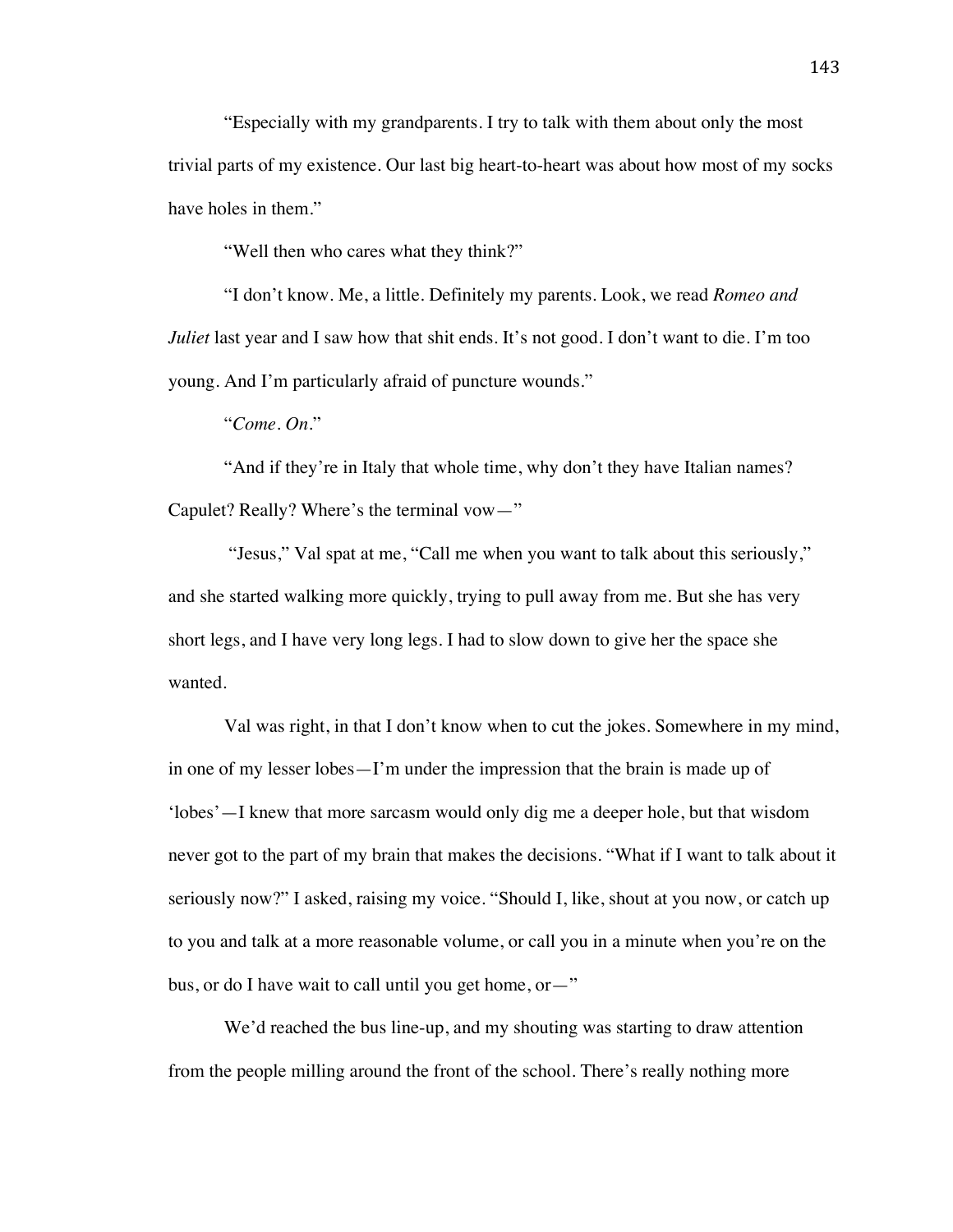"Especially with my grandparents. I try to talk with them about only the most trivial parts of my existence. Our last big heart-to-heart was about how most of my socks have holes in them."

"Well then who cares what they think?"

"I don't know. Me, a little. Definitely my parents. Look, we read *Romeo and Juliet* last year and I saw how that shit ends. It's not good. I don't want to die. I'm too young. And I'm particularly afraid of puncture wounds."

"*Come. On.*"

"And if they're in Italy that whole time, why don't they have Italian names? Capulet? Really? Where's the terminal vow—"

"Jesus," Val spat at me, "Call me when you want to talk about this seriously," and she started walking more quickly, trying to pull away from me. But she has very short legs, and I have very long legs. I had to slow down to give her the space she wanted.

Val was right, in that I don't know when to cut the jokes. Somewhere in my mind, in one of my lesser lobes—I'm under the impression that the brain is made up of 'lobes'—I knew that more sarcasm would only dig me a deeper hole, but that wisdom never got to the part of my brain that makes the decisions. "What if I want to talk about it seriously now?" I asked, raising my voice. "Should I, like, shout at you now, or catch up to you and talk at a more reasonable volume, or call you in a minute when you're on the bus, or do I have wait to call until you get home, or—"

We'd reached the bus line-up, and my shouting was starting to draw attention from the people milling around the front of the school. There's really nothing more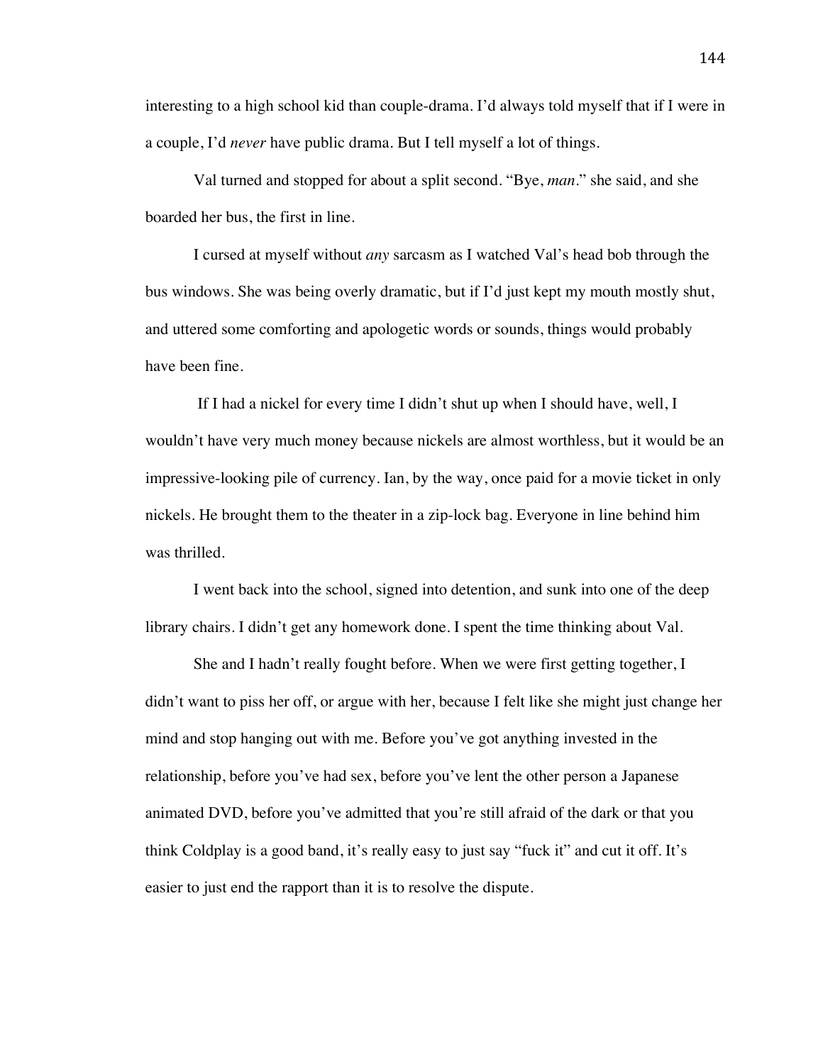interesting to a high school kid than couple-drama. I'd always told myself that if I were in a couple, I'd *never* have public drama. But I tell myself a lot of things.

Val turned and stopped for about a split second. "Bye, *man*." she said, and she boarded her bus, the first in line.

I cursed at myself without *any* sarcasm as I watched Val's head bob through the bus windows. She was being overly dramatic, but if I'd just kept my mouth mostly shut, and uttered some comforting and apologetic words or sounds, things would probably have been fine.

If I had a nickel for every time I didn't shut up when I should have, well, I wouldn't have very much money because nickels are almost worthless, but it would be an impressive-looking pile of currency. Ian, by the way, once paid for a movie ticket in only nickels. He brought them to the theater in a zip-lock bag. Everyone in line behind him was thrilled.

I went back into the school, signed into detention, and sunk into one of the deep library chairs. I didn't get any homework done. I spent the time thinking about Val.

She and I hadn't really fought before. When we were first getting together, I didn't want to piss her off, or argue with her, because I felt like she might just change her mind and stop hanging out with me. Before you've got anything invested in the relationship, before you've had sex, before you've lent the other person a Japanese animated DVD, before you've admitted that you're still afraid of the dark or that you think Coldplay is a good band, it's really easy to just say "fuck it" and cut it off. It's easier to just end the rapport than it is to resolve the dispute.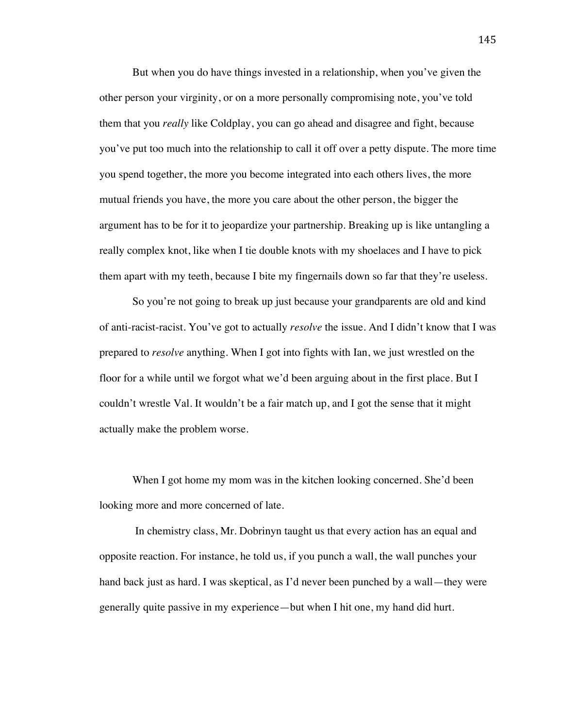But when you do have things invested in a relationship, when you've given the other person your virginity, or on a more personally compromising note, you've told them that you *really* like Coldplay, you can go ahead and disagree and fight, because you've put too much into the relationship to call it off over a petty dispute. The more time you spend together, the more you become integrated into each others lives, the more mutual friends you have, the more you care about the other person, the bigger the argument has to be for it to jeopardize your partnership. Breaking up is like untangling a really complex knot, like when I tie double knots with my shoelaces and I have to pick them apart with my teeth, because I bite my fingernails down so far that they're useless.

So you're not going to break up just because your grandparents are old and kind of anti-racist-racist. You've got to actually *resolve* the issue. And I didn't know that I was prepared to *resolve* anything. When I got into fights with Ian, we just wrestled on the floor for a while until we forgot what we'd been arguing about in the first place. But I couldn't wrestle Val. It wouldn't be a fair match up, and I got the sense that it might actually make the problem worse.

When I got home my mom was in the kitchen looking concerned. She'd been looking more and more concerned of late.

In chemistry class, Mr. Dobrinyn taught us that every action has an equal and opposite reaction. For instance, he told us, if you punch a wall, the wall punches your hand back just as hard. I was skeptical, as I'd never been punched by a wall—they were generally quite passive in my experience—but when I hit one, my hand did hurt.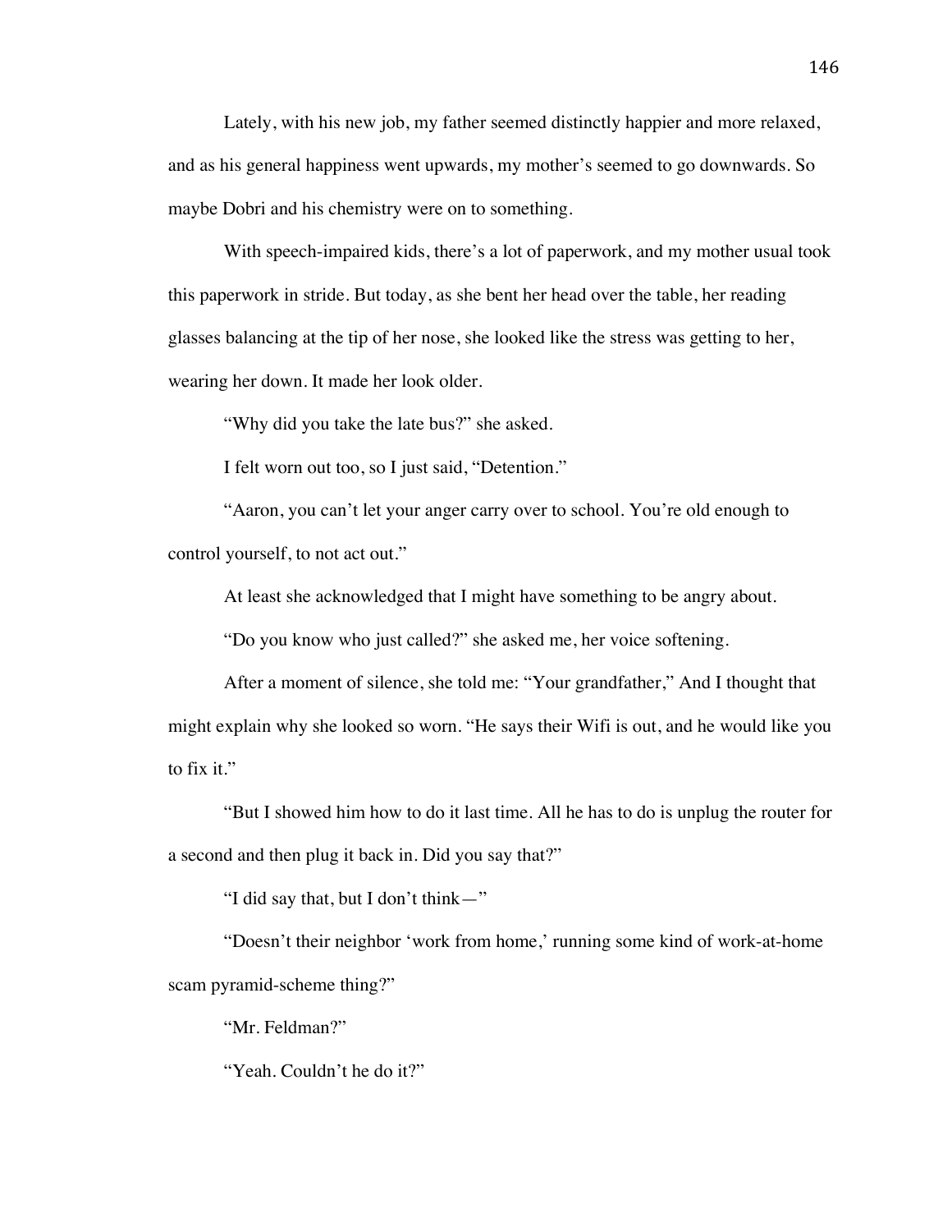Lately, with his new job, my father seemed distinctly happier and more relaxed, and as his general happiness went upwards, my mother's seemed to go downwards. So maybe Dobri and his chemistry were on to something.

With speech-impaired kids, there's a lot of paperwork, and my mother usual took this paperwork in stride. But today, as she bent her head over the table, her reading glasses balancing at the tip of her nose, she looked like the stress was getting to her, wearing her down. It made her look older.

"Why did you take the late bus?" she asked.

I felt worn out too, so I just said, "Detention."

"Aaron, you can't let your anger carry over to school. You're old enough to control yourself, to not act out."

At least she acknowledged that I might have something to be angry about.

"Do you know who just called?" she asked me, her voice softening.

After a moment of silence, she told me: "Your grandfather," And I thought that might explain why she looked so worn. "He says their Wifi is out, and he would like you to fix it."

"But I showed him how to do it last time. All he has to do is unplug the router for a second and then plug it back in. Did you say that?"

"I did say that, but I don't think—"

"Doesn't their neighbor 'work from home,' running some kind of work-at-home scam pyramid-scheme thing?"

"Mr. Feldman?"

"Yeah. Couldn't he do it?"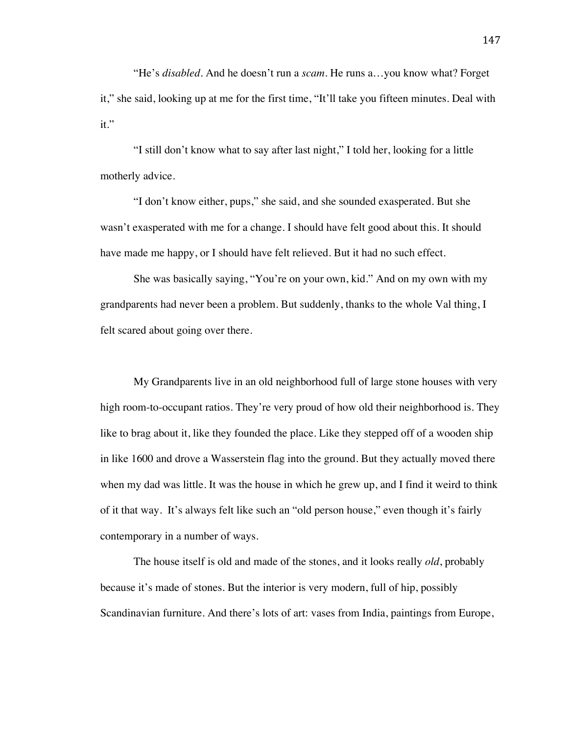"He's *disabled*. And he doesn't run a *scam*. He runs a…you know what? Forget it," she said, looking up at me for the first time, "It'll take you fifteen minutes. Deal with it."

"I still don't know what to say after last night," I told her, looking for a little motherly advice.

"I don't know either, pups," she said, and she sounded exasperated. But she wasn't exasperated with me for a change. I should have felt good about this. It should have made me happy, or I should have felt relieved. But it had no such effect.

She was basically saying, "You're on your own, kid." And on my own with my grandparents had never been a problem. But suddenly, thanks to the whole Val thing, I felt scared about going over there.

My Grandparents live in an old neighborhood full of large stone houses with very high room-to-occupant ratios. They're very proud of how old their neighborhood is. They like to brag about it, like they founded the place. Like they stepped off of a wooden ship in like 1600 and drove a Wasserstein flag into the ground. But they actually moved there when my dad was little. It was the house in which he grew up, and I find it weird to think of it that way. It's always felt like such an "old person house," even though it's fairly contemporary in a number of ways.

The house itself is old and made of the stones, and it looks really *old*, probably because it's made of stones. But the interior is very modern, full of hip, possibly Scandinavian furniture. And there's lots of art: vases from India, paintings from Europe,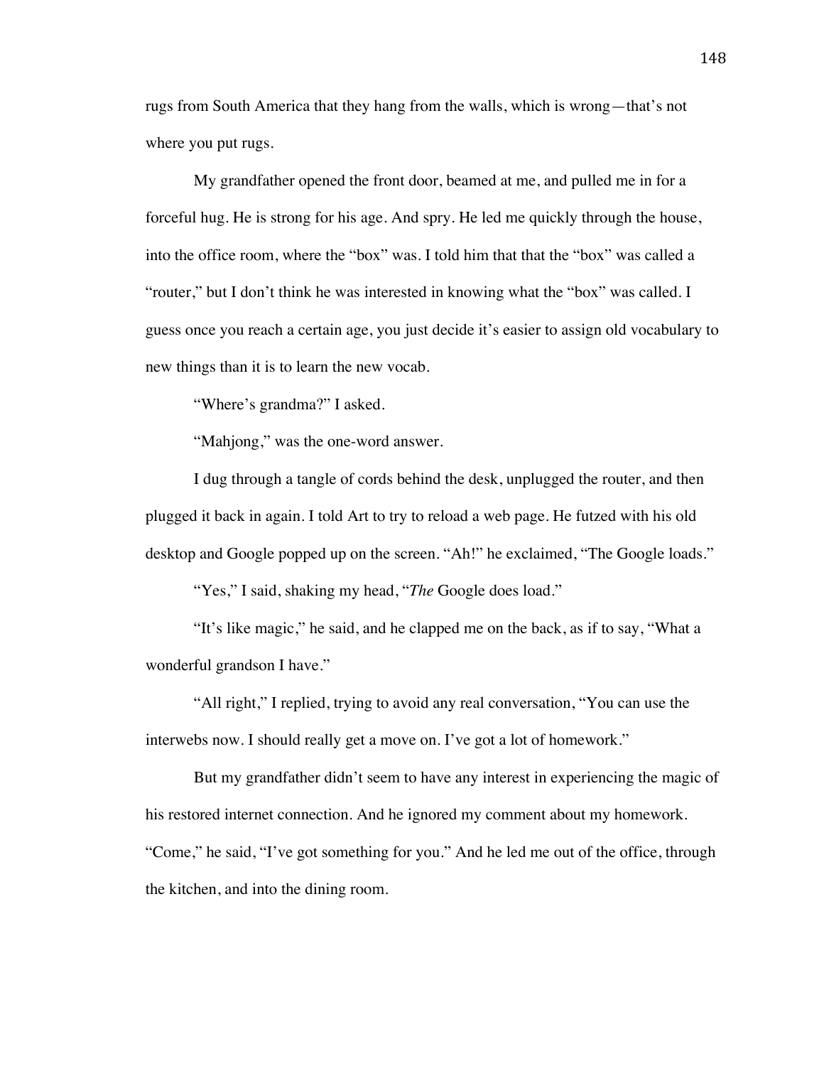rugs from South America that they hang from the walls, which is wrong—that's not where you put rugs.

My grandfather opened the front door, beamed at me, and pulled me in for a forceful hug. He is strong for his age. And spry. He led me quickly through the house, into the office room, where the "box" was. I told him that that the "box" was called a "router," but I don't think he was interested in knowing what the "box" was called. I guess once you reach a certain age, you just decide it's easier to assign old vocabulary to new things than it is to learn the new vocab.

"Where's grandma?" I asked.

"Mahjong," was the one-word answer.

I dug through a tangle of cords behind the desk, unplugged the router, and then plugged it back in again. I told Art to try to reload a web page. He futzed with his old desktop and Google popped up on the screen. "Ah!" he exclaimed, "The Google loads."

"Yes," I said, shaking my head, "*The* Google does load."

"It's like magic," he said, and he clapped me on the back, as if to say, "What a wonderful grandson I have."

"All right," I replied, trying to avoid any real conversation, "You can use the interwebs now. I should really get a move on. I've got a lot of homework."

But my grandfather didn't seem to have any interest in experiencing the magic of his restored internet connection. And he ignored my comment about my homework. "Come," he said, "I've got something for you." And he led me out of the office, through the kitchen, and into the dining room.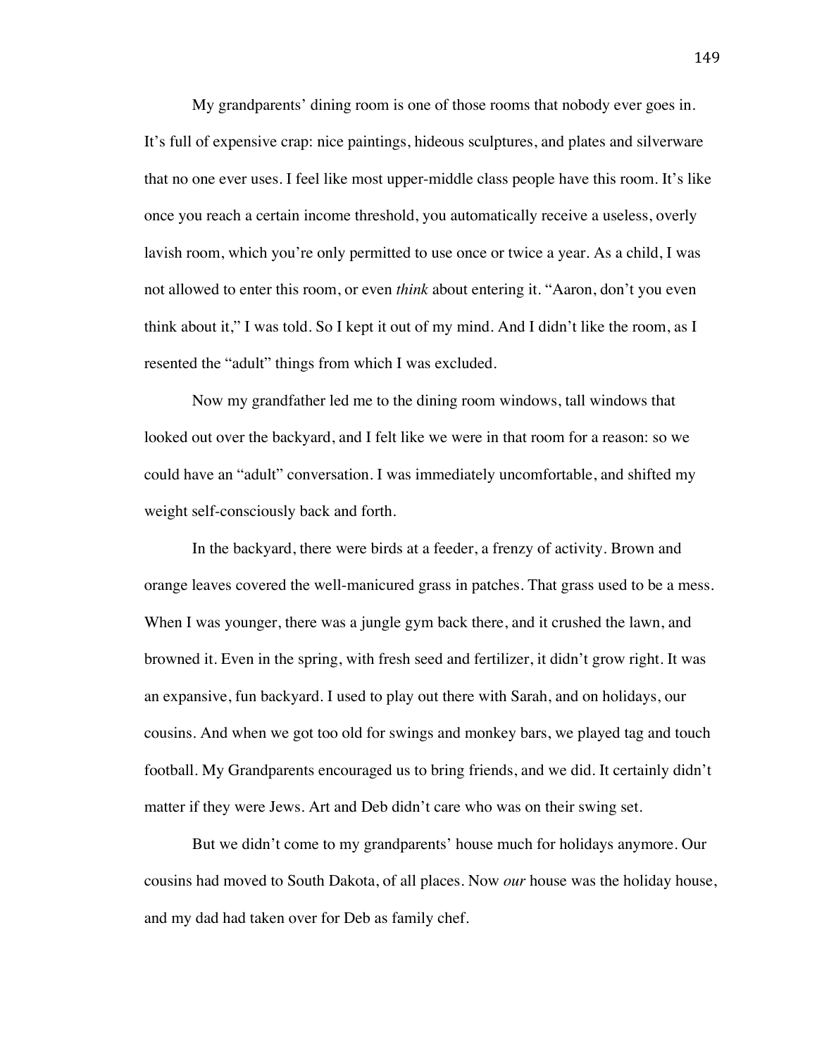My grandparents' dining room is one of those rooms that nobody ever goes in. It's full of expensive crap: nice paintings, hideous sculptures, and plates and silverware that no one ever uses. I feel like most upper-middle class people have this room. It's like once you reach a certain income threshold, you automatically receive a useless, overly lavish room, which you're only permitted to use once or twice a year. As a child, I was not allowed to enter this room, or even *think* about entering it. "Aaron, don't you even think about it," I was told. So I kept it out of my mind. And I didn't like the room, as I resented the "adult" things from which I was excluded.

Now my grandfather led me to the dining room windows, tall windows that looked out over the backyard, and I felt like we were in that room for a reason: so we could have an "adult" conversation. I was immediately uncomfortable, and shifted my weight self-consciously back and forth.

In the backyard, there were birds at a feeder, a frenzy of activity. Brown and orange leaves covered the well-manicured grass in patches. That grass used to be a mess. When I was younger, there was a jungle gym back there, and it crushed the lawn, and browned it. Even in the spring, with fresh seed and fertilizer, it didn't grow right. It was an expansive, fun backyard. I used to play out there with Sarah, and on holidays, our cousins. And when we got too old for swings and monkey bars, we played tag and touch football. My Grandparents encouraged us to bring friends, and we did. It certainly didn't matter if they were Jews. Art and Deb didn't care who was on their swing set.

But we didn't come to my grandparents' house much for holidays anymore. Our cousins had moved to South Dakota, of all places. Now *our* house was the holiday house, and my dad had taken over for Deb as family chef.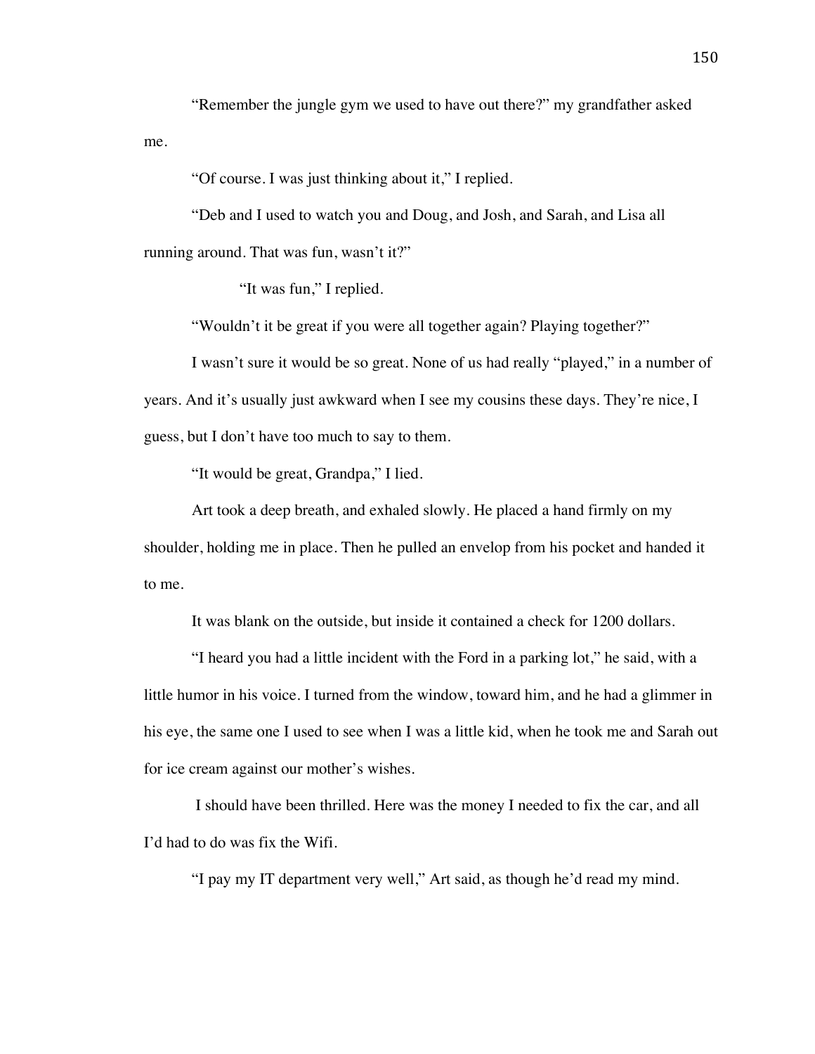"Remember the jungle gym we used to have out there?" my grandfather asked me.

"Of course. I was just thinking about it," I replied.

"Deb and I used to watch you and Doug, and Josh, and Sarah, and Lisa all running around. That was fun, wasn't it?"

"It was fun," I replied.

"Wouldn't it be great if you were all together again? Playing together?"

I wasn't sure it would be so great. None of us had really "played," in a number of years. And it's usually just awkward when I see my cousins these days. They're nice, I guess, but I don't have too much to say to them.

"It would be great, Grandpa," I lied.

Art took a deep breath, and exhaled slowly. He placed a hand firmly on my shoulder, holding me in place. Then he pulled an envelop from his pocket and handed it to me.

It was blank on the outside, but inside it contained a check for 1200 dollars.

"I heard you had a little incident with the Ford in a parking lot," he said, with a little humor in his voice. I turned from the window, toward him, and he had a glimmer in his eye, the same one I used to see when I was a little kid, when he took me and Sarah out for ice cream against our mother's wishes.

I should have been thrilled. Here was the money I needed to fix the car, and all I'd had to do was fix the Wifi.

"I pay my IT department very well," Art said, as though he'd read my mind.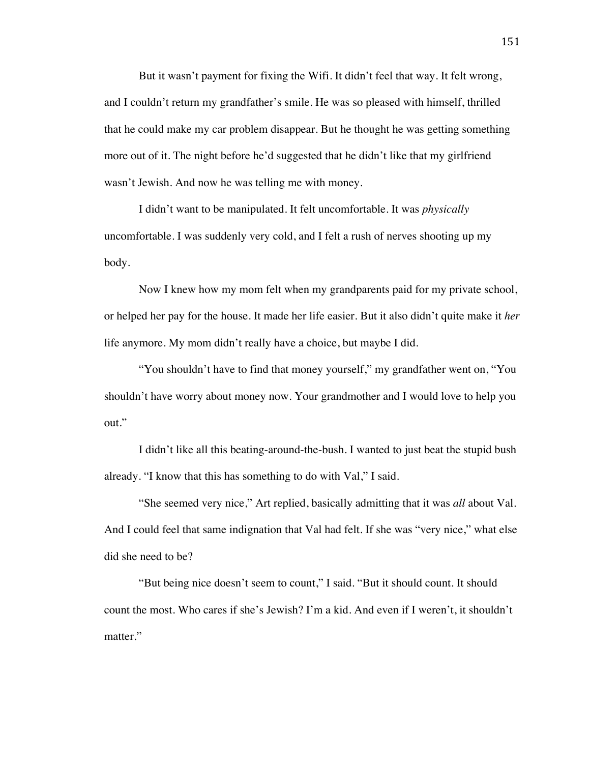But it wasn't payment for fixing the Wifi. It didn't feel that way. It felt wrong, and I couldn't return my grandfather's smile. He was so pleased with himself, thrilled that he could make my car problem disappear. But he thought he was getting something more out of it. The night before he'd suggested that he didn't like that my girlfriend wasn't Jewish. And now he was telling me with money.

I didn't want to be manipulated. It felt uncomfortable. It was *physically* uncomfortable. I was suddenly very cold, and I felt a rush of nerves shooting up my body.

Now I knew how my mom felt when my grandparents paid for my private school, or helped her pay for the house. It made her life easier. But it also didn't quite make it *her* life anymore. My mom didn't really have a choice, but maybe I did.

"You shouldn't have to find that money yourself," my grandfather went on, "You shouldn't have worry about money now. Your grandmother and I would love to help you out."

I didn't like all this beating-around-the-bush. I wanted to just beat the stupid bush already. "I know that this has something to do with Val," I said.

"She seemed very nice," Art replied, basically admitting that it was *all* about Val. And I could feel that same indignation that Val had felt. If she was "very nice," what else did she need to be?

"But being nice doesn't seem to count," I said. "But it should count. It should count the most. Who cares if she's Jewish? I'm a kid. And even if I weren't, it shouldn't matter."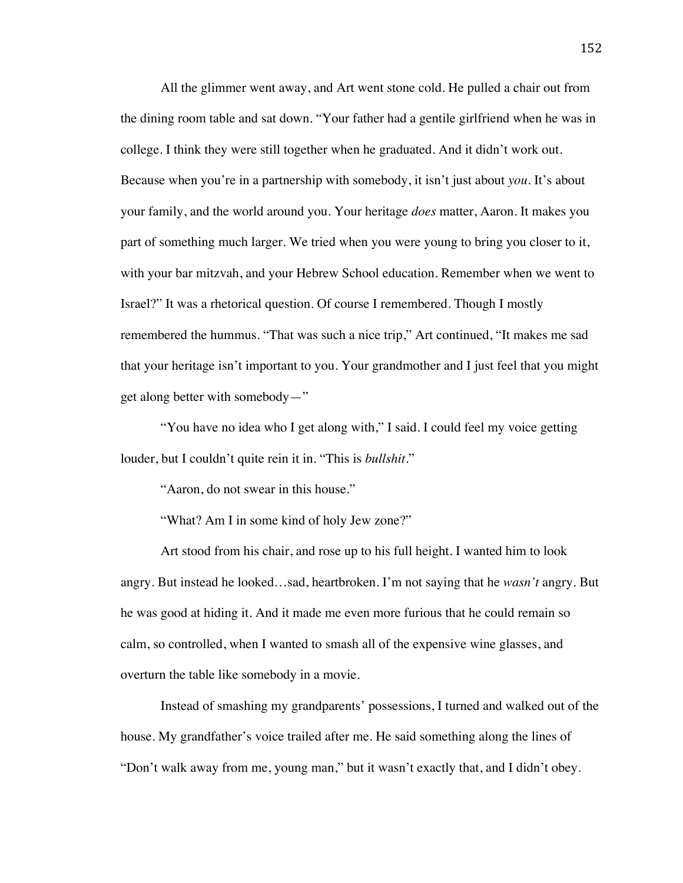All the glimmer went away, and Art went stone cold. He pulled a chair out from the dining room table and sat down. "Your father had a gentile girlfriend when he was in college. I think they were still together when he graduated. And it didn't work out. Because when you're in a partnership with somebody, it isn't just about *you*. It's about your family, and the world around you. Your heritage *does* matter, Aaron. It makes you part of something much larger. We tried when you were young to bring you closer to it, with your bar mitzvah, and your Hebrew School education. Remember when we went to Israel?" It was a rhetorical question. Of course I remembered. Though I mostly remembered the hummus. "That was such a nice trip," Art continued, "It makes me sad that your heritage isn't important to you. Your grandmother and I just feel that you might get along better with somebody—"

"You have no idea who I get along with," I said. I could feel my voice getting louder, but I couldn't quite rein it in. "This is *bullshit*."

"Aaron, do not swear in this house."

"What? Am I in some kind of holy Jew zone?"

Art stood from his chair, and rose up to his full height. I wanted him to look angry. But instead he looked…sad, heartbroken. I'm not saying that he *wasn't* angry. But he was good at hiding it. And it made me even more furious that he could remain so calm, so controlled, when I wanted to smash all of the expensive wine glasses, and overturn the table like somebody in a movie.

Instead of smashing my grandparents' possessions, I turned and walked out of the house. My grandfather's voice trailed after me. He said something along the lines of "Don't walk away from me, young man," but it wasn't exactly that, and I didn't obey.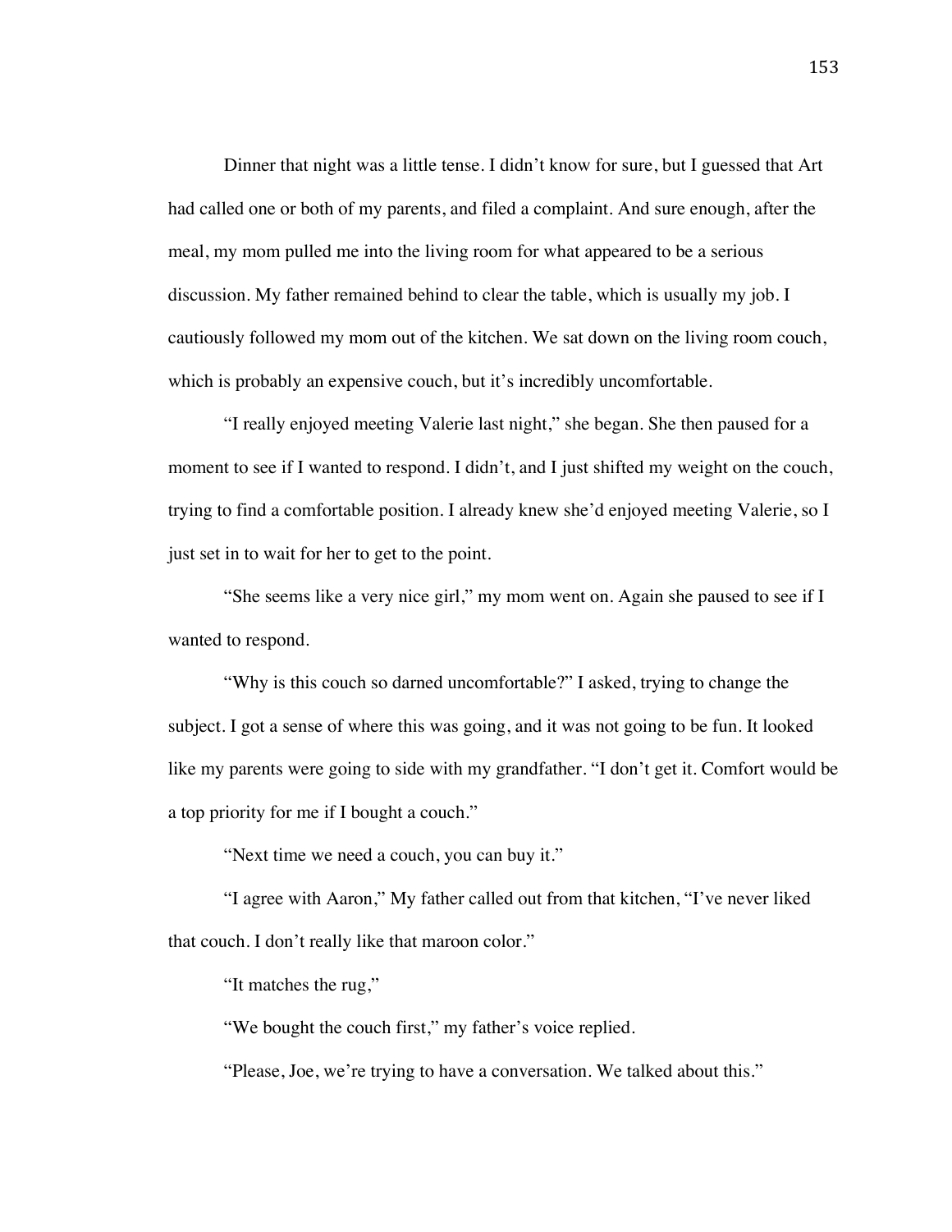Dinner that night was a little tense. I didn't know for sure, but I guessed that Art had called one or both of my parents, and filed a complaint. And sure enough, after the meal, my mom pulled me into the living room for what appeared to be a serious discussion. My father remained behind to clear the table, which is usually my job. I cautiously followed my mom out of the kitchen. We sat down on the living room couch, which is probably an expensive couch, but it's incredibly uncomfortable.

"I really enjoyed meeting Valerie last night," she began. She then paused for a moment to see if I wanted to respond. I didn't, and I just shifted my weight on the couch, trying to find a comfortable position. I already knew she'd enjoyed meeting Valerie, so I just set in to wait for her to get to the point.

"She seems like a very nice girl," my mom went on. Again she paused to see if I wanted to respond.

"Why is this couch so darned uncomfortable?" I asked, trying to change the subject. I got a sense of where this was going, and it was not going to be fun. It looked like my parents were going to side with my grandfather. "I don't get it. Comfort would be a top priority for me if I bought a couch."

"Next time we need a couch, you can buy it."

"I agree with Aaron," My father called out from that kitchen, "I've never liked that couch. I don't really like that maroon color."

"It matches the rug,"

"We bought the couch first," my father's voice replied.

"Please, Joe, we're trying to have a conversation. We talked about this."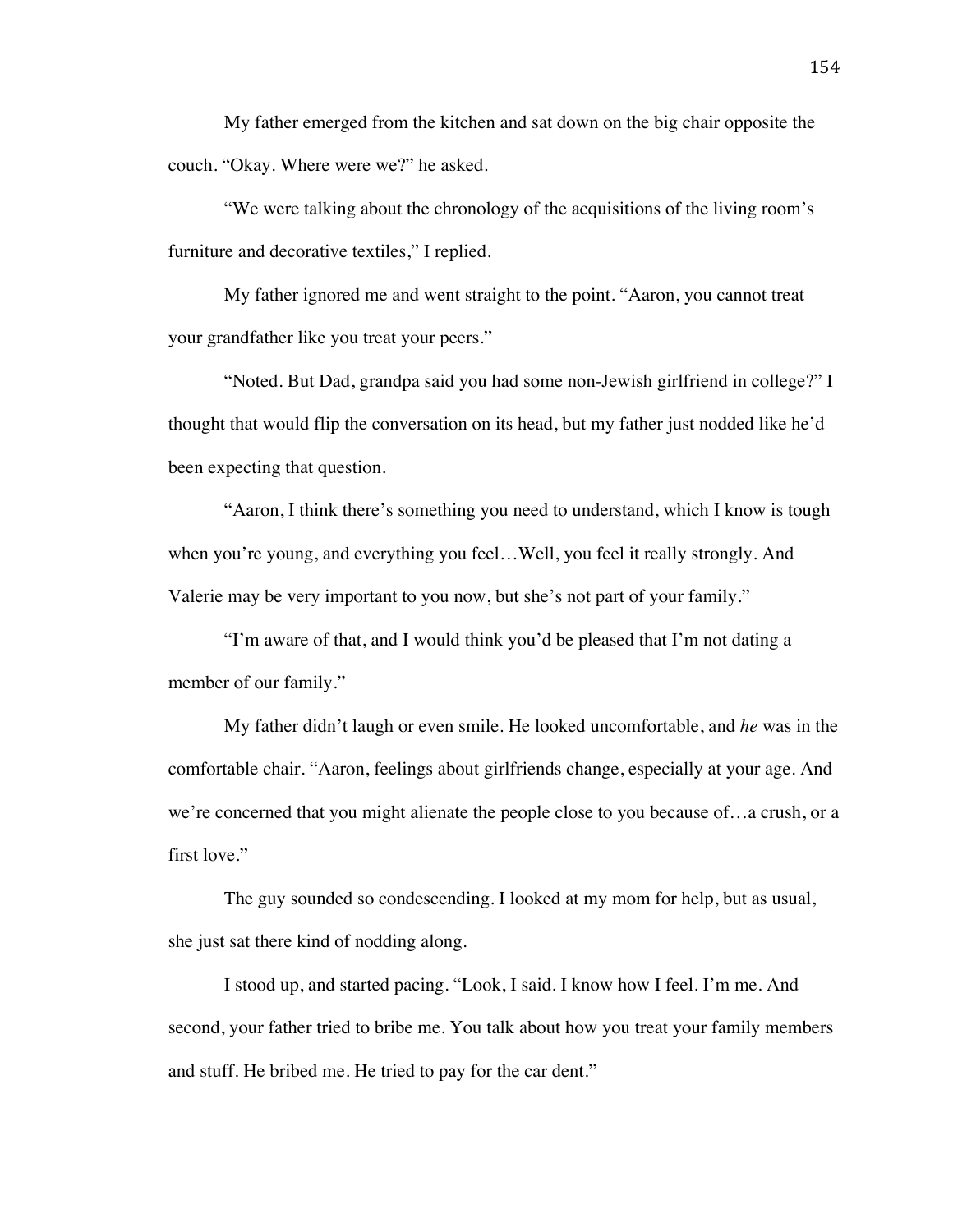My father emerged from the kitchen and sat down on the big chair opposite the couch. "Okay. Where were we?" he asked.

"We were talking about the chronology of the acquisitions of the living room's furniture and decorative textiles," I replied.

My father ignored me and went straight to the point. "Aaron, you cannot treat your grandfather like you treat your peers."

"Noted. But Dad, grandpa said you had some non-Jewish girlfriend in college?" I thought that would flip the conversation on its head, but my father just nodded like he'd been expecting that question.

"Aaron, I think there's something you need to understand, which I know is tough when you're young, and everything you feel…Well, you feel it really strongly. And Valerie may be very important to you now, but she's not part of your family."

"I'm aware of that, and I would think you'd be pleased that I'm not dating a member of our family."

My father didn't laugh or even smile. He looked uncomfortable, and *he* was in the comfortable chair. "Aaron, feelings about girlfriends change, especially at your age. And we're concerned that you might alienate the people close to you because of…a crush, or a first love."

The guy sounded so condescending. I looked at my mom for help, but as usual, she just sat there kind of nodding along.

I stood up, and started pacing. "Look, I said. I know how I feel. I'm me. And second, your father tried to bribe me. You talk about how you treat your family members and stuff. He bribed me. He tried to pay for the car dent."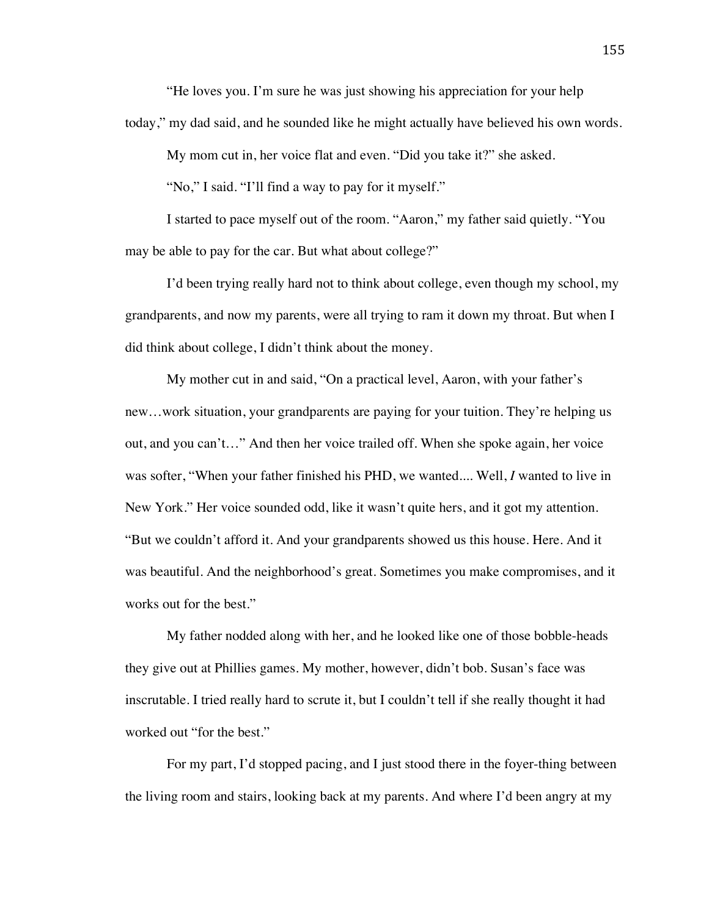"He loves you. I'm sure he was just showing his appreciation for your help today," my dad said, and he sounded like he might actually have believed his own words.

My mom cut in, her voice flat and even. "Did you take it?" she asked.

"No," I said. "I'll find a way to pay for it myself."

I started to pace myself out of the room. "Aaron," my father said quietly. "You may be able to pay for the car. But what about college?"

I'd been trying really hard not to think about college, even though my school, my grandparents, and now my parents, were all trying to ram it down my throat. But when I did think about college, I didn't think about the money.

My mother cut in and said, "On a practical level, Aaron, with your father's new…work situation, your grandparents are paying for your tuition. They're helping us out, and you can't…" And then her voice trailed off. When she spoke again, her voice was softer, "When your father finished his PHD, we wanted.... Well, *I* wanted to live in New York." Her voice sounded odd, like it wasn't quite hers, and it got my attention. "But we couldn't afford it. And your grandparents showed us this house. Here. And it was beautiful. And the neighborhood's great. Sometimes you make compromises, and it works out for the best."

My father nodded along with her, and he looked like one of those bobble-heads they give out at Phillies games. My mother, however, didn't bob. Susan's face was inscrutable. I tried really hard to scrute it, but I couldn't tell if she really thought it had worked out "for the best."

For my part, I'd stopped pacing, and I just stood there in the foyer-thing between the living room and stairs, looking back at my parents. And where I'd been angry at my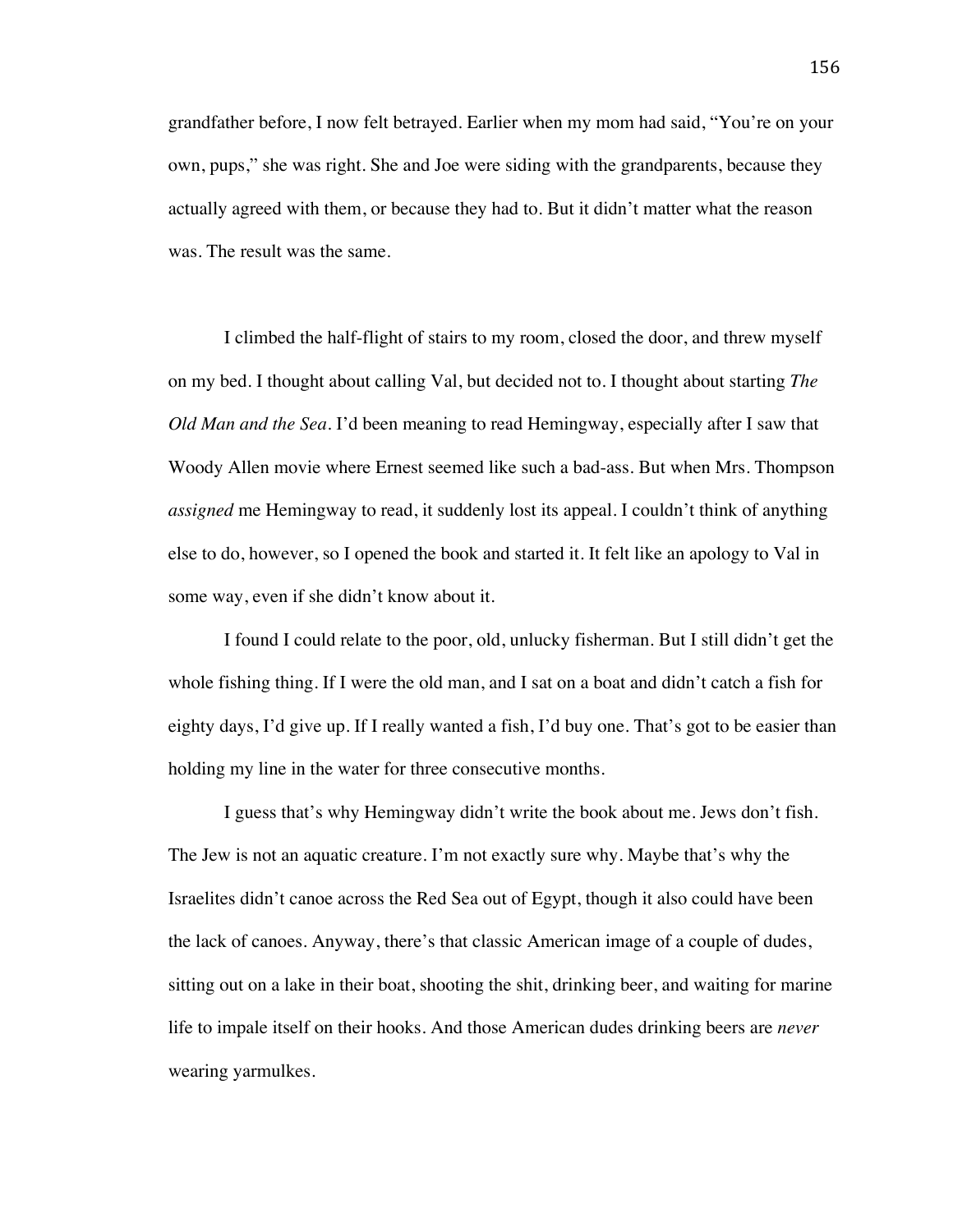grandfather before, I now felt betrayed. Earlier when my mom had said, "You're on your own, pups," she was right. She and Joe were siding with the grandparents, because they actually agreed with them, or because they had to. But it didn't matter what the reason was. The result was the same.

I climbed the half-flight of stairs to my room, closed the door, and threw myself on my bed. I thought about calling Val, but decided not to. I thought about starting *The Old Man and the Sea*. I'd been meaning to read Hemingway, especially after I saw that Woody Allen movie where Ernest seemed like such a bad-ass. But when Mrs. Thompson *assigned* me Hemingway to read, it suddenly lost its appeal. I couldn't think of anything else to do, however, so I opened the book and started it. It felt like an apology to Val in some way, even if she didn't know about it.

I found I could relate to the poor, old, unlucky fisherman. But I still didn't get the whole fishing thing. If I were the old man, and I sat on a boat and didn't catch a fish for eighty days, I'd give up. If I really wanted a fish, I'd buy one. That's got to be easier than holding my line in the water for three consecutive months.

I guess that's why Hemingway didn't write the book about me. Jews don't fish. The Jew is not an aquatic creature. I'm not exactly sure why. Maybe that's why the Israelites didn't canoe across the Red Sea out of Egypt, though it also could have been the lack of canoes. Anyway, there's that classic American image of a couple of dudes, sitting out on a lake in their boat, shooting the shit, drinking beer, and waiting for marine life to impale itself on their hooks. And those American dudes drinking beers are *never* wearing yarmulkes.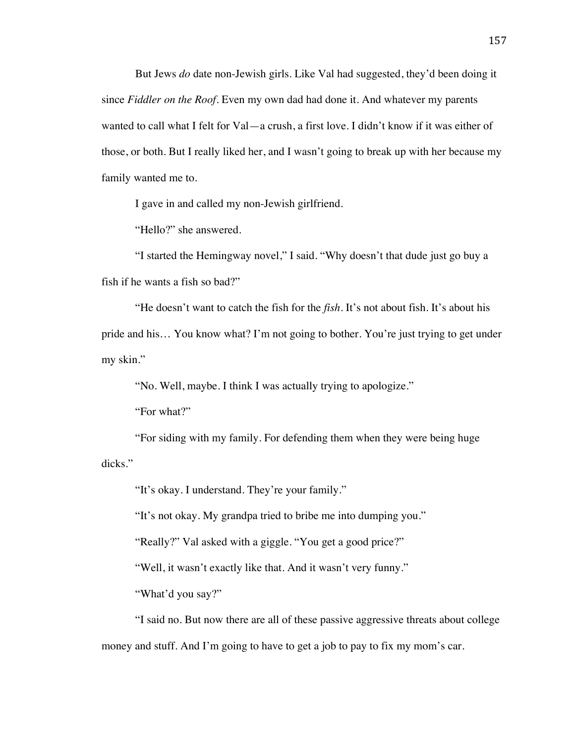But Jews *do* date non-Jewish girls. Like Val had suggested, they'd been doing it since *Fiddler on the Roof*. Even my own dad had done it. And whatever my parents wanted to call what I felt for Val—a crush, a first love. I didn't know if it was either of those, or both. But I really liked her, and I wasn't going to break up with her because my family wanted me to.

I gave in and called my non-Jewish girlfriend.

"Hello?" she answered.

"I started the Hemingway novel," I said. "Why doesn't that dude just go buy a fish if he wants a fish so bad?"

"He doesn't want to catch the fish for the *fish*. It's not about fish. It's about his pride and his… You know what? I'm not going to bother. You're just trying to get under my skin."

"No. Well, maybe. I think I was actually trying to apologize."

"For what?"

"For siding with my family. For defending them when they were being huge dicks."

"It's okay. I understand. They're your family."

"It's not okay. My grandpa tried to bribe me into dumping you."

"Really?" Val asked with a giggle. "You get a good price?"

"Well, it wasn't exactly like that. And it wasn't very funny."

"What'd you say?"

"I said no. But now there are all of these passive aggressive threats about college money and stuff. And I'm going to have to get a job to pay to fix my mom's car.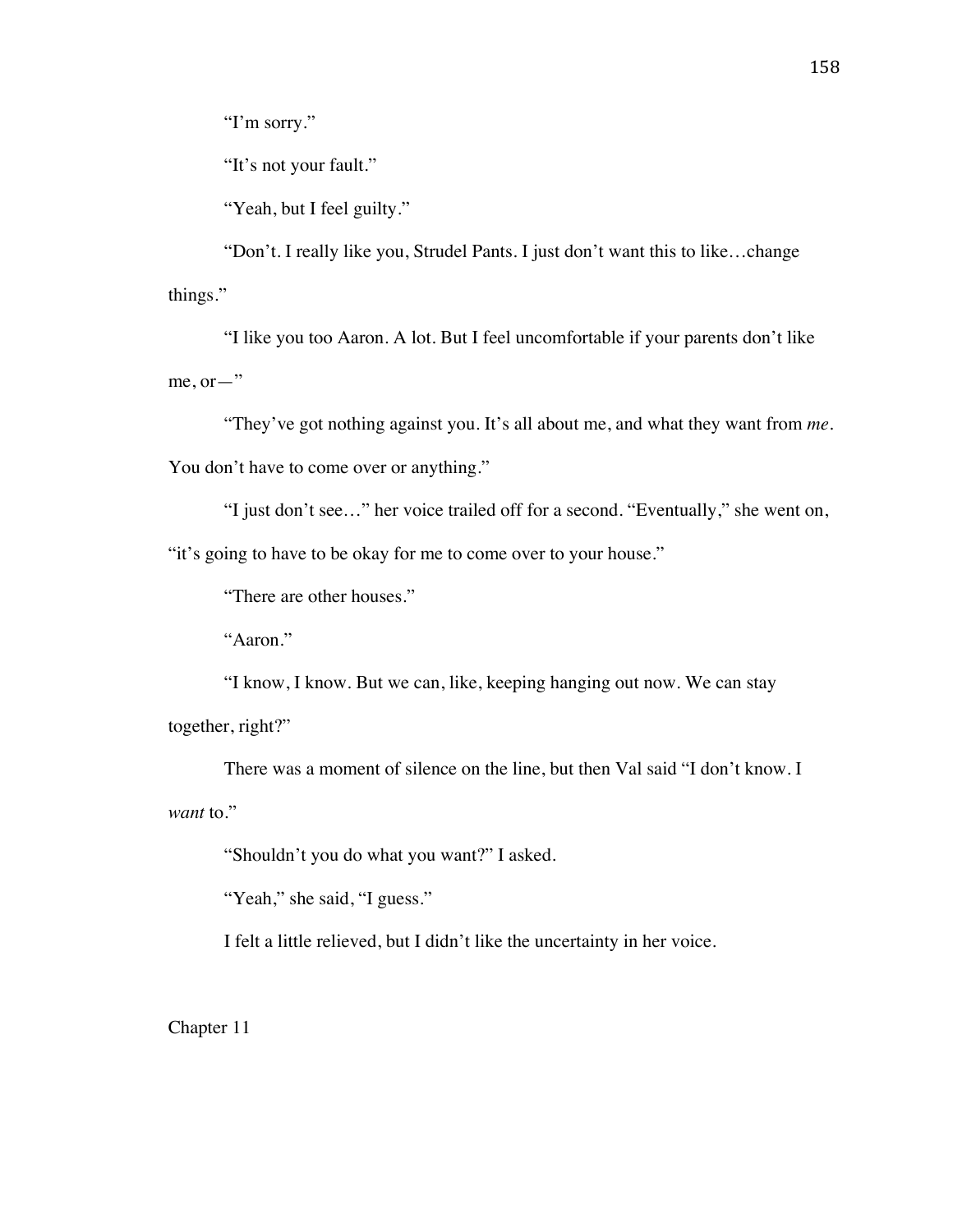"I'm sorry."

"It's not your fault."

"Yeah, but I feel guilty."

"Don't. I really like you, Strudel Pants. I just don't want this to like…change things."

"I like you too Aaron. A lot. But I feel uncomfortable if your parents don't like me, or—"

"They've got nothing against you. It's all about me, and what they want from *me*. You don't have to come over or anything."

"I just don't see…" her voice trailed off for a second. "Eventually," she went on, "it's going to have to be okay for me to come over to your house."

"There are other houses."

"Aaron."

"I know, I know. But we can, like, keeping hanging out now. We can stay together, right?"

There was a moment of silence on the line, but then Val said "I don't know. I *want* to."

"Shouldn't you do what you want?" I asked.

"Yeah," she said, "I guess."

I felt a little relieved, but I didn't like the uncertainty in her voice.

## Chapter 11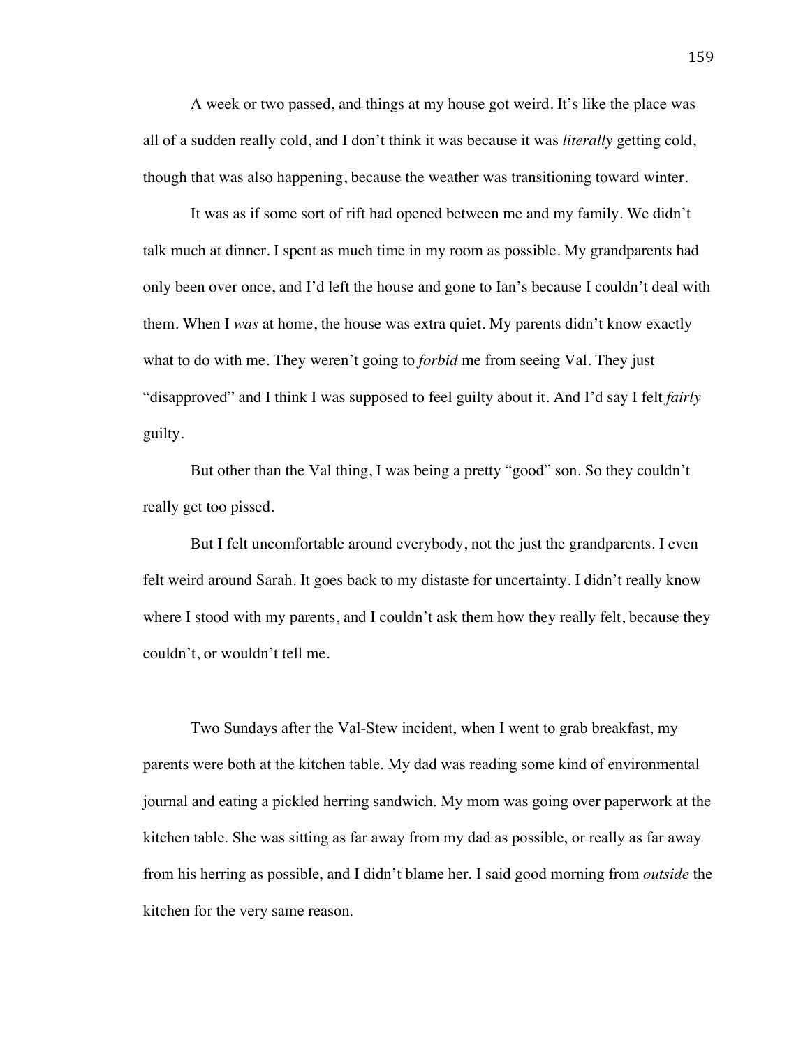A week or two passed, and things at my house got weird. It's like the place was all of a sudden really cold, and I don't think it was because it was *literally* getting cold, though that was also happening, because the weather was transitioning toward winter.

It was as if some sort of rift had opened between me and my family. We didn't talk much at dinner. I spent as much time in my room as possible. My grandparents had only been over once, and I'd left the house and gone to Ian's because I couldn't deal with them. When I *was* at home, the house was extra quiet. My parents didn't know exactly what to do with me. They weren't going to *forbid* me from seeing Val. They just "disapproved" and I think I was supposed to feel guilty about it. And I'd say I felt *fairly* guilty.

But other than the Val thing, I was being a pretty "good" son. So they couldn't really get too pissed.

But I felt uncomfortable around everybody, not the just the grandparents. I even felt weird around Sarah. It goes back to my distaste for uncertainty. I didn't really know where I stood with my parents, and I couldn't ask them how they really felt, because they couldn't, or wouldn't tell me.

Two Sundays after the Val-Stew incident, when I went to grab breakfast, my parents were both at the kitchen table. My dad was reading some kind of environmental journal and eating a pickled herring sandwich. My mom was going over paperwork at the kitchen table. She was sitting as far away from my dad as possible, or really as far away from his herring as possible, and I didn't blame her. I said good morning from *outside* the kitchen for the very same reason.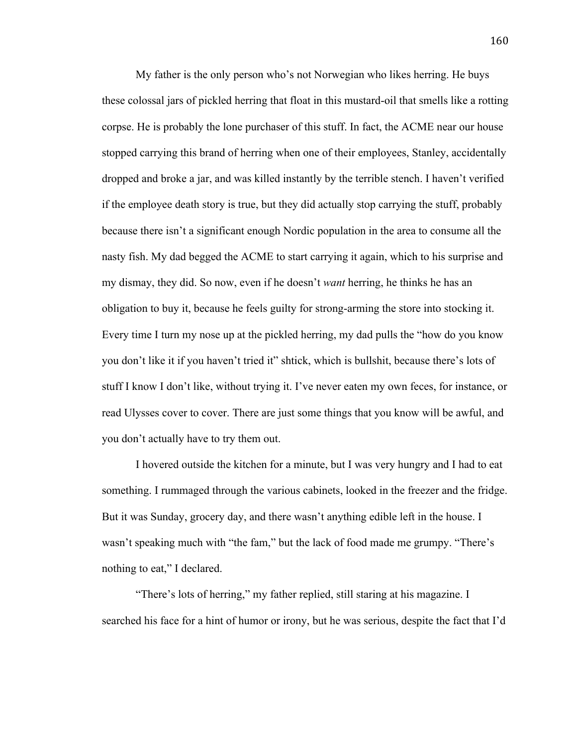My father is the only person who's not Norwegian who likes herring. He buys these colossal jars of pickled herring that float in this mustard-oil that smells like a rotting corpse. He is probably the lone purchaser of this stuff. In fact, the ACME near our house stopped carrying this brand of herring when one of their employees, Stanley, accidentally dropped and broke a jar, and was killed instantly by the terrible stench. I haven't verified if the employee death story is true, but they did actually stop carrying the stuff, probably because there isn't a significant enough Nordic population in the area to consume all the nasty fish. My dad begged the ACME to start carrying it again, which to his surprise and my dismay, they did. So now, even if he doesn't *want* herring, he thinks he has an obligation to buy it, because he feels guilty for strong-arming the store into stocking it. Every time I turn my nose up at the pickled herring, my dad pulls the "how do you know you don't like it if you haven't tried it" shtick, which is bullshit, because there's lots of stuff I know I don't like, without trying it. I've never eaten my own feces, for instance, or read Ulysses cover to cover. There are just some things that you know will be awful, and you don't actually have to try them out.

I hovered outside the kitchen for a minute, but I was very hungry and I had to eat something. I rummaged through the various cabinets, looked in the freezer and the fridge. But it was Sunday, grocery day, and there wasn't anything edible left in the house. I wasn't speaking much with "the fam," but the lack of food made me grumpy. "There's nothing to eat," I declared.

"There's lots of herring," my father replied, still staring at his magazine. I searched his face for a hint of humor or irony, but he was serious, despite the fact that I'd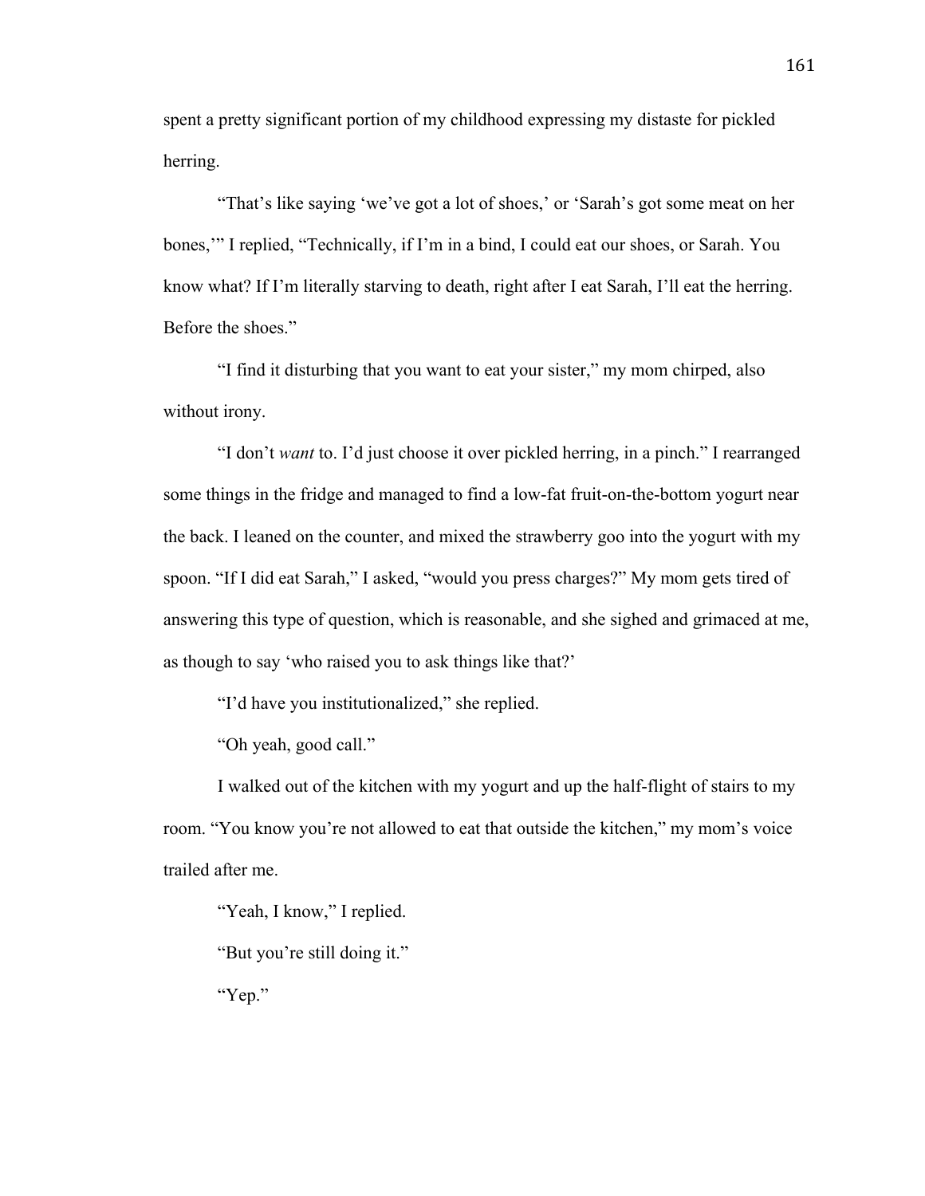spent a pretty significant portion of my childhood expressing my distaste for pickled herring.

"That's like saying 'we've got a lot of shoes,' or 'Sarah's got some meat on her bones,'" I replied, "Technically, if I'm in a bind, I could eat our shoes, or Sarah. You know what? If I'm literally starving to death, right after I eat Sarah, I'll eat the herring. Before the shoes."

"I find it disturbing that you want to eat your sister," my mom chirped, also without irony.

"I don't *want* to. I'd just choose it over pickled herring, in a pinch." I rearranged some things in the fridge and managed to find a low-fat fruit-on-the-bottom yogurt near the back. I leaned on the counter, and mixed the strawberry goo into the yogurt with my spoon. "If I did eat Sarah," I asked, "would you press charges?" My mom gets tired of answering this type of question, which is reasonable, and she sighed and grimaced at me, as though to say 'who raised you to ask things like that?'

"I'd have you institutionalized," she replied.

"Oh yeah, good call."

I walked out of the kitchen with my yogurt and up the half-flight of stairs to my room. "You know you're not allowed to eat that outside the kitchen," my mom's voice trailed after me.

"Yeah, I know," I replied.

"But you're still doing it."

"Yep."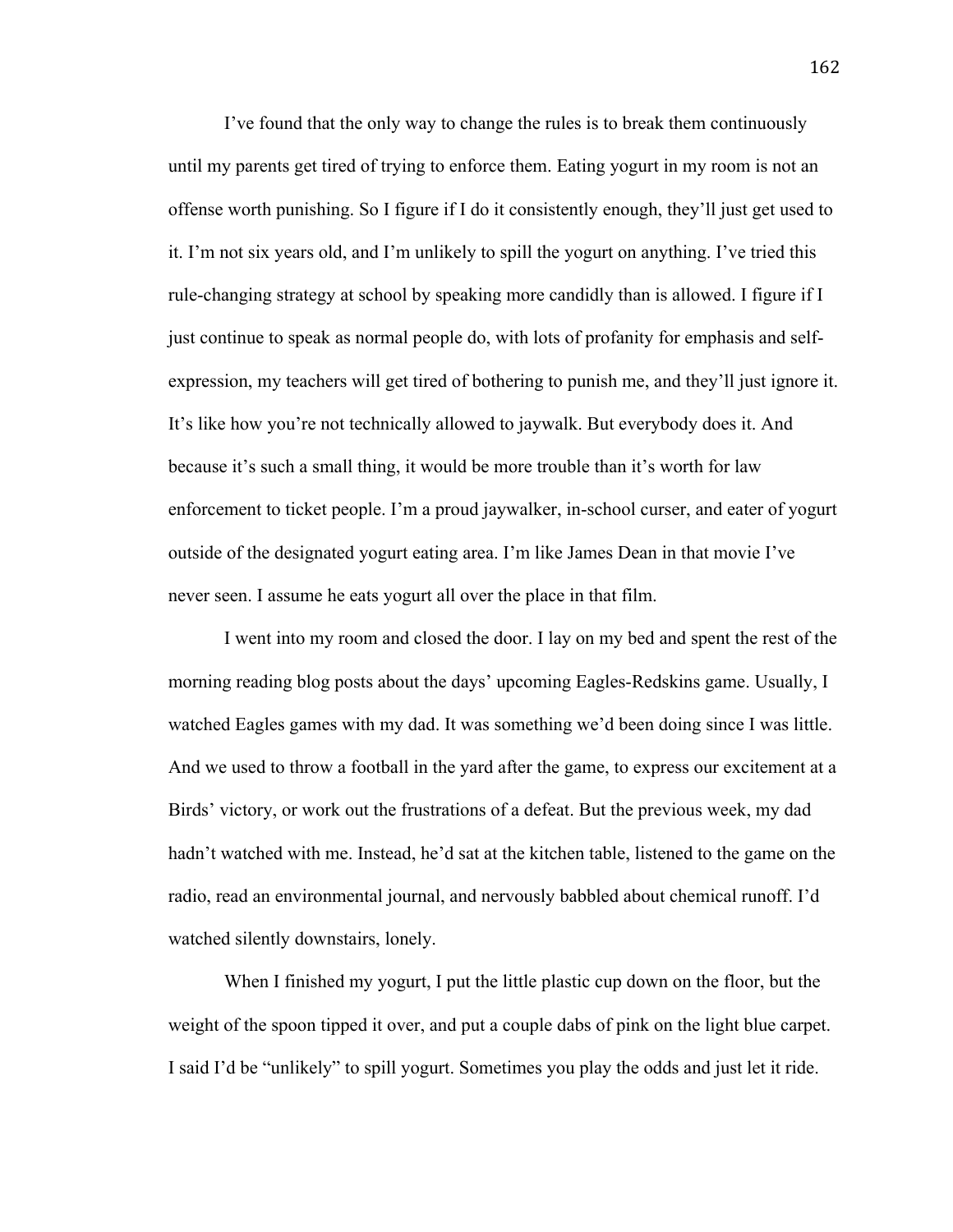I've found that the only way to change the rules is to break them continuously until my parents get tired of trying to enforce them. Eating yogurt in my room is not an offense worth punishing. So I figure if I do it consistently enough, they'll just get used to it. I'm not six years old, and I'm unlikely to spill the yogurt on anything. I've tried this rule-changing strategy at school by speaking more candidly than is allowed. I figure if I just continue to speak as normal people do, with lots of profanity for emphasis and self-expression, my teachers will get tired of bothering to punish me, and they'll just ignore it. It's like how you're not technically allowed to jaywalk. But everybody does it. And because it's such a small thing, it would be more trouble than it's worth for law enforcement to ticket people. I'm a proud jaywalker, in-school curser, and eater of yogurt outside of the designated yogurt eating area. I'm like James Dean in that movie I've never seen. I assume he eats yogurt all over the place in that film.

I went into my room and closed the door. I lay on my bed and spent the rest of the morning reading blog posts about the days' upcoming Eagles-Redskins game. Usually, I watched Eagles games with my dad. It was something we'd been doing since I was little. And we used to throw a football in the yard after the game, to express our excitement at a Birds' victory, or work out the frustrations of a defeat. But the previous week, my dad hadn't watched with me. Instead, he'd sat at the kitchen table, listened to the game on the radio, read an environmental journal, and nervously babbled about chemical runoff. I'd watched silently downstairs, lonely.

When I finished my yogurt, I put the little plastic cup down on the floor, but the weight of the spoon tipped it over, and put a couple dabs of pink on the light blue carpet. I said I'd be "unlikely" to spill yogurt. Sometimes you play the odds and just let it ride.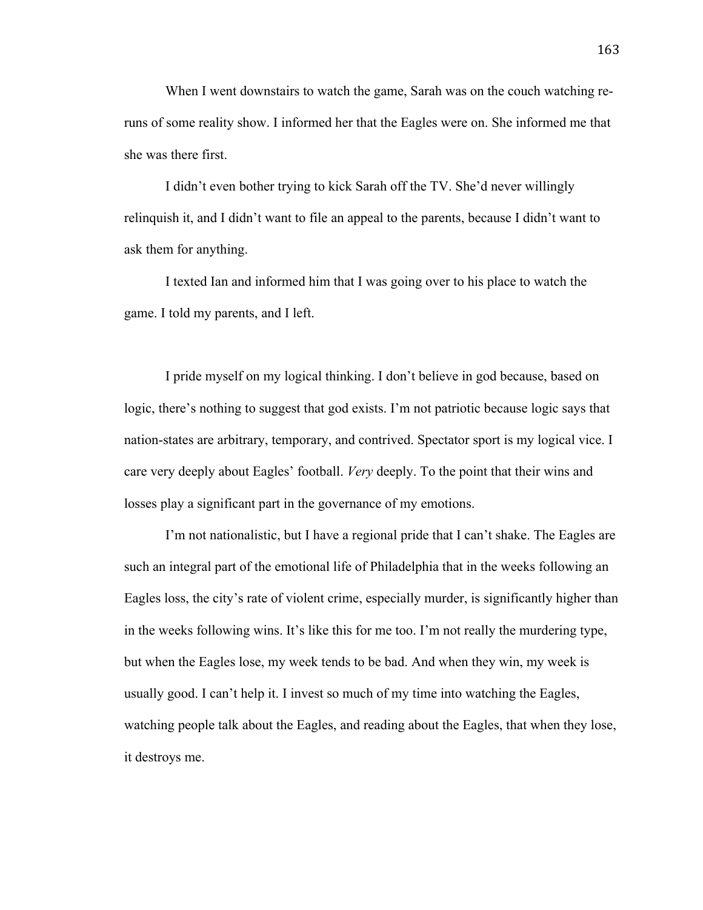When I went downstairs to watch the game, Sarah was on the couch watching re-runs of some reality show. I informed her that the Eagles were on. She informed me that she was there first.

I didn't even bother trying to kick Sarah off the TV. She'd never willingly relinquish it, and I didn't want to file an appeal to the parents, because I didn't want to ask them for anything.

I texted Ian and informed him that I was going over to his place to watch the game. I told my parents, and I left.

I pride myself on my logical thinking. I don't believe in god because, based on logic, there's nothing to suggest that god exists. I'm not patriotic because logic says that nation-states are arbitrary, temporary, and contrived. Spectator sport is my logical vice. I care very deeply about Eagles' football. *Very* deeply. To the point that their wins and losses play a significant part in the governance of my emotions.

I'm not nationalistic, but I have a regional pride that I can't shake. The Eagles are such an integral part of the emotional life of Philadelphia that in the weeks following an Eagles loss, the city's rate of violent crime, especially murder, is significantly higher than in the weeks following wins. It's like this for me too. I'm not really the murdering type, but when the Eagles lose, my week tends to be bad. And when they win, my week is usually good. I can't help it. I invest so much of my time into watching the Eagles, watching people talk about the Eagles, and reading about the Eagles, that when they lose, it destroys me.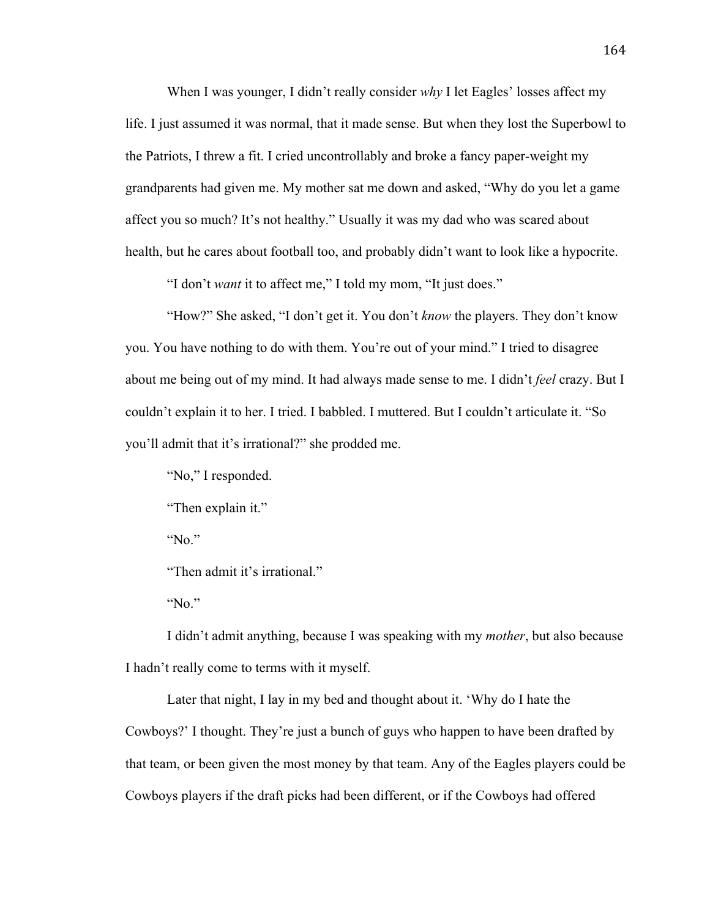When I was younger, I didn't really consider *why* I let Eagles' losses affect my life. I just assumed it was normal, that it made sense. But when they lost the Superbowl to the Patriots, I threw a fit. I cried uncontrollably and broke a fancy paper-weight my grandparents had given me. My mother sat me down and asked, "Why do you let a game affect you so much? It's not healthy." Usually it was my dad who was scared about health, but he cares about football too, and probably didn't want to look like a hypocrite.

"I don't *want* it to affect me," I told my mom, "It just does."

"How?" She asked, "I don't get it. You don't *know* the players. They don't know you. You have nothing to do with them. You're out of your mind." I tried to disagree about me being out of my mind. It had always made sense to me. I didn't *feel* crazy. But I couldn't explain it to her. I tried. I babbled. I muttered. But I couldn't articulate it. "So you'll admit that it's irrational?" she prodded me.

"No," I responded.

"Then explain it."

"No."

"Then admit it's irrational."

"No."

I didn't admit anything, because I was speaking with my *mother*, but also because I hadn't really come to terms with it myself.

Later that night, I lay in my bed and thought about it. 'Why do I hate the Cowboys?' I thought. They're just a bunch of guys who happen to have been drafted by that team, or been given the most money by that team. Any of the Eagles players could be Cowboys players if the draft picks had been different, or if the Cowboys had offered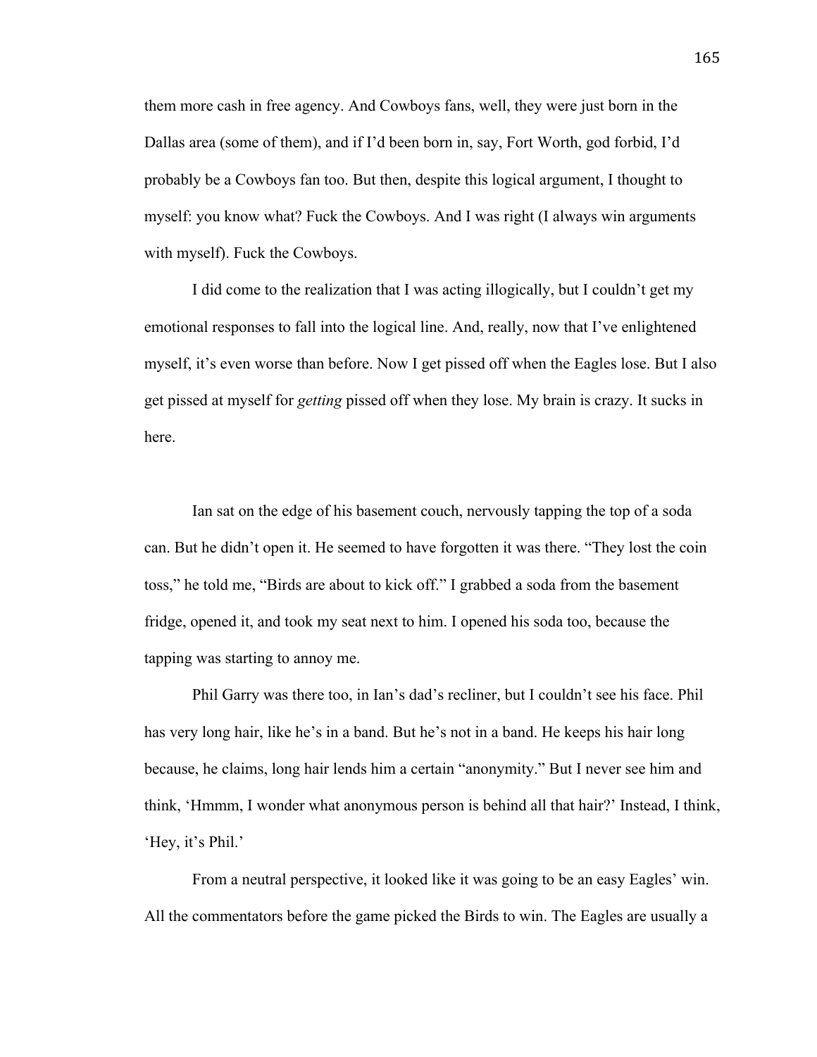them more cash in free agency. And Cowboys fans, well, they were just born in the Dallas area (some of them), and if I'd been born in, say, Fort Worth, god forbid, I'd probably be a Cowboys fan too. But then, despite this logical argument, I thought to myself: you know what? Fuck the Cowboys. And I was right (I always win arguments with myself). Fuck the Cowboys.

I did come to the realization that I was acting illogically, but I couldn't get my emotional responses to fall into the logical line. And, really, now that I've enlightened myself, it's even worse than before. Now I get pissed off when the Eagles lose. But I also get pissed at myself for *getting* pissed off when they lose. My brain is crazy. It sucks in here.

Ian sat on the edge of his basement couch, nervously tapping the top of a soda can. But he didn't open it. He seemed to have forgotten it was there. "They lost the coin toss," he told me, "Birds are about to kick off." I grabbed a soda from the basement fridge, opened it, and took my seat next to him. I opened his soda too, because the tapping was starting to annoy me.

Phil Garry was there too, in Ian's dad's recliner, but I couldn't see his face. Phil has very long hair, like he's in a band. But he's not in a band. He keeps his hair long because, he claims, long hair lends him a certain "anonymity." But I never see him and think, 'Hmmm, I wonder what anonymous person is behind all that hair?' Instead, I think, 'Hey, it's Phil.'

From a neutral perspective, it looked like it was going to be an easy Eagles' win. All the commentators before the game picked the Birds to win. The Eagles are usually a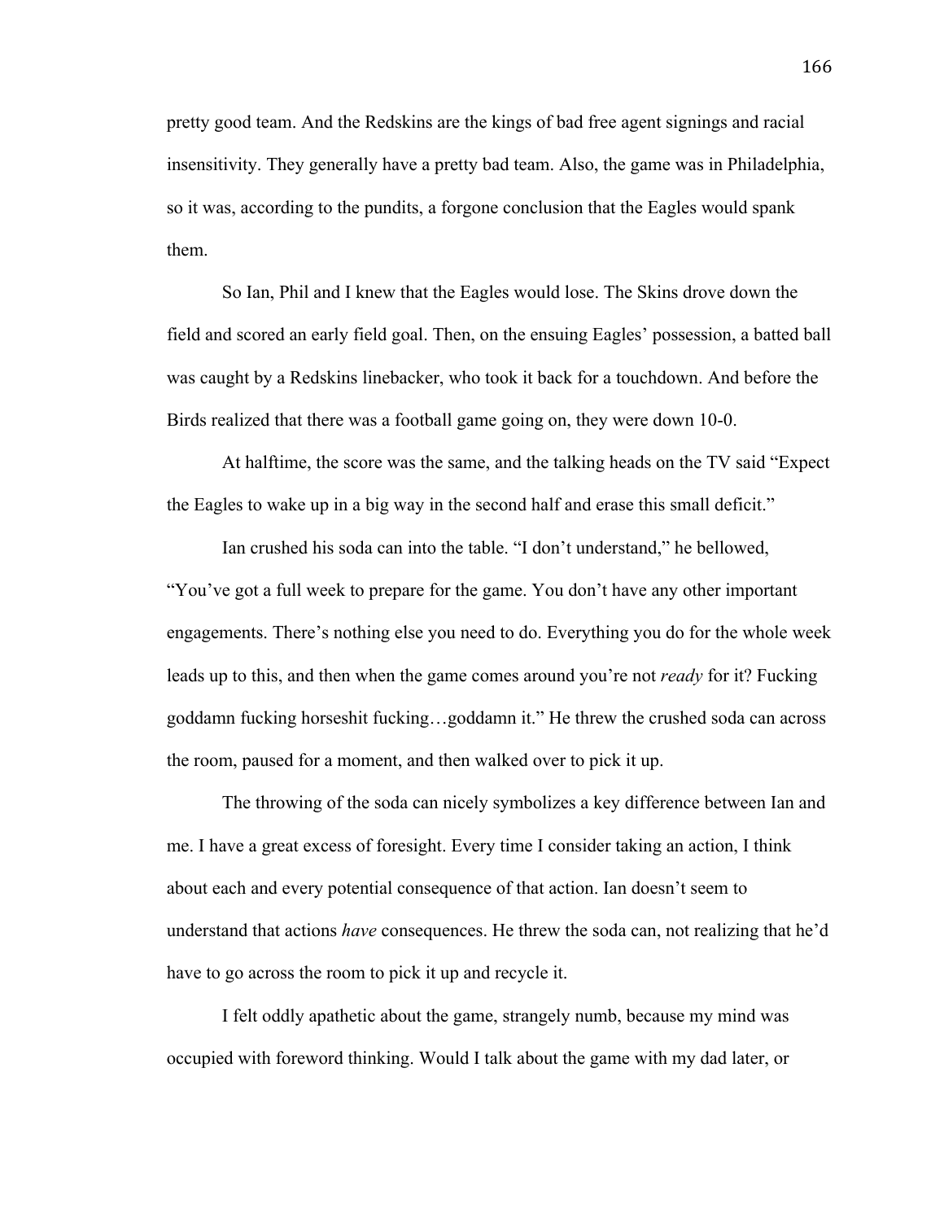pretty good team. And the Redskins are the kings of bad free agent signings and racial insensitivity. They generally have a pretty bad team. Also, the game was in Philadelphia, so it was, according to the pundits, a forgone conclusion that the Eagles would spank them.

So Ian, Phil and I knew that the Eagles would lose. The Skins drove down the field and scored an early field goal. Then, on the ensuing Eagles' possession, a batted ball was caught by a Redskins linebacker, who took it back for a touchdown. And before the Birds realized that there was a football game going on, they were down 10-0.

At halftime, the score was the same, and the talking heads on the TV said "Expect the Eagles to wake up in a big way in the second half and erase this small deficit."

Ian crushed his soda can into the table. "I don't understand," he bellowed, "You've got a full week to prepare for the game. You don't have any other important engagements. There's nothing else you need to do. Everything you do for the whole week leads up to this, and then when the game comes around you're not *ready* for it? Fucking goddamn fucking horseshit fucking…goddamn it." He threw the crushed soda can across the room, paused for a moment, and then walked over to pick it up.

The throwing of the soda can nicely symbolizes a key difference between Ian and me. I have a great excess of foresight. Every time I consider taking an action, I think about each and every potential consequence of that action. Ian doesn't seem to understand that actions *have* consequences. He threw the soda can, not realizing that he'd have to go across the room to pick it up and recycle it.

I felt oddly apathetic about the game, strangely numb, because my mind was occupied with foreword thinking. Would I talk about the game with my dad later, or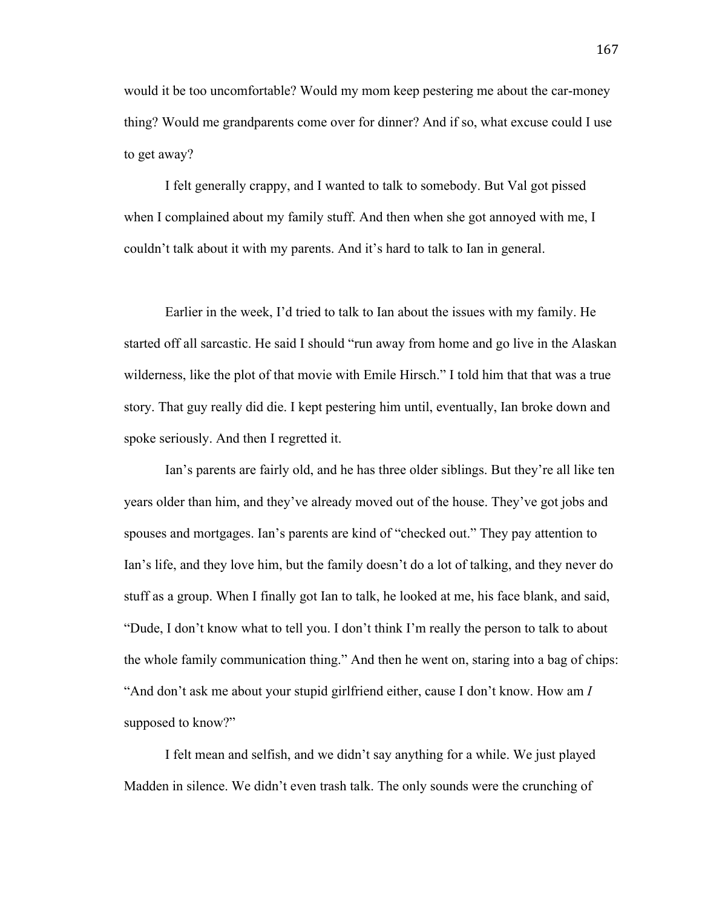would it be too uncomfortable? Would my mom keep pestering me about the car-money thing? Would me grandparents come over for dinner? And if so, what excuse could I use to get away?

I felt generally crappy, and I wanted to talk to somebody. But Val got pissed when I complained about my family stuff. And then when she got annoyed with me, I couldn't talk about it with my parents. And it's hard to talk to Ian in general.

Earlier in the week, I'd tried to talk to Ian about the issues with my family. He started off all sarcastic. He said I should "run away from home and go live in the Alaskan wilderness, like the plot of that movie with Emile Hirsch." I told him that that was a true story. That guy really did die. I kept pestering him until, eventually, Ian broke down and spoke seriously. And then I regretted it.

Ian's parents are fairly old, and he has three older siblings. But they're all like ten years older than him, and they've already moved out of the house. They've got jobs and spouses and mortgages. Ian's parents are kind of "checked out." They pay attention to Ian's life, and they love him, but the family doesn't do a lot of talking, and they never do stuff as a group. When I finally got Ian to talk, he looked at me, his face blank, and said, "Dude, I don't know what to tell you. I don't think I'm really the person to talk to about the whole family communication thing." And then he went on, staring into a bag of chips: "And don't ask me about your stupid girlfriend either, cause I don't know. How am *I* supposed to know?"

I felt mean and selfish, and we didn't say anything for a while. We just played Madden in silence. We didn't even trash talk. The only sounds were the crunching of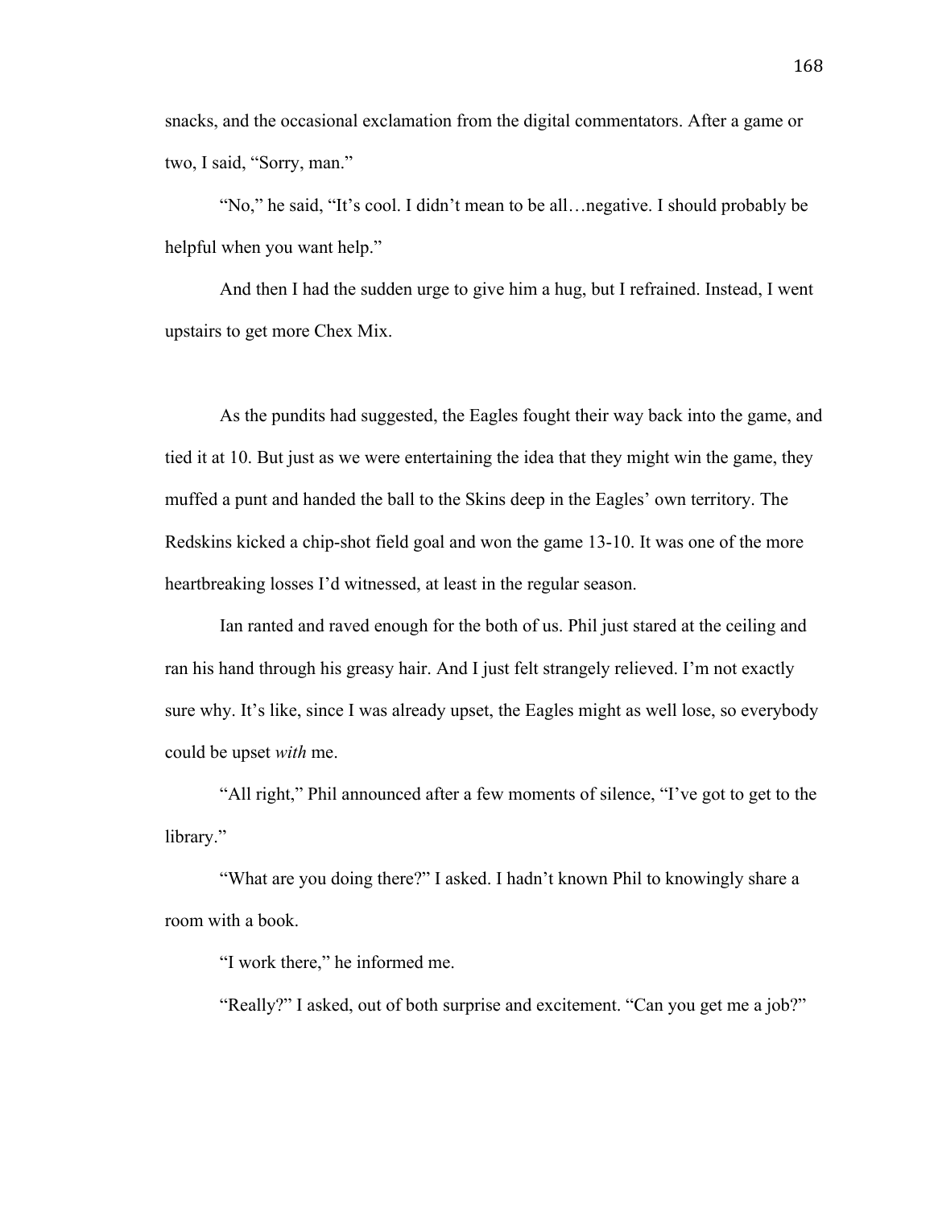snacks, and the occasional exclamation from the digital commentators. After a game or two, I said, "Sorry, man."

"No," he said, "It's cool. I didn't mean to be all…negative. I should probably be helpful when you want help."

And then I had the sudden urge to give him a hug, but I refrained. Instead, I went upstairs to get more Chex Mix.

As the pundits had suggested, the Eagles fought their way back into the game, and tied it at 10. But just as we were entertaining the idea that they might win the game, they muffed a punt and handed the ball to the Skins deep in the Eagles' own territory. The Redskins kicked a chip-shot field goal and won the game 13-10. It was one of the more heartbreaking losses I'd witnessed, at least in the regular season.

Ian ranted and raved enough for the both of us. Phil just stared at the ceiling and ran his hand through his greasy hair. And I just felt strangely relieved. I'm not exactly sure why. It's like, since I was already upset, the Eagles might as well lose, so everybody could be upset *with* me.

"All right," Phil announced after a few moments of silence, "I've got to get to the library."

"What are you doing there?" I asked. I hadn't known Phil to knowingly share a room with a book.

"I work there," he informed me.

"Really?" I asked, out of both surprise and excitement. "Can you get me a job?"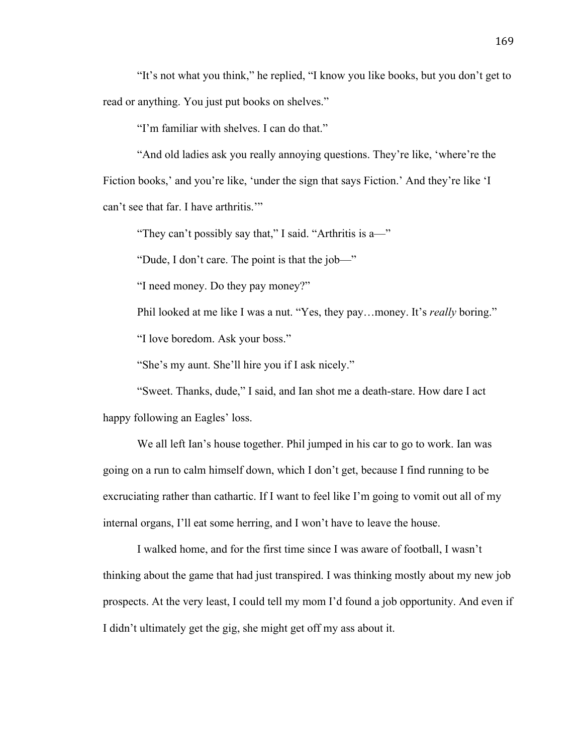"It's not what you think," he replied, "I know you like books, but you don't get to read or anything. You just put books on shelves."

"I'm familiar with shelves. I can do that."

"And old ladies ask you really annoying questions. They're like, 'where're the Fiction books,' and you're like, 'under the sign that says Fiction.' And they're like 'I can't see that far. I have arthritis.'"

"They can't possibly say that," I said. "Arthritis is a—"

"Dude, I don't care. The point is that the job—"

"I need money. Do they pay money?"

Phil looked at me like I was a nut. "Yes, they pay…money. It's *really* boring."

"I love boredom. Ask your boss."

"She's my aunt. She'll hire you if I ask nicely."

"Sweet. Thanks, dude," I said, and Ian shot me a death-stare. How dare I act happy following an Eagles' loss.

We all left Ian's house together. Phil jumped in his car to go to work. Ian was going on a run to calm himself down, which I don't get, because I find running to be excruciating rather than cathartic. If I want to feel like I'm going to vomit out all of my internal organs, I'll eat some herring, and I won't have to leave the house.

I walked home, and for the first time since I was aware of football, I wasn't thinking about the game that had just transpired. I was thinking mostly about my new job prospects. At the very least, I could tell my mom I'd found a job opportunity. And even if I didn't ultimately get the gig, she might get off my ass about it.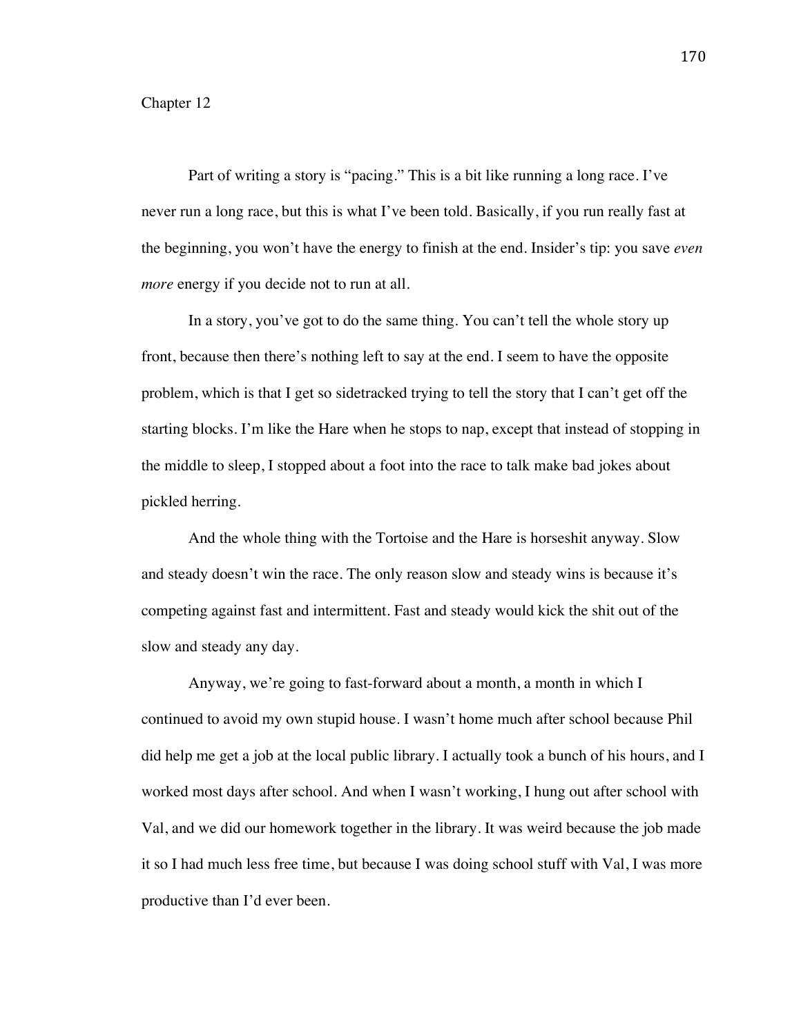Chapter 12

Part of writing a story is "pacing." This is a bit like running a long race. I've never run a long race, but this is what I've been told. Basically, if you run really fast at the beginning, you won't have the energy to finish at the end. Insider's tip: you save *even more* energy if you decide not to run at all.

In a story, you've got to do the same thing. You can't tell the whole story up front, because then there's nothing left to say at the end. I seem to have the opposite problem, which is that I get so sidetracked trying to tell the story that I can't get off the starting blocks. I'm like the Hare when he stops to nap, except that instead of stopping in the middle to sleep, I stopped about a foot into the race to talk make bad jokes about pickled herring.

And the whole thing with the Tortoise and the Hare is horseshit anyway. Slow and steady doesn't win the race. The only reason slow and steady wins is because it's competing against fast and intermittent. Fast and steady would kick the shit out of the slow and steady any day.

Anyway, we're going to fast-forward about a month, a month in which I continued to avoid my own stupid house. I wasn't home much after school because Phil did help me get a job at the local public library. I actually took a bunch of his hours, and I worked most days after school. And when I wasn't working, I hung out after school with Val, and we did our homework together in the library. It was weird because the job made it so I had much less free time, but because I was doing school stuff with Val, I was more productive than I'd ever been.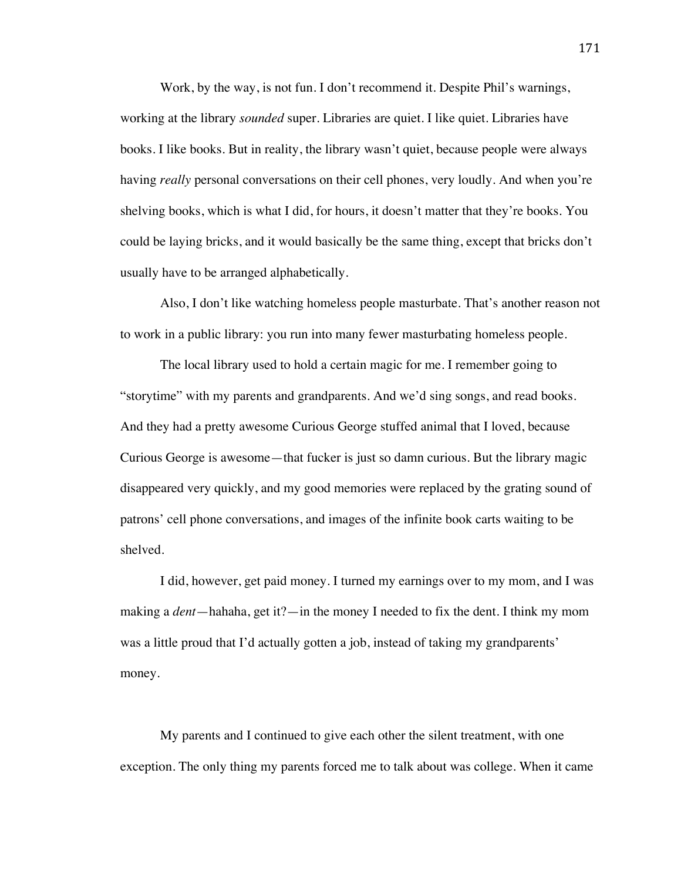Work, by the way, is not fun. I don't recommend it. Despite Phil's warnings, working at the library *sounded* super. Libraries are quiet. I like quiet. Libraries have books. I like books. But in reality, the library wasn't quiet, because people were always having *really* personal conversations on their cell phones, very loudly. And when you're shelving books, which is what I did, for hours, it doesn't matter that they're books. You could be laying bricks, and it would basically be the same thing, except that bricks don't usually have to be arranged alphabetically.

Also, I don't like watching homeless people masturbate. That's another reason not to work in a public library: you run into many fewer masturbating homeless people.

The local library used to hold a certain magic for me. I remember going to "storytime" with my parents and grandparents. And we'd sing songs, and read books. And they had a pretty awesome Curious George stuffed animal that I loved, because Curious George is awesome—that fucker is just so damn curious. But the library magic disappeared very quickly, and my good memories were replaced by the grating sound of patrons' cell phone conversations, and images of the infinite book carts waiting to be shelved.

I did, however, get paid money. I turned my earnings over to my mom, and I was making a *dent*—hahaha, get it?—in the money I needed to fix the dent. I think my mom was a little proud that I'd actually gotten a job, instead of taking my grandparents' money.

My parents and I continued to give each other the silent treatment, with one exception. The only thing my parents forced me to talk about was college. When it came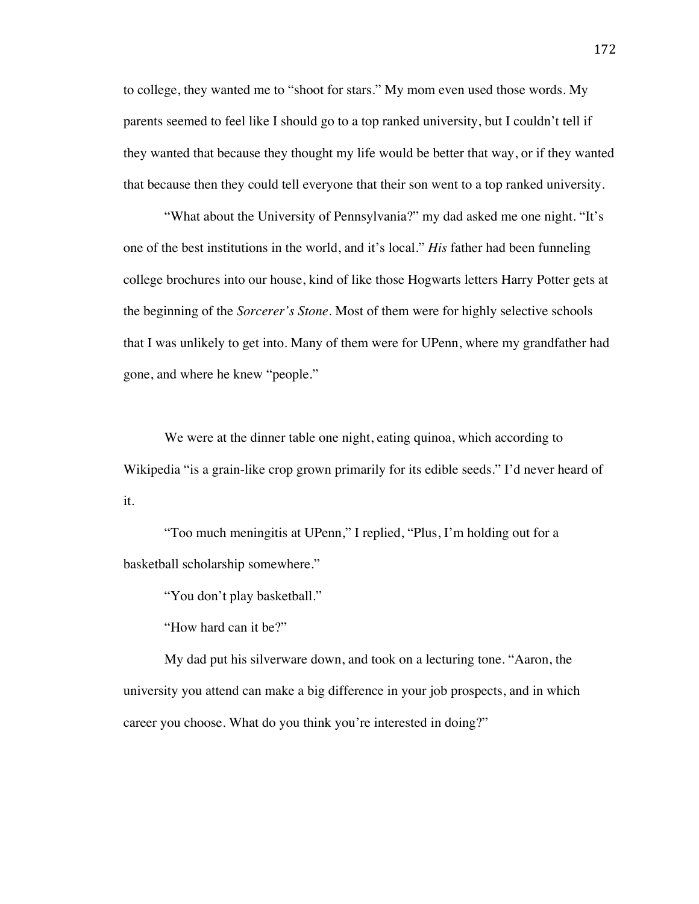to college, they wanted me to "shoot for stars." My mom even used those words. My parents seemed to feel like I should go to a top ranked university, but I couldn't tell if they wanted that because they thought my life would be better that way, or if they wanted that because then they could tell everyone that their son went to a top ranked university.

"What about the University of Pennsylvania?" my dad asked me one night. "It's one of the best institutions in the world, and it's local." *His* father had been funneling college brochures into our house, kind of like those Hogwarts letters Harry Potter gets at the beginning of the *Sorcerer's Stone*. Most of them were for highly selective schools that I was unlikely to get into. Many of them were for UPenn, where my grandfather had gone, and where he knew "people."

We were at the dinner table one night, eating quinoa, which according to Wikipedia "is a grain-like crop grown primarily for its edible seeds." I'd never heard of it.

"Too much meningitis at UPenn," I replied, "Plus, I'm holding out for a basketball scholarship somewhere."

"You don't play basketball."

"How hard can it be?"

My dad put his silverware down, and took on a lecturing tone. "Aaron, the university you attend can make a big difference in your job prospects, and in which career you choose. What do you think you're interested in doing?"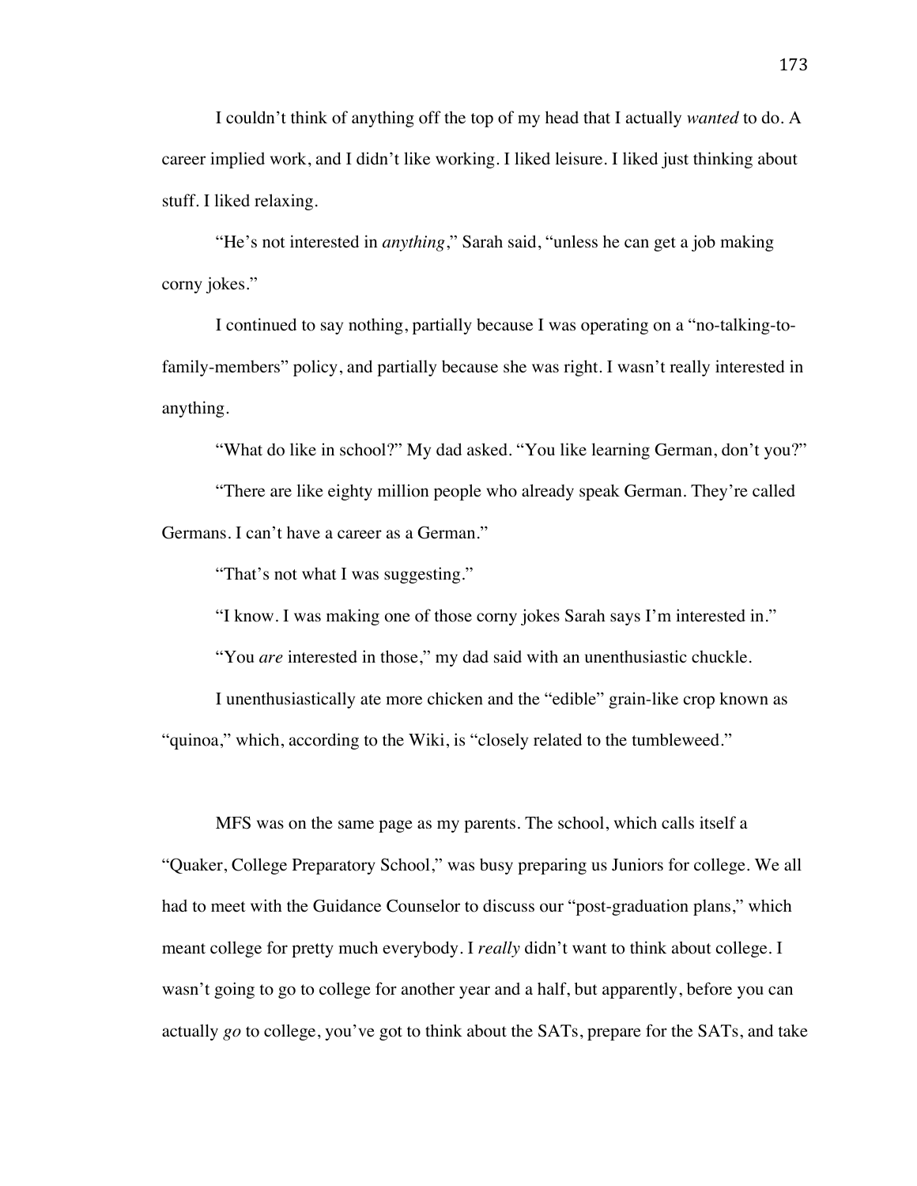I couldn't think of anything off the top of my head that I actually *wanted* to do. A career implied work, and I didn't like working. I liked leisure. I liked just thinking about stuff. I liked relaxing.

"He's not interested in *anything*," Sarah said, "unless he can get a job making corny jokes."

I continued to say nothing, partially because I was operating on a "no-talking-to-family-members" policy, and partially because she was right. I wasn't really interested in anything.

"What do like in school?" My dad asked. "You like learning German, don't you?"

"There are like eighty million people who already speak German. They're called Germans. I can't have a career as a German."

"That's not what I was suggesting."

"I know. I was making one of those corny jokes Sarah says I'm interested in."

"You *are* interested in those," my dad said with an unenthusiastic chuckle.

I unenthusiastically ate more chicken and the "edible" grain-like crop known as "quinoa," which, according to the Wiki, is "closely related to the tumbleweed."

MFS was on the same page as my parents. The school, which calls itself a "Quaker, College Preparatory School," was busy preparing us Juniors for college. We all had to meet with the Guidance Counselor to discuss our "post-graduation plans," which meant college for pretty much everybody. I *really* didn't want to think about college. I wasn't going to go to college for another year and a half, but apparently, before you can actually *go* to college, you've got to think about the SATs, prepare for the SATs, and take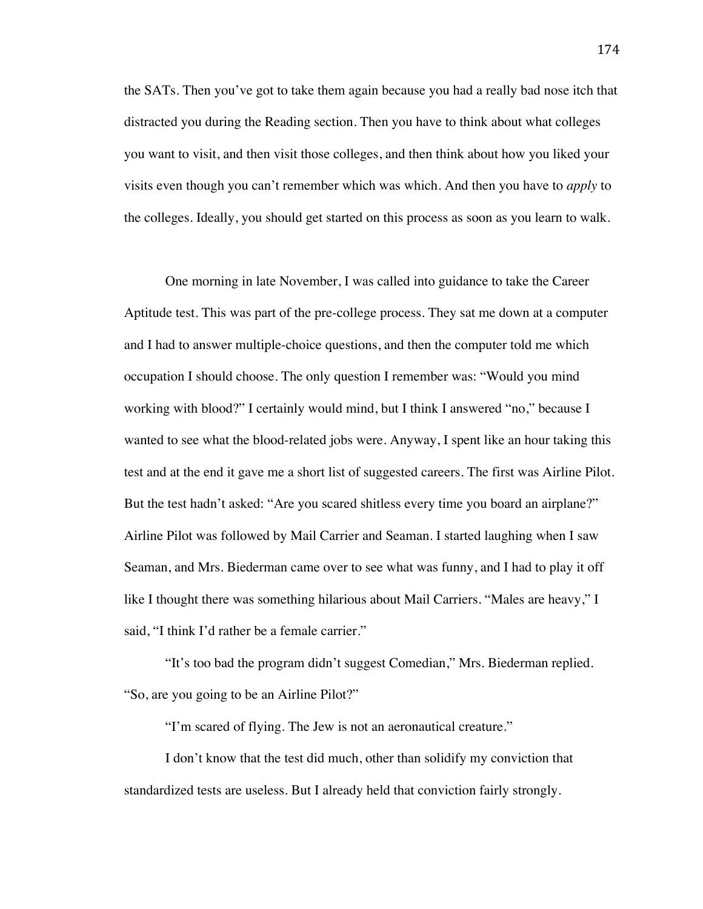the SATs. Then you've got to take them again because you had a really bad nose itch that distracted you during the Reading section. Then you have to think about what colleges you want to visit, and then visit those colleges, and then think about how you liked your visits even though you can't remember which was which. And then you have to *apply* to the colleges. Ideally, you should get started on this process as soon as you learn to walk.

One morning in late November, I was called into guidance to take the Career Aptitude test. This was part of the pre-college process. They sat me down at a computer and I had to answer multiple-choice questions, and then the computer told me which occupation I should choose. The only question I remember was: "Would you mind working with blood?" I certainly would mind, but I think I answered "no," because I wanted to see what the blood-related jobs were. Anyway, I spent like an hour taking this test and at the end it gave me a short list of suggested careers. The first was Airline Pilot. But the test hadn't asked: "Are you scared shitless every time you board an airplane?" Airline Pilot was followed by Mail Carrier and Seaman. I started laughing when I saw Seaman, and Mrs. Biederman came over to see what was funny, and I had to play it off like I thought there was something hilarious about Mail Carriers. "Males are heavy," I said, "I think I'd rather be a female carrier."

"It's too bad the program didn't suggest Comedian," Mrs. Biederman replied. "So, are you going to be an Airline Pilot?"

"I'm scared of flying. The Jew is not an aeronautical creature."

I don't know that the test did much, other than solidify my conviction that standardized tests are useless. But I already held that conviction fairly strongly.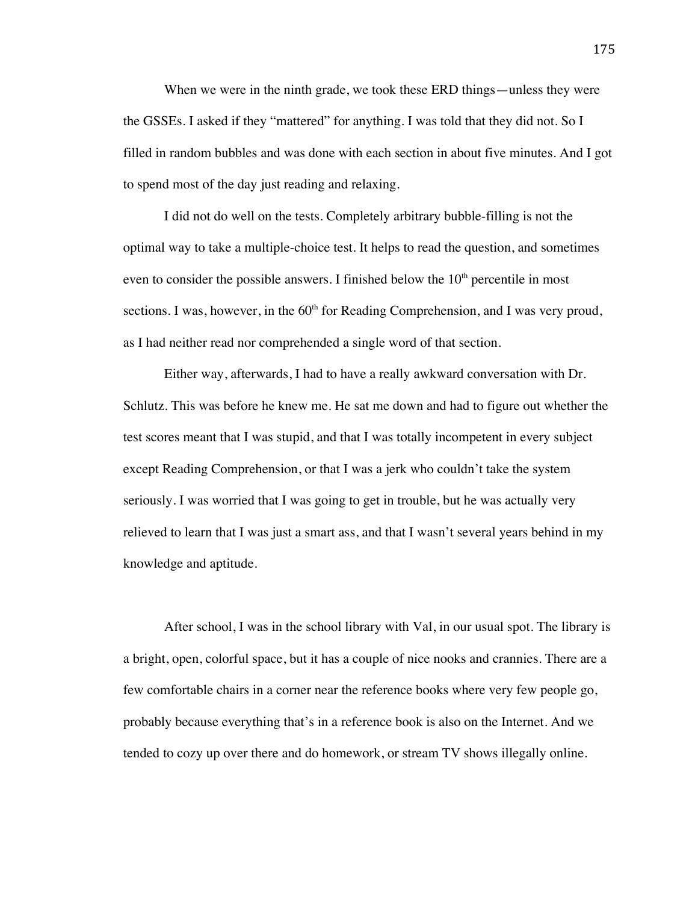When we were in the ninth grade, we took these ERD things—unless they were the GSSEs. I asked if they "mattered" for anything. I was told that they did not. So I filled in random bubbles and was done with each section in about five minutes. And I got to spend most of the day just reading and relaxing.

I did not do well on the tests. Completely arbitrary bubble-filling is not the optimal way to take a multiple-choice test. It helps to read the question, and sometimes even to consider the possible answers. I finished below the 10th percentile in most sections. I was, however, in the 60th for Reading Comprehension, and I was very proud, as I had neither read nor comprehended a single word of that section.

Either way, afterwards, I had to have a really awkward conversation with Dr. Schlutz. This was before he knew me. He sat me down and had to figure out whether the test scores meant that I was stupid, and that I was totally incompetent in every subject except Reading Comprehension, or that I was a jerk who couldn't take the system seriously. I was worried that I was going to get in trouble, but he was actually very relieved to learn that I was just a smart ass, and that I wasn't several years behind in my knowledge and aptitude.

After school, I was in the school library with Val, in our usual spot. The library is a bright, open, colorful space, but it has a couple of nice nooks and crannies. There are a few comfortable chairs in a corner near the reference books where very few people go, probably because everything that's in a reference book is also on the Internet. And we tended to cozy up over there and do homework, or stream TV shows illegally online.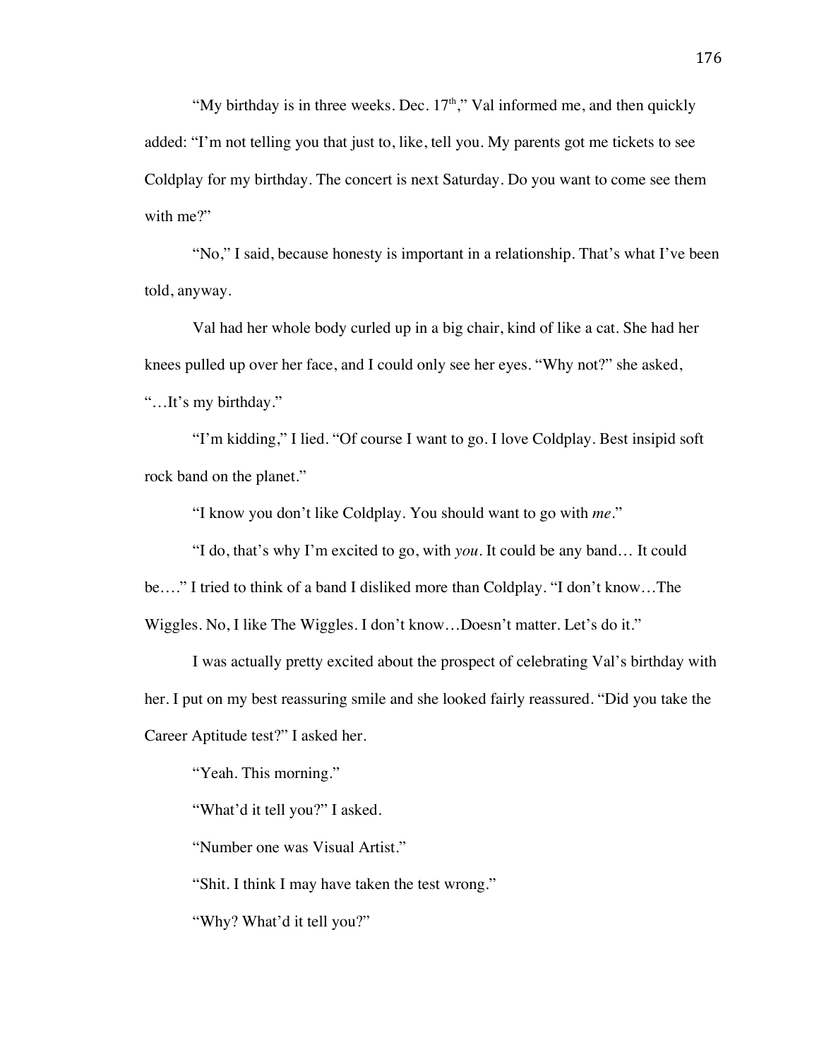"My birthday is in three weeks. Dec. 17th," Val informed me, and then quickly added: "I'm not telling you that just to, like, tell you. My parents got me tickets to see Coldplay for my birthday. The concert is next Saturday. Do you want to come see them with me?"

"No," I said, because honesty is important in a relationship. That's what I've been told, anyway.

Val had her whole body curled up in a big chair, kind of like a cat. She had her knees pulled up over her face, and I could only see her eyes. "Why not?" she asked, "…It's my birthday."

"I'm kidding," I lied. "Of course I want to go. I love Coldplay. Best insipid soft rock band on the planet."

"I know you don't like Coldplay. You should want to go with *me*."

"I do, that's why I'm excited to go, with *you*. It could be any band… It could be…." I tried to think of a band I disliked more than Coldplay. "I don't know…The Wiggles. No, I like The Wiggles. I don't know…Doesn't matter. Let's do it."

I was actually pretty excited about the prospect of celebrating Val's birthday with her. I put on my best reassuring smile and she looked fairly reassured. "Did you take the Career Aptitude test?" I asked her.

"Yeah. This morning."

"What'd it tell you?" I asked.

"Number one was Visual Artist."

"Shit. I think I may have taken the test wrong."

"Why? What'd it tell you?"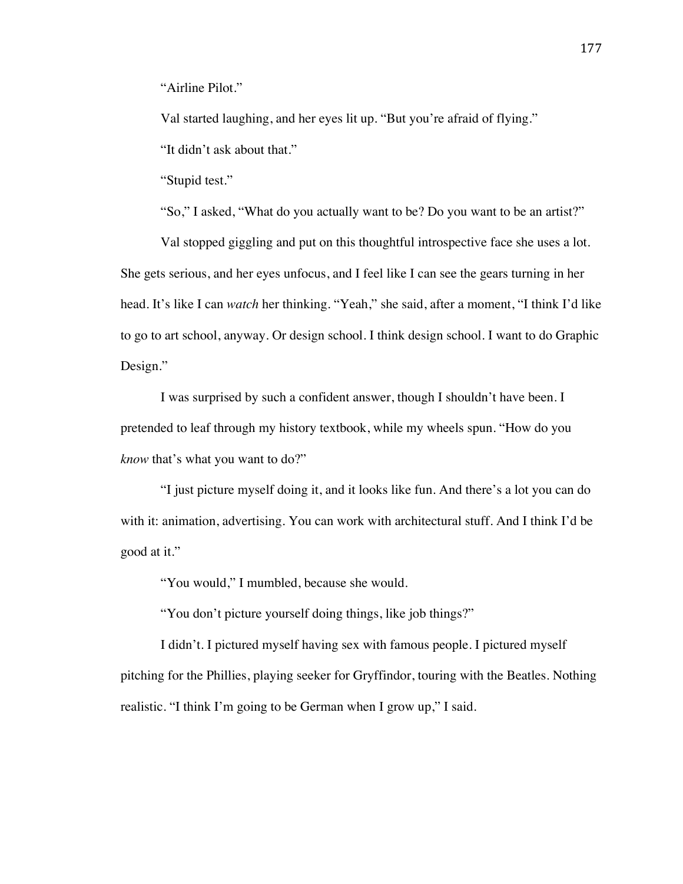"Airline Pilot."

Val started laughing, and her eyes lit up. "But you're afraid of flying."

"It didn't ask about that."

"Stupid test."

"So," I asked, "What do you actually want to be? Do you want to be an artist?"

Val stopped giggling and put on this thoughtful introspective face she uses a lot. She gets serious, and her eyes unfocus, and I feel like I can see the gears turning in her head. It's like I can *watch* her thinking. "Yeah," she said, after a moment, "I think I'd like to go to art school, anyway. Or design school. I think design school. I want to do Graphic Design."

I was surprised by such a confident answer, though I shouldn't have been. I pretended to leaf through my history textbook, while my wheels spun. "How do you *know* that's what you want to do?"

"I just picture myself doing it, and it looks like fun. And there's a lot you can do with it: animation, advertising. You can work with architectural stuff. And I think I'd be good at it."

"You would," I mumbled, because she would.

"You don't picture yourself doing things, like job things?"

I didn't. I pictured myself having sex with famous people. I pictured myself pitching for the Phillies, playing seeker for Gryffindor, touring with the Beatles. Nothing realistic. "I think I'm going to be German when I grow up," I said.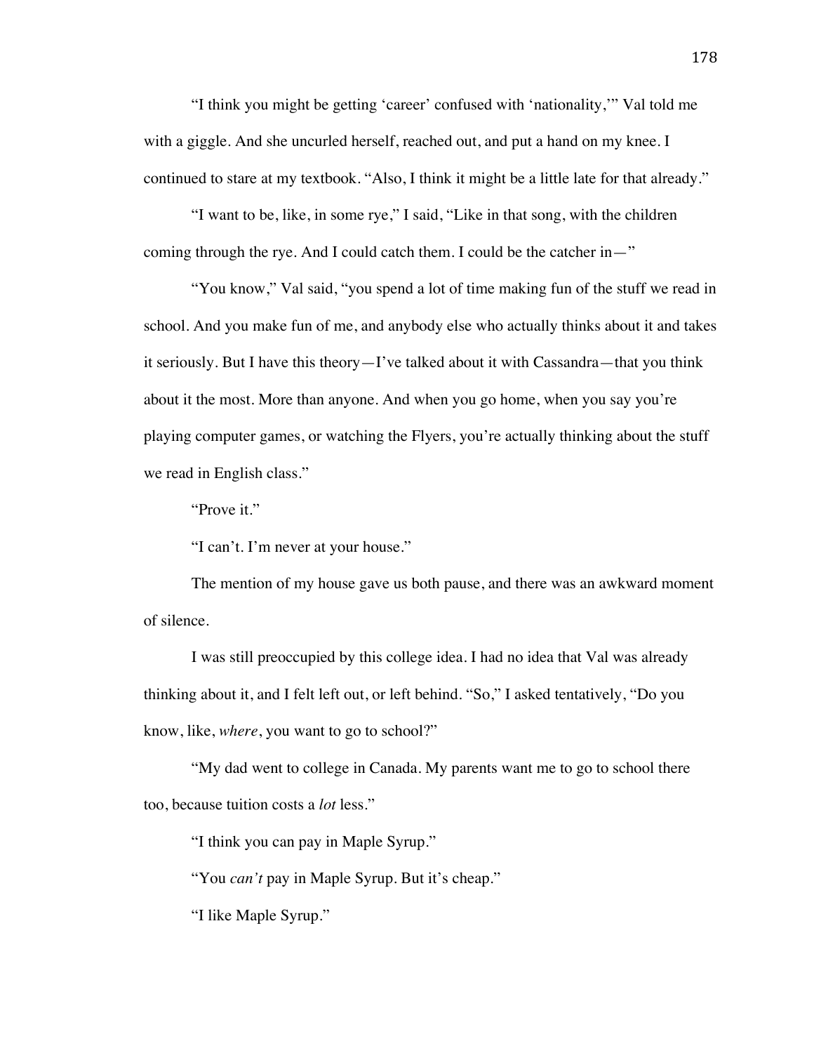"I think you might be getting 'career' confused with 'nationality,'" Val told me with a giggle. And she uncurled herself, reached out, and put a hand on my knee. I continued to stare at my textbook. "Also, I think it might be a little late for that already."

"I want to be, like, in some rye," I said, "Like in that song, with the children coming through the rye. And I could catch them. I could be the catcher in—"

"You know," Val said, "you spend a lot of time making fun of the stuff we read in school. And you make fun of me, and anybody else who actually thinks about it and takes it seriously. But I have this theory—I've talked about it with Cassandra—that you think about it the most. More than anyone. And when you go home, when you say you're playing computer games, or watching the Flyers, you're actually thinking about the stuff we read in English class."

"Prove it."

"I can't. I'm never at your house."

The mention of my house gave us both pause, and there was an awkward moment of silence.

I was still preoccupied by this college idea. I had no idea that Val was already thinking about it, and I felt left out, or left behind. "So," I asked tentatively, "Do you know, like, *where*, you want to go to school?"

"My dad went to college in Canada. My parents want me to go to school there too, because tuition costs a *lot* less."

"I think you can pay in Maple Syrup."

"You *can't* pay in Maple Syrup. But it's cheap."

"I like Maple Syrup."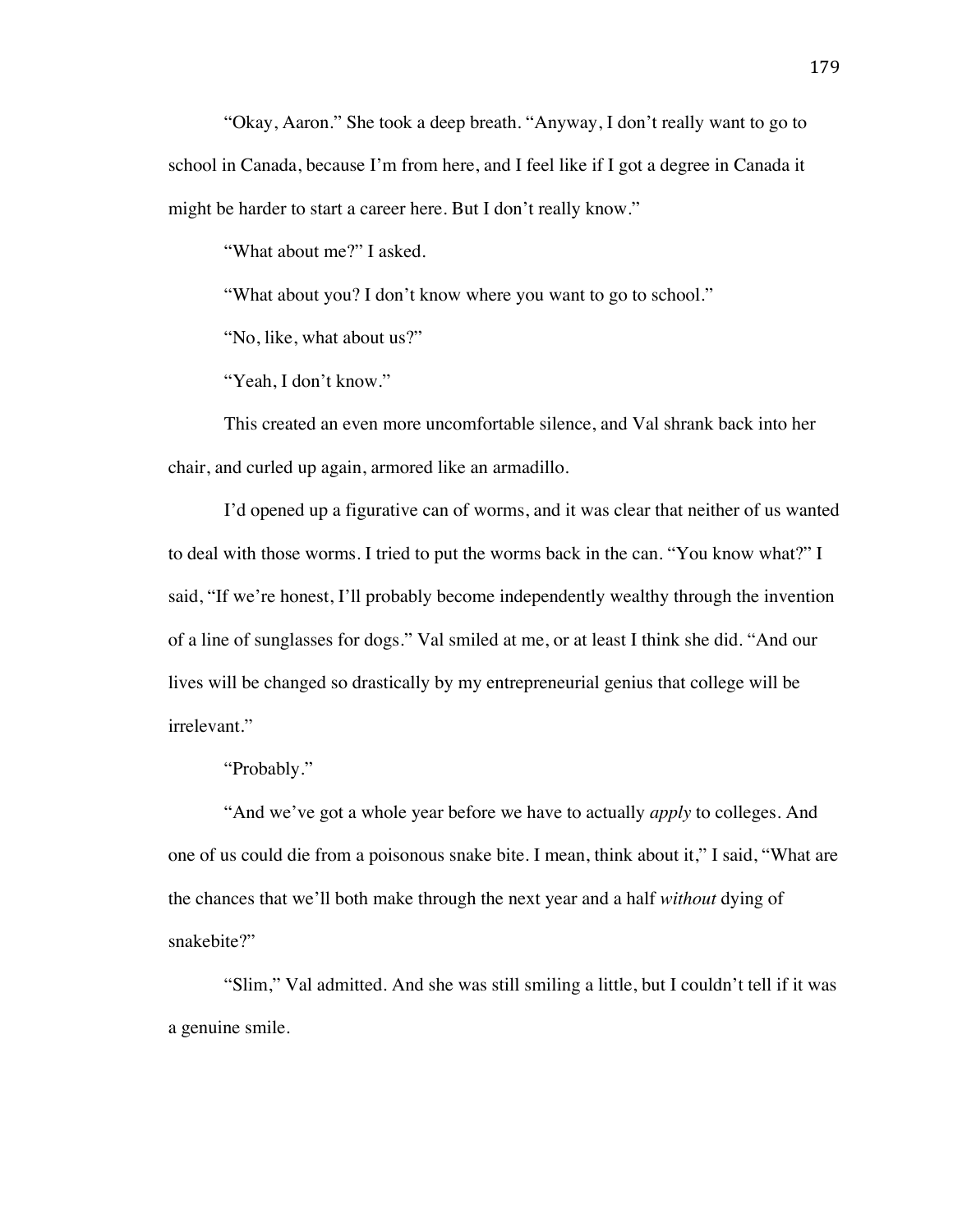"Okay, Aaron." She took a deep breath. "Anyway, I don't really want to go to school in Canada, because I'm from here, and I feel like if I got a degree in Canada it might be harder to start a career here. But I don't really know."

"What about me?" I asked.

"What about you? I don't know where you want to go to school."

"No, like, what about us?"

"Yeah, I don't know."

This created an even more uncomfortable silence, and Val shrank back into her chair, and curled up again, armored like an armadillo.

I'd opened up a figurative can of worms, and it was clear that neither of us wanted to deal with those worms. I tried to put the worms back in the can. "You know what?" I said, "If we're honest, I'll probably become independently wealthy through the invention of a line of sunglasses for dogs." Val smiled at me, or at least I think she did. "And our lives will be changed so drastically by my entrepreneurial genius that college will be irrelevant."

"Probably."

"And we've got a whole year before we have to actually *apply* to colleges. And one of us could die from a poisonous snake bite. I mean, think about it," I said, "What are the chances that we'll both make through the next year and a half *without* dying of snakebite?"

"Slim," Val admitted. And she was still smiling a little, but I couldn't tell if it was a genuine smile.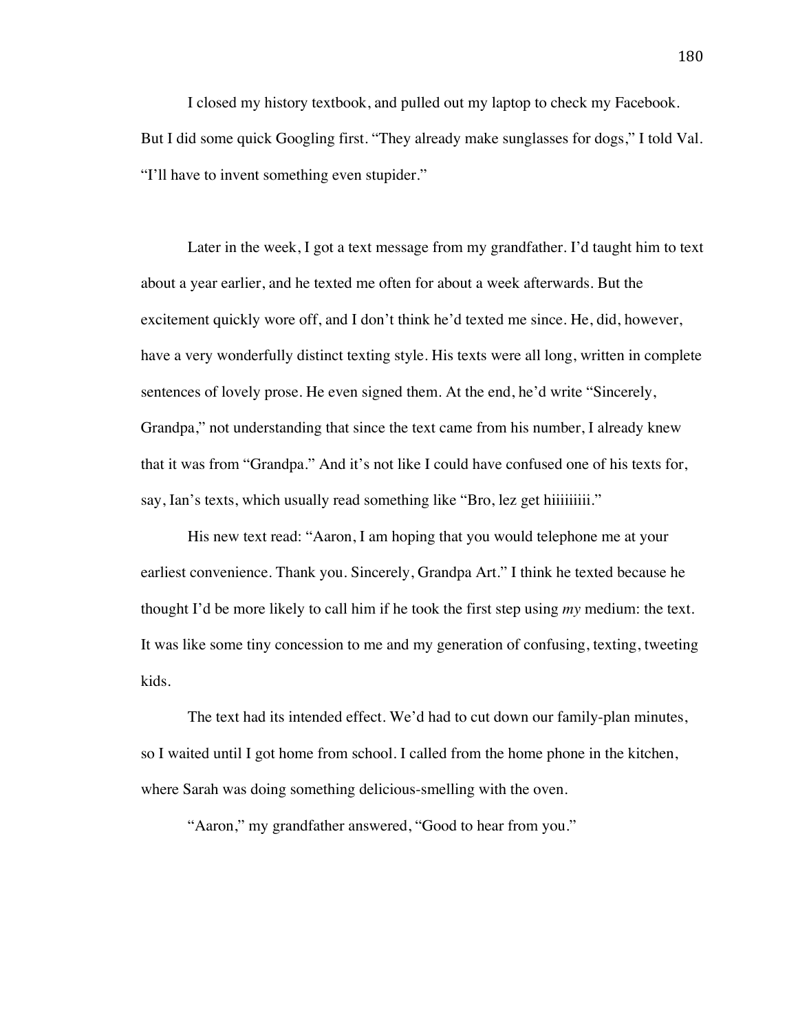I closed my history textbook, and pulled out my laptop to check my Facebook. But I did some quick Googling first. "They already make sunglasses for dogs," I told Val. "I'll have to invent something even stupider."

Later in the week, I got a text message from my grandfather. I'd taught him to text about a year earlier, and he texted me often for about a week afterwards. But the excitement quickly wore off, and I don't think he'd texted me since. He, did, however, have a very wonderfully distinct texting style. His texts were all long, written in complete sentences of lovely prose. He even signed them. At the end, he'd write "Sincerely, Grandpa," not understanding that since the text came from his number, I already knew that it was from "Grandpa." And it's not like I could have confused one of his texts for, say, Ian's texts, which usually read something like "Bro, lez get hiiiiiiiii."

His new text read: "Aaron, I am hoping that you would telephone me at your earliest convenience. Thank you. Sincerely, Grandpa Art." I think he texted because he thought I'd be more likely to call him if he took the first step using *my* medium: the text. It was like some tiny concession to me and my generation of confusing, texting, tweeting kids.

The text had its intended effect. We'd had to cut down our family-plan minutes, so I waited until I got home from school. I called from the home phone in the kitchen, where Sarah was doing something delicious-smelling with the oven.

"Aaron," my grandfather answered, "Good to hear from you."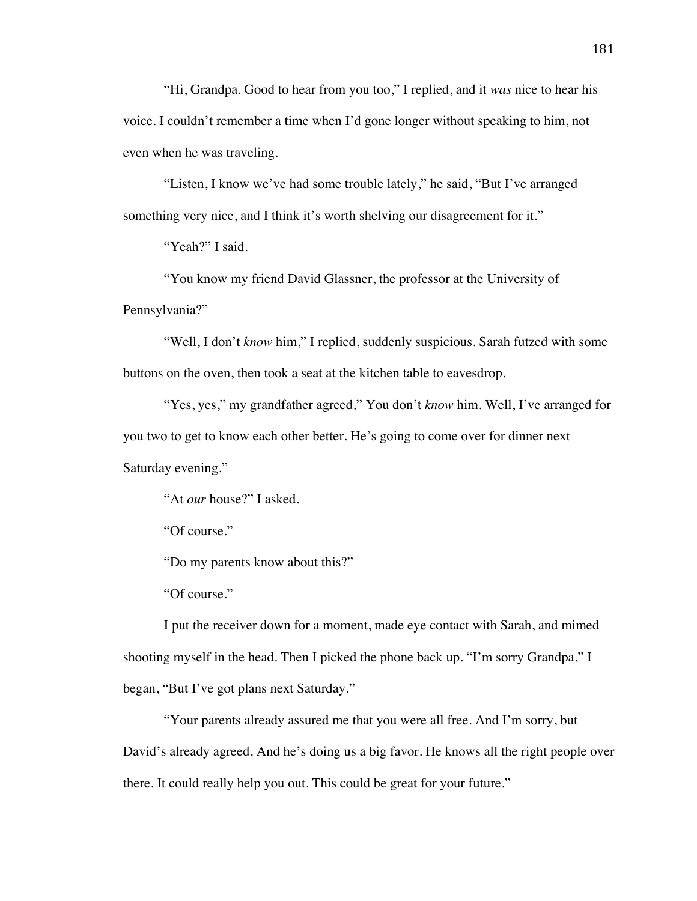"Hi, Grandpa. Good to hear from you too," I replied, and it *was* nice to hear his voice. I couldn't remember a time when I'd gone longer without speaking to him, not even when he was traveling.

"Listen, I know we've had some trouble lately," he said, "But I've arranged something very nice, and I think it's worth shelving our disagreement for it."

"Yeah?" I said.

"You know my friend David Glassner, the professor at the University of Pennsylvania?"

"Well, I don't *know* him," I replied, suddenly suspicious. Sarah futzed with some buttons on the oven, then took a seat at the kitchen table to eavesdrop.

"Yes, yes," my grandfather agreed," You don't *know* him. Well, I've arranged for you two to get to know each other better. He's going to come over for dinner next Saturday evening."

"At *our* house?" I asked.

"Of course."

"Do my parents know about this?"

"Of course."

I put the receiver down for a moment, made eye contact with Sarah, and mimed shooting myself in the head. Then I picked the phone back up. "I'm sorry Grandpa," I began, "But I've got plans next Saturday."

"Your parents already assured me that you were all free. And I'm sorry, but David's already agreed. And he's doing us a big favor. He knows all the right people over there. It could really help you out. This could be great for your future."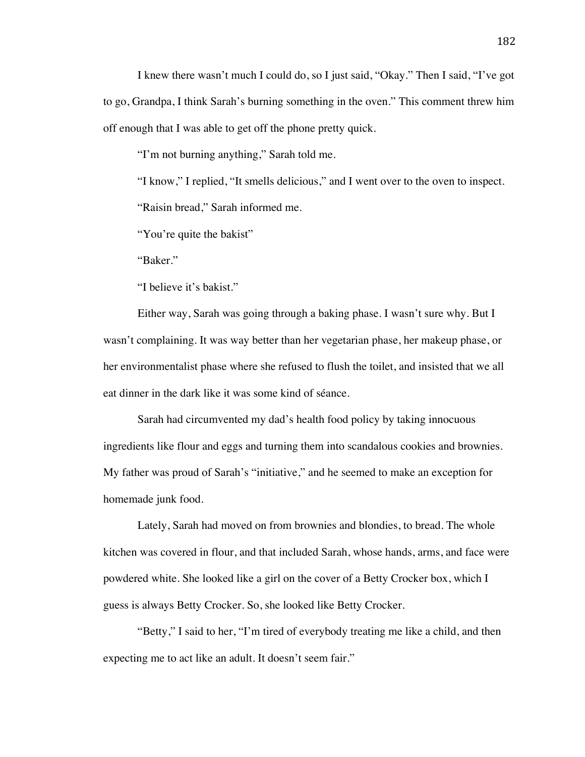I knew there wasn't much I could do, so I just said, "Okay." Then I said, "I've got to go, Grandpa, I think Sarah's burning something in the oven." This comment threw him off enough that I was able to get off the phone pretty quick.

"I'm not burning anything," Sarah told me.

"I know," I replied, "It smells delicious," and I went over to the oven to inspect.

"Raisin bread," Sarah informed me.

"You're quite the bakist"

"Baker."

"I believe it's bakist."

Either way, Sarah was going through a baking phase. I wasn't sure why. But I wasn't complaining. It was way better than her vegetarian phase, her makeup phase, or her environmentalist phase where she refused to flush the toilet, and insisted that we all eat dinner in the dark like it was some kind of séance.

Sarah had circumvented my dad's health food policy by taking innocuous ingredients like flour and eggs and turning them into scandalous cookies and brownies. My father was proud of Sarah's "initiative," and he seemed to make an exception for homemade junk food.

Lately, Sarah had moved on from brownies and blondies, to bread. The whole kitchen was covered in flour, and that included Sarah, whose hands, arms, and face were powdered white. She looked like a girl on the cover of a Betty Crocker box, which I guess is always Betty Crocker. So, she looked like Betty Crocker.

"Betty," I said to her, "I'm tired of everybody treating me like a child, and then expecting me to act like an adult. It doesn't seem fair."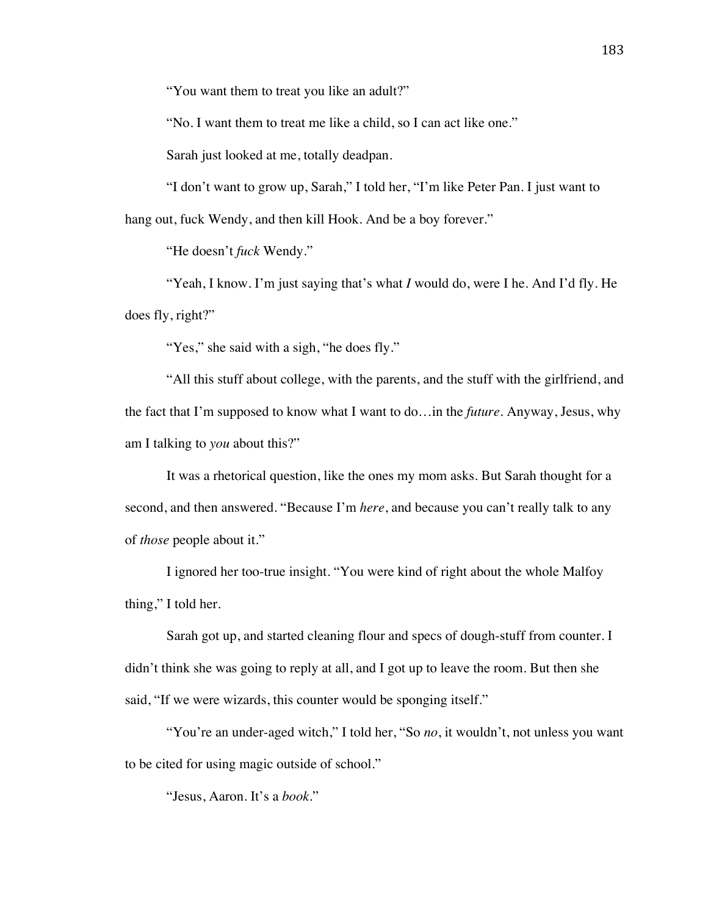"You want them to treat you like an adult?"

"No. I want them to treat me like a child, so I can act like one."

Sarah just looked at me, totally deadpan.

"I don't want to grow up, Sarah," I told her, "I'm like Peter Pan. I just want to hang out, fuck Wendy, and then kill Hook. And be a boy forever."

"He doesn't *fuck* Wendy."

"Yeah, I know. I'm just saying that's what *I* would do, were I he. And I'd fly. He does fly, right?"

"Yes," she said with a sigh, "he does fly."

"All this stuff about college, with the parents, and the stuff with the girlfriend, and the fact that I'm supposed to know what I want to do…in the *future*. Anyway, Jesus, why am I talking to *you* about this?"

It was a rhetorical question, like the ones my mom asks. But Sarah thought for a second, and then answered. "Because I'm *here*, and because you can't really talk to any of *those* people about it."

I ignored her too-true insight. "You were kind of right about the whole Malfoy thing," I told her.

Sarah got up, and started cleaning flour and specs of dough-stuff from counter. I didn't think she was going to reply at all, and I got up to leave the room. But then she said, "If we were wizards, this counter would be sponging itself."

"You're an under-aged witch," I told her, "So *no*, it wouldn't, not unless you want to be cited for using magic outside of school."

"Jesus, Aaron. It's a *book*."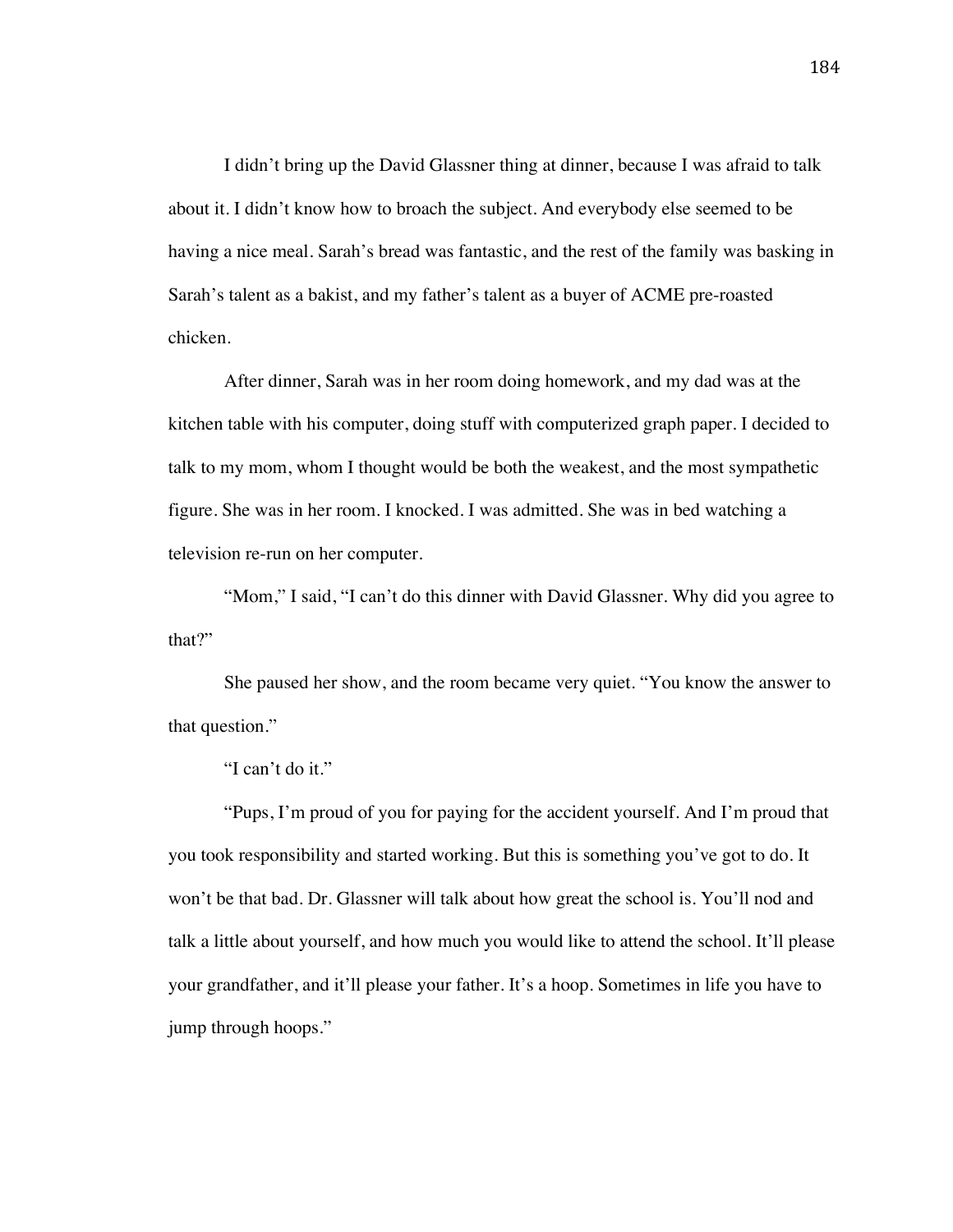I didn't bring up the David Glassner thing at dinner, because I was afraid to talk about it. I didn't know how to broach the subject. And everybody else seemed to be having a nice meal. Sarah's bread was fantastic, and the rest of the family was basking in Sarah's talent as a bakist, and my father's talent as a buyer of ACME pre-roasted chicken.

After dinner, Sarah was in her room doing homework, and my dad was at the kitchen table with his computer, doing stuff with computerized graph paper. I decided to talk to my mom, whom I thought would be both the weakest, and the most sympathetic figure. She was in her room. I knocked. I was admitted. She was in bed watching a television re-run on her computer.

"Mom," I said, "I can't do this dinner with David Glassner. Why did you agree to that?"

She paused her show, and the room became very quiet. "You know the answer to that question."

"I can't do it."

"Pups, I'm proud of you for paying for the accident yourself. And I'm proud that you took responsibility and started working. But this is something you've got to do. It won't be that bad. Dr. Glassner will talk about how great the school is. You'll nod and talk a little about yourself, and how much you would like to attend the school. It'll please your grandfather, and it'll please your father. It's a hoop. Sometimes in life you have to jump through hoops."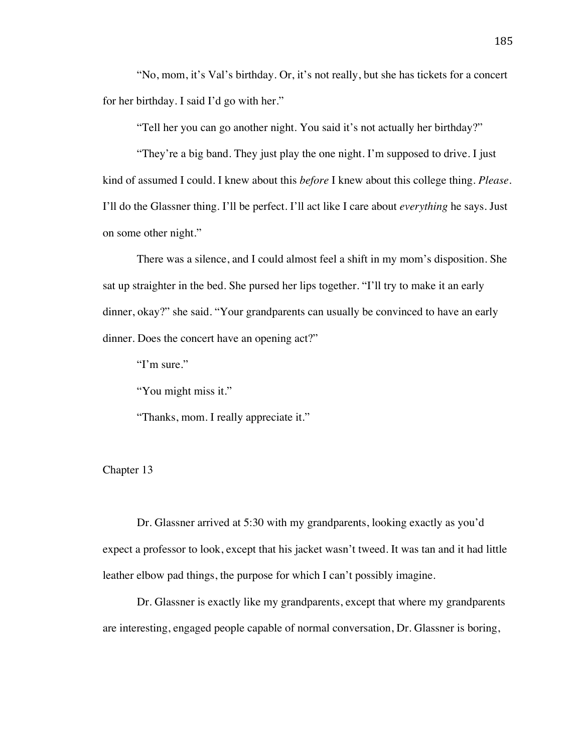“No, mom, it’s Val’s birthday. Or, it’s not really, but she has tickets for a concert for her birthday. I said I’d go with her.”

“Tell her you can go another night. You said it’s not actually her birthday?”

“They’re a big band. They just play the one night. I’m supposed to drive. I just kind of assumed I could. I knew about this *before* I knew about this college thing. *Please*. I’ll do the Glassner thing. I’ll be perfect. I’ll act like I care about *everything* he says. Just on some other night.”

There was a silence, and I could almost feel a shift in my mom’s disposition. She sat up straighter in the bed. She pursed her lips together. “I’ll try to make it an early dinner, okay?” she said. “Your grandparents can usually be convinced to have an early dinner. Does the concert have an opening act?”

“I’m sure.”

“You might miss it.”

“Thanks, mom. I really appreciate it.”

## Chapter 13

Dr. Glassner arrived at 5:30 with my grandparents, looking exactly as you’d expect a professor to look, except that his jacket wasn’t tweed. It was tan and it had little leather elbow pad things, the purpose for which I can’t possibly imagine.

Dr. Glassner is exactly like my grandparents, except that where my grandparents are interesting, engaged people capable of normal conversation, Dr. Glassner is boring,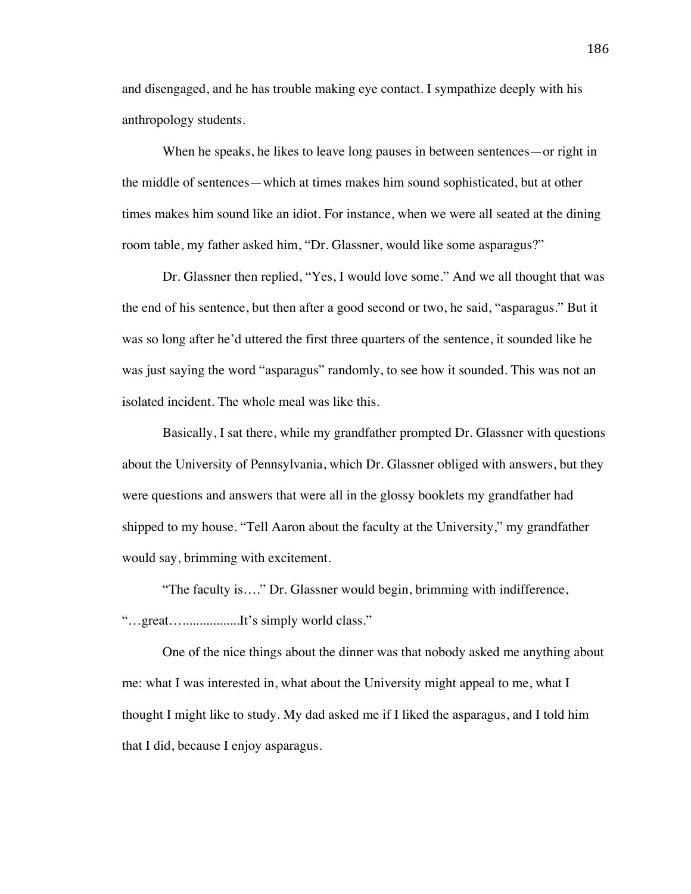and disengaged, and he has trouble making eye contact. I sympathize deeply with his anthropology students.

When he speaks, he likes to leave long pauses in between sentences—or right in the middle of sentences—which at times makes him sound sophisticated, but at other times makes him sound like an idiot. For instance, when we were all seated at the dining room table, my father asked him, "Dr. Glassner, would like some asparagus?"

Dr. Glassner then replied, "Yes, I would love some." And we all thought that was the end of his sentence, but then after a good second or two, he said, "asparagus." But it was so long after he'd uttered the first three quarters of the sentence, it sounded like he was just saying the word "asparagus" randomly, to see how it sounded. This was not an isolated incident. The whole meal was like this.

Basically, I sat there, while my grandfather prompted Dr. Glassner with questions about the University of Pennsylvania, which Dr. Glassner obliged with answers, but they were questions and answers that were all in the glossy booklets my grandfather had shipped to my house. "Tell Aaron about the faculty at the University," my grandfather would say, brimming with excitement.

"The faculty is…." Dr. Glassner would begin, brimming with indifference, "…great…..................It's simply world class."

One of the nice things about the dinner was that nobody asked me anything about me: what I was interested in, what about the University might appeal to me, what I thought I might like to study. My dad asked me if I liked the asparagus, and I told him that I did, because I enjoy asparagus.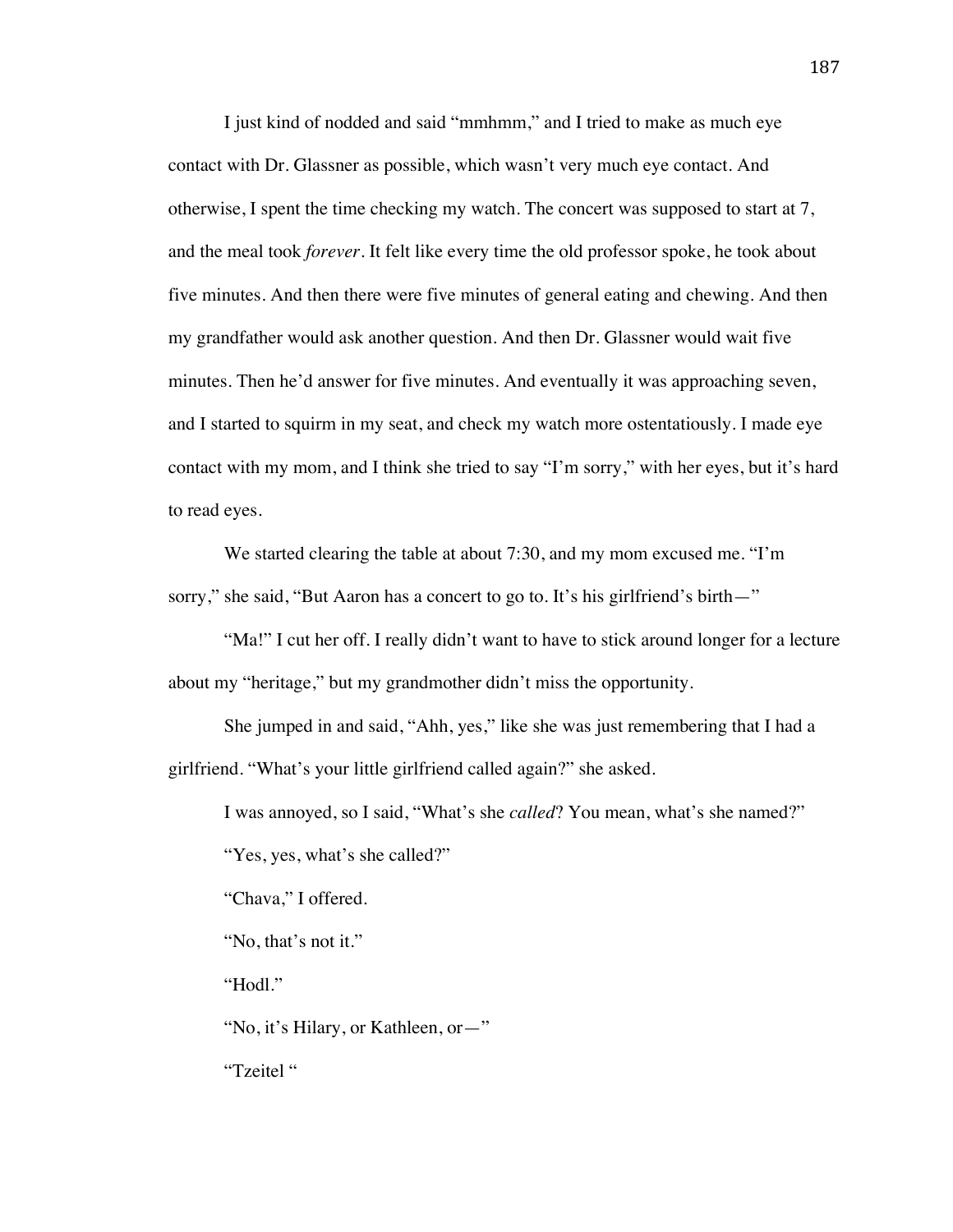I just kind of nodded and said "mmhmm," and I tried to make as much eye contact with Dr. Glassner as possible, which wasn't very much eye contact. And otherwise, I spent the time checking my watch. The concert was supposed to start at 7, and the meal took *forever*. It felt like every time the old professor spoke, he took about five minutes. And then there were five minutes of general eating and chewing. And then my grandfather would ask another question. And then Dr. Glassner would wait five minutes. Then he'd answer for five minutes. And eventually it was approaching seven, and I started to squirm in my seat, and check my watch more ostentatiously. I made eye contact with my mom, and I think she tried to say "I'm sorry," with her eyes, but it's hard to read eyes.

We started clearing the table at about 7:30, and my mom excused me. "I'm sorry," she said, "But Aaron has a concert to go to. It's his girlfriend's birth—"

"Ma!" I cut her off. I really didn't want to have to stick around longer for a lecture about my "heritage," but my grandmother didn't miss the opportunity.

She jumped in and said, "Ahh, yes," like she was just remembering that I had a girlfriend. "What's your little girlfriend called again?" she asked.

I was annoyed, so I said, "What's she *called*? You mean, what's she named?"

"Yes, yes, what's she called?"

"Chava," I offered.

"No, that's not it."

"Hodl."

"No, it's Hilary, or Kathleen, or—"

"Tzeitel "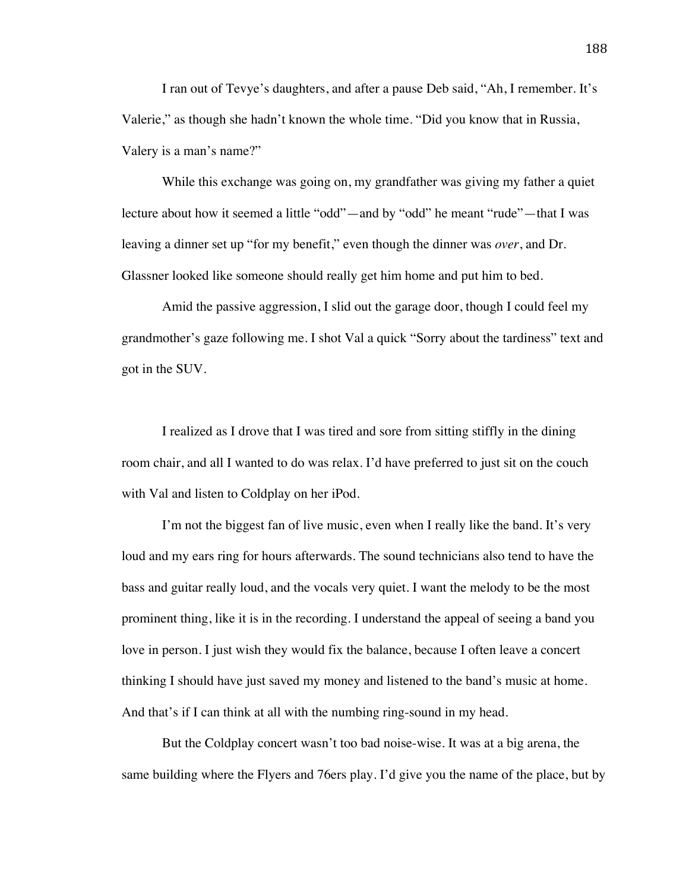I ran out of Tevye's daughters, and after a pause Deb said, "Ah, I remember. It's Valerie," as though she hadn't known the whole time. "Did you know that in Russia, Valery is a man's name?"

While this exchange was going on, my grandfather was giving my father a quiet lecture about how it seemed a little "odd"—and by "odd" he meant "rude"—that I was leaving a dinner set up "for my benefit," even though the dinner was *over*, and Dr. Glassner looked like someone should really get him home and put him to bed.

Amid the passive aggression, I slid out the garage door, though I could feel my grandmother's gaze following me. I shot Val a quick "Sorry about the tardiness" text and got in the SUV.

I realized as I drove that I was tired and sore from sitting stiffly in the dining room chair, and all I wanted to do was relax. I'd have preferred to just sit on the couch with Val and listen to Coldplay on her iPod.

I'm not the biggest fan of live music, even when I really like the band. It's very loud and my ears ring for hours afterwards. The sound technicians also tend to have the bass and guitar really loud, and the vocals very quiet. I want the melody to be the most prominent thing, like it is in the recording. I understand the appeal of seeing a band you love in person. I just wish they would fix the balance, because I often leave a concert thinking I should have just saved my money and listened to the band's music at home. And that's if I can think at all with the numbing ring-sound in my head.

But the Coldplay concert wasn't too bad noise-wise. It was at a big arena, the same building where the Flyers and 76ers play. I'd give you the name of the place, but by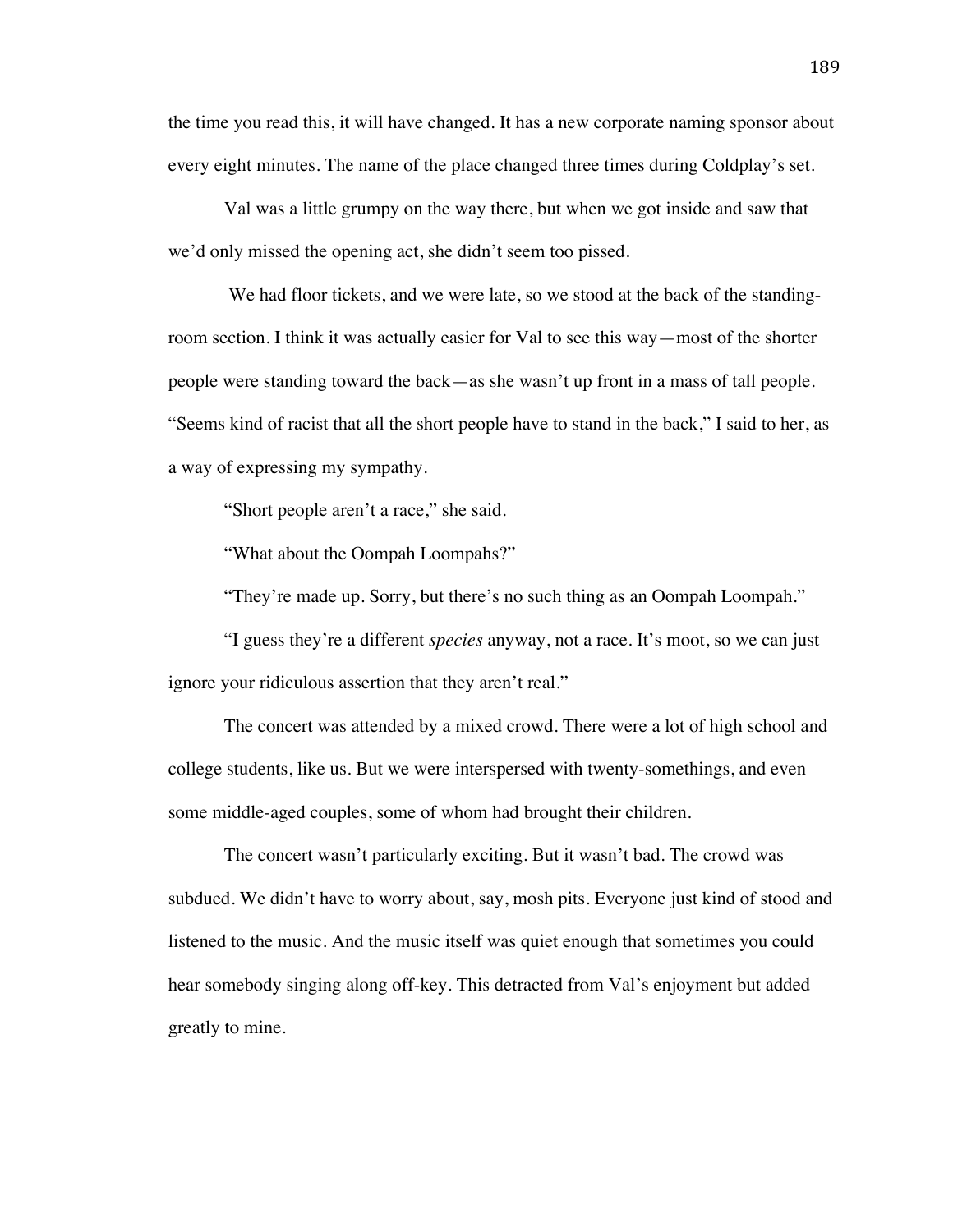the time you read this, it will have changed. It has a new corporate naming sponsor about every eight minutes. The name of the place changed three times during Coldplay's set.

Val was a little grumpy on the way there, but when we got inside and saw that we'd only missed the opening act, she didn't seem too pissed.

We had floor tickets, and we were late, so we stood at the back of the standing-room section. I think it was actually easier for Val to see this way—most of the shorter people were standing toward the back—as she wasn't up front in a mass of tall people. "Seems kind of racist that all the short people have to stand in the back," I said to her, as a way of expressing my sympathy.

"Short people aren't a race," she said.

"What about the Oompah Loompahs?"

"They're made up. Sorry, but there's no such thing as an Oompah Loompah."

"I guess they're a different *species* anyway, not a race. It's moot, so we can just ignore your ridiculous assertion that they aren't real."

The concert was attended by a mixed crowd. There were a lot of high school and college students, like us. But we were interspersed with twenty-somethings, and even some middle-aged couples, some of whom had brought their children.

The concert wasn't particularly exciting. But it wasn't bad. The crowd was subdued. We didn't have to worry about, say, mosh pits. Everyone just kind of stood and listened to the music. And the music itself was quiet enough that sometimes you could hear somebody singing along off-key. This detracted from Val's enjoyment but added greatly to mine.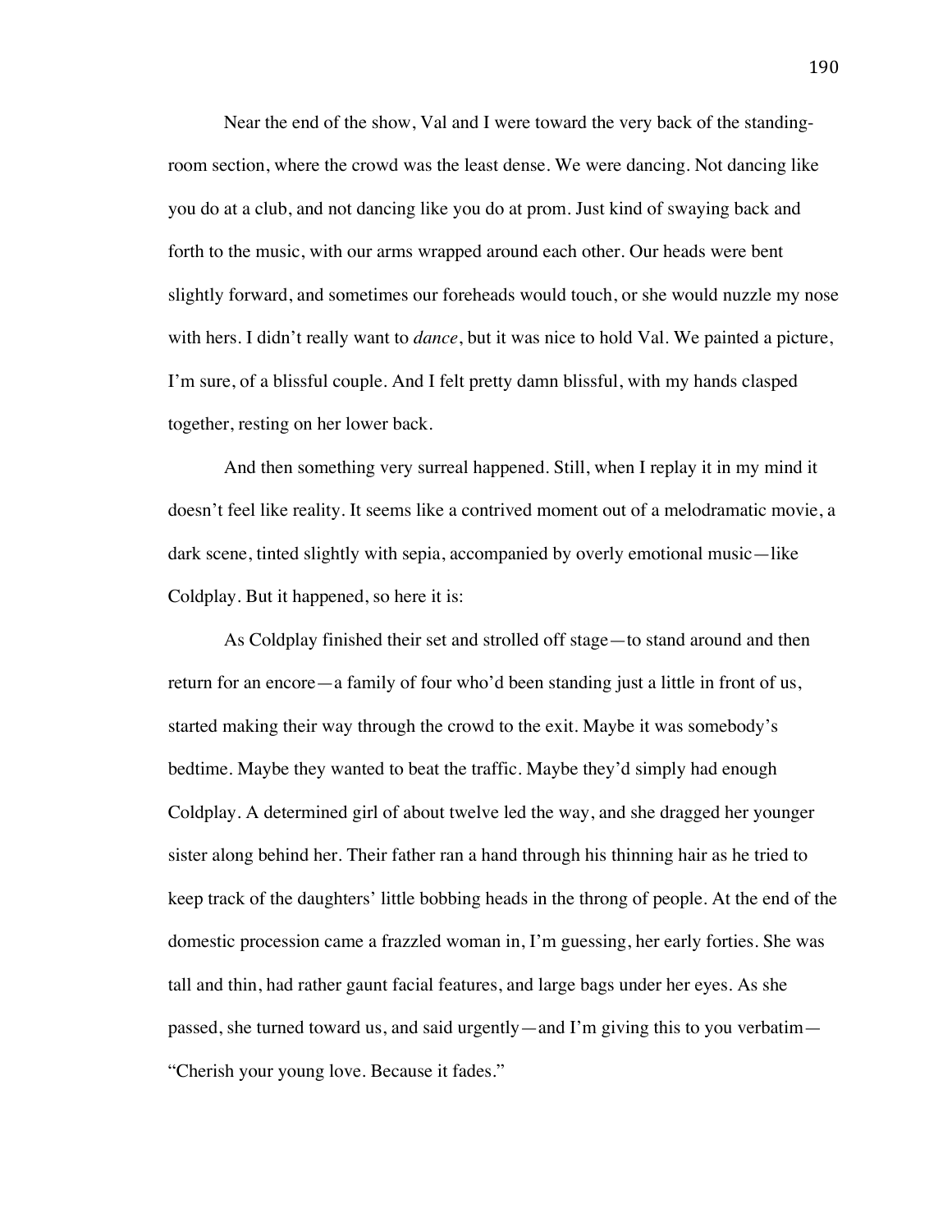Near the end of the show, Val and I were toward the very back of the standing-room section, where the crowd was the least dense. We were dancing. Not dancing like you do at a club, and not dancing like you do at prom. Just kind of swaying back and forth to the music, with our arms wrapped around each other. Our heads were bent slightly forward, and sometimes our foreheads would touch, or she would nuzzle my nose with hers. I didn't really want to *dance*, but it was nice to hold Val. We painted a picture, I'm sure, of a blissful couple. And I felt pretty damn blissful, with my hands clasped together, resting on her lower back.

And then something very surreal happened. Still, when I replay it in my mind it doesn't feel like reality. It seems like a contrived moment out of a melodramatic movie, a dark scene, tinted slightly with sepia, accompanied by overly emotional music—like Coldplay. But it happened, so here it is:

As Coldplay finished their set and strolled off stage—to stand around and then return for an encore—a family of four who'd been standing just a little in front of us, started making their way through the crowd to the exit. Maybe it was somebody's bedtime. Maybe they wanted to beat the traffic. Maybe they'd simply had enough Coldplay. A determined girl of about twelve led the way, and she dragged her younger sister along behind her. Their father ran a hand through his thinning hair as he tried to keep track of the daughters' little bobbing heads in the throng of people. At the end of the domestic procession came a frazzled woman in, I'm guessing, her early forties. She was tall and thin, had rather gaunt facial features, and large bags under her eyes. As she passed, she turned toward us, and said urgently—and I'm giving this to you verbatim—"Cherish your young love. Because it fades."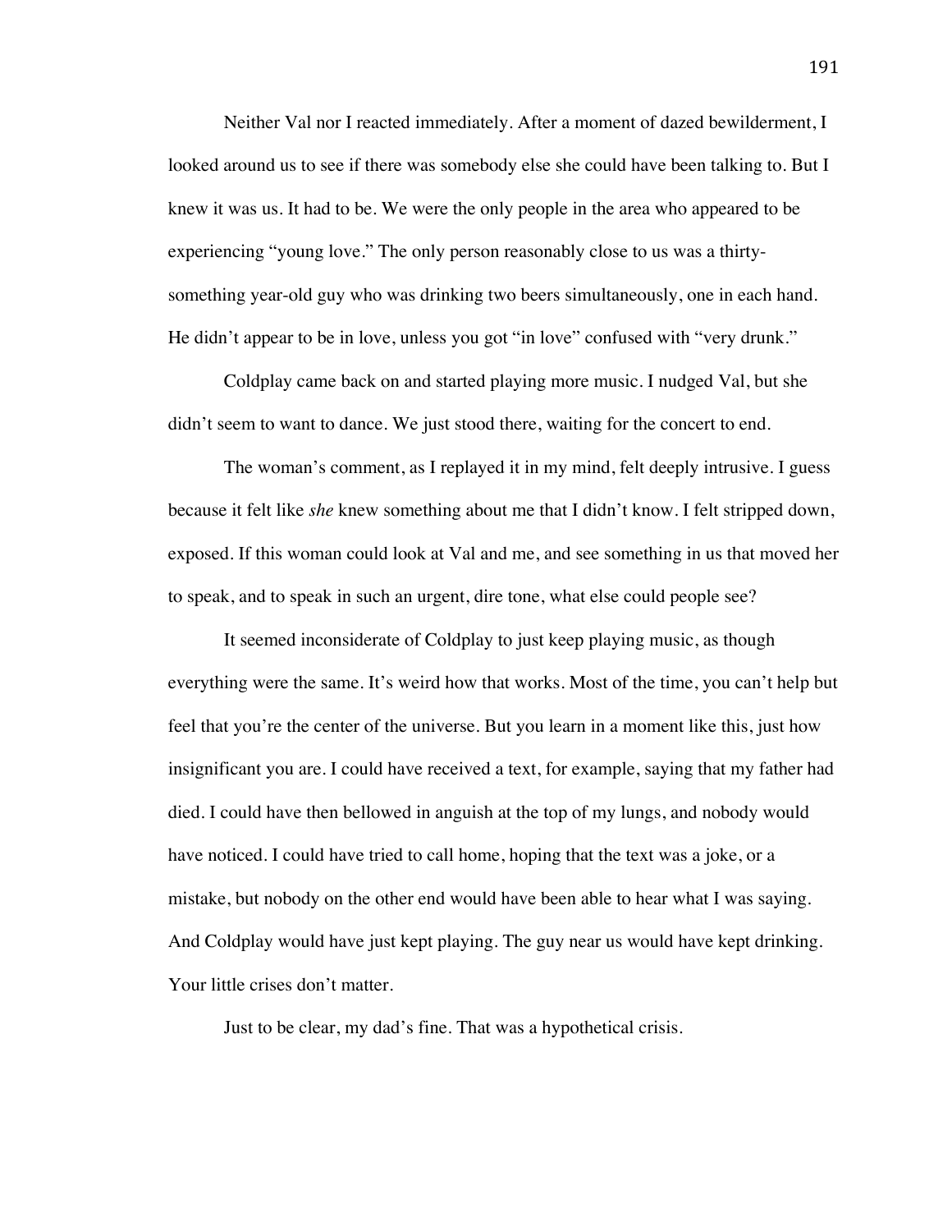Neither Val nor I reacted immediately. After a moment of dazed bewilderment, I looked around us to see if there was somebody else she could have been talking to. But I knew it was us. It had to be. We were the only people in the area who appeared to be experiencing "young love." The only person reasonably close to us was a thirty-something year-old guy who was drinking two beers simultaneously, one in each hand. He didn't appear to be in love, unless you got "in love" confused with "very drunk."

Coldplay came back on and started playing more music. I nudged Val, but she didn't seem to want to dance. We just stood there, waiting for the concert to end.

The woman's comment, as I replayed it in my mind, felt deeply intrusive. I guess because it felt like *she* knew something about me that I didn't know. I felt stripped down, exposed. If this woman could look at Val and me, and see something in us that moved her to speak, and to speak in such an urgent, dire tone, what else could people see?

It seemed inconsiderate of Coldplay to just keep playing music, as though everything were the same. It's weird how that works. Most of the time, you can't help but feel that you're the center of the universe. But you learn in a moment like this, just how insignificant you are. I could have received a text, for example, saying that my father had died. I could have then bellowed in anguish at the top of my lungs, and nobody would have noticed. I could have tried to call home, hoping that the text was a joke, or a mistake, but nobody on the other end would have been able to hear what I was saying. And Coldplay would have just kept playing. The guy near us would have kept drinking. Your little crises don't matter.

Just to be clear, my dad's fine. That was a hypothetical crisis.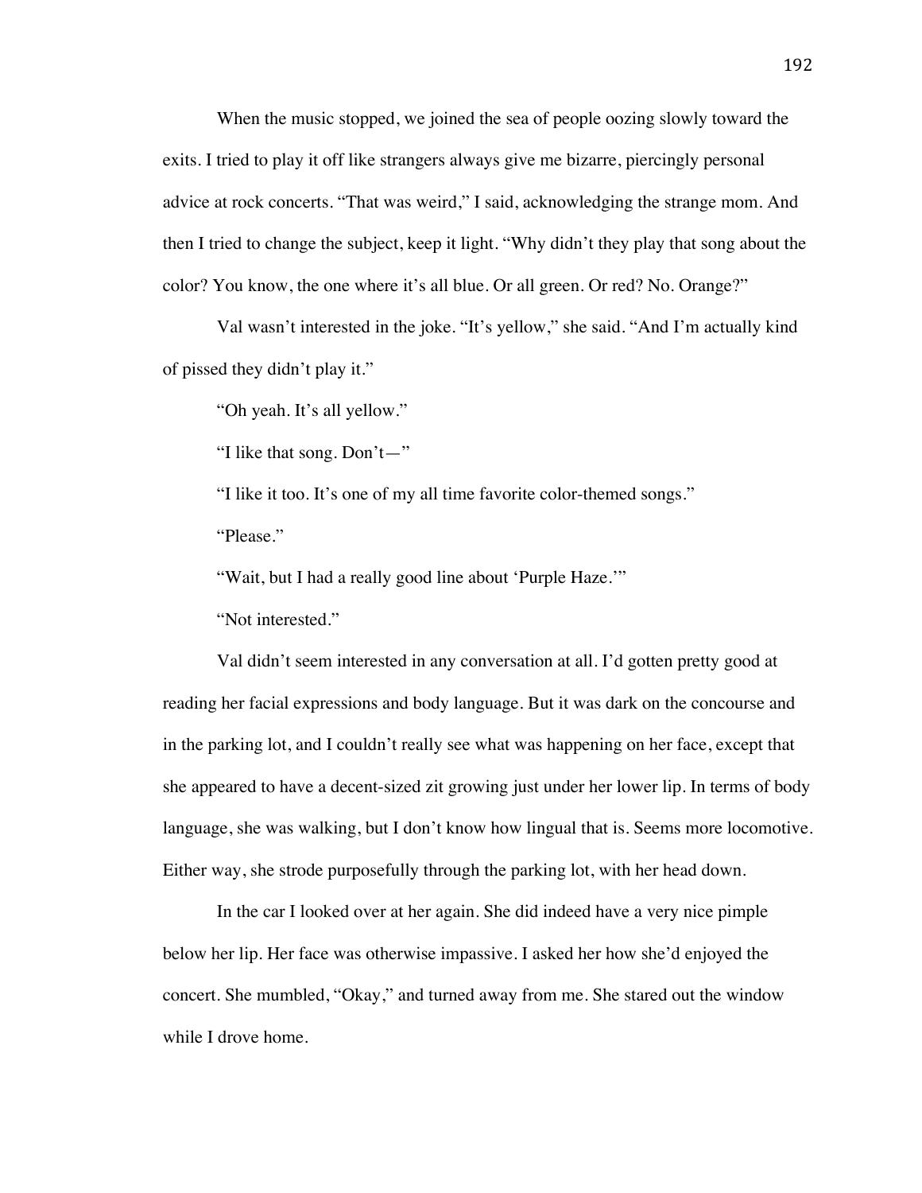When the music stopped, we joined the sea of people oozing slowly toward the exits. I tried to play it off like strangers always give me bizarre, piercingly personal advice at rock concerts. "That was weird," I said, acknowledging the strange mom. And then I tried to change the subject, keep it light. "Why didn't they play that song about the color? You know, the one where it's all blue. Or all green. Or red? No. Orange?"

Val wasn't interested in the joke. "It's yellow," she said. "And I'm actually kind of pissed they didn't play it."

"Oh yeah. It's all yellow."

"I like that song. Don't—"

"I like it too. It's one of my all time favorite color-themed songs."

"Please."

"Wait, but I had a really good line about 'Purple Haze.'"

"Not interested."

Val didn't seem interested in any conversation at all. I'd gotten pretty good at reading her facial expressions and body language. But it was dark on the concourse and in the parking lot, and I couldn't really see what was happening on her face, except that she appeared to have a decent-sized zit growing just under her lower lip. In terms of body language, she was walking, but I don't know how lingual that is. Seems more locomotive. Either way, she strode purposefully through the parking lot, with her head down.

In the car I looked over at her again. She did indeed have a very nice pimple below her lip. Her face was otherwise impassive. I asked her how she'd enjoyed the concert. She mumbled, "Okay," and turned away from me. She stared out the window while I drove home.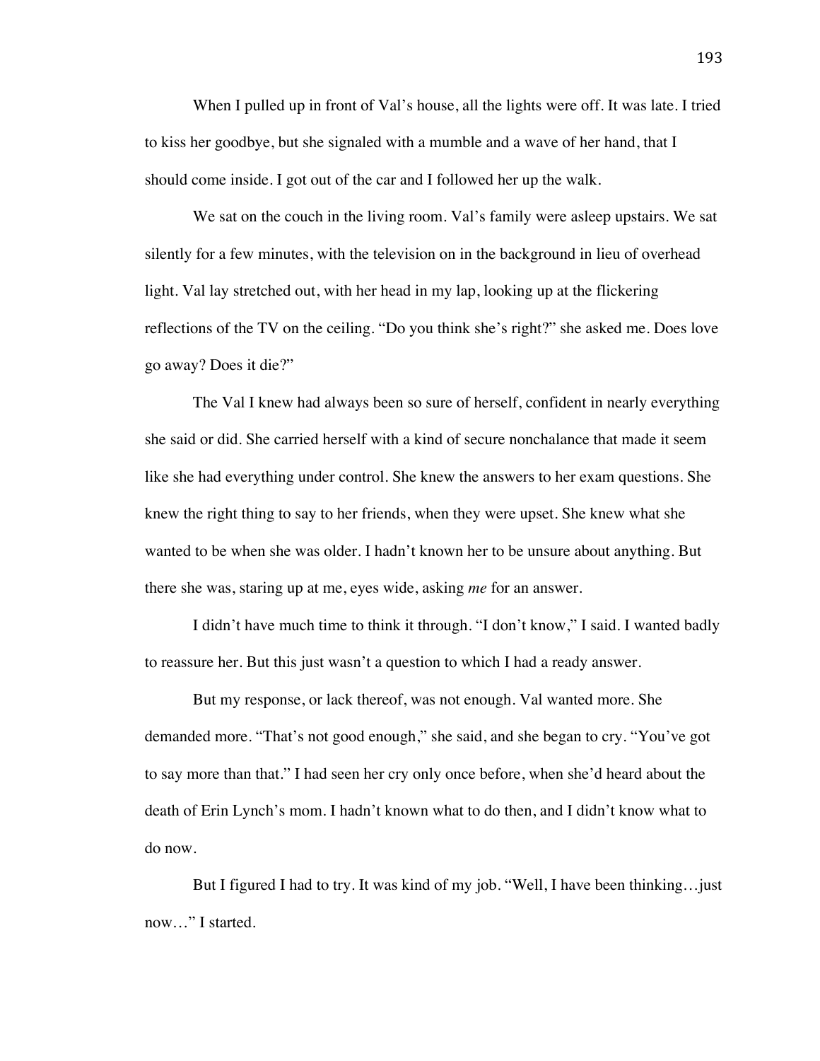When I pulled up in front of Val's house, all the lights were off. It was late. I tried to kiss her goodbye, but she signaled with a mumble and a wave of her hand, that I should come inside. I got out of the car and I followed her up the walk.

We sat on the couch in the living room. Val's family were asleep upstairs. We sat silently for a few minutes, with the television on in the background in lieu of overhead light. Val lay stretched out, with her head in my lap, looking up at the flickering reflections of the TV on the ceiling. "Do you think she's right?" she asked me. Does love go away? Does it die?"

The Val I knew had always been so sure of herself, confident in nearly everything she said or did. She carried herself with a kind of secure nonchalance that made it seem like she had everything under control. She knew the answers to her exam questions. She knew the right thing to say to her friends, when they were upset. She knew what she wanted to be when she was older. I hadn't known her to be unsure about anything. But there she was, staring up at me, eyes wide, asking *me* for an answer.

I didn't have much time to think it through. "I don't know," I said. I wanted badly to reassure her. But this just wasn't a question to which I had a ready answer.

But my response, or lack thereof, was not enough. Val wanted more. She demanded more. "That's not good enough," she said, and she began to cry. "You've got to say more than that." I had seen her cry only once before, when she'd heard about the death of Erin Lynch's mom. I hadn't known what to do then, and I didn't know what to do now.

But I figured I had to try. It was kind of my job. "Well, I have been thinking…just now…" I started.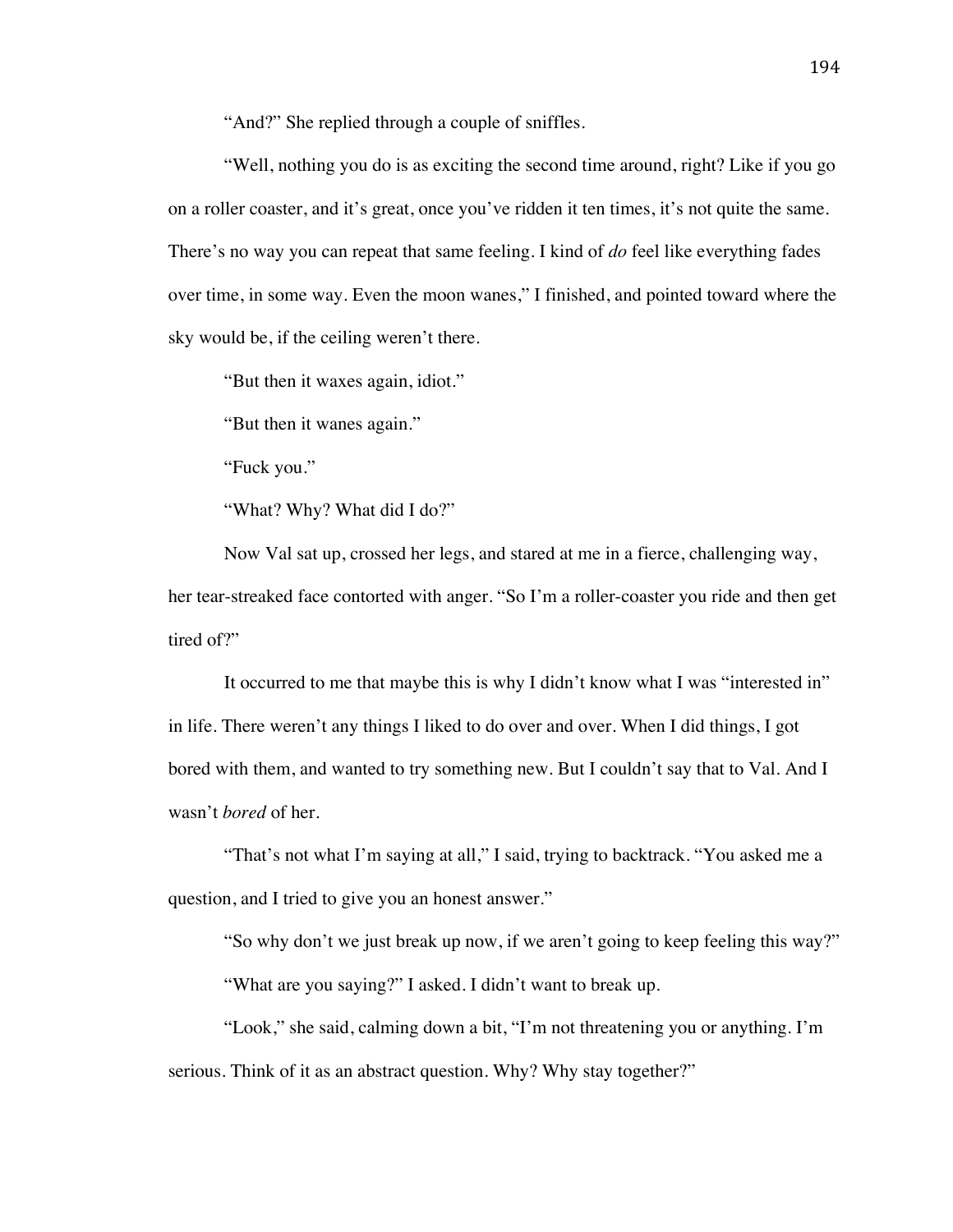"And?" She replied through a couple of sniffles.

"Well, nothing you do is as exciting the second time around, right? Like if you go on a roller coaster, and it's great, once you've ridden it ten times, it's not quite the same. There's no way you can repeat that same feeling. I kind of *do* feel like everything fades over time, in some way. Even the moon wanes," I finished, and pointed toward where the sky would be, if the ceiling weren't there.

"But then it waxes again, idiot."

"But then it wanes again."

"Fuck you."

"What? Why? What did I do?"

Now Val sat up, crossed her legs, and stared at me in a fierce, challenging way, her tear-streaked face contorted with anger. "So I'm a roller-coaster you ride and then get tired of?"

It occurred to me that maybe this is why I didn't know what I was "interested in" in life. There weren't any things I liked to do over and over. When I did things, I got bored with them, and wanted to try something new. But I couldn't say that to Val. And I wasn't *bored* of her.

"That's not what I'm saying at all," I said, trying to backtrack. "You asked me a question, and I tried to give you an honest answer."

"So why don't we just break up now, if we aren't going to keep feeling this way?"

"What are you saying?" I asked. I didn't want to break up.

"Look," she said, calming down a bit, "I'm not threatening you or anything. I'm serious. Think of it as an abstract question. Why? Why stay together?"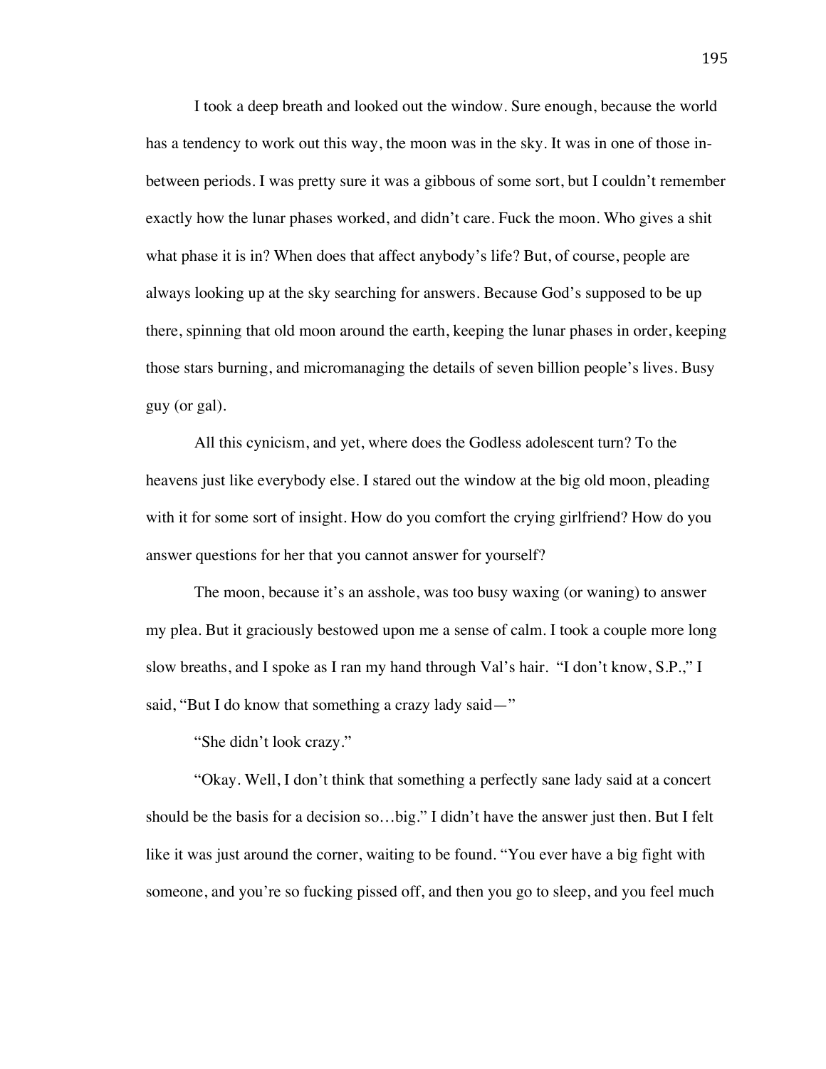I took a deep breath and looked out the window. Sure enough, because the world has a tendency to work out this way, the moon was in the sky. It was in one of those in-between periods. I was pretty sure it was a gibbous of some sort, but I couldn't remember exactly how the lunar phases worked, and didn't care. Fuck the moon. Who gives a shit what phase it is in? When does that affect anybody's life? But, of course, people are always looking up at the sky searching for answers. Because God's supposed to be up there, spinning that old moon around the earth, keeping the lunar phases in order, keeping those stars burning, and micromanaging the details of seven billion people's lives. Busy guy (or gal).

All this cynicism, and yet, where does the Godless adolescent turn? To the heavens just like everybody else. I stared out the window at the big old moon, pleading with it for some sort of insight. How do you comfort the crying girlfriend? How do you answer questions for her that you cannot answer for yourself?

The moon, because it's an asshole, was too busy waxing (or waning) to answer my plea. But it graciously bestowed upon me a sense of calm. I took a couple more long slow breaths, and I spoke as I ran my hand through Val's hair. "I don't know, S.P.," I said, "But I do know that something a crazy lady said—"

"She didn't look crazy."

"Okay. Well, I don't think that something a perfectly sane lady said at a concert should be the basis for a decision so…big." I didn't have the answer just then. But I felt like it was just around the corner, waiting to be found. "You ever have a big fight with someone, and you're so fucking pissed off, and then you go to sleep, and you feel much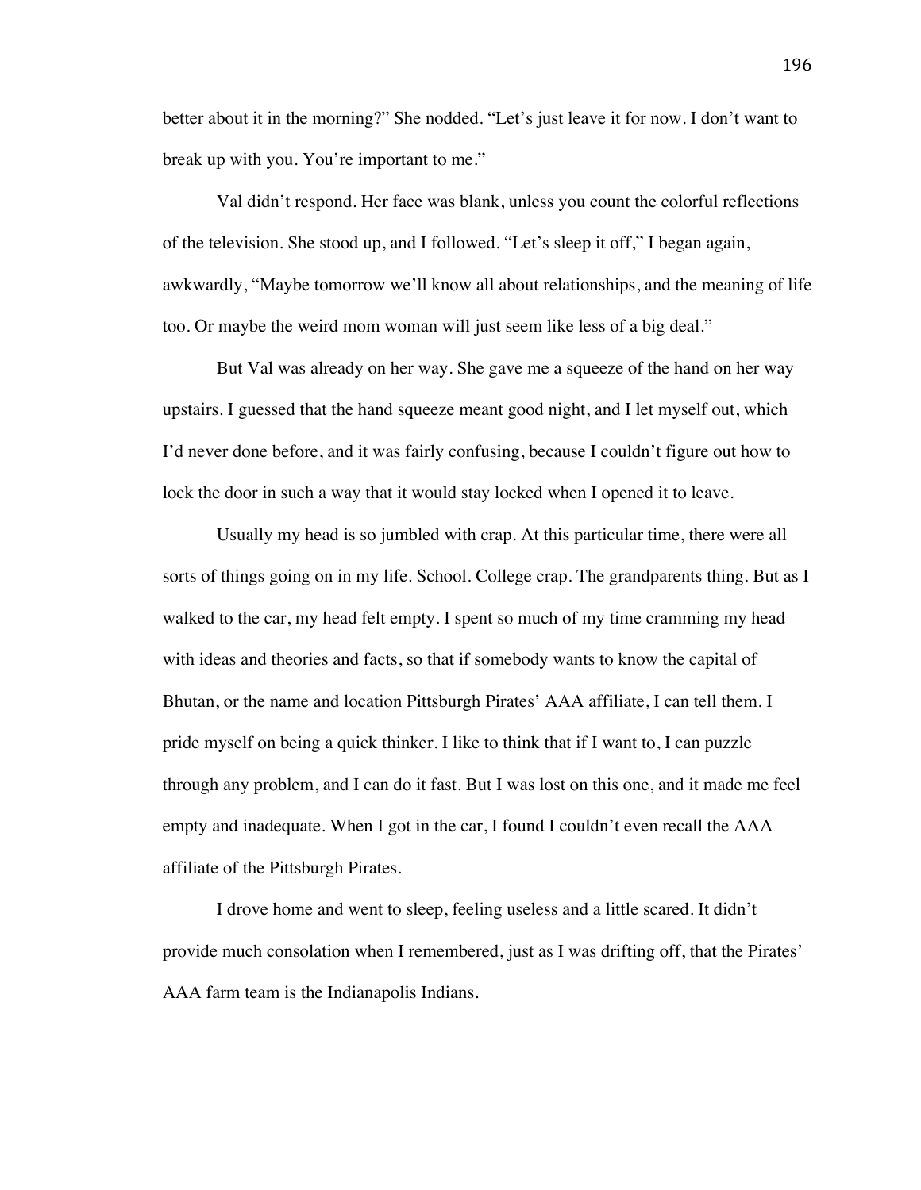better about it in the morning?" She nodded. "Let's just leave it for now. I don't want to break up with you. You're important to me."

Val didn't respond. Her face was blank, unless you count the colorful reflections of the television. She stood up, and I followed. "Let's sleep it off," I began again, awkwardly, "Maybe tomorrow we'll know all about relationships, and the meaning of life too. Or maybe the weird mom woman will just seem like less of a big deal."

But Val was already on her way. She gave me a squeeze of the hand on her way upstairs. I guessed that the hand squeeze meant good night, and I let myself out, which I'd never done before, and it was fairly confusing, because I couldn't figure out how to lock the door in such a way that it would stay locked when I opened it to leave.

Usually my head is so jumbled with crap. At this particular time, there were all sorts of things going on in my life. School. College crap. The grandparents thing. But as I walked to the car, my head felt empty. I spent so much of my time cramming my head with ideas and theories and facts, so that if somebody wants to know the capital of Bhutan, or the name and location Pittsburgh Pirates' AAA affiliate, I can tell them. I pride myself on being a quick thinker. I like to think that if I want to, I can puzzle through any problem, and I can do it fast. But I was lost on this one, and it made me feel empty and inadequate. When I got in the car, I found I couldn't even recall the AAA affiliate of the Pittsburgh Pirates.

I drove home and went to sleep, feeling useless and a little scared. It didn't provide much consolation when I remembered, just as I was drifting off, that the Pirates' AAA farm team is the Indianapolis Indians.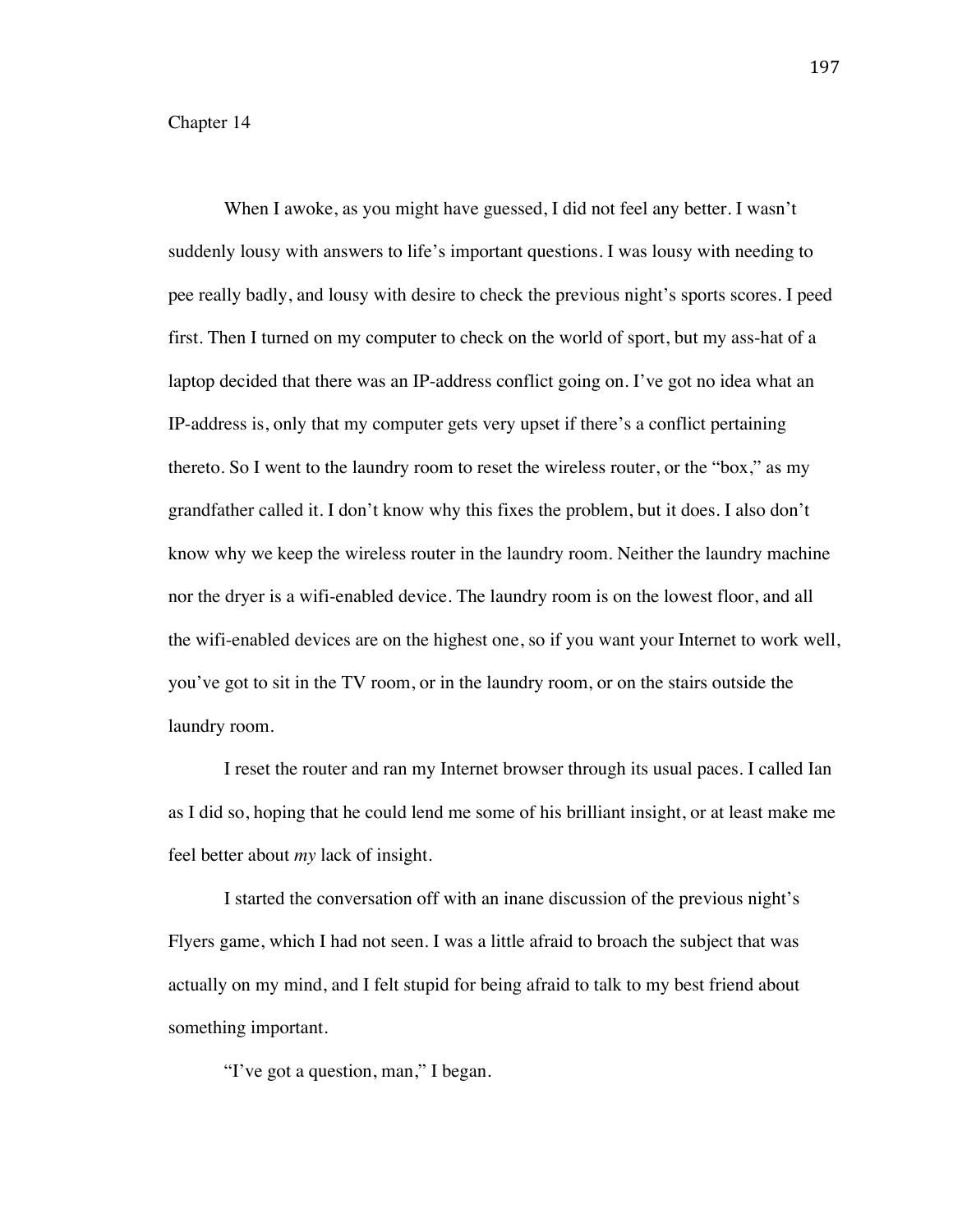Chapter 14

When I awoke, as you might have guessed, I did not feel any better. I wasn't suddenly lousy with answers to life's important questions. I was lousy with needing to pee really badly, and lousy with desire to check the previous night's sports scores. I peed first. Then I turned on my computer to check on the world of sport, but my ass-hat of a laptop decided that there was an IP-address conflict going on. I've got no idea what an IP-address is, only that my computer gets very upset if there's a conflict pertaining thereto. So I went to the laundry room to reset the wireless router, or the "box," as my grandfather called it. I don't know why this fixes the problem, but it does. I also don't know why we keep the wireless router in the laundry room. Neither the laundry machine nor the dryer is a wifi-enabled device. The laundry room is on the lowest floor, and all the wifi-enabled devices are on the highest one, so if you want your Internet to work well, you've got to sit in the TV room, or in the laundry room, or on the stairs outside the laundry room.

I reset the router and ran my Internet browser through its usual paces. I called Ian as I did so, hoping that he could lend me some of his brilliant insight, or at least make me feel better about *my* lack of insight.

I started the conversation off with an inane discussion of the previous night's Flyers game, which I had not seen. I was a little afraid to broach the subject that was actually on my mind, and I felt stupid for being afraid to talk to my best friend about something important.

"I've got a question, man," I began.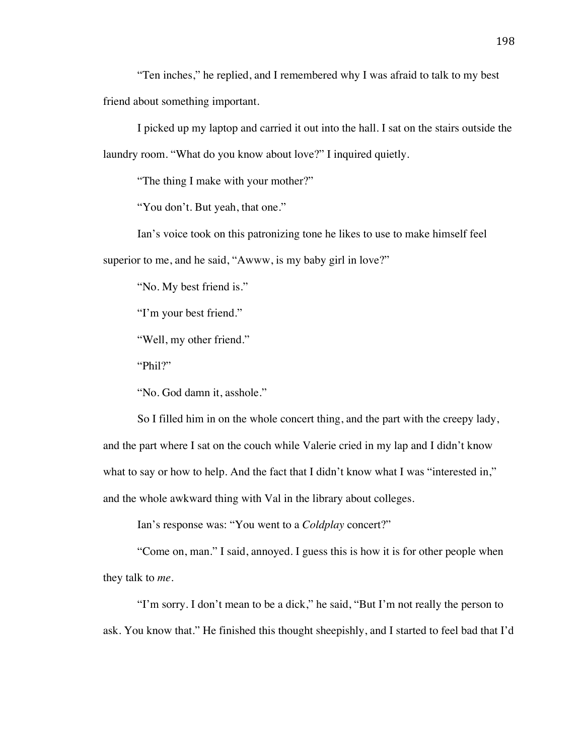"Ten inches," he replied, and I remembered why I was afraid to talk to my best friend about something important.

I picked up my laptop and carried it out into the hall. I sat on the stairs outside the laundry room. "What do you know about love?" I inquired quietly.

"The thing I make with your mother?"

"You don't. But yeah, that one."

Ian's voice took on this patronizing tone he likes to use to make himself feel superior to me, and he said, "Awww, is my baby girl in love?"

"No. My best friend is."

"I'm your best friend."

"Well, my other friend."

"Phil?"

"No. God damn it, asshole."

So I filled him in on the whole concert thing, and the part with the creepy lady, and the part where I sat on the couch while Valerie cried in my lap and I didn't know what to say or how to help. And the fact that I didn't know what I was "interested in," and the whole awkward thing with Val in the library about colleges.

Ian's response was: "You went to a *Coldplay* concert?"

"Come on, man." I said, annoyed. I guess this is how it is for other people when they talk to *me*.

"I'm sorry. I don't mean to be a dick," he said, "But I'm not really the person to ask. You know that." He finished this thought sheepishly, and I started to feel bad that I'd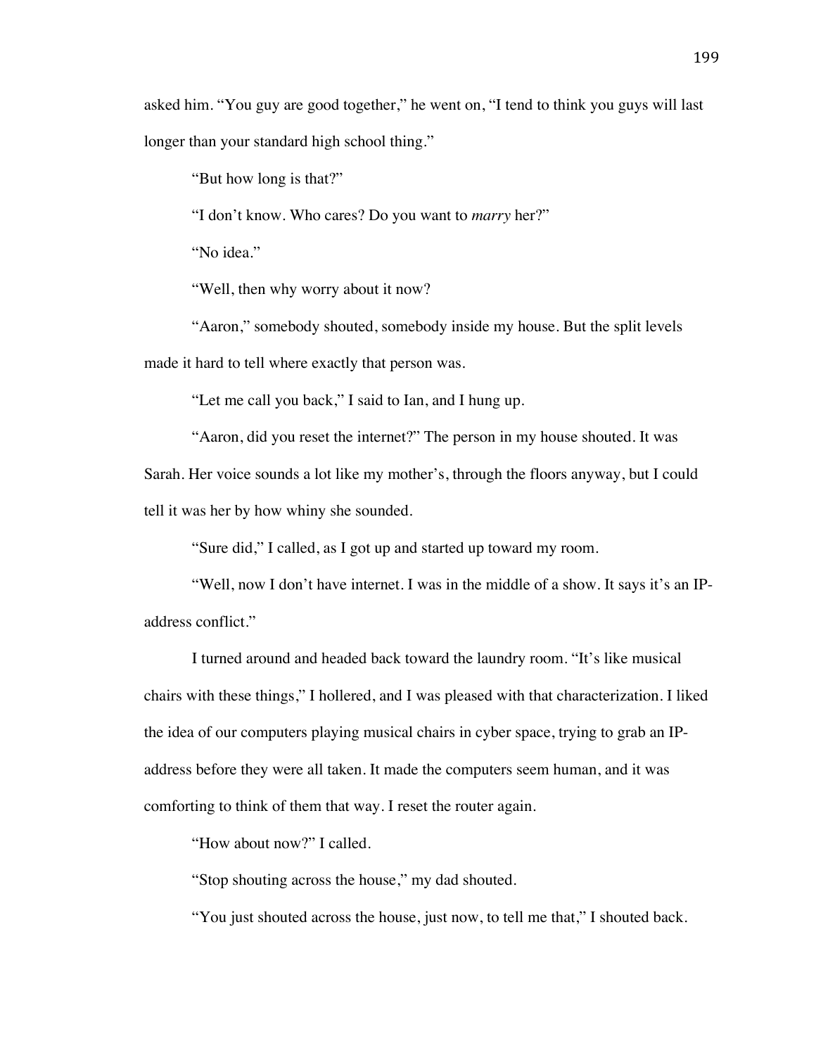asked him. "You guy are good together," he went on, "I tend to think you guys will last longer than your standard high school thing."

"But how long is that?"

"I don't know. Who cares? Do you want to *marry* her?"

"No idea."

"Well, then why worry about it now?

"Aaron," somebody shouted, somebody inside my house. But the split levels made it hard to tell where exactly that person was.

"Let me call you back," I said to Ian, and I hung up.

"Aaron, did you reset the internet?" The person in my house shouted. It was Sarah. Her voice sounds a lot like my mother's, through the floors anyway, but I could tell it was her by how whiny she sounded.

"Sure did," I called, as I got up and started up toward my room.

"Well, now I don't have internet. I was in the middle of a show. It says it's an IP-address conflict."

I turned around and headed back toward the laundry room. "It's like musical chairs with these things," I hollered, and I was pleased with that characterization. I liked the idea of our computers playing musical chairs in cyber space, trying to grab an IP-address before they were all taken. It made the computers seem human, and it was comforting to think of them that way. I reset the router again.

"How about now?" I called.

"Stop shouting across the house," my dad shouted.

"You just shouted across the house, just now, to tell me that," I shouted back.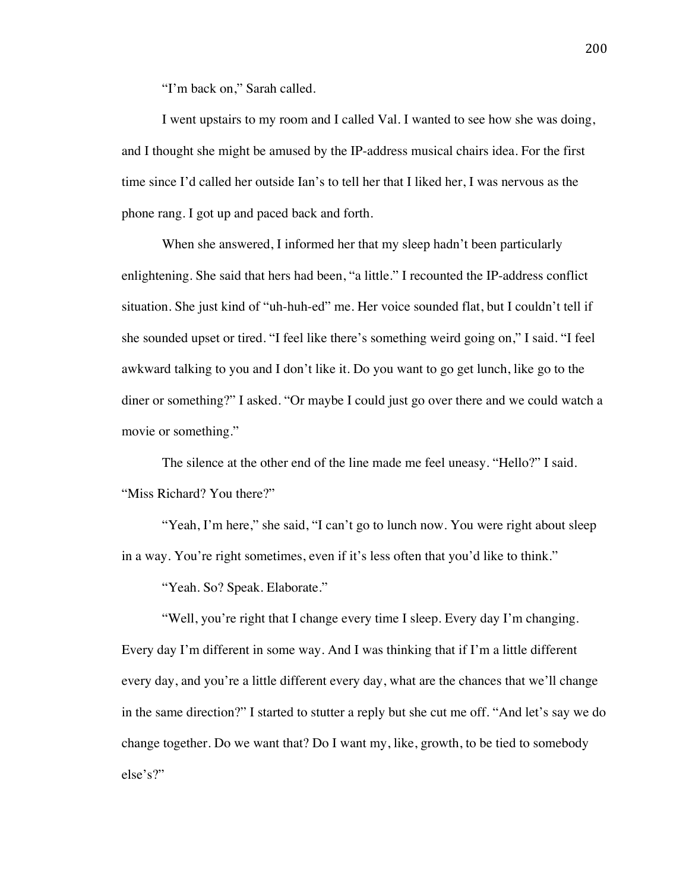"I'm back on," Sarah called.

I went upstairs to my room and I called Val. I wanted to see how she was doing, and I thought she might be amused by the IP-address musical chairs idea. For the first time since I'd called her outside Ian's to tell her that I liked her, I was nervous as the phone rang. I got up and paced back and forth.

When she answered, I informed her that my sleep hadn't been particularly enlightening. She said that hers had been, "a little." I recounted the IP-address conflict situation. She just kind of "uh-huh-ed" me. Her voice sounded flat, but I couldn't tell if she sounded upset or tired. "I feel like there's something weird going on," I said. "I feel awkward talking to you and I don't like it. Do you want to go get lunch, like go to the diner or something?" I asked. "Or maybe I could just go over there and we could watch a movie or something."

The silence at the other end of the line made me feel uneasy. "Hello?" I said. "Miss Richard? You there?"

"Yeah, I'm here," she said, "I can't go to lunch now. You were right about sleep in a way. You're right sometimes, even if it's less often that you'd like to think."

"Yeah. So? Speak. Elaborate."

"Well, you're right that I change every time I sleep. Every day I'm changing. Every day I'm different in some way. And I was thinking that if I'm a little different every day, and you're a little different every day, what are the chances that we'll change in the same direction?" I started to stutter a reply but she cut me off. "And let's say we do change together. Do we want that? Do I want my, like, growth, to be tied to somebody else's?"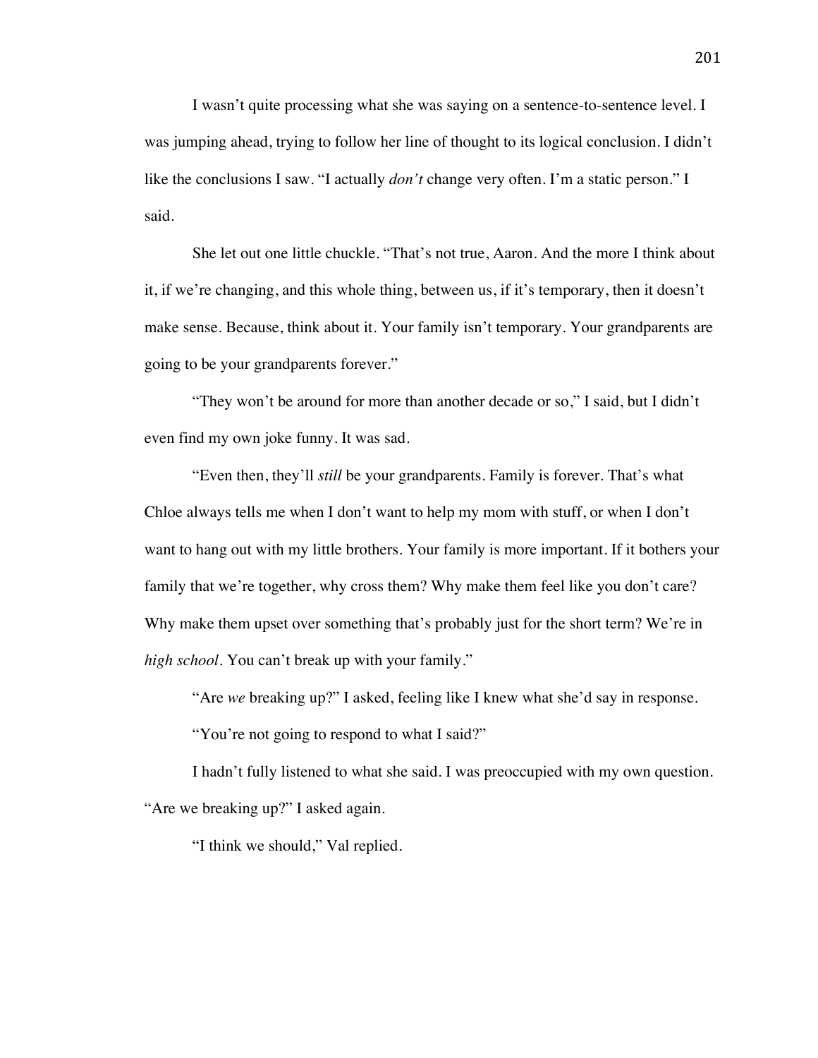I wasn't quite processing what she was saying on a sentence-to-sentence level. I was jumping ahead, trying to follow her line of thought to its logical conclusion. I didn't like the conclusions I saw. "I actually *don't* change very often. I'm a static person." I said.

She let out one little chuckle. "That's not true, Aaron. And the more I think about it, if we're changing, and this whole thing, between us, if it's temporary, then it doesn't make sense. Because, think about it. Your family isn't temporary. Your grandparents are going to be your grandparents forever."

"They won't be around for more than another decade or so," I said, but I didn't even find my own joke funny. It was sad.

"Even then, they'll *still* be your grandparents. Family is forever. That's what Chloe always tells me when I don't want to help my mom with stuff, or when I don't want to hang out with my little brothers. Your family is more important. If it bothers your family that we're together, why cross them? Why make them feel like you don't care? Why make them upset over something that's probably just for the short term? We're in *high school*. You can't break up with your family."

"Are *we* breaking up?" I asked, feeling like I knew what she'd say in response.

"You're not going to respond to what I said?"

I hadn't fully listened to what she said. I was preoccupied with my own question. "Are we breaking up?" I asked again.

"I think we should," Val replied.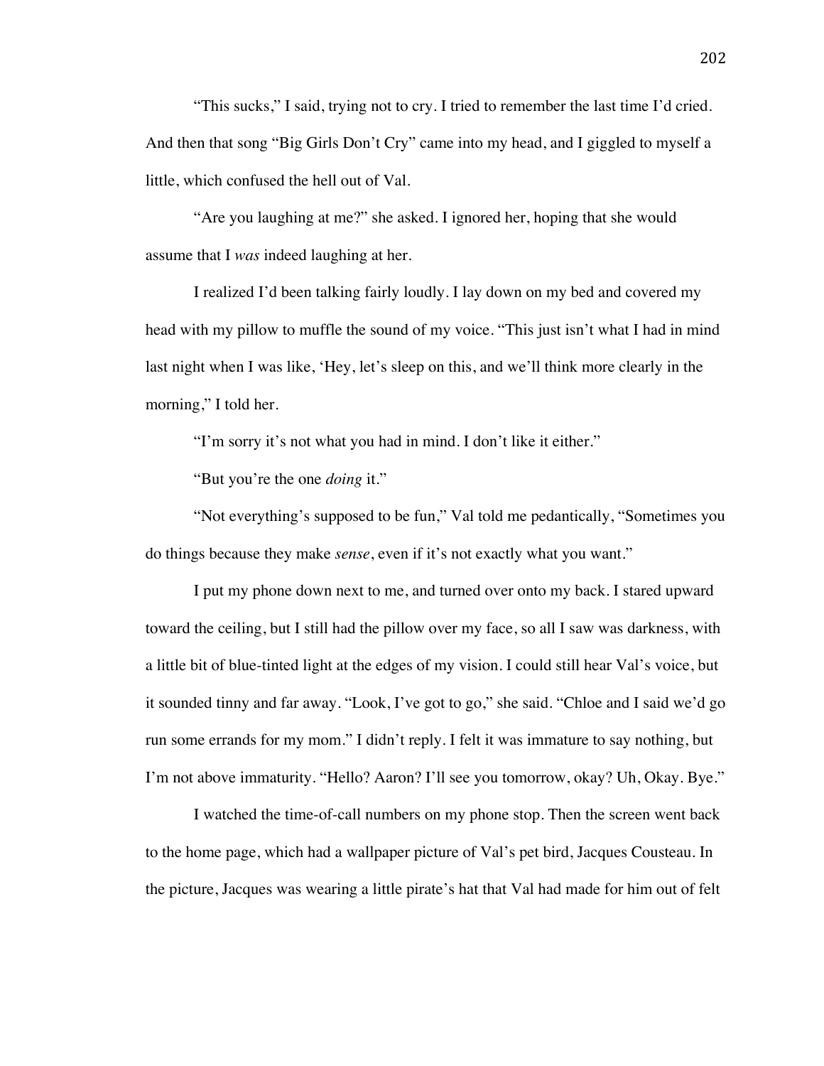"This sucks," I said, trying not to cry. I tried to remember the last time I'd cried. And then that song "Big Girls Don't Cry" came into my head, and I giggled to myself a little, which confused the hell out of Val.

"Are you laughing at me?" she asked. I ignored her, hoping that she would assume that I *was* indeed laughing at her.

I realized I'd been talking fairly loudly. I lay down on my bed and covered my head with my pillow to muffle the sound of my voice. "This just isn't what I had in mind last night when I was like, 'Hey, let's sleep on this, and we'll think more clearly in the morning," I told her.

"I'm sorry it's not what you had in mind. I don't like it either."

"But you're the one *doing* it."

"Not everything's supposed to be fun," Val told me pedantically, "Sometimes you do things because they make *sense*, even if it's not exactly what you want."

I put my phone down next to me, and turned over onto my back. I stared upward toward the ceiling, but I still had the pillow over my face, so all I saw was darkness, with a little bit of blue-tinted light at the edges of my vision. I could still hear Val's voice, but it sounded tinny and far away. "Look, I've got to go," she said. "Chloe and I said we'd go run some errands for my mom." I didn't reply. I felt it was immature to say nothing, but I'm not above immaturity. "Hello? Aaron? I'll see you tomorrow, okay? Uh, Okay. Bye."

I watched the time-of-call numbers on my phone stop. Then the screen went back to the home page, which had a wallpaper picture of Val's pet bird, Jacques Cousteau. In the picture, Jacques was wearing a little pirate's hat that Val had made for him out of felt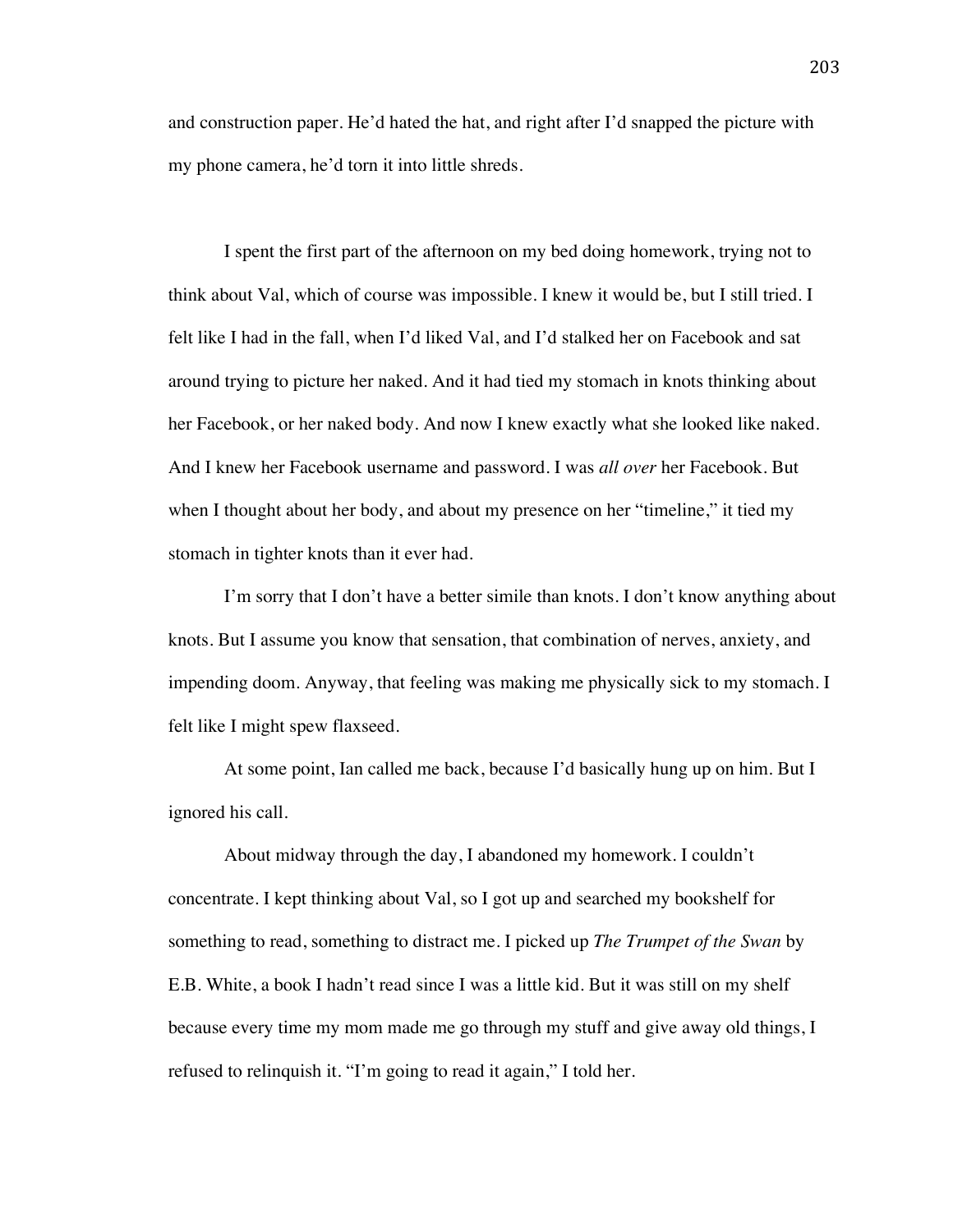and construction paper. He'd hated the hat, and right after I'd snapped the picture with my phone camera, he'd torn it into little shreds.

I spent the first part of the afternoon on my bed doing homework, trying not to think about Val, which of course was impossible. I knew it would be, but I still tried. I felt like I had in the fall, when I'd liked Val, and I'd stalked her on Facebook and sat around trying to picture her naked. And it had tied my stomach in knots thinking about her Facebook, or her naked body. And now I knew exactly what she looked like naked. And I knew her Facebook username and password. I was *all over* her Facebook. But when I thought about her body, and about my presence on her "timeline," it tied my stomach in tighter knots than it ever had.

I'm sorry that I don't have a better simile than knots. I don't know anything about knots. But I assume you know that sensation, that combination of nerves, anxiety, and impending doom. Anyway, that feeling was making me physically sick to my stomach. I felt like I might spew flaxseed.

At some point, Ian called me back, because I'd basically hung up on him. But I ignored his call.

About midway through the day, I abandoned my homework. I couldn't concentrate. I kept thinking about Val, so I got up and searched my bookshelf for something to read, something to distract me. I picked up *The Trumpet of the Swan* by E.B. White, a book I hadn't read since I was a little kid. But it was still on my shelf because every time my mom made me go through my stuff and give away old things, I refused to relinquish it. "I'm going to read it again," I told her.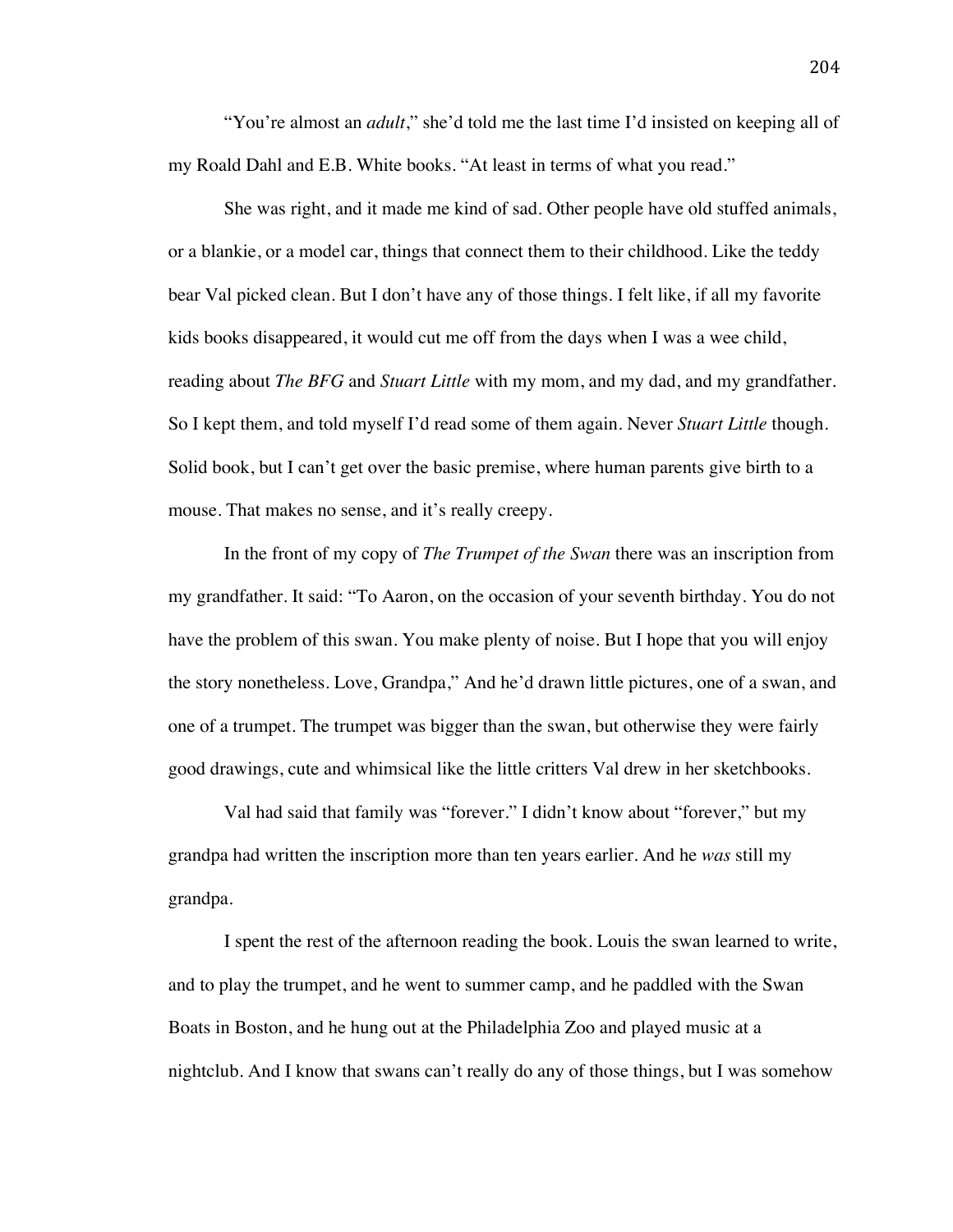"You're almost an *adult*," she'd told me the last time I'd insisted on keeping all of my Roald Dahl and E.B. White books. "At least in terms of what you read."

She was right, and it made me kind of sad. Other people have old stuffed animals, or a blankie, or a model car, things that connect them to their childhood. Like the teddy bear Val picked clean. But I don't have any of those things. I felt like, if all my favorite kids books disappeared, it would cut me off from the days when I was a wee child, reading about *The BFG* and *Stuart Little* with my mom, and my dad, and my grandfather. So I kept them, and told myself I'd read some of them again. Never *Stuart Little* though. Solid book, but I can't get over the basic premise, where human parents give birth to a mouse. That makes no sense, and it's really creepy.

In the front of my copy of *The Trumpet of the Swan* there was an inscription from my grandfather. It said: "To Aaron, on the occasion of your seventh birthday. You do not have the problem of this swan. You make plenty of noise. But I hope that you will enjoy the story nonetheless. Love, Grandpa," And he'd drawn little pictures, one of a swan, and one of a trumpet. The trumpet was bigger than the swan, but otherwise they were fairly good drawings, cute and whimsical like the little critters Val drew in her sketchbooks.

Val had said that family was "forever." I didn't know about "forever," but my grandpa had written the inscription more than ten years earlier. And he *was* still my grandpa.

I spent the rest of the afternoon reading the book. Louis the swan learned to write, and to play the trumpet, and he went to summer camp, and he paddled with the Swan Boats in Boston, and he hung out at the Philadelphia Zoo and played music at a nightclub. And I know that swans can't really do any of those things, but I was somehow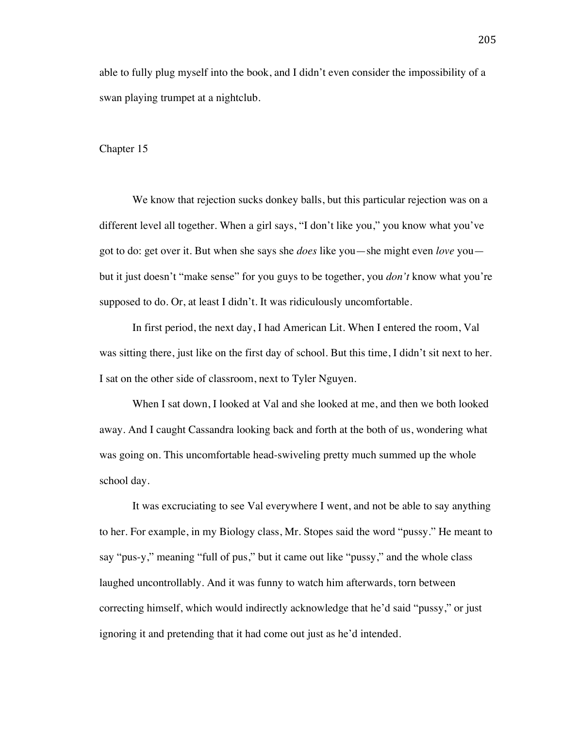able to fully plug myself into the book, and I didn't even consider the impossibility of a swan playing trumpet at a nightclub.

## Chapter 15

We know that rejection sucks donkey balls, but this particular rejection was on a different level all together. When a girl says, "I don't like you," you know what you've got to do: get over it. But when she says she *does* like you—she might even *love* you—but it just doesn't "make sense" for you guys to be together, you *don't* know what you're supposed to do. Or, at least I didn't. It was ridiculously uncomfortable.

In first period, the next day, I had American Lit. When I entered the room, Val was sitting there, just like on the first day of school. But this time, I didn't sit next to her. I sat on the other side of classroom, next to Tyler Nguyen.

When I sat down, I looked at Val and she looked at me, and then we both looked away. And I caught Cassandra looking back and forth at the both of us, wondering what was going on. This uncomfortable head-swiveling pretty much summed up the whole school day.

It was excruciating to see Val everywhere I went, and not be able to say anything to her. For example, in my Biology class, Mr. Stopes said the word "pussy." He meant to say "pus-y," meaning "full of pus," but it came out like "pussy," and the whole class laughed uncontrollably. And it was funny to watch him afterwards, torn between correcting himself, which would indirectly acknowledge that he'd said "pussy," or just ignoring it and pretending that it had come out just as he'd intended.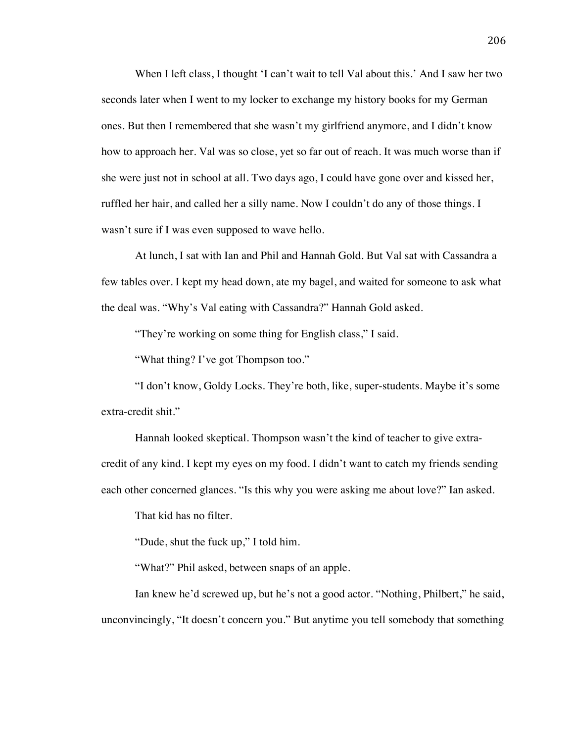When I left class, I thought 'I can't wait to tell Val about this.' And I saw her two seconds later when I went to my locker to exchange my history books for my German ones. But then I remembered that she wasn't my girlfriend anymore, and I didn't know how to approach her. Val was so close, yet so far out of reach. It was much worse than if she were just not in school at all. Two days ago, I could have gone over and kissed her, ruffled her hair, and called her a silly name. Now I couldn't do any of those things. I wasn't sure if I was even supposed to wave hello.

At lunch, I sat with Ian and Phil and Hannah Gold. But Val sat with Cassandra a few tables over. I kept my head down, ate my bagel, and waited for someone to ask what the deal was. "Why's Val eating with Cassandra?" Hannah Gold asked.

"They're working on some thing for English class," I said.

"What thing? I've got Thompson too."

"I don't know, Goldy Locks. They're both, like, super-students. Maybe it's some extra-credit shit."

Hannah looked skeptical. Thompson wasn't the kind of teacher to give extra-credit of any kind. I kept my eyes on my food. I didn't want to catch my friends sending each other concerned glances. "Is this why you were asking me about love?" Ian asked.

That kid has no filter.

"Dude, shut the fuck up," I told him.

"What?" Phil asked, between snaps of an apple.

Ian knew he'd screwed up, but he's not a good actor. "Nothing, Philbert," he said, unconvincingly, "It doesn't concern you." But anytime you tell somebody that something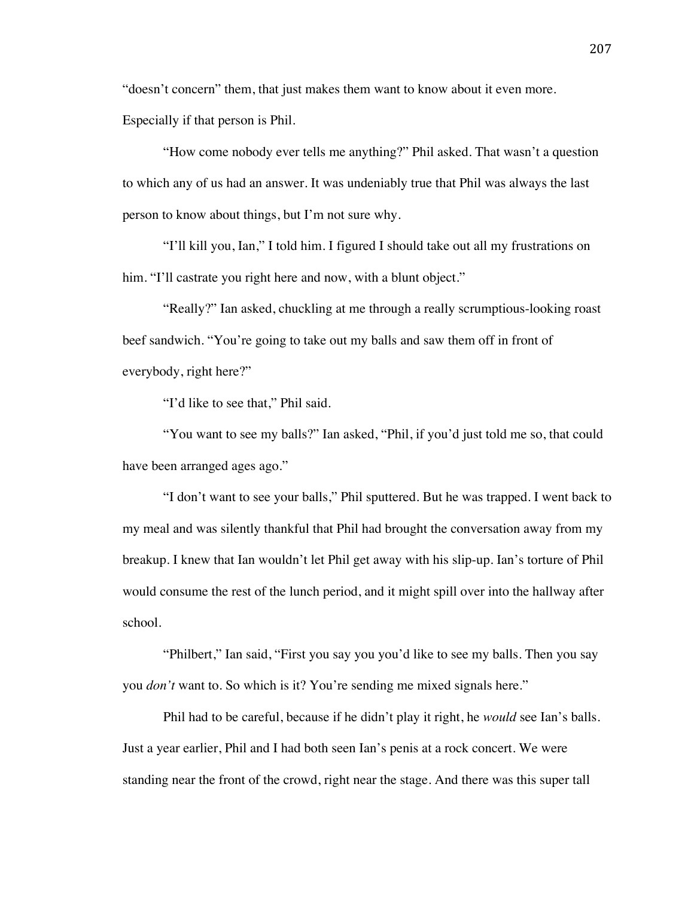"doesn't concern" them, that just makes them want to know about it even more. Especially if that person is Phil.

"How come nobody ever tells me anything?" Phil asked. That wasn't a question to which any of us had an answer. It was undeniably true that Phil was always the last person to know about things, but I'm not sure why.

"I'll kill you, Ian," I told him. I figured I should take out all my frustrations on him. "I'll castrate you right here and now, with a blunt object."

"Really?" Ian asked, chuckling at me through a really scrumptious-looking roast beef sandwich. "You're going to take out my balls and saw them off in front of everybody, right here?"

"I'd like to see that," Phil said.

"You want to see my balls?" Ian asked, "Phil, if you'd just told me so, that could have been arranged ages ago."

"I don't want to see your balls," Phil sputtered. But he was trapped. I went back to my meal and was silently thankful that Phil had brought the conversation away from my breakup. I knew that Ian wouldn't let Phil get away with his slip-up. Ian's torture of Phil would consume the rest of the lunch period, and it might spill over into the hallway after school.

"Philbert," Ian said, "First you say you you'd like to see my balls. Then you say you *don't* want to. So which is it? You're sending me mixed signals here."

Phil had to be careful, because if he didn't play it right, he *would* see Ian's balls. Just a year earlier, Phil and I had both seen Ian's penis at a rock concert. We were standing near the front of the crowd, right near the stage. And there was this super tall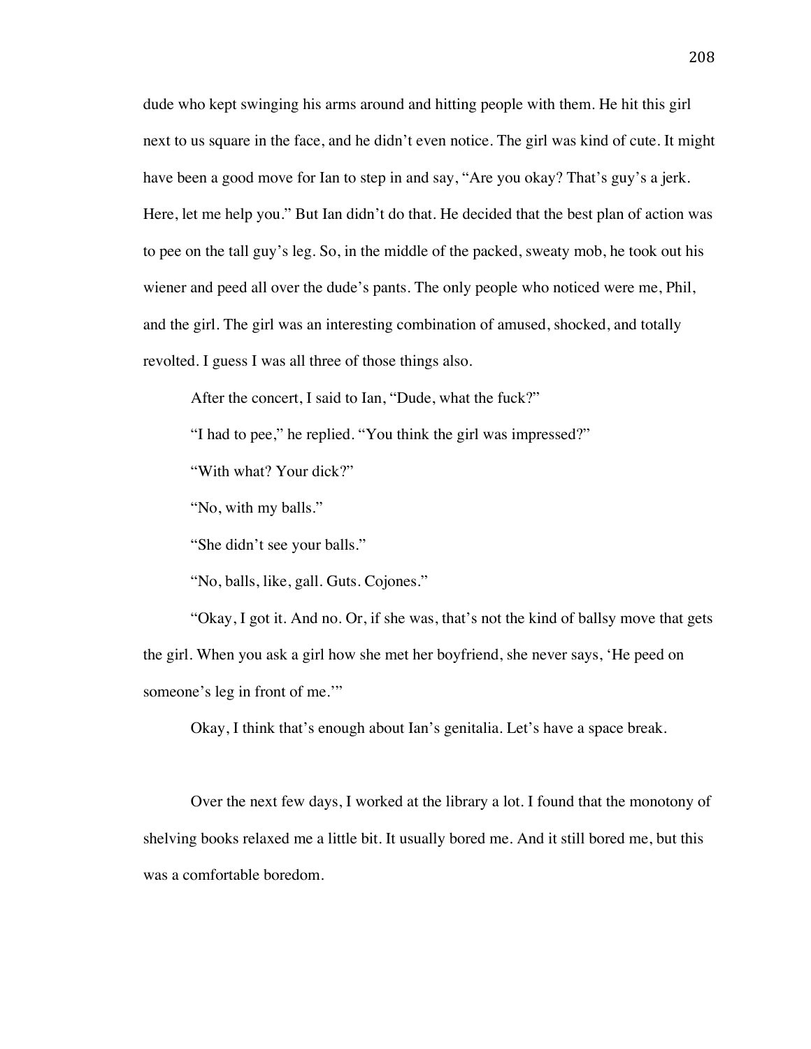dude who kept swinging his arms around and hitting people with them. He hit this girl next to us square in the face, and he didn't even notice. The girl was kind of cute. It might have been a good move for Ian to step in and say, "Are you okay? That's guy's a jerk. Here, let me help you." But Ian didn't do that. He decided that the best plan of action was to pee on the tall guy's leg. So, in the middle of the packed, sweaty mob, he took out his wiener and peed all over the dude's pants. The only people who noticed were me, Phil, and the girl. The girl was an interesting combination of amused, shocked, and totally revolted. I guess I was all three of those things also.

After the concert, I said to Ian, "Dude, what the fuck?"

"I had to pee," he replied. "You think the girl was impressed?"

"With what? Your dick?"

"No, with my balls."

"She didn't see your balls."

"No, balls, like, gall. Guts. Cojones."

"Okay, I got it. And no. Or, if she was, that's not the kind of ballsy move that gets the girl. When you ask a girl how she met her boyfriend, she never says, 'He peed on someone's leg in front of me.'"

Okay, I think that's enough about Ian's genitalia. Let's have a space break.

Over the next few days, I worked at the library a lot. I found that the monotony of shelving books relaxed me a little bit. It usually bored me. And it still bored me, but this was a comfortable boredom.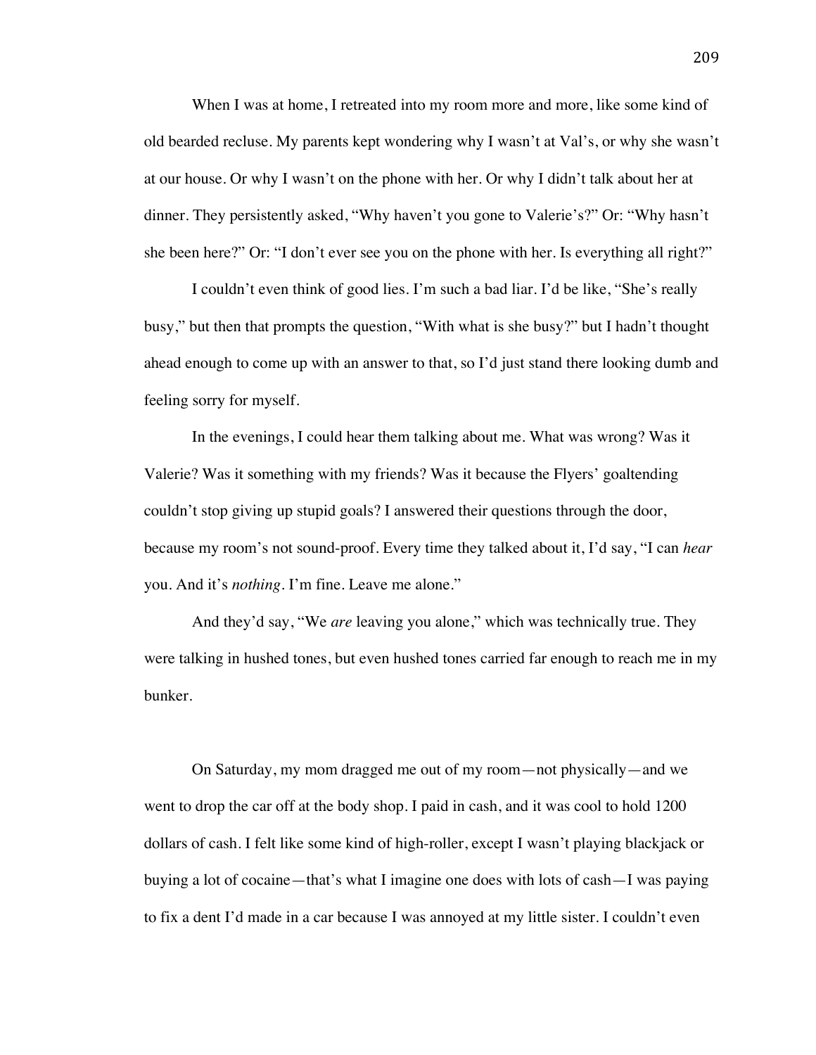When I was at home, I retreated into my room more and more, like some kind of old bearded recluse. My parents kept wondering why I wasn't at Val's, or why she wasn't at our house. Or why I wasn't on the phone with her. Or why I didn't talk about her at dinner. They persistently asked, "Why haven't you gone to Valerie's?" Or: "Why hasn't she been here?" Or: "I don't ever see you on the phone with her. Is everything all right?"

I couldn't even think of good lies. I'm such a bad liar. I'd be like, "She's really busy," but then that prompts the question, "With what is she busy?" but I hadn't thought ahead enough to come up with an answer to that, so I'd just stand there looking dumb and feeling sorry for myself.

In the evenings, I could hear them talking about me. What was wrong? Was it Valerie? Was it something with my friends? Was it because the Flyers' goaltending couldn't stop giving up stupid goals? I answered their questions through the door, because my room's not sound-proof. Every time they talked about it, I'd say, "I can *hear* you. And it's *nothing*. I'm fine. Leave me alone."

And they'd say, "We *are* leaving you alone," which was technically true. They were talking in hushed tones, but even hushed tones carried far enough to reach me in my bunker.

On Saturday, my mom dragged me out of my room—not physically—and we went to drop the car off at the body shop. I paid in cash, and it was cool to hold 1200 dollars of cash. I felt like some kind of high-roller, except I wasn't playing blackjack or buying a lot of cocaine—that's what I imagine one does with lots of cash—I was paying to fix a dent I'd made in a car because I was annoyed at my little sister. I couldn't even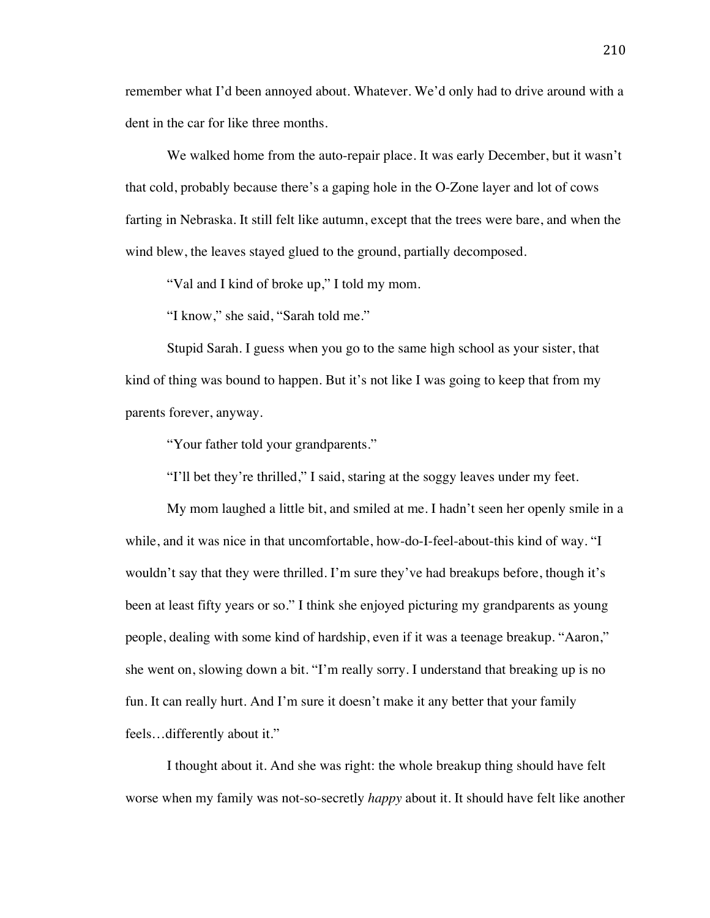remember what I'd been annoyed about. Whatever. We'd only had to drive around with a dent in the car for like three months.

We walked home from the auto-repair place. It was early December, but it wasn't that cold, probably because there's a gaping hole in the O-Zone layer and lot of cows farting in Nebraska. It still felt like autumn, except that the trees were bare, and when the wind blew, the leaves stayed glued to the ground, partially decomposed.

"Val and I kind of broke up," I told my mom.

"I know," she said, "Sarah told me."

Stupid Sarah. I guess when you go to the same high school as your sister, that kind of thing was bound to happen. But it's not like I was going to keep that from my parents forever, anyway.

"Your father told your grandparents."

"I'll bet they're thrilled," I said, staring at the soggy leaves under my feet.

My mom laughed a little bit, and smiled at me. I hadn't seen her openly smile in a while, and it was nice in that uncomfortable, how-do-I-feel-about-this kind of way. "I wouldn't say that they were thrilled. I'm sure they've had breakups before, though it's been at least fifty years or so." I think she enjoyed picturing my grandparents as young people, dealing with some kind of hardship, even if it was a teenage breakup. "Aaron," she went on, slowing down a bit. "I'm really sorry. I understand that breaking up is no fun. It can really hurt. And I'm sure it doesn't make it any better that your family feels…differently about it."

I thought about it. And she was right: the whole breakup thing should have felt worse when my family was not-so-secretly *happy* about it. It should have felt like another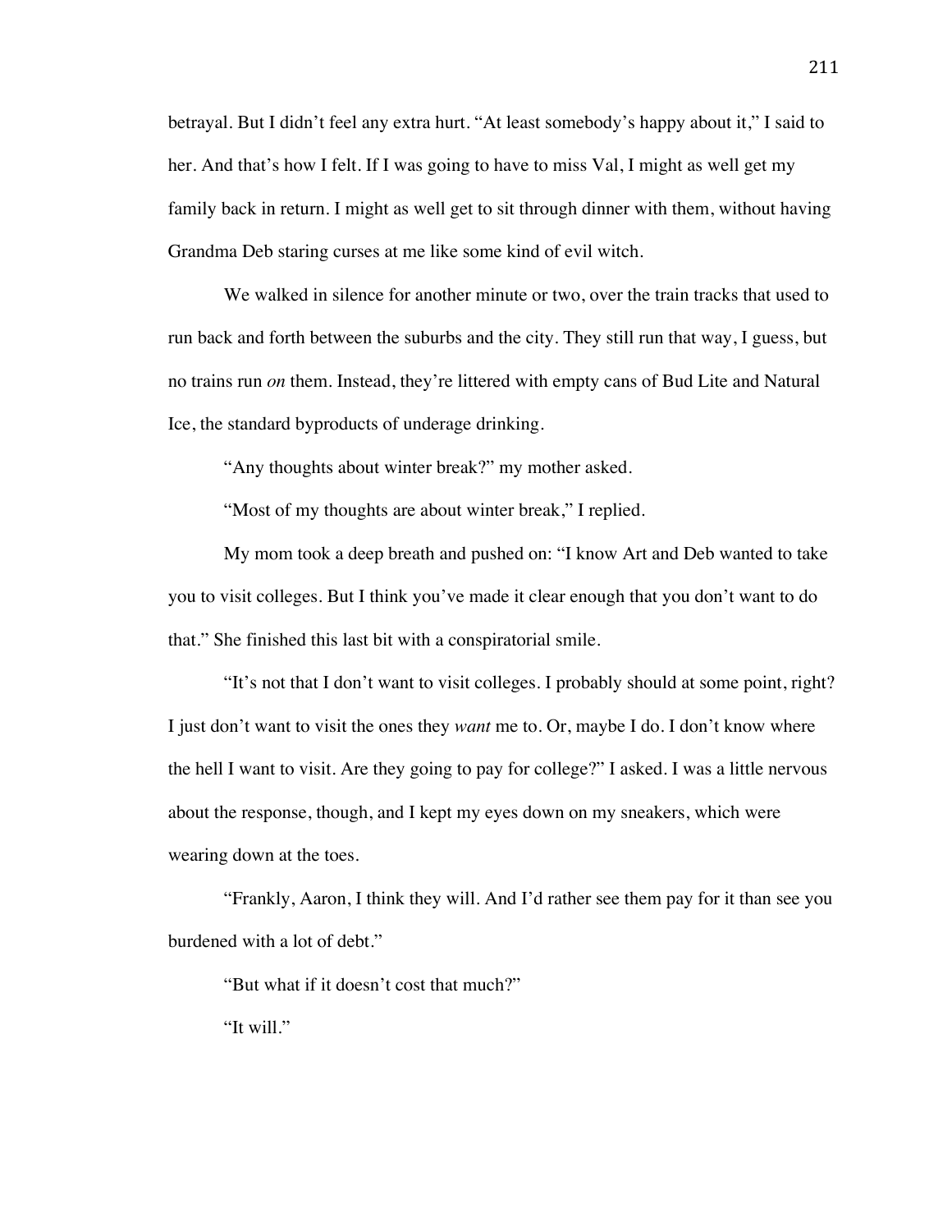betrayal. But I didn't feel any extra hurt. "At least somebody's happy about it," I said to her. And that's how I felt. If I was going to have to miss Val, I might as well get my family back in return. I might as well get to sit through dinner with them, without having Grandma Deb staring curses at me like some kind of evil witch.

We walked in silence for another minute or two, over the train tracks that used to run back and forth between the suburbs and the city. They still run that way, I guess, but no trains run *on* them. Instead, they're littered with empty cans of Bud Lite and Natural Ice, the standard byproducts of underage drinking.

"Any thoughts about winter break?" my mother asked.

"Most of my thoughts are about winter break," I replied.

My mom took a deep breath and pushed on: "I know Art and Deb wanted to take you to visit colleges. But I think you've made it clear enough that you don't want to do that." She finished this last bit with a conspiratorial smile.

"It's not that I don't want to visit colleges. I probably should at some point, right? I just don't want to visit the ones they *want* me to. Or, maybe I do. I don't know where the hell I want to visit. Are they going to pay for college?" I asked. I was a little nervous about the response, though, and I kept my eyes down on my sneakers, which were wearing down at the toes.

"Frankly, Aaron, I think they will. And I'd rather see them pay for it than see you burdened with a lot of debt."

"But what if it doesn't cost that much?"

"It will."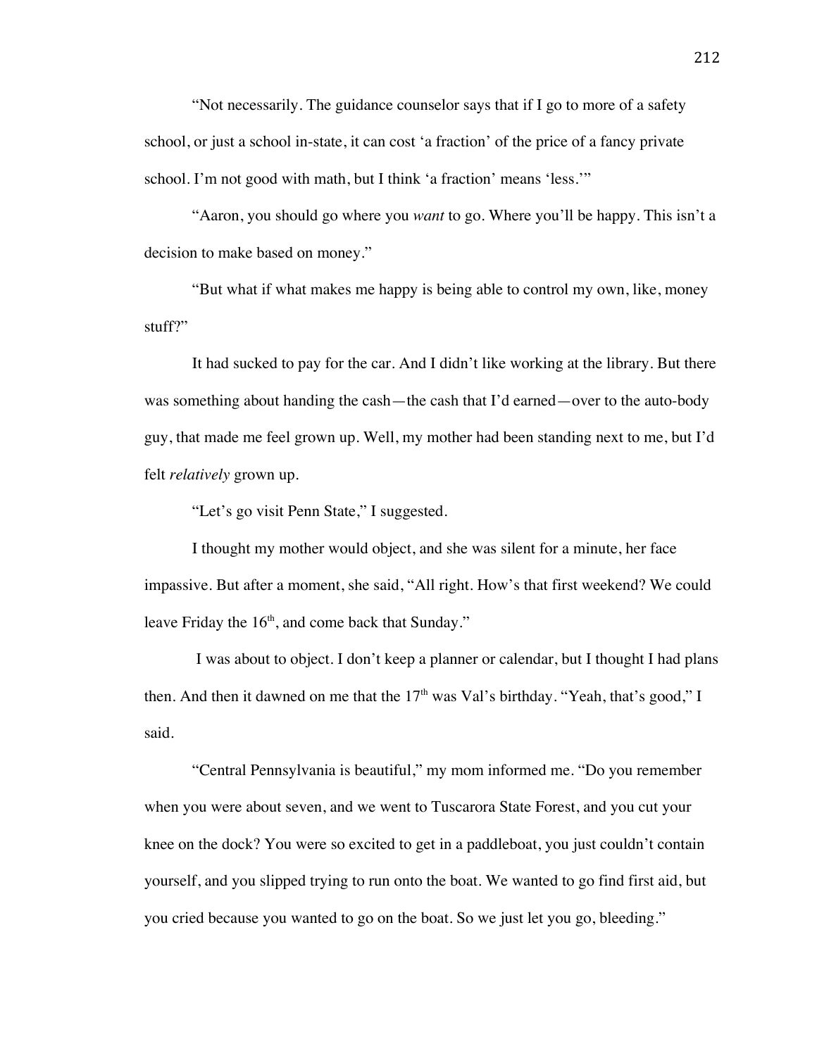"Not necessarily. The guidance counselor says that if I go to more of a safety school, or just a school in-state, it can cost 'a fraction' of the price of a fancy private school. I'm not good with math, but I think 'a fraction' means 'less.'"

"Aaron, you should go where you *want* to go. Where you'll be happy. This isn't a decision to make based on money."

"But what if what makes me happy is being able to control my own, like, money stuff?"

It had sucked to pay for the car. And I didn't like working at the library. But there was something about handing the cash—the cash that I'd earned—over to the auto-body guy, that made me feel grown up. Well, my mother had been standing next to me, but I'd felt *relatively* grown up.

"Let's go visit Penn State," I suggested.

I thought my mother would object, and she was silent for a minute, her face impassive. But after a moment, she said, "All right. How's that first weekend? We could leave Friday the 16th, and come back that Sunday."

I was about to object. I don't keep a planner or calendar, but I thought I had plans then. And then it dawned on me that the 17th was Val's birthday. "Yeah, that's good," I said.

"Central Pennsylvania is beautiful," my mom informed me. "Do you remember when you were about seven, and we went to Tuscarora State Forest, and you cut your knee on the dock? You were so excited to get in a paddleboat, you just couldn't contain yourself, and you slipped trying to run onto the boat. We wanted to go find first aid, but you cried because you wanted to go on the boat. So we just let you go, bleeding."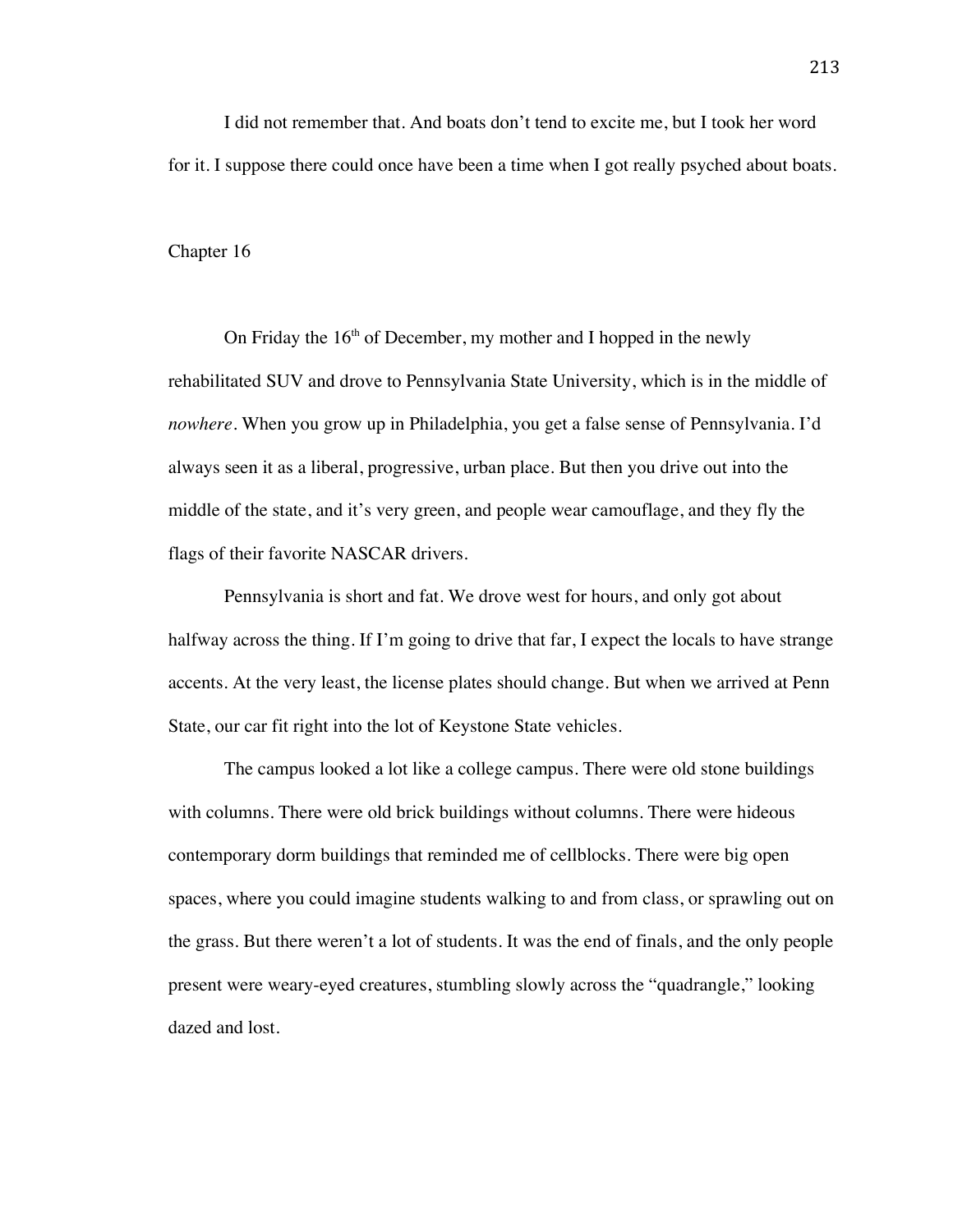I did not remember that. And boats don't tend to excite me, but I took her word for it. I suppose there could once have been a time when I got really psyched about boats.

## Chapter 16

On Friday the 16th of December, my mother and I hopped in the newly rehabilitated SUV and drove to Pennsylvania State University, which is in the middle of *nowhere*. When you grow up in Philadelphia, you get a false sense of Pennsylvania. I'd always seen it as a liberal, progressive, urban place. But then you drive out into the middle of the state, and it's very green, and people wear camouflage, and they fly the flags of their favorite NASCAR drivers.

Pennsylvania is short and fat. We drove west for hours, and only got about halfway across the thing. If I'm going to drive that far, I expect the locals to have strange accents. At the very least, the license plates should change. But when we arrived at Penn State, our car fit right into the lot of Keystone State vehicles.

The campus looked a lot like a college campus. There were old stone buildings with columns. There were old brick buildings without columns. There were hideous contemporary dorm buildings that reminded me of cellblocks. There were big open spaces, where you could imagine students walking to and from class, or sprawling out on the grass. But there weren't a lot of students. It was the end of finals, and the only people present were weary-eyed creatures, stumbling slowly across the "quadrangle," looking dazed and lost.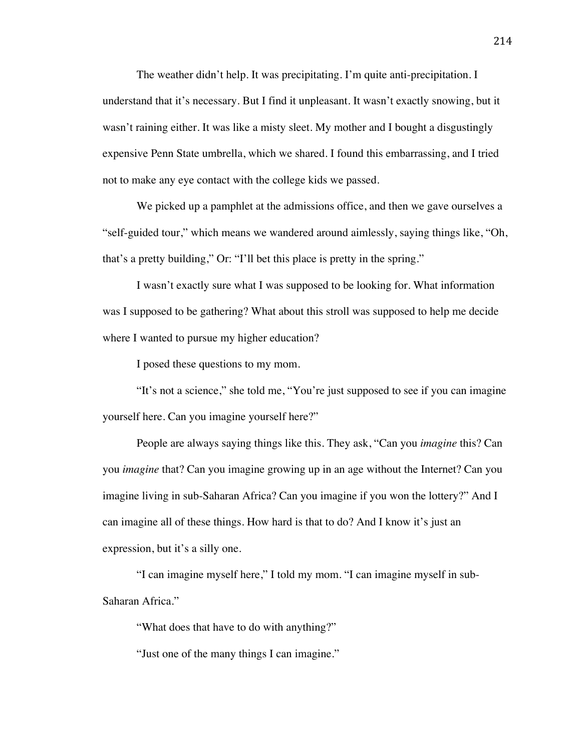The weather didn't help. It was precipitating. I'm quite anti-precipitation. I understand that it's necessary. But I find it unpleasant. It wasn't exactly snowing, but it wasn't raining either. It was like a misty sleet. My mother and I bought a disgustingly expensive Penn State umbrella, which we shared. I found this embarrassing, and I tried not to make any eye contact with the college kids we passed.

We picked up a pamphlet at the admissions office, and then we gave ourselves a "self-guided tour," which means we wandered around aimlessly, saying things like, "Oh, that's a pretty building," Or: "I'll bet this place is pretty in the spring."

I wasn't exactly sure what I was supposed to be looking for. What information was I supposed to be gathering? What about this stroll was supposed to help me decide where I wanted to pursue my higher education?

I posed these questions to my mom.

"It's not a science," she told me, "You're just supposed to see if you can imagine yourself here. Can you imagine yourself here?"

People are always saying things like this. They ask, "Can you *imagine* this? Can you *imagine* that? Can you imagine growing up in an age without the Internet? Can you imagine living in sub-Saharan Africa? Can you imagine if you won the lottery?" And I can imagine all of these things. How hard is that to do? And I know it's just an expression, but it's a silly one.

"I can imagine myself here," I told my mom. "I can imagine myself in sub-Saharan Africa."

"What does that have to do with anything?"

"Just one of the many things I can imagine."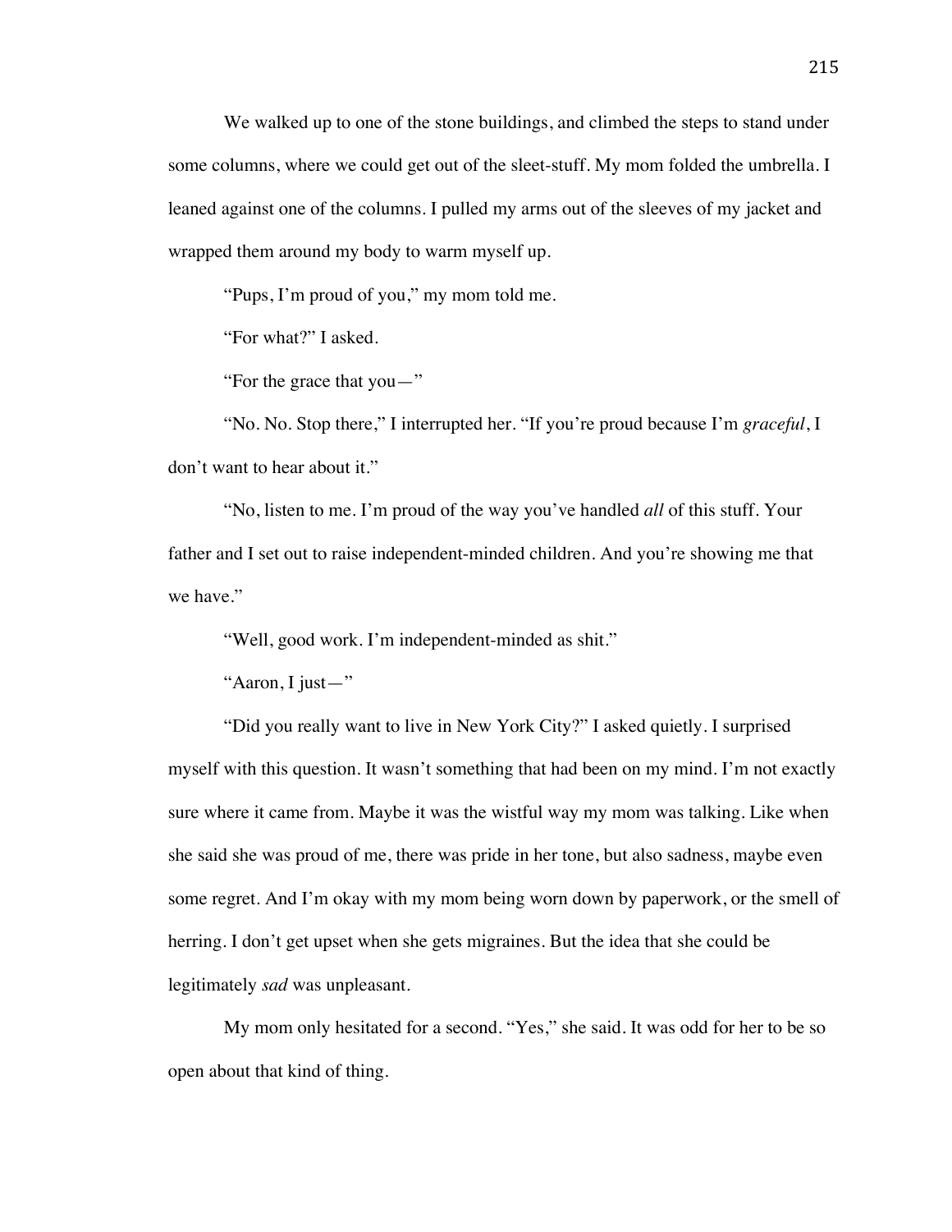We walked up to one of the stone buildings, and climbed the steps to stand under some columns, where we could get out of the sleet-stuff. My mom folded the umbrella. I leaned against one of the columns. I pulled my arms out of the sleeves of my jacket and wrapped them around my body to warm myself up.

"Pups, I'm proud of you," my mom told me.

"For what?" I asked.

"For the grace that you—"

"No. No. Stop there," I interrupted her. "If you're proud because I'm *graceful*, I don't want to hear about it."

"No, listen to me. I'm proud of the way you've handled *all* of this stuff. Your father and I set out to raise independent-minded children. And you're showing me that we have."

"Well, good work. I'm independent-minded as shit."

"Aaron, I just—"

"Did you really want to live in New York City?" I asked quietly. I surprised myself with this question. It wasn't something that had been on my mind. I'm not exactly sure where it came from. Maybe it was the wistful way my mom was talking. Like when she said she was proud of me, there was pride in her tone, but also sadness, maybe even some regret. And I'm okay with my mom being worn down by paperwork, or the smell of herring. I don't get upset when she gets migraines. But the idea that she could be legitimately *sad* was unpleasant.

My mom only hesitated for a second. "Yes," she said. It was odd for her to be so open about that kind of thing.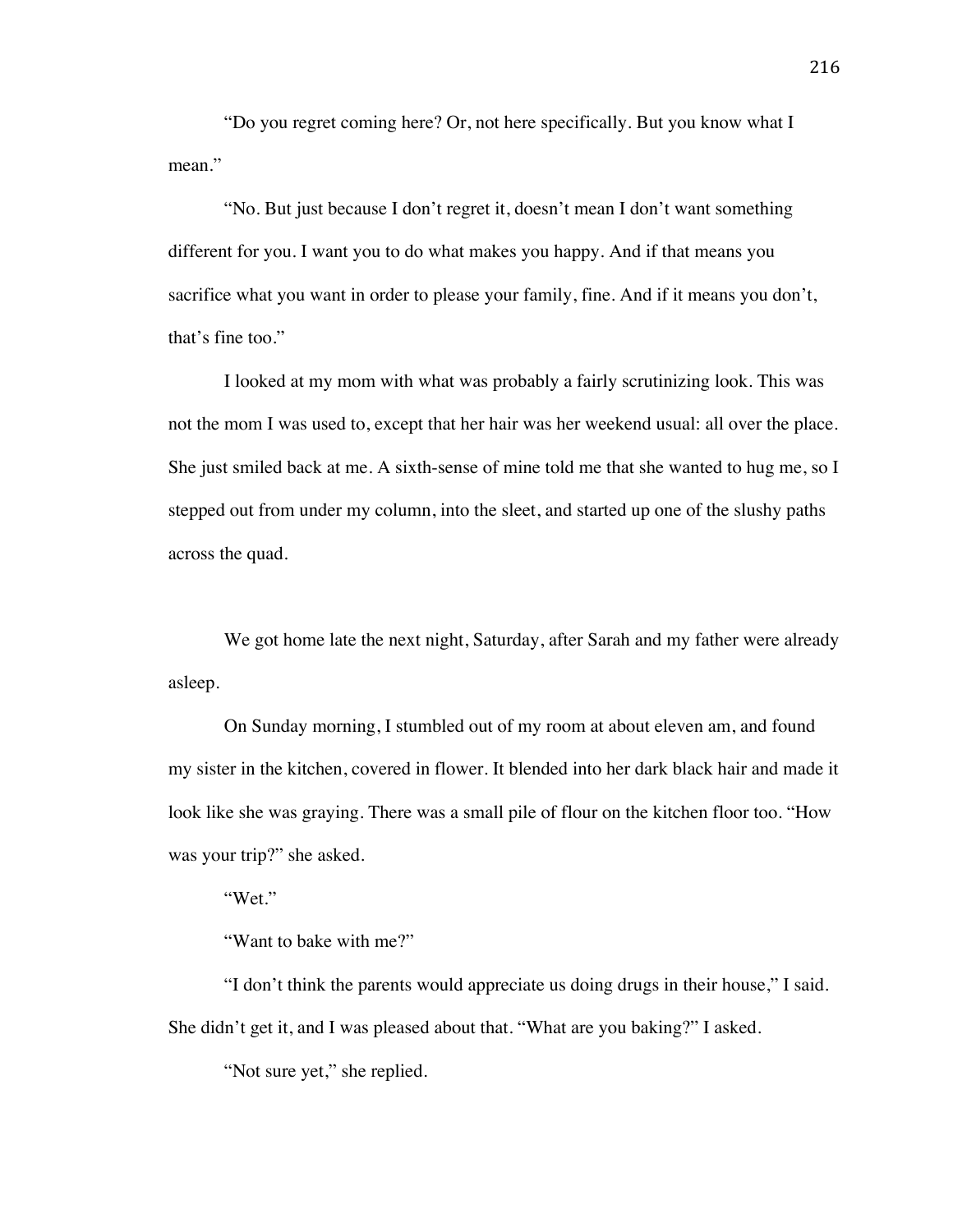"Do you regret coming here? Or, not here specifically. But you know what I mean."

"No. But just because I don't regret it, doesn't mean I don't want something different for you. I want you to do what makes you happy. And if that means you sacrifice what you want in order to please your family, fine. And if it means you don't, that's fine too."

I looked at my mom with what was probably a fairly scrutinizing look. This was not the mom I was used to, except that her hair was her weekend usual: all over the place. She just smiled back at me. A sixth-sense of mine told me that she wanted to hug me, so I stepped out from under my column, into the sleet, and started up one of the slushy paths across the quad.

We got home late the next night, Saturday, after Sarah and my father were already asleep.

On Sunday morning, I stumbled out of my room at about eleven am, and found my sister in the kitchen, covered in flower. It blended into her dark black hair and made it look like she was graying. There was a small pile of flour on the kitchen floor too. "How was your trip?" she asked.

"Wet."

"Want to bake with me?"

"I don't think the parents would appreciate us doing drugs in their house," I said. She didn't get it, and I was pleased about that. "What are you baking?" I asked.

"Not sure yet," she replied.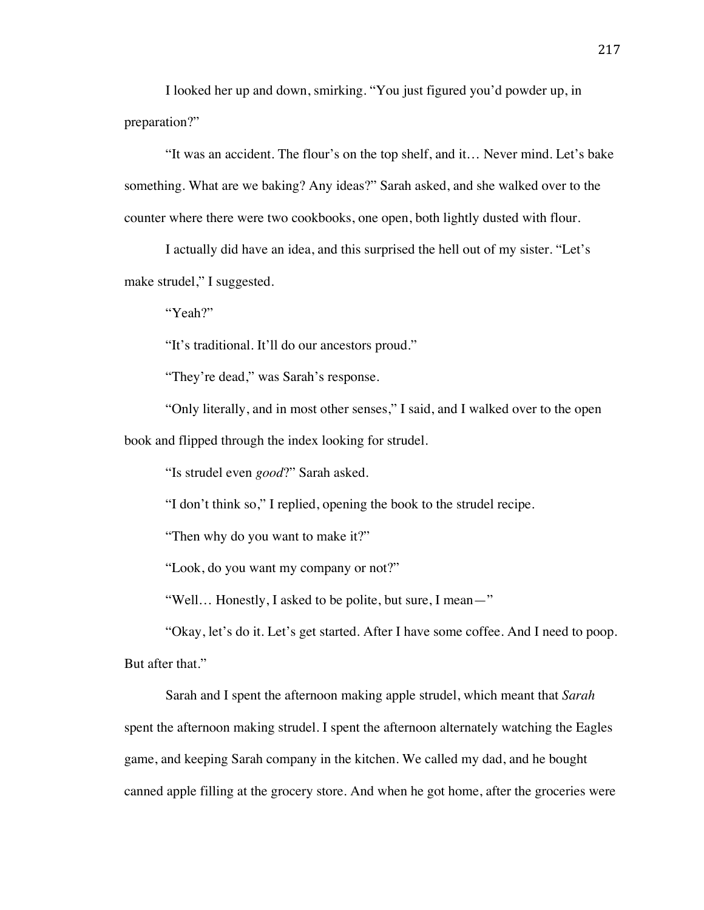I looked her up and down, smirking. "You just figured you'd powder up, in preparation?"

"It was an accident. The flour's on the top shelf, and it… Never mind. Let's bake something. What are we baking? Any ideas?" Sarah asked, and she walked over to the counter where there were two cookbooks, one open, both lightly dusted with flour.

I actually did have an idea, and this surprised the hell out of my sister. "Let's make strudel," I suggested.

"Yeah?"

"It's traditional. It'll do our ancestors proud."

"They're dead," was Sarah's response.

"Only literally, and in most other senses," I said, and I walked over to the open book and flipped through the index looking for strudel.

"Is strudel even *good*?" Sarah asked.

"I don't think so," I replied, opening the book to the strudel recipe.

"Then why do you want to make it?"

"Look, do you want my company or not?"

"Well… Honestly, I asked to be polite, but sure, I mean—"

"Okay, let's do it. Let's get started. After I have some coffee. And I need to poop. But after that."

Sarah and I spent the afternoon making apple strudel, which meant that *Sarah* spent the afternoon making strudel. I spent the afternoon alternately watching the Eagles game, and keeping Sarah company in the kitchen. We called my dad, and he bought canned apple filling at the grocery store. And when he got home, after the groceries were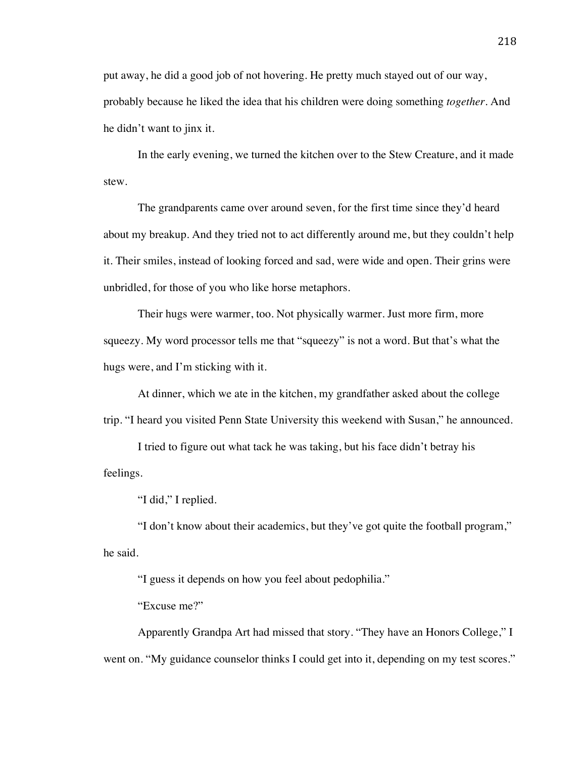put away, he did a good job of not hovering. He pretty much stayed out of our way, probably because he liked the idea that his children were doing something *together*. And he didn't want to jinx it.

In the early evening, we turned the kitchen over to the Stew Creature, and it made stew.

The grandparents came over around seven, for the first time since they'd heard about my breakup. And they tried not to act differently around me, but they couldn't help it. Their smiles, instead of looking forced and sad, were wide and open. Their grins were unbridled, for those of you who like horse metaphors.

Their hugs were warmer, too. Not physically warmer. Just more firm, more squeezy. My word processor tells me that "squeezy" is not a word. But that's what the hugs were, and I'm sticking with it.

At dinner, which we ate in the kitchen, my grandfather asked about the college trip. "I heard you visited Penn State University this weekend with Susan," he announced.

I tried to figure out what tack he was taking, but his face didn't betray his feelings.

"I did," I replied.

"I don't know about their academics, but they've got quite the football program," he said.

"I guess it depends on how you feel about pedophilia."

"Excuse me?"

Apparently Grandpa Art had missed that story. "They have an Honors College," I went on. "My guidance counselor thinks I could get into it, depending on my test scores."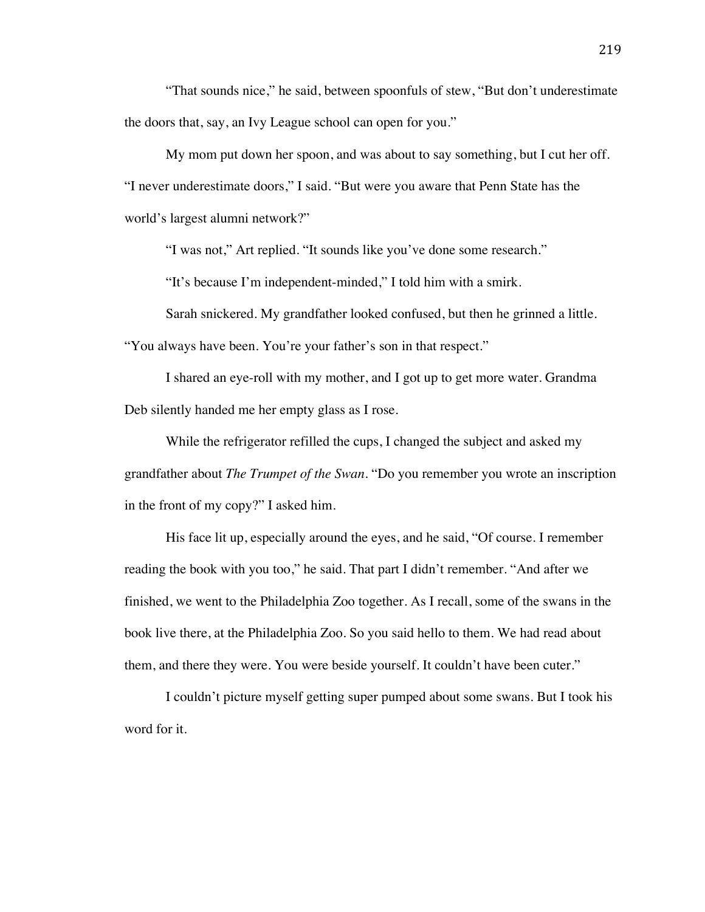"That sounds nice," he said, between spoonfuls of stew, "But don't underestimate the doors that, say, an Ivy League school can open for you."

My mom put down her spoon, and was about to say something, but I cut her off. "I never underestimate doors," I said. "But were you aware that Penn State has the world's largest alumni network?"

"I was not," Art replied. "It sounds like you've done some research."

"It's because I'm independent-minded," I told him with a smirk.

Sarah snickered. My grandfather looked confused, but then he grinned a little. "You always have been. You're your father's son in that respect."

I shared an eye-roll with my mother, and I got up to get more water. Grandma Deb silently handed me her empty glass as I rose.

While the refrigerator refilled the cups, I changed the subject and asked my grandfather about *The Trumpet of the Swan*. "Do you remember you wrote an inscription in the front of my copy?" I asked him.

His face lit up, especially around the eyes, and he said, "Of course. I remember reading the book with you too," he said. That part I didn't remember. "And after we finished, we went to the Philadelphia Zoo together. As I recall, some of the swans in the book live there, at the Philadelphia Zoo. So you said hello to them. We had read about them, and there they were. You were beside yourself. It couldn't have been cuter."

I couldn't picture myself getting super pumped about some swans. But I took his word for it.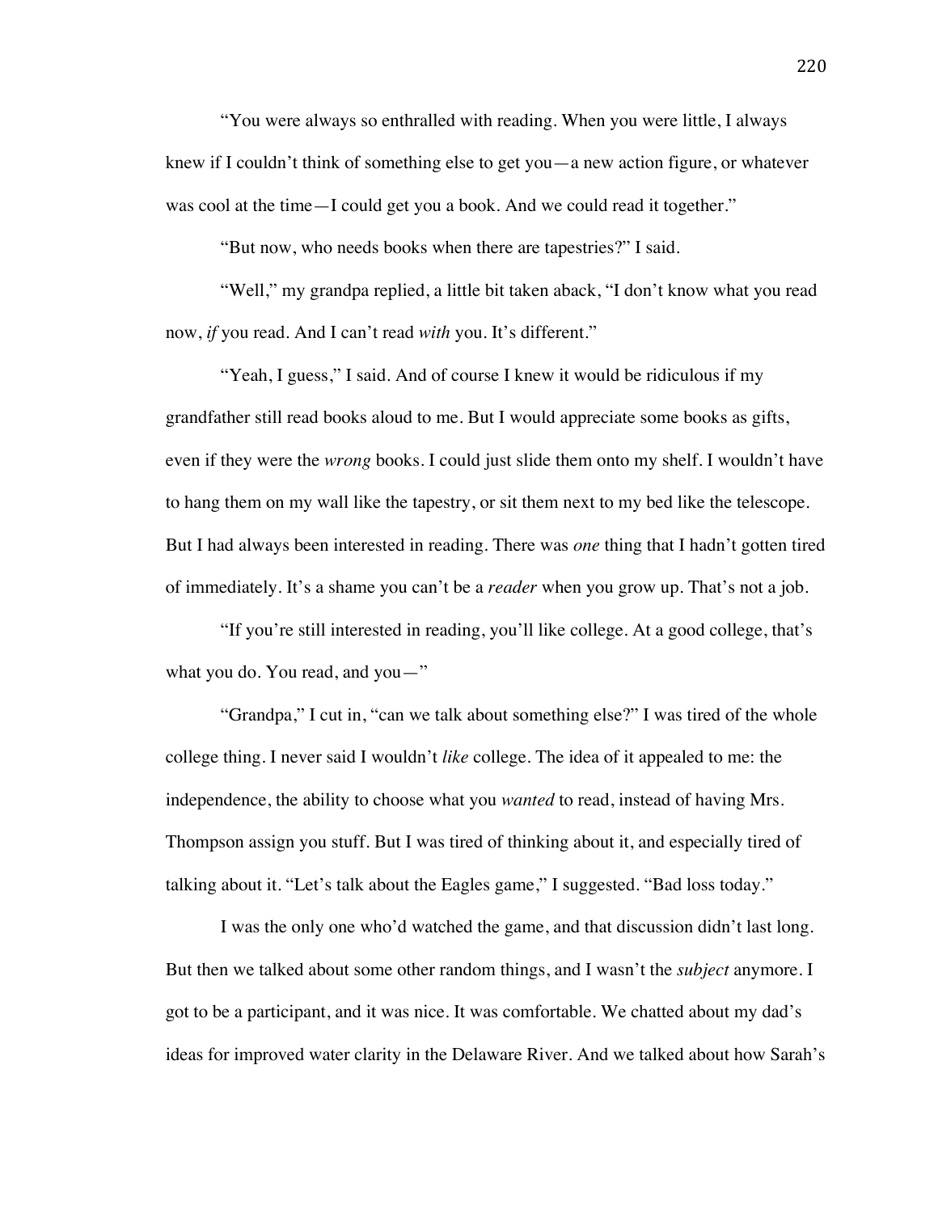“You were always so enthralled with reading. When you were little, I always knew if I couldn’t think of something else to get you—a new action figure, or whatever was cool at the time—I could get you a book. And we could read it together.”

“But now, who needs books when there are tapestries?” I said.

“Well,” my grandpa replied, a little bit taken aback, “I don’t know what you read now, *if* you read. And I can’t read *with* you. It’s different.”

“Yeah, I guess,” I said. And of course I knew it would be ridiculous if my grandfather still read books aloud to me. But I would appreciate some books as gifts, even if they were the *wrong* books. I could just slide them onto my shelf. I wouldn’t have to hang them on my wall like the tapestry, or sit them next to my bed like the telescope. But I had always been interested in reading. There was *one* thing that I hadn’t gotten tired of immediately. It’s a shame you can’t be a *reader* when you grow up. That’s not a job.

“If you’re still interested in reading, you’ll like college. At a good college, that’s what you do. You read, and you—”

“Grandpa,” I cut in, “can we talk about something else?” I was tired of the whole college thing. I never said I wouldn’t *like* college. The idea of it appealed to me: the independence, the ability to choose what you *wanted* to read, instead of having Mrs. Thompson assign you stuff. But I was tired of thinking about it, and especially tired of talking about it. “Let’s talk about the Eagles game,” I suggested. “Bad loss today.”

I was the only one who’d watched the game, and that discussion didn’t last long. But then we talked about some other random things, and I wasn’t the *subject* anymore. I got to be a participant, and it was nice. It was comfortable. We chatted about my dad’s ideas for improved water clarity in the Delaware River. And we talked about how Sarah’s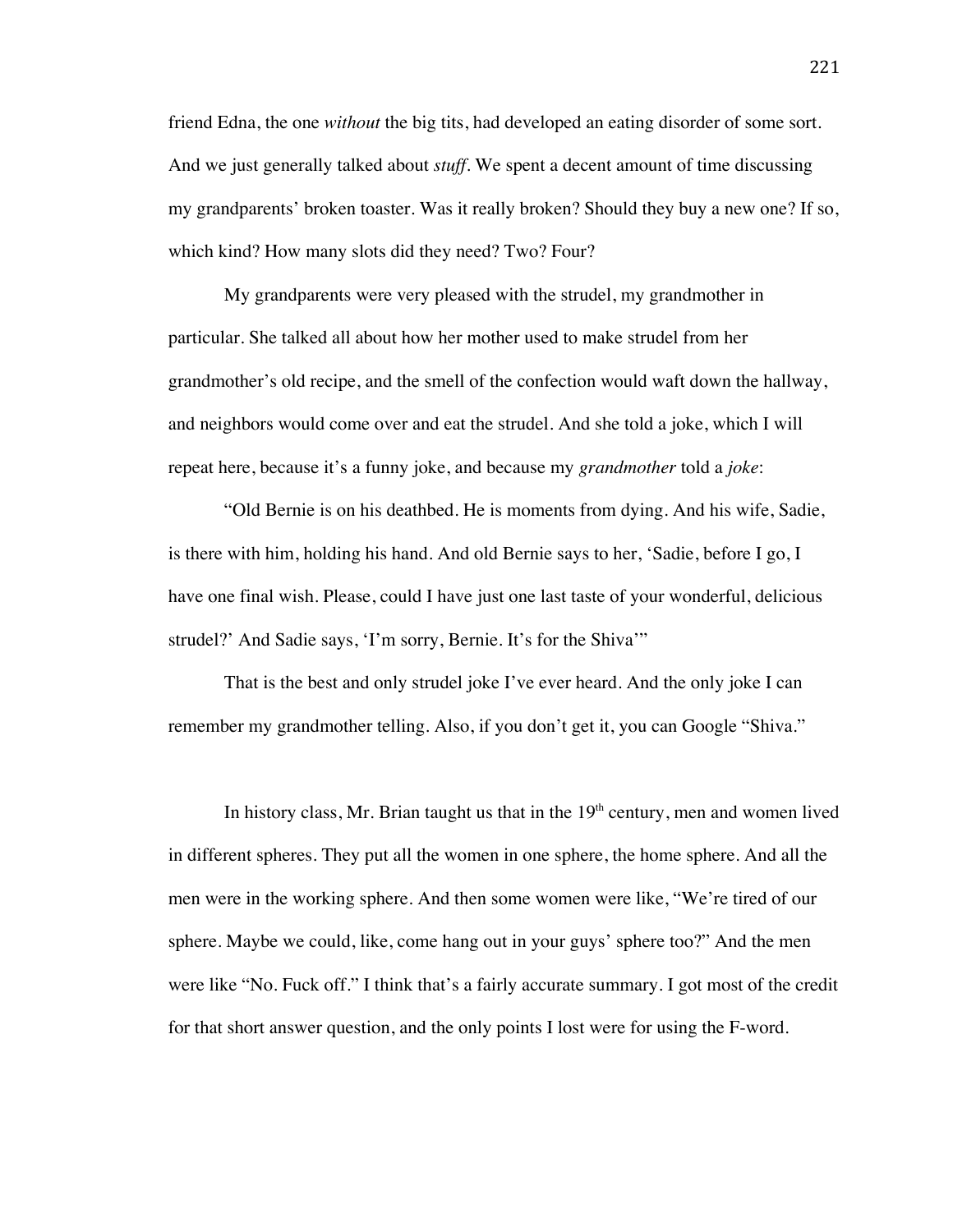friend Edna, the one *without* the big tits, had developed an eating disorder of some sort. And we just generally talked about *stuff*. We spent a decent amount of time discussing my grandparents' broken toaster. Was it really broken? Should they buy a new one? If so, which kind? How many slots did they need? Two? Four?

My grandparents were very pleased with the strudel, my grandmother in particular. She talked all about how her mother used to make strudel from her grandmother's old recipe, and the smell of the confection would waft down the hallway, and neighbors would come over and eat the strudel. And she told a joke, which I will repeat here, because it's a funny joke, and because my *grandmother* told a *joke*:

"Old Bernie is on his deathbed. He is moments from dying. And his wife, Sadie, is there with him, holding his hand. And old Bernie says to her, 'Sadie, before I go, I have one final wish. Please, could I have just one last taste of your wonderful, delicious strudel?' And Sadie says, 'I'm sorry, Bernie. It's for the Shiva'"

That is the best and only strudel joke I've ever heard. And the only joke I can remember my grandmother telling. Also, if you don't get it, you can Google "Shiva."

In history class, Mr. Brian taught us that in the 19th century, men and women lived in different spheres. They put all the women in one sphere, the home sphere. And all the men were in the working sphere. And then some women were like, "We're tired of our sphere. Maybe we could, like, come hang out in your guys' sphere too?" And the men were like "No. Fuck off." I think that's a fairly accurate summary. I got most of the credit for that short answer question, and the only points I lost were for using the F-word.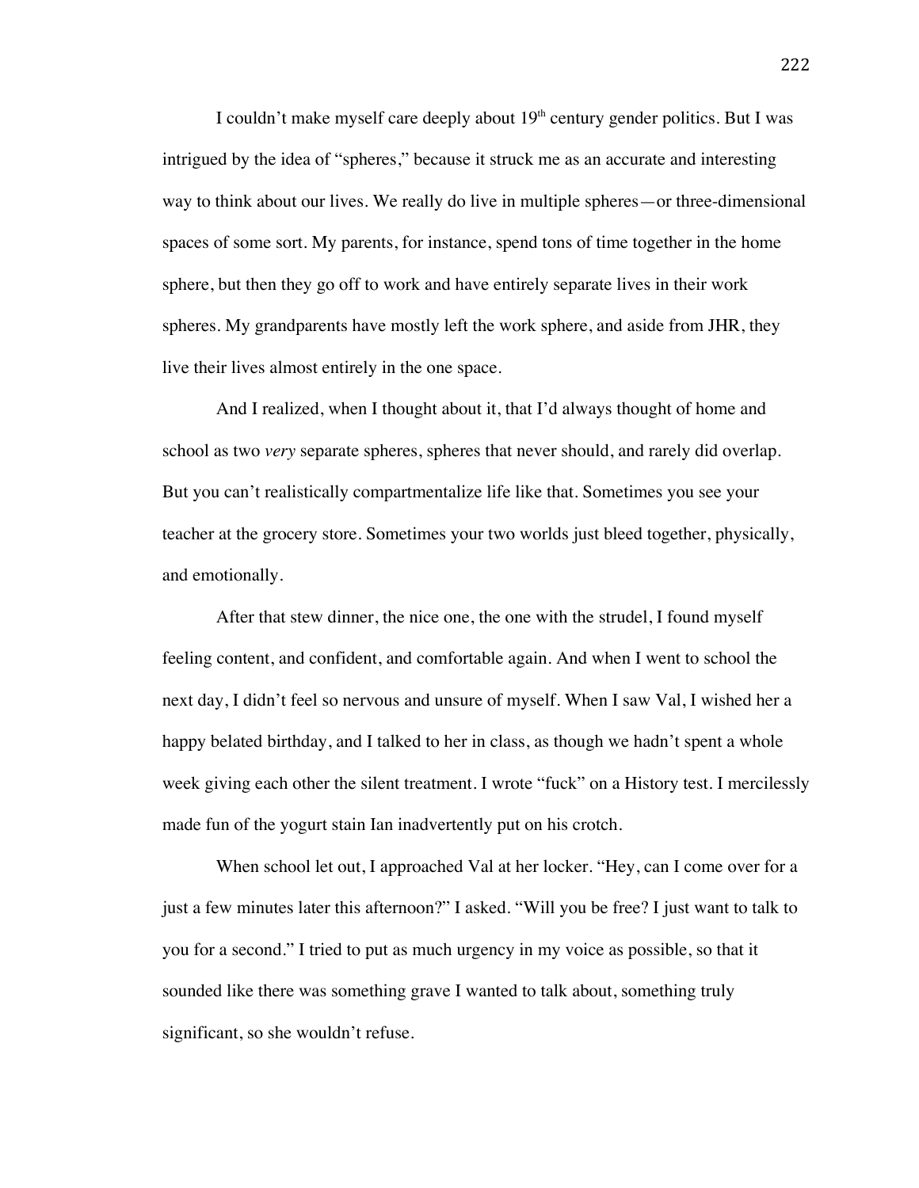I couldn't make myself care deeply about 19th century gender politics. But I was intrigued by the idea of "spheres," because it struck me as an accurate and interesting way to think about our lives. We really do live in multiple spheres—or three-dimensional spaces of some sort. My parents, for instance, spend tons of time together in the home sphere, but then they go off to work and have entirely separate lives in their work spheres. My grandparents have mostly left the work sphere, and aside from JHR, they live their lives almost entirely in the one space.

And I realized, when I thought about it, that I'd always thought of home and school as two *very* separate spheres, spheres that never should, and rarely did overlap. But you can't realistically compartmentalize life like that. Sometimes you see your teacher at the grocery store. Sometimes your two worlds just bleed together, physically, and emotionally.

After that stew dinner, the nice one, the one with the strudel, I found myself feeling content, and confident, and comfortable again. And when I went to school the next day, I didn't feel so nervous and unsure of myself. When I saw Val, I wished her a happy belated birthday, and I talked to her in class, as though we hadn't spent a whole week giving each other the silent treatment. I wrote "fuck" on a History test. I mercilessly made fun of the yogurt stain Ian inadvertently put on his crotch.

When school let out, I approached Val at her locker. "Hey, can I come over for a just a few minutes later this afternoon?" I asked. "Will you be free? I just want to talk to you for a second." I tried to put as much urgency in my voice as possible, so that it sounded like there was something grave I wanted to talk about, something truly significant, so she wouldn't refuse.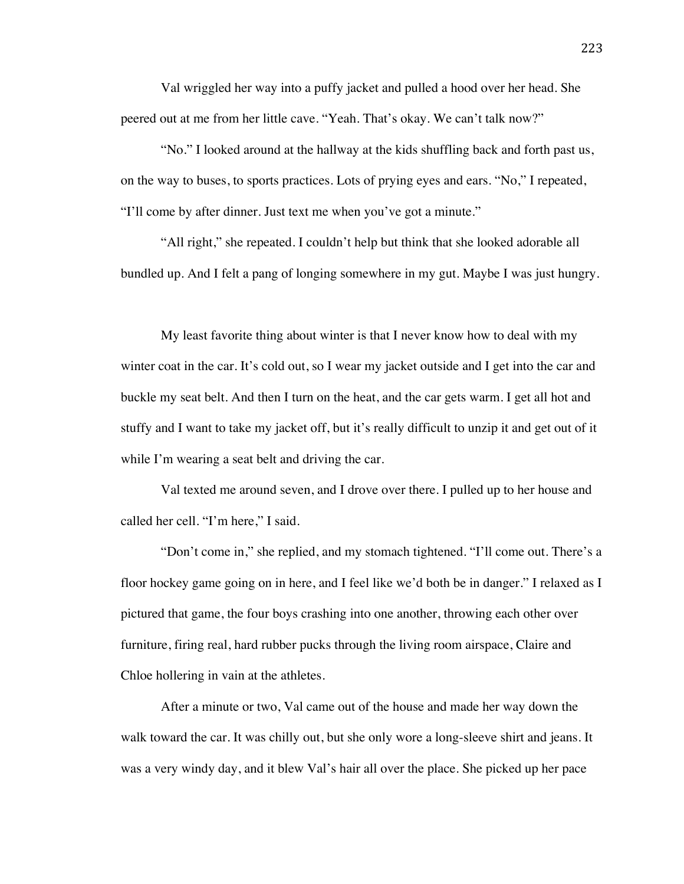Val wriggled her way into a puffy jacket and pulled a hood over her head. She peered out at me from her little cave. "Yeah. That's okay. We can't talk now?"

"No." I looked around at the hallway at the kids shuffling back and forth past us, on the way to buses, to sports practices. Lots of prying eyes and ears. "No," I repeated, "I'll come by after dinner. Just text me when you've got a minute."

"All right," she repeated. I couldn't help but think that she looked adorable all bundled up. And I felt a pang of longing somewhere in my gut. Maybe I was just hungry.

My least favorite thing about winter is that I never know how to deal with my winter coat in the car. It's cold out, so I wear my jacket outside and I get into the car and buckle my seat belt. And then I turn on the heat, and the car gets warm. I get all hot and stuffy and I want to take my jacket off, but it's really difficult to unzip it and get out of it while I'm wearing a seat belt and driving the car.

Val texted me around seven, and I drove over there. I pulled up to her house and called her cell. "I'm here," I said.

"Don't come in," she replied, and my stomach tightened. "I'll come out. There's a floor hockey game going on in here, and I feel like we'd both be in danger." I relaxed as I pictured that game, the four boys crashing into one another, throwing each other over furniture, firing real, hard rubber pucks through the living room airspace, Claire and Chloe hollering in vain at the athletes.

After a minute or two, Val came out of the house and made her way down the walk toward the car. It was chilly out, but she only wore a long-sleeve shirt and jeans. It was a very windy day, and it blew Val's hair all over the place. She picked up her pace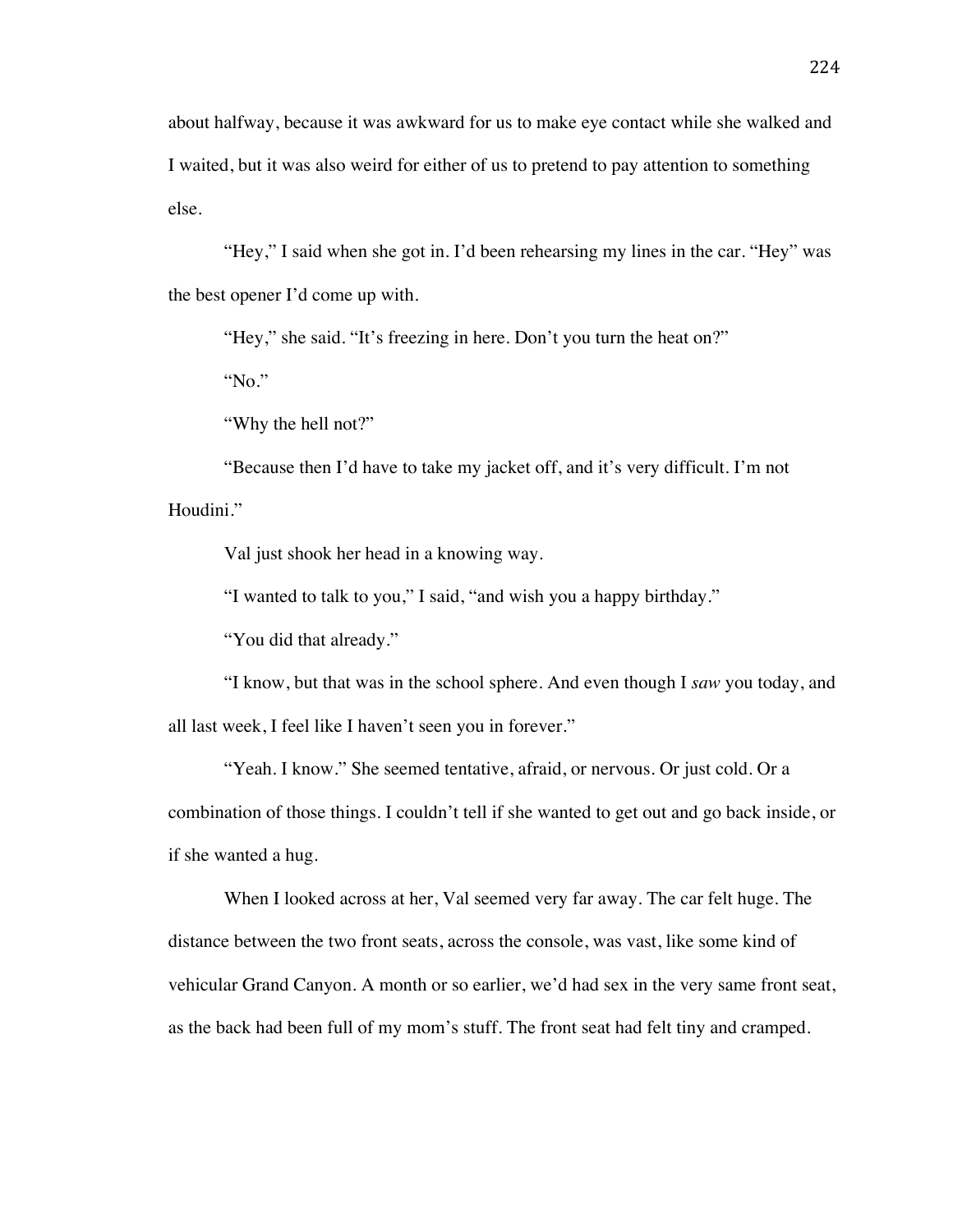about halfway, because it was awkward for us to make eye contact while she walked and I waited, but it was also weird for either of us to pretend to pay attention to something else.

"Hey," I said when she got in. I'd been rehearsing my lines in the car. "Hey" was the best opener I'd come up with.

"Hey," she said. "It's freezing in here. Don't you turn the heat on?"

"No."

"Why the hell not?"

"Because then I'd have to take my jacket off, and it's very difficult. I'm not Houdini."

Val just shook her head in a knowing way.

"I wanted to talk to you," I said, "and wish you a happy birthday."

"You did that already."

"I know, but that was in the school sphere. And even though I *saw* you today, and all last week, I feel like I haven't seen you in forever."

"Yeah. I know." She seemed tentative, afraid, or nervous. Or just cold. Or a combination of those things. I couldn't tell if she wanted to get out and go back inside, or if she wanted a hug.

When I looked across at her, Val seemed very far away. The car felt huge. The distance between the two front seats, across the console, was vast, like some kind of vehicular Grand Canyon. A month or so earlier, we'd had sex in the very same front seat, as the back had been full of my mom's stuff. The front seat had felt tiny and cramped.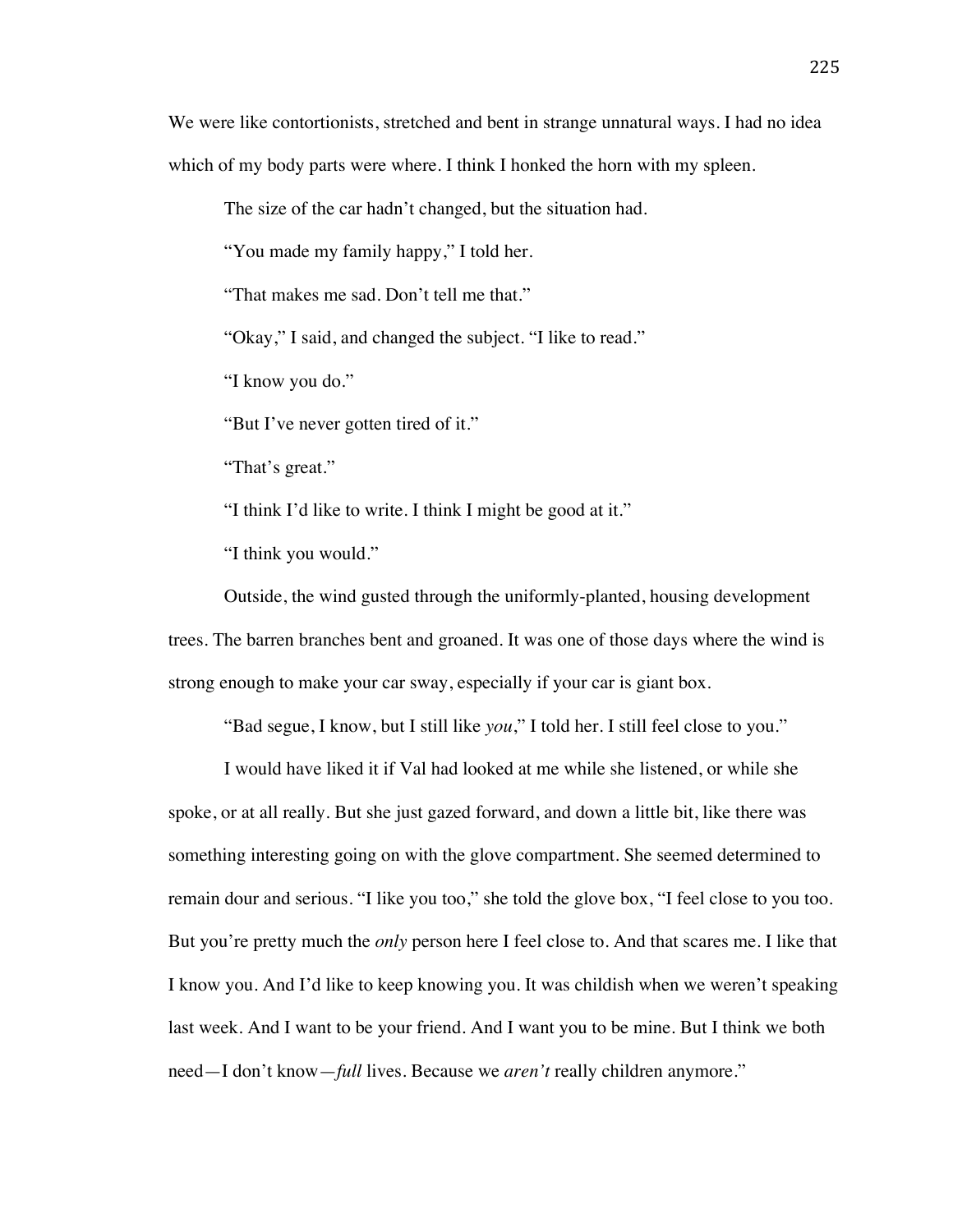We were like contortionists, stretched and bent in strange unnatural ways. I had no idea which of my body parts were where. I think I honked the horn with my spleen.

The size of the car hadn't changed, but the situation had.

"You made my family happy," I told her.

"That makes me sad. Don't tell me that."

"Okay," I said, and changed the subject. "I like to read."

"I know you do."

"But I've never gotten tired of it."

"That's great."

"I think I'd like to write. I think I might be good at it."

"I think you would."

Outside, the wind gusted through the uniformly-planted, housing development trees. The barren branches bent and groaned. It was one of those days where the wind is strong enough to make your car sway, especially if your car is giant box.

"Bad segue, I know, but I still like *you*," I told her. I still feel close to you."

I would have liked it if Val had looked at me while she listened, or while she spoke, or at all really. But she just gazed forward, and down a little bit, like there was something interesting going on with the glove compartment. She seemed determined to remain dour and serious. "I like you too," she told the glove box, "I feel close to you too. But you're pretty much the *only* person here I feel close to. And that scares me. I like that I know you. And I'd like to keep knowing you. It was childish when we weren't speaking last week. And I want to be your friend. And I want you to be mine. But I think we both need—I don't know—*full* lives. Because we *aren't* really children anymore."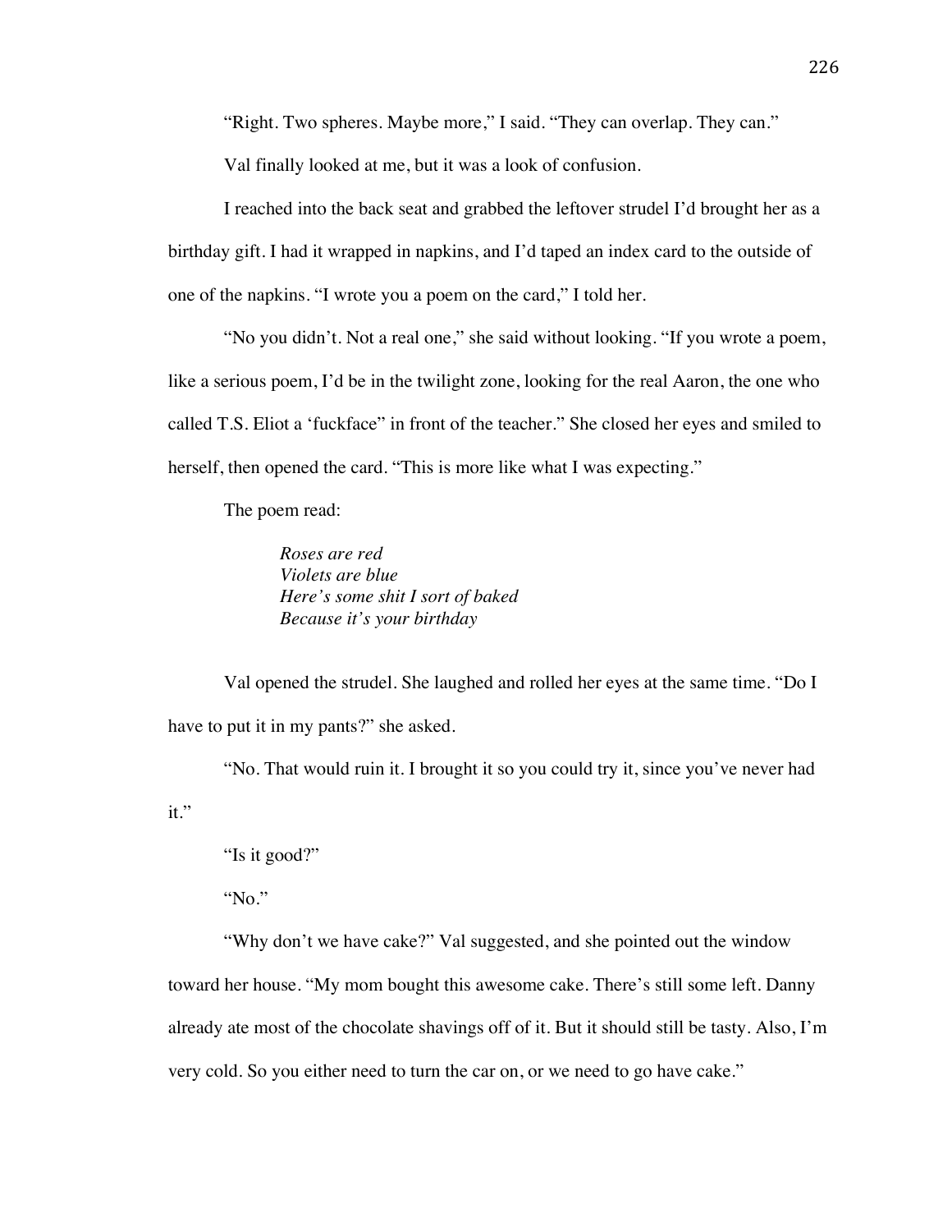"Right. Two spheres. Maybe more," I said. "They can overlap. They can."

Val finally looked at me, but it was a look of confusion.

I reached into the back seat and grabbed the leftover strudel I'd brought her as a birthday gift. I had it wrapped in napkins, and I'd taped an index card to the outside of one of the napkins. "I wrote you a poem on the card," I told her.

"No you didn't. Not a real one," she said without looking. "If you wrote a poem, like a serious poem, I'd be in the twilight zone, looking for the real Aaron, the one who called T.S. Eliot a 'fuckface" in front of the teacher." She closed her eyes and smiled to herself, then opened the card. "This is more like what I was expecting."

The poem read:

> *Roses are red*
> *Violets are blue*
> *Here's some shit I sort of baked*
> *Because it's your birthday*

Val opened the strudel. She laughed and rolled her eyes at the same time. "Do I have to put it in my pants?" she asked.

"No. That would ruin it. I brought it so you could try it, since you've never had it."

"Is it good?"

"No."

"Why don't we have cake?" Val suggested, and she pointed out the window toward her house. "My mom bought this awesome cake. There's still some left. Danny already ate most of the chocolate shavings off of it. But it should still be tasty. Also, I'm very cold. So you either need to turn the car on, or we need to go have cake."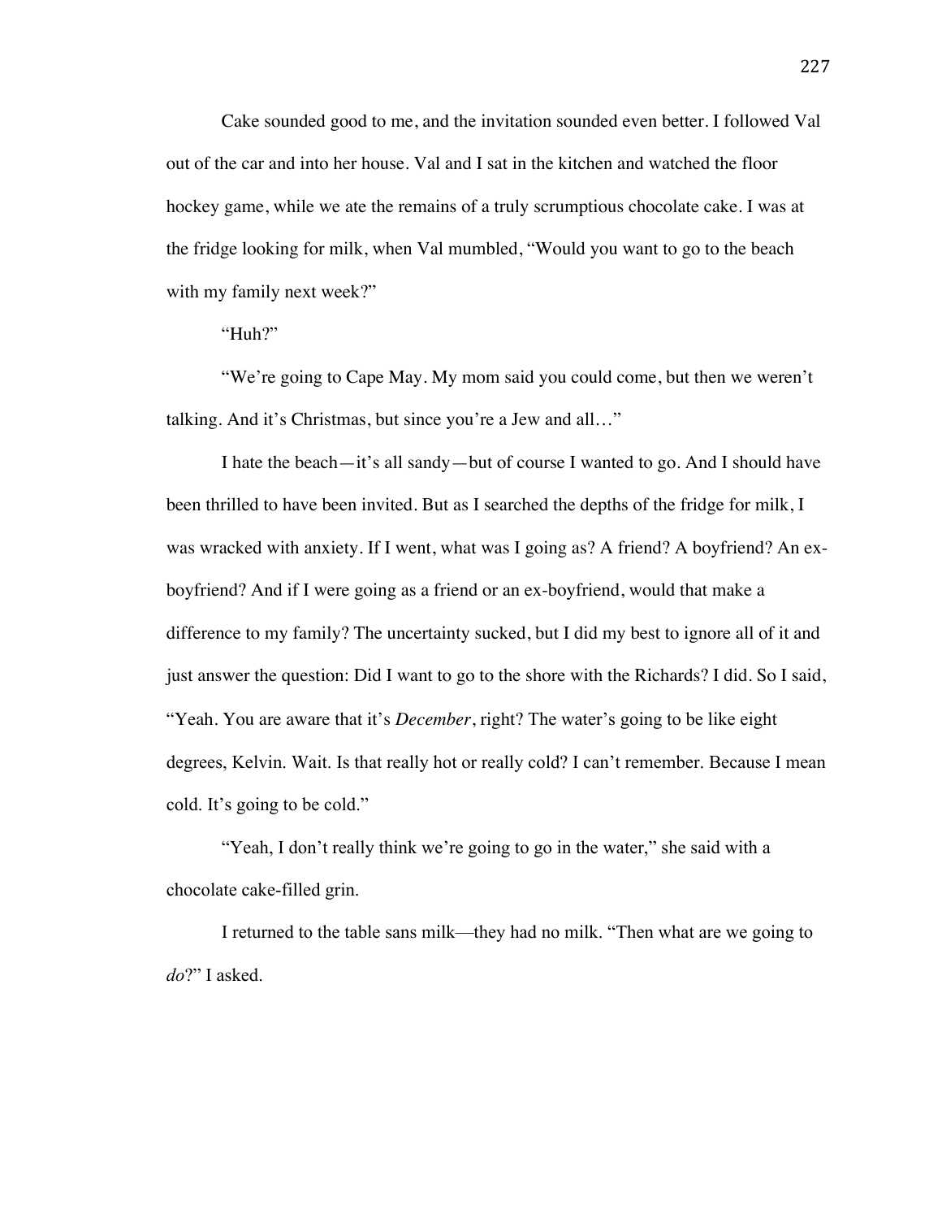Cake sounded good to me, and the invitation sounded even better. I followed Val out of the car and into her house. Val and I sat in the kitchen and watched the floor hockey game, while we ate the remains of a truly scrumptious chocolate cake. I was at the fridge looking for milk, when Val mumbled, "Would you want to go to the beach with my family next week?"

"Huh?"

"We're going to Cape May. My mom said you could come, but then we weren't talking. And it's Christmas, but since you're a Jew and all…"

I hate the beach—it's all sandy—but of course I wanted to go. And I should have been thrilled to have been invited. But as I searched the depths of the fridge for milk, I was wracked with anxiety. If I went, what was I going as? A friend? A boyfriend? An ex-boyfriend? And if I were going as a friend or an ex-boyfriend, would that make a difference to my family? The uncertainty sucked, but I did my best to ignore all of it and just answer the question: Did I want to go to the shore with the Richards? I did. So I said, "Yeah. You are aware that it's *December*, right? The water's going to be like eight degrees, Kelvin. Wait. Is that really hot or really cold? I can't remember. Because I mean cold. It's going to be cold."

"Yeah, I don't really think we're going to go in the water," she said with a chocolate cake-filled grin.

I returned to the table sans milk—they had no milk. "Then what are we going to *do*?" I asked.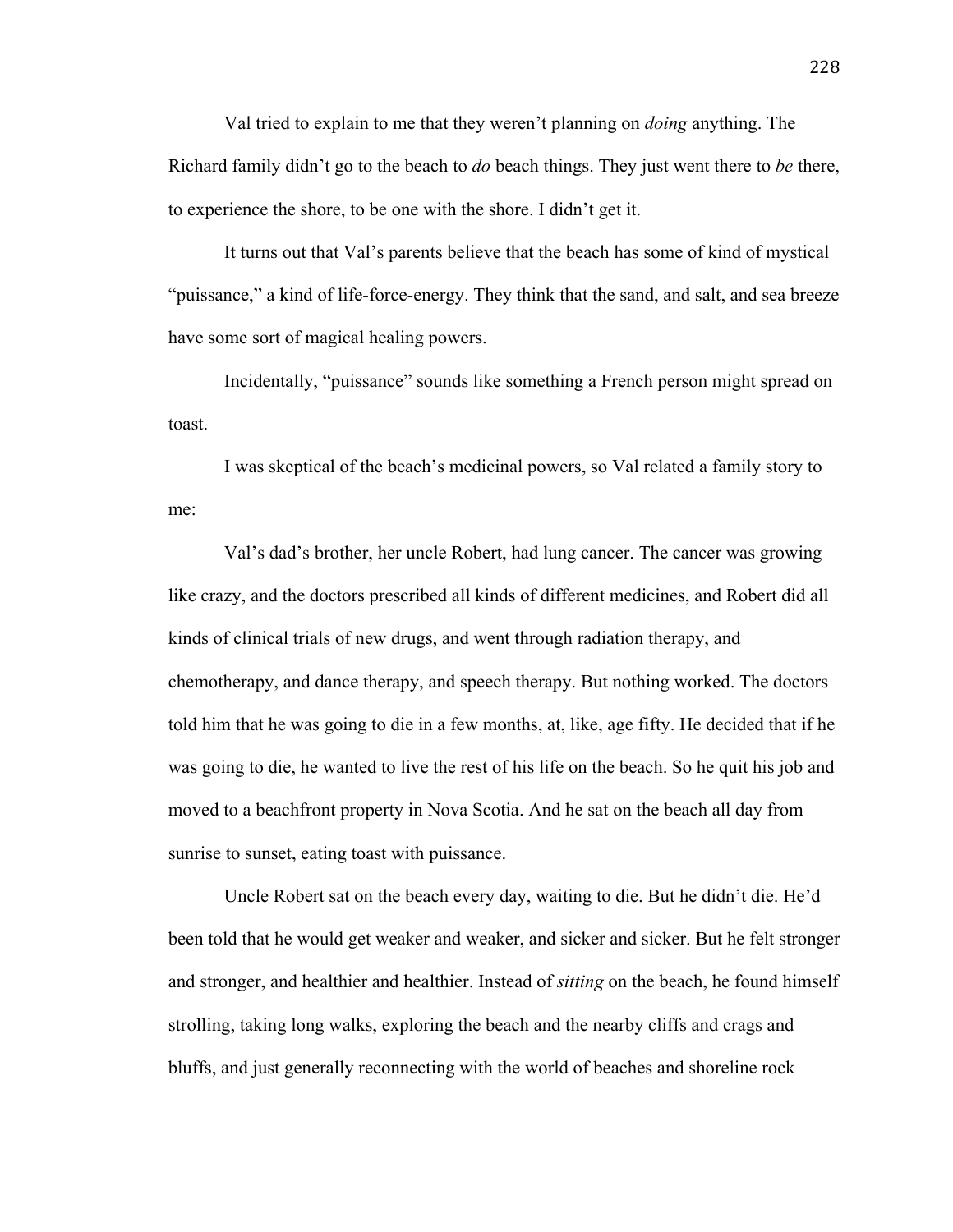Val tried to explain to me that they weren't planning on *doing* anything. The Richard family didn't go to the beach to *do* beach things. They just went there to *be* there, to experience the shore, to be one with the shore. I didn't get it.

It turns out that Val's parents believe that the beach has some of kind of mystical "puissance," a kind of life-force-energy. They think that the sand, and salt, and sea breeze have some sort of magical healing powers.

Incidentally, "puissance" sounds like something a French person might spread on toast.

I was skeptical of the beach's medicinal powers, so Val related a family story to me:

Val's dad's brother, her uncle Robert, had lung cancer. The cancer was growing like crazy, and the doctors prescribed all kinds of different medicines, and Robert did all kinds of clinical trials of new drugs, and went through radiation therapy, and chemotherapy, and dance therapy, and speech therapy. But nothing worked. The doctors told him that he was going to die in a few months, at, like, age fifty. He decided that if he was going to die, he wanted to live the rest of his life on the beach. So he quit his job and moved to a beachfront property in Nova Scotia. And he sat on the beach all day from sunrise to sunset, eating toast with puissance.

Uncle Robert sat on the beach every day, waiting to die. But he didn't die. He'd been told that he would get weaker and weaker, and sicker and sicker. But he felt stronger and stronger, and healthier and healthier. Instead of *sitting* on the beach, he found himself strolling, taking long walks, exploring the beach and the nearby cliffs and crags and bluffs, and just generally reconnecting with the world of beaches and shoreline rock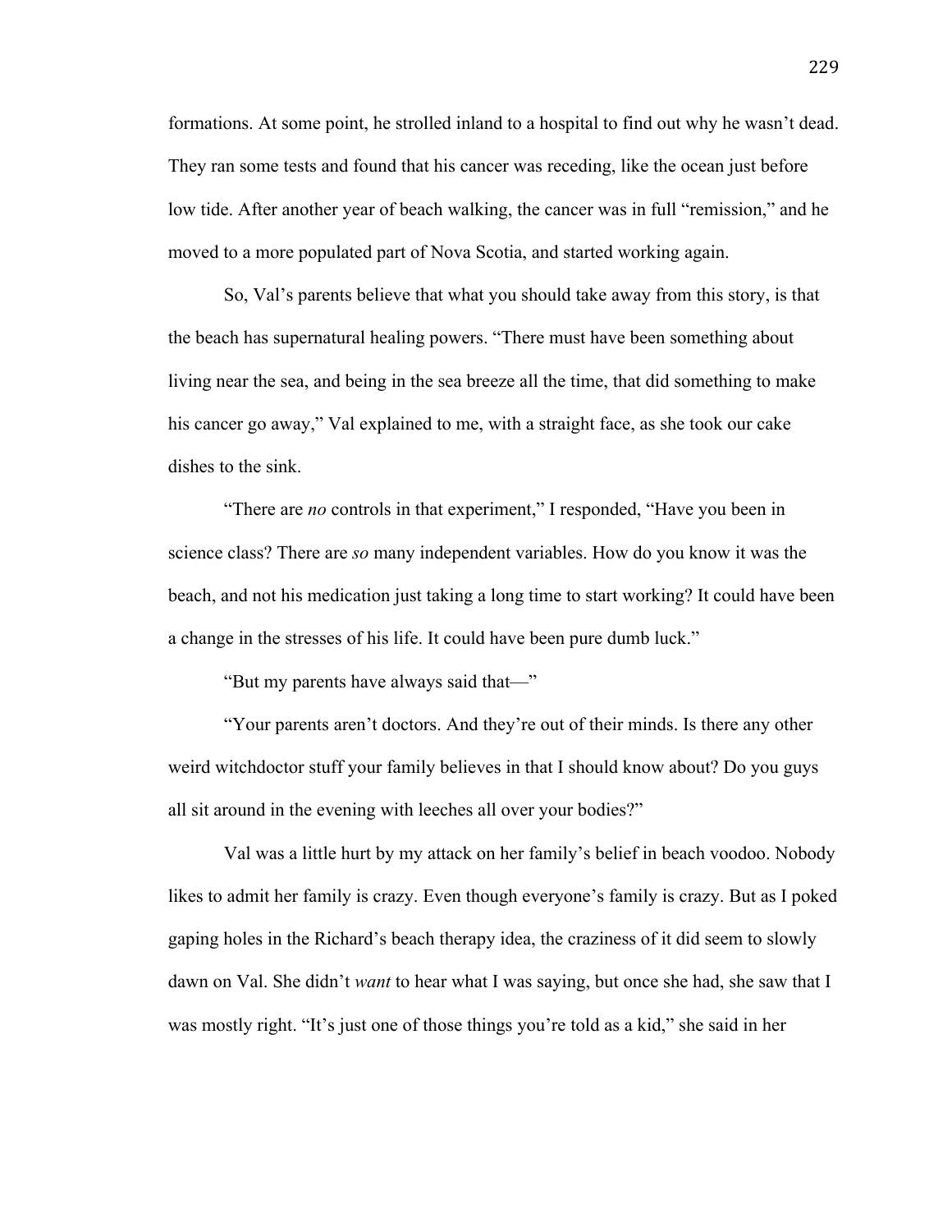formations. At some point, he strolled inland to a hospital to find out why he wasn't dead. They ran some tests and found that his cancer was receding, like the ocean just before low tide. After another year of beach walking, the cancer was in full "remission," and he moved to a more populated part of Nova Scotia, and started working again.

So, Val's parents believe that what you should take away from this story, is that the beach has supernatural healing powers. "There must have been something about living near the sea, and being in the sea breeze all the time, that did something to make his cancer go away," Val explained to me, with a straight face, as she took our cake dishes to the sink.

"There are *no* controls in that experiment," I responded, "Have you been in science class? There are *so* many independent variables. How do you know it was the beach, and not his medication just taking a long time to start working? It could have been a change in the stresses of his life. It could have been pure dumb luck."

"But my parents have always said that—"

"Your parents aren't doctors. And they're out of their minds. Is there any other weird witchdoctor stuff your family believes in that I should know about? Do you guys all sit around in the evening with leeches all over your bodies?"

Val was a little hurt by my attack on her family's belief in beach voodoo. Nobody likes to admit her family is crazy. Even though everyone's family is crazy. But as I poked gaping holes in the Richard's beach therapy idea, the craziness of it did seem to slowly dawn on Val. She didn't *want* to hear what I was saying, but once she had, she saw that I was mostly right. "It's just one of those things you're told as a kid," she said in her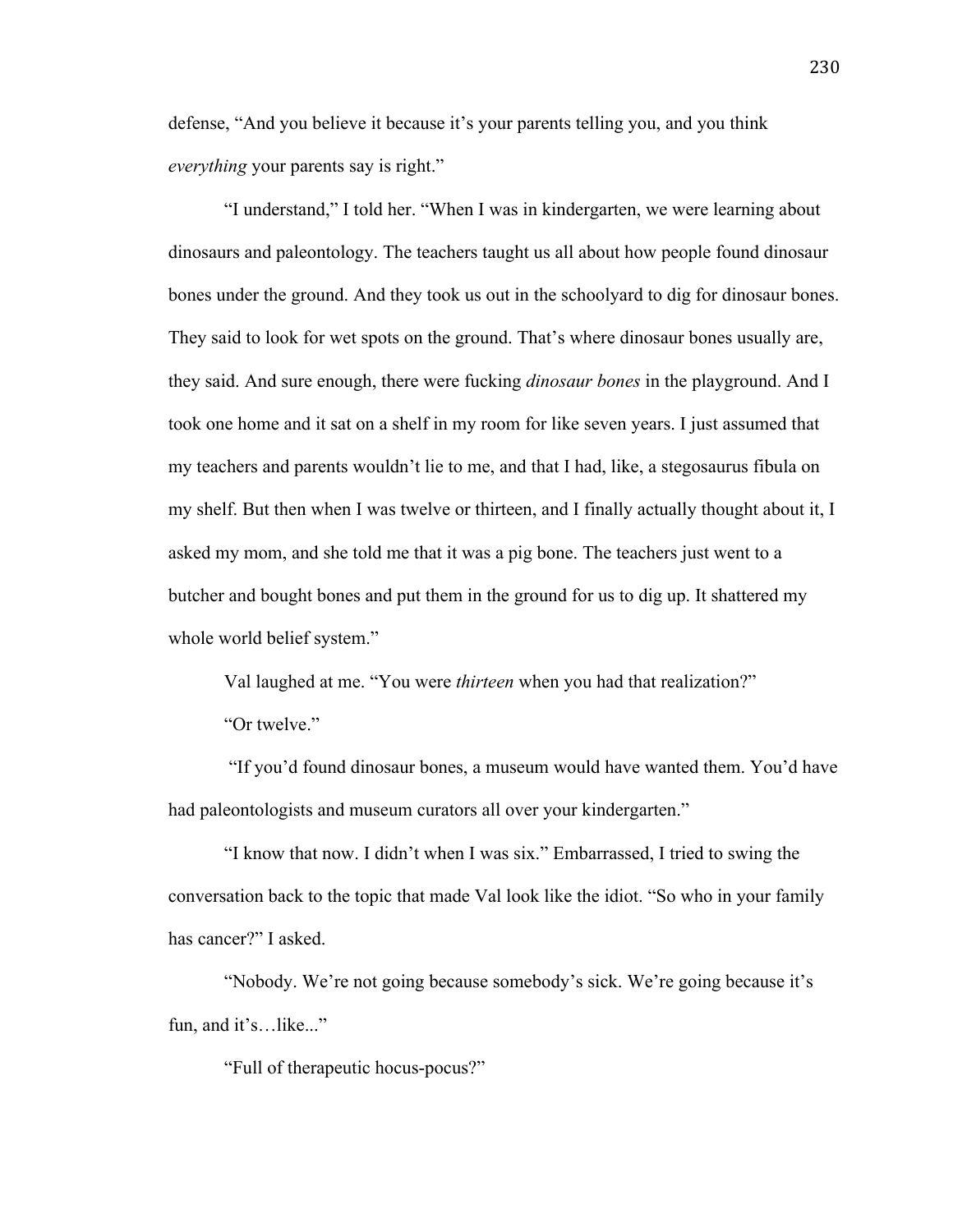defense, "And you believe it because it's your parents telling you, and you think *everything* your parents say is right."

"I understand," I told her. "When I was in kindergarten, we were learning about dinosaurs and paleontology. The teachers taught us all about how people found dinosaur bones under the ground. And they took us out in the schoolyard to dig for dinosaur bones. They said to look for wet spots on the ground. That's where dinosaur bones usually are, they said. And sure enough, there were fucking *dinosaur bones* in the playground. And I took one home and it sat on a shelf in my room for like seven years. I just assumed that my teachers and parents wouldn't lie to me, and that I had, like, a stegosaurus fibula on my shelf. But then when I was twelve or thirteen, and I finally actually thought about it, I asked my mom, and she told me that it was a pig bone. The teachers just went to a butcher and bought bones and put them in the ground for us to dig up. It shattered my whole world belief system."

Val laughed at me. "You were *thirteen* when you had that realization?"

"Or twelve."

"If you'd found dinosaur bones, a museum would have wanted them. You'd have had paleontologists and museum curators all over your kindergarten."

"I know that now. I didn't when I was six." Embarrassed, I tried to swing the conversation back to the topic that made Val look like the idiot. "So who in your family has cancer?" I asked.

"Nobody. We're not going because somebody's sick. We're going because it's fun, and it's…like..."

"Full of therapeutic hocus-pocus?"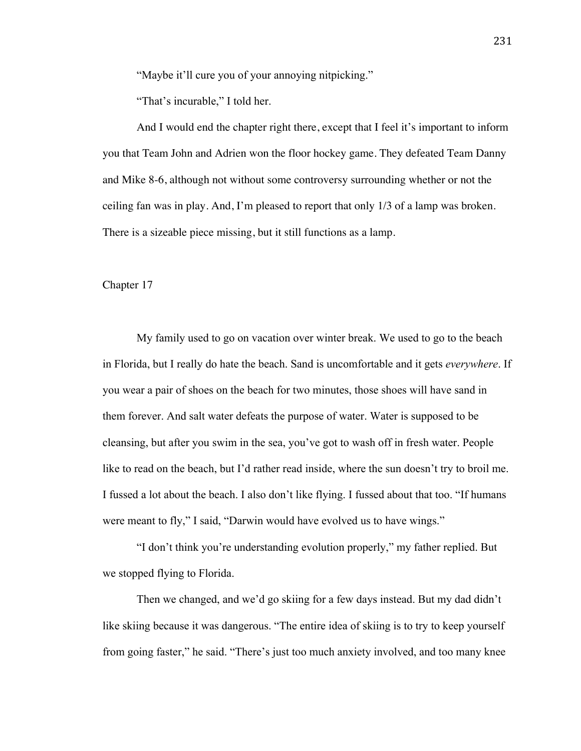"Maybe it'll cure you of your annoying nitpicking."

"That's incurable," I told her.

And I would end the chapter right there, except that I feel it's important to inform you that Team John and Adrien won the floor hockey game. They defeated Team Danny and Mike 8-6, although not without some controversy surrounding whether or not the ceiling fan was in play. And, I'm pleased to report that only 1/3 of a lamp was broken. There is a sizeable piece missing, but it still functions as a lamp.

## Chapter 17

My family used to go on vacation over winter break. We used to go to the beach in Florida, but I really do hate the beach. Sand is uncomfortable and it gets *everywhere*. If you wear a pair of shoes on the beach for two minutes, those shoes will have sand in them forever. And salt water defeats the purpose of water. Water is supposed to be cleansing, but after you swim in the sea, you've got to wash off in fresh water. People like to read on the beach, but I'd rather read inside, where the sun doesn't try to broil me. I fussed a lot about the beach. I also don't like flying. I fussed about that too. "If humans were meant to fly," I said, "Darwin would have evolved us to have wings."

"I don't think you're understanding evolution properly," my father replied. But we stopped flying to Florida.

Then we changed, and we'd go skiing for a few days instead. But my dad didn't like skiing because it was dangerous. "The entire idea of skiing is to try to keep yourself from going faster," he said. "There's just too much anxiety involved, and too many knee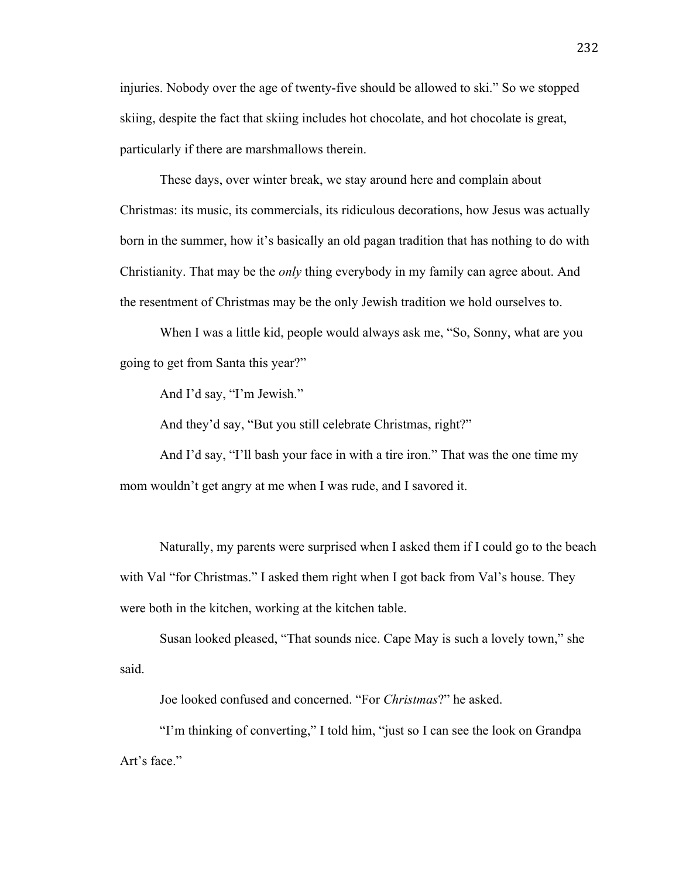injuries. Nobody over the age of twenty-five should be allowed to ski." So we stopped skiing, despite the fact that skiing includes hot chocolate, and hot chocolate is great, particularly if there are marshmallows therein.

These days, over winter break, we stay around here and complain about Christmas: its music, its commercials, its ridiculous decorations, how Jesus was actually born in the summer, how it's basically an old pagan tradition that has nothing to do with Christianity. That may be the *only* thing everybody in my family can agree about. And the resentment of Christmas may be the only Jewish tradition we hold ourselves to.

When I was a little kid, people would always ask me, "So, Sonny, what are you going to get from Santa this year?"

And I'd say, "I'm Jewish."

And they'd say, "But you still celebrate Christmas, right?"

And I'd say, "I'll bash your face in with a tire iron." That was the one time my mom wouldn't get angry at me when I was rude, and I savored it.

Naturally, my parents were surprised when I asked them if I could go to the beach with Val "for Christmas." I asked them right when I got back from Val's house. They were both in the kitchen, working at the kitchen table.

Susan looked pleased, "That sounds nice. Cape May is such a lovely town," she said.

Joe looked confused and concerned. "For *Christmas*?" he asked.

"I'm thinking of converting," I told him, "just so I can see the look on Grandpa Art's face."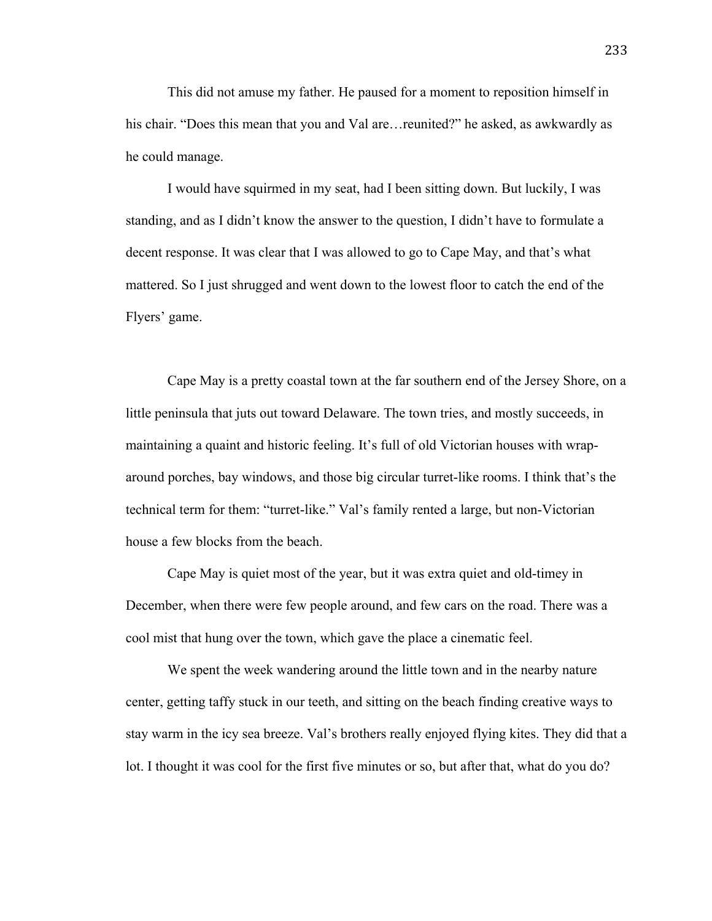This did not amuse my father. He paused for a moment to reposition himself in his chair. “Does this mean that you and Val are…reunited?” he asked, as awkwardly as he could manage.

I would have squirmed in my seat, had I been sitting down. But luckily, I was standing, and as I didn’t know the answer to the question, I didn’t have to formulate a decent response. It was clear that I was allowed to go to Cape May, and that’s what mattered. So I just shrugged and went down to the lowest floor to catch the end of the Flyers’ game.

Cape May is a pretty coastal town at the far southern end of the Jersey Shore, on a little peninsula that juts out toward Delaware. The town tries, and mostly succeeds, in maintaining a quaint and historic feeling. It’s full of old Victorian houses with wrap-around porches, bay windows, and those big circular turret-like rooms. I think that’s the technical term for them: “turret-like.” Val’s family rented a large, but non-Victorian house a few blocks from the beach.

Cape May is quiet most of the year, but it was extra quiet and old-timey in December, when there were few people around, and few cars on the road. There was a cool mist that hung over the town, which gave the place a cinematic feel.

We spent the week wandering around the little town and in the nearby nature center, getting taffy stuck in our teeth, and sitting on the beach finding creative ways to stay warm in the icy sea breeze. Val’s brothers really enjoyed flying kites. They did that a lot. I thought it was cool for the first five minutes or so, but after that, what do you do?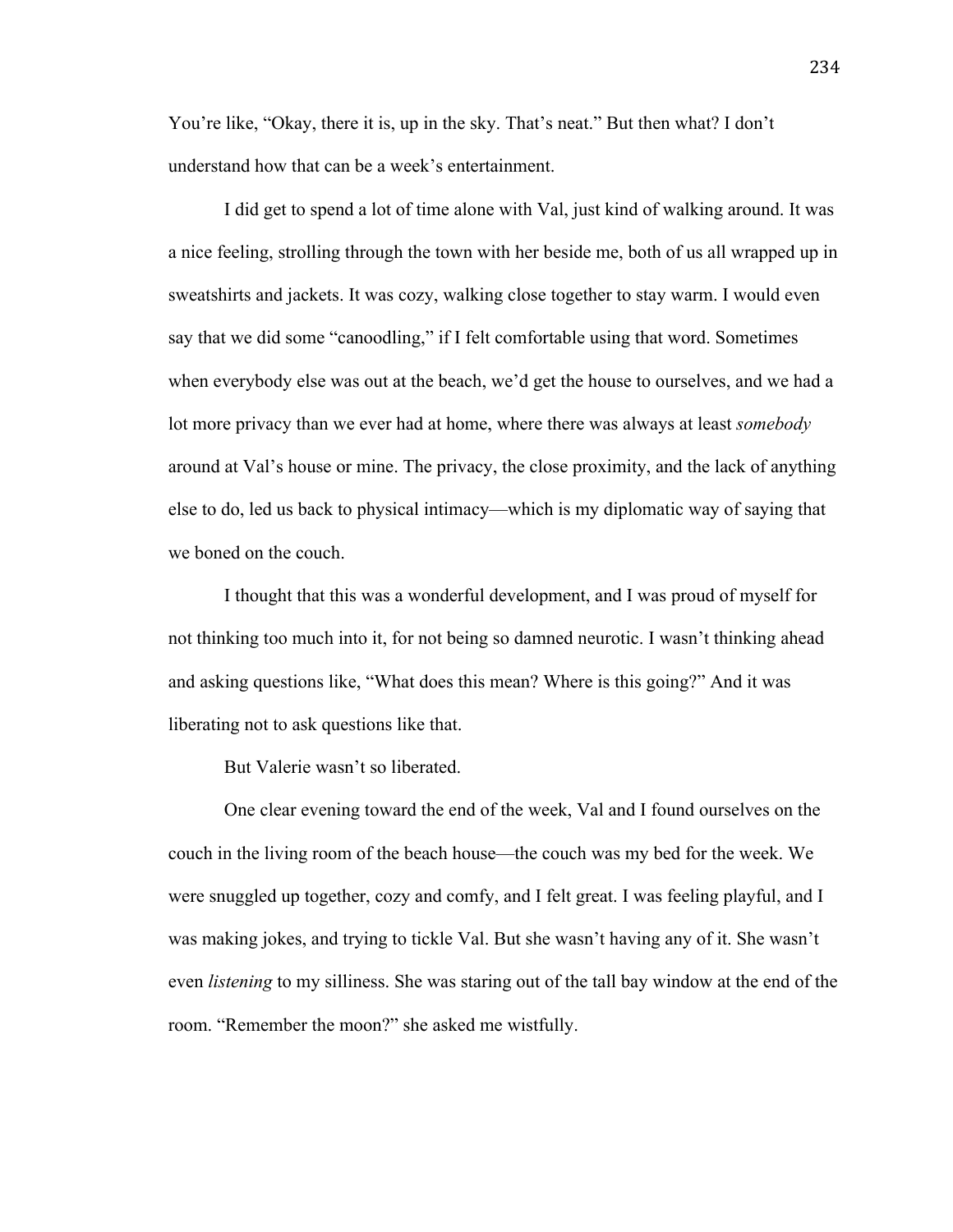You're like, "Okay, there it is, up in the sky. That's neat." But then what? I don't understand how that can be a week's entertainment.

I did get to spend a lot of time alone with Val, just kind of walking around. It was a nice feeling, strolling through the town with her beside me, both of us all wrapped up in sweatshirts and jackets. It was cozy, walking close together to stay warm. I would even say that we did some "canoodling," if I felt comfortable using that word. Sometimes when everybody else was out at the beach, we'd get the house to ourselves, and we had a lot more privacy than we ever had at home, where there was always at least *somebody* around at Val's house or mine. The privacy, the close proximity, and the lack of anything else to do, led us back to physical intimacy—which is my diplomatic way of saying that we boned on the couch.

I thought that this was a wonderful development, and I was proud of myself for not thinking too much into it, for not being so damned neurotic. I wasn't thinking ahead and asking questions like, "What does this mean? Where is this going?" And it was liberating not to ask questions like that.

But Valerie wasn't so liberated.

One clear evening toward the end of the week, Val and I found ourselves on the couch in the living room of the beach house—the couch was my bed for the week. We were snuggled up together, cozy and comfy, and I felt great. I was feeling playful, and I was making jokes, and trying to tickle Val. But she wasn't having any of it. She wasn't even *listening* to my silliness. She was staring out of the tall bay window at the end of the room. "Remember the moon?" she asked me wistfully.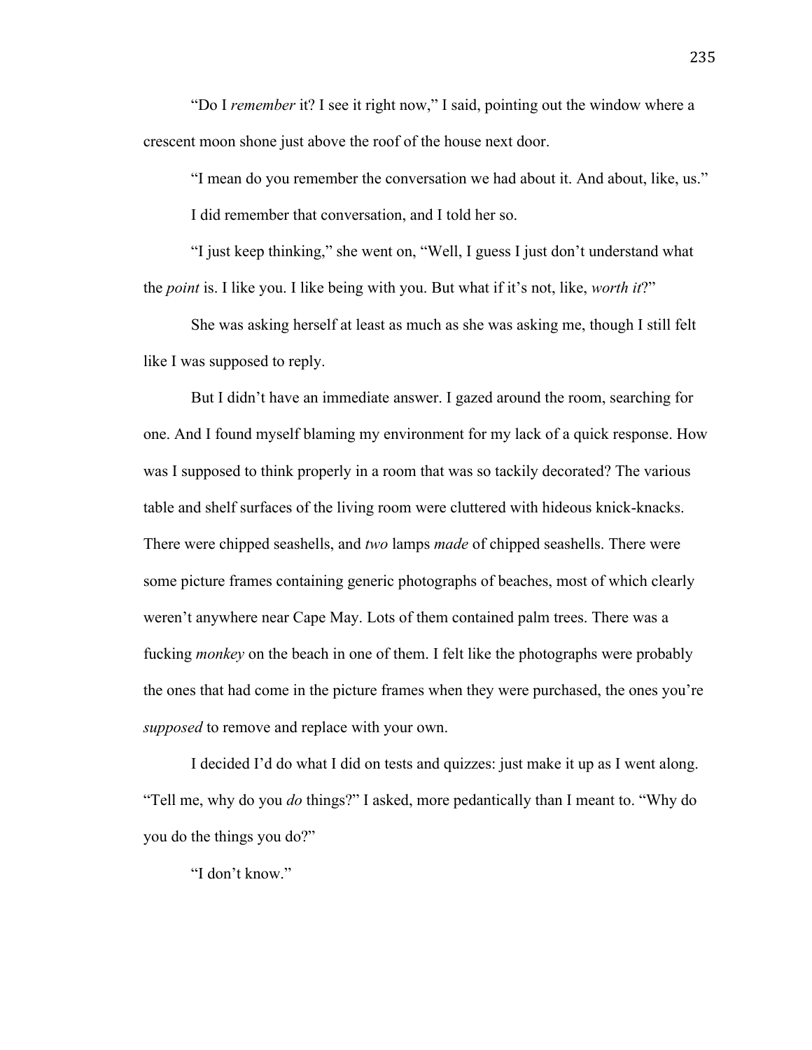"Do I *remember* it? I see it right now," I said, pointing out the window where a crescent moon shone just above the roof of the house next door.

"I mean do you remember the conversation we had about it. And about, like, us."

I did remember that conversation, and I told her so.

"I just keep thinking," she went on, "Well, I guess I just don't understand what the *point* is. I like you. I like being with you. But what if it's not, like, *worth it*?"

She was asking herself at least as much as she was asking me, though I still felt like I was supposed to reply.

But I didn't have an immediate answer. I gazed around the room, searching for one. And I found myself blaming my environment for my lack of a quick response. How was I supposed to think properly in a room that was so tackily decorated? The various table and shelf surfaces of the living room were cluttered with hideous knick-knacks. There were chipped seashells, and *two* lamps *made* of chipped seashells. There were some picture frames containing generic photographs of beaches, most of which clearly weren't anywhere near Cape May. Lots of them contained palm trees. There was a fucking *monkey* on the beach in one of them. I felt like the photographs were probably the ones that had come in the picture frames when they were purchased, the ones you're *supposed* to remove and replace with your own.

I decided I'd do what I did on tests and quizzes: just make it up as I went along. "Tell me, why do you *do* things?" I asked, more pedantically than I meant to. "Why do you do the things you do?"

"I don't know."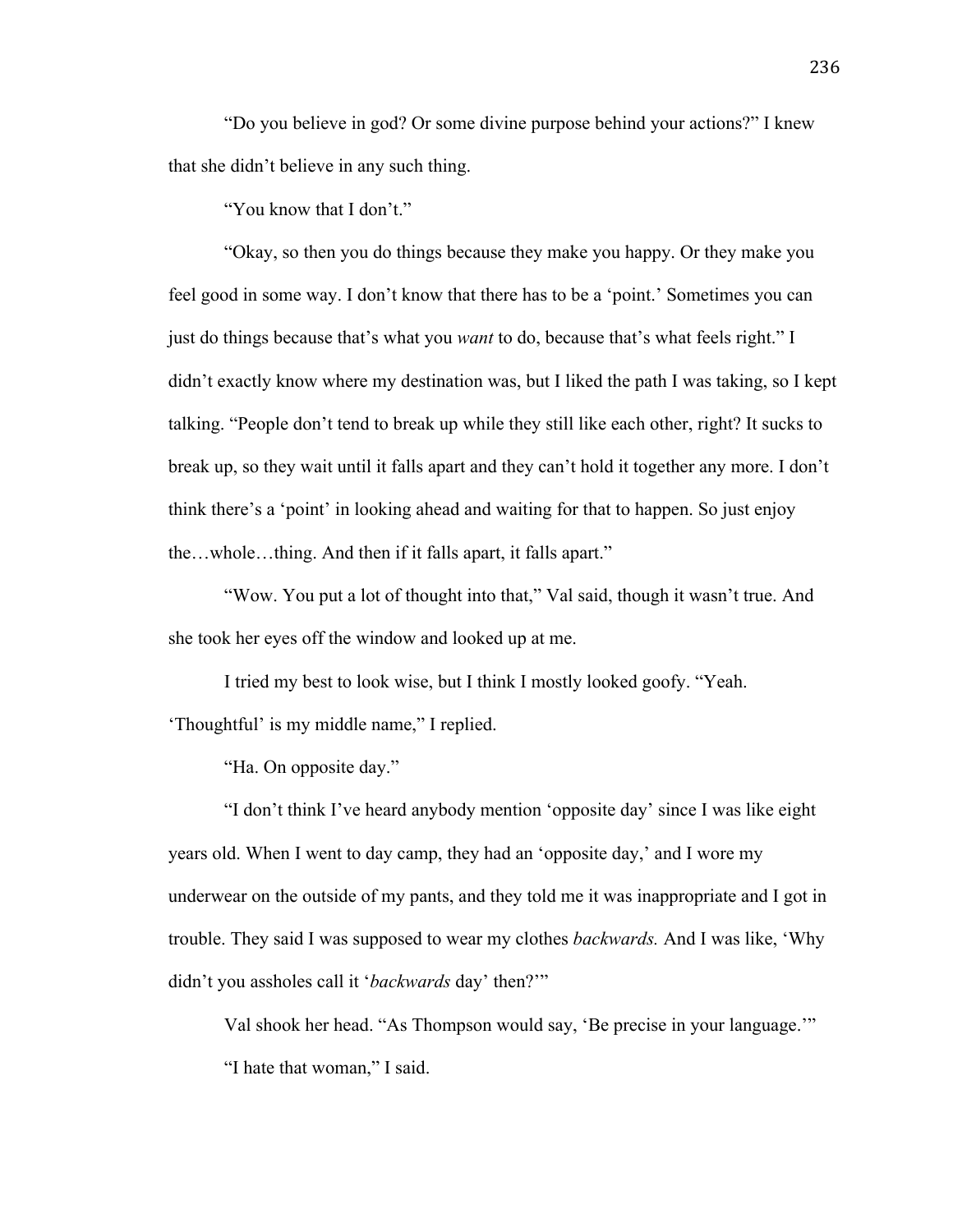"Do you believe in god? Or some divine purpose behind your actions?" I knew that she didn't believe in any such thing.

"You know that I don't."

"Okay, so then you do things because they make you happy. Or they make you feel good in some way. I don't know that there has to be a 'point.' Sometimes you can just do things because that's what you *want* to do, because that's what feels right." I didn't exactly know where my destination was, but I liked the path I was taking, so I kept talking. "People don't tend to break up while they still like each other, right? It sucks to break up, so they wait until it falls apart and they can't hold it together any more. I don't think there's a 'point' in looking ahead and waiting for that to happen. So just enjoy the…whole…thing. And then if it falls apart, it falls apart."

"Wow. You put a lot of thought into that," Val said, though it wasn't true. And she took her eyes off the window and looked up at me.

I tried my best to look wise, but I think I mostly looked goofy. "Yeah. 'Thoughtful' is my middle name," I replied.

"Ha. On opposite day."

"I don't think I've heard anybody mention 'opposite day' since I was like eight years old. When I went to day camp, they had an 'opposite day,' and I wore my underwear on the outside of my pants, and they told me it was inappropriate and I got in trouble. They said I was supposed to wear my clothes *backwards.* And I was like, 'Why didn't you assholes call it '*backwards* day' then?'"

Val shook her head. "As Thompson would say, 'Be precise in your language.'"

"I hate that woman," I said.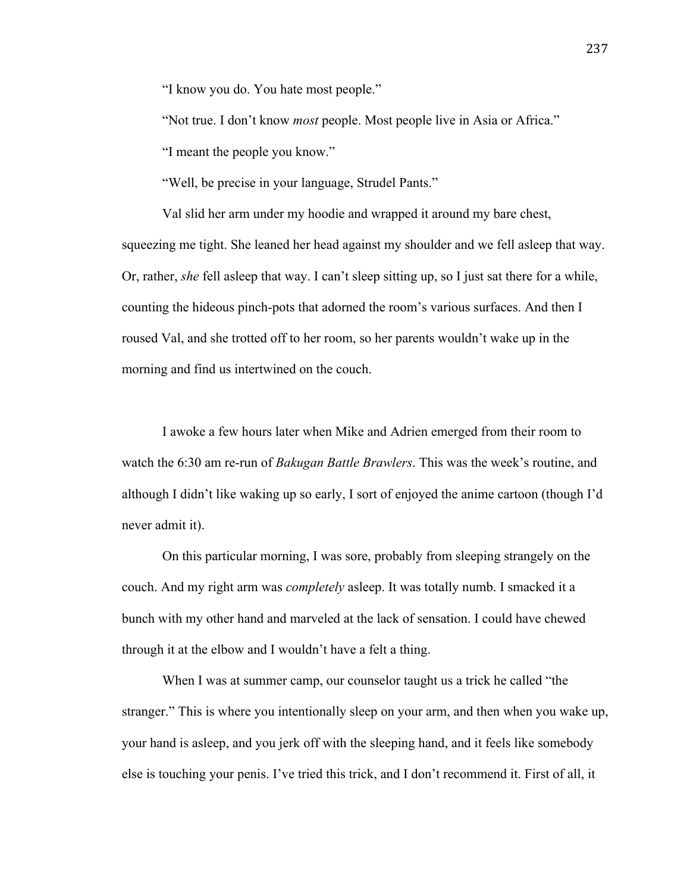"I know you do. You hate most people."

"Not true. I don't know *most* people. Most people live in Asia or Africa."

"I meant the people you know."

"Well, be precise in your language, Strudel Pants."

Val slid her arm under my hoodie and wrapped it around my bare chest, squeezing me tight. She leaned her head against my shoulder and we fell asleep that way. Or, rather, *she* fell asleep that way. I can't sleep sitting up, so I just sat there for a while, counting the hideous pinch-pots that adorned the room's various surfaces. And then I roused Val, and she trotted off to her room, so her parents wouldn't wake up in the morning and find us intertwined on the couch.

I awoke a few hours later when Mike and Adrien emerged from their room to watch the 6:30 am re-run of *Bakugan Battle Brawlers*. This was the week's routine, and although I didn't like waking up so early, I sort of enjoyed the anime cartoon (though I'd never admit it).

On this particular morning, I was sore, probably from sleeping strangely on the couch. And my right arm was *completely* asleep. It was totally numb. I smacked it a bunch with my other hand and marveled at the lack of sensation. I could have chewed through it at the elbow and I wouldn't have a felt a thing.

When I was at summer camp, our counselor taught us a trick he called "the stranger." This is where you intentionally sleep on your arm, and then when you wake up, your hand is asleep, and you jerk off with the sleeping hand, and it feels like somebody else is touching your penis. I've tried this trick, and I don't recommend it. First of all, it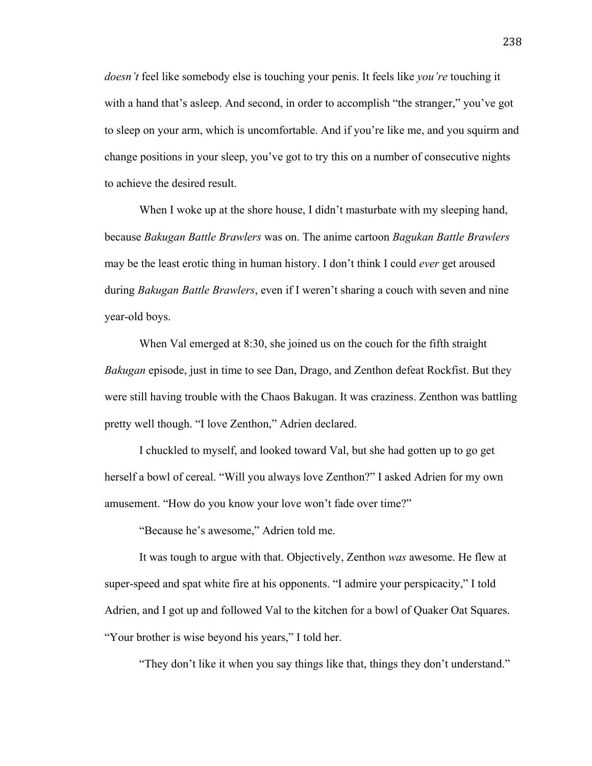*doesn't* feel like somebody else is touching your penis. It feels like *you're* touching it with a hand that's asleep. And second, in order to accomplish "the stranger," you've got to sleep on your arm, which is uncomfortable. And if you're like me, and you squirm and change positions in your sleep, you've got to try this on a number of consecutive nights to achieve the desired result.

When I woke up at the shore house, I didn't masturbate with my sleeping hand, because *Bakugan Battle Brawlers* was on. The anime cartoon *Bagukan Battle Brawlers* may be the least erotic thing in human history. I don't think I could *ever* get aroused during *Bakugan Battle Brawlers*, even if I weren't sharing a couch with seven and nine year-old boys.

When Val emerged at 8:30, she joined us on the couch for the fifth straight *Bakugan* episode, just in time to see Dan, Drago, and Zenthon defeat Rockfist. But they were still having trouble with the Chaos Bakugan. It was craziness. Zenthon was battling pretty well though. "I love Zenthon," Adrien declared.

I chuckled to myself, and looked toward Val, but she had gotten up to go get herself a bowl of cereal. "Will you always love Zenthon?" I asked Adrien for my own amusement. "How do you know your love won't fade over time?"

"Because he's awesome," Adrien told me.

It was tough to argue with that. Objectively, Zenthon *was* awesome. He flew at super-speed and spat white fire at his opponents. "I admire your perspicacity," I told Adrien, and I got up and followed Val to the kitchen for a bowl of Quaker Oat Squares. "Your brother is wise beyond his years," I told her.

"They don't like it when you say things like that, things they don't understand."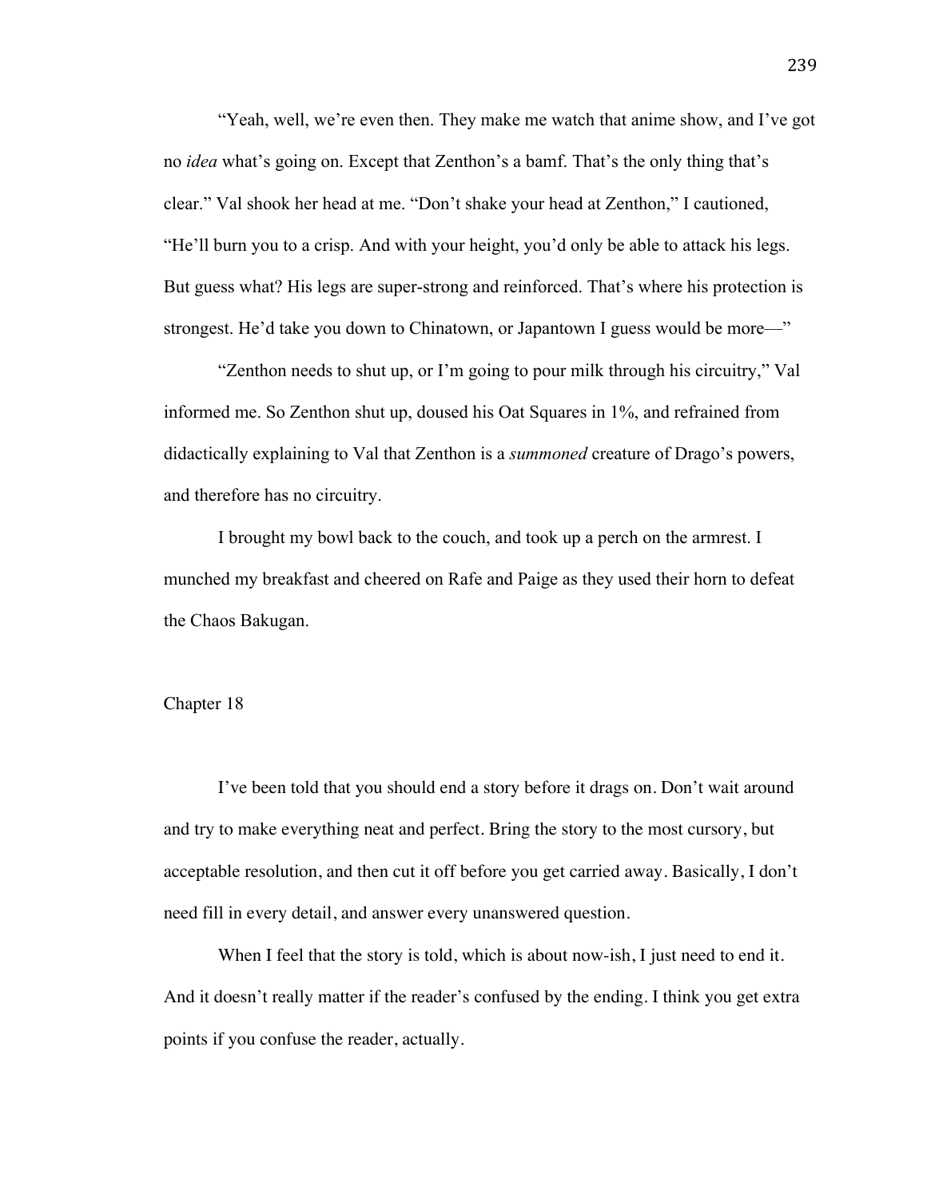"Yeah, well, we're even then. They make me watch that anime show, and I've got no *idea* what's going on. Except that Zenthon's a bamf. That's the only thing that's clear." Val shook her head at me. "Don't shake your head at Zenthon," I cautioned, "He'll burn you to a crisp. And with your height, you'd only be able to attack his legs. But guess what? His legs are super-strong and reinforced. That's where his protection is strongest. He'd take you down to Chinatown, or Japantown I guess would be more—"

"Zenthon needs to shut up, or I'm going to pour milk through his circuitry," Val informed me. So Zenthon shut up, doused his Oat Squares in 1%, and refrained from didactically explaining to Val that Zenthon is a *summoned* creature of Drago's powers, and therefore has no circuitry.

I brought my bowl back to the couch, and took up a perch on the armrest. I munched my breakfast and cheered on Rafe and Paige as they used their horn to defeat the Chaos Bakugan.

## Chapter 18

I've been told that you should end a story before it drags on. Don't wait around and try to make everything neat and perfect. Bring the story to the most cursory, but acceptable resolution, and then cut it off before you get carried away. Basically, I don't need fill in every detail, and answer every unanswered question.

When I feel that the story is told, which is about now-ish, I just need to end it. And it doesn't really matter if the reader's confused by the ending. I think you get extra points if you confuse the reader, actually.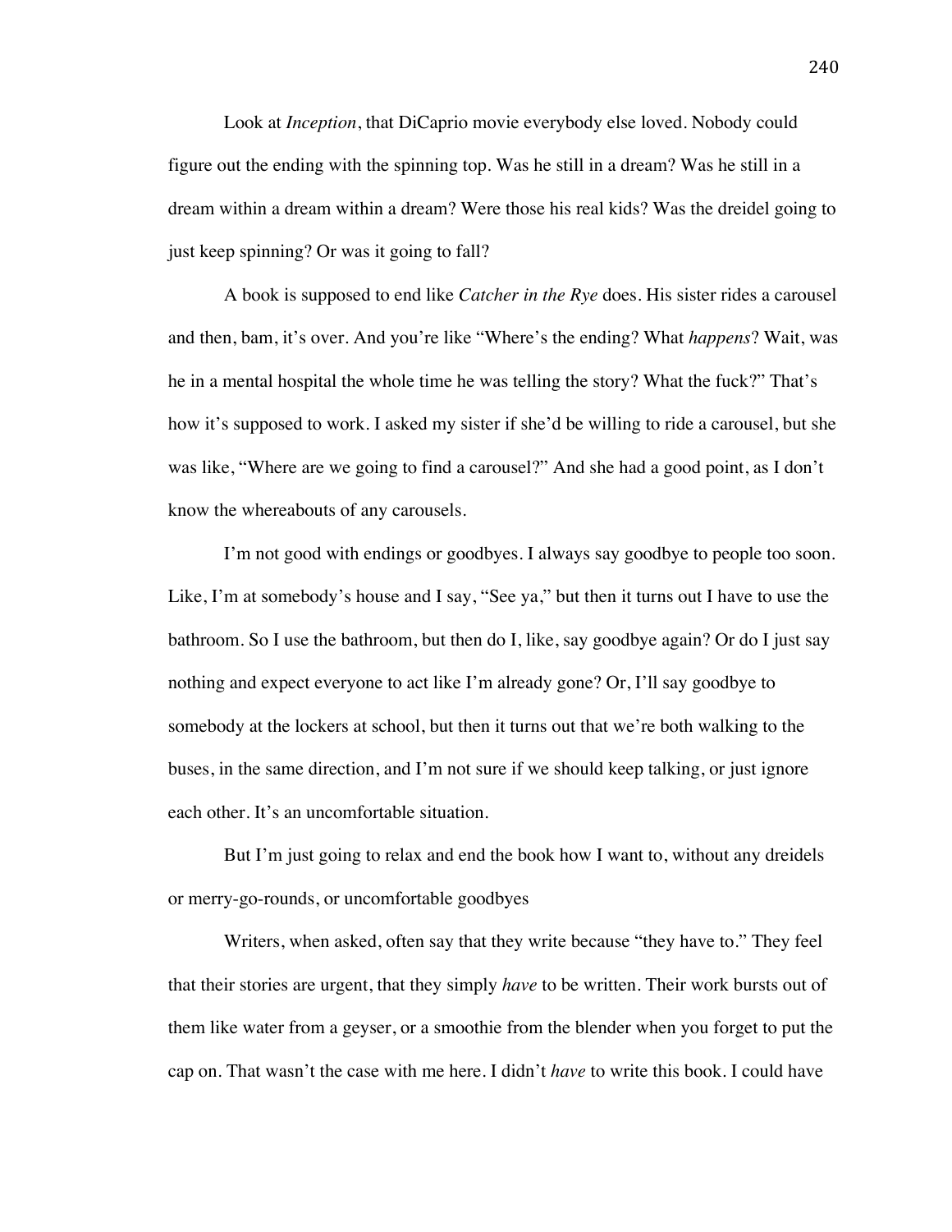Look at *Inception*, that DiCaprio movie everybody else loved. Nobody could figure out the ending with the spinning top. Was he still in a dream? Was he still in a dream within a dream within a dream? Were those his real kids? Was the dreidel going to just keep spinning? Or was it going to fall?

A book is supposed to end like *Catcher in the Rye* does. His sister rides a carousel and then, bam, it's over. And you're like "Where's the ending? What *happens*? Wait, was he in a mental hospital the whole time he was telling the story? What the fuck?" That's how it's supposed to work. I asked my sister if she'd be willing to ride a carousel, but she was like, "Where are we going to find a carousel?" And she had a good point, as I don't know the whereabouts of any carousels.

I'm not good with endings or goodbyes. I always say goodbye to people too soon. Like, I'm at somebody's house and I say, "See ya," but then it turns out I have to use the bathroom. So I use the bathroom, but then do I, like, say goodbye again? Or do I just say nothing and expect everyone to act like I'm already gone? Or, I'll say goodbye to somebody at the lockers at school, but then it turns out that we're both walking to the buses, in the same direction, and I'm not sure if we should keep talking, or just ignore each other. It's an uncomfortable situation.

But I'm just going to relax and end the book how I want to, without any dreidels or merry-go-rounds, or uncomfortable goodbyes

Writers, when asked, often say that they write because "they have to." They feel that their stories are urgent, that they simply *have* to be written. Their work bursts out of them like water from a geyser, or a smoothie from the blender when you forget to put the cap on. That wasn't the case with me here. I didn't *have* to write this book. I could have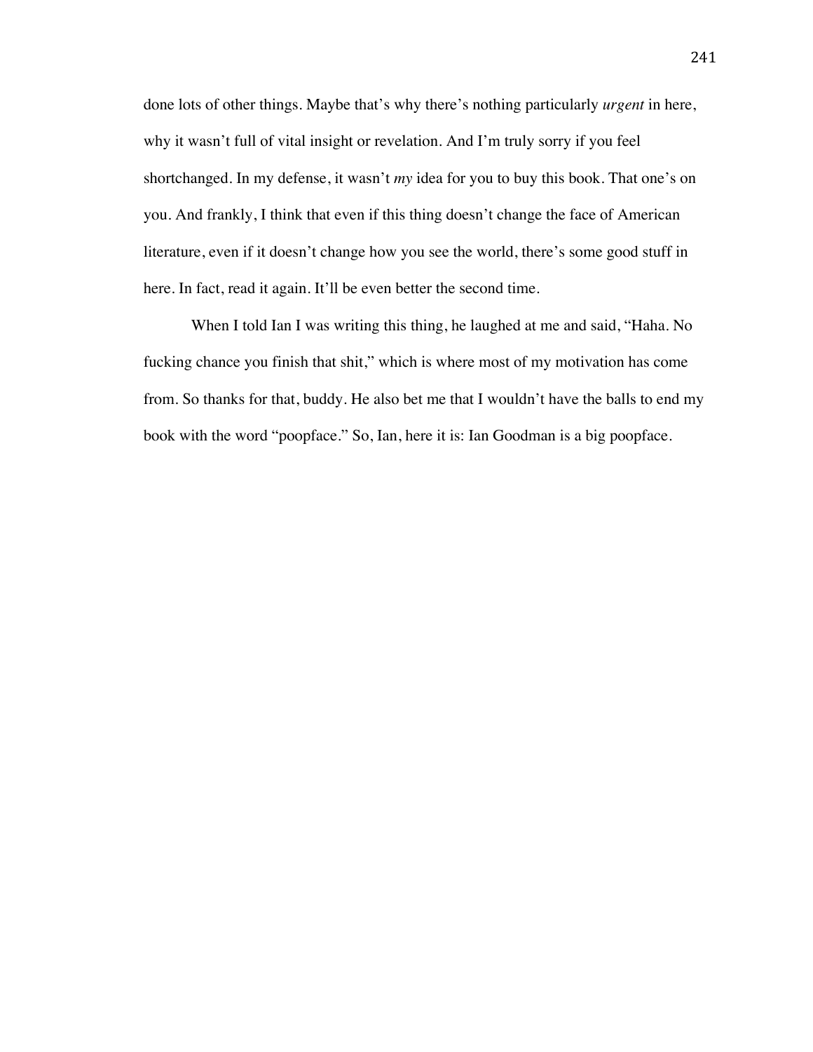done lots of other things. Maybe that's why there's nothing particularly *urgent* in here, why it wasn't full of vital insight or revelation. And I'm truly sorry if you feel shortchanged. In my defense, it wasn't *my* idea for you to buy this book. That one's on you. And frankly, I think that even if this thing doesn't change the face of American literature, even if it doesn't change how you see the world, there's some good stuff in here. In fact, read it again. It'll be even better the second time.

When I told Ian I was writing this thing, he laughed at me and said, "Haha. No fucking chance you finish that shit," which is where most of my motivation has come from. So thanks for that, buddy. He also bet me that I wouldn't have the balls to end my book with the word "poopface." So, Ian, here it is: Ian Goodman is a big poopface.